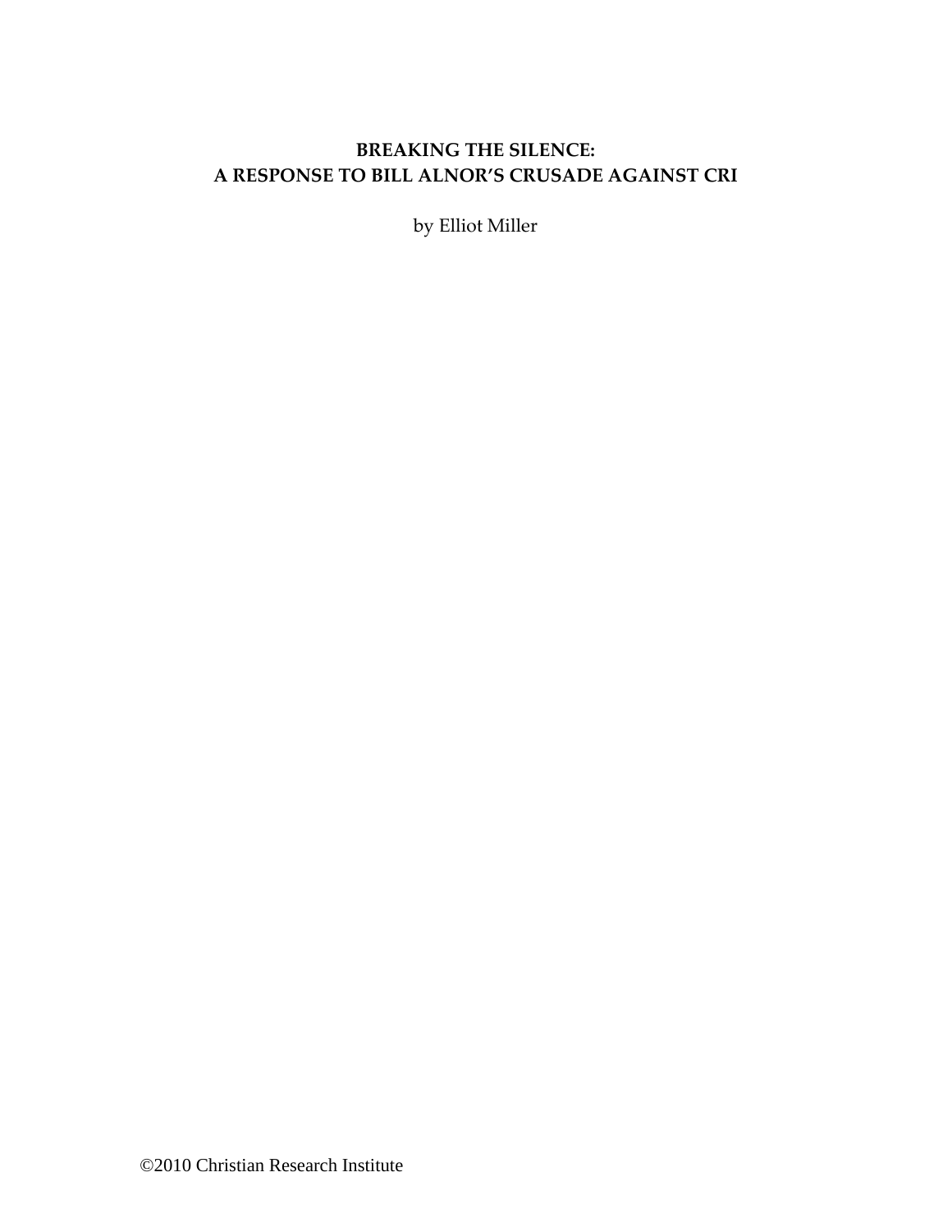# BREAKING THE SILENCE:
# A RESPONSE TO BILL ALNOR'S CRUSADE AGAINST CRI

by Elliot Miller

©2010 Christian Research Institute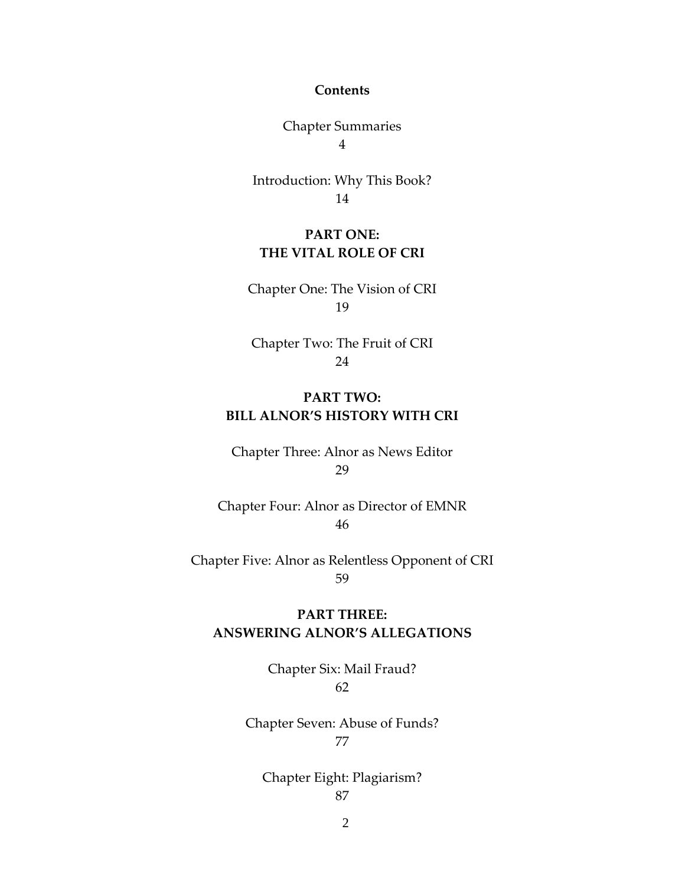**Contents**

Chapter Summaries
4

Introduction: Why This Book?
14

**PART ONE:**
**THE VITAL ROLE OF CRI**

Chapter One: The Vision of CRI
19

Chapter Two: The Fruit of CRI
24

**PART TWO:**
**BILL ALNOR'S HISTORY WITH CRI**

Chapter Three: Alnor as News Editor
29

Chapter Four: Alnor as Director of EMNR
46

Chapter Five: Alnor as Relentless Opponent of CRI
59

**PART THREE:**
**ANSWERING ALNOR'S ALLEGATIONS**

Chapter Six: Mail Fraud?
62

Chapter Seven: Abuse of Funds?
77

Chapter Eight: Plagiarism?
87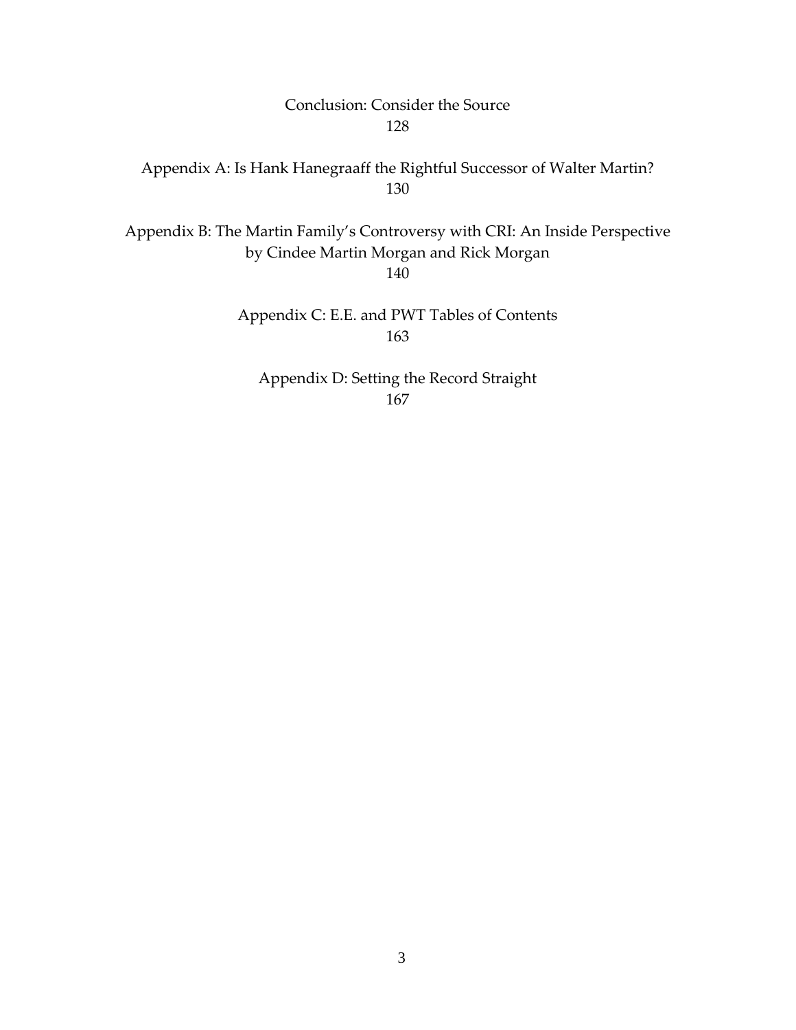Conclusion: Consider the Source
128

Appendix A: Is Hank Hanegraaff the Rightful Successor of Walter Martin?
130

Appendix B: The Martin Family's Controversy with CRI: An Inside Perspective
by Cindee Martin Morgan and Rick Morgan
140

Appendix C: E.E. and PWT Tables of Contents
163

Appendix D: Setting the Record Straight
167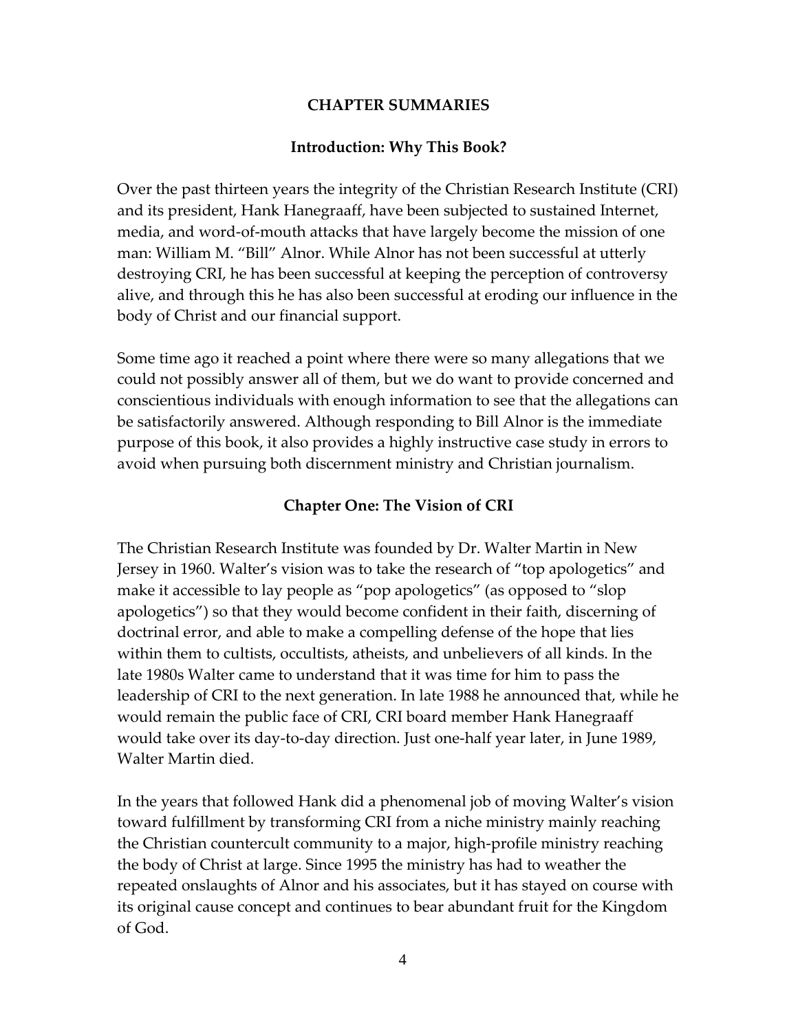# CHAPTER SUMMARIES

## Introduction: Why This Book?

Over the past thirteen years the integrity of the Christian Research Institute (CRI) and its president, Hank Hanegraaff, have been subjected to sustained Internet, media, and word-of-mouth attacks that have largely become the mission of one man: William M. "Bill" Alnor. While Alnor has not been successful at utterly destroying CRI, he has been successful at keeping the perception of controversy alive, and through this he has also been successful at eroding our influence in the body of Christ and our financial support.

Some time ago it reached a point where there were so many allegations that we could not possibly answer all of them, but we do want to provide concerned and conscientious individuals with enough information to see that the allegations can be satisfactorily answered. Although responding to Bill Alnor is the immediate purpose of this book, it also provides a highly instructive case study in errors to avoid when pursuing both discernment ministry and Christian journalism.

## Chapter One: The Vision of CRI

The Christian Research Institute was founded by Dr. Walter Martin in New Jersey in 1960. Walter's vision was to take the research of "top apologetics" and make it accessible to lay people as "pop apologetics" (as opposed to "slop apologetics") so that they would become confident in their faith, discerning of doctrinal error, and able to make a compelling defense of the hope that lies within them to cultists, occultists, atheists, and unbelievers of all kinds. In the late 1980s Walter came to understand that it was time for him to pass the leadership of CRI to the next generation. In late 1988 he announced that, while he would remain the public face of CRI, CRI board member Hank Hanegraaff would take over its day-to-day direction. Just one-half year later, in June 1989, Walter Martin died.

In the years that followed Hank did a phenomenal job of moving Walter's vision toward fulfillment by transforming CRI from a niche ministry mainly reaching the Christian countercult community to a major, high-profile ministry reaching the body of Christ at large. Since 1995 the ministry has had to weather the repeated onslaughts of Alnor and his associates, but it has stayed on course with its original cause concept and continues to bear abundant fruit for the Kingdom of God.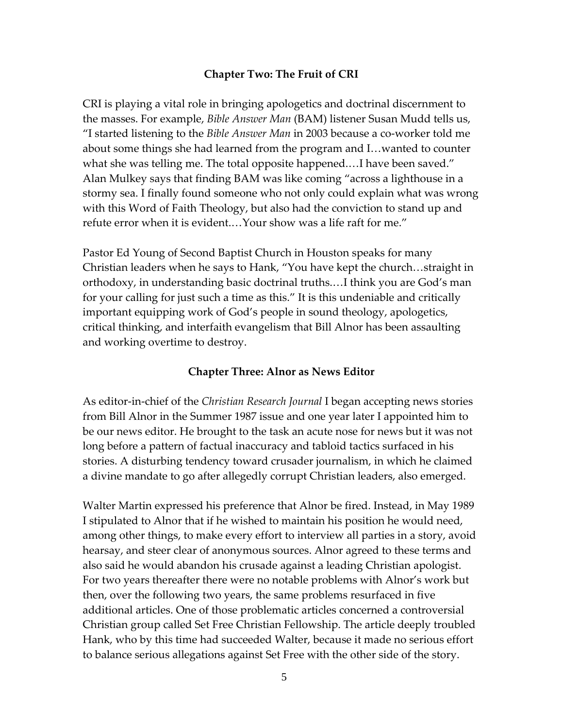## Chapter Two: The Fruit of CRI

CRI is playing a vital role in bringing apologetics and doctrinal discernment to the masses. For example, *Bible Answer Man* (BAM) listener Susan Mudd tells us, "I started listening to the *Bible Answer Man* in 2003 because a co-worker told me about some things she had learned from the program and I…wanted to counter what she was telling me. The total opposite happened.…I have been saved." Alan Mulkey says that finding BAM was like coming "across a lighthouse in a stormy sea. I finally found someone who not only could explain what was wrong with this Word of Faith Theology, but also had the conviction to stand up and refute error when it is evident.…Your show was a life raft for me."

Pastor Ed Young of Second Baptist Church in Houston speaks for many Christian leaders when he says to Hank, "You have kept the church…straight in orthodoxy, in understanding basic doctrinal truths.…I think you are God's man for your calling for just such a time as this." It is this undeniable and critically important equipping work of God's people in sound theology, apologetics, critical thinking, and interfaith evangelism that Bill Alnor has been assaulting and working overtime to destroy.

## Chapter Three: Alnor as News Editor

As editor-in-chief of the *Christian Research Journal* I began accepting news stories from Bill Alnor in the Summer 1987 issue and one year later I appointed him to be our news editor. He brought to the task an acute nose for news but it was not long before a pattern of factual inaccuracy and tabloid tactics surfaced in his stories. A disturbing tendency toward crusader journalism, in which he claimed a divine mandate to go after allegedly corrupt Christian leaders, also emerged.

Walter Martin expressed his preference that Alnor be fired. Instead, in May 1989 I stipulated to Alnor that if he wished to maintain his position he would need, among other things, to make every effort to interview all parties in a story, avoid hearsay, and steer clear of anonymous sources. Alnor agreed to these terms and also said he would abandon his crusade against a leading Christian apologist. For two years thereafter there were no notable problems with Alnor's work but then, over the following two years, the same problems resurfaced in five additional articles. One of those problematic articles concerned a controversial Christian group called Set Free Christian Fellowship. The article deeply troubled Hank, who by this time had succeeded Walter, because it made no serious effort to balance serious allegations against Set Free with the other side of the story.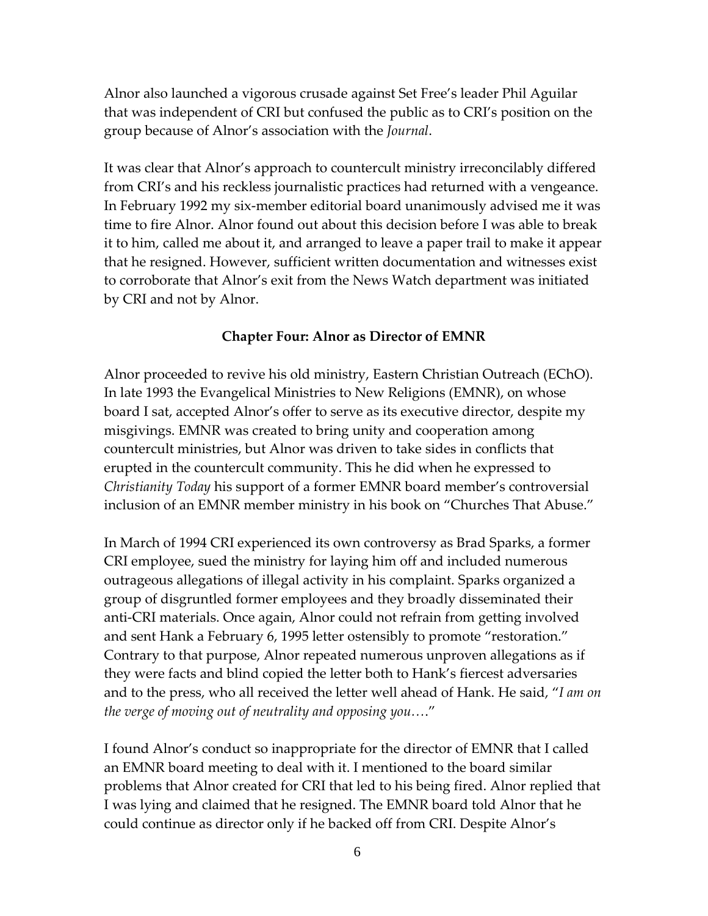Alnor also launched a vigorous crusade against Set Free's leader Phil Aguilar that was independent of CRI but confused the public as to CRI's position on the group because of Alnor's association with the *Journal*.

It was clear that Alnor's approach to countercult ministry irreconcilably differed from CRI's and his reckless journalistic practices had returned with a vengeance. In February 1992 my six-member editorial board unanimously advised me it was time to fire Alnor. Alnor found out about this decision before I was able to break it to him, called me about it, and arranged to leave a paper trail to make it appear that he resigned. However, sufficient written documentation and witnesses exist to corroborate that Alnor's exit from the News Watch department was initiated by CRI and not by Alnor.

### Chapter Four: Alnor as Director of EMNR

Alnor proceeded to revive his old ministry, Eastern Christian Outreach (EChO). In late 1993 the Evangelical Ministries to New Religions (EMNR), on whose board I sat, accepted Alnor's offer to serve as its executive director, despite my misgivings. EMNR was created to bring unity and cooperation among countercult ministries, but Alnor was driven to take sides in conflicts that erupted in the countercult community. This he did when he expressed to *Christianity Today* his support of a former EMNR board member's controversial inclusion of an EMNR member ministry in his book on "Churches That Abuse."

In March of 1994 CRI experienced its own controversy as Brad Sparks, a former CRI employee, sued the ministry for laying him off and included numerous outrageous allegations of illegal activity in his complaint. Sparks organized a group of disgruntled former employees and they broadly disseminated their anti-CRI materials. Once again, Alnor could not refrain from getting involved and sent Hank a February 6, 1995 letter ostensibly to promote "restoration." Contrary to that purpose, Alnor repeated numerous unproven allegations as if they were facts and blind copied the letter both to Hank's fiercest adversaries and to the press, who all received the letter well ahead of Hank. He said, "*I am on the verge of moving out of neutrality and opposing you….*"

I found Alnor's conduct so inappropriate for the director of EMNR that I called an EMNR board meeting to deal with it. I mentioned to the board similar problems that Alnor created for CRI that led to his being fired. Alnor replied that I was lying and claimed that he resigned. The EMNR board told Alnor that he could continue as director only if he backed off from CRI. Despite Alnor's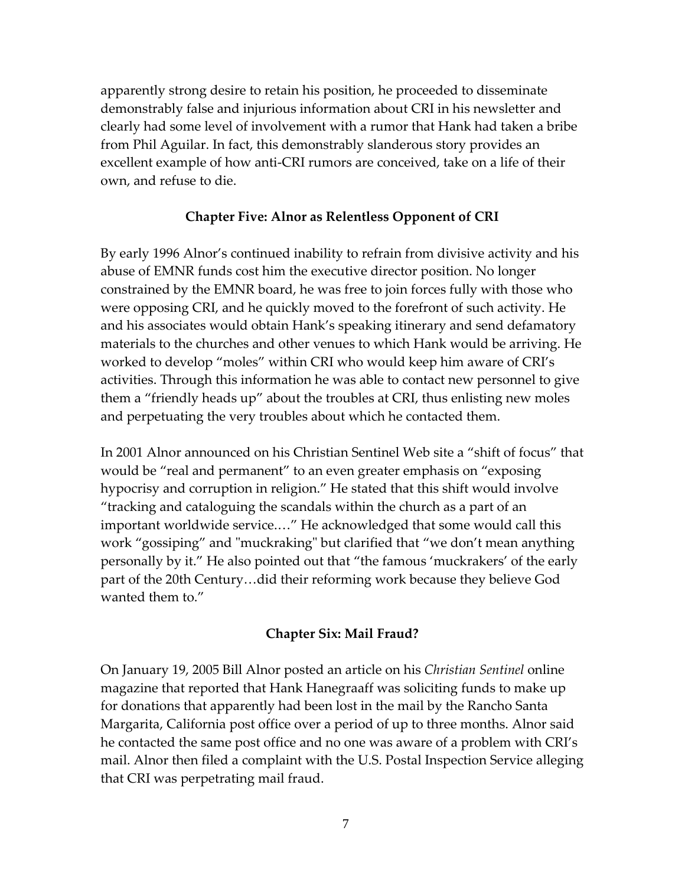apparently strong desire to retain his position, he proceeded to disseminate demonstrably false and injurious information about CRI in his newsletter and clearly had some level of involvement with a rumor that Hank had taken a bribe from Phil Aguilar. In fact, this demonstrably slanderous story provides an excellent example of how anti-CRI rumors are conceived, take on a life of their own, and refuse to die.

## Chapter Five: Alnor as Relentless Opponent of CRI

By early 1996 Alnor's continued inability to refrain from divisive activity and his abuse of EMNR funds cost him the executive director position. No longer constrained by the EMNR board, he was free to join forces fully with those who were opposing CRI, and he quickly moved to the forefront of such activity. He and his associates would obtain Hank's speaking itinerary and send defamatory materials to the churches and other venues to which Hank would be arriving. He worked to develop "moles" within CRI who would keep him aware of CRI's activities. Through this information he was able to contact new personnel to give them a "friendly heads up" about the troubles at CRI, thus enlisting new moles and perpetuating the very troubles about which he contacted them.

In 2001 Alnor announced on his Christian Sentinel Web site a "shift of focus" that would be "real and permanent" to an even greater emphasis on "exposing hypocrisy and corruption in religion." He stated that this shift would involve "tracking and cataloguing the scandals within the church as a part of an important worldwide service.…" He acknowledged that some would call this work "gossiping" and "muckraking" but clarified that "we don't mean anything personally by it." He also pointed out that "the famous 'muckrakers' of the early part of the 20th Century…did their reforming work because they believe God wanted them to."

## Chapter Six: Mail Fraud?

On January 19, 2005 Bill Alnor posted an article on his *Christian Sentinel* online magazine that reported that Hank Hanegraaff was soliciting funds to make up for donations that apparently had been lost in the mail by the Rancho Santa Margarita, California post office over a period of up to three months. Alnor said he contacted the same post office and no one was aware of a problem with CRI's mail. Alnor then filed a complaint with the U.S. Postal Inspection Service alleging that CRI was perpetrating mail fraud.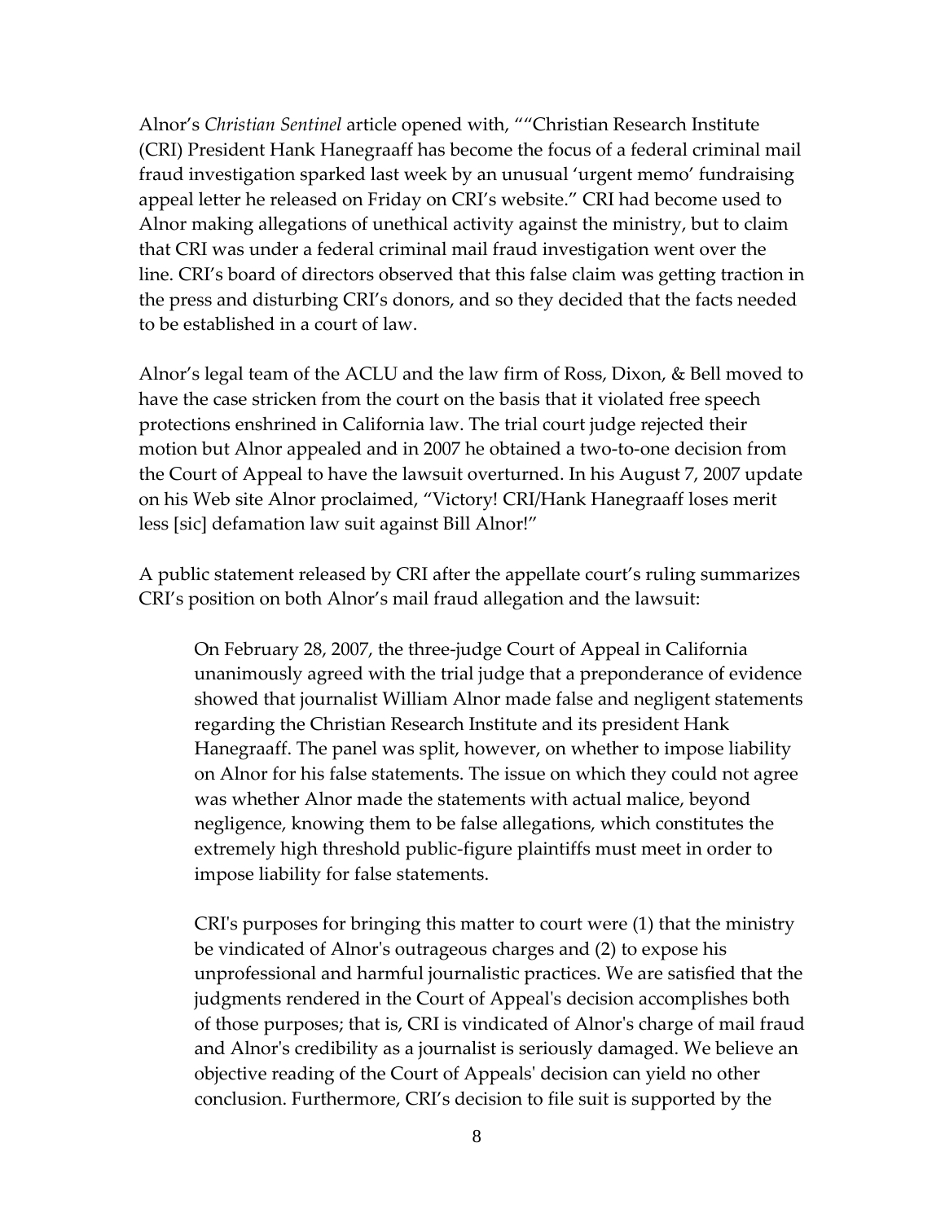Alnor's *Christian Sentinel* article opened with, ""Christian Research Institute (CRI) President Hank Hanegraaff has become the focus of a federal criminal mail fraud investigation sparked last week by an unusual 'urgent memo' fundraising appeal letter he released on Friday on CRI's website." CRI had become used to Alnor making allegations of unethical activity against the ministry, but to claim that CRI was under a federal criminal mail fraud investigation went over the line. CRI's board of directors observed that this false claim was getting traction in the press and disturbing CRI's donors, and so they decided that the facts needed to be established in a court of law.

Alnor's legal team of the ACLU and the law firm of Ross, Dixon, & Bell moved to have the case stricken from the court on the basis that it violated free speech protections enshrined in California law. The trial court judge rejected their motion but Alnor appealed and in 2007 he obtained a two-to-one decision from the Court of Appeal to have the lawsuit overturned. In his August 7, 2007 update on his Web site Alnor proclaimed, "Victory! CRI/Hank Hanegraaff loses merit less [sic] defamation law suit against Bill Alnor!"

A public statement released by CRI after the appellate court's ruling summarizes CRI's position on both Alnor's mail fraud allegation and the lawsuit:

> On February 28, 2007, the three-judge Court of Appeal in California unanimously agreed with the trial judge that a preponderance of evidence showed that journalist William Alnor made false and negligent statements regarding the Christian Research Institute and its president Hank Hanegraaff. The panel was split, however, on whether to impose liability on Alnor for his false statements. The issue on which they could not agree was whether Alnor made the statements with actual malice, beyond negligence, knowing them to be false allegations, which constitutes the extremely high threshold public-figure plaintiffs must meet in order to impose liability for false statements.
>
> CRI's purposes for bringing this matter to court were (1) that the ministry be vindicated of Alnor's outrageous charges and (2) to expose his unprofessional and harmful journalistic practices. We are satisfied that the judgments rendered in the Court of Appeal's decision accomplishes both of those purposes; that is, CRI is vindicated of Alnor's charge of mail fraud and Alnor's credibility as a journalist is seriously damaged. We believe an objective reading of the Court of Appeals' decision can yield no other conclusion. Furthermore, CRI's decision to file suit is supported by the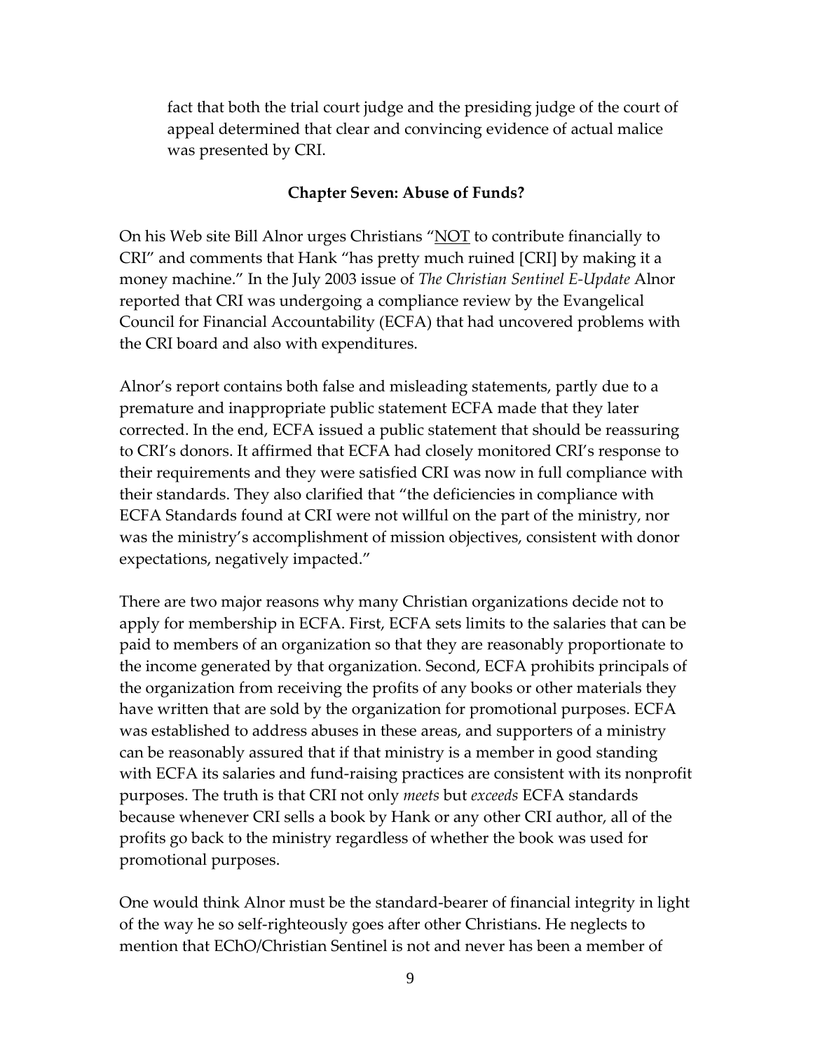fact that both the trial court judge and the presiding judge of the court of appeal determined that clear and convincing evidence of actual malice was presented by CRI.

## Chapter Seven: Abuse of Funds?

On his Web site Bill Alnor urges Christians "<u>NOT</u> to contribute financially to CRI" and comments that Hank "has pretty much ruined [CRI] by making it a money machine." In the July 2003 issue of *The Christian Sentinel E-Update* Alnor reported that CRI was undergoing a compliance review by the Evangelical Council for Financial Accountability (ECFA) that had uncovered problems with the CRI board and also with expenditures.

Alnor's report contains both false and misleading statements, partly due to a premature and inappropriate public statement ECFA made that they later corrected. In the end, ECFA issued a public statement that should be reassuring to CRI's donors. It affirmed that ECFA had closely monitored CRI's response to their requirements and they were satisfied CRI was now in full compliance with their standards. They also clarified that "the deficiencies in compliance with ECFA Standards found at CRI were not willful on the part of the ministry, nor was the ministry's accomplishment of mission objectives, consistent with donor expectations, negatively impacted."

There are two major reasons why many Christian organizations decide not to apply for membership in ECFA. First, ECFA sets limits to the salaries that can be paid to members of an organization so that they are reasonably proportionate to the income generated by that organization. Second, ECFA prohibits principals of the organization from receiving the profits of any books or other materials they have written that are sold by the organization for promotional purposes. ECFA was established to address abuses in these areas, and supporters of a ministry can be reasonably assured that if that ministry is a member in good standing with ECFA its salaries and fund-raising practices are consistent with its nonprofit purposes. The truth is that CRI not only *meets* but *exceeds* ECFA standards because whenever CRI sells a book by Hank or any other CRI author, all of the profits go back to the ministry regardless of whether the book was used for promotional purposes.

One would think Alnor must be the standard-bearer of financial integrity in light of the way he so self-righteously goes after other Christians. He neglects to mention that EChO/Christian Sentinel is not and never has been a member of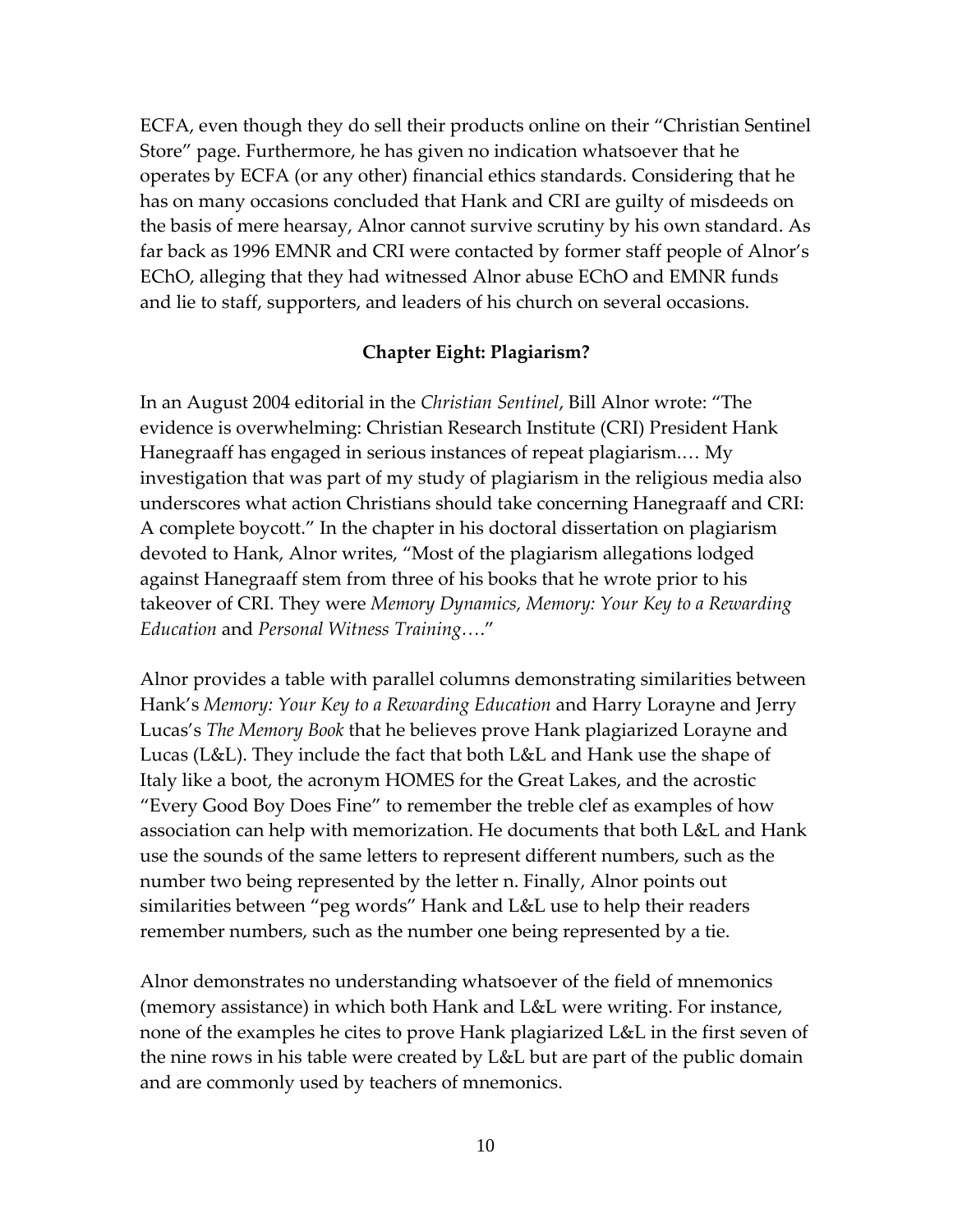ECFA, even though they do sell their products online on their "Christian Sentinel Store" page. Furthermore, he has given no indication whatsoever that he operates by ECFA (or any other) financial ethics standards. Considering that he has on many occasions concluded that Hank and CRI are guilty of misdeeds on the basis of mere hearsay, Alnor cannot survive scrutiny by his own standard. As far back as 1996 EMNR and CRI were contacted by former staff people of Alnor's EChO, alleging that they had witnessed Alnor abuse EChO and EMNR funds and lie to staff, supporters, and leaders of his church on several occasions.

## Chapter Eight: Plagiarism?

In an August 2004 editorial in the *Christian Sentinel*, Bill Alnor wrote: "The evidence is overwhelming: Christian Research Institute (CRI) President Hank Hanegraaff has engaged in serious instances of repeat plagiarism.… My investigation that was part of my study of plagiarism in the religious media also underscores what action Christians should take concerning Hanegraaff and CRI: A complete boycott." In the chapter in his doctoral dissertation on plagiarism devoted to Hank, Alnor writes, "Most of the plagiarism allegations lodged against Hanegraaff stem from three of his books that he wrote prior to his takeover of CRI. They were *Memory Dynamics, Memory: Your Key to a Rewarding Education* and *Personal Witness Training*…."

Alnor provides a table with parallel columns demonstrating similarities between Hank's *Memory: Your Key to a Rewarding Education* and Harry Lorayne and Jerry Lucas's *The Memory Book* that he believes prove Hank plagiarized Lorayne and Lucas (L&L). They include the fact that both L&L and Hank use the shape of Italy like a boot, the acronym HOMES for the Great Lakes, and the acrostic "Every Good Boy Does Fine" to remember the treble clef as examples of how association can help with memorization. He documents that both L&L and Hank use the sounds of the same letters to represent different numbers, such as the number two being represented by the letter n. Finally, Alnor points out similarities between "peg words" Hank and L&L use to help their readers remember numbers, such as the number one being represented by a tie.

Alnor demonstrates no understanding whatsoever of the field of mnemonics (memory assistance) in which both Hank and L&L were writing. For instance, none of the examples he cites to prove Hank plagiarized L&L in the first seven of the nine rows in his table were created by L&L but are part of the public domain and are commonly used by teachers of mnemonics.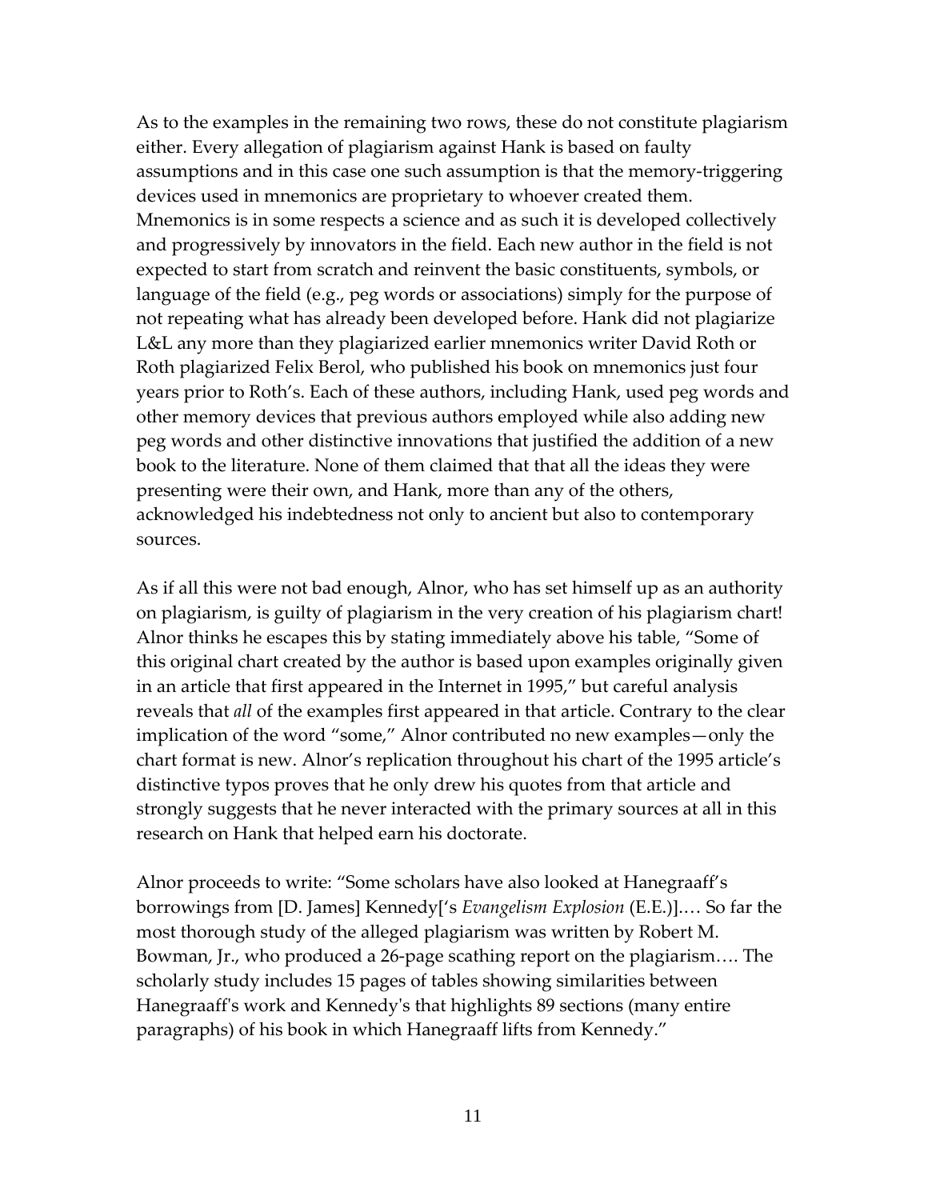As to the examples in the remaining two rows, these do not constitute plagiarism either. Every allegation of plagiarism against Hank is based on faulty assumptions and in this case one such assumption is that the memory-triggering devices used in mnemonics are proprietary to whoever created them. Mnemonics is in some respects a science and as such it is developed collectively and progressively by innovators in the field. Each new author in the field is not expected to start from scratch and reinvent the basic constituents, symbols, or language of the field (e.g., peg words or associations) simply for the purpose of not repeating what has already been developed before. Hank did not plagiarize L&L any more than they plagiarized earlier mnemonics writer David Roth or Roth plagiarized Felix Berol, who published his book on mnemonics just four years prior to Roth's. Each of these authors, including Hank, used peg words and other memory devices that previous authors employed while also adding new peg words and other distinctive innovations that justified the addition of a new book to the literature. None of them claimed that that all the ideas they were presenting were their own, and Hank, more than any of the others, acknowledged his indebtedness not only to ancient but also to contemporary sources.

As if all this were not bad enough, Alnor, who has set himself up as an authority on plagiarism, is guilty of plagiarism in the very creation of his plagiarism chart! Alnor thinks he escapes this by stating immediately above his table, "Some of this original chart created by the author is based upon examples originally given in an article that first appeared in the Internet in 1995," but careful analysis reveals that *all* of the examples first appeared in that article. Contrary to the clear implication of the word "some," Alnor contributed no new examples—only the chart format is new. Alnor's replication throughout his chart of the 1995 article's distinctive typos proves that he only drew his quotes from that article and strongly suggests that he never interacted with the primary sources at all in this research on Hank that helped earn his doctorate.

Alnor proceeds to write: "Some scholars have also looked at Hanegraaff's borrowings from [D. James] Kennedy['s *Evangelism Explosion* (E.E.)].… So far the most thorough study of the alleged plagiarism was written by Robert M. Bowman, Jr., who produced a 26-page scathing report on the plagiarism…. The scholarly study includes 15 pages of tables showing similarities between Hanegraaff's work and Kennedy's that highlights 89 sections (many entire paragraphs) of his book in which Hanegraaff lifts from Kennedy."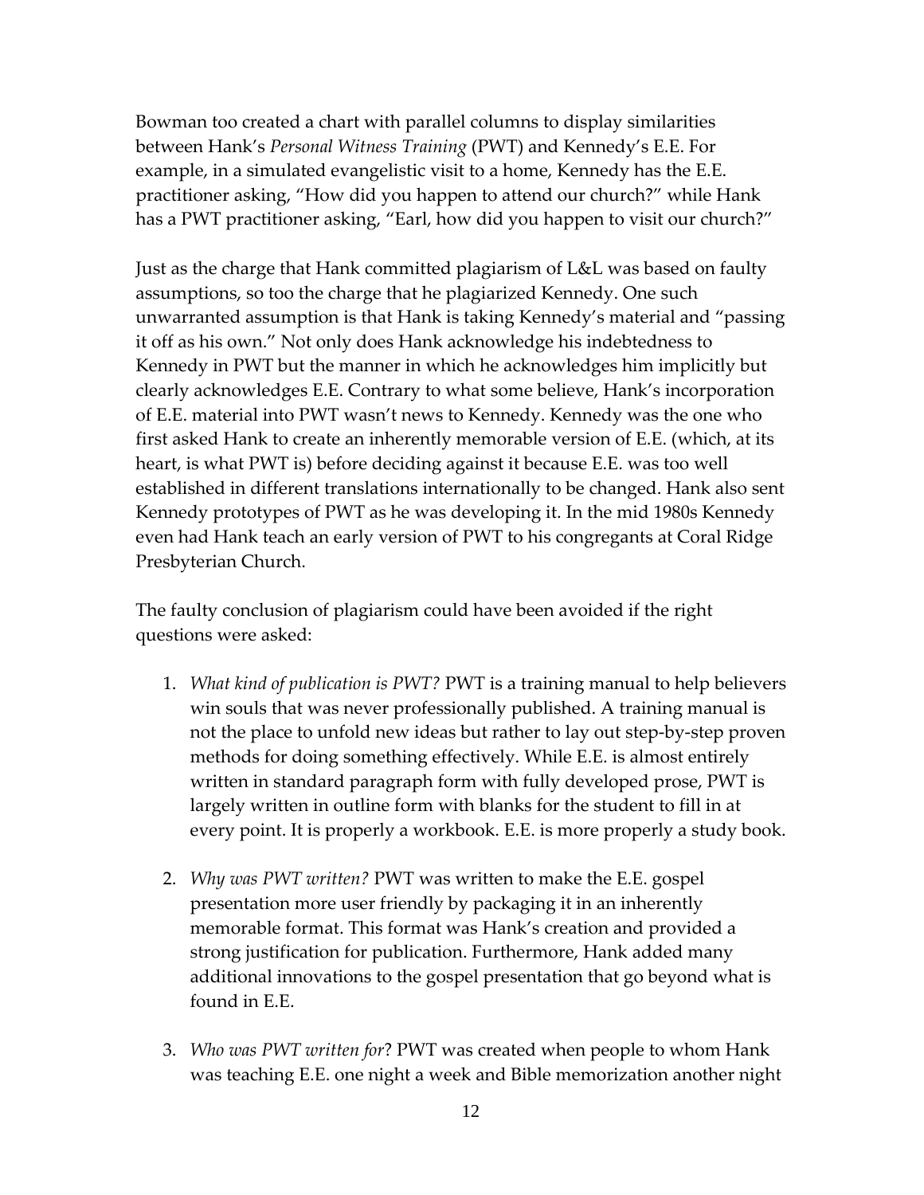Bowman too created a chart with parallel columns to display similarities between Hank's *Personal Witness Training* (PWT) and Kennedy's E.E. For example, in a simulated evangelistic visit to a home, Kennedy has the E.E. practitioner asking, "How did you happen to attend our church?" while Hank has a PWT practitioner asking, "Earl, how did you happen to visit our church?"

Just as the charge that Hank committed plagiarism of L&L was based on faulty assumptions, so too the charge that he plagiarized Kennedy. One such unwarranted assumption is that Hank is taking Kennedy's material and "passing it off as his own." Not only does Hank acknowledge his indebtedness to Kennedy in PWT but the manner in which he acknowledges him implicitly but clearly acknowledges E.E. Contrary to what some believe, Hank's incorporation of E.E. material into PWT wasn't news to Kennedy. Kennedy was the one who first asked Hank to create an inherently memorable version of E.E. (which, at its heart, is what PWT is) before deciding against it because E.E. was too well established in different translations internationally to be changed. Hank also sent Kennedy prototypes of PWT as he was developing it. In the mid 1980s Kennedy even had Hank teach an early version of PWT to his congregants at Coral Ridge Presbyterian Church.

The faulty conclusion of plagiarism could have been avoided if the right questions were asked:

1. *What kind of publication is PWT?* PWT is a training manual to help believers win souls that was never professionally published. A training manual is not the place to unfold new ideas but rather to lay out step-by-step proven methods for doing something effectively. While E.E. is almost entirely written in standard paragraph form with fully developed prose, PWT is largely written in outline form with blanks for the student to fill in at every point. It is properly a workbook. E.E. is more properly a study book.

2. *Why was PWT written?* PWT was written to make the E.E. gospel presentation more user friendly by packaging it in an inherently memorable format. This format was Hank's creation and provided a strong justification for publication. Furthermore, Hank added many additional innovations to the gospel presentation that go beyond what is found in E.E.

3. *Who was PWT written for*? PWT was created when people to whom Hank was teaching E.E. one night a week and Bible memorization another night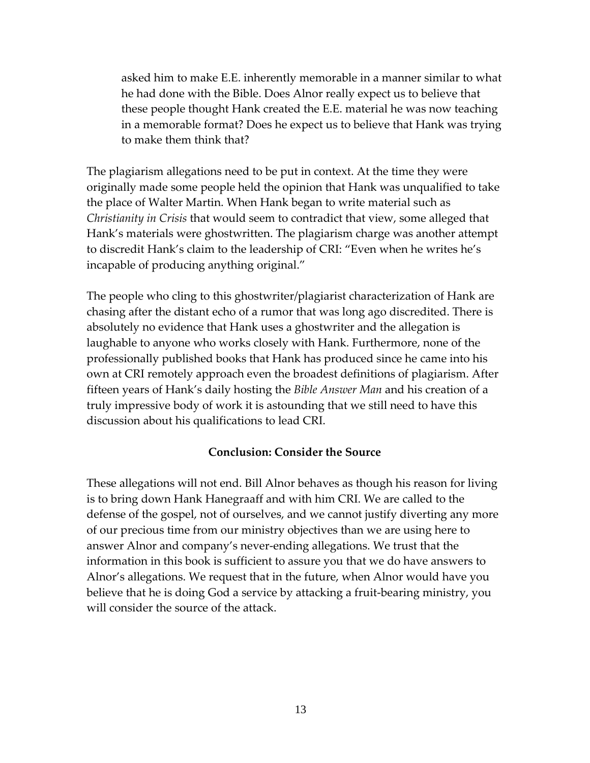> asked him to make E.E. inherently memorable in a manner similar to what he had done with the Bible. Does Alnor really expect us to believe that these people thought Hank created the E.E. material he was now teaching in a memorable format? Does he expect us to believe that Hank was trying to make them think that?

The plagiarism allegations need to be put in context. At the time they were originally made some people held the opinion that Hank was unqualified to take the place of Walter Martin. When Hank began to write material such as *Christianity in Crisis* that would seem to contradict that view, some alleged that Hank's materials were ghostwritten. The plagiarism charge was another attempt to discredit Hank's claim to the leadership of CRI: "Even when he writes he's incapable of producing anything original."

The people who cling to this ghostwriter/plagiarist characterization of Hank are chasing after the distant echo of a rumor that was long ago discredited. There is absolutely no evidence that Hank uses a ghostwriter and the allegation is laughable to anyone who works closely with Hank. Furthermore, none of the professionally published books that Hank has produced since he came into his own at CRI remotely approach even the broadest definitions of plagiarism. After fifteen years of Hank's daily hosting the *Bible Answer Man* and his creation of a truly impressive body of work it is astounding that we still need to have this discussion about his qualifications to lead CRI.

**Conclusion: Consider the Source**

These allegations will not end. Bill Alnor behaves as though his reason for living is to bring down Hank Hanegraaff and with him CRI. We are called to the defense of the gospel, not of ourselves, and we cannot justify diverting any more of our precious time from our ministry objectives than we are using here to answer Alnor and company's never-ending allegations. We trust that the information in this book is sufficient to assure you that we do have answers to Alnor's allegations. We request that in the future, when Alnor would have you believe that he is doing God a service by attacking a fruit-bearing ministry, you will consider the source of the attack.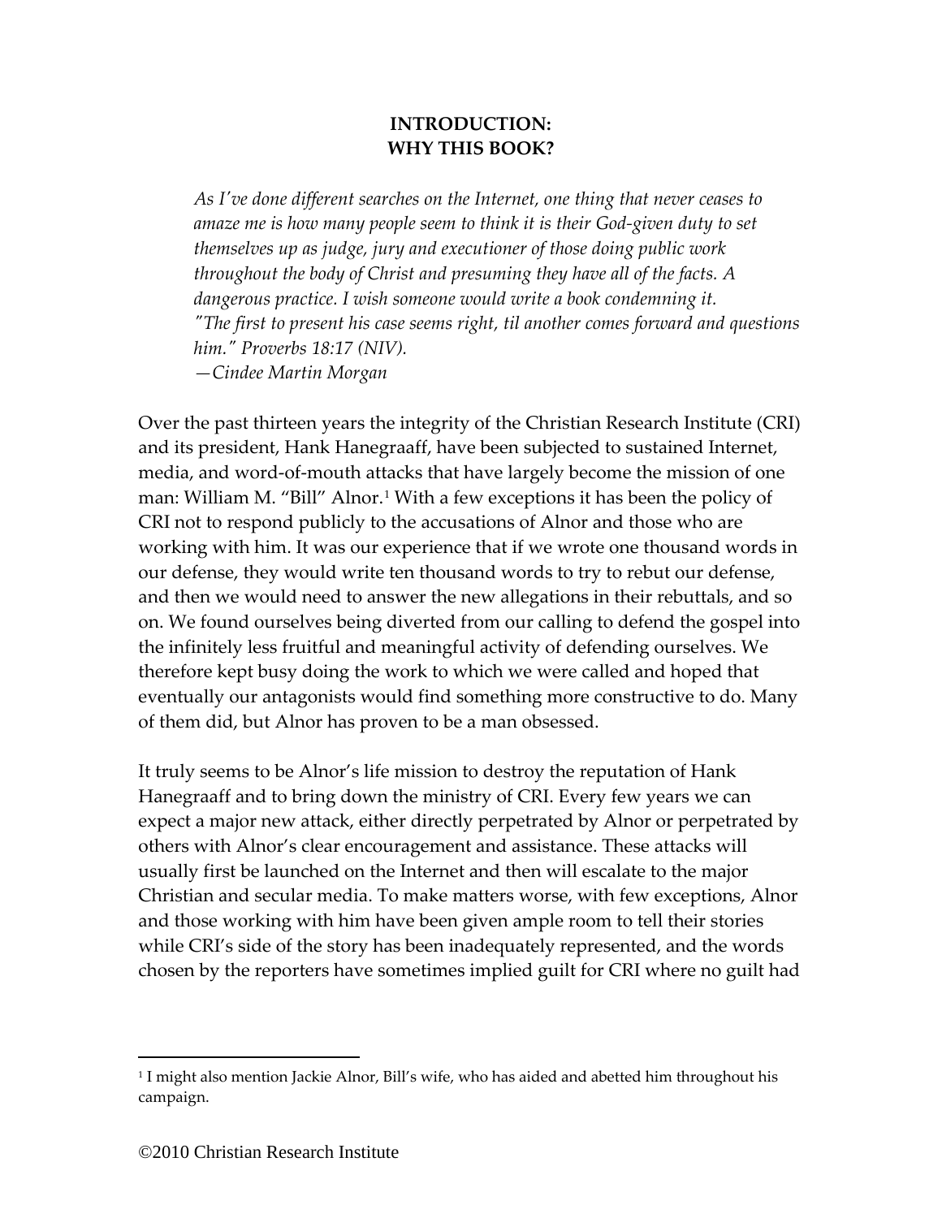**INTRODUCTION:**
**WHY THIS BOOK?**

> *As I've done different searches on the Internet, one thing that never ceases to amaze me is how many people seem to think it is their God-given duty to set themselves up as judge, jury and executioner of those doing public work throughout the body of Christ and presuming they have all of the facts. A dangerous practice. I wish someone would write a book condemning it. "The first to present his case seems right, til another comes forward and questions him." Proverbs 18:17 (NIV).*
> *—Cindee Martin Morgan*

Over the past thirteen years the integrity of the Christian Research Institute (CRI) and its president, Hank Hanegraaff, have been subjected to sustained Internet, media, and word-of-mouth attacks that have largely become the mission of one man: William M. "Bill" Alnor.[1] With a few exceptions it has been the policy of CRI not to respond publicly to the accusations of Alnor and those who are working with him. It was our experience that if we wrote one thousand words in our defense, they would write ten thousand words to try to rebut our defense, and then we would need to answer the new allegations in their rebuttals, and so on. We found ourselves being diverted from our calling to defend the gospel into the infinitely less fruitful and meaningful activity of defending ourselves. We therefore kept busy doing the work to which we were called and hoped that eventually our antagonists would find something more constructive to do. Many of them did, but Alnor has proven to be a man obsessed.

It truly seems to be Alnor's life mission to destroy the reputation of Hank Hanegraaff and to bring down the ministry of CRI. Every few years we can expect a major new attack, either directly perpetrated by Alnor or perpetrated by others with Alnor's clear encouragement and assistance. These attacks will usually first be launched on the Internet and then will escalate to the major Christian and secular media. To make matters worse, with few exceptions, Alnor and those working with him have been given ample room to tell their stories while CRI's side of the story has been inadequately represented, and the words chosen by the reporters have sometimes implied guilt for CRI where no guilt had

[1] I might also mention Jackie Alnor, Bill's wife, who has aided and abetted him throughout his campaign.

©2010 Christian Research Institute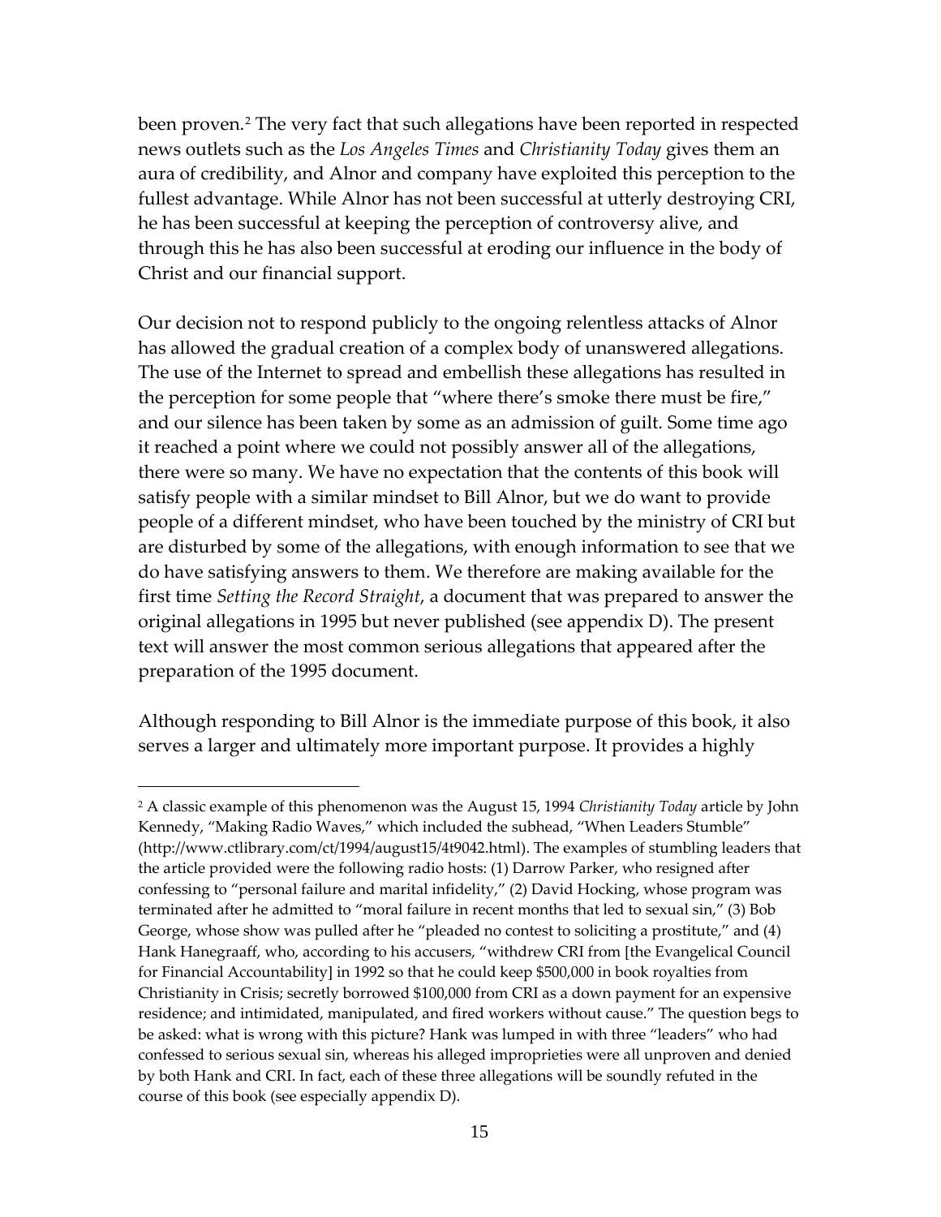been proven.[2] The very fact that such allegations have been reported in respected news outlets such as the *Los Angeles Times* and *Christianity Today* gives them an aura of credibility, and Alnor and company have exploited this perception to the fullest advantage. While Alnor has not been successful at utterly destroying CRI, he has been successful at keeping the perception of controversy alive, and through this he has also been successful at eroding our influence in the body of Christ and our financial support.

Our decision not to respond publicly to the ongoing relentless attacks of Alnor has allowed the gradual creation of a complex body of unanswered allegations. The use of the Internet to spread and embellish these allegations has resulted in the perception for some people that "where there's smoke there must be fire," and our silence has been taken by some as an admission of guilt. Some time ago it reached a point where we could not possibly answer all of the allegations, there were so many. We have no expectation that the contents of this book will satisfy people with a similar mindset to Bill Alnor, but we do want to provide people of a different mindset, who have been touched by the ministry of CRI but are disturbed by some of the allegations, with enough information to see that we do have satisfying answers to them. We therefore are making available for the first time *Setting the Record Straight*, a document that was prepared to answer the original allegations in 1995 but never published (see appendix D). The present text will answer the most common serious allegations that appeared after the preparation of the 1995 document.

Although responding to Bill Alnor is the immediate purpose of this book, it also serves a larger and ultimately more important purpose. It provides a highly

---

[2] A classic example of this phenomenon was the August 15, 1994 *Christianity Today* article by John Kennedy, "Making Radio Waves," which included the subhead, "When Leaders Stumble" (http://www.ctlibrary.com/ct/1994/august15/4t9042.html). The examples of stumbling leaders that the article provided were the following radio hosts: (1) Darrow Parker, who resigned after confessing to "personal failure and marital infidelity," (2) David Hocking, whose program was terminated after he admitted to "moral failure in recent months that led to sexual sin," (3) Bob George, whose show was pulled after he "pleaded no contest to soliciting a prostitute," and (4) Hank Hanegraaff, who, according to his accusers, "withdrew CRI from [the Evangelical Council for Financial Accountability] in 1992 so that he could keep $500,000 in book royalties from Christianity in Crisis; secretly borrowed $100,000 from CRI as a down payment for an expensive residence; and intimidated, manipulated, and fired workers without cause." The question begs to be asked: what is wrong with this picture? Hank was lumped in with three "leaders" who had confessed to serious sexual sin, whereas his alleged improprieties were all unproven and denied by both Hank and CRI. In fact, each of these three allegations will be soundly refuted in the course of this book (see especially appendix D).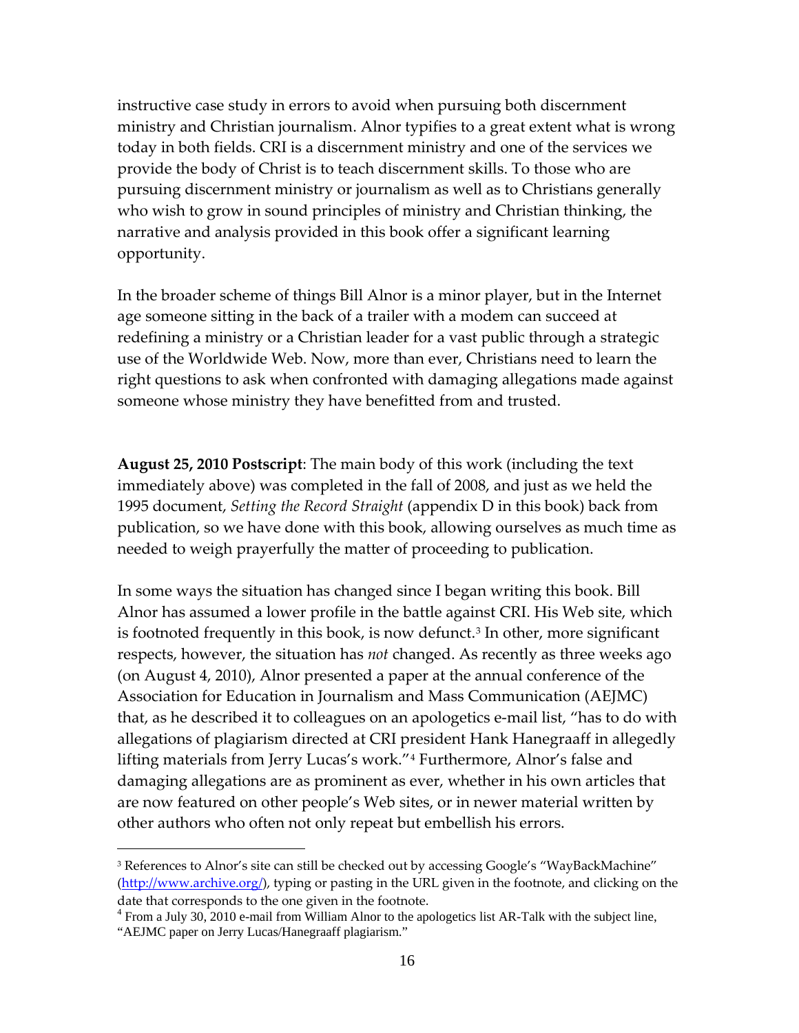instructive case study in errors to avoid when pursuing both discernment ministry and Christian journalism. Alnor typifies to a great extent what is wrong today in both fields. CRI is a discernment ministry and one of the services we provide the body of Christ is to teach discernment skills. To those who are pursuing discernment ministry or journalism as well as to Christians generally who wish to grow in sound principles of ministry and Christian thinking, the narrative and analysis provided in this book offer a significant learning opportunity.

In the broader scheme of things Bill Alnor is a minor player, but in the Internet age someone sitting in the back of a trailer with a modem can succeed at redefining a ministry or a Christian leader for a vast public through a strategic use of the Worldwide Web. Now, more than ever, Christians need to learn the right questions to ask when confronted with damaging allegations made against someone whose ministry they have benefitted from and trusted.

**August 25, 2010 Postscript**: The main body of this work (including the text immediately above) was completed in the fall of 2008, and just as we held the 1995 document, *Setting the Record Straight* (appendix D in this book) back from publication, so we have done with this book, allowing ourselves as much time as needed to weigh prayerfully the matter of proceeding to publication.

In some ways the situation has changed since I began writing this book. Bill Alnor has assumed a lower profile in the battle against CRI. His Web site, which is footnoted frequently in this book, is now defunct.[3] In other, more significant respects, however, the situation has *not* changed. As recently as three weeks ago (on August 4, 2010), Alnor presented a paper at the annual conference of the Association for Education in Journalism and Mass Communication (AEJMC) that, as he described it to colleagues on an apologetics e-mail list, "has to do with allegations of plagiarism directed at CRI president Hank Hanegraaff in allegedly lifting materials from Jerry Lucas's work."[4] Furthermore, Alnor's false and damaging allegations are as prominent as ever, whether in his own articles that are now featured on other people's Web sites, or in newer material written by other authors who often not only repeat but embellish his errors.

---

[3] References to Alnor's site can still be checked out by accessing Google's "WayBackMachine" (http://www.archive.org/), typing or pasting in the URL given in the footnote, and clicking on the date that corresponds to the one given in the footnote.

[4] From a July 30, 2010 e-mail from William Alnor to the apologetics list AR-Talk with the subject line, "AEJMC paper on Jerry Lucas/Hanegraaff plagiarism."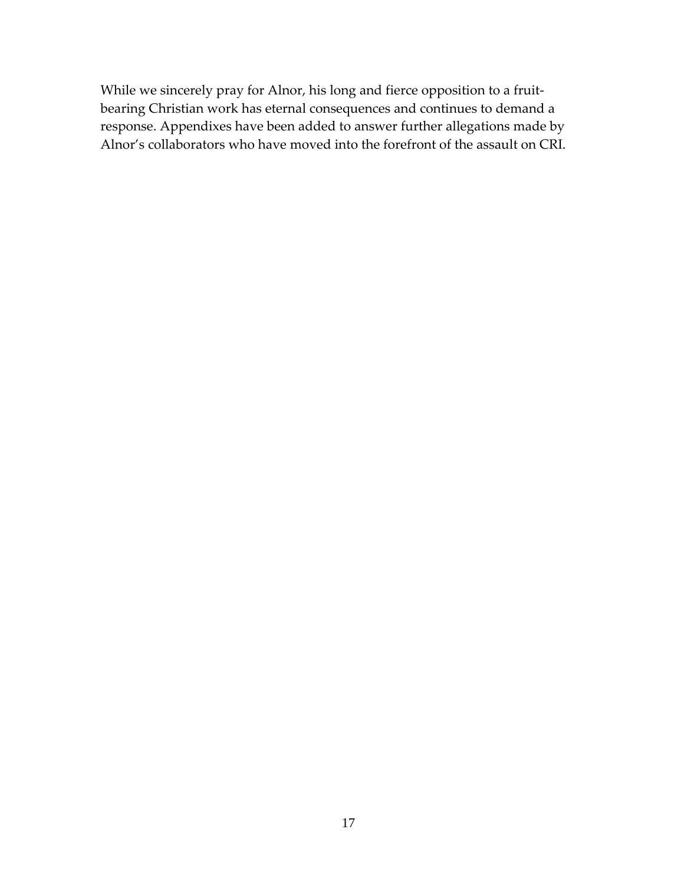While we sincerely pray for Alnor, his long and fierce opposition to a fruit-bearing Christian work has eternal consequences and continues to demand a response. Appendixes have been added to answer further allegations made by Alnor's collaborators who have moved into the forefront of the assault on CRI.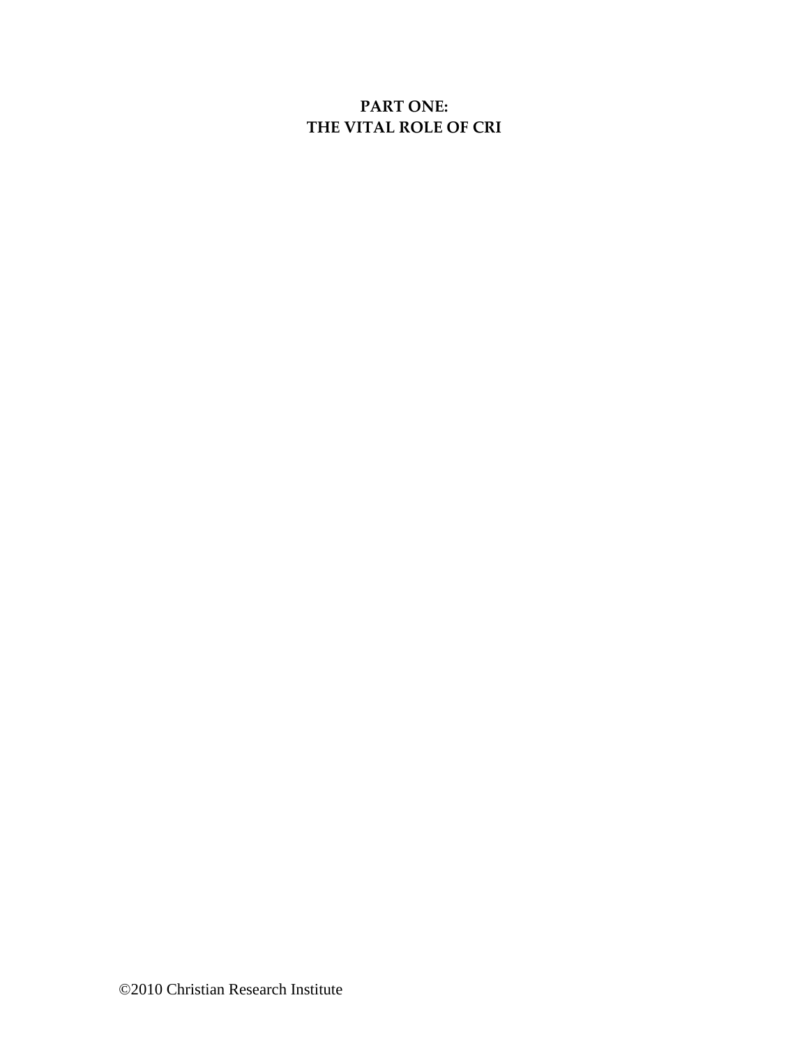# PART ONE:
# THE VITAL ROLE OF CRI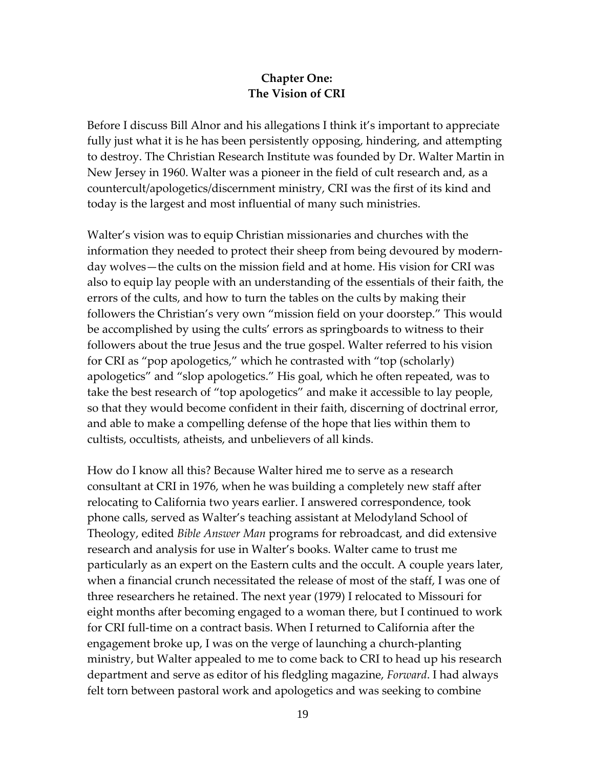## Chapter One: The Vision of CRI

Before I discuss Bill Alnor and his allegations I think it's important to appreciate fully just what it is he has been persistently opposing, hindering, and attempting to destroy. The Christian Research Institute was founded by Dr. Walter Martin in New Jersey in 1960. Walter was a pioneer in the field of cult research and, as a countercult/apologetics/discernment ministry, CRI was the first of its kind and today is the largest and most influential of many such ministries.

Walter's vision was to equip Christian missionaries and churches with the information they needed to protect their sheep from being devoured by modern-day wolves—the cults on the mission field and at home. His vision for CRI was also to equip lay people with an understanding of the essentials of their faith, the errors of the cults, and how to turn the tables on the cults by making their followers the Christian's very own "mission field on your doorstep." This would be accomplished by using the cults' errors as springboards to witness to their followers about the true Jesus and the true gospel. Walter referred to his vision for CRI as "pop apologetics," which he contrasted with "top (scholarly) apologetics" and "slop apologetics." His goal, which he often repeated, was to take the best research of "top apologetics" and make it accessible to lay people, so that they would become confident in their faith, discerning of doctrinal error, and able to make a compelling defense of the hope that lies within them to cultists, occultists, atheists, and unbelievers of all kinds.

How do I know all this? Because Walter hired me to serve as a research consultant at CRI in 1976, when he was building a completely new staff after relocating to California two years earlier. I answered correspondence, took phone calls, served as Walter's teaching assistant at Melodyland School of Theology, edited *Bible Answer Man* programs for rebroadcast, and did extensive research and analysis for use in Walter's books. Walter came to trust me particularly as an expert on the Eastern cults and the occult. A couple years later, when a financial crunch necessitated the release of most of the staff, I was one of three researchers he retained. The next year (1979) I relocated to Missouri for eight months after becoming engaged to a woman there, but I continued to work for CRI full-time on a contract basis. When I returned to California after the engagement broke up, I was on the verge of launching a church-planting ministry, but Walter appealed to me to come back to CRI to head up his research department and serve as editor of his fledgling magazine, *Forward*. I had always felt torn between pastoral work and apologetics and was seeking to combine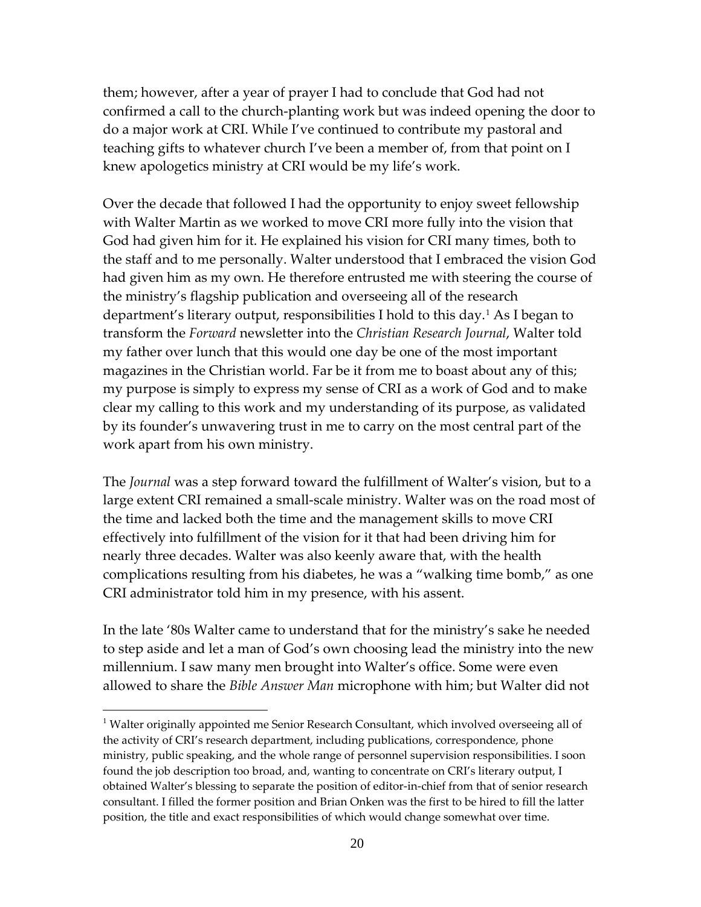them; however, after a year of prayer I had to conclude that God had not confirmed a call to the church-planting work but was indeed opening the door to do a major work at CRI. While I've continued to contribute my pastoral and teaching gifts to whatever church I've been a member of, from that point on I knew apologetics ministry at CRI would be my life's work.

Over the decade that followed I had the opportunity to enjoy sweet fellowship with Walter Martin as we worked to move CRI more fully into the vision that God had given him for it. He explained his vision for CRI many times, both to the staff and to me personally. Walter understood that I embraced the vision God had given him as my own. He therefore entrusted me with steering the course of the ministry's flagship publication and overseeing all of the research department's literary output, responsibilities I hold to this day.[1] As I began to transform the *Forward* newsletter into the *Christian Research Journal*, Walter told my father over lunch that this would one day be one of the most important magazines in the Christian world. Far be it from me to boast about any of this; my purpose is simply to express my sense of CRI as a work of God and to make clear my calling to this work and my understanding of its purpose, as validated by its founder's unwavering trust in me to carry on the most central part of the work apart from his own ministry.

The *Journal* was a step forward toward the fulfillment of Walter's vision, but to a large extent CRI remained a small-scale ministry. Walter was on the road most of the time and lacked both the time and the management skills to move CRI effectively into fulfillment of the vision for it that had been driving him for nearly three decades. Walter was also keenly aware that, with the health complications resulting from his diabetes, he was a "walking time bomb," as one CRI administrator told him in my presence, with his assent.

In the late '80s Walter came to understand that for the ministry's sake he needed to step aside and let a man of God's own choosing lead the ministry into the new millennium. I saw many men brought into Walter's office. Some were even allowed to share the *Bible Answer Man* microphone with him; but Walter did not

---

[1] Walter originally appointed me Senior Research Consultant, which involved overseeing all of the activity of CRI's research department, including publications, correspondence, phone ministry, public speaking, and the whole range of personnel supervision responsibilities. I soon found the job description too broad, and, wanting to concentrate on CRI's literary output, I obtained Walter's blessing to separate the position of editor-in-chief from that of senior research consultant. I filled the former position and Brian Onken was the first to be hired to fill the latter position, the title and exact responsibilities of which would change somewhat over time.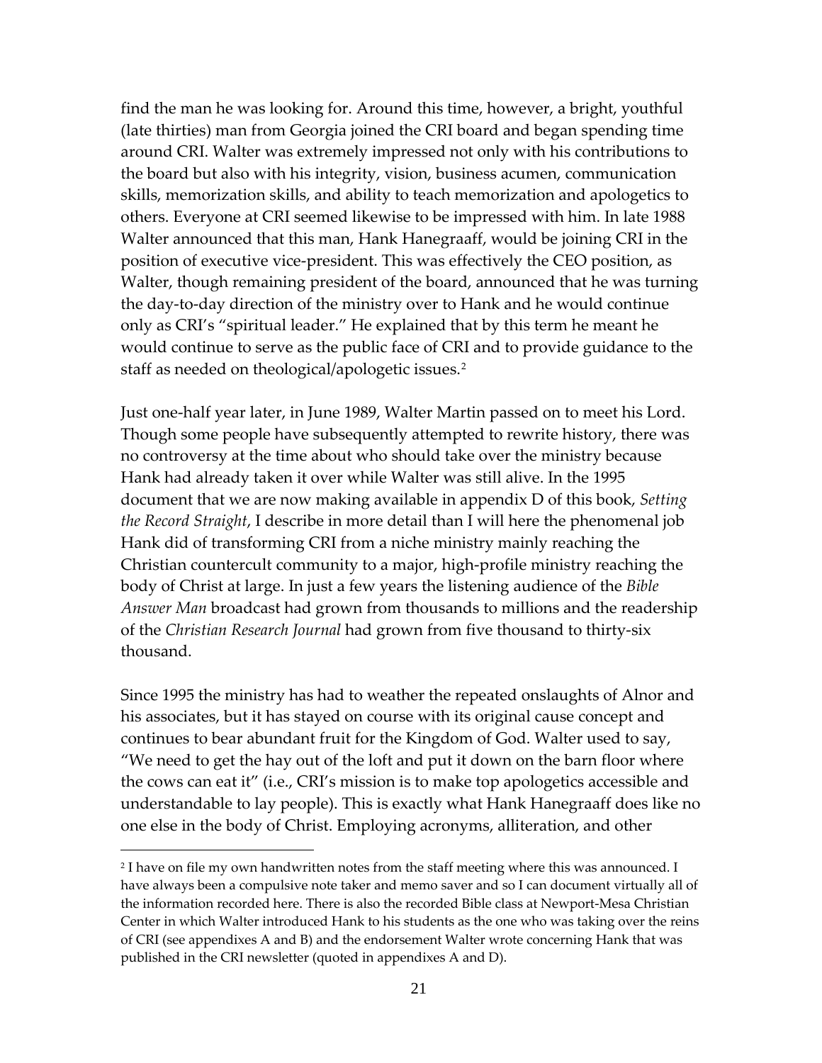find the man he was looking for. Around this time, however, a bright, youthful (late thirties) man from Georgia joined the CRI board and began spending time around CRI. Walter was extremely impressed not only with his contributions to the board but also with his integrity, vision, business acumen, communication skills, memorization skills, and ability to teach memorization and apologetics to others. Everyone at CRI seemed likewise to be impressed with him. In late 1988 Walter announced that this man, Hank Hanegraaff, would be joining CRI in the position of executive vice-president. This was effectively the CEO position, as Walter, though remaining president of the board, announced that he was turning the day-to-day direction of the ministry over to Hank and he would continue only as CRI's "spiritual leader." He explained that by this term he meant he would continue to serve as the public face of CRI and to provide guidance to the staff as needed on theological/apologetic issues.[2]

Just one-half year later, in June 1989, Walter Martin passed on to meet his Lord. Though some people have subsequently attempted to rewrite history, there was no controversy at the time about who should take over the ministry because Hank had already taken it over while Walter was still alive. In the 1995 document that we are now making available in appendix D of this book, *Setting the Record Straight*, I describe in more detail than I will here the phenomenal job Hank did of transforming CRI from a niche ministry mainly reaching the Christian countercult community to a major, high-profile ministry reaching the body of Christ at large. In just a few years the listening audience of the *Bible Answer Man* broadcast had grown from thousands to millions and the readership of the *Christian Research Journal* had grown from five thousand to thirty-six thousand.

Since 1995 the ministry has had to weather the repeated onslaughts of Alnor and his associates, but it has stayed on course with its original cause concept and continues to bear abundant fruit for the Kingdom of God. Walter used to say, "We need to get the hay out of the loft and put it down on the barn floor where the cows can eat it" (i.e., CRI's mission is to make top apologetics accessible and understandable to lay people). This is exactly what Hank Hanegraaff does like no one else in the body of Christ. Employing acronyms, alliteration, and other

---

[2] I have on file my own handwritten notes from the staff meeting where this was announced. I have always been a compulsive note taker and memo saver and so I can document virtually all of the information recorded here. There is also the recorded Bible class at Newport-Mesa Christian Center in which Walter introduced Hank to his students as the one who was taking over the reins of CRI (see appendixes A and B) and the endorsement Walter wrote concerning Hank that was published in the CRI newsletter (quoted in appendixes A and D).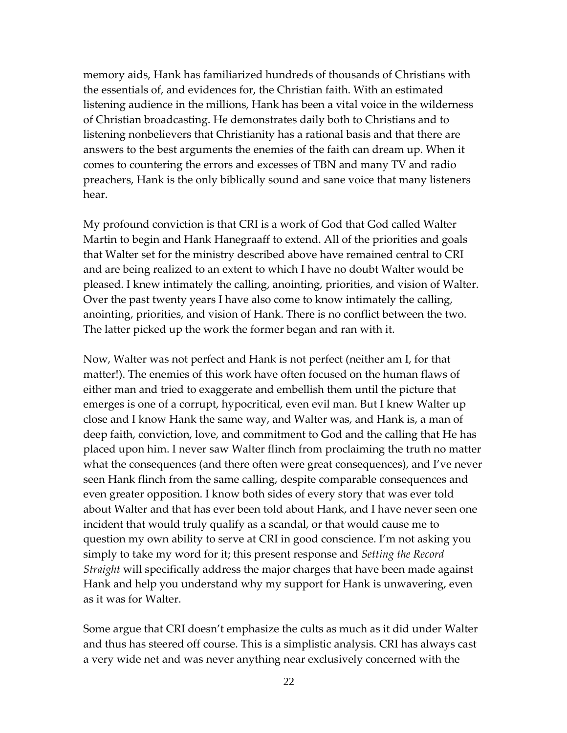memory aids, Hank has familiarized hundreds of thousands of Christians with the essentials of, and evidences for, the Christian faith. With an estimated listening audience in the millions, Hank has been a vital voice in the wilderness of Christian broadcasting. He demonstrates daily both to Christians and to listening nonbelievers that Christianity has a rational basis and that there are answers to the best arguments the enemies of the faith can dream up. When it comes to countering the errors and excesses of TBN and many TV and radio preachers, Hank is the only biblically sound and sane voice that many listeners hear.

My profound conviction is that CRI is a work of God that God called Walter Martin to begin and Hank Hanegraaff to extend. All of the priorities and goals that Walter set for the ministry described above have remained central to CRI and are being realized to an extent to which I have no doubt Walter would be pleased. I knew intimately the calling, anointing, priorities, and vision of Walter. Over the past twenty years I have also come to know intimately the calling, anointing, priorities, and vision of Hank. There is no conflict between the two. The latter picked up the work the former began and ran with it.

Now, Walter was not perfect and Hank is not perfect (neither am I, for that matter!). The enemies of this work have often focused on the human flaws of either man and tried to exaggerate and embellish them until the picture that emerges is one of a corrupt, hypocritical, even evil man. But I knew Walter up close and I know Hank the same way, and Walter was, and Hank is, a man of deep faith, conviction, love, and commitment to God and the calling that He has placed upon him. I never saw Walter flinch from proclaiming the truth no matter what the consequences (and there often were great consequences), and I've never seen Hank flinch from the same calling, despite comparable consequences and even greater opposition. I know both sides of every story that was ever told about Walter and that has ever been told about Hank, and I have never seen one incident that would truly qualify as a scandal, or that would cause me to question my own ability to serve at CRI in good conscience. I'm not asking you simply to take my word for it; this present response and *Setting the Record Straight* will specifically address the major charges that have been made against Hank and help you understand why my support for Hank is unwavering, even as it was for Walter.

Some argue that CRI doesn't emphasize the cults as much as it did under Walter and thus has steered off course. This is a simplistic analysis. CRI has always cast a very wide net and was never anything near exclusively concerned with the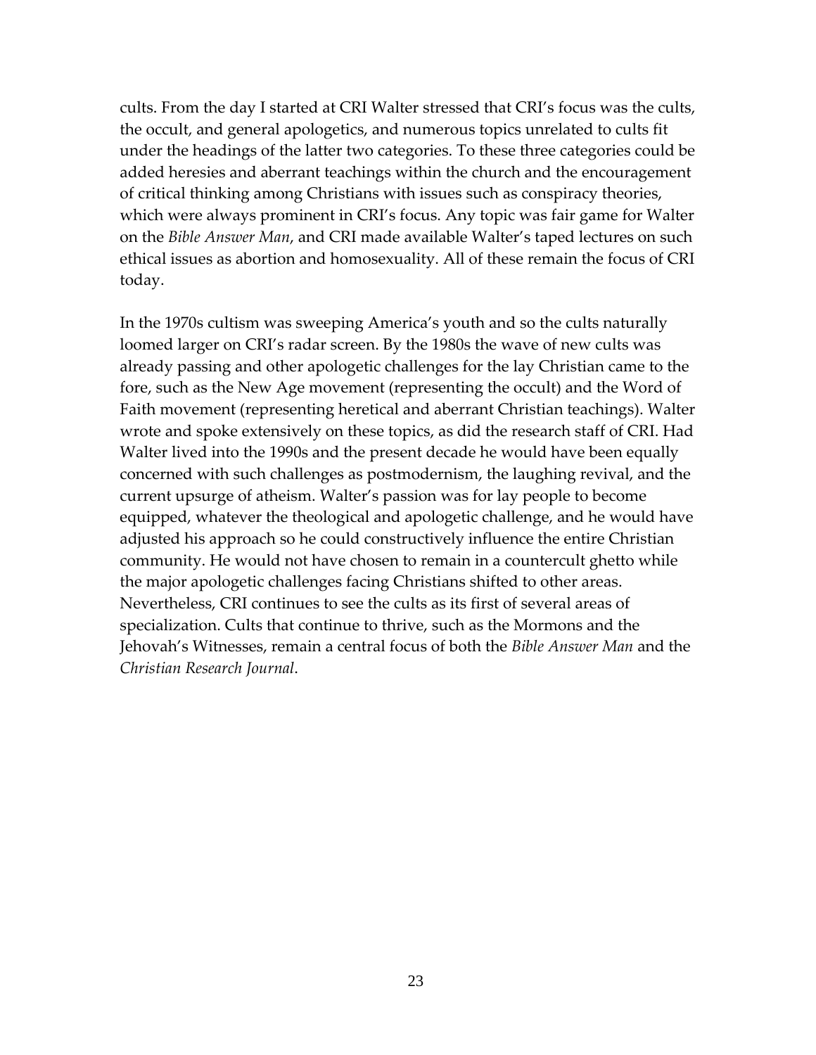cults. From the day I started at CRI Walter stressed that CRI's focus was the cults, the occult, and general apologetics, and numerous topics unrelated to cults fit under the headings of the latter two categories. To these three categories could be added heresies and aberrant teachings within the church and the encouragement of critical thinking among Christians with issues such as conspiracy theories, which were always prominent in CRI's focus. Any topic was fair game for Walter on the *Bible Answer Man*, and CRI made available Walter's taped lectures on such ethical issues as abortion and homosexuality. All of these remain the focus of CRI today.

In the 1970s cultism was sweeping America's youth and so the cults naturally loomed larger on CRI's radar screen. By the 1980s the wave of new cults was already passing and other apologetic challenges for the lay Christian came to the fore, such as the New Age movement (representing the occult) and the Word of Faith movement (representing heretical and aberrant Christian teachings). Walter wrote and spoke extensively on these topics, as did the research staff of CRI. Had Walter lived into the 1990s and the present decade he would have been equally concerned with such challenges as postmodernism, the laughing revival, and the current upsurge of atheism. Walter's passion was for lay people to become equipped, whatever the theological and apologetic challenge, and he would have adjusted his approach so he could constructively influence the entire Christian community. He would not have chosen to remain in a countercult ghetto while the major apologetic challenges facing Christians shifted to other areas. Nevertheless, CRI continues to see the cults as its first of several areas of specialization. Cults that continue to thrive, such as the Mormons and the Jehovah's Witnesses, remain a central focus of both the *Bible Answer Man* and the *Christian Research Journal*.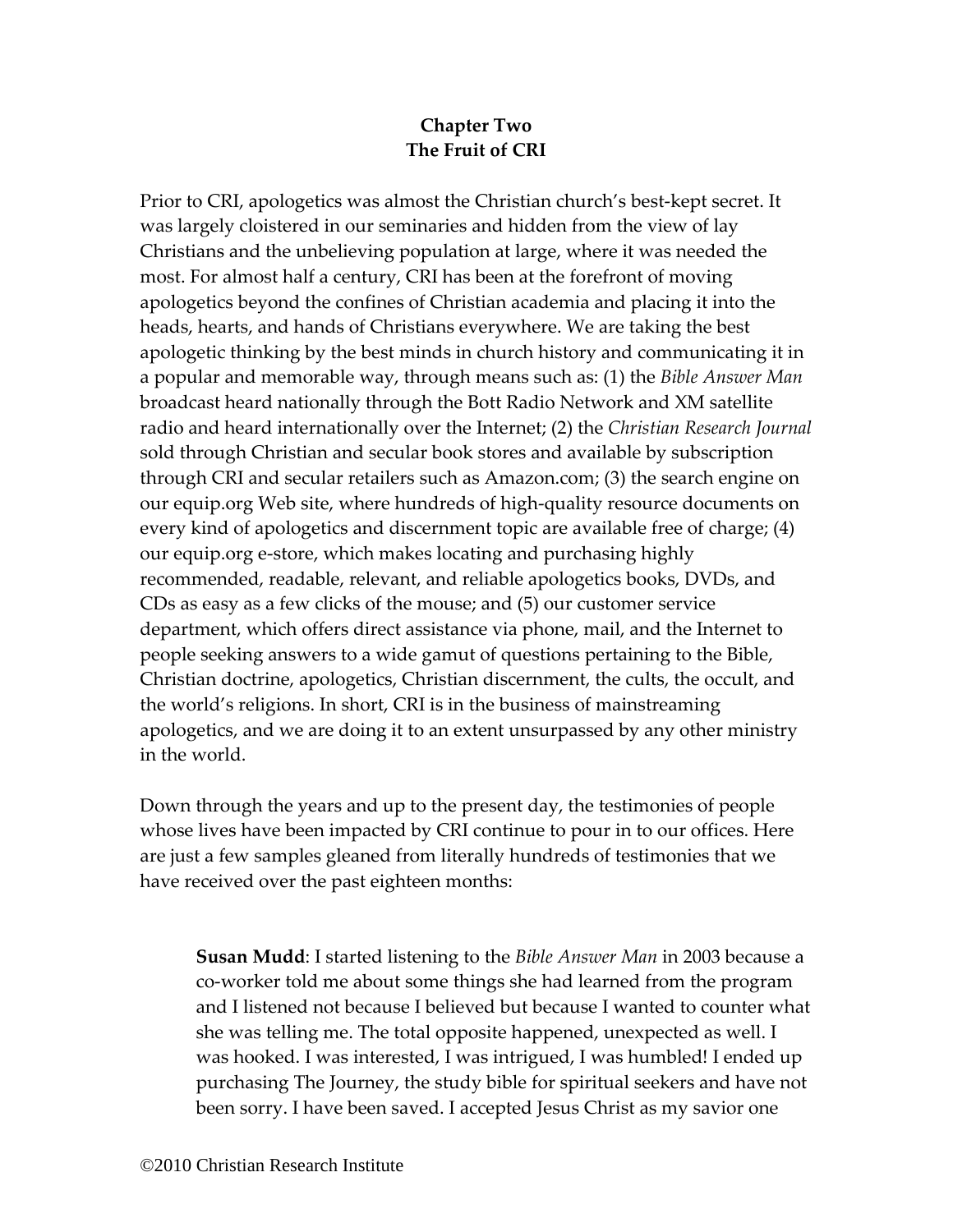## Chapter Two
## The Fruit of CRI

Prior to CRI, apologetics was almost the Christian church's best-kept secret. It was largely cloistered in our seminaries and hidden from the view of lay Christians and the unbelieving population at large, where it was needed the most. For almost half a century, CRI has been at the forefront of moving apologetics beyond the confines of Christian academia and placing it into the heads, hearts, and hands of Christians everywhere. We are taking the best apologetic thinking by the best minds in church history and communicating it in a popular and memorable way, through means such as: (1) the *Bible Answer Man* broadcast heard nationally through the Bott Radio Network and XM satellite radio and heard internationally over the Internet; (2) the *Christian Research Journal* sold through Christian and secular book stores and available by subscription through CRI and secular retailers such as Amazon.com; (3) the search engine on our equip.org Web site, where hundreds of high-quality resource documents on every kind of apologetics and discernment topic are available free of charge; (4) our equip.org e-store, which makes locating and purchasing highly recommended, readable, relevant, and reliable apologetics books, DVDs, and CDs as easy as a few clicks of the mouse; and (5) our customer service department, which offers direct assistance via phone, mail, and the Internet to people seeking answers to a wide gamut of questions pertaining to the Bible, Christian doctrine, apologetics, Christian discernment, the cults, the occult, and the world's religions. In short, CRI is in the business of mainstreaming apologetics, and we are doing it to an extent unsurpassed by any other ministry in the world.

Down through the years and up to the present day, the testimonies of people whose lives have been impacted by CRI continue to pour in to our offices. Here are just a few samples gleaned from literally hundreds of testimonies that we have received over the past eighteen months:

> **Susan Mudd**: I started listening to the *Bible Answer Man* in 2003 because a co-worker told me about some things she had learned from the program and I listened not because I believed but because I wanted to counter what she was telling me. The total opposite happened, unexpected as well. I was hooked. I was interested, I was intrigued, I was humbled! I ended up purchasing The Journey, the study bible for spiritual seekers and have not been sorry. I have been saved. I accepted Jesus Christ as my savior one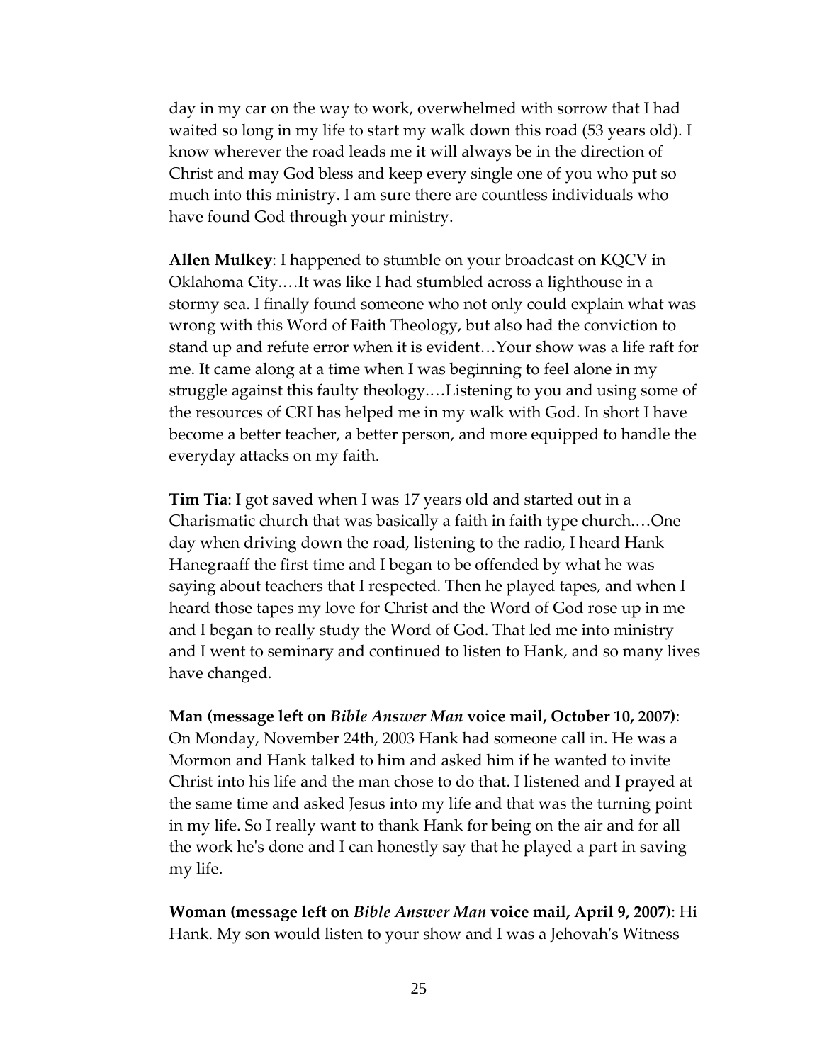day in my car on the way to work, overwhelmed with sorrow that I had waited so long in my life to start my walk down this road (53 years old). I know wherever the road leads me it will always be in the direction of Christ and may God bless and keep every single one of you who put so much into this ministry. I am sure there are countless individuals who have found God through your ministry.

**Allen Mulkey**: I happened to stumble on your broadcast on KQCV in Oklahoma City.…It was like I had stumbled across a lighthouse in a stormy sea. I finally found someone who not only could explain what was wrong with this Word of Faith Theology, but also had the conviction to stand up and refute error when it is evident…Your show was a life raft for me. It came along at a time when I was beginning to feel alone in my struggle against this faulty theology.…Listening to you and using some of the resources of CRI has helped me in my walk with God. In short I have become a better teacher, a better person, and more equipped to handle the everyday attacks on my faith.

**Tim Tia**: I got saved when I was 17 years old and started out in a Charismatic church that was basically a faith in faith type church.…One day when driving down the road, listening to the radio, I heard Hank Hanegraaff the first time and I began to be offended by what he was saying about teachers that I respected. Then he played tapes, and when I heard those tapes my love for Christ and the Word of God rose up in me and I began to really study the Word of God. That led me into ministry and I went to seminary and continued to listen to Hank, and so many lives have changed.

**Man (message left on *Bible Answer Man* voice mail, October 10, 2007)**: On Monday, November 24th, 2003 Hank had someone call in. He was a Mormon and Hank talked to him and asked him if he wanted to invite Christ into his life and the man chose to do that. I listened and I prayed at the same time and asked Jesus into my life and that was the turning point in my life. So I really want to thank Hank for being on the air and for all the work he's done and I can honestly say that he played a part in saving my life.

**Woman (message left on *Bible Answer Man* voice mail, April 9, 2007)**: Hi Hank. My son would listen to your show and I was a Jehovah's Witness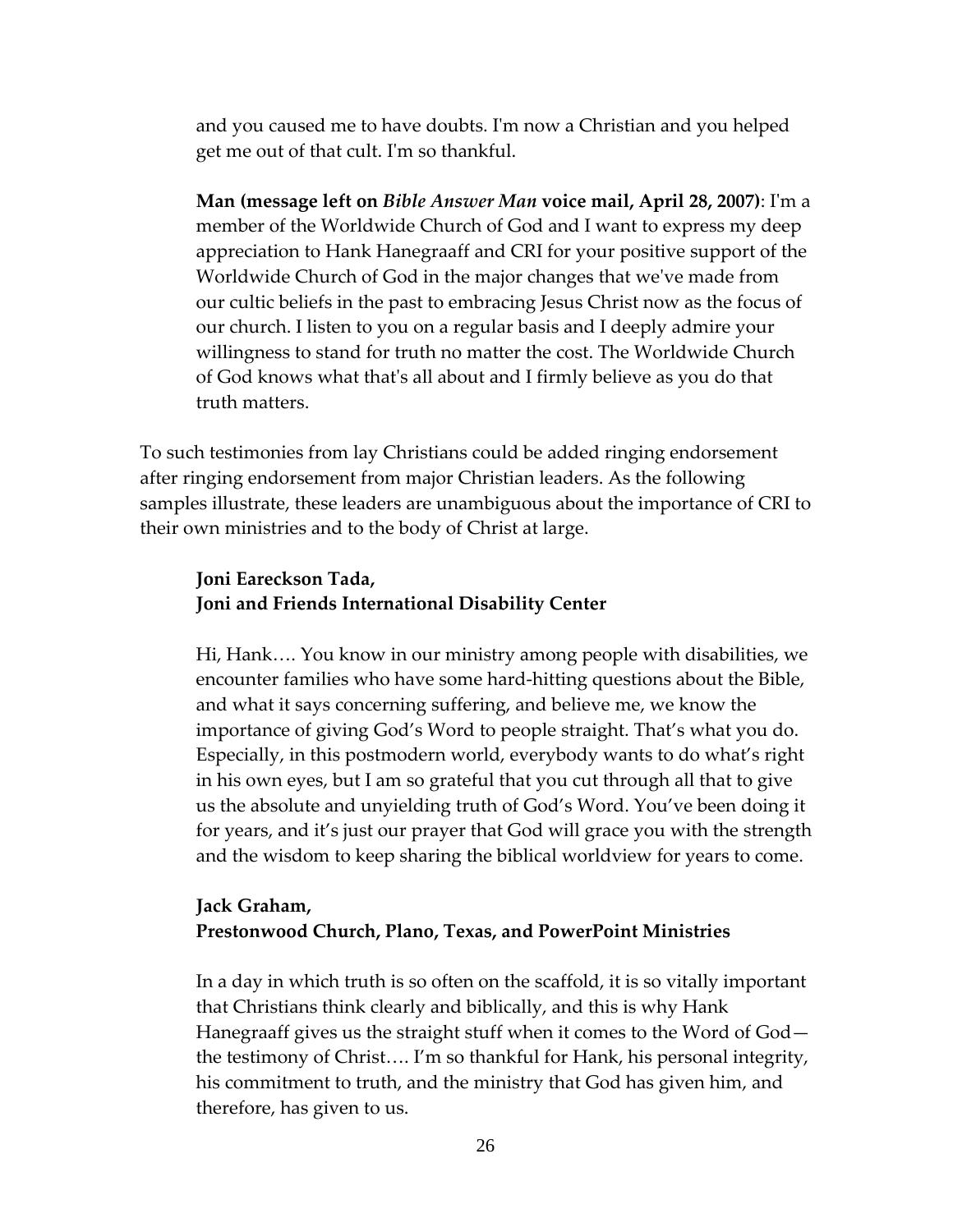and you caused me to have doubts. I'm now a Christian and you helped get me out of that cult. I'm so thankful.

**Man (message left on *Bible Answer Man* voice mail, April 28, 2007)**: I'm a member of the Worldwide Church of God and I want to express my deep appreciation to Hank Hanegraaff and CRI for your positive support of the Worldwide Church of God in the major changes that we've made from our cultic beliefs in the past to embracing Jesus Christ now as the focus of our church. I listen to you on a regular basis and I deeply admire your willingness to stand for truth no matter the cost. The Worldwide Church of God knows what that's all about and I firmly believe as you do that truth matters.

To such testimonies from lay Christians could be added ringing endorsement after ringing endorsement from major Christian leaders. As the following samples illustrate, these leaders are unambiguous about the importance of CRI to their own ministries and to the body of Christ at large.

**Joni Eareckson Tada,**
**Joni and Friends International Disability Center**

Hi, Hank…. You know in our ministry among people with disabilities, we encounter families who have some hard-hitting questions about the Bible, and what it says concerning suffering, and believe me, we know the importance of giving God's Word to people straight. That's what you do. Especially, in this postmodern world, everybody wants to do what's right in his own eyes, but I am so grateful that you cut through all that to give us the absolute and unyielding truth of God's Word. You've been doing it for years, and it's just our prayer that God will grace you with the strength and the wisdom to keep sharing the biblical worldview for years to come.

**Jack Graham,**
**Prestonwood Church, Plano, Texas, and PowerPoint Ministries**

In a day in which truth is so often on the scaffold, it is so vitally important that Christians think clearly and biblically, and this is why Hank Hanegraaff gives us the straight stuff when it comes to the Word of God—the testimony of Christ…. I'm so thankful for Hank, his personal integrity, his commitment to truth, and the ministry that God has given him, and therefore, has given to us.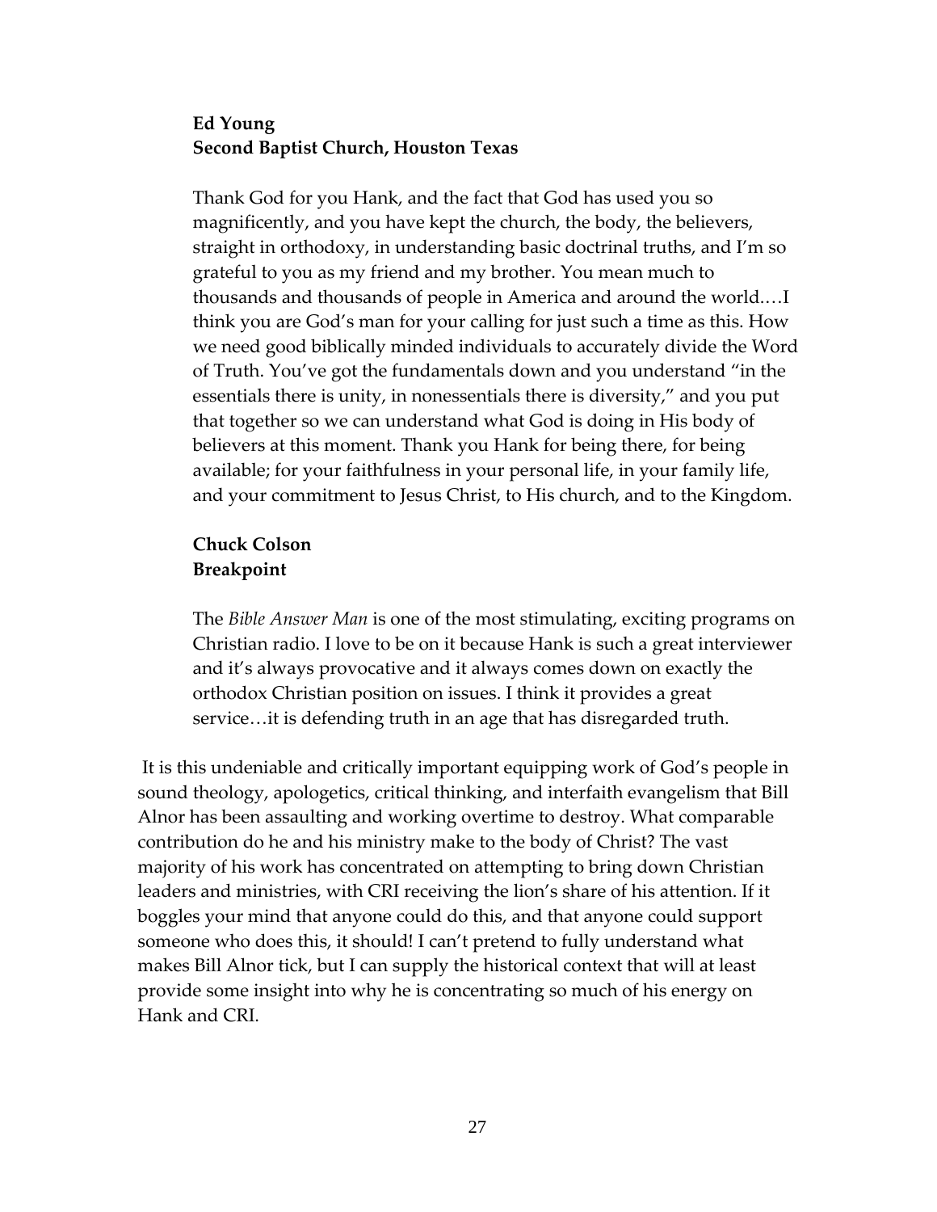**Ed Young**
**Second Baptist Church, Houston Texas**

> Thank God for you Hank, and the fact that God has used you so magnificently, and you have kept the church, the body, the believers, straight in orthodoxy, in understanding basic doctrinal truths, and I'm so grateful to you as my friend and my brother. You mean much to thousands and thousands of people in America and around the world.…I think you are God's man for your calling for just such a time as this. How we need good biblically minded individuals to accurately divide the Word of Truth. You've got the fundamentals down and you understand "in the essentials there is unity, in nonessentials there is diversity," and you put that together so we can understand what God is doing in His body of believers at this moment. Thank you Hank for being there, for being available; for your faithfulness in your personal life, in your family life, and your commitment to Jesus Christ, to His church, and to the Kingdom.

**Chuck Colson**
**Breakpoint**

> The *Bible Answer Man* is one of the most stimulating, exciting programs on Christian radio. I love to be on it because Hank is such a great interviewer and it's always provocative and it always comes down on exactly the orthodox Christian position on issues. I think it provides a great service…it is defending truth in an age that has disregarded truth.

It is this undeniable and critically important equipping work of God's people in sound theology, apologetics, critical thinking, and interfaith evangelism that Bill Alnor has been assaulting and working overtime to destroy. What comparable contribution do he and his ministry make to the body of Christ? The vast majority of his work has concentrated on attempting to bring down Christian leaders and ministries, with CRI receiving the lion's share of his attention. If it boggles your mind that anyone could do this, and that anyone could support someone who does this, it should! I can't pretend to fully understand what makes Bill Alnor tick, but I can supply the historical context that will at least provide some insight into why he is concentrating so much of his energy on Hank and CRI.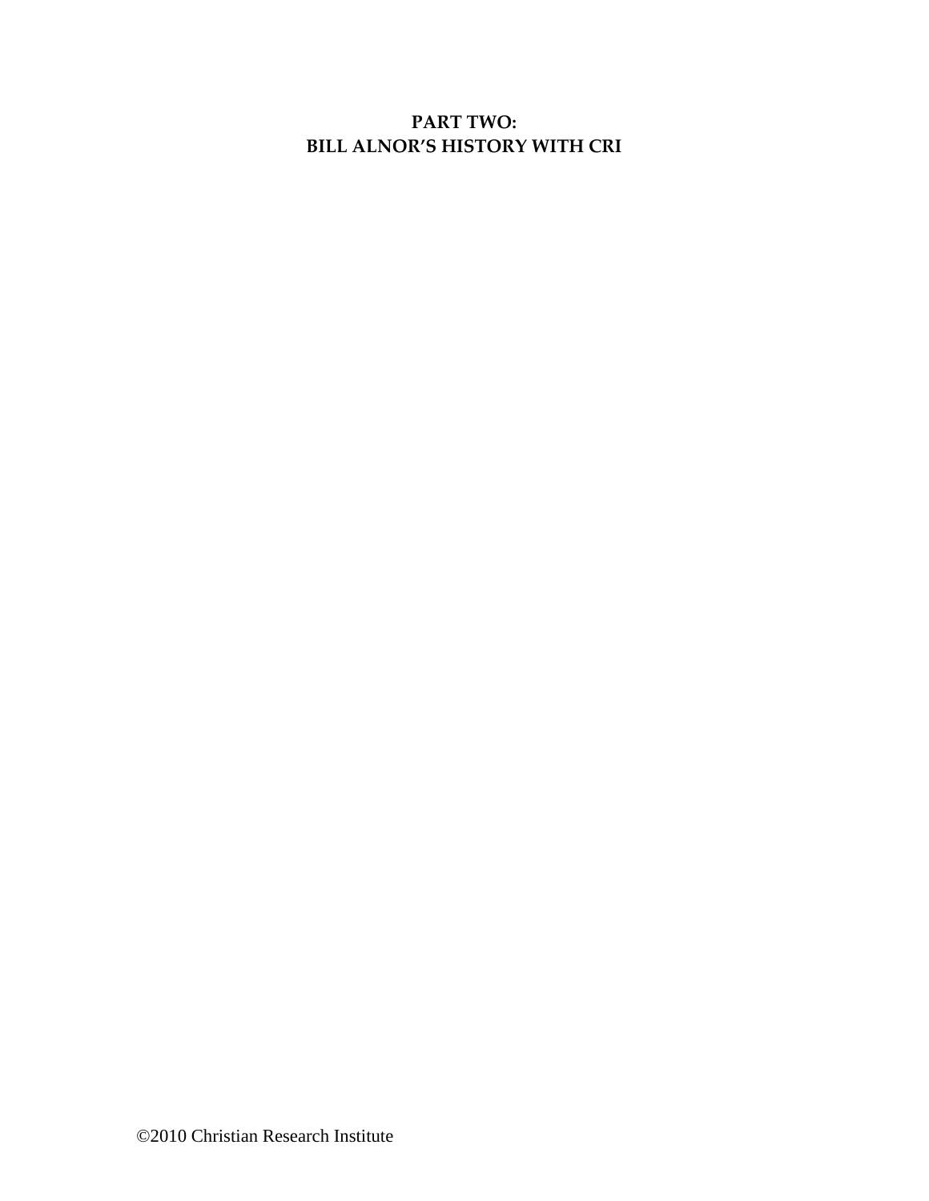# PART TWO:
# BILL ALNOR'S HISTORY WITH CRI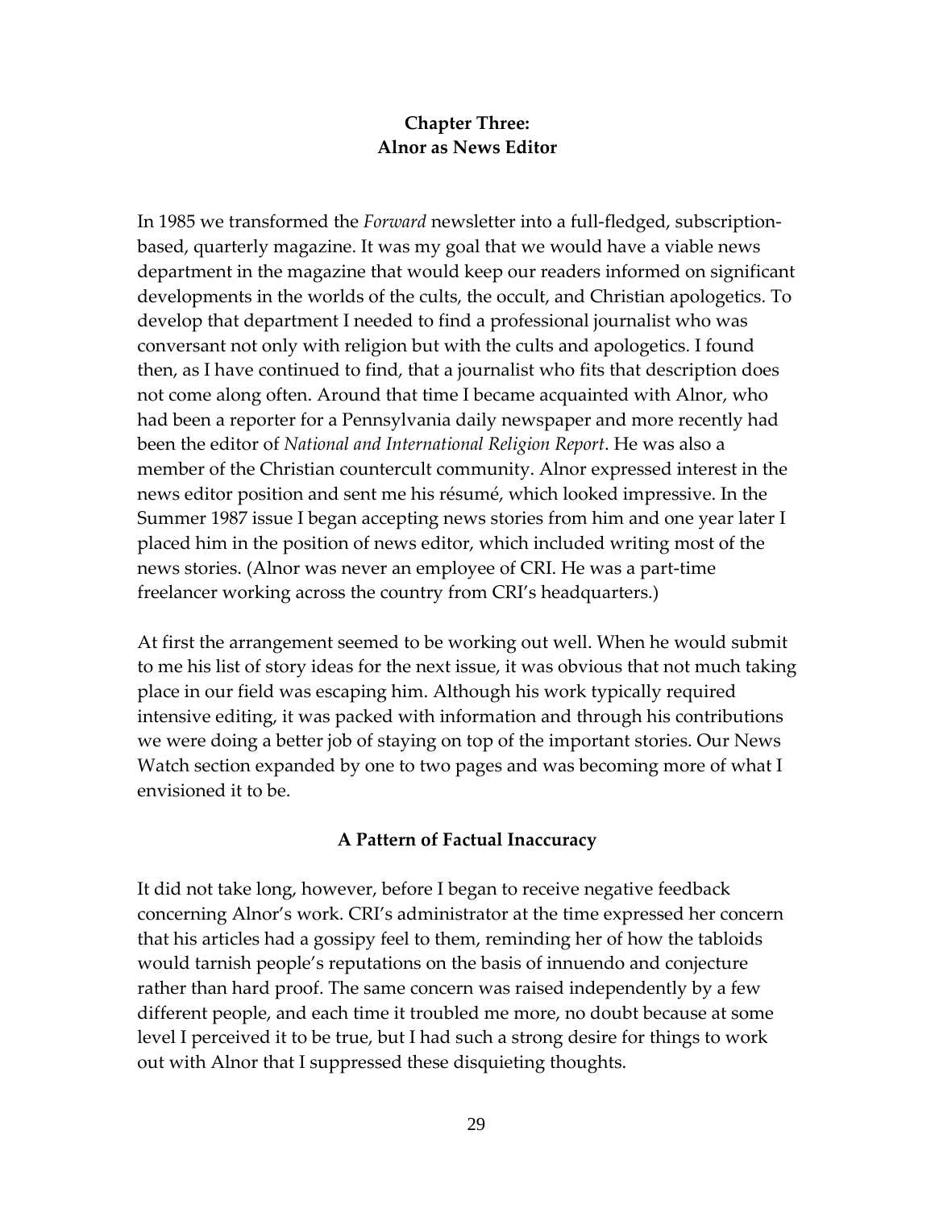## Chapter Three:
## Alnor as News Editor

In 1985 we transformed the *Forward* newsletter into a full-fledged, subscription-based, quarterly magazine. It was my goal that we would have a viable news department in the magazine that would keep our readers informed on significant developments in the worlds of the cults, the occult, and Christian apologetics. To develop that department I needed to find a professional journalist who was conversant not only with religion but with the cults and apologetics. I found then, as I have continued to find, that a journalist who fits that description does not come along often. Around that time I became acquainted with Alnor, who had been a reporter for a Pennsylvania daily newspaper and more recently had been the editor of *National and International Religion Report*. He was also a member of the Christian countercult community. Alnor expressed interest in the news editor position and sent me his résumé, which looked impressive. In the Summer 1987 issue I began accepting news stories from him and one year later I placed him in the position of news editor, which included writing most of the news stories. (Alnor was never an employee of CRI. He was a part-time freelancer working across the country from CRI's headquarters.)

At first the arrangement seemed to be working out well. When he would submit to me his list of story ideas for the next issue, it was obvious that not much taking place in our field was escaping him. Although his work typically required intensive editing, it was packed with information and through his contributions we were doing a better job of staying on top of the important stories. Our News Watch section expanded by one to two pages and was becoming more of what I envisioned it to be.

### A Pattern of Factual Inaccuracy

It did not take long, however, before I began to receive negative feedback concerning Alnor's work. CRI's administrator at the time expressed her concern that his articles had a gossipy feel to them, reminding her of how the tabloids would tarnish people's reputations on the basis of innuendo and conjecture rather than hard proof. The same concern was raised independently by a few different people, and each time it troubled me more, no doubt because at some level I perceived it to be true, but I had such a strong desire for things to work out with Alnor that I suppressed these disquieting thoughts.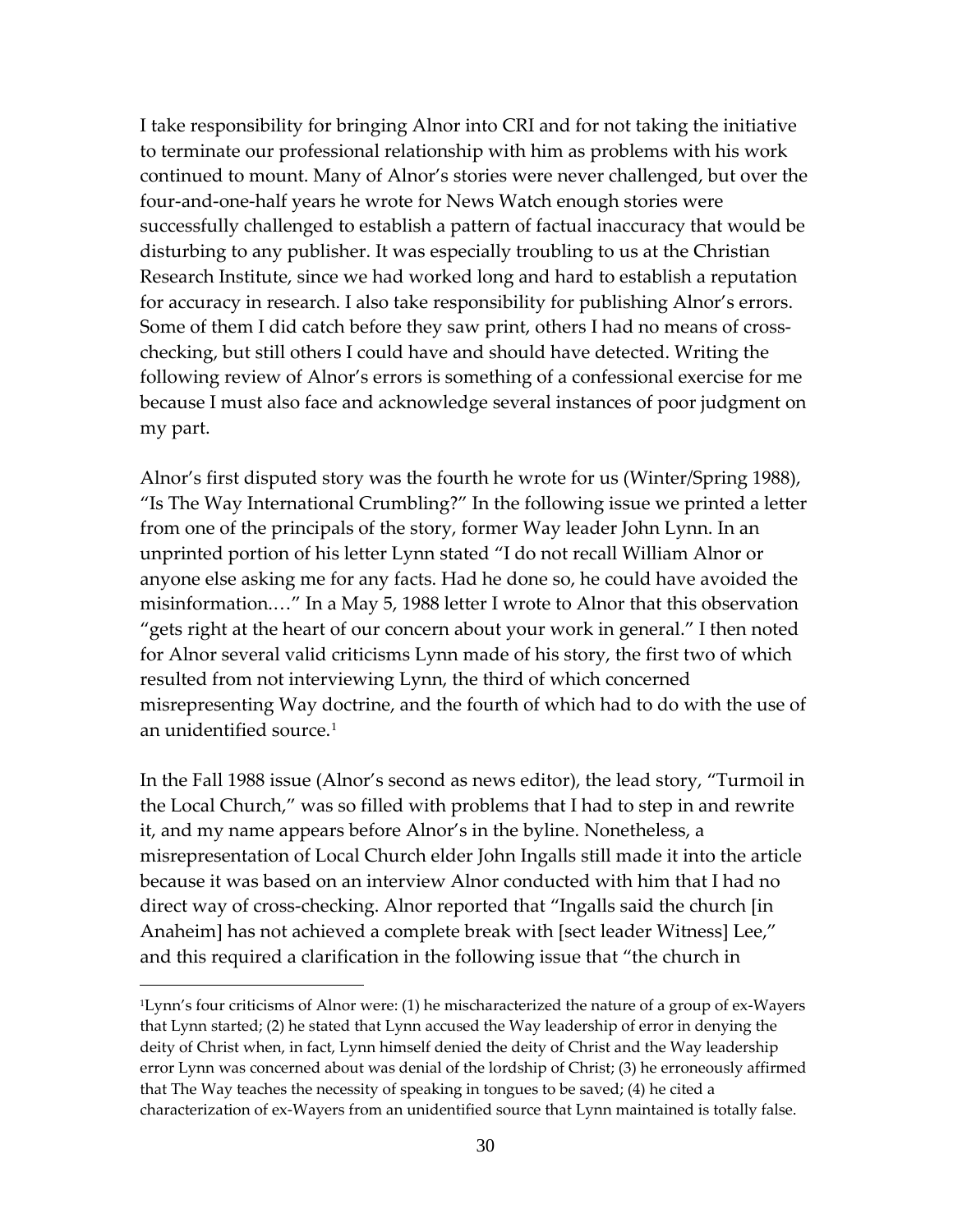I take responsibility for bringing Alnor into CRI and for not taking the initiative to terminate our professional relationship with him as problems with his work continued to mount. Many of Alnor's stories were never challenged, but over the four-and-one-half years he wrote for News Watch enough stories were successfully challenged to establish a pattern of factual inaccuracy that would be disturbing to any publisher. It was especially troubling to us at the Christian Research Institute, since we had worked long and hard to establish a reputation for accuracy in research. I also take responsibility for publishing Alnor's errors. Some of them I did catch before they saw print, others I had no means of cross-checking, but still others I could have and should have detected. Writing the following review of Alnor's errors is something of a confessional exercise for me because I must also face and acknowledge several instances of poor judgment on my part.

Alnor's first disputed story was the fourth he wrote for us (Winter/Spring 1988), "Is The Way International Crumbling?" In the following issue we printed a letter from one of the principals of the story, former Way leader John Lynn. In an unprinted portion of his letter Lynn stated "I do not recall William Alnor or anyone else asking me for any facts. Had he done so, he could have avoided the misinformation.…" In a May 5, 1988 letter I wrote to Alnor that this observation "gets right at the heart of our concern about your work in general." I then noted for Alnor several valid criticisms Lynn made of his story, the first two of which resulted from not interviewing Lynn, the third of which concerned misrepresenting Way doctrine, and the fourth of which had to do with the use of an unidentified source.[1]

In the Fall 1988 issue (Alnor's second as news editor), the lead story, "Turmoil in the Local Church," was so filled with problems that I had to step in and rewrite it, and my name appears before Alnor's in the byline. Nonetheless, a misrepresentation of Local Church elder John Ingalls still made it into the article because it was based on an interview Alnor conducted with him that I had no direct way of cross-checking. Alnor reported that "Ingalls said the church [in Anaheim] has not achieved a complete break with [sect leader Witness] Lee," and this required a clarification in the following issue that "the church in

---

[1]Lynn's four criticisms of Alnor were: (1) he mischaracterized the nature of a group of ex-Wayers that Lynn started; (2) he stated that Lynn accused the Way leadership of error in denying the deity of Christ when, in fact, Lynn himself denied the deity of Christ and the Way leadership error Lynn was concerned about was denial of the lordship of Christ; (3) he erroneously affirmed that The Way teaches the necessity of speaking in tongues to be saved; (4) he cited a characterization of ex-Wayers from an unidentified source that Lynn maintained is totally false.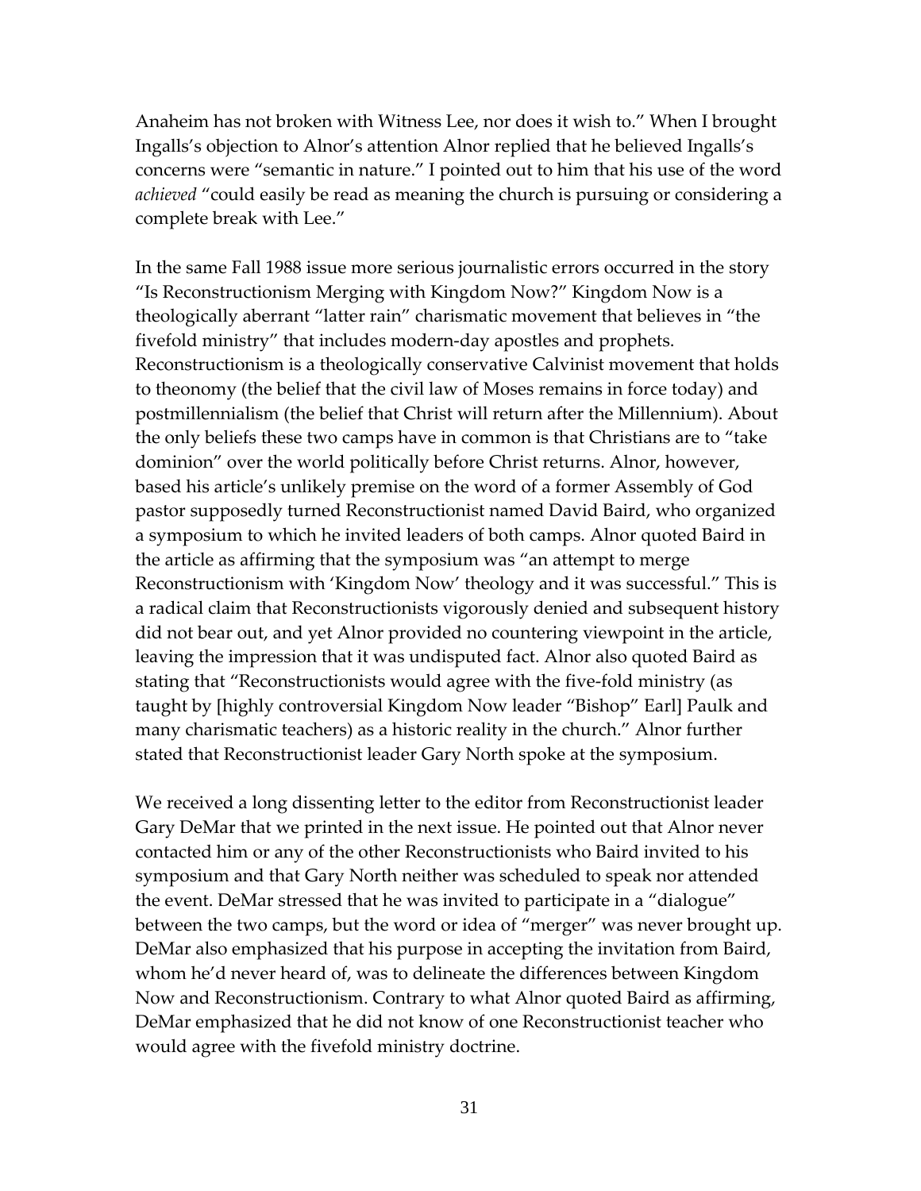Anaheim has not broken with Witness Lee, nor does it wish to." When I brought Ingalls's objection to Alnor's attention Alnor replied that he believed Ingalls's concerns were "semantic in nature." I pointed out to him that his use of the word *achieved* "could easily be read as meaning the church is pursuing or considering a complete break with Lee."

In the same Fall 1988 issue more serious journalistic errors occurred in the story "Is Reconstructionism Merging with Kingdom Now?" Kingdom Now is a theologically aberrant "latter rain" charismatic movement that believes in "the fivefold ministry" that includes modern-day apostles and prophets. Reconstructionism is a theologically conservative Calvinist movement that holds to theonomy (the belief that the civil law of Moses remains in force today) and postmillennialism (the belief that Christ will return after the Millennium). About the only beliefs these two camps have in common is that Christians are to "take dominion" over the world politically before Christ returns. Alnor, however, based his article's unlikely premise on the word of a former Assembly of God pastor supposedly turned Reconstructionist named David Baird, who organized a symposium to which he invited leaders of both camps. Alnor quoted Baird in the article as affirming that the symposium was "an attempt to merge Reconstructionism with 'Kingdom Now' theology and it was successful." This is a radical claim that Reconstructionists vigorously denied and subsequent history did not bear out, and yet Alnor provided no countering viewpoint in the article, leaving the impression that it was undisputed fact. Alnor also quoted Baird as stating that "Reconstructionists would agree with the five-fold ministry (as taught by [highly controversial Kingdom Now leader "Bishop" Earl] Paulk and many charismatic teachers) as a historic reality in the church." Alnor further stated that Reconstructionist leader Gary North spoke at the symposium.

We received a long dissenting letter to the editor from Reconstructionist leader Gary DeMar that we printed in the next issue. He pointed out that Alnor never contacted him or any of the other Reconstructionists who Baird invited to his symposium and that Gary North neither was scheduled to speak nor attended the event. DeMar stressed that he was invited to participate in a "dialogue" between the two camps, but the word or idea of "merger" was never brought up. DeMar also emphasized that his purpose in accepting the invitation from Baird, whom he'd never heard of, was to delineate the differences between Kingdom Now and Reconstructionism. Contrary to what Alnor quoted Baird as affirming, DeMar emphasized that he did not know of one Reconstructionist teacher who would agree with the fivefold ministry doctrine.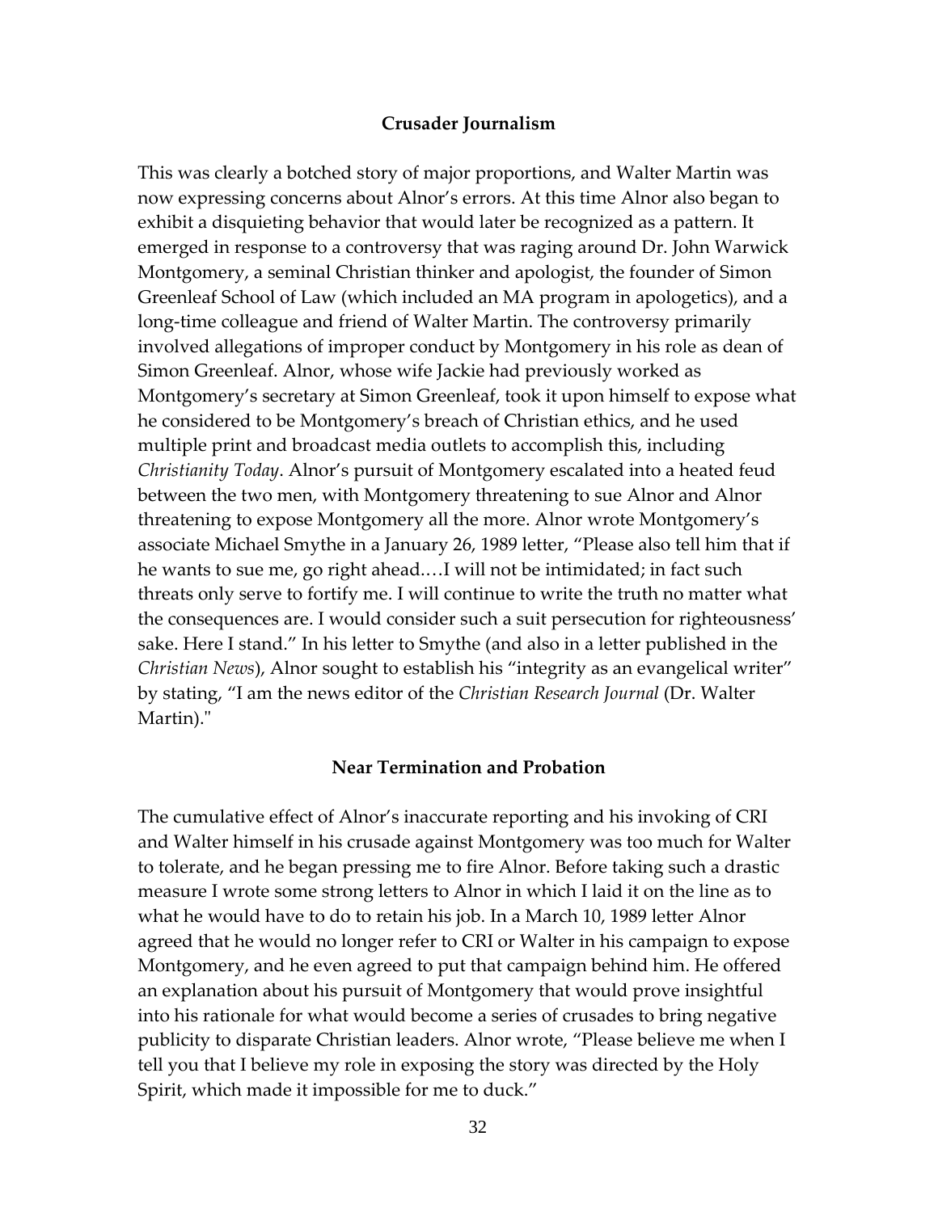## Crusader Journalism

This was clearly a botched story of major proportions, and Walter Martin was now expressing concerns about Alnor's errors. At this time Alnor also began to exhibit a disquieting behavior that would later be recognized as a pattern. It emerged in response to a controversy that was raging around Dr. John Warwick Montgomery, a seminal Christian thinker and apologist, the founder of Simon Greenleaf School of Law (which included an MA program in apologetics), and a long-time colleague and friend of Walter Martin. The controversy primarily involved allegations of improper conduct by Montgomery in his role as dean of Simon Greenleaf. Alnor, whose wife Jackie had previously worked as Montgomery's secretary at Simon Greenleaf, took it upon himself to expose what he considered to be Montgomery's breach of Christian ethics, and he used multiple print and broadcast media outlets to accomplish this, including *Christianity Today*. Alnor's pursuit of Montgomery escalated into a heated feud between the two men, with Montgomery threatening to sue Alnor and Alnor threatening to expose Montgomery all the more. Alnor wrote Montgomery's associate Michael Smythe in a January 26, 1989 letter, "Please also tell him that if he wants to sue me, go right ahead.…I will not be intimidated; in fact such threats only serve to fortify me. I will continue to write the truth no matter what the consequences are. I would consider such a suit persecution for righteousness' sake. Here I stand." In his letter to Smythe (and also in a letter published in the *Christian News*), Alnor sought to establish his "integrity as an evangelical writer" by stating, "I am the news editor of the *Christian Research Journal* (Dr. Walter Martin)."

## Near Termination and Probation

The cumulative effect of Alnor's inaccurate reporting and his invoking of CRI and Walter himself in his crusade against Montgomery was too much for Walter to tolerate, and he began pressing me to fire Alnor. Before taking such a drastic measure I wrote some strong letters to Alnor in which I laid it on the line as to what he would have to do to retain his job. In a March 10, 1989 letter Alnor agreed that he would no longer refer to CRI or Walter in his campaign to expose Montgomery, and he even agreed to put that campaign behind him. He offered an explanation about his pursuit of Montgomery that would prove insightful into his rationale for what would become a series of crusades to bring negative publicity to disparate Christian leaders. Alnor wrote, "Please believe me when I tell you that I believe my role in exposing the story was directed by the Holy Spirit, which made it impossible for me to duck."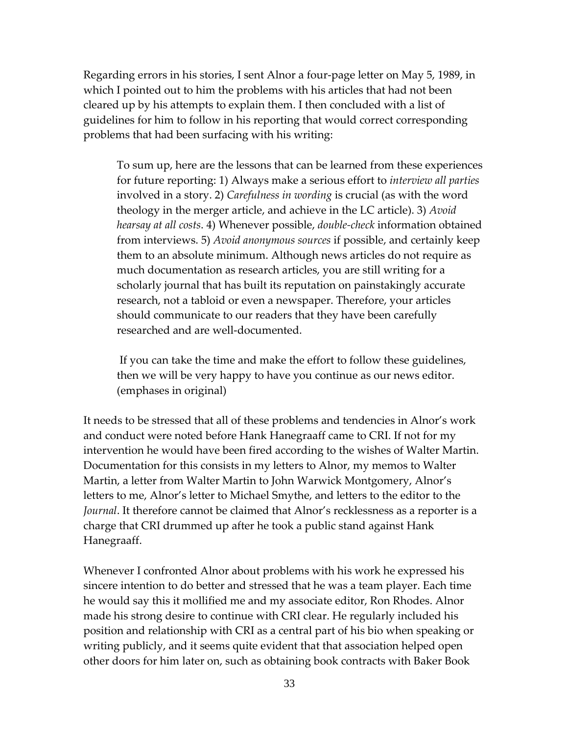Regarding errors in his stories, I sent Alnor a four-page letter on May 5, 1989, in which I pointed out to him the problems with his articles that had not been cleared up by his attempts to explain them. I then concluded with a list of guidelines for him to follow in his reporting that would correct corresponding problems that had been surfacing with his writing:

> To sum up, here are the lessons that can be learned from these experiences for future reporting: 1) Always make a serious effort to *interview all parties* involved in a story. 2) *Carefulness in wording* is crucial (as with the word theology in the merger article, and achieve in the LC article). 3) *Avoid hearsay at all costs*. 4) Whenever possible, *double-check* information obtained from interviews. 5) *Avoid anonymous sources* if possible, and certainly keep them to an absolute minimum. Although news articles do not require as much documentation as research articles, you are still writing for a scholarly journal that has built its reputation on painstakingly accurate research, not a tabloid or even a newspaper. Therefore, your articles should communicate to our readers that they have been carefully researched and are well-documented.
>
> If you can take the time and make the effort to follow these guidelines, then we will be very happy to have you continue as our news editor. (emphases in original)

It needs to be stressed that all of these problems and tendencies in Alnor's work and conduct were noted before Hank Hanegraaff came to CRI. If not for my intervention he would have been fired according to the wishes of Walter Martin. Documentation for this consists in my letters to Alnor, my memos to Walter Martin, a letter from Walter Martin to John Warwick Montgomery, Alnor's letters to me, Alnor's letter to Michael Smythe, and letters to the editor to the *Journal*. It therefore cannot be claimed that Alnor's recklessness as a reporter is a charge that CRI drummed up after he took a public stand against Hank Hanegraaff.

Whenever I confronted Alnor about problems with his work he expressed his sincere intention to do better and stressed that he was a team player. Each time he would say this it mollified me and my associate editor, Ron Rhodes. Alnor made his strong desire to continue with CRI clear. He regularly included his position and relationship with CRI as a central part of his bio when speaking or writing publicly, and it seems quite evident that that association helped open other doors for him later on, such as obtaining book contracts with Baker Book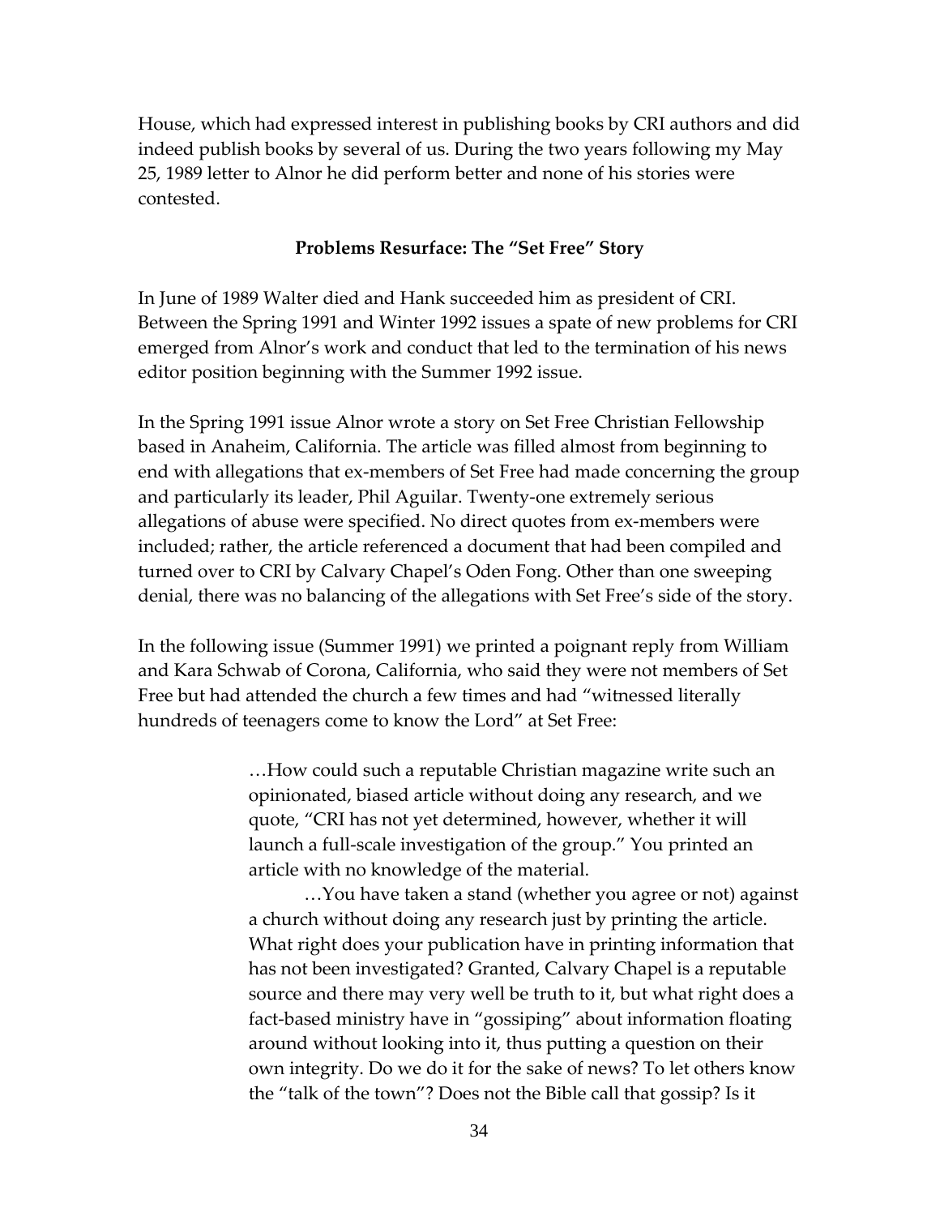House, which had expressed interest in publishing books by CRI authors and did indeed publish books by several of us. During the two years following my May 25, 1989 letter to Alnor he did perform better and none of his stories were contested.

### Problems Resurface: The "Set Free" Story

In June of 1989 Walter died and Hank succeeded him as president of CRI. Between the Spring 1991 and Winter 1992 issues a spate of new problems for CRI emerged from Alnor's work and conduct that led to the termination of his news editor position beginning with the Summer 1992 issue.

In the Spring 1991 issue Alnor wrote a story on Set Free Christian Fellowship based in Anaheim, California. The article was filled almost from beginning to end with allegations that ex-members of Set Free had made concerning the group and particularly its leader, Phil Aguilar. Twenty-one extremely serious allegations of abuse were specified. No direct quotes from ex-members were included; rather, the article referenced a document that had been compiled and turned over to CRI by Calvary Chapel's Oden Fong. Other than one sweeping denial, there was no balancing of the allegations with Set Free's side of the story.

In the following issue (Summer 1991) we printed a poignant reply from William and Kara Schwab of Corona, California, who said they were not members of Set Free but had attended the church a few times and had "witnessed literally hundreds of teenagers come to know the Lord" at Set Free:

> …How could such a reputable Christian magazine write such an opinionated, biased article without doing any research, and we quote, "CRI has not yet determined, however, whether it will launch a full-scale investigation of the group." You printed an article with no knowledge of the material.
>
> …You have taken a stand (whether you agree or not) against a church without doing any research just by printing the article. What right does your publication have in printing information that has not been investigated? Granted, Calvary Chapel is a reputable source and there may very well be truth to it, but what right does a fact-based ministry have in "gossiping" about information floating around without looking into it, thus putting a question on their own integrity. Do we do it for the sake of news? To let others know the "talk of the town"? Does not the Bible call that gossip? Is it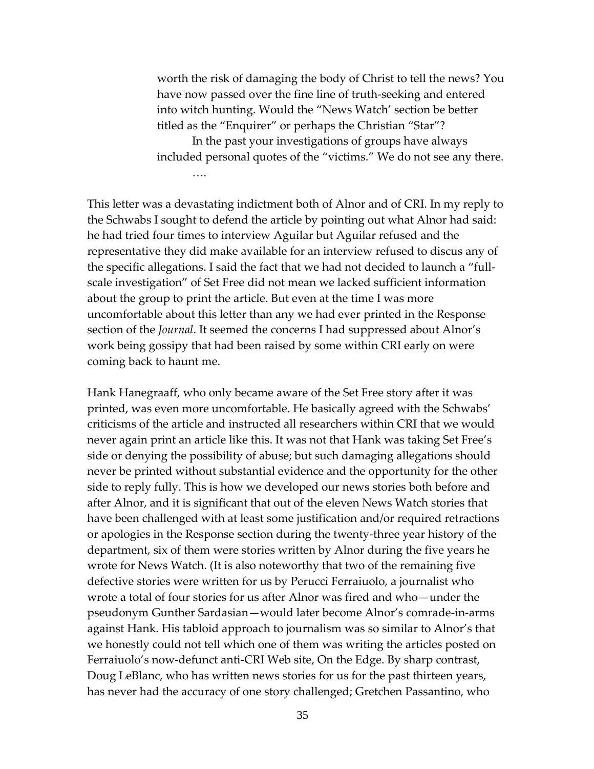> worth the risk of damaging the body of Christ to tell the news? You have now passed over the fine line of truth-seeking and entered into witch hunting. Would the "News Watch' section be better titled as the "Enquirer" or perhaps the Christian "Star"?
>
> In the past your investigations of groups have always included personal quotes of the "victims." We do not see any there.
>
> ….

This letter was a devastating indictment both of Alnor and of CRI. In my reply to the Schwabs I sought to defend the article by pointing out what Alnor had said: he had tried four times to interview Aguilar but Aguilar refused and the representative they did make available for an interview refused to discus any of the specific allegations. I said the fact that we had not decided to launch a "full-scale investigation" of Set Free did not mean we lacked sufficient information about the group to print the article. But even at the time I was more uncomfortable about this letter than any we had ever printed in the Response section of the *Journal*. It seemed the concerns I had suppressed about Alnor's work being gossipy that had been raised by some within CRI early on were coming back to haunt me.

Hank Hanegraaff, who only became aware of the Set Free story after it was printed, was even more uncomfortable. He basically agreed with the Schwabs' criticisms of the article and instructed all researchers within CRI that we would never again print an article like this. It was not that Hank was taking Set Free's side or denying the possibility of abuse; but such damaging allegations should never be printed without substantial evidence and the opportunity for the other side to reply fully. This is how we developed our news stories both before and after Alnor, and it is significant that out of the eleven News Watch stories that have been challenged with at least some justification and/or required retractions or apologies in the Response section during the twenty-three year history of the department, six of them were stories written by Alnor during the five years he wrote for News Watch. (It is also noteworthy that two of the remaining five defective stories were written for us by Perucci Ferraiuolo, a journalist who wrote a total of four stories for us after Alnor was fired and who—under the pseudonym Gunther Sardasian—would later become Alnor's comrade-in-arms against Hank. His tabloid approach to journalism was so similar to Alnor's that we honestly could not tell which one of them was writing the articles posted on Ferraiuolo's now-defunct anti-CRI Web site, On the Edge. By sharp contrast, Doug LeBlanc, who has written news stories for us for the past thirteen years, has never had the accuracy of one story challenged; Gretchen Passantino, who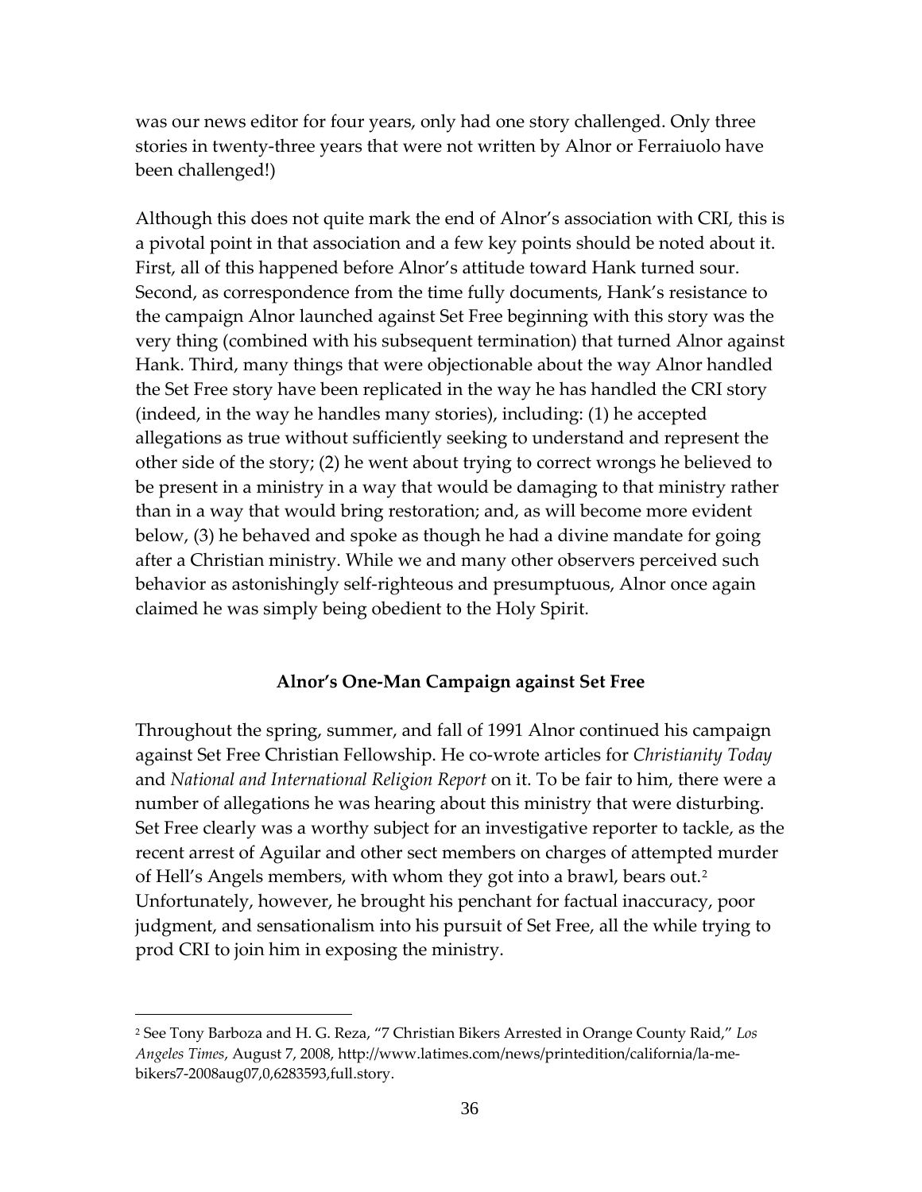was our news editor for four years, only had one story challenged. Only three stories in twenty-three years that were not written by Alnor or Ferraiuolo have been challenged!)

Although this does not quite mark the end of Alnor's association with CRI, this is a pivotal point in that association and a few key points should be noted about it. First, all of this happened before Alnor's attitude toward Hank turned sour. Second, as correspondence from the time fully documents, Hank's resistance to the campaign Alnor launched against Set Free beginning with this story was the very thing (combined with his subsequent termination) that turned Alnor against Hank. Third, many things that were objectionable about the way Alnor handled the Set Free story have been replicated in the way he has handled the CRI story (indeed, in the way he handles many stories), including: (1) he accepted allegations as true without sufficiently seeking to understand and represent the other side of the story; (2) he went about trying to correct wrongs he believed to be present in a ministry in a way that would be damaging to that ministry rather than in a way that would bring restoration; and, as will become more evident below, (3) he behaved and spoke as though he had a divine mandate for going after a Christian ministry. While we and many other observers perceived such behavior as astonishingly self-righteous and presumptuous, Alnor once again claimed he was simply being obedient to the Holy Spirit.

### Alnor's One-Man Campaign against Set Free

Throughout the spring, summer, and fall of 1991 Alnor continued his campaign against Set Free Christian Fellowship. He co-wrote articles for *Christianity Today* and *National and International Religion Report* on it. To be fair to him, there were a number of allegations he was hearing about this ministry that were disturbing. Set Free clearly was a worthy subject for an investigative reporter to tackle, as the recent arrest of Aguilar and other sect members on charges of attempted murder of Hell's Angels members, with whom they got into a brawl, bears out.[2] Unfortunately, however, he brought his penchant for factual inaccuracy, poor judgment, and sensationalism into his pursuit of Set Free, all the while trying to prod CRI to join him in exposing the ministry.

---

[2] See Tony Barboza and H. G. Reza, "7 Christian Bikers Arrested in Orange County Raid," *Los Angeles Times*, August 7, 2008, http://www.latimes.com/news/printedition/california/la-me-bikers7-2008aug07,0,6283593,full.story.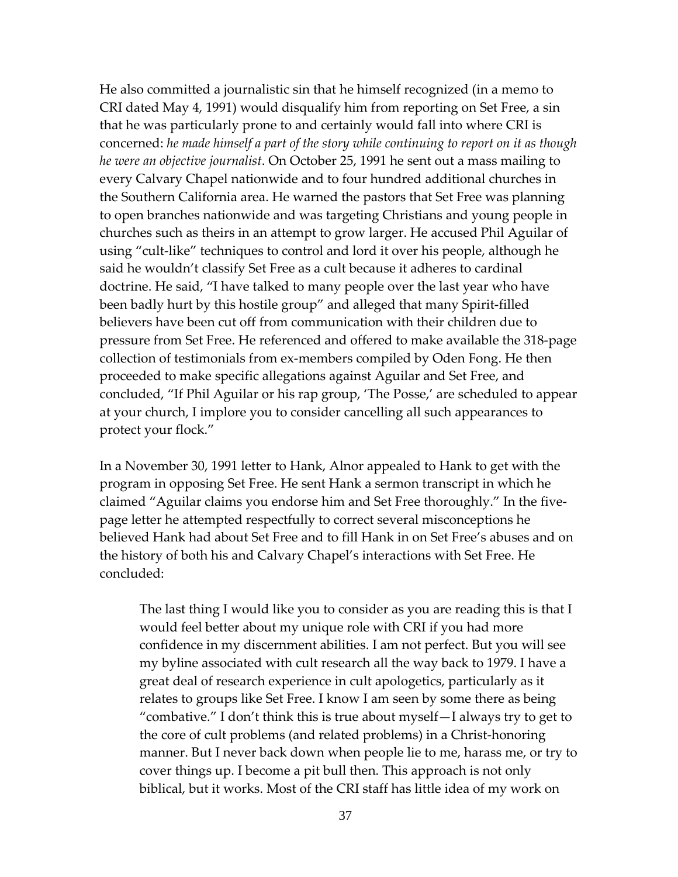He also committed a journalistic sin that he himself recognized (in a memo to CRI dated May 4, 1991) would disqualify him from reporting on Set Free, a sin that he was particularly prone to and certainly would fall into where CRI is concerned: *he made himself a part of the story while continuing to report on it as though he were an objective journalist*. On October 25, 1991 he sent out a mass mailing to every Calvary Chapel nationwide and to four hundred additional churches in the Southern California area. He warned the pastors that Set Free was planning to open branches nationwide and was targeting Christians and young people in churches such as theirs in an attempt to grow larger. He accused Phil Aguilar of using "cult-like" techniques to control and lord it over his people, although he said he wouldn't classify Set Free as a cult because it adheres to cardinal doctrine. He said, "I have talked to many people over the last year who have been badly hurt by this hostile group" and alleged that many Spirit-filled believers have been cut off from communication with their children due to pressure from Set Free. He referenced and offered to make available the 318-page collection of testimonials from ex-members compiled by Oden Fong. He then proceeded to make specific allegations against Aguilar and Set Free, and concluded, "If Phil Aguilar or his rap group, 'The Posse,' are scheduled to appear at your church, I implore you to consider cancelling all such appearances to protect your flock."

In a November 30, 1991 letter to Hank, Alnor appealed to Hank to get with the program in opposing Set Free. He sent Hank a sermon transcript in which he claimed "Aguilar claims you endorse him and Set Free thoroughly." In the five-page letter he attempted respectfully to correct several misconceptions he believed Hank had about Set Free and to fill Hank in on Set Free's abuses and on the history of both his and Calvary Chapel's interactions with Set Free. He concluded:

> The last thing I would like you to consider as you are reading this is that I would feel better about my unique role with CRI if you had more confidence in my discernment abilities. I am not perfect. But you will see my byline associated with cult research all the way back to 1979. I have a great deal of research experience in cult apologetics, particularly as it relates to groups like Set Free. I know I am seen by some there as being "combative." I don't think this is true about myself—I always try to get to the core of cult problems (and related problems) in a Christ-honoring manner. But I never back down when people lie to me, harass me, or try to cover things up. I become a pit bull then. This approach is not only biblical, but it works. Most of the CRI staff has little idea of my work on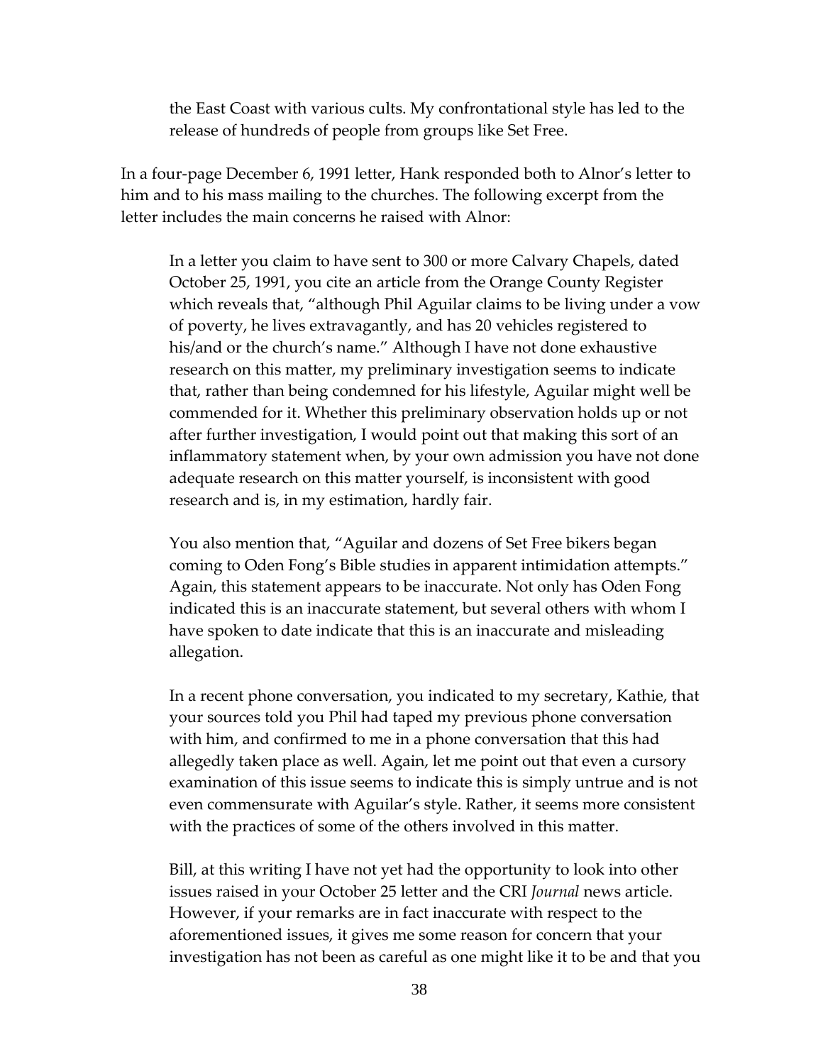> the East Coast with various cults. My confrontational style has led to the release of hundreds of people from groups like Set Free.

In a four-page December 6, 1991 letter, Hank responded both to Alnor's letter to him and to his mass mailing to the churches. The following excerpt from the letter includes the main concerns he raised with Alnor:

> In a letter you claim to have sent to 300 or more Calvary Chapels, dated October 25, 1991, you cite an article from the Orange County Register which reveals that, "although Phil Aguilar claims to be living under a vow of poverty, he lives extravagantly, and has 20 vehicles registered to his/and or the church's name." Although I have not done exhaustive research on this matter, my preliminary investigation seems to indicate that, rather than being condemned for his lifestyle, Aguilar might well be commended for it. Whether this preliminary observation holds up or not after further investigation, I would point out that making this sort of an inflammatory statement when, by your own admission you have not done adequate research on this matter yourself, is inconsistent with good research and is, in my estimation, hardly fair.
>
> You also mention that, "Aguilar and dozens of Set Free bikers began coming to Oden Fong's Bible studies in apparent intimidation attempts." Again, this statement appears to be inaccurate. Not only has Oden Fong indicated this is an inaccurate statement, but several others with whom I have spoken to date indicate that this is an inaccurate and misleading allegation.
>
> In a recent phone conversation, you indicated to my secretary, Kathie, that your sources told you Phil had taped my previous phone conversation with him, and confirmed to me in a phone conversation that this had allegedly taken place as well. Again, let me point out that even a cursory examination of this issue seems to indicate this is simply untrue and is not even commensurate with Aguilar's style. Rather, it seems more consistent with the practices of some of the others involved in this matter.
>
> Bill, at this writing I have not yet had the opportunity to look into other issues raised in your October 25 letter and the CRI *Journal* news article. However, if your remarks are in fact inaccurate with respect to the aforementioned issues, it gives me some reason for concern that your investigation has not been as careful as one might like it to be and that you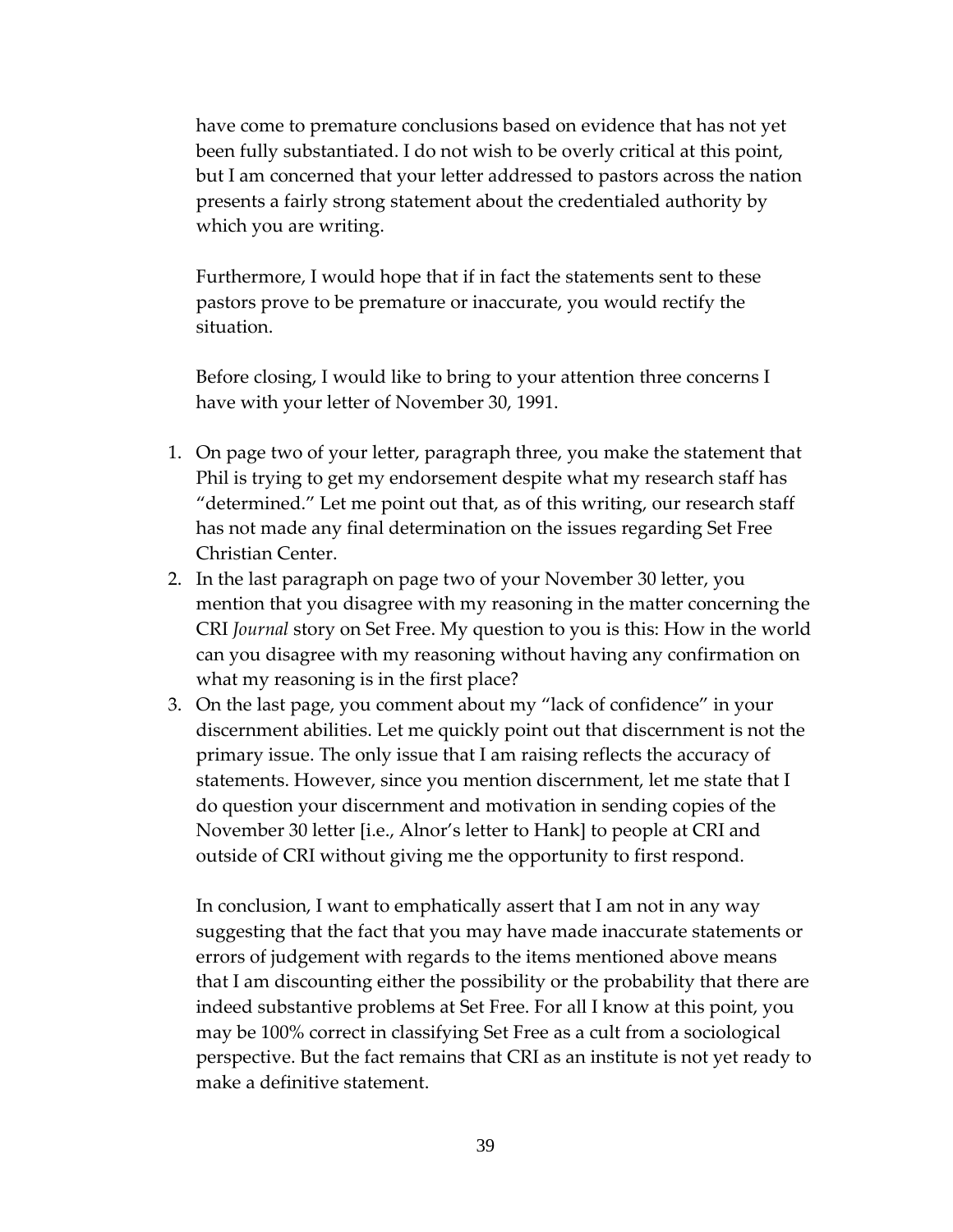have come to premature conclusions based on evidence that has not yet been fully substantiated. I do not wish to be overly critical at this point, but I am concerned that your letter addressed to pastors across the nation presents a fairly strong statement about the credentialed authority by which you are writing.

Furthermore, I would hope that if in fact the statements sent to these pastors prove to be premature or inaccurate, you would rectify the situation.

Before closing, I would like to bring to your attention three concerns I have with your letter of November 30, 1991.

1. On page two of your letter, paragraph three, you make the statement that Phil is trying to get my endorsement despite what my research staff has "determined." Let me point out that, as of this writing, our research staff has not made any final determination on the issues regarding Set Free Christian Center.
2. In the last paragraph on page two of your November 30 letter, you mention that you disagree with my reasoning in the matter concerning the CRI *Journal* story on Set Free. My question to you is this: How in the world can you disagree with my reasoning without having any confirmation on what my reasoning is in the first place?
3. On the last page, you comment about my "lack of confidence" in your discernment abilities. Let me quickly point out that discernment is not the primary issue. The only issue that I am raising reflects the accuracy of statements. However, since you mention discernment, let me state that I do question your discernment and motivation in sending copies of the November 30 letter [i.e., Alnor's letter to Hank] to people at CRI and outside of CRI without giving me the opportunity to first respond.

In conclusion, I want to emphatically assert that I am not in any way suggesting that the fact that you may have made inaccurate statements or errors of judgement with regards to the items mentioned above means that I am discounting either the possibility or the probability that there are indeed substantive problems at Set Free. For all I know at this point, you may be 100% correct in classifying Set Free as a cult from a sociological perspective. But the fact remains that CRI as an institute is not yet ready to make a definitive statement.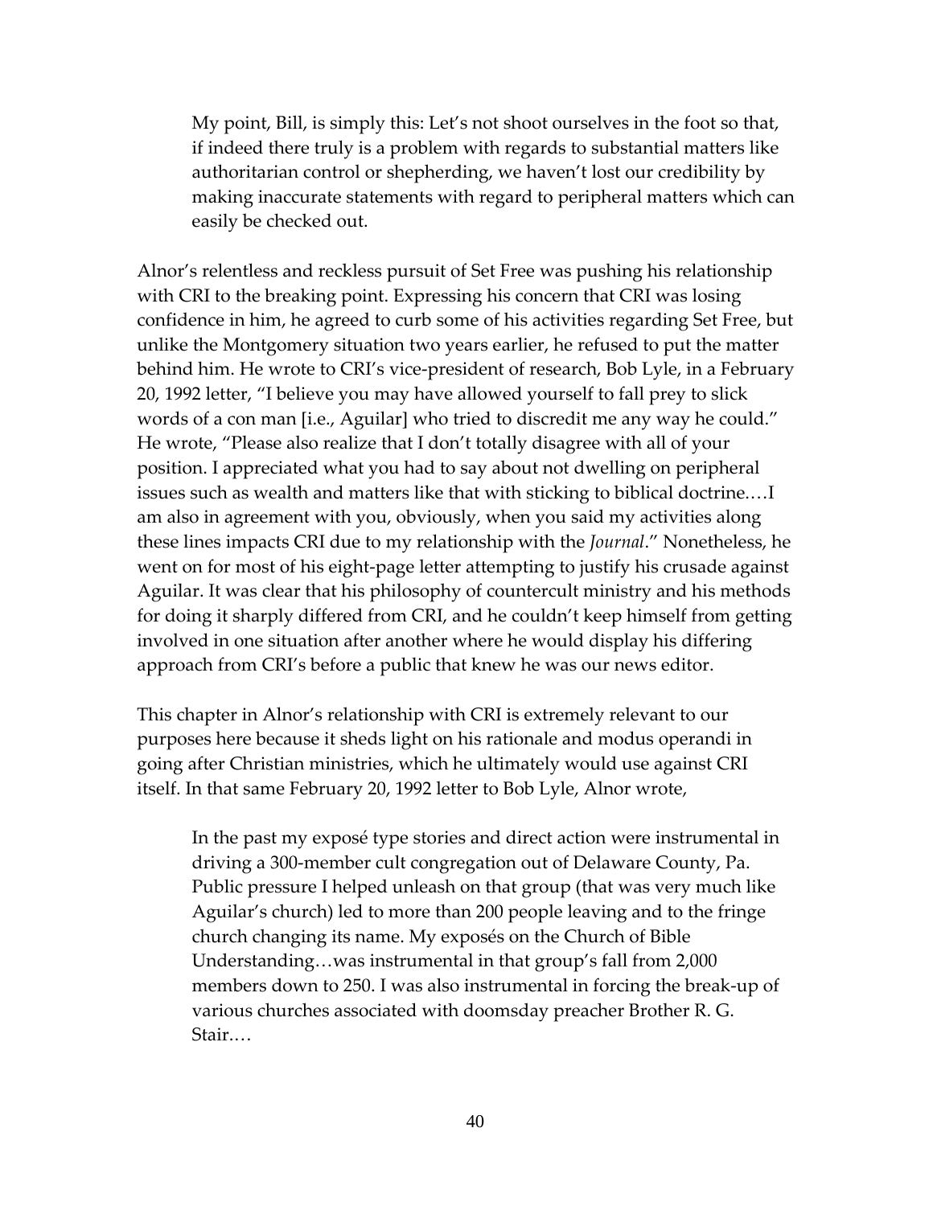> My point, Bill, is simply this: Let's not shoot ourselves in the foot so that, if indeed there truly is a problem with regards to substantial matters like authoritarian control or shepherding, we haven't lost our credibility by making inaccurate statements with regard to peripheral matters which can easily be checked out.

Alnor's relentless and reckless pursuit of Set Free was pushing his relationship with CRI to the breaking point. Expressing his concern that CRI was losing confidence in him, he agreed to curb some of his activities regarding Set Free, but unlike the Montgomery situation two years earlier, he refused to put the matter behind him. He wrote to CRI's vice-president of research, Bob Lyle, in a February 20, 1992 letter, "I believe you may have allowed yourself to fall prey to slick words of a con man [i.e., Aguilar] who tried to discredit me any way he could." He wrote, "Please also realize that I don't totally disagree with all of your position. I appreciated what you had to say about not dwelling on peripheral issues such as wealth and matters like that with sticking to biblical doctrine.…I am also in agreement with you, obviously, when you said my activities along these lines impacts CRI due to my relationship with the *Journal*." Nonetheless, he went on for most of his eight-page letter attempting to justify his crusade against Aguilar. It was clear that his philosophy of countercult ministry and his methods for doing it sharply differed from CRI, and he couldn't keep himself from getting involved in one situation after another where he would display his differing approach from CRI's before a public that knew he was our news editor.

This chapter in Alnor's relationship with CRI is extremely relevant to our purposes here because it sheds light on his rationale and modus operandi in going after Christian ministries, which he ultimately would use against CRI itself. In that same February 20, 1992 letter to Bob Lyle, Alnor wrote,

> In the past my exposé type stories and direct action were instrumental in driving a 300-member cult congregation out of Delaware County, Pa. Public pressure I helped unleash on that group (that was very much like Aguilar's church) led to more than 200 people leaving and to the fringe church changing its name. My exposés on the Church of Bible Understanding…was instrumental in that group's fall from 2,000 members down to 250. I was also instrumental in forcing the break-up of various churches associated with doomsday preacher Brother R. G. Stair.…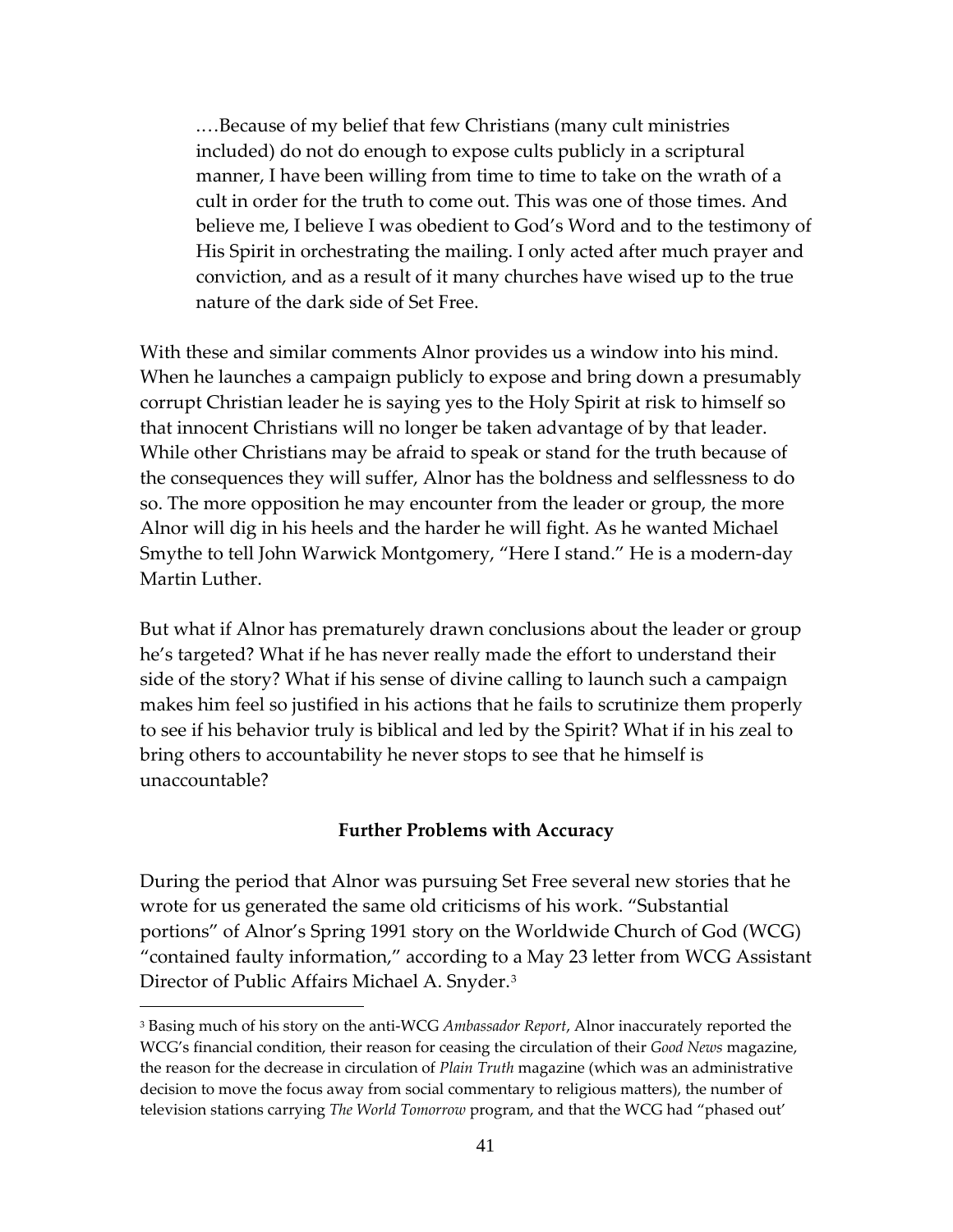> .…Because of my belief that few Christians (many cult ministries included) do not do enough to expose cults publicly in a scriptural manner, I have been willing from time to time to take on the wrath of a cult in order for the truth to come out. This was one of those times. And believe me, I believe I was obedient to God's Word and to the testimony of His Spirit in orchestrating the mailing. I only acted after much prayer and conviction, and as a result of it many churches have wised up to the true nature of the dark side of Set Free.

With these and similar comments Alnor provides us a window into his mind. When he launches a campaign publicly to expose and bring down a presumably corrupt Christian leader he is saying yes to the Holy Spirit at risk to himself so that innocent Christians will no longer be taken advantage of by that leader. While other Christians may be afraid to speak or stand for the truth because of the consequences they will suffer, Alnor has the boldness and selflessness to do so. The more opposition he may encounter from the leader or group, the more Alnor will dig in his heels and the harder he will fight. As he wanted Michael Smythe to tell John Warwick Montgomery, "Here I stand." He is a modern-day Martin Luther.

But what if Alnor has prematurely drawn conclusions about the leader or group he's targeted? What if he has never really made the effort to understand their side of the story? What if his sense of divine calling to launch such a campaign makes him feel so justified in his actions that he fails to scrutinize them properly to see if his behavior truly is biblical and led by the Spirit? What if in his zeal to bring others to accountability he never stops to see that he himself is unaccountable?

**Further Problems with Accuracy**

During the period that Alnor was pursuing Set Free several new stories that he wrote for us generated the same old criticisms of his work. "Substantial portions" of Alnor's Spring 1991 story on the Worldwide Church of God (WCG) "contained faulty information," according to a May 23 letter from WCG Assistant Director of Public Affairs Michael A. Snyder.[3]

---

[3] Basing much of his story on the anti-WCG *Ambassador Report*, Alnor inaccurately reported the WCG's financial condition, their reason for ceasing the circulation of their *Good News* magazine, the reason for the decrease in circulation of *Plain Truth* magazine (which was an administrative decision to move the focus away from social commentary to religious matters), the number of television stations carrying *The World Tomorrow* program, and that the WCG had "phased out'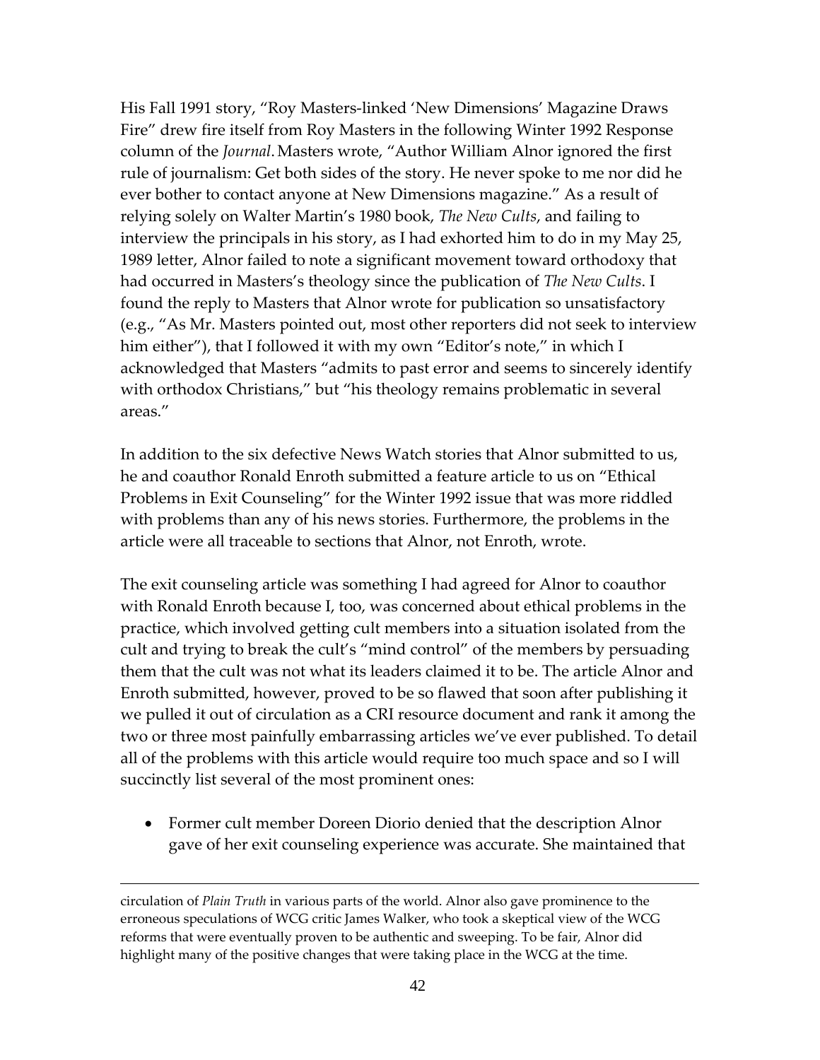His Fall 1991 story, "Roy Masters-linked 'New Dimensions' Magazine Draws Fire" drew fire itself from Roy Masters in the following Winter 1992 Response column of the *Journal*. Masters wrote, "Author William Alnor ignored the first rule of journalism: Get both sides of the story. He never spoke to me nor did he ever bother to contact anyone at New Dimensions magazine." As a result of relying solely on Walter Martin's 1980 book, *The New Cults*, and failing to interview the principals in his story, as I had exhorted him to do in my May 25, 1989 letter, Alnor failed to note a significant movement toward orthodoxy that had occurred in Masters's theology since the publication of *The New Cults*. I found the reply to Masters that Alnor wrote for publication so unsatisfactory (e.g., "As Mr. Masters pointed out, most other reporters did not seek to interview him either"), that I followed it with my own "Editor's note," in which I acknowledged that Masters "admits to past error and seems to sincerely identify with orthodox Christians," but "his theology remains problematic in several areas."

In addition to the six defective News Watch stories that Alnor submitted to us, he and coauthor Ronald Enroth submitted a feature article to us on "Ethical Problems in Exit Counseling" for the Winter 1992 issue that was more riddled with problems than any of his news stories. Furthermore, the problems in the article were all traceable to sections that Alnor, not Enroth, wrote.

The exit counseling article was something I had agreed for Alnor to coauthor with Ronald Enroth because I, too, was concerned about ethical problems in the practice, which involved getting cult members into a situation isolated from the cult and trying to break the cult's "mind control" of the members by persuading them that the cult was not what its leaders claimed it to be. The article Alnor and Enroth submitted, however, proved to be so flawed that soon after publishing it we pulled it out of circulation as a CRI resource document and rank it among the two or three most painfully embarrassing articles we've ever published. To detail all of the problems with this article would require too much space and so I will succinctly list several of the most prominent ones:

- Former cult member Doreen Diorio denied that the description Alnor gave of her exit counseling experience was accurate. She maintained that

---

circulation of *Plain Truth* in various parts of the world. Alnor also gave prominence to the erroneous speculations of WCG critic James Walker, who took a skeptical view of the WCG reforms that were eventually proven to be authentic and sweeping. To be fair, Alnor did highlight many of the positive changes that were taking place in the WCG at the time.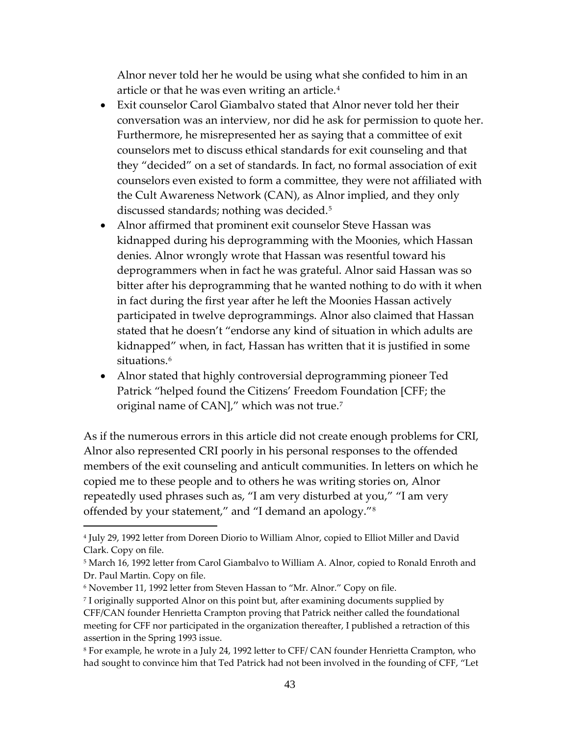Alnor never told her he would be using what she confided to him in an article or that he was even writing an article.[4]

- Exit counselor Carol Giambalvo stated that Alnor never told her their conversation was an interview, nor did he ask for permission to quote her. Furthermore, he misrepresented her as saying that a committee of exit counselors met to discuss ethical standards for exit counseling and that they "decided" on a set of standards. In fact, no formal association of exit counselors even existed to form a committee, they were not affiliated with the Cult Awareness Network (CAN), as Alnor implied, and they only discussed standards; nothing was decided.[5]
- Alnor affirmed that prominent exit counselor Steve Hassan was kidnapped during his deprogramming with the Moonies, which Hassan denies. Alnor wrongly wrote that Hassan was resentful toward his deprogrammers when in fact he was grateful. Alnor said Hassan was so bitter after his deprogramming that he wanted nothing to do with it when in fact during the first year after he left the Moonies Hassan actively participated in twelve deprogrammings. Alnor also claimed that Hassan stated that he doesn't "endorse any kind of situation in which adults are kidnapped" when, in fact, Hassan has written that it is justified in some situations.[6]
- Alnor stated that highly controversial deprogramming pioneer Ted Patrick "helped found the Citizens' Freedom Foundation [CFF; the original name of CAN]," which was not true.[7]

As if the numerous errors in this article did not create enough problems for CRI, Alnor also represented CRI poorly in his personal responses to the offended members of the exit counseling and anticult communities. In letters on which he copied me to these people and to others he was writing stories on, Alnor repeatedly used phrases such as, "I am very disturbed at you," "I am very offended by your statement," and "I demand an apology."[8]

---

[4] July 29, 1992 letter from Doreen Diorio to William Alnor, copied to Elliot Miller and David Clark. Copy on file.

[5] March 16, 1992 letter from Carol Giambalvo to William A. Alnor, copied to Ronald Enroth and Dr. Paul Martin. Copy on file.

[6] November 11, 1992 letter from Steven Hassan to "Mr. Alnor." Copy on file.

[7] I originally supported Alnor on this point but, after examining documents supplied by CFF/CAN founder Henrietta Crampton proving that Patrick neither called the foundational meeting for CFF nor participated in the organization thereafter, I published a retraction of this assertion in the Spring 1993 issue.

[8] For example, he wrote in a July 24, 1992 letter to CFF/ CAN founder Henrietta Crampton, who had sought to convince him that Ted Patrick had not been involved in the founding of CFF, "Let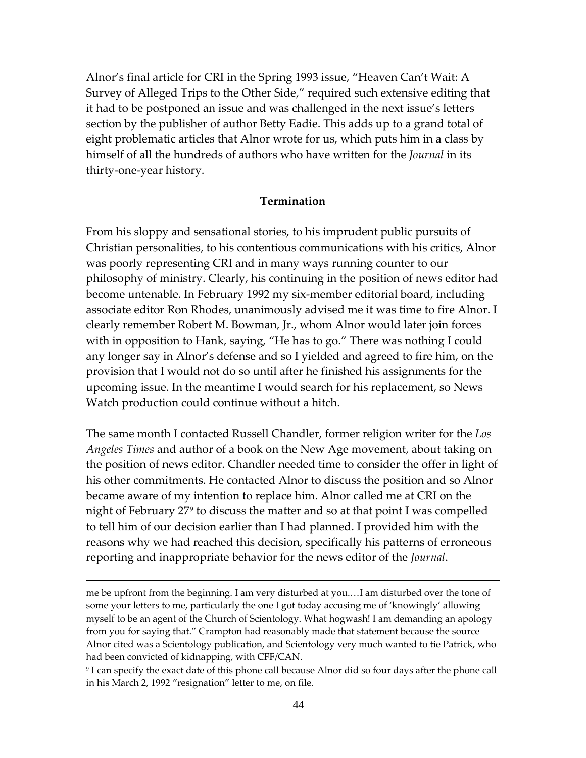Alnor's final article for CRI in the Spring 1993 issue, "Heaven Can't Wait: A Survey of Alleged Trips to the Other Side," required such extensive editing that it had to be postponed an issue and was challenged in the next issue's letters section by the publisher of author Betty Eadie. This adds up to a grand total of eight problematic articles that Alnor wrote for us, which puts him in a class by himself of all the hundreds of authors who have written for the *Journal* in its thirty-one-year history.

**Termination**

From his sloppy and sensational stories, to his imprudent public pursuits of Christian personalities, to his contentious communications with his critics, Alnor was poorly representing CRI and in many ways running counter to our philosophy of ministry. Clearly, his continuing in the position of news editor had become untenable. In February 1992 my six-member editorial board, including associate editor Ron Rhodes, unanimously advised me it was time to fire Alnor. I clearly remember Robert M. Bowman, Jr., whom Alnor would later join forces with in opposition to Hank, saying, "He has to go." There was nothing I could any longer say in Alnor's defense and so I yielded and agreed to fire him, on the provision that I would not do so until after he finished his assignments for the upcoming issue. In the meantime I would search for his replacement, so News Watch production could continue without a hitch.

The same month I contacted Russell Chandler, former religion writer for the *Los Angeles Times* and author of a book on the New Age movement, about taking on the position of news editor. Chandler needed time to consider the offer in light of his other commitments. He contacted Alnor to discuss the position and so Alnor became aware of my intention to replace him. Alnor called me at CRI on the night of February 27[9] to discuss the matter and so at that point I was compelled to tell him of our decision earlier than I had planned. I provided him with the reasons why we had reached this decision, specifically his patterns of erroneous reporting and inappropriate behavior for the news editor of the *Journal*.

---

me be upfront from the beginning. I am very disturbed at you.…I am disturbed over the tone of some your letters to me, particularly the one I got today accusing me of 'knowingly' allowing myself to be an agent of the Church of Scientology. What hogwash! I am demanding an apology from you for saying that." Crampton had reasonably made that statement because the source Alnor cited was a Scientology publication, and Scientology very much wanted to tie Patrick, who had been convicted of kidnapping, with CFF/CAN.

[9] I can specify the exact date of this phone call because Alnor did so four days after the phone call in his March 2, 1992 "resignation" letter to me, on file.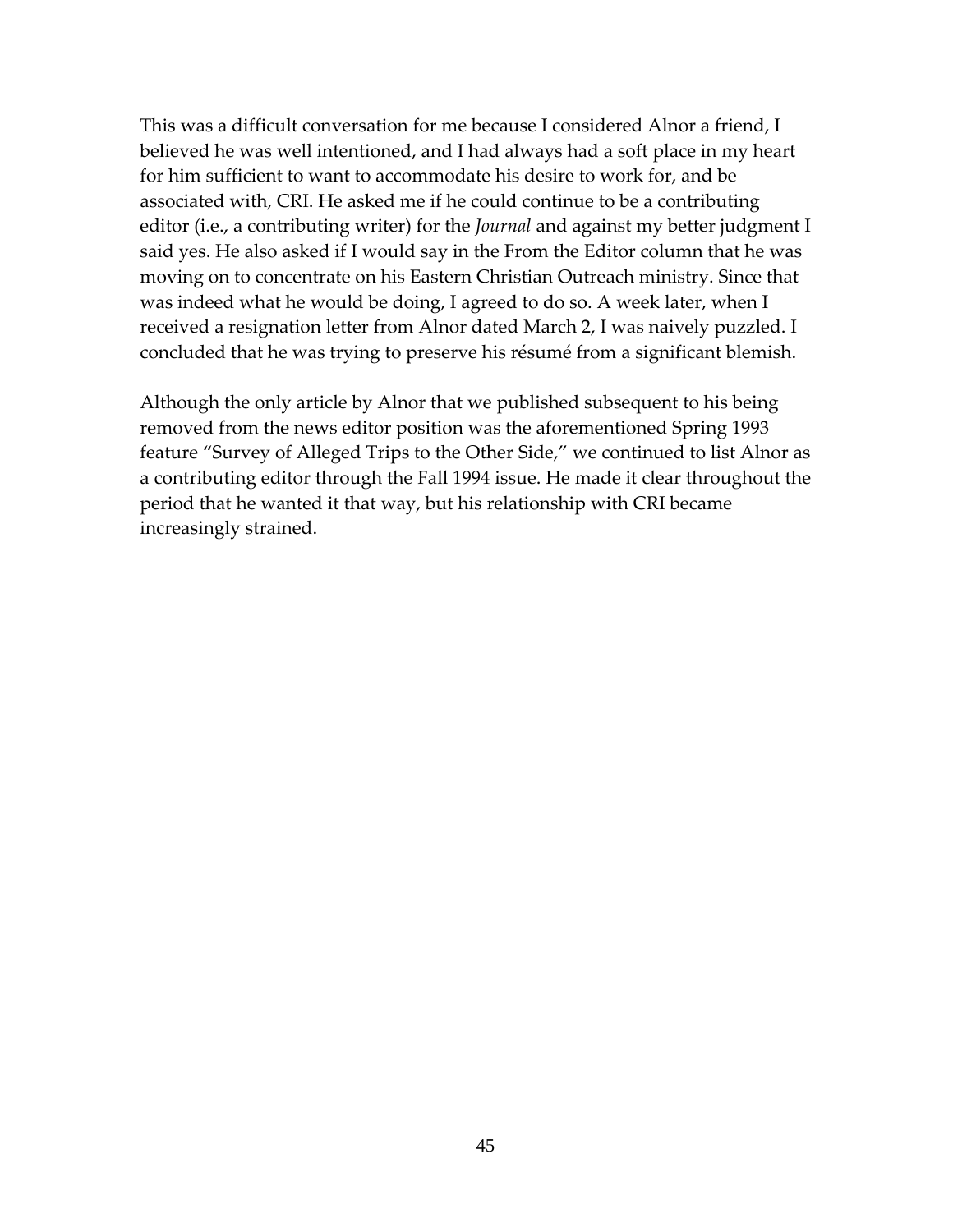This was a difficult conversation for me because I considered Alnor a friend, I believed he was well intentioned, and I had always had a soft place in my heart for him sufficient to want to accommodate his desire to work for, and be associated with, CRI. He asked me if he could continue to be a contributing editor (i.e., a contributing writer) for the *Journal* and against my better judgment I said yes. He also asked if I would say in the From the Editor column that he was moving on to concentrate on his Eastern Christian Outreach ministry. Since that was indeed what he would be doing, I agreed to do so. A week later, when I received a resignation letter from Alnor dated March 2, I was naively puzzled. I concluded that he was trying to preserve his résumé from a significant blemish.

Although the only article by Alnor that we published subsequent to his being removed from the news editor position was the aforementioned Spring 1993 feature "Survey of Alleged Trips to the Other Side," we continued to list Alnor as a contributing editor through the Fall 1994 issue. He made it clear throughout the period that he wanted it that way, but his relationship with CRI became increasingly strained.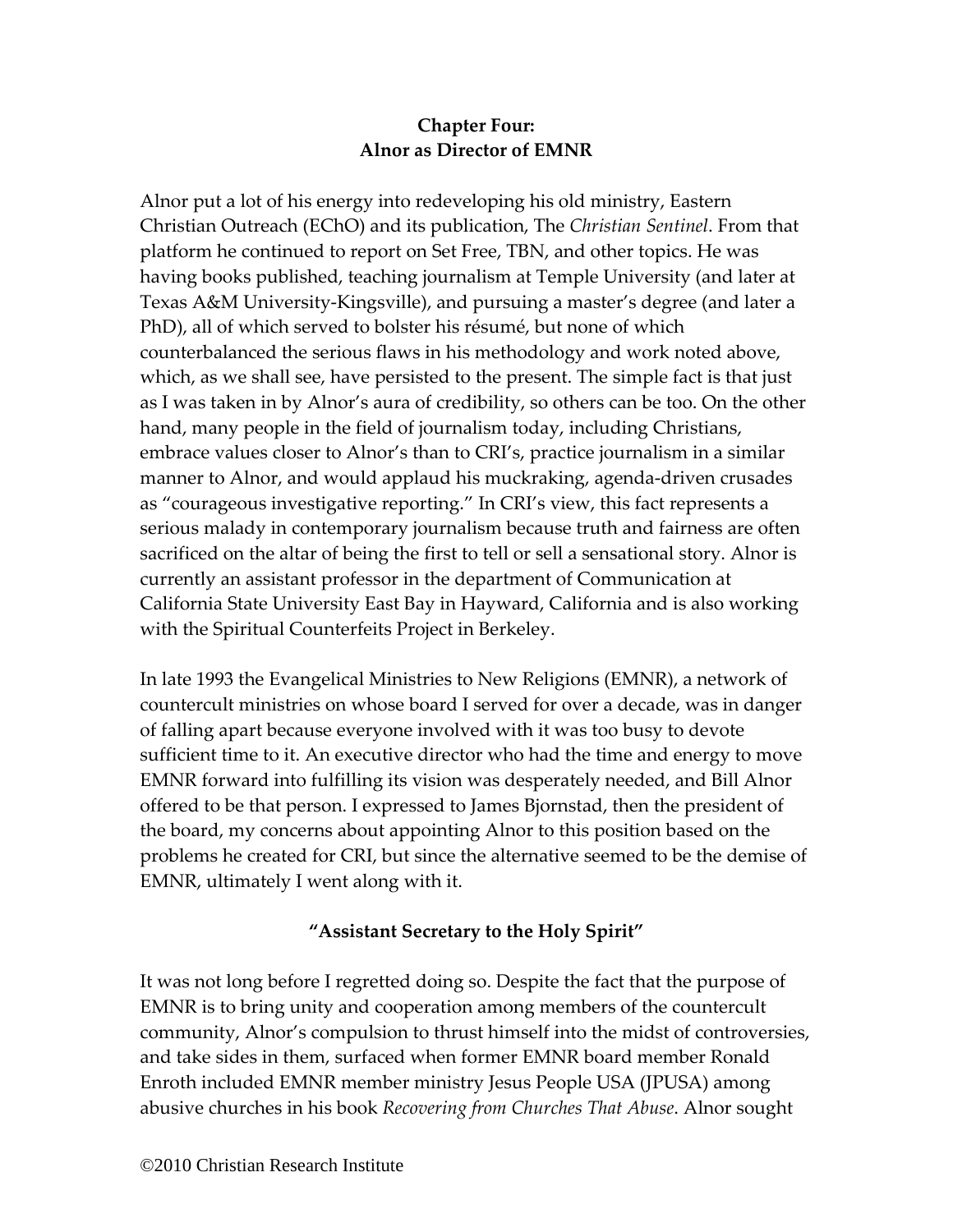## Chapter Four:
## Alnor as Director of EMNR

Alnor put a lot of his energy into redeveloping his old ministry, Eastern Christian Outreach (EChO) and its publication, The *Christian Sentinel*. From that platform he continued to report on Set Free, TBN, and other topics. He was having books published, teaching journalism at Temple University (and later at Texas A&M University-Kingsville), and pursuing a master's degree (and later a PhD), all of which served to bolster his résumé, but none of which counterbalanced the serious flaws in his methodology and work noted above, which, as we shall see, have persisted to the present. The simple fact is that just as I was taken in by Alnor's aura of credibility, so others can be too. On the other hand, many people in the field of journalism today, including Christians, embrace values closer to Alnor's than to CRI's, practice journalism in a similar manner to Alnor, and would applaud his muckraking, agenda-driven crusades as "courageous investigative reporting." In CRI's view, this fact represents a serious malady in contemporary journalism because truth and fairness are often sacrificed on the altar of being the first to tell or sell a sensational story. Alnor is currently an assistant professor in the department of Communication at California State University East Bay in Hayward, California and is also working with the Spiritual Counterfeits Project in Berkeley.

In late 1993 the Evangelical Ministries to New Religions (EMNR), a network of countercult ministries on whose board I served for over a decade, was in danger of falling apart because everyone involved with it was too busy to devote sufficient time to it. An executive director who had the time and energy to move EMNR forward into fulfilling its vision was desperately needed, and Bill Alnor offered to be that person. I expressed to James Bjornstad, then the president of the board, my concerns about appointing Alnor to this position based on the problems he created for CRI, but since the alternative seemed to be the demise of EMNR, ultimately I went along with it.

### "Assistant Secretary to the Holy Spirit"

It was not long before I regretted doing so. Despite the fact that the purpose of EMNR is to bring unity and cooperation among members of the countercult community, Alnor's compulsion to thrust himself into the midst of controversies, and take sides in them, surfaced when former EMNR board member Ronald Enroth included EMNR member ministry Jesus People USA (JPUSA) among abusive churches in his book *Recovering from Churches That Abuse*. Alnor sought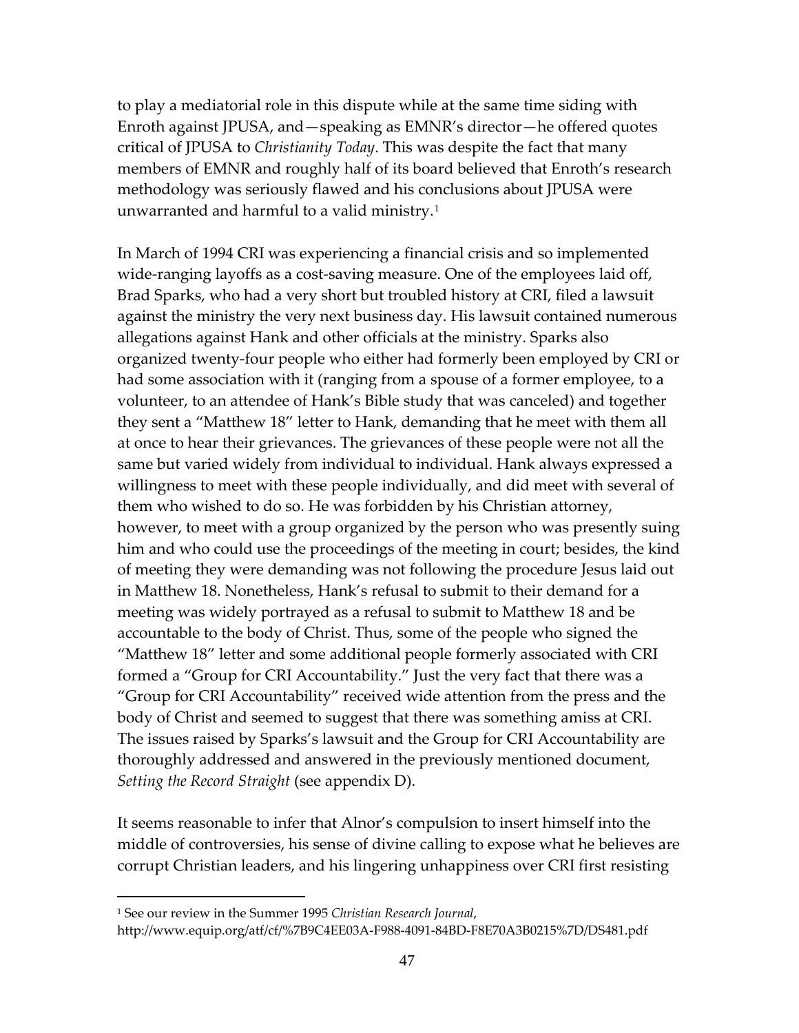to play a mediatorial role in this dispute while at the same time siding with Enroth against JPUSA, and—speaking as EMNR's director—he offered quotes critical of JPUSA to *Christianity Today*. This was despite the fact that many members of EMNR and roughly half of its board believed that Enroth's research methodology was seriously flawed and his conclusions about JPUSA were unwarranted and harmful to a valid ministry.[1]

In March of 1994 CRI was experiencing a financial crisis and so implemented wide-ranging layoffs as a cost-saving measure. One of the employees laid off, Brad Sparks, who had a very short but troubled history at CRI, filed a lawsuit against the ministry the very next business day. His lawsuit contained numerous allegations against Hank and other officials at the ministry. Sparks also organized twenty-four people who either had formerly been employed by CRI or had some association with it (ranging from a spouse of a former employee, to a volunteer, to an attendee of Hank's Bible study that was canceled) and together they sent a "Matthew 18" letter to Hank, demanding that he meet with them all at once to hear their grievances. The grievances of these people were not all the same but varied widely from individual to individual. Hank always expressed a willingness to meet with these people individually, and did meet with several of them who wished to do so. He was forbidden by his Christian attorney, however, to meet with a group organized by the person who was presently suing him and who could use the proceedings of the meeting in court; besides, the kind of meeting they were demanding was not following the procedure Jesus laid out in Matthew 18. Nonetheless, Hank's refusal to submit to their demand for a meeting was widely portrayed as a refusal to submit to Matthew 18 and be accountable to the body of Christ. Thus, some of the people who signed the "Matthew 18" letter and some additional people formerly associated with CRI formed a "Group for CRI Accountability." Just the very fact that there was a "Group for CRI Accountability" received wide attention from the press and the body of Christ and seemed to suggest that there was something amiss at CRI. The issues raised by Sparks's lawsuit and the Group for CRI Accountability are thoroughly addressed and answered in the previously mentioned document, *Setting the Record Straight* (see appendix D).

It seems reasonable to infer that Alnor's compulsion to insert himself into the middle of controversies, his sense of divine calling to expose what he believes are corrupt Christian leaders, and his lingering unhappiness over CRI first resisting

---

[1] See our review in the Summer 1995 *Christian Research Journal*, http://www.equip.org/atf/cf/%7B9C4EE03A-F988-4091-84BD-F8E70A3B0215%7D/DS481.pdf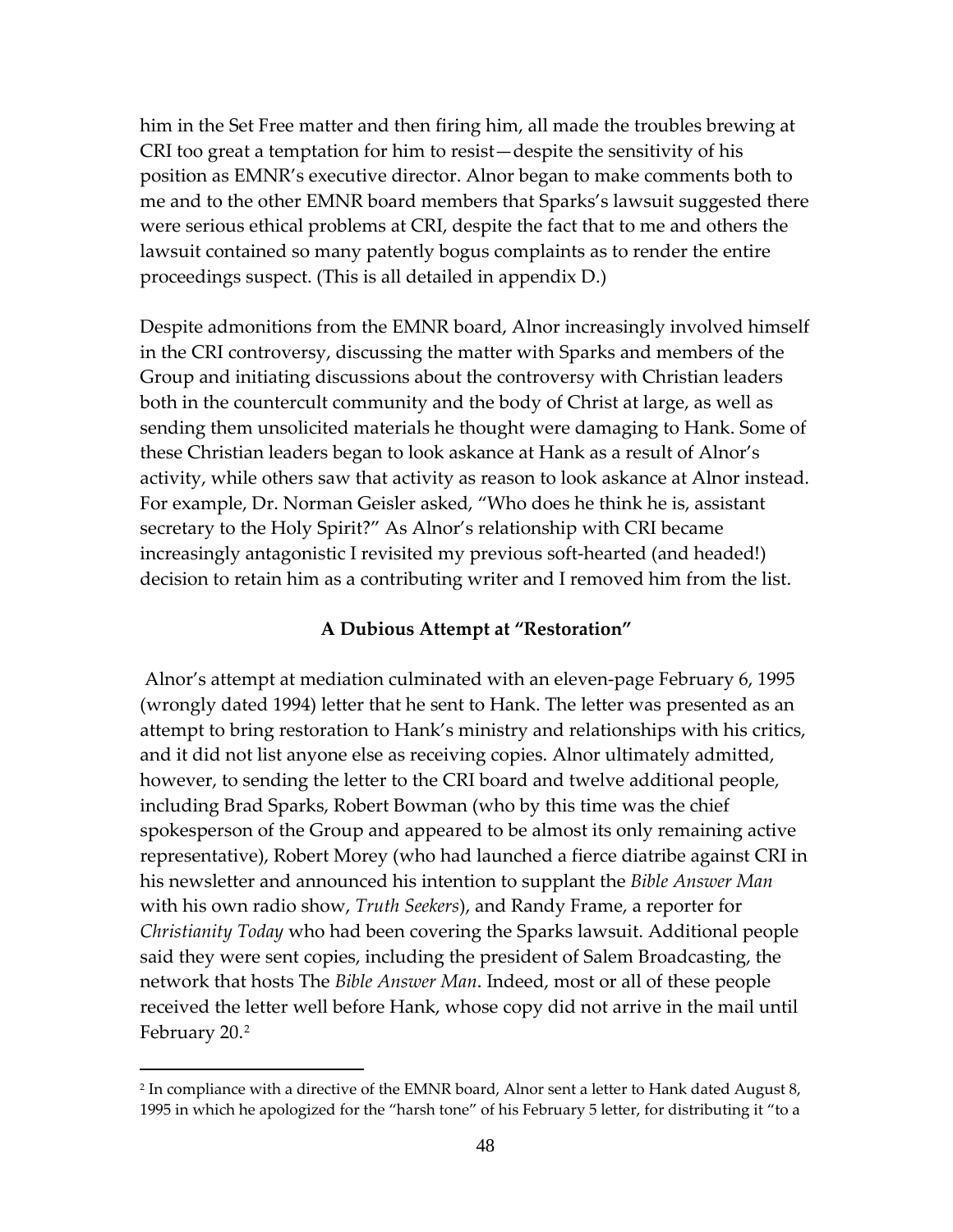him in the Set Free matter and then firing him, all made the troubles brewing at CRI too great a temptation for him to resist—despite the sensitivity of his position as EMNR's executive director. Alnor began to make comments both to me and to the other EMNR board members that Sparks's lawsuit suggested there were serious ethical problems at CRI, despite the fact that to me and others the lawsuit contained so many patently bogus complaints as to render the entire proceedings suspect. (This is all detailed in appendix D.)

Despite admonitions from the EMNR board, Alnor increasingly involved himself in the CRI controversy, discussing the matter with Sparks and members of the Group and initiating discussions about the controversy with Christian leaders both in the countercult community and the body of Christ at large, as well as sending them unsolicited materials he thought were damaging to Hank. Some of these Christian leaders began to look askance at Hank as a result of Alnor's activity, while others saw that activity as reason to look askance at Alnor instead. For example, Dr. Norman Geisler asked, "Who does he think he is, assistant secretary to the Holy Spirit?" As Alnor's relationship with CRI became increasingly antagonistic I revisited my previous soft-hearted (and headed!) decision to retain him as a contributing writer and I removed him from the list.

### A Dubious Attempt at "Restoration"

Alnor's attempt at mediation culminated with an eleven-page February 6, 1995 (wrongly dated 1994) letter that he sent to Hank. The letter was presented as an attempt to bring restoration to Hank's ministry and relationships with his critics, and it did not list anyone else as receiving copies. Alnor ultimately admitted, however, to sending the letter to the CRI board and twelve additional people, including Brad Sparks, Robert Bowman (who by this time was the chief spokesperson of the Group and appeared to be almost its only remaining active representative), Robert Morey (who had launched a fierce diatribe against CRI in his newsletter and announced his intention to supplant the *Bible Answer Man* with his own radio show, *Truth Seekers*), and Randy Frame, a reporter for *Christianity Today* who had been covering the Sparks lawsuit. Additional people said they were sent copies, including the president of Salem Broadcasting, the network that hosts The *Bible Answer Man*. Indeed, most or all of these people received the letter well before Hank, whose copy did not arrive in the mail until February 20.[2]

---

[2] In compliance with a directive of the EMNR board, Alnor sent a letter to Hank dated August 8, 1995 in which he apologized for the "harsh tone" of his February 5 letter, for distributing it "to a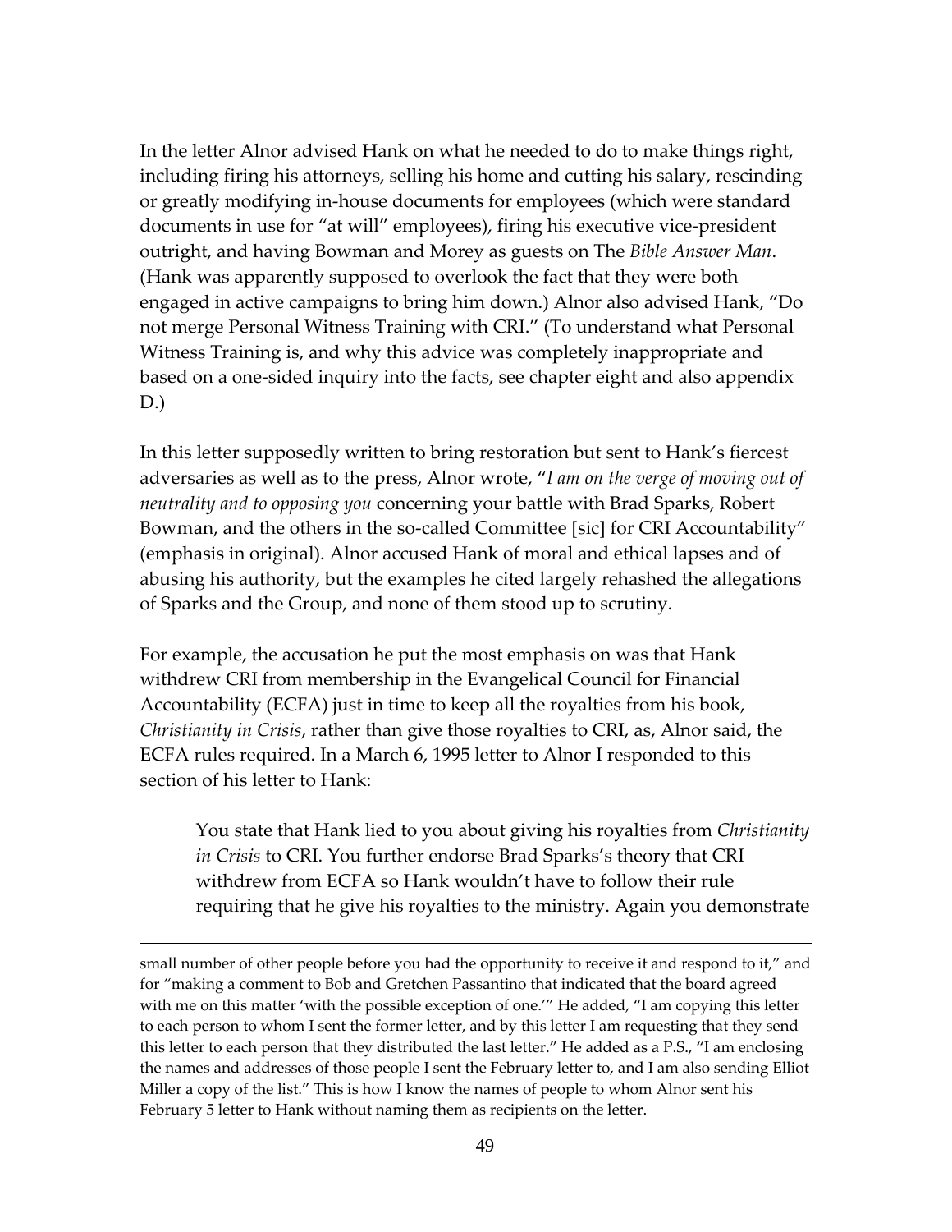In the letter Alnor advised Hank on what he needed to do to make things right, including firing his attorneys, selling his home and cutting his salary, rescinding or greatly modifying in-house documents for employees (which were standard documents in use for "at will" employees), firing his executive vice-president outright, and having Bowman and Morey as guests on The *Bible Answer Man*. (Hank was apparently supposed to overlook the fact that they were both engaged in active campaigns to bring him down.) Alnor also advised Hank, "Do not merge Personal Witness Training with CRI." (To understand what Personal Witness Training is, and why this advice was completely inappropriate and based on a one-sided inquiry into the facts, see chapter eight and also appendix D.)

In this letter supposedly written to bring restoration but sent to Hank's fiercest adversaries as well as to the press, Alnor wrote, "*I am on the verge of moving out of neutrality and to opposing you* concerning your battle with Brad Sparks, Robert Bowman, and the others in the so-called Committee [sic] for CRI Accountability" (emphasis in original). Alnor accused Hank of moral and ethical lapses and of abusing his authority, but the examples he cited largely rehashed the allegations of Sparks and the Group, and none of them stood up to scrutiny.

For example, the accusation he put the most emphasis on was that Hank withdrew CRI from membership in the Evangelical Council for Financial Accountability (ECFA) just in time to keep all the royalties from his book, *Christianity in Crisis*, rather than give those royalties to CRI, as, Alnor said, the ECFA rules required. In a March 6, 1995 letter to Alnor I responded to this section of his letter to Hank:

> You state that Hank lied to you about giving his royalties from *Christianity in Crisis* to CRI. You further endorse Brad Sparks's theory that CRI withdrew from ECFA so Hank wouldn't have to follow their rule requiring that he give his royalties to the ministry. Again you demonstrate

---

small number of other people before you had the opportunity to receive it and respond to it," and for "making a comment to Bob and Gretchen Passantino that indicated that the board agreed with me on this matter 'with the possible exception of one.'" He added, "I am copying this letter to each person to whom I sent the former letter, and by this letter I am requesting that they send this letter to each person that they distributed the last letter." He added as a P.S., "I am enclosing the names and addresses of those people I sent the February letter to, and I am also sending Elliot Miller a copy of the list." This is how I know the names of people to whom Alnor sent his February 5 letter to Hank without naming them as recipients on the letter.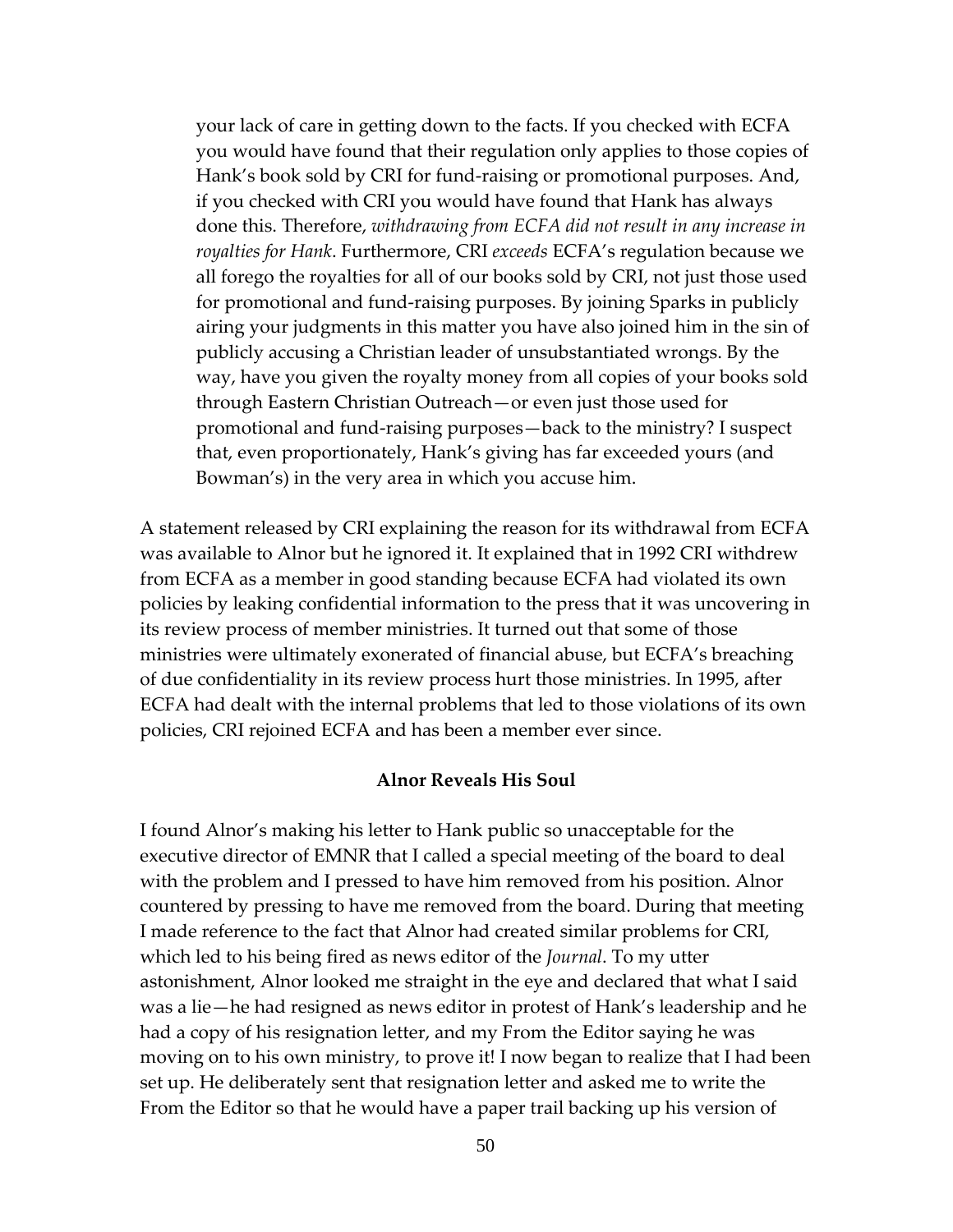> your lack of care in getting down to the facts. If you checked with ECFA you would have found that their regulation only applies to those copies of Hank's book sold by CRI for fund-raising or promotional purposes. And, if you checked with CRI you would have found that Hank has always done this. Therefore, *withdrawing from ECFA did not result in any increase in royalties for Hank*. Furthermore, CRI *exceeds* ECFA's regulation because we all forego the royalties for all of our books sold by CRI, not just those used for promotional and fund-raising purposes. By joining Sparks in publicly airing your judgments in this matter you have also joined him in the sin of publicly accusing a Christian leader of unsubstantiated wrongs. By the way, have you given the royalty money from all copies of your books sold through Eastern Christian Outreach—or even just those used for promotional and fund-raising purposes—back to the ministry? I suspect that, even proportionately, Hank's giving has far exceeded yours (and Bowman's) in the very area in which you accuse him.

A statement released by CRI explaining the reason for its withdrawal from ECFA was available to Alnor but he ignored it. It explained that in 1992 CRI withdrew from ECFA as a member in good standing because ECFA had violated its own policies by leaking confidential information to the press that it was uncovering in its review process of member ministries. It turned out that some of those ministries were ultimately exonerated of financial abuse, but ECFA's breaching of due confidentiality in its review process hurt those ministries. In 1995, after ECFA had dealt with the internal problems that led to those violations of its own policies, CRI rejoined ECFA and has been a member ever since.

**Alnor Reveals His Soul**

I found Alnor's making his letter to Hank public so unacceptable for the executive director of EMNR that I called a special meeting of the board to deal with the problem and I pressed to have him removed from his position. Alnor countered by pressing to have me removed from the board. During that meeting I made reference to the fact that Alnor had created similar problems for CRI, which led to his being fired as news editor of the *Journal*. To my utter astonishment, Alnor looked me straight in the eye and declared that what I said was a lie—he had resigned as news editor in protest of Hank's leadership and he had a copy of his resignation letter, and my From the Editor saying he was moving on to his own ministry, to prove it! I now began to realize that I had been set up. He deliberately sent that resignation letter and asked me to write the From the Editor so that he would have a paper trail backing up his version of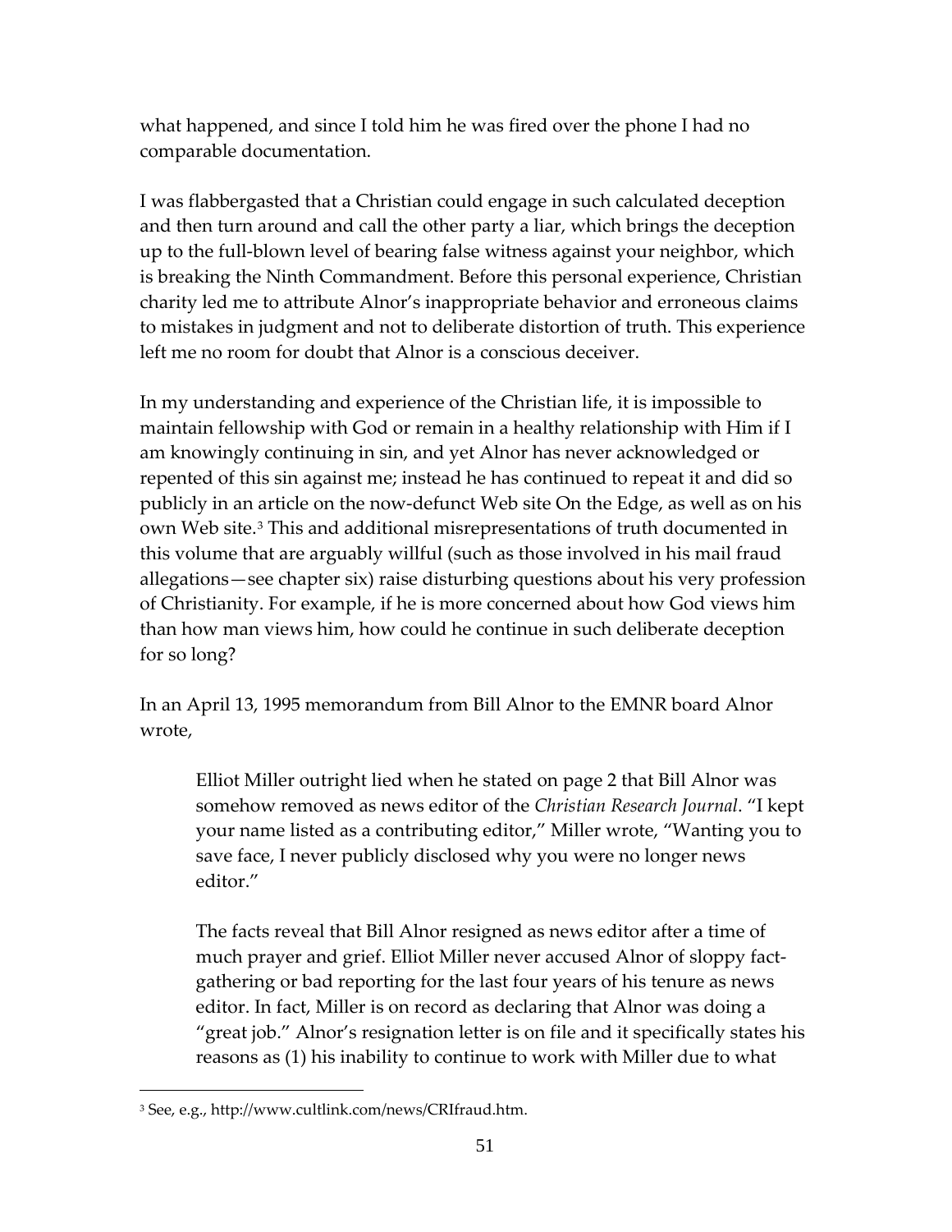what happened, and since I told him he was fired over the phone I had no comparable documentation.

I was flabbergasted that a Christian could engage in such calculated deception and then turn around and call the other party a liar, which brings the deception up to the full-blown level of bearing false witness against your neighbor, which is breaking the Ninth Commandment. Before this personal experience, Christian charity led me to attribute Alnor's inappropriate behavior and erroneous claims to mistakes in judgment and not to deliberate distortion of truth. This experience left me no room for doubt that Alnor is a conscious deceiver.

In my understanding and experience of the Christian life, it is impossible to maintain fellowship with God or remain in a healthy relationship with Him if I am knowingly continuing in sin, and yet Alnor has never acknowledged or repented of this sin against me; instead he has continued to repeat it and did so publicly in an article on the now-defunct Web site On the Edge, as well as on his own Web site.[3] This and additional misrepresentations of truth documented in this volume that are arguably willful (such as those involved in his mail fraud allegations—see chapter six) raise disturbing questions about his very profession of Christianity. For example, if he is more concerned about how God views him than how man views him, how could he continue in such deliberate deception for so long?

In an April 13, 1995 memorandum from Bill Alnor to the EMNR board Alnor wrote,

> Elliot Miller outright lied when he stated on page 2 that Bill Alnor was somehow removed as news editor of the *Christian Research Journal*. "I kept your name listed as a contributing editor," Miller wrote, "Wanting you to save face, I never publicly disclosed why you were no longer news editor."
>
> The facts reveal that Bill Alnor resigned as news editor after a time of much prayer and grief. Elliot Miller never accused Alnor of sloppy fact-gathering or bad reporting for the last four years of his tenure as news editor. In fact, Miller is on record as declaring that Alnor was doing a "great job." Alnor's resignation letter is on file and it specifically states his reasons as (1) his inability to continue to work with Miller due to what

[3] See, e.g., http://www.cultlink.com/news/CRIfraud.htm.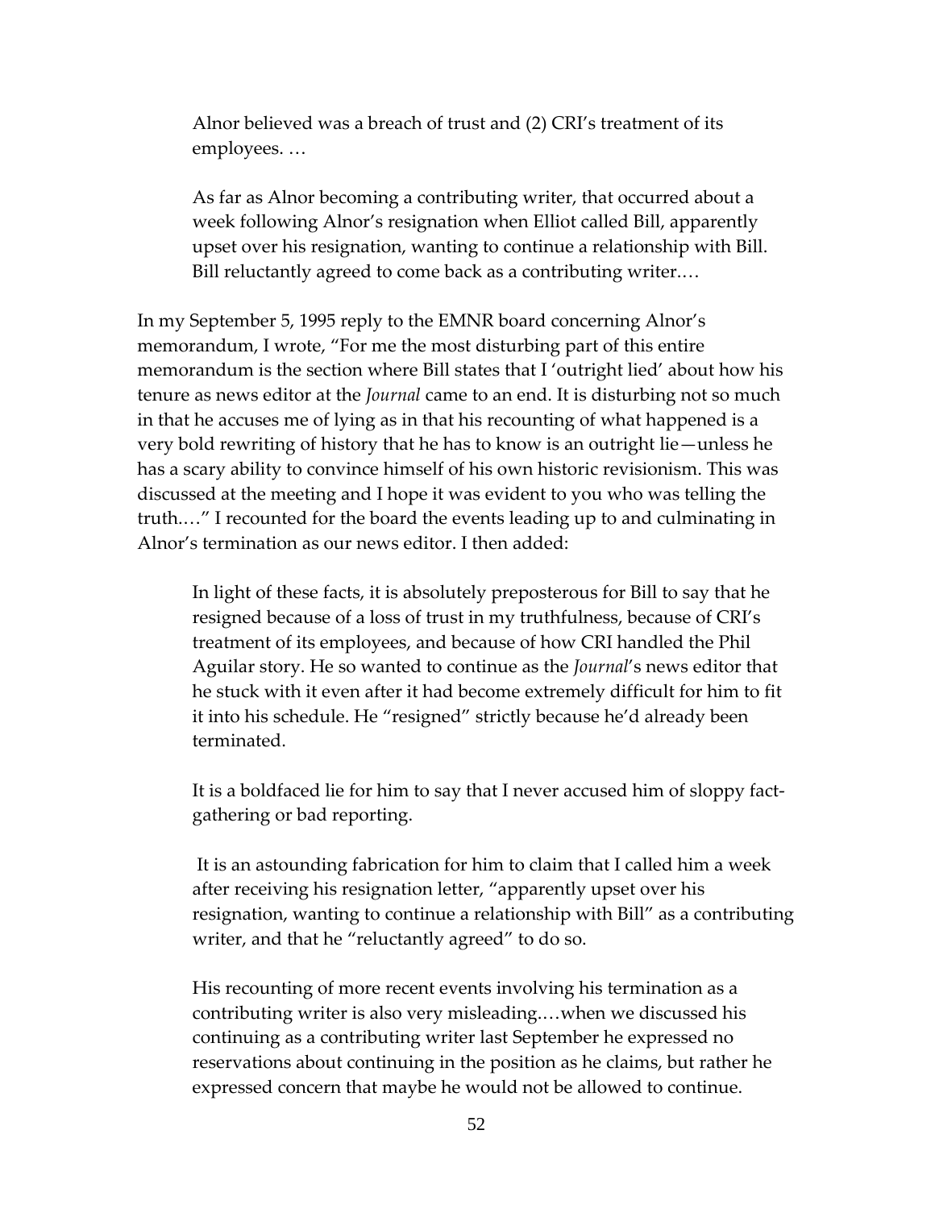> Alnor believed was a breach of trust and (2) CRI's treatment of its employees. …
>
> As far as Alnor becoming a contributing writer, that occurred about a week following Alnor's resignation when Elliot called Bill, apparently upset over his resignation, wanting to continue a relationship with Bill. Bill reluctantly agreed to come back as a contributing writer.…

In my September 5, 1995 reply to the EMNR board concerning Alnor's memorandum, I wrote, "For me the most disturbing part of this entire memorandum is the section where Bill states that I 'outright lied' about how his tenure as news editor at the *Journal* came to an end. It is disturbing not so much in that he accuses me of lying as in that his recounting of what happened is a very bold rewriting of history that he has to know is an outright lie—unless he has a scary ability to convince himself of his own historic revisionism. This was discussed at the meeting and I hope it was evident to you who was telling the truth.…" I recounted for the board the events leading up to and culminating in Alnor's termination as our news editor. I then added:

> In light of these facts, it is absolutely preposterous for Bill to say that he resigned because of a loss of trust in my truthfulness, because of CRI's treatment of its employees, and because of how CRI handled the Phil Aguilar story. He so wanted to continue as the *Journal*'s news editor that he stuck with it even after it had become extremely difficult for him to fit it into his schedule. He "resigned" strictly because he'd already been terminated.
>
> It is a boldfaced lie for him to say that I never accused him of sloppy fact-gathering or bad reporting.
>
> It is an astounding fabrication for him to claim that I called him a week after receiving his resignation letter, "apparently upset over his resignation, wanting to continue a relationship with Bill" as a contributing writer, and that he "reluctantly agreed" to do so.
>
> His recounting of more recent events involving his termination as a contributing writer is also very misleading.…when we discussed his continuing as a contributing writer last September he expressed no reservations about continuing in the position as he claims, but rather he expressed concern that maybe he would not be allowed to continue.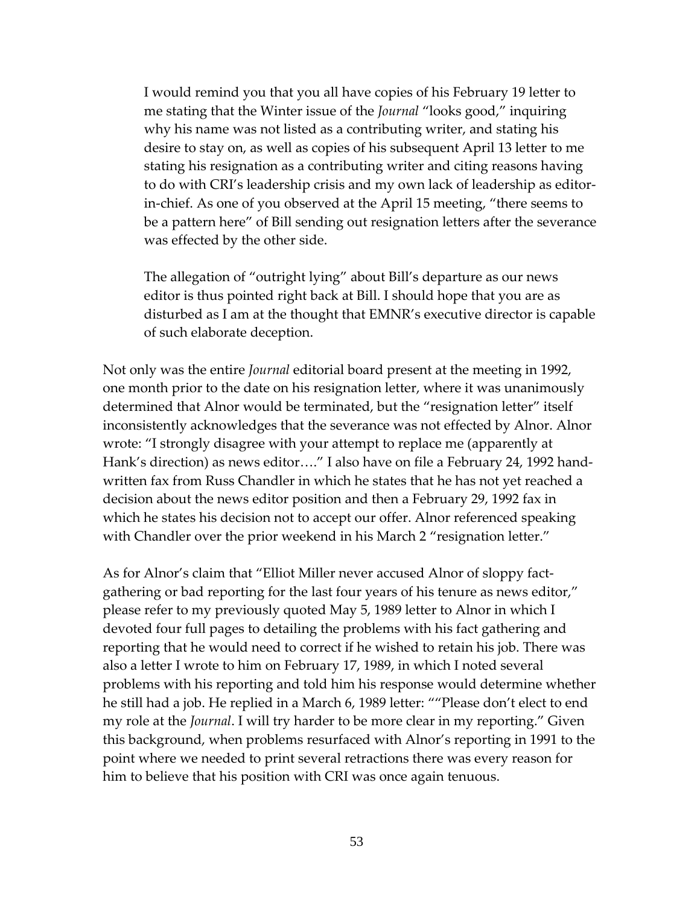> I would remind you that you all have copies of his February 19 letter to me stating that the Winter issue of the *Journal* "looks good," inquiring why his name was not listed as a contributing writer, and stating his desire to stay on, as well as copies of his subsequent April 13 letter to me stating his resignation as a contributing writer and citing reasons having to do with CRI's leadership crisis and my own lack of leadership as editor-in-chief. As one of you observed at the April 15 meeting, "there seems to be a pattern here" of Bill sending out resignation letters after the severance was effected by the other side.
>
> The allegation of "outright lying" about Bill's departure as our news editor is thus pointed right back at Bill. I should hope that you are as disturbed as I am at the thought that EMNR's executive director is capable of such elaborate deception.

Not only was the entire *Journal* editorial board present at the meeting in 1992, one month prior to the date on his resignation letter, where it was unanimously determined that Alnor would be terminated, but the "resignation letter" itself inconsistently acknowledges that the severance was not effected by Alnor. Alnor wrote: "I strongly disagree with your attempt to replace me (apparently at Hank's direction) as news editor…." I also have on file a February 24, 1992 hand-written fax from Russ Chandler in which he states that he has not yet reached a decision about the news editor position and then a February 29, 1992 fax in which he states his decision not to accept our offer. Alnor referenced speaking with Chandler over the prior weekend in his March 2 "resignation letter."

As for Alnor's claim that "Elliot Miller never accused Alnor of sloppy fact-gathering or bad reporting for the last four years of his tenure as news editor," please refer to my previously quoted May 5, 1989 letter to Alnor in which I devoted four full pages to detailing the problems with his fact gathering and reporting that he would need to correct if he wished to retain his job. There was also a letter I wrote to him on February 17, 1989, in which I noted several problems with his reporting and told him his response would determine whether he still had a job. He replied in a March 6, 1989 letter: ""Please don't elect to end my role at the *Journal*. I will try harder to be more clear in my reporting." Given this background, when problems resurfaced with Alnor's reporting in 1991 to the point where we needed to print several retractions there was every reason for him to believe that his position with CRI was once again tenuous.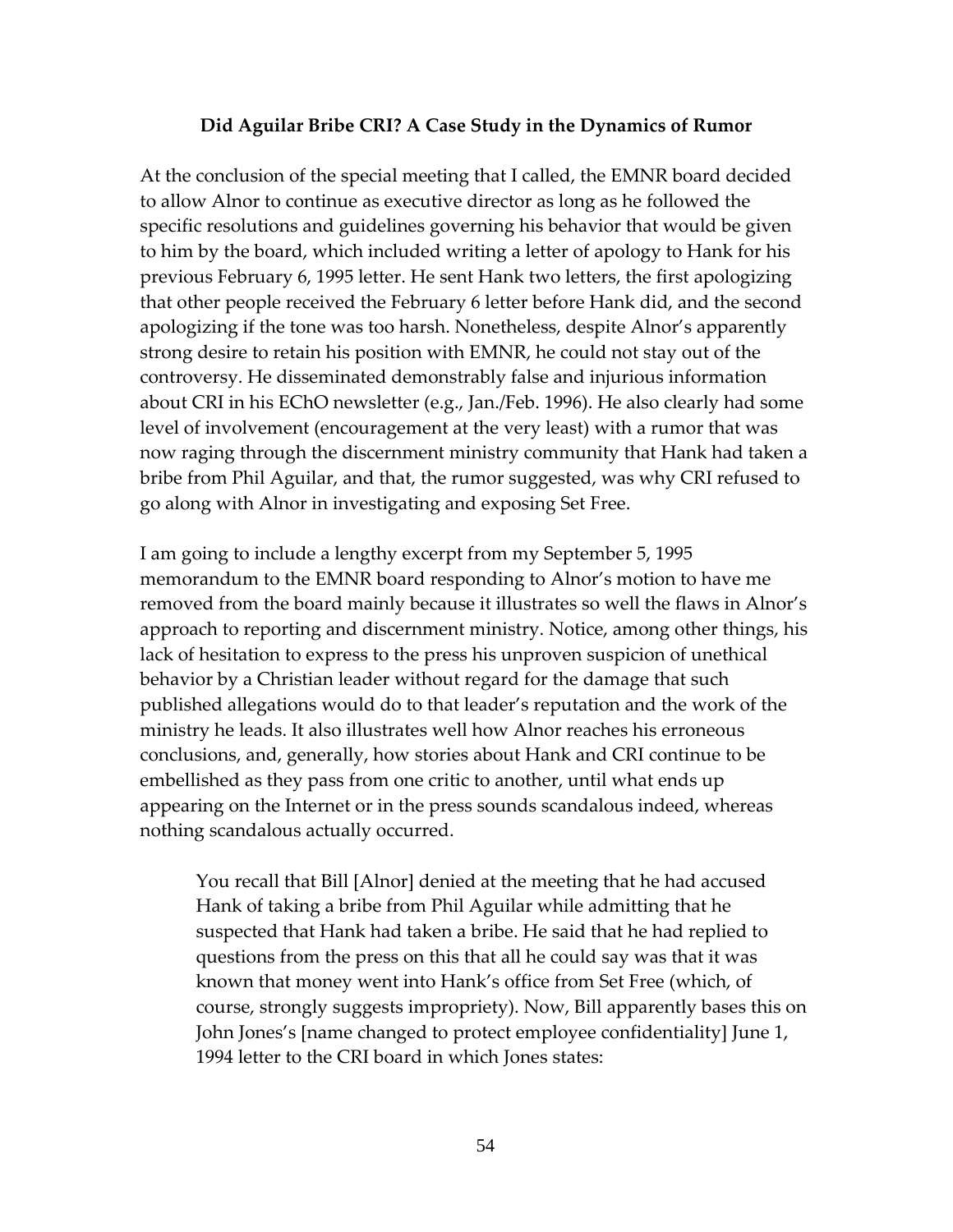**Did Aguilar Bribe CRI? A Case Study in the Dynamics of Rumor**

At the conclusion of the special meeting that I called, the EMNR board decided to allow Alnor to continue as executive director as long as he followed the specific resolutions and guidelines governing his behavior that would be given to him by the board, which included writing a letter of apology to Hank for his previous February 6, 1995 letter. He sent Hank two letters, the first apologizing that other people received the February 6 letter before Hank did, and the second apologizing if the tone was too harsh. Nonetheless, despite Alnor's apparently strong desire to retain his position with EMNR, he could not stay out of the controversy. He disseminated demonstrably false and injurious information about CRI in his EChO newsletter (e.g., Jan./Feb. 1996). He also clearly had some level of involvement (encouragement at the very least) with a rumor that was now raging through the discernment ministry community that Hank had taken a bribe from Phil Aguilar, and that, the rumor suggested, was why CRI refused to go along with Alnor in investigating and exposing Set Free.

I am going to include a lengthy excerpt from my September 5, 1995 memorandum to the EMNR board responding to Alnor's motion to have me removed from the board mainly because it illustrates so well the flaws in Alnor's approach to reporting and discernment ministry. Notice, among other things, his lack of hesitation to express to the press his unproven suspicion of unethical behavior by a Christian leader without regard for the damage that such published allegations would do to that leader's reputation and the work of the ministry he leads. It also illustrates well how Alnor reaches his erroneous conclusions, and, generally, how stories about Hank and CRI continue to be embellished as they pass from one critic to another, until what ends up appearing on the Internet or in the press sounds scandalous indeed, whereas nothing scandalous actually occurred.

> You recall that Bill [Alnor] denied at the meeting that he had accused Hank of taking a bribe from Phil Aguilar while admitting that he suspected that Hank had taken a bribe. He said that he had replied to questions from the press on this that all he could say was that it was known that money went into Hank's office from Set Free (which, of course, strongly suggests impropriety). Now, Bill apparently bases this on John Jones's [name changed to protect employee confidentiality] June 1, 1994 letter to the CRI board in which Jones states: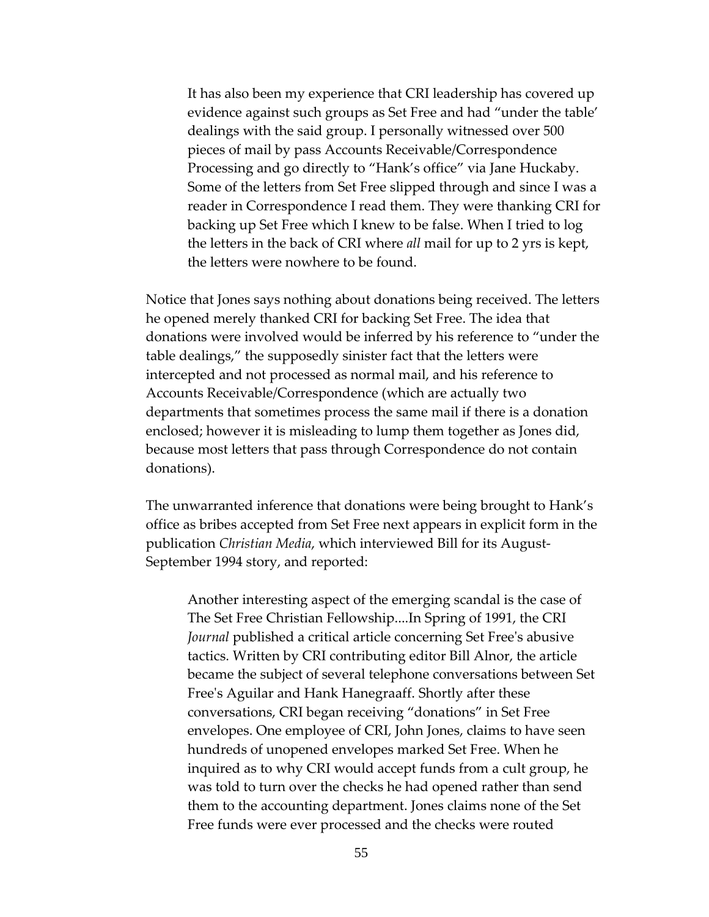> It has also been my experience that CRI leadership has covered up evidence against such groups as Set Free and had "under the table' dealings with the said group. I personally witnessed over 500 pieces of mail by pass Accounts Receivable/Correspondence Processing and go directly to "Hank's office" via Jane Huckaby. Some of the letters from Set Free slipped through and since I was a reader in Correspondence I read them. They were thanking CRI for backing up Set Free which I knew to be false. When I tried to log the letters in the back of CRI where *all* mail for up to 2 yrs is kept, the letters were nowhere to be found.

Notice that Jones says nothing about donations being received. The letters he opened merely thanked CRI for backing Set Free. The idea that donations were involved would be inferred by his reference to "under the table dealings," the supposedly sinister fact that the letters were intercepted and not processed as normal mail, and his reference to Accounts Receivable/Correspondence (which are actually two departments that sometimes process the same mail if there is a donation enclosed; however it is misleading to lump them together as Jones did, because most letters that pass through Correspondence do not contain donations).

The unwarranted inference that donations were being brought to Hank's office as bribes accepted from Set Free next appears in explicit form in the publication *Christian Media*, which interviewed Bill for its August-September 1994 story, and reported:

> Another interesting aspect of the emerging scandal is the case of The Set Free Christian Fellowship....In Spring of 1991, the CRI *Journal* published a critical article concerning Set Free's abusive tactics. Written by CRI contributing editor Bill Alnor, the article became the subject of several telephone conversations between Set Free's Aguilar and Hank Hanegraaff. Shortly after these conversations, CRI began receiving "donations" in Set Free envelopes. One employee of CRI, John Jones, claims to have seen hundreds of unopened envelopes marked Set Free. When he inquired as to why CRI would accept funds from a cult group, he was told to turn over the checks he had opened rather than send them to the accounting department. Jones claims none of the Set Free funds were ever processed and the checks were routed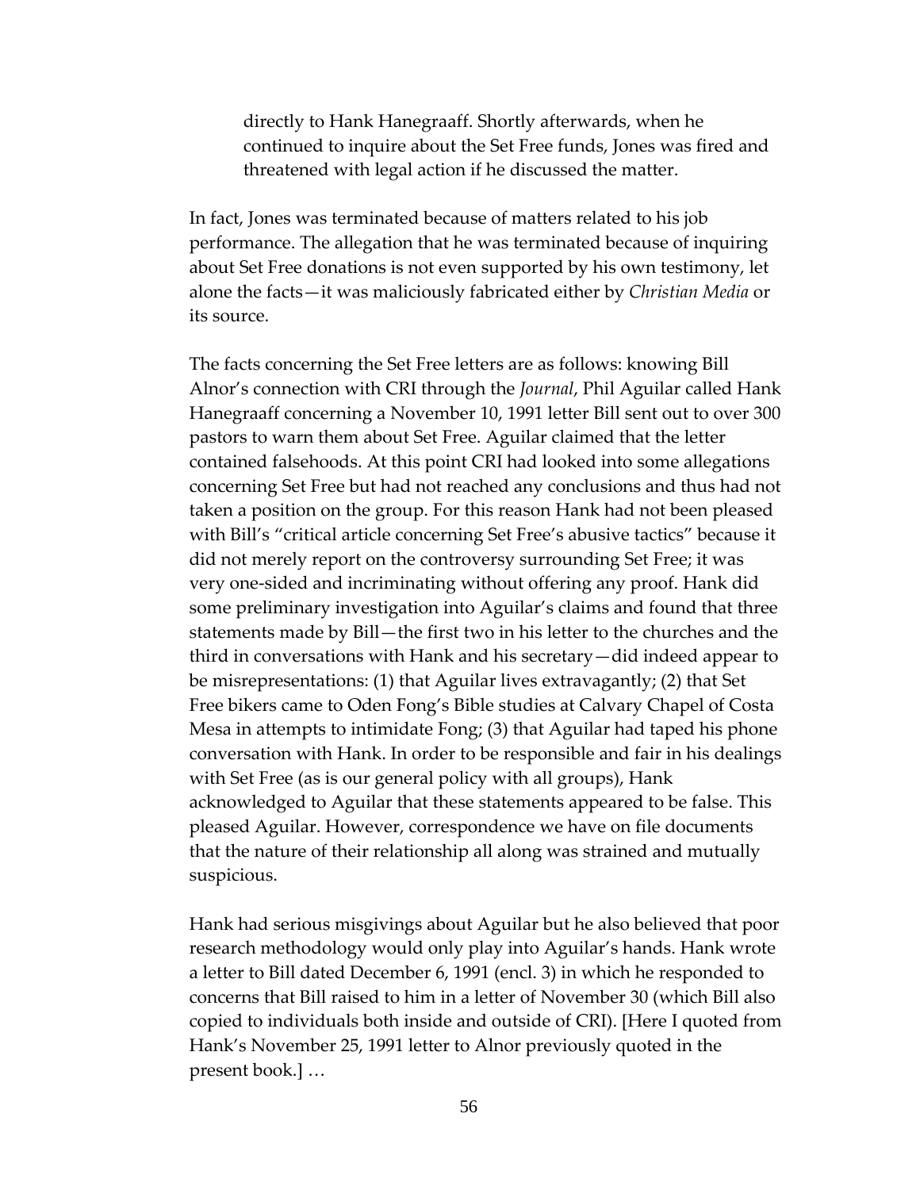> directly to Hank Hanegraaff. Shortly afterwards, when he continued to inquire about the Set Free funds, Jones was fired and threatened with legal action if he discussed the matter.

In fact, Jones was terminated because of matters related to his job performance. The allegation that he was terminated because of inquiring about Set Free donations is not even supported by his own testimony, let alone the facts—it was maliciously fabricated either by *Christian Media* or its source.

The facts concerning the Set Free letters are as follows: knowing Bill Alnor's connection with CRI through the *Journal*, Phil Aguilar called Hank Hanegraaff concerning a November 10, 1991 letter Bill sent out to over 300 pastors to warn them about Set Free. Aguilar claimed that the letter contained falsehoods. At this point CRI had looked into some allegations concerning Set Free but had not reached any conclusions and thus had not taken a position on the group. For this reason Hank had not been pleased with Bill's "critical article concerning Set Free's abusive tactics" because it did not merely report on the controversy surrounding Set Free; it was very one-sided and incriminating without offering any proof. Hank did some preliminary investigation into Aguilar's claims and found that three statements made by Bill—the first two in his letter to the churches and the third in conversations with Hank and his secretary—did indeed appear to be misrepresentations: (1) that Aguilar lives extravagantly; (2) that Set Free bikers came to Oden Fong's Bible studies at Calvary Chapel of Costa Mesa in attempts to intimidate Fong; (3) that Aguilar had taped his phone conversation with Hank. In order to be responsible and fair in his dealings with Set Free (as is our general policy with all groups), Hank acknowledged to Aguilar that these statements appeared to be false. This pleased Aguilar. However, correspondence we have on file documents that the nature of their relationship all along was strained and mutually suspicious.

Hank had serious misgivings about Aguilar but he also believed that poor research methodology would only play into Aguilar's hands. Hank wrote a letter to Bill dated December 6, 1991 (encl. 3) in which he responded to concerns that Bill raised to him in a letter of November 30 (which Bill also copied to individuals both inside and outside of CRI). [Here I quoted from Hank's November 25, 1991 letter to Alnor previously quoted in the present book.] …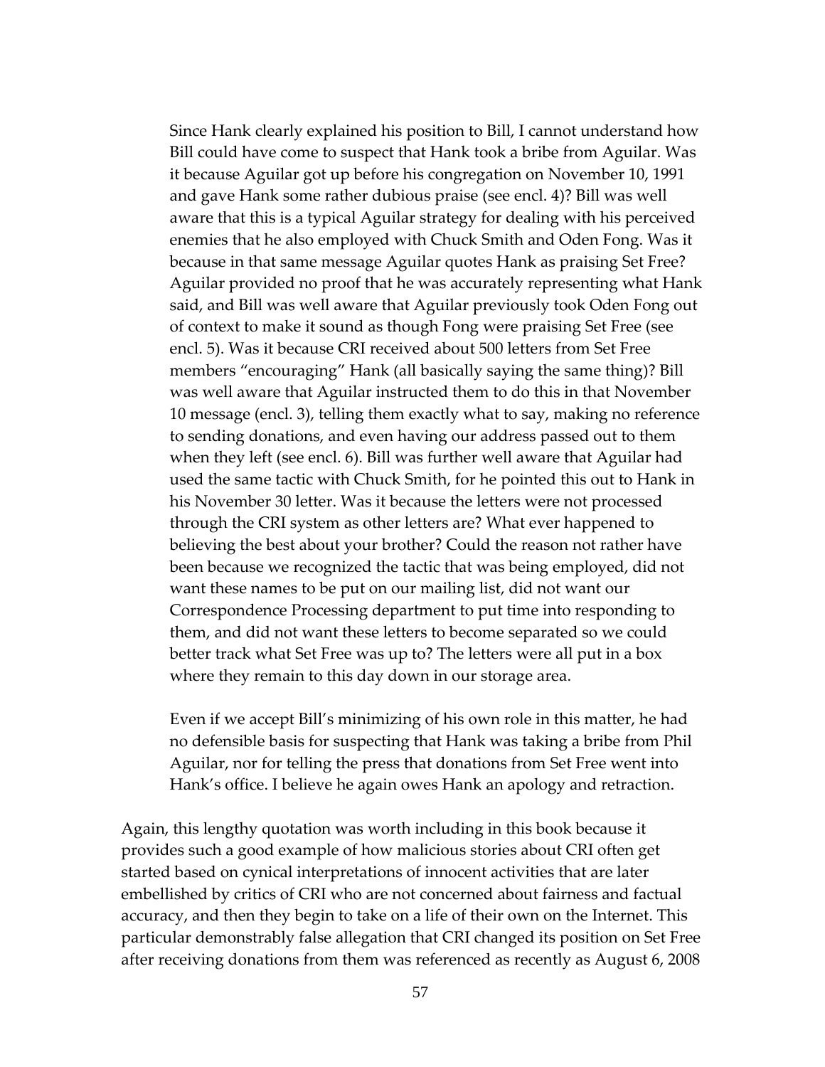> Since Hank clearly explained his position to Bill, I cannot understand how Bill could have come to suspect that Hank took a bribe from Aguilar. Was it because Aguilar got up before his congregation on November 10, 1991 and gave Hank some rather dubious praise (see encl. 4)? Bill was well aware that this is a typical Aguilar strategy for dealing with his perceived enemies that he also employed with Chuck Smith and Oden Fong. Was it because in that same message Aguilar quotes Hank as praising Set Free? Aguilar provided no proof that he was accurately representing what Hank said, and Bill was well aware that Aguilar previously took Oden Fong out of context to make it sound as though Fong were praising Set Free (see encl. 5). Was it because CRI received about 500 letters from Set Free members "encouraging" Hank (all basically saying the same thing)? Bill was well aware that Aguilar instructed them to do this in that November 10 message (encl. 3), telling them exactly what to say, making no reference to sending donations, and even having our address passed out to them when they left (see encl. 6). Bill was further well aware that Aguilar had used the same tactic with Chuck Smith, for he pointed this out to Hank in his November 30 letter. Was it because the letters were not processed through the CRI system as other letters are? What ever happened to believing the best about your brother? Could the reason not rather have been because we recognized the tactic that was being employed, did not want these names to be put on our mailing list, did not want our Correspondence Processing department to put time into responding to them, and did not want these letters to become separated so we could better track what Set Free was up to? The letters were all put in a box where they remain to this day down in our storage area.
>
> Even if we accept Bill's minimizing of his own role in this matter, he had no defensible basis for suspecting that Hank was taking a bribe from Phil Aguilar, nor for telling the press that donations from Set Free went into Hank's office. I believe he again owes Hank an apology and retraction.

Again, this lengthy quotation was worth including in this book because it provides such a good example of how malicious stories about CRI often get started based on cynical interpretations of innocent activities that are later embellished by critics of CRI who are not concerned about fairness and factual accuracy, and then they begin to take on a life of their own on the Internet. This particular demonstrably false allegation that CRI changed its position on Set Free after receiving donations from them was referenced as recently as August 6, 2008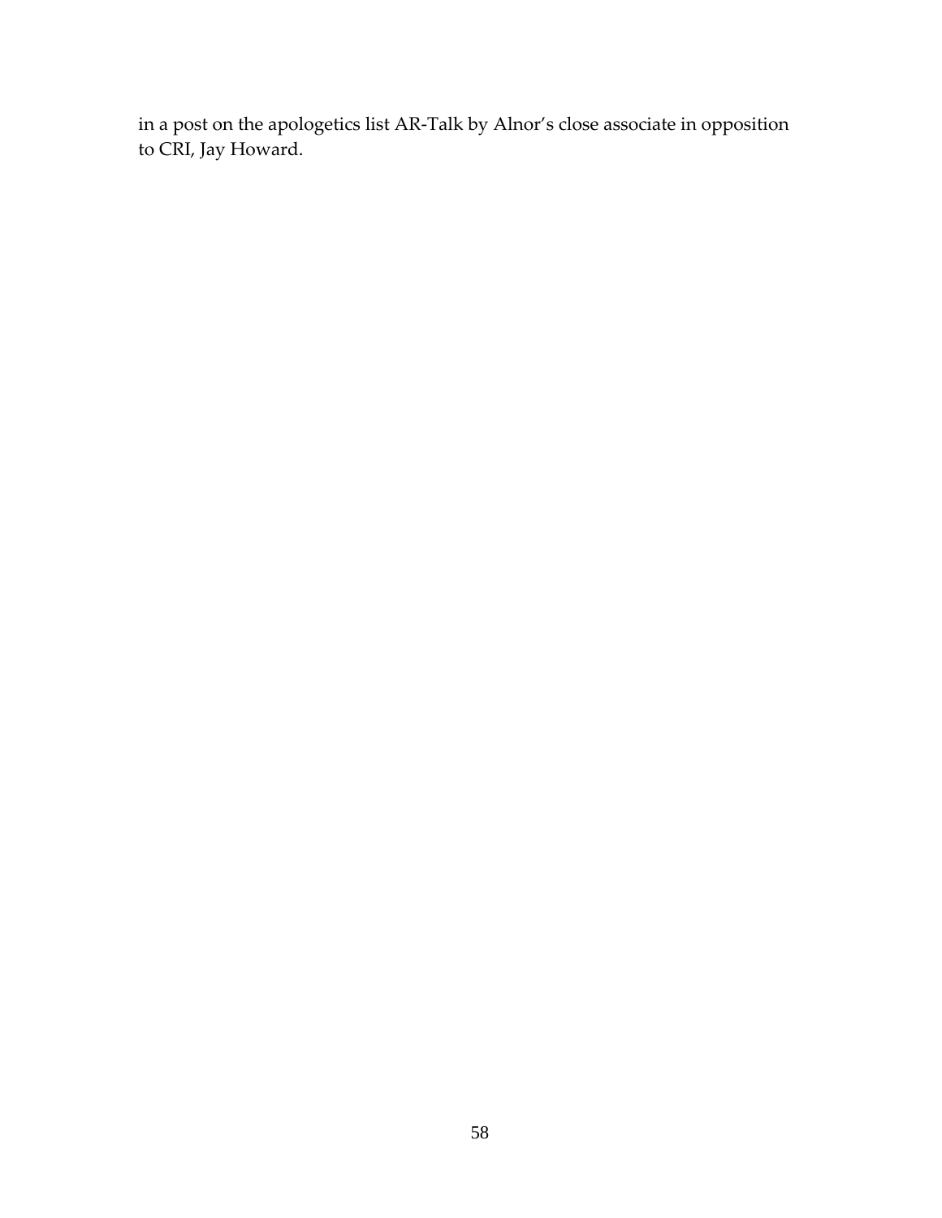in a post on the apologetics list AR-Talk by Alnor's close associate in opposition to CRI, Jay Howard.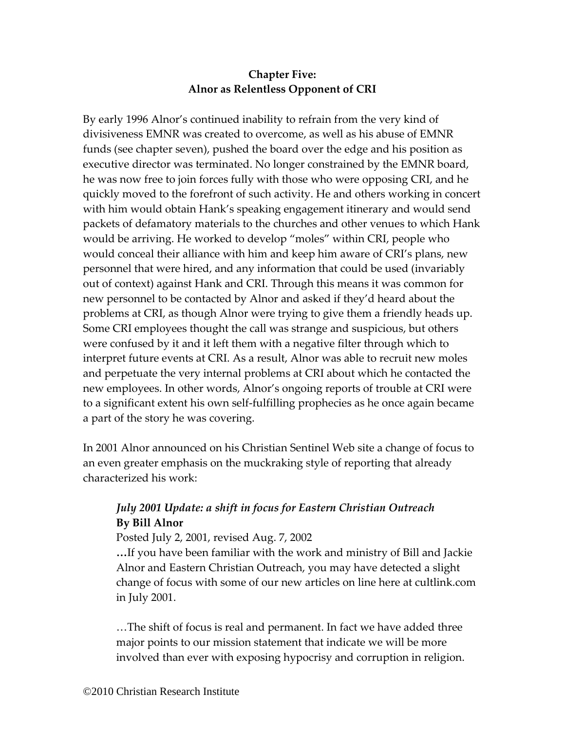**Chapter Five:**
**Alnor as Relentless Opponent of CRI**

By early 1996 Alnor's continued inability to refrain from the very kind of divisiveness EMNR was created to overcome, as well as his abuse of EMNR funds (see chapter seven), pushed the board over the edge and his position as executive director was terminated. No longer constrained by the EMNR board, he was now free to join forces fully with those who were opposing CRI, and he quickly moved to the forefront of such activity. He and others working in concert with him would obtain Hank's speaking engagement itinerary and would send packets of defamatory materials to the churches and other venues to which Hank would be arriving. He worked to develop "moles" within CRI, people who would conceal their alliance with him and keep him aware of CRI's plans, new personnel that were hired, and any information that could be used (invariably out of context) against Hank and CRI. Through this means it was common for new personnel to be contacted by Alnor and asked if they'd heard about the problems at CRI, as though Alnor were trying to give them a friendly heads up. Some CRI employees thought the call was strange and suspicious, but others were confused by it and it left them with a negative filter through which to interpret future events at CRI. As a result, Alnor was able to recruit new moles and perpetuate the very internal problems at CRI about which he contacted the new employees. In other words, Alnor's ongoing reports of trouble at CRI were to a significant extent his own self-fulfilling prophecies as he once again became a part of the story he was covering.

In 2001 Alnor announced on his Christian Sentinel Web site a change of focus to an even greater emphasis on the muckraking style of reporting that already characterized his work:

> ***July 2001 Update: a shift in focus for Eastern Christian Outreach***
> **By Bill Alnor**
> Posted July 2, 2001, revised Aug. 7, 2002
> **…**If you have been familiar with the work and ministry of Bill and Jackie Alnor and Eastern Christian Outreach, you may have detected a slight change of focus with some of our new articles on line here at cultlink.com in July 2001.
>
> …The shift of focus is real and permanent. In fact we have added three major points to our mission statement that indicate we will be more involved than ever with exposing hypocrisy and corruption in religion.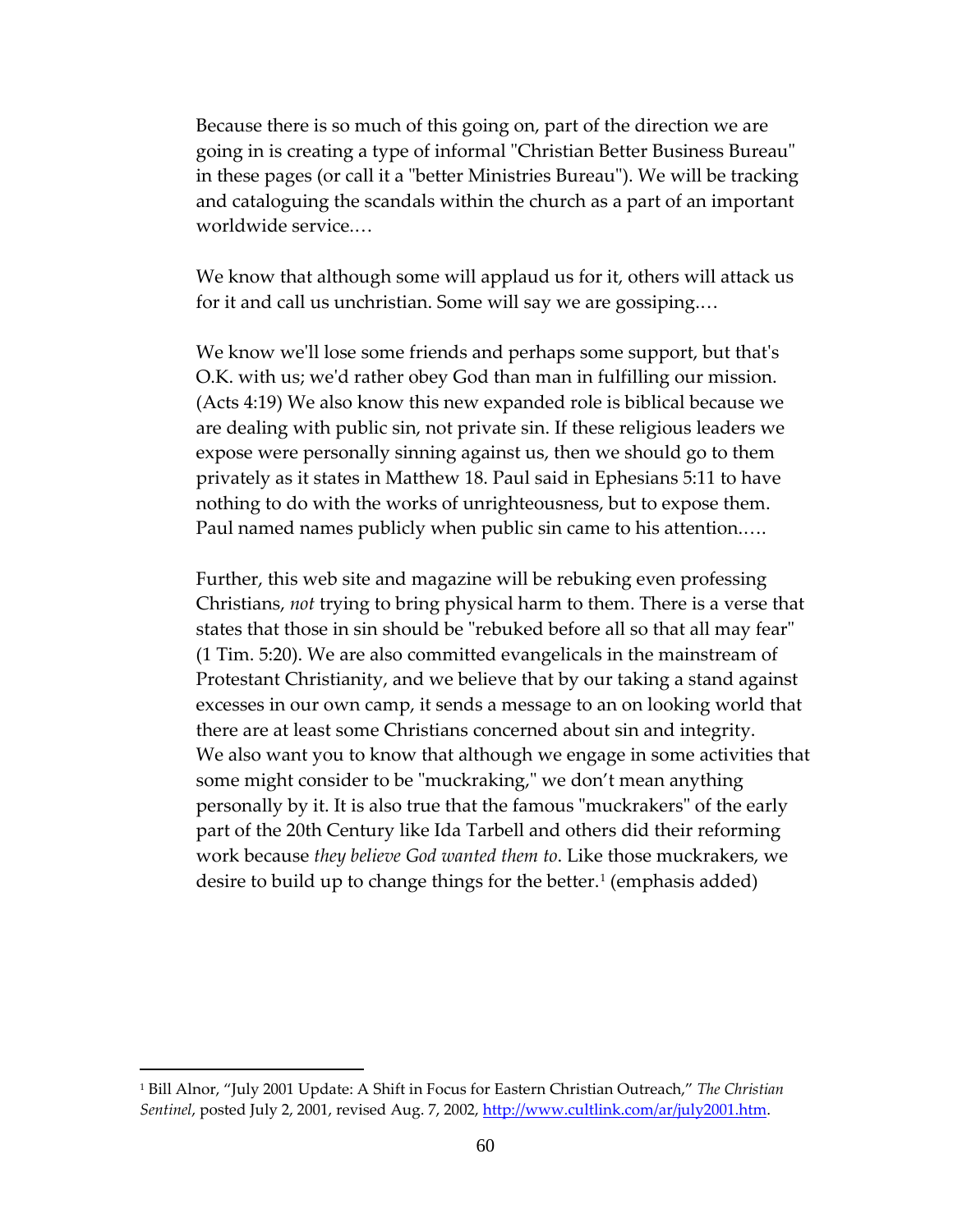Because there is so much of this going on, part of the direction we are going in is creating a type of informal "Christian Better Business Bureau" in these pages (or call it a "better Ministries Bureau"). We will be tracking and cataloguing the scandals within the church as a part of an important worldwide service.…

We know that although some will applaud us for it, others will attack us for it and call us unchristian. Some will say we are gossiping.…

We know we'll lose some friends and perhaps some support, but that's O.K. with us; we'd rather obey God than man in fulfilling our mission. (Acts 4:19) We also know this new expanded role is biblical because we are dealing with public sin, not private sin. If these religious leaders we expose were personally sinning against us, then we should go to them privately as it states in Matthew 18. Paul said in Ephesians 5:11 to have nothing to do with the works of unrighteousness, but to expose them. Paul named names publicly when public sin came to his attention.….

Further, this web site and magazine will be rebuking even professing Christians, *not* trying to bring physical harm to them. There is a verse that states that those in sin should be "rebuked before all so that all may fear" (1 Tim. 5:20). We are also committed evangelicals in the mainstream of Protestant Christianity, and we believe that by our taking a stand against excesses in our own camp, it sends a message to an on looking world that there are at least some Christians concerned about sin and integrity. We also want you to know that although we engage in some activities that some might consider to be "muckraking," we don't mean anything personally by it. It is also true that the famous "muckrakers" of the early part of the 20th Century like Ida Tarbell and others did their reforming work because *they believe God wanted them to*. Like those muckrakers, we desire to build up to change things for the better.[1] (emphasis added)

---

[1] Bill Alnor, "July 2001 Update: A Shift in Focus for Eastern Christian Outreach," *The Christian Sentinel*, posted July 2, 2001, revised Aug. 7, 2002, http://www.cultlink.com/ar/july2001.htm.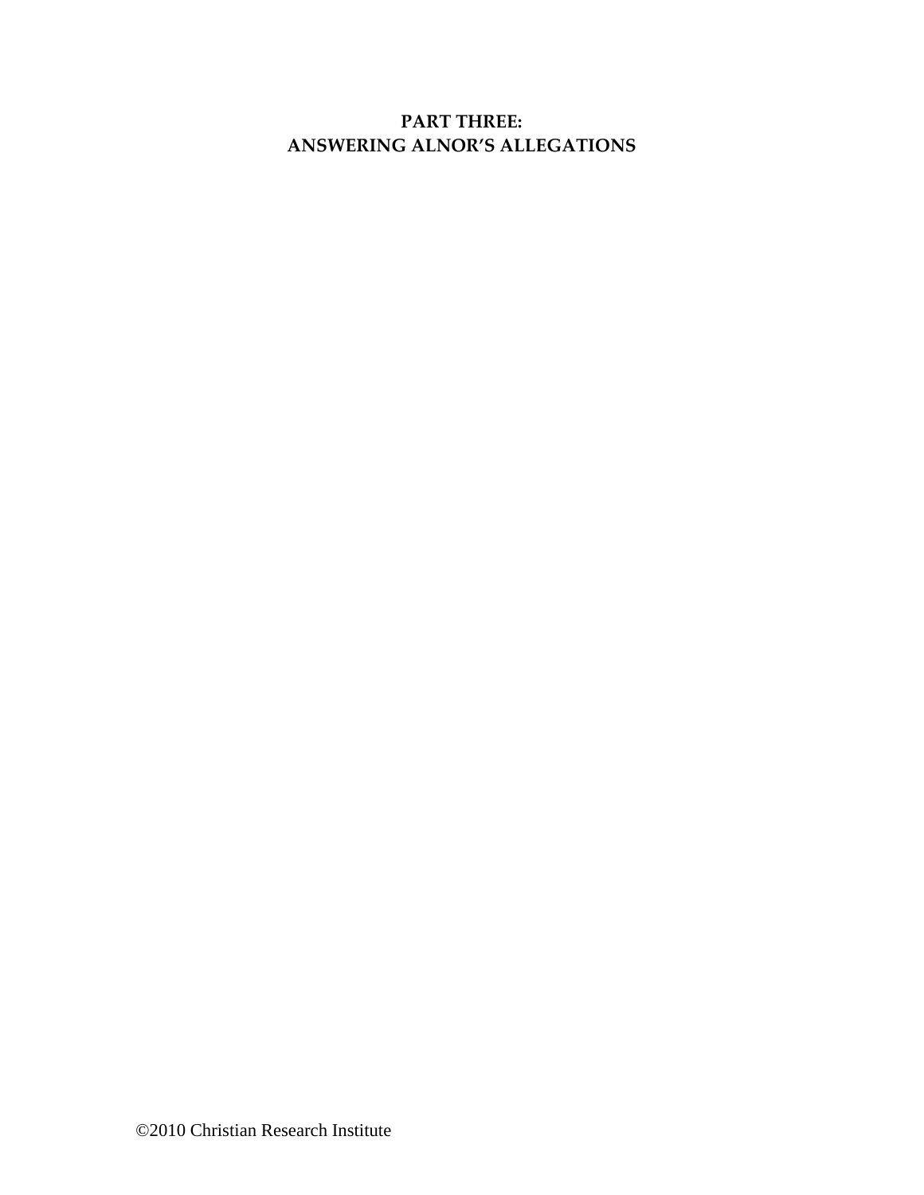# PART THREE:
# ANSWERING ALNOR'S ALLEGATIONS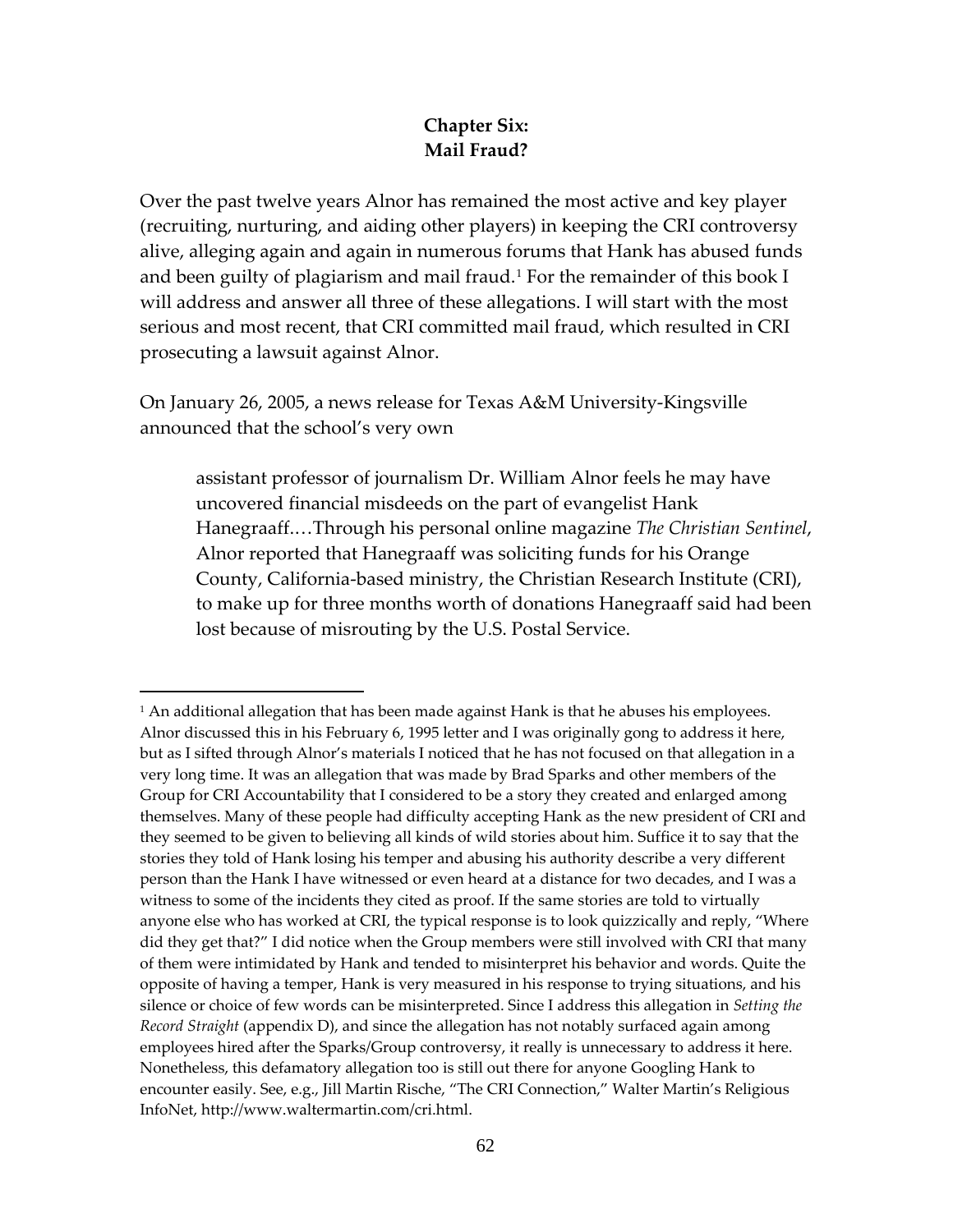## Chapter Six: Mail Fraud?

Over the past twelve years Alnor has remained the most active and key player (recruiting, nurturing, and aiding other players) in keeping the CRI controversy alive, alleging again and again in numerous forums that Hank has abused funds and been guilty of plagiarism and mail fraud.[1] For the remainder of this book I will address and answer all three of these allegations. I will start with the most serious and most recent, that CRI committed mail fraud, which resulted in CRI prosecuting a lawsuit against Alnor.

On January 26, 2005, a news release for Texas A&M University-Kingsville announced that the school's very own

> assistant professor of journalism Dr. William Alnor feels he may have uncovered financial misdeeds on the part of evangelist Hank Hanegraaff.…Through his personal online magazine *The Christian Sentinel*, Alnor reported that Hanegraaff was soliciting funds for his Orange County, California-based ministry, the Christian Research Institute (CRI), to make up for three months worth of donations Hanegraaff said had been lost because of misrouting by the U.S. Postal Service.

---

[1] An additional allegation that has been made against Hank is that he abuses his employees. Alnor discussed this in his February 6, 1995 letter and I was originally gong to address it here, but as I sifted through Alnor's materials I noticed that he has not focused on that allegation in a very long time. It was an allegation that was made by Brad Sparks and other members of the Group for CRI Accountability that I considered to be a story they created and enlarged among themselves. Many of these people had difficulty accepting Hank as the new president of CRI and they seemed to be given to believing all kinds of wild stories about him. Suffice it to say that the stories they told of Hank losing his temper and abusing his authority describe a very different person than the Hank I have witnessed or even heard at a distance for two decades, and I was a witness to some of the incidents they cited as proof. If the same stories are told to virtually anyone else who has worked at CRI, the typical response is to look quizzically and reply, "Where did they get that?" I did notice when the Group members were still involved with CRI that many of them were intimidated by Hank and tended to misinterpret his behavior and words. Quite the opposite of having a temper, Hank is very measured in his response to trying situations, and his silence or choice of few words can be misinterpreted. Since I address this allegation in *Setting the Record Straight* (appendix D), and since the allegation has not notably surfaced again among employees hired after the Sparks/Group controversy, it really is unnecessary to address it here. Nonetheless, this defamatory allegation too is still out there for anyone Googling Hank to encounter easily. See, e.g., Jill Martin Rische, "The CRI Connection," Walter Martin's Religious InfoNet, http://www.waltermartin.com/cri.html.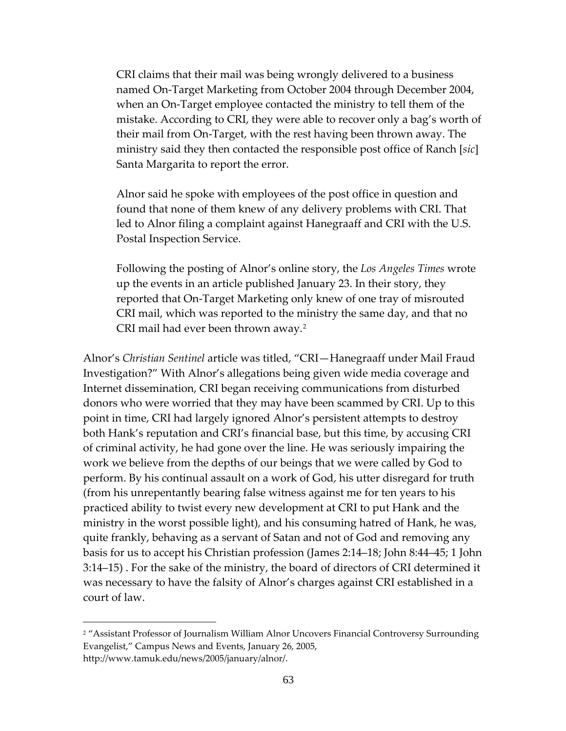> CRI claims that their mail was being wrongly delivered to a business named On-Target Marketing from October 2004 through December 2004, when an On-Target employee contacted the ministry to tell them of the mistake. According to CRI, they were able to recover only a bag's worth of their mail from On-Target, with the rest having been thrown away. The ministry said they then contacted the responsible post office of Ranch [*sic*] Santa Margarita to report the error.
>
> Alnor said he spoke with employees of the post office in question and found that none of them knew of any delivery problems with CRI. That led to Alnor filing a complaint against Hanegraaff and CRI with the U.S. Postal Inspection Service.
>
> Following the posting of Alnor's online story, the *Los Angeles Times* wrote up the events in an article published January 23. In their story, they reported that On-Target Marketing only knew of one tray of misrouted CRI mail, which was reported to the ministry the same day, and that no CRI mail had ever been thrown away.[2]

Alnor's *Christian Sentinel* article was titled, "CRI—Hanegraaff under Mail Fraud Investigation?" With Alnor's allegations being given wide media coverage and Internet dissemination, CRI began receiving communications from disturbed donors who were worried that they may have been scammed by CRI. Up to this point in time, CRI had largely ignored Alnor's persistent attempts to destroy both Hank's reputation and CRI's financial base, but this time, by accusing CRI of criminal activity, he had gone over the line. He was seriously impairing the work we believe from the depths of our beings that we were called by God to perform. By his continual assault on a work of God, his utter disregard for truth (from his unrepentantly bearing false witness against me for ten years to his practiced ability to twist every new development at CRI to put Hank and the ministry in the worst possible light), and his consuming hatred of Hank, he was, quite frankly, behaving as a servant of Satan and not of God and removing any basis for us to accept his Christian profession (James 2:14–18; John 8:44–45; 1 John 3:14–15) . For the sake of the ministry, the board of directors of CRI determined it was necessary to have the falsity of Alnor's charges against CRI established in a court of law.

---

[2] "Assistant Professor of Journalism William Alnor Uncovers Financial Controversy Surrounding Evangelist," Campus News and Events, January 26, 2005, http://www.tamuk.edu/news/2005/january/alnor/.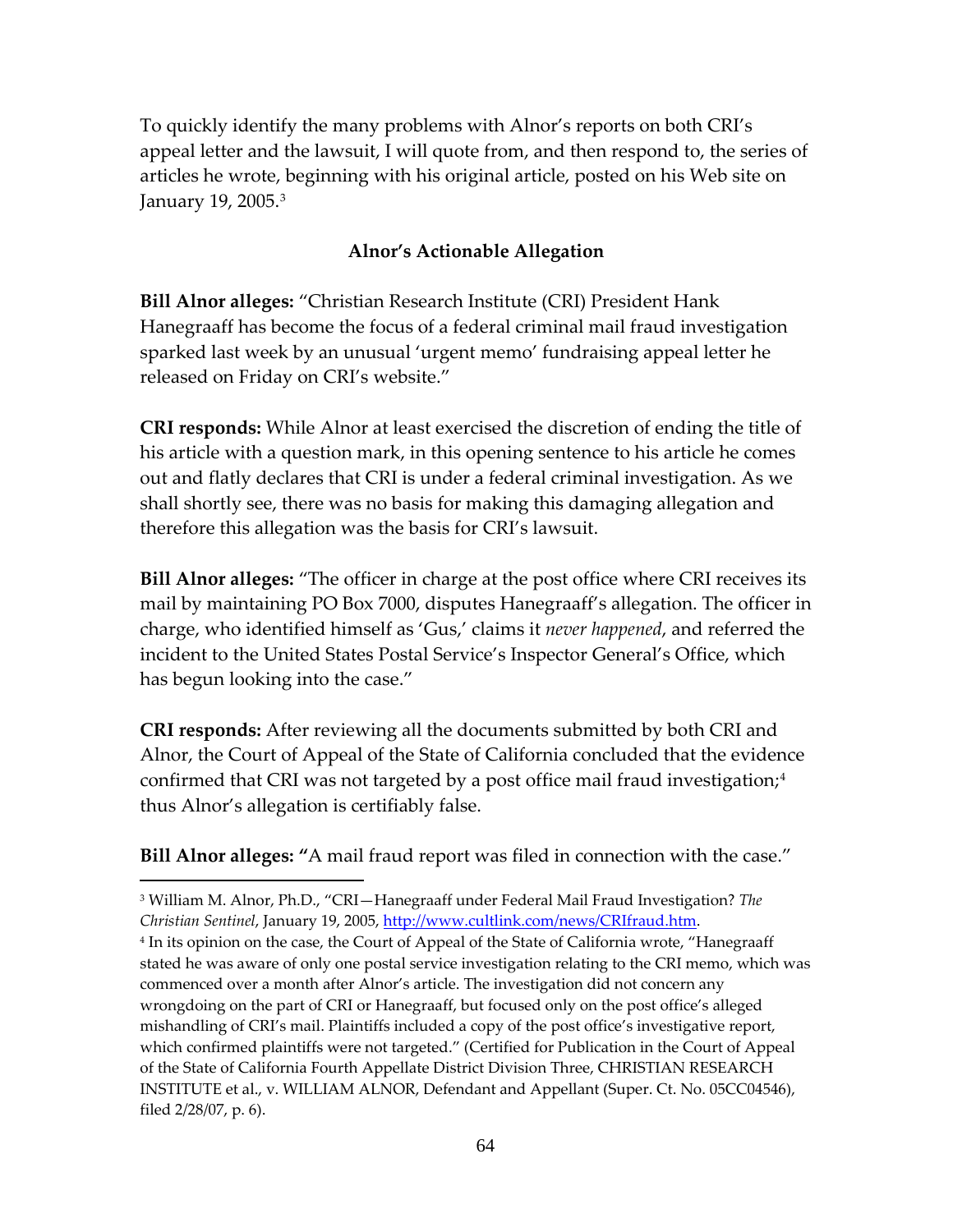To quickly identify the many problems with Alnor's reports on both CRI's appeal letter and the lawsuit, I will quote from, and then respond to, the series of articles he wrote, beginning with his original article, posted on his Web site on January 19, 2005.[3]

### Alnor's Actionable Allegation

**Bill Alnor alleges:** "Christian Research Institute (CRI) President Hank Hanegraaff has become the focus of a federal criminal mail fraud investigation sparked last week by an unusual 'urgent memo' fundraising appeal letter he released on Friday on CRI's website."

**CRI responds:** While Alnor at least exercised the discretion of ending the title of his article with a question mark, in this opening sentence to his article he comes out and flatly declares that CRI is under a federal criminal investigation. As we shall shortly see, there was no basis for making this damaging allegation and therefore this allegation was the basis for CRI's lawsuit.

**Bill Alnor alleges:** "The officer in charge at the post office where CRI receives its mail by maintaining PO Box 7000, disputes Hanegraaff's allegation. The officer in charge, who identified himself as 'Gus,' claims it *never happened*, and referred the incident to the United States Postal Service's Inspector General's Office, which has begun looking into the case."

**CRI responds:** After reviewing all the documents submitted by both CRI and Alnor, the Court of Appeal of the State of California concluded that the evidence confirmed that CRI was not targeted by a post office mail fraud investigation;[4] thus Alnor's allegation is certifiably false.

**Bill Alnor alleges: "**A mail fraud report was filed in connection with the case."

---

[3] William M. Alnor, Ph.D., "CRI—Hanegraaff under Federal Mail Fraud Investigation? *The Christian Sentinel*, January 19, 2005, http://www.cultlink.com/news/CRIfraud.htm.

[4] In its opinion on the case, the Court of Appeal of the State of California wrote, "Hanegraaff stated he was aware of only one postal service investigation relating to the CRI memo, which was commenced over a month after Alnor's article. The investigation did not concern any wrongdoing on the part of CRI or Hanegraaff, but focused only on the post office's alleged mishandling of CRI's mail. Plaintiffs included a copy of the post office's investigative report, which confirmed plaintiffs were not targeted." (Certified for Publication in the Court of Appeal of the State of California Fourth Appellate District Division Three, CHRISTIAN RESEARCH INSTITUTE et al., v. WILLIAM ALNOR, Defendant and Appellant (Super. Ct. No. 05CC04546), filed 2/28/07, p. 6).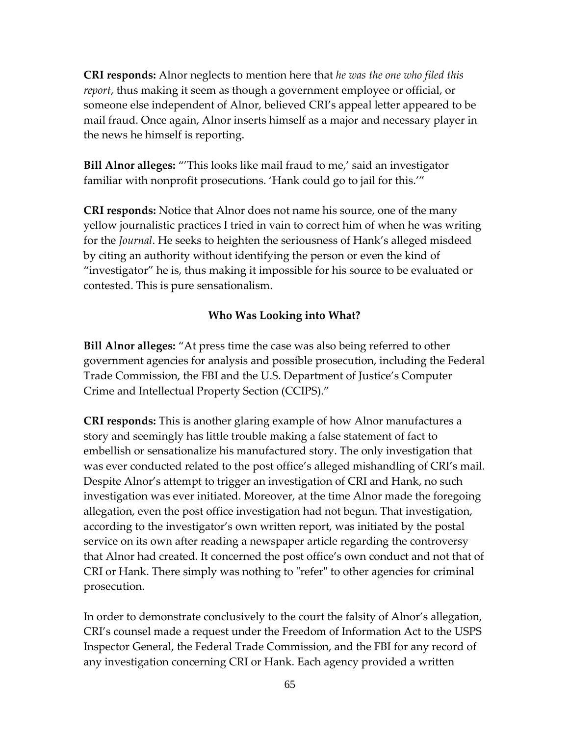**CRI responds:** Alnor neglects to mention here that *he was the one who filed this report*, thus making it seem as though a government employee or official, or someone else independent of Alnor, believed CRI's appeal letter appeared to be mail fraud. Once again, Alnor inserts himself as a major and necessary player in the news he himself is reporting.

**Bill Alnor alleges:** "'This looks like mail fraud to me,' said an investigator familiar with nonprofit prosecutions. 'Hank could go to jail for this.'"

**CRI responds:** Notice that Alnor does not name his source, one of the many yellow journalistic practices I tried in vain to correct him of when he was writing for the *Journal*. He seeks to heighten the seriousness of Hank's alleged misdeed by citing an authority without identifying the person or even the kind of "investigator" he is, thus making it impossible for his source to be evaluated or contested. This is pure sensationalism.

### Who Was Looking into What?

**Bill Alnor alleges:** "At press time the case was also being referred to other government agencies for analysis and possible prosecution, including the Federal Trade Commission, the FBI and the U.S. Department of Justice's Computer Crime and Intellectual Property Section (CCIPS)."

**CRI responds:** This is another glaring example of how Alnor manufactures a story and seemingly has little trouble making a false statement of fact to embellish or sensationalize his manufactured story. The only investigation that was ever conducted related to the post office's alleged mishandling of CRI's mail. Despite Alnor's attempt to trigger an investigation of CRI and Hank, no such investigation was ever initiated. Moreover, at the time Alnor made the foregoing allegation, even the post office investigation had not begun. That investigation, according to the investigator's own written report, was initiated by the postal service on its own after reading a newspaper article regarding the controversy that Alnor had created. It concerned the post office's own conduct and not that of CRI or Hank. There simply was nothing to "refer" to other agencies for criminal prosecution.

In order to demonstrate conclusively to the court the falsity of Alnor's allegation, CRI's counsel made a request under the Freedom of Information Act to the USPS Inspector General, the Federal Trade Commission, and the FBI for any record of any investigation concerning CRI or Hank. Each agency provided a written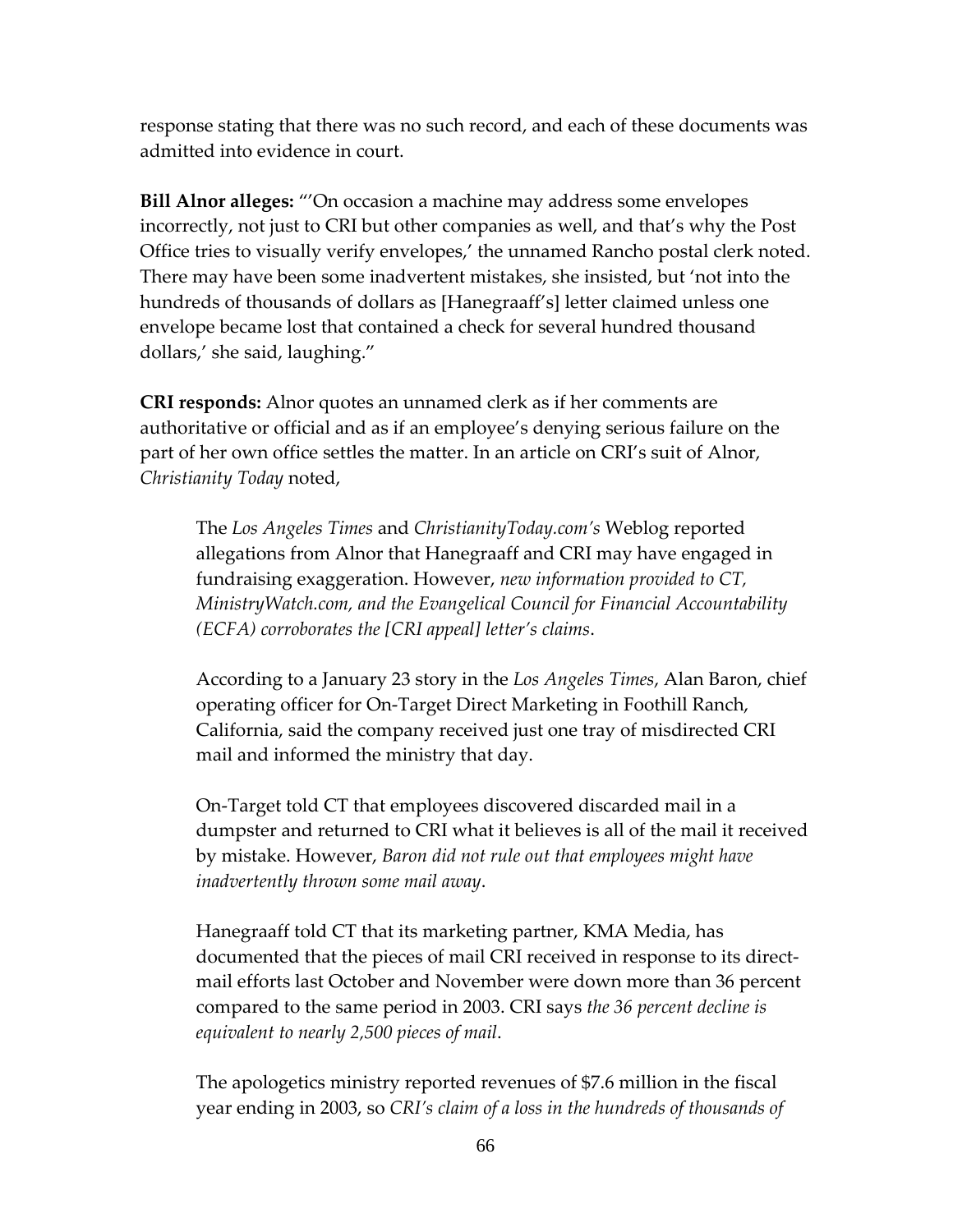response stating that there was no such record, and each of these documents was admitted into evidence in court.

**Bill Alnor alleges:** "'On occasion a machine may address some envelopes incorrectly, not just to CRI but other companies as well, and that's why the Post Office tries to visually verify envelopes,' the unnamed Rancho postal clerk noted. There may have been some inadvertent mistakes, she insisted, but 'not into the hundreds of thousands of dollars as [Hanegraaff's] letter claimed unless one envelope became lost that contained a check for several hundred thousand dollars,' she said, laughing."

**CRI responds:** Alnor quotes an unnamed clerk as if her comments are authoritative or official and as if an employee's denying serious failure on the part of her own office settles the matter. In an article on CRI's suit of Alnor, *Christianity Today* noted,

> The *Los Angeles Times* and *ChristianityToday.com's* Weblog reported allegations from Alnor that Hanegraaff and CRI may have engaged in fundraising exaggeration. However, *new information provided to CT, MinistryWatch.com, and the Evangelical Council for Financial Accountability (ECFA) corroborates the [CRI appeal] letter's claims*.
>
> According to a January 23 story in the *Los Angeles Times*, Alan Baron, chief operating officer for On-Target Direct Marketing in Foothill Ranch, California, said the company received just one tray of misdirected CRI mail and informed the ministry that day.
>
> On-Target told CT that employees discovered discarded mail in a dumpster and returned to CRI what it believes is all of the mail it received by mistake. However, *Baron did not rule out that employees might have inadvertently thrown some mail away*.
>
> Hanegraaff told CT that its marketing partner, KMA Media, has documented that the pieces of mail CRI received in response to its direct-mail efforts last October and November were down more than 36 percent compared to the same period in 2003. CRI says *the 36 percent decline is equivalent to nearly 2,500 pieces of mail*.
>
> The apologetics ministry reported revenues of $7.6 million in the fiscal year ending in 2003, so *CRI's claim of a loss in the hundreds of thousands of*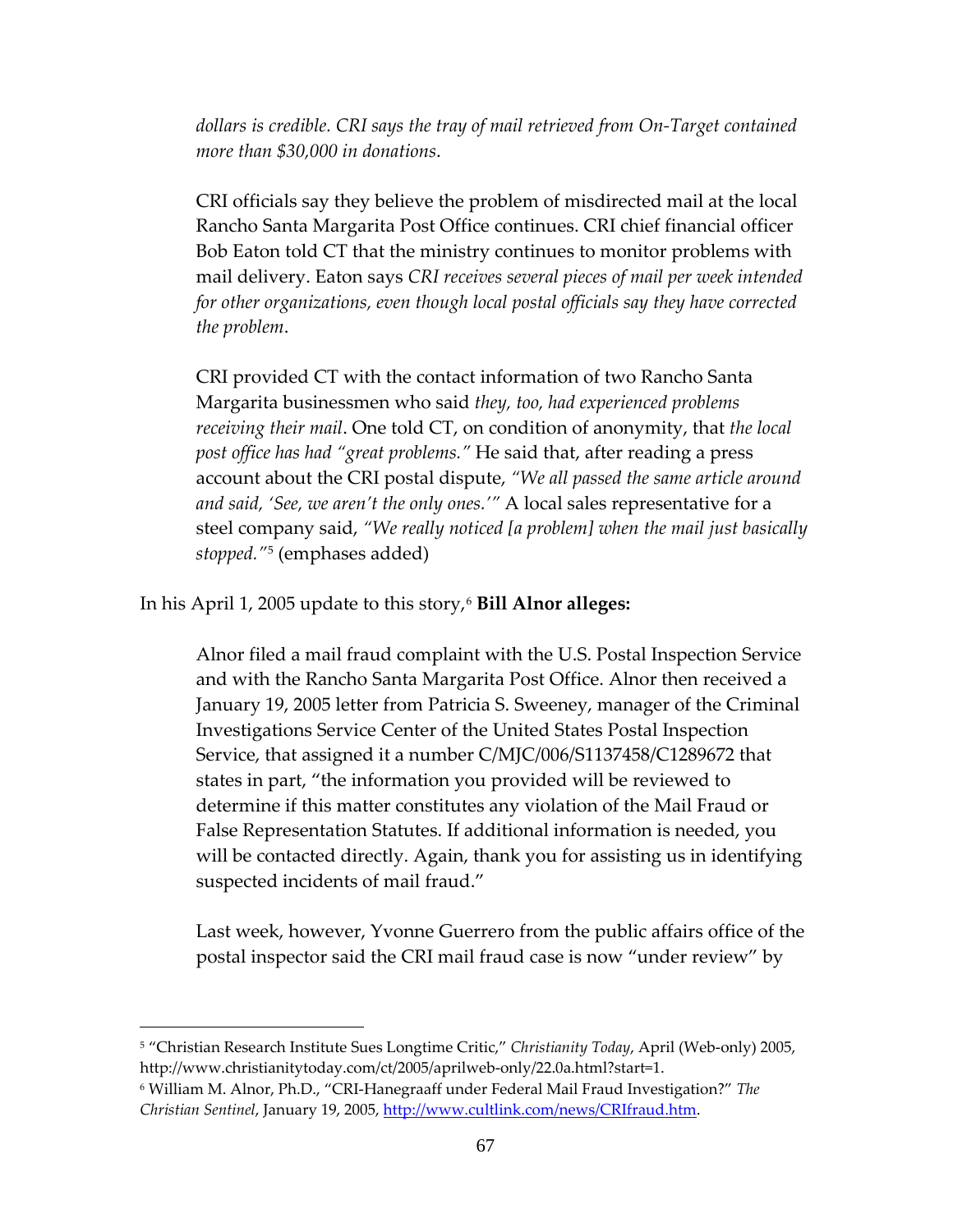> *dollars is credible. CRI says the tray of mail retrieved from On-Target contained more than $30,000 in donations*.
>
> CRI officials say they believe the problem of misdirected mail at the local Rancho Santa Margarita Post Office continues. CRI chief financial officer Bob Eaton told CT that the ministry continues to monitor problems with mail delivery. Eaton says *CRI receives several pieces of mail per week intended for other organizations, even though local postal officials say they have corrected the problem*.
>
> CRI provided CT with the contact information of two Rancho Santa Margarita businessmen who said *they, too, had experienced problems receiving their mail*. One told CT, on condition of anonymity, that *the local post office has had "great problems."* He said that, after reading a press account about the CRI postal dispute, *"We all passed the same article around and said, 'See, we aren't the only ones.'"* A local sales representative for a steel company said, *"We really noticed [a problem] when the mail just basically stopped."*[5] (emphases added)

In his April 1, 2005 update to this story,[6] **Bill Alnor alleges:**

> Alnor filed a mail fraud complaint with the U.S. Postal Inspection Service and with the Rancho Santa Margarita Post Office. Alnor then received a January 19, 2005 letter from Patricia S. Sweeney, manager of the Criminal Investigations Service Center of the United States Postal Inspection Service, that assigned it a number C/MJC/006/S1137458/C1289672 that states in part, "the information you provided will be reviewed to determine if this matter constitutes any violation of the Mail Fraud or False Representation Statutes. If additional information is needed, you will be contacted directly. Again, thank you for assisting us in identifying suspected incidents of mail fraud."
>
> Last week, however, Yvonne Guerrero from the public affairs office of the postal inspector said the CRI mail fraud case is now "under review" by

---

[5] "Christian Research Institute Sues Longtime Critic," *Christianity Today*, April (Web-only) 2005, http://www.christianitytoday.com/ct/2005/aprilweb-only/22.0a.html?start=1.

[6] William M. Alnor, Ph.D., "CRI-Hanegraaff under Federal Mail Fraud Investigation?" *The Christian Sentinel*, January 19, 2005, http://www.cultlink.com/news/CRIfraud.htm.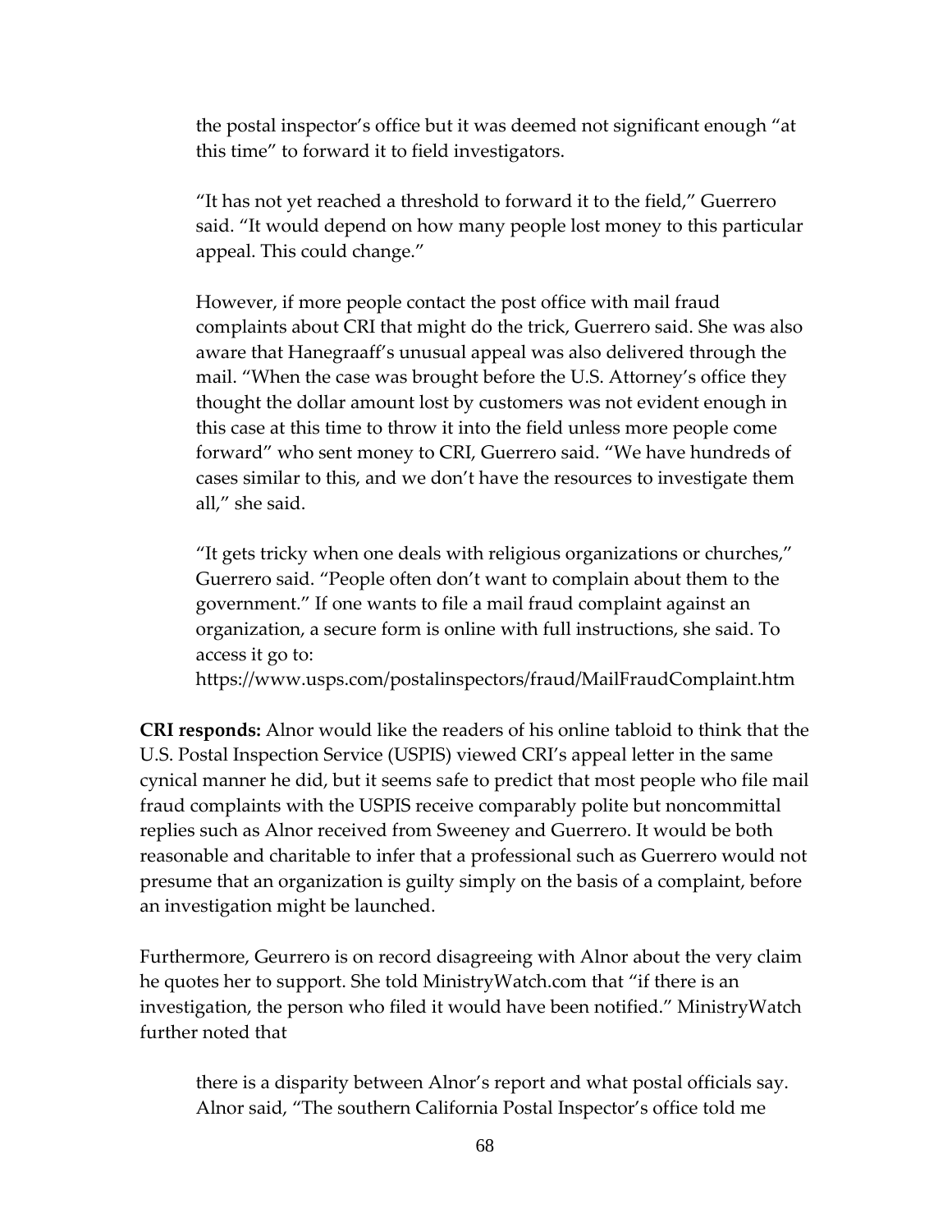> the postal inspector's office but it was deemed not significant enough "at this time" to forward it to field investigators.
>
> "It has not yet reached a threshold to forward it to the field," Guerrero said. "It would depend on how many people lost money to this particular appeal. This could change."
>
> However, if more people contact the post office with mail fraud complaints about CRI that might do the trick, Guerrero said. She was also aware that Hanegraaff's unusual appeal was also delivered through the mail. "When the case was brought before the U.S. Attorney's office they thought the dollar amount lost by customers was not evident enough in this case at this time to throw it into the field unless more people come forward" who sent money to CRI, Guerrero said. "We have hundreds of cases similar to this, and we don't have the resources to investigate them all," she said.
>
> "It gets tricky when one deals with religious organizations or churches," Guerrero said. "People often don't want to complain about them to the government." If one wants to file a mail fraud complaint against an organization, a secure form is online with full instructions, she said. To access it go to:
> https://www.usps.com/postalinspectors/fraud/MailFraudComplaint.htm

**CRI responds:** Alnor would like the readers of his online tabloid to think that the U.S. Postal Inspection Service (USPIS) viewed CRI's appeal letter in the same cynical manner he did, but it seems safe to predict that most people who file mail fraud complaints with the USPIS receive comparably polite but noncommittal replies such as Alnor received from Sweeney and Guerrero. It would be both reasonable and charitable to infer that a professional such as Guerrero would not presume that an organization is guilty simply on the basis of a complaint, before an investigation might be launched.

Furthermore, Geurrero is on record disagreeing with Alnor about the very claim he quotes her to support. She told MinistryWatch.com that "if there is an investigation, the person who filed it would have been notified." MinistryWatch further noted that

> there is a disparity between Alnor's report and what postal officials say. Alnor said, "The southern California Postal Inspector's office told me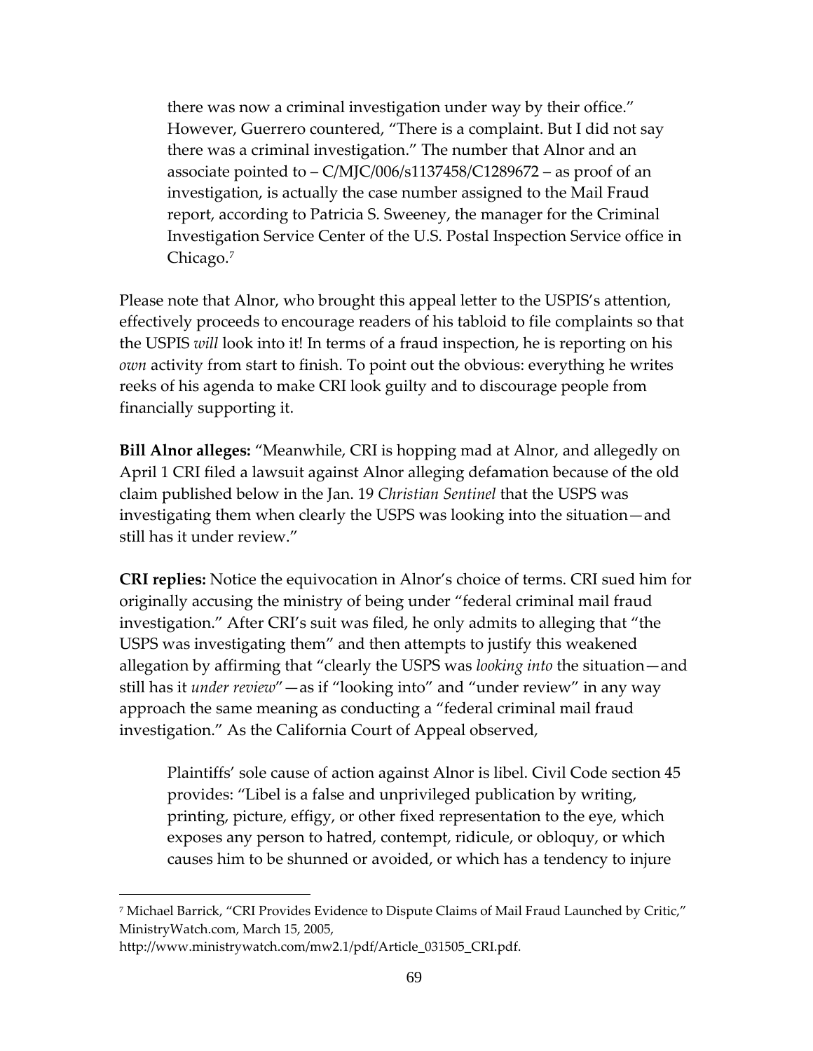> there was now a criminal investigation under way by their office." However, Guerrero countered, "There is a complaint. But I did not say there was a criminal investigation." The number that Alnor and an associate pointed to – C/MJC/006/s1137458/C1289672 – as proof of an investigation, is actually the case number assigned to the Mail Fraud report, according to Patricia S. Sweeney, the manager for the Criminal Investigation Service Center of the U.S. Postal Inspection Service office in Chicago.[7]

Please note that Alnor, who brought this appeal letter to the USPIS's attention, effectively proceeds to encourage readers of his tabloid to file complaints so that the USPIS *will* look into it! In terms of a fraud inspection, he is reporting on his *own* activity from start to finish. To point out the obvious: everything he writes reeks of his agenda to make CRI look guilty and to discourage people from financially supporting it.

**Bill Alnor alleges:** "Meanwhile, CRI is hopping mad at Alnor, and allegedly on April 1 CRI filed a lawsuit against Alnor alleging defamation because of the old claim published below in the Jan. 19 *Christian Sentinel* that the USPS was investigating them when clearly the USPS was looking into the situation—and still has it under review."

**CRI replies:** Notice the equivocation in Alnor's choice of terms. CRI sued him for originally accusing the ministry of being under "federal criminal mail fraud investigation." After CRI's suit was filed, he only admits to alleging that "the USPS was investigating them" and then attempts to justify this weakened allegation by affirming that "clearly the USPS was *looking into* the situation—and still has it *under review*"—as if "looking into" and "under review" in any way approach the same meaning as conducting a "federal criminal mail fraud investigation." As the California Court of Appeal observed,

> Plaintiffs' sole cause of action against Alnor is libel. Civil Code section 45 provides: "Libel is a false and unprivileged publication by writing, printing, picture, effigy, or other fixed representation to the eye, which exposes any person to hatred, contempt, ridicule, or obloquy, or which causes him to be shunned or avoided, or which has a tendency to injure

---

[7] Michael Barrick, "CRI Provides Evidence to Dispute Claims of Mail Fraud Launched by Critic," MinistryWatch.com, March 15, 2005, http://www.ministrywatch.com/mw2.1/pdf/Article_031505_CRI.pdf.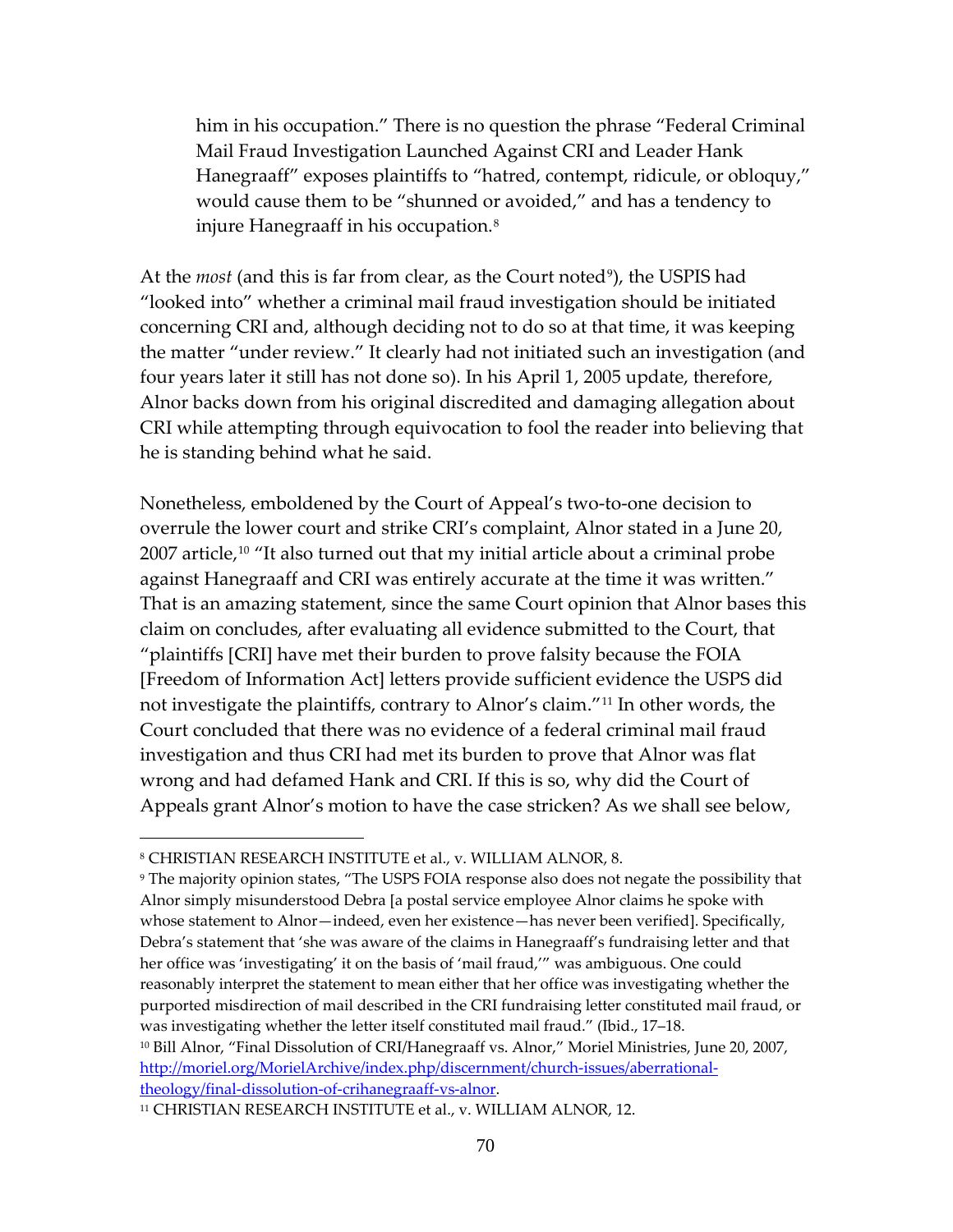> him in his occupation." There is no question the phrase "Federal Criminal Mail Fraud Investigation Launched Against CRI and Leader Hank Hanegraaff" exposes plaintiffs to "hatred, contempt, ridicule, or obloquy," would cause them to be "shunned or avoided," and has a tendency to injure Hanegraaff in his occupation.[8]

At the *most* (and this is far from clear, as the Court noted[9]), the USPIS had "looked into" whether a criminal mail fraud investigation should be initiated concerning CRI and, although deciding not to do so at that time, it was keeping the matter "under review." It clearly had not initiated such an investigation (and four years later it still has not done so). In his April 1, 2005 update, therefore, Alnor backs down from his original discredited and damaging allegation about CRI while attempting through equivocation to fool the reader into believing that he is standing behind what he said.

Nonetheless, emboldened by the Court of Appeal's two-to-one decision to overrule the lower court and strike CRI's complaint, Alnor stated in a June 20, 2007 article,[10] "It also turned out that my initial article about a criminal probe against Hanegraaff and CRI was entirely accurate at the time it was written." That is an amazing statement, since the same Court opinion that Alnor bases this claim on concludes, after evaluating all evidence submitted to the Court, that "plaintiffs [CRI] have met their burden to prove falsity because the FOIA [Freedom of Information Act] letters provide sufficient evidence the USPS did not investigate the plaintiffs, contrary to Alnor's claim."[11] In other words, the Court concluded that there was no evidence of a federal criminal mail fraud investigation and thus CRI had met its burden to prove that Alnor was flat wrong and had defamed Hank and CRI. If this is so, why did the Court of Appeals grant Alnor's motion to have the case stricken? As we shall see below,

---

[8] CHRISTIAN RESEARCH INSTITUTE et al., v. WILLIAM ALNOR, 8.

[9] The majority opinion states, "The USPS FOIA response also does not negate the possibility that Alnor simply misunderstood Debra [a postal service employee Alnor claims he spoke with whose statement to Alnor—indeed, even her existence—has never been verified]. Specifically, Debra's statement that 'she was aware of the claims in Hanegraaff's fundraising letter and that her office was 'investigating' it on the basis of 'mail fraud,'" was ambiguous. One could reasonably interpret the statement to mean either that her office was investigating whether the purported misdirection of mail described in the CRI fundraising letter constituted mail fraud, or was investigating whether the letter itself constituted mail fraud." (Ibid., 17–18.

[10] Bill Alnor, "Final Dissolution of CRI/Hanegraaff vs. Alnor," Moriel Ministries, June 20, 2007, http://moriel.org/MorielArchive/index.php/discernment/church-issues/aberrational-theology/final-dissolution-of-crihanegraaff-vs-alnor.

[11] CHRISTIAN RESEARCH INSTITUTE et al., v. WILLIAM ALNOR, 12.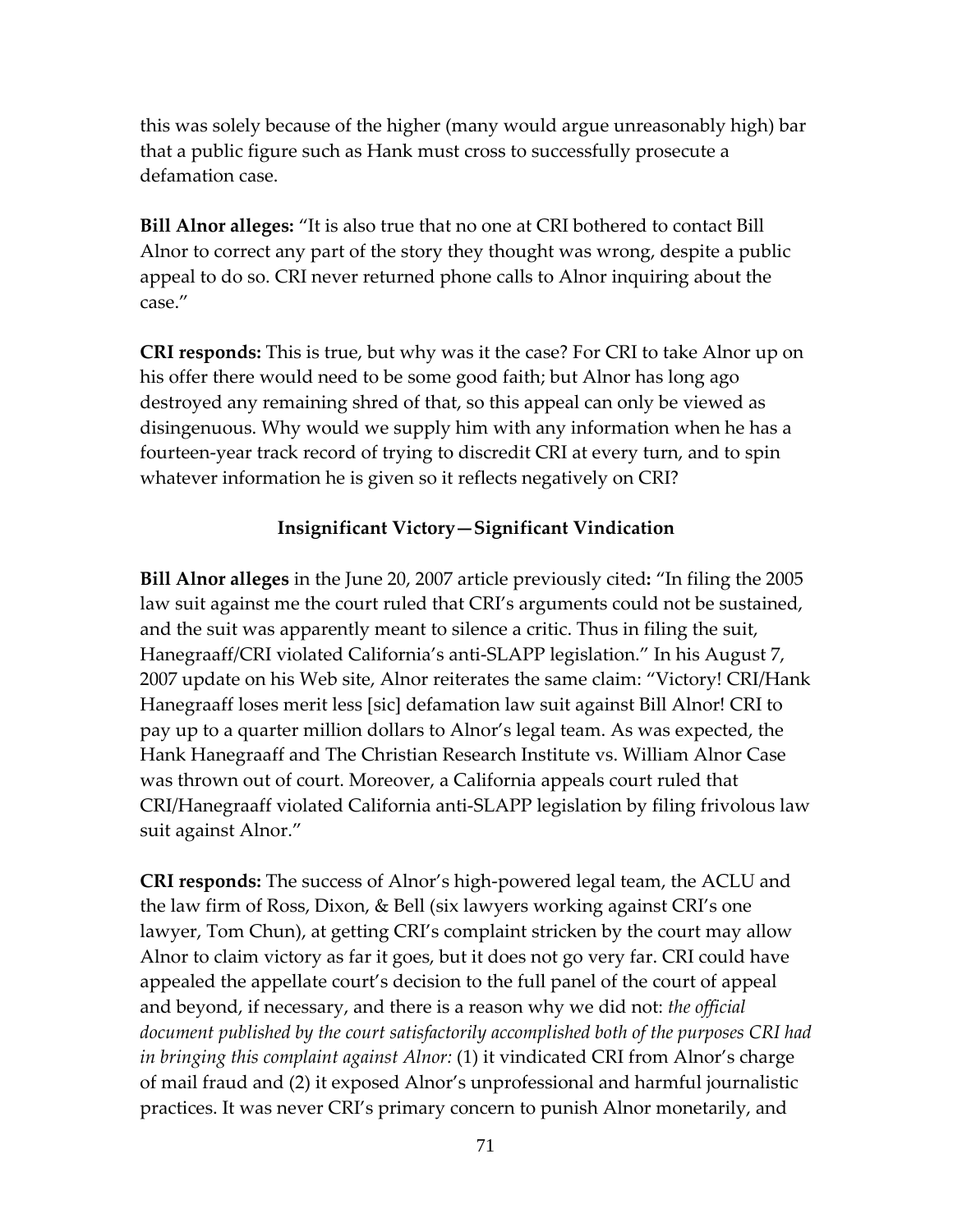this was solely because of the higher (many would argue unreasonably high) bar that a public figure such as Hank must cross to successfully prosecute a defamation case.

**Bill Alnor alleges:** "It is also true that no one at CRI bothered to contact Bill Alnor to correct any part of the story they thought was wrong, despite a public appeal to do so. CRI never returned phone calls to Alnor inquiring about the case."

**CRI responds:** This is true, but why was it the case? For CRI to take Alnor up on his offer there would need to be some good faith; but Alnor has long ago destroyed any remaining shred of that, so this appeal can only be viewed as disingenuous. Why would we supply him with any information when he has a fourteen-year track record of trying to discredit CRI at every turn, and to spin whatever information he is given so it reflects negatively on CRI?

### Insignificant Victory—Significant Vindication

**Bill Alnor alleges** in the June 20, 2007 article previously cited**:** "In filing the 2005 law suit against me the court ruled that CRI's arguments could not be sustained, and the suit was apparently meant to silence a critic. Thus in filing the suit, Hanegraaff/CRI violated California's anti-SLAPP legislation." In his August 7, 2007 update on his Web site, Alnor reiterates the same claim: "Victory! CRI/Hank Hanegraaff loses merit less [sic] defamation law suit against Bill Alnor! CRI to pay up to a quarter million dollars to Alnor's legal team. As was expected, the Hank Hanegraaff and The Christian Research Institute vs. William Alnor Case was thrown out of court. Moreover, a California appeals court ruled that CRI/Hanegraaff violated California anti-SLAPP legislation by filing frivolous law suit against Alnor."

**CRI responds:** The success of Alnor's high-powered legal team, the ACLU and the law firm of Ross, Dixon, & Bell (six lawyers working against CRI's one lawyer, Tom Chun), at getting CRI's complaint stricken by the court may allow Alnor to claim victory as far it goes, but it does not go very far. CRI could have appealed the appellate court's decision to the full panel of the court of appeal and beyond, if necessary, and there is a reason why we did not: *the official document published by the court satisfactorily accomplished both of the purposes CRI had in bringing this complaint against Alnor:* (1) it vindicated CRI from Alnor's charge of mail fraud and (2) it exposed Alnor's unprofessional and harmful journalistic practices. It was never CRI's primary concern to punish Alnor monetarily, and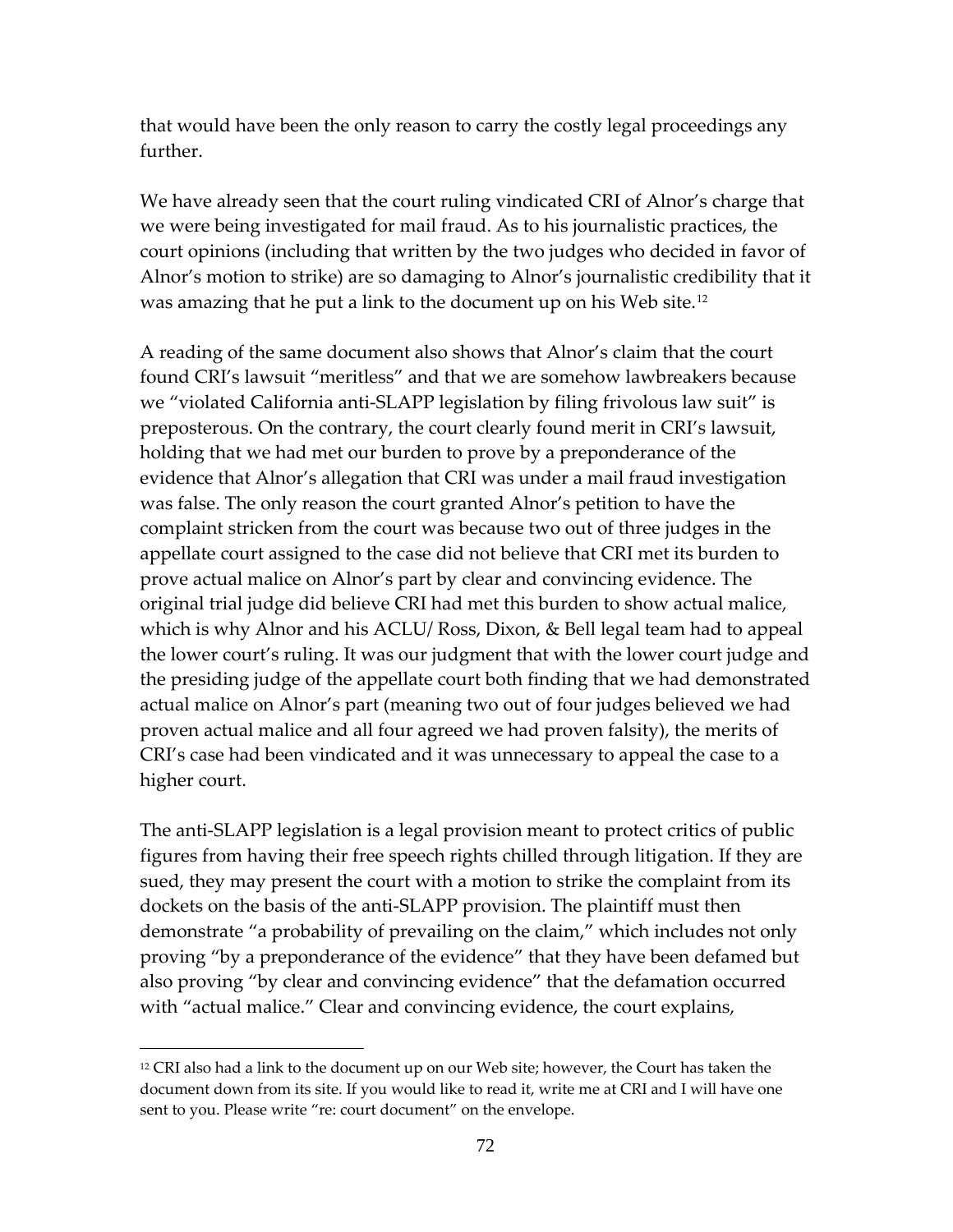that would have been the only reason to carry the costly legal proceedings any further.

We have already seen that the court ruling vindicated CRI of Alnor's charge that we were being investigated for mail fraud. As to his journalistic practices, the court opinions (including that written by the two judges who decided in favor of Alnor's motion to strike) are so damaging to Alnor's journalistic credibility that it was amazing that he put a link to the document up on his Web site.[12]

A reading of the same document also shows that Alnor's claim that the court found CRI's lawsuit "meritless" and that we are somehow lawbreakers because we "violated California anti-SLAPP legislation by filing frivolous law suit" is preposterous. On the contrary, the court clearly found merit in CRI's lawsuit, holding that we had met our burden to prove by a preponderance of the evidence that Alnor's allegation that CRI was under a mail fraud investigation was false. The only reason the court granted Alnor's petition to have the complaint stricken from the court was because two out of three judges in the appellate court assigned to the case did not believe that CRI met its burden to prove actual malice on Alnor's part by clear and convincing evidence. The original trial judge did believe CRI had met this burden to show actual malice, which is why Alnor and his ACLU/ Ross, Dixon, & Bell legal team had to appeal the lower court's ruling. It was our judgment that with the lower court judge and the presiding judge of the appellate court both finding that we had demonstrated actual malice on Alnor's part (meaning two out of four judges believed we had proven actual malice and all four agreed we had proven falsity), the merits of CRI's case had been vindicated and it was unnecessary to appeal the case to a higher court.

The anti-SLAPP legislation is a legal provision meant to protect critics of public figures from having their free speech rights chilled through litigation. If they are sued, they may present the court with a motion to strike the complaint from its dockets on the basis of the anti-SLAPP provision. The plaintiff must then demonstrate "a probability of prevailing on the claim," which includes not only proving "by a preponderance of the evidence" that they have been defamed but also proving "by clear and convincing evidence" that the defamation occurred with "actual malice." Clear and convincing evidence, the court explains,

---

[12] CRI also had a link to the document up on our Web site; however, the Court has taken the document down from its site. If you would like to read it, write me at CRI and I will have one sent to you. Please write "re: court document" on the envelope.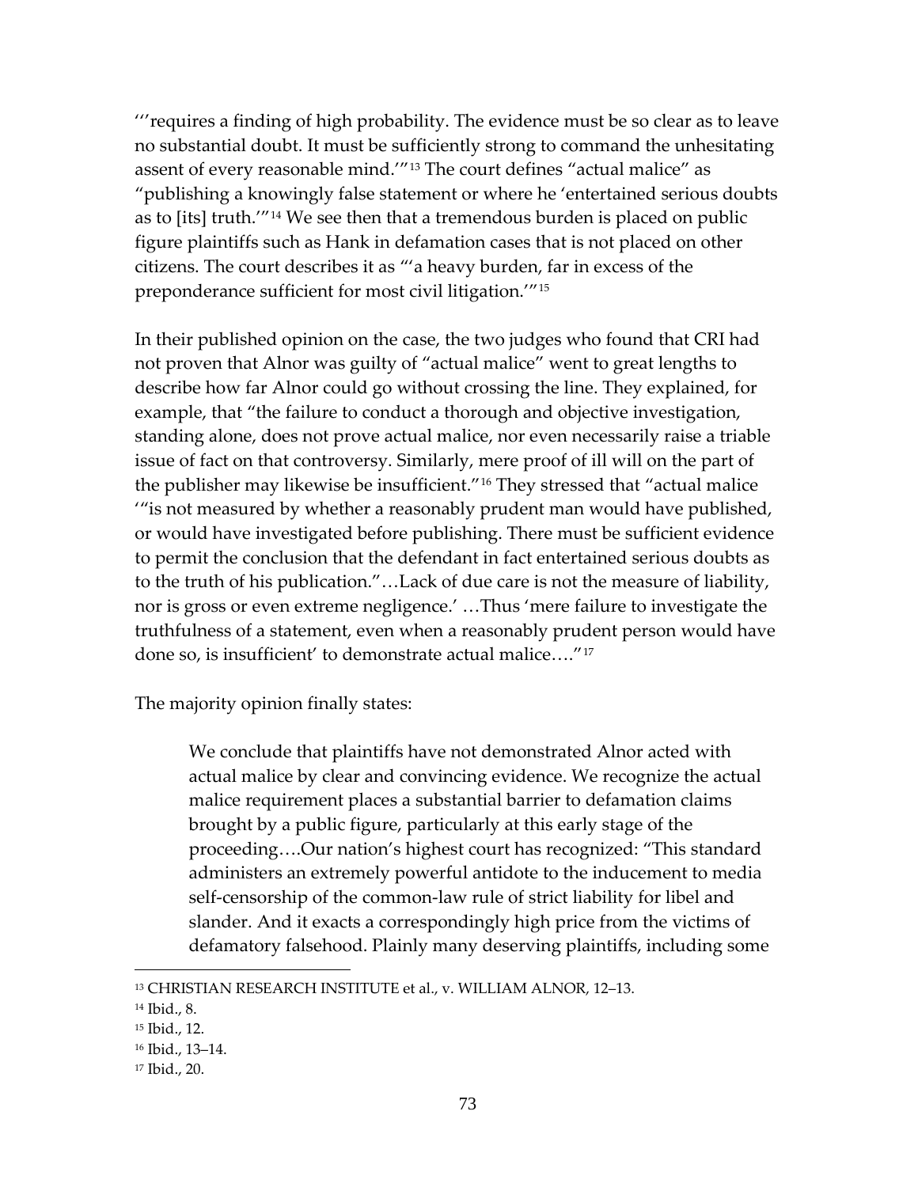'"requires a finding of high probability. The evidence must be so clear as to leave no substantial doubt. It must be sufficiently strong to command the unhesitating assent of every reasonable mind.'"[13] The court defines "actual malice" as "publishing a knowingly false statement or where he 'entertained serious doubts as to [its] truth.'"[14] We see then that a tremendous burden is placed on public figure plaintiffs such as Hank in defamation cases that is not placed on other citizens. The court describes it as "'a heavy burden, far in excess of the preponderance sufficient for most civil litigation.'"[15]

In their published opinion on the case, the two judges who found that CRI had not proven that Alnor was guilty of "actual malice" went to great lengths to describe how far Alnor could go without crossing the line. They explained, for example, that "the failure to conduct a thorough and objective investigation, standing alone, does not prove actual malice, nor even necessarily raise a triable issue of fact on that controversy. Similarly, mere proof of ill will on the part of the publisher may likewise be insufficient."[16] They stressed that "actual malice '"is not measured by whether a reasonably prudent man would have published, or would have investigated before publishing. There must be sufficient evidence to permit the conclusion that the defendant in fact entertained serious doubts as to the truth of his publication."…Lack of due care is not the measure of liability, nor is gross or even extreme negligence.' …Thus 'mere failure to investigate the truthfulness of a statement, even when a reasonably prudent person would have done so, is insufficient' to demonstrate actual malice…."[17]

The majority opinion finally states:

> We conclude that plaintiffs have not demonstrated Alnor acted with actual malice by clear and convincing evidence. We recognize the actual malice requirement places a substantial barrier to defamation claims brought by a public figure, particularly at this early stage of the proceeding….Our nation's highest court has recognized: "This standard administers an extremely powerful antidote to the inducement to media self-censorship of the common-law rule of strict liability for libel and slander. And it exacts a correspondingly high price from the victims of defamatory falsehood. Plainly many deserving plaintiffs, including some

---

[13] CHRISTIAN RESEARCH INSTITUTE et al., v. WILLIAM ALNOR, 12–13.

[14] Ibid., 8.

[15] Ibid., 12.

[16] Ibid., 13–14.

[17] Ibid., 20.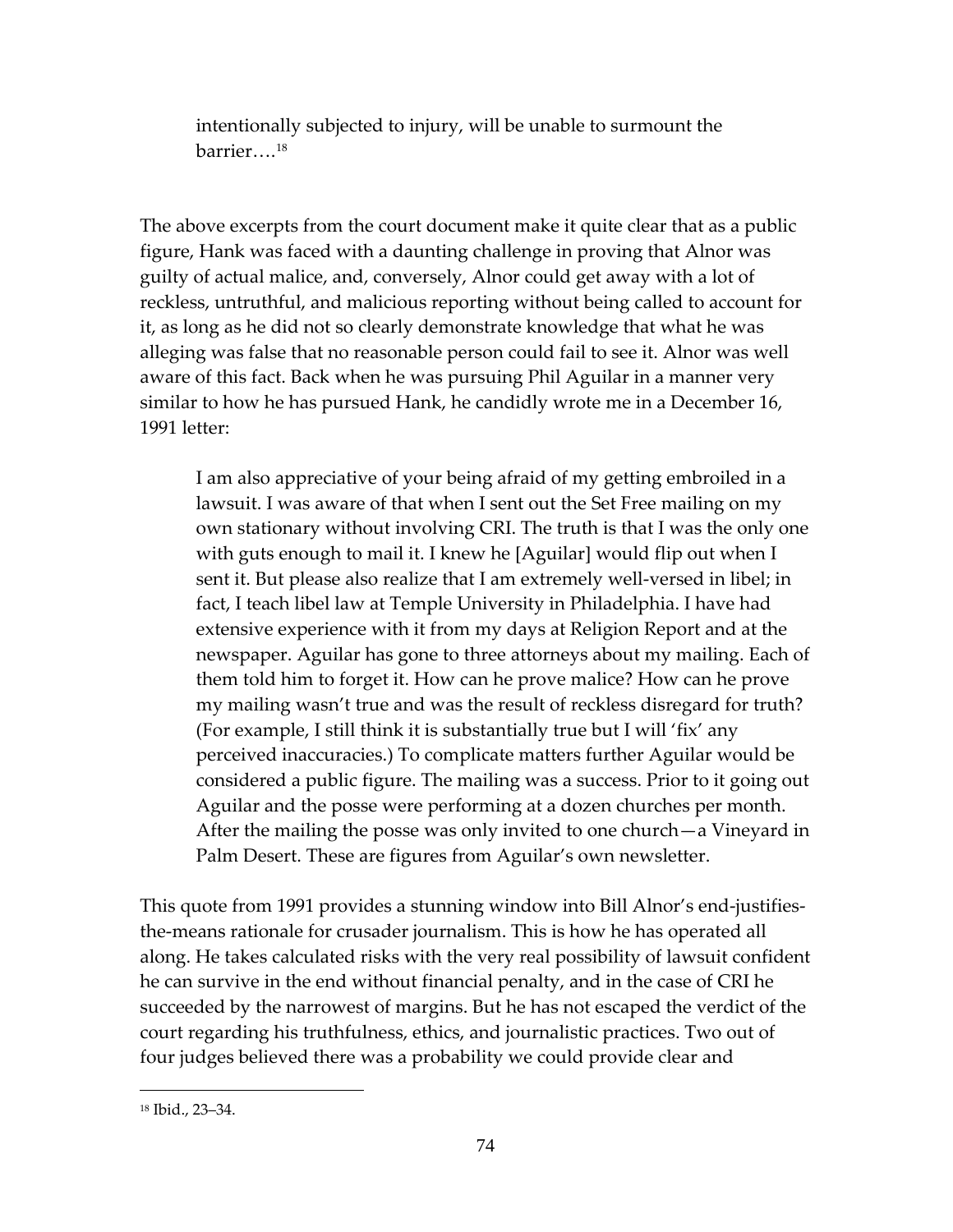> intentionally subjected to injury, will be unable to surmount the barrier….[18]

The above excerpts from the court document make it quite clear that as a public figure, Hank was faced with a daunting challenge in proving that Alnor was guilty of actual malice, and, conversely, Alnor could get away with a lot of reckless, untruthful, and malicious reporting without being called to account for it, as long as he did not so clearly demonstrate knowledge that what he was alleging was false that no reasonable person could fail to see it. Alnor was well aware of this fact. Back when he was pursuing Phil Aguilar in a manner very similar to how he has pursued Hank, he candidly wrote me in a December 16, 1991 letter:

> I am also appreciative of your being afraid of my getting embroiled in a lawsuit. I was aware of that when I sent out the Set Free mailing on my own stationary without involving CRI. The truth is that I was the only one with guts enough to mail it. I knew he [Aguilar] would flip out when I sent it. But please also realize that I am extremely well-versed in libel; in fact, I teach libel law at Temple University in Philadelphia. I have had extensive experience with it from my days at Religion Report and at the newspaper. Aguilar has gone to three attorneys about my mailing. Each of them told him to forget it. How can he prove malice? How can he prove my mailing wasn't true and was the result of reckless disregard for truth? (For example, I still think it is substantially true but I will 'fix' any perceived inaccuracies.) To complicate matters further Aguilar would be considered a public figure. The mailing was a success. Prior to it going out Aguilar and the posse were performing at a dozen churches per month. After the mailing the posse was only invited to one church—a Vineyard in Palm Desert. These are figures from Aguilar's own newsletter.

This quote from 1991 provides a stunning window into Bill Alnor's end-justifies-the-means rationale for crusader journalism. This is how he has operated all along. He takes calculated risks with the very real possibility of lawsuit confident he can survive in the end without financial penalty, and in the case of CRI he succeeded by the narrowest of margins. But he has not escaped the verdict of the court regarding his truthfulness, ethics, and journalistic practices. Two out of four judges believed there was a probability we could provide clear and

[18] Ibid., 23–34.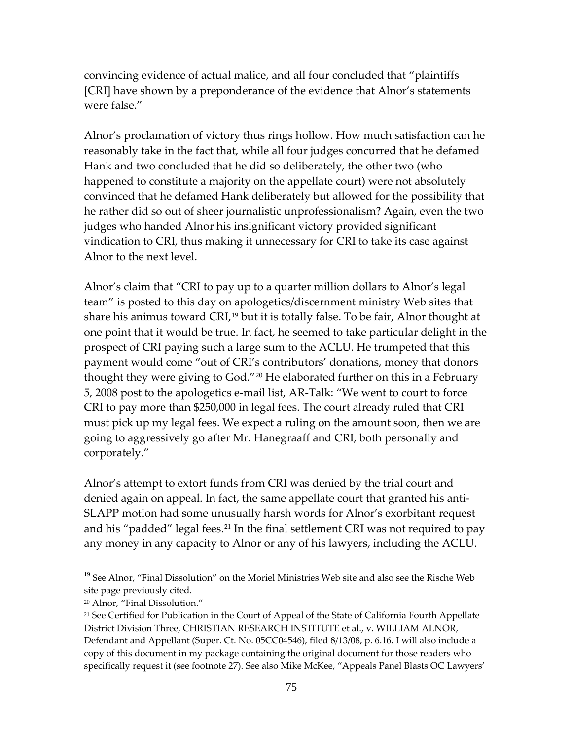convincing evidence of actual malice, and all four concluded that "plaintiffs [CRI] have shown by a preponderance of the evidence that Alnor's statements were false."

Alnor's proclamation of victory thus rings hollow. How much satisfaction can he reasonably take in the fact that, while all four judges concurred that he defamed Hank and two concluded that he did so deliberately, the other two (who happened to constitute a majority on the appellate court) were not absolutely convinced that he defamed Hank deliberately but allowed for the possibility that he rather did so out of sheer journalistic unprofessionalism? Again, even the two judges who handed Alnor his insignificant victory provided significant vindication to CRI, thus making it unnecessary for CRI to take its case against Alnor to the next level.

Alnor's claim that "CRI to pay up to a quarter million dollars to Alnor's legal team" is posted to this day on apologetics/discernment ministry Web sites that share his animus toward CRI,[19] but it is totally false. To be fair, Alnor thought at one point that it would be true. In fact, he seemed to take particular delight in the prospect of CRI paying such a large sum to the ACLU. He trumpeted that this payment would come "out of CRI's contributors' donations, money that donors thought they were giving to God."[20] He elaborated further on this in a February 5, 2008 post to the apologetics e-mail list, AR-Talk: "We went to court to force CRI to pay more than $250,000 in legal fees. The court already ruled that CRI must pick up my legal fees. We expect a ruling on the amount soon, then we are going to aggressively go after Mr. Hanegraaff and CRI, both personally and corporately."

Alnor's attempt to extort funds from CRI was denied by the trial court and denied again on appeal. In fact, the same appellate court that granted his anti-SLAPP motion had some unusually harsh words for Alnor's exorbitant request and his "padded" legal fees.[21] In the final settlement CRI was not required to pay any money in any capacity to Alnor or any of his lawyers, including the ACLU.

---

[19] See Alnor, "Final Dissolution" on the Moriel Ministries Web site and also see the Rische Web site page previously cited.

[20] Alnor, "Final Dissolution."

[21] See Certified for Publication in the Court of Appeal of the State of California Fourth Appellate District Division Three, CHRISTIAN RESEARCH INSTITUTE et al., v. WILLIAM ALNOR, Defendant and Appellant (Super. Ct. No. 05CC04546), filed 8/13/08, p. 6.16. I will also include a copy of this document in my package containing the original document for those readers who specifically request it (see footnote 27). See also Mike McKee, "Appeals Panel Blasts OC Lawyers'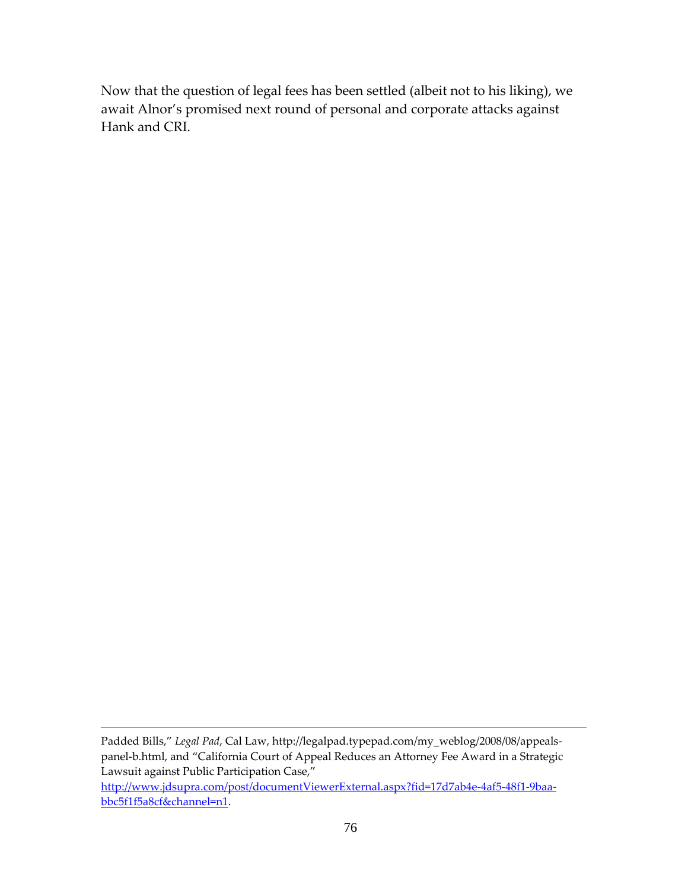Now that the question of legal fees has been settled (albeit not to his liking), we await Alnor's promised next round of personal and corporate attacks against Hank and CRI.

---

Padded Bills," *Legal Pad*, Cal Law, http://legalpad.typepad.com/my_weblog/2008/08/appeals-panel-b.html, and "California Court of Appeal Reduces an Attorney Fee Award in a Strategic Lawsuit against Public Participation Case," http://www.jdsupra.com/post/documentViewerExternal.aspx?fid=17d7ab4e-4af5-48f1-9baa-bbc5f1f5a8cf&channel=n1.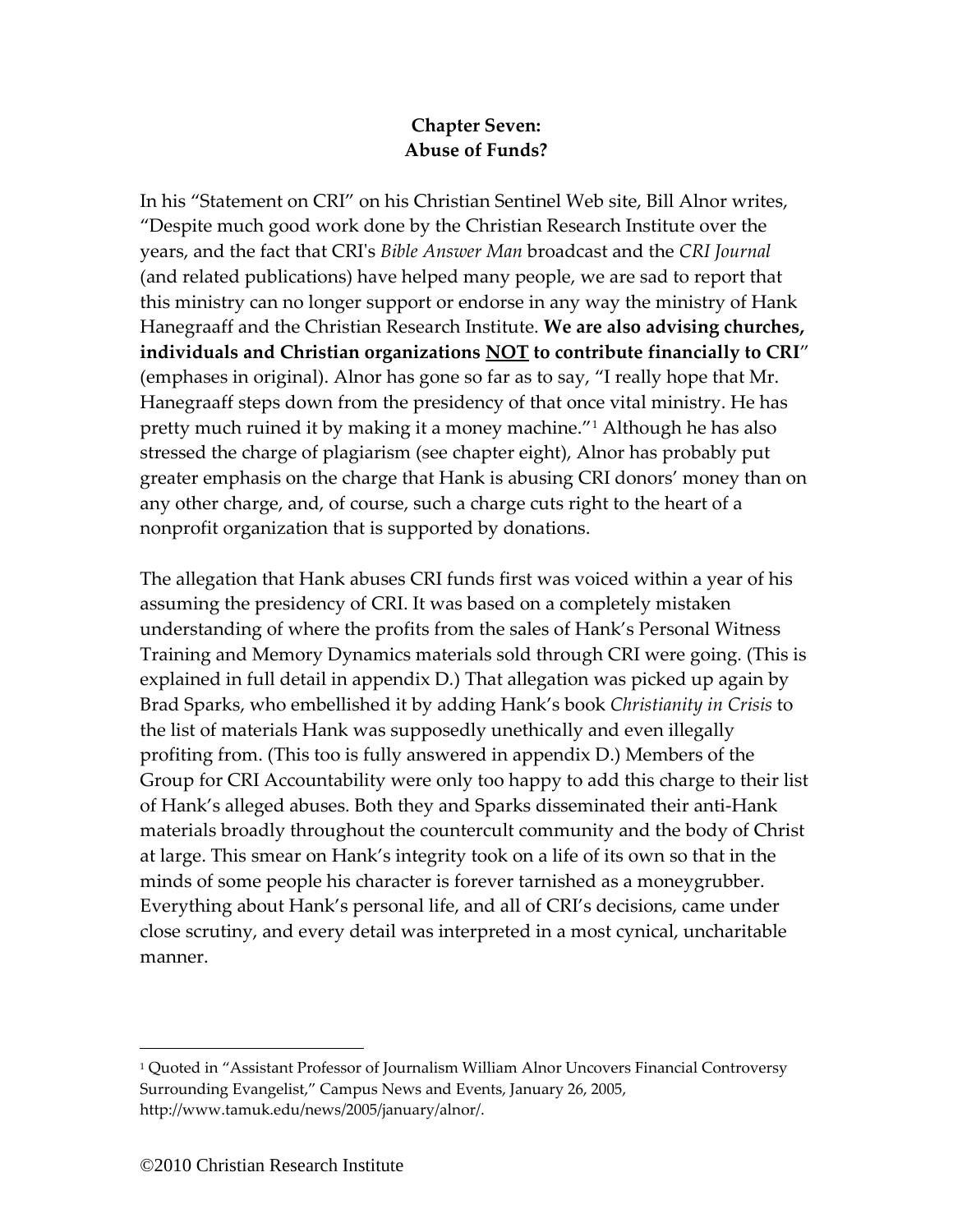**Chapter Seven:**
**Abuse of Funds?**

In his "Statement on CRI" on his Christian Sentinel Web site, Bill Alnor writes, "Despite much good work done by the Christian Research Institute over the years, and the fact that CRI's *Bible Answer Man* broadcast and the *CRI Journal* (and related publications) have helped many people, we are sad to report that this ministry can no longer support or endorse in any way the ministry of Hank Hanegraaff and the Christian Research Institute. **We are also advising churches, individuals and Christian organizations <u>NOT</u> to contribute financially to CRI**" (emphases in original). Alnor has gone so far as to say, "I really hope that Mr. Hanegraaff steps down from the presidency of that once vital ministry. He has pretty much ruined it by making it a money machine."[1] Although he has also stressed the charge of plagiarism (see chapter eight), Alnor has probably put greater emphasis on the charge that Hank is abusing CRI donors' money than on any other charge, and, of course, such a charge cuts right to the heart of a nonprofit organization that is supported by donations.

The allegation that Hank abuses CRI funds first was voiced within a year of his assuming the presidency of CRI. It was based on a completely mistaken understanding of where the profits from the sales of Hank's Personal Witness Training and Memory Dynamics materials sold through CRI were going. (This is explained in full detail in appendix D.) That allegation was picked up again by Brad Sparks, who embellished it by adding Hank's book *Christianity in Crisis* to the list of materials Hank was supposedly unethically and even illegally profiting from. (This too is fully answered in appendix D.) Members of the Group for CRI Accountability were only too happy to add this charge to their list of Hank's alleged abuses. Both they and Sparks disseminated their anti-Hank materials broadly throughout the countercult community and the body of Christ at large. This smear on Hank's integrity took on a life of its own so that in the minds of some people his character is forever tarnished as a moneygrubber. Everything about Hank's personal life, and all of CRI's decisions, came under close scrutiny, and every detail was interpreted in a most cynical, uncharitable manner.

---

[1] Quoted in "Assistant Professor of Journalism William Alnor Uncovers Financial Controversy Surrounding Evangelist," Campus News and Events, January 26, 2005, http://www.tamuk.edu/news/2005/january/alnor/.

©2010 Christian Research Institute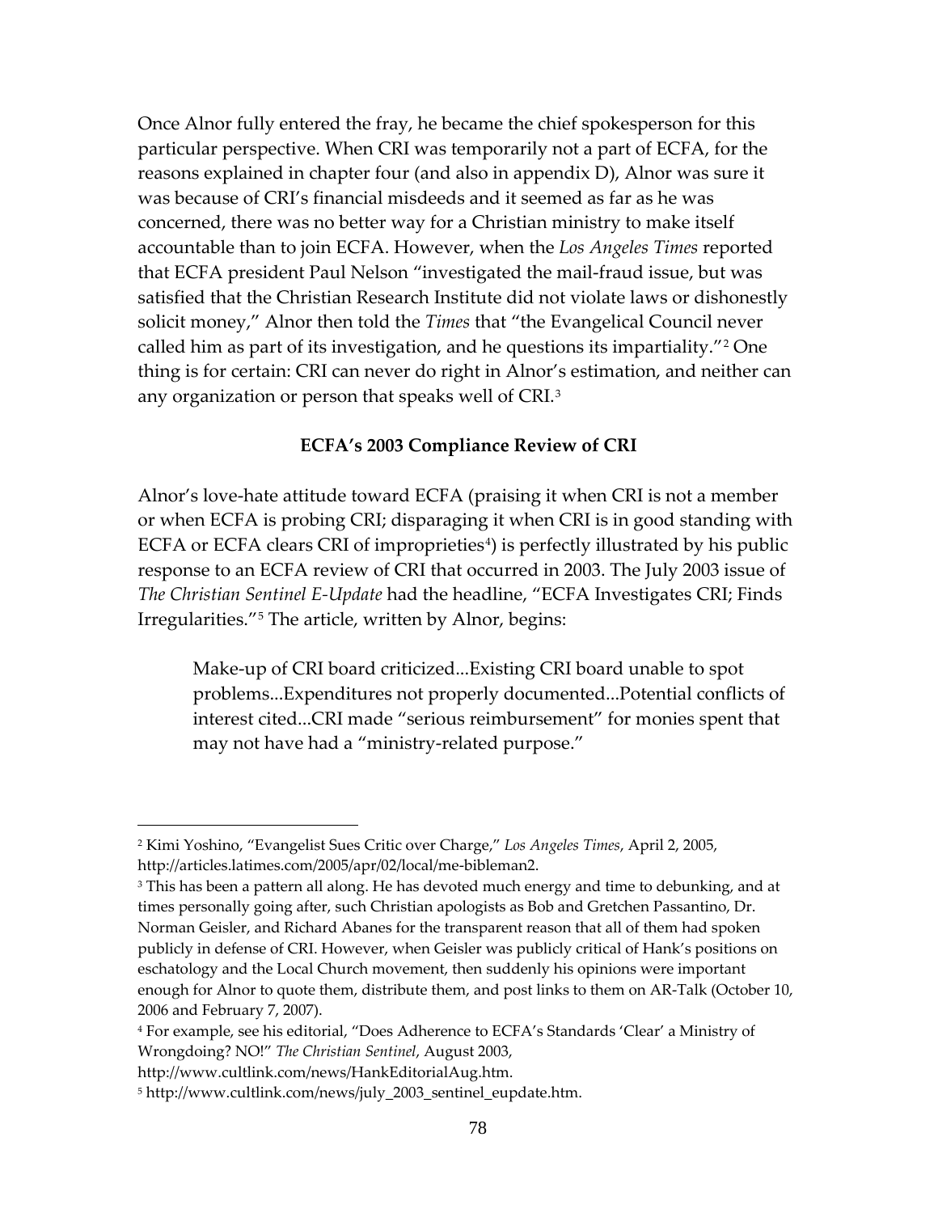Once Alnor fully entered the fray, he became the chief spokesperson for this particular perspective. When CRI was temporarily not a part of ECFA, for the reasons explained in chapter four (and also in appendix D), Alnor was sure it was because of CRI's financial misdeeds and it seemed as far as he was concerned, there was no better way for a Christian ministry to make itself accountable than to join ECFA. However, when the *Los Angeles Times* reported that ECFA president Paul Nelson "investigated the mail-fraud issue, but was satisfied that the Christian Research Institute did not violate laws or dishonestly solicit money," Alnor then told the *Times* that "the Evangelical Council never called him as part of its investigation, and he questions its impartiality."[2] One thing is for certain: CRI can never do right in Alnor's estimation, and neither can any organization or person that speaks well of CRI.[3]

**ECFA's 2003 Compliance Review of CRI**

Alnor's love-hate attitude toward ECFA (praising it when CRI is not a member or when ECFA is probing CRI; disparaging it when CRI is in good standing with ECFA or ECFA clears CRI of improprieties[4]) is perfectly illustrated by his public response to an ECFA review of CRI that occurred in 2003. The July 2003 issue of *The Christian Sentinel E-Update* had the headline, "ECFA Investigates CRI; Finds Irregularities."[5] The article, written by Alnor, begins:

> Make-up of CRI board criticized...Existing CRI board unable to spot problems...Expenditures not properly documented...Potential conflicts of interest cited...CRI made "serious reimbursement" for monies spent that may not have had a "ministry-related purpose."

---

[2] Kimi Yoshino, "Evangelist Sues Critic over Charge," *Los Angeles Times*, April 2, 2005, http://articles.latimes.com/2005/apr/02/local/me-bibleman2.

[3] This has been a pattern all along. He has devoted much energy and time to debunking, and at times personally going after, such Christian apologists as Bob and Gretchen Passantino, Dr. Norman Geisler, and Richard Abanes for the transparent reason that all of them had spoken publicly in defense of CRI. However, when Geisler was publicly critical of Hank's positions on eschatology and the Local Church movement, then suddenly his opinions were important enough for Alnor to quote them, distribute them, and post links to them on AR-Talk (October 10, 2006 and February 7, 2007).

[4] For example, see his editorial, "Does Adherence to ECFA's Standards 'Clear' a Ministry of Wrongdoing? NO!" *The Christian Sentinel*, August 2003, http://www.cultlink.com/news/HankEditorialAug.htm.

[5] http://www.cultlink.com/news/july_2003_sentinel_eupdate.htm.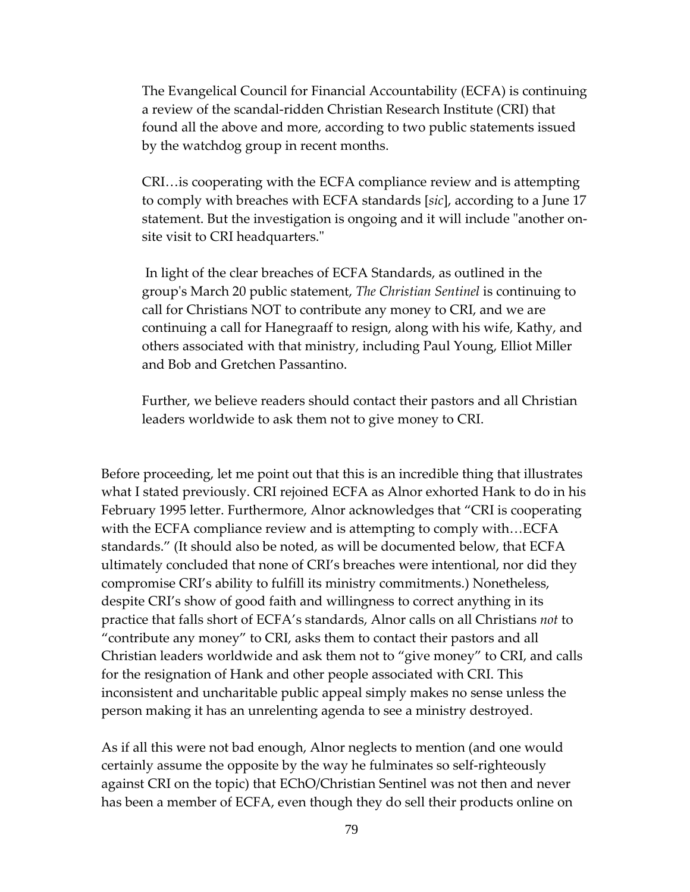> The Evangelical Council for Financial Accountability (ECFA) is continuing a review of the scandal-ridden Christian Research Institute (CRI) that found all the above and more, according to two public statements issued by the watchdog group in recent months.
>
> CRI…is cooperating with the ECFA compliance review and is attempting to comply with breaches with ECFA standards [*sic*], according to a June 17 statement. But the investigation is ongoing and it will include "another on-site visit to CRI headquarters."
>
> In light of the clear breaches of ECFA Standards, as outlined in the group's March 20 public statement, *The Christian Sentinel* is continuing to call for Christians NOT to contribute any money to CRI, and we are continuing a call for Hanegraaff to resign, along with his wife, Kathy, and others associated with that ministry, including Paul Young, Elliot Miller and Bob and Gretchen Passantino.
>
> Further, we believe readers should contact their pastors and all Christian leaders worldwide to ask them not to give money to CRI.

Before proceeding, let me point out that this is an incredible thing that illustrates what I stated previously. CRI rejoined ECFA as Alnor exhorted Hank to do in his February 1995 letter. Furthermore, Alnor acknowledges that "CRI is cooperating with the ECFA compliance review and is attempting to comply with…ECFA standards." (It should also be noted, as will be documented below, that ECFA ultimately concluded that none of CRI's breaches were intentional, nor did they compromise CRI's ability to fulfill its ministry commitments.) Nonetheless, despite CRI's show of good faith and willingness to correct anything in its practice that falls short of ECFA's standards, Alnor calls on all Christians *not* to "contribute any money" to CRI, asks them to contact their pastors and all Christian leaders worldwide and ask them not to "give money" to CRI, and calls for the resignation of Hank and other people associated with CRI. This inconsistent and uncharitable public appeal simply makes no sense unless the person making it has an unrelenting agenda to see a ministry destroyed.

As if all this were not bad enough, Alnor neglects to mention (and one would certainly assume the opposite by the way he fulminates so self-righteously against CRI on the topic) that EChO/Christian Sentinel was not then and never has been a member of ECFA, even though they do sell their products online on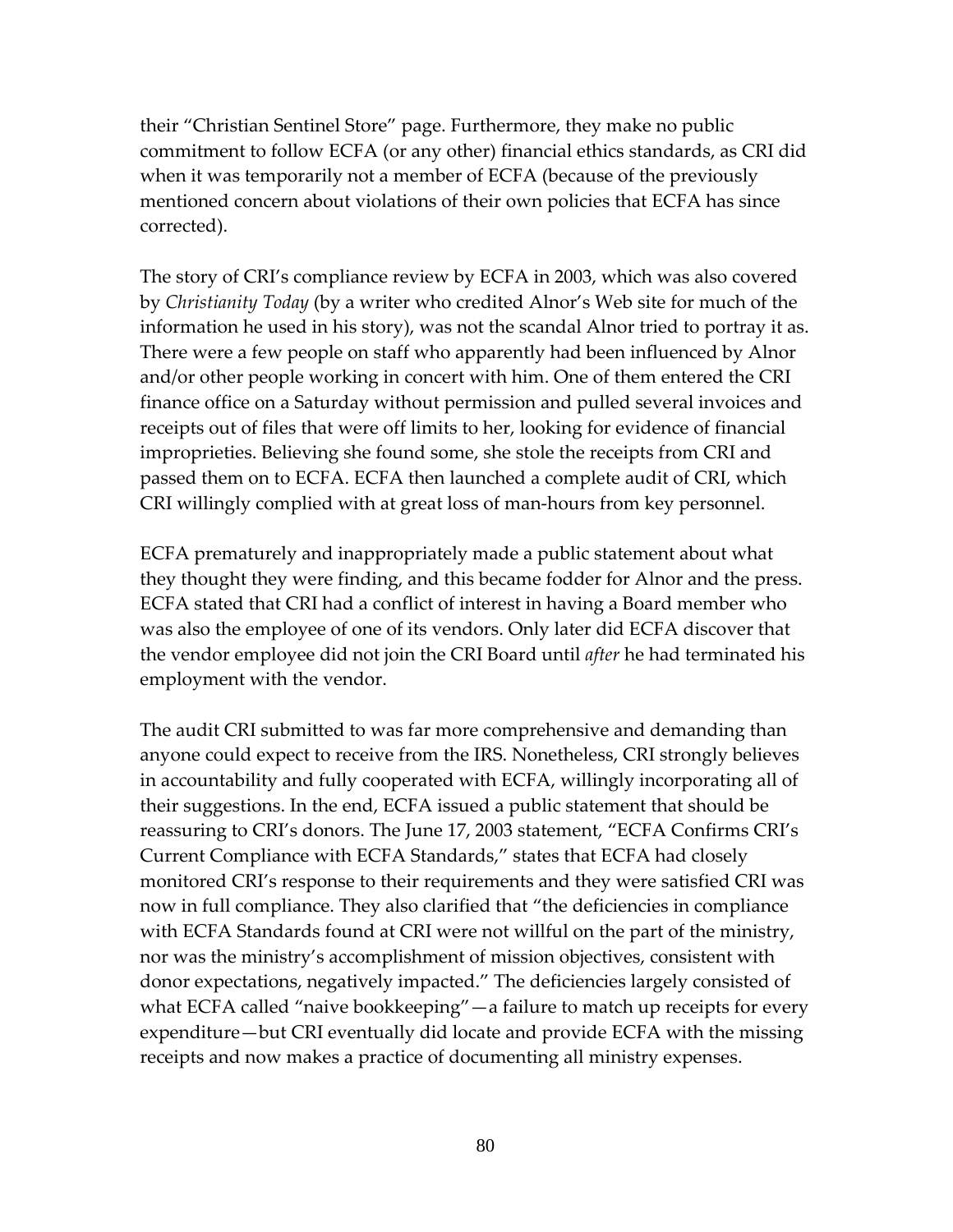their “Christian Sentinel Store” page. Furthermore, they make no public commitment to follow ECFA (or any other) financial ethics standards, as CRI did when it was temporarily not a member of ECFA (because of the previously mentioned concern about violations of their own policies that ECFA has since corrected).

The story of CRI’s compliance review by ECFA in 2003, which was also covered by *Christianity Today* (by a writer who credited Alnor’s Web site for much of the information he used in his story), was not the scandal Alnor tried to portray it as. There were a few people on staff who apparently had been influenced by Alnor and/or other people working in concert with him. One of them entered the CRI finance office on a Saturday without permission and pulled several invoices and receipts out of files that were off limits to her, looking for evidence of financial improprieties. Believing she found some, she stole the receipts from CRI and passed them on to ECFA. ECFA then launched a complete audit of CRI, which CRI willingly complied with at great loss of man-hours from key personnel.

ECFA prematurely and inappropriately made a public statement about what they thought they were finding, and this became fodder for Alnor and the press. ECFA stated that CRI had a conflict of interest in having a Board member who was also the employee of one of its vendors. Only later did ECFA discover that the vendor employee did not join the CRI Board until *after* he had terminated his employment with the vendor.

The audit CRI submitted to was far more comprehensive and demanding than anyone could expect to receive from the IRS. Nonetheless, CRI strongly believes in accountability and fully cooperated with ECFA, willingly incorporating all of their suggestions. In the end, ECFA issued a public statement that should be reassuring to CRI’s donors. The June 17, 2003 statement, “ECFA Confirms CRI’s Current Compliance with ECFA Standards,” states that ECFA had closely monitored CRI’s response to their requirements and they were satisfied CRI was now in full compliance. They also clarified that “the deficiencies in compliance with ECFA Standards found at CRI were not willful on the part of the ministry, nor was the ministry’s accomplishment of mission objectives, consistent with donor expectations, negatively impacted.” The deficiencies largely consisted of what ECFA called “naive bookkeeping”—a failure to match up receipts for every expenditure—but CRI eventually did locate and provide ECFA with the missing receipts and now makes a practice of documenting all ministry expenses.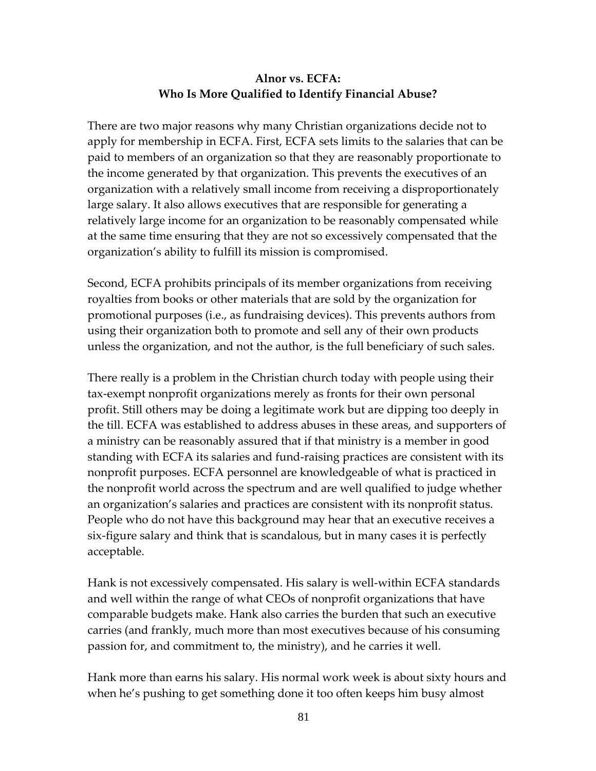**Alnor vs. ECFA:**
**Who Is More Qualified to Identify Financial Abuse?**

There are two major reasons why many Christian organizations decide not to apply for membership in ECFA. First, ECFA sets limits to the salaries that can be paid to members of an organization so that they are reasonably proportionate to the income generated by that organization. This prevents the executives of an organization with a relatively small income from receiving a disproportionately large salary. It also allows executives that are responsible for generating a relatively large income for an organization to be reasonably compensated while at the same time ensuring that they are not so excessively compensated that the organization's ability to fulfill its mission is compromised.

Second, ECFA prohibits principals of its member organizations from receiving royalties from books or other materials that are sold by the organization for promotional purposes (i.e., as fundraising devices). This prevents authors from using their organization both to promote and sell any of their own products unless the organization, and not the author, is the full beneficiary of such sales.

There really is a problem in the Christian church today with people using their tax-exempt nonprofit organizations merely as fronts for their own personal profit. Still others may be doing a legitimate work but are dipping too deeply in the till. ECFA was established to address abuses in these areas, and supporters of a ministry can be reasonably assured that if that ministry is a member in good standing with ECFA its salaries and fund-raising practices are consistent with its nonprofit purposes. ECFA personnel are knowledgeable of what is practiced in the nonprofit world across the spectrum and are well qualified to judge whether an organization's salaries and practices are consistent with its nonprofit status. People who do not have this background may hear that an executive receives a six-figure salary and think that is scandalous, but in many cases it is perfectly acceptable.

Hank is not excessively compensated. His salary is well-within ECFA standards and well within the range of what CEOs of nonprofit organizations that have comparable budgets make. Hank also carries the burden that such an executive carries (and frankly, much more than most executives because of his consuming passion for, and commitment to, the ministry), and he carries it well.

Hank more than earns his salary. His normal work week is about sixty hours and when he's pushing to get something done it too often keeps him busy almost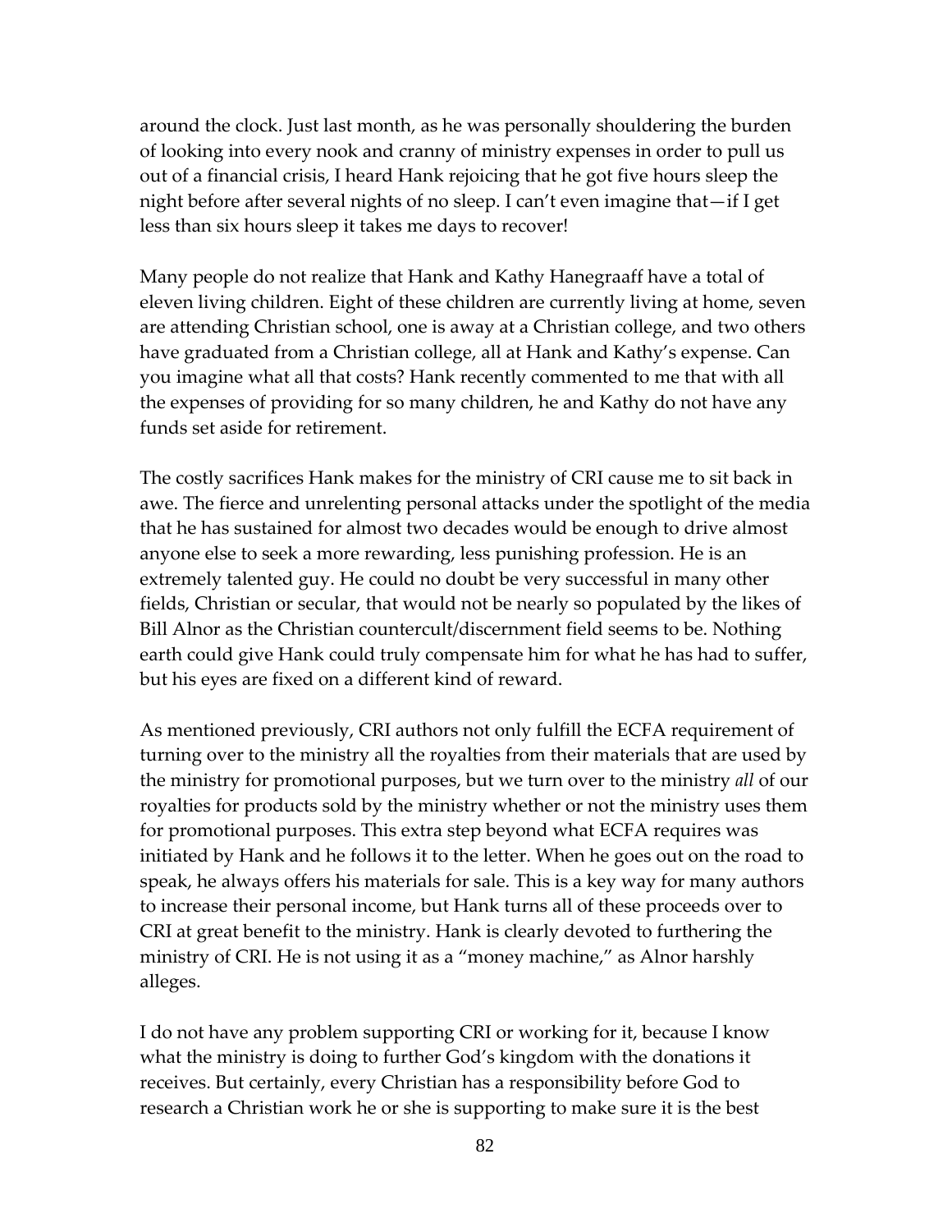around the clock. Just last month, as he was personally shouldering the burden of looking into every nook and cranny of ministry expenses in order to pull us out of a financial crisis, I heard Hank rejoicing that he got five hours sleep the night before after several nights of no sleep. I can't even imagine that—if I get less than six hours sleep it takes me days to recover!

Many people do not realize that Hank and Kathy Hanegraaff have a total of eleven living children. Eight of these children are currently living at home, seven are attending Christian school, one is away at a Christian college, and two others have graduated from a Christian college, all at Hank and Kathy's expense. Can you imagine what all that costs? Hank recently commented to me that with all the expenses of providing for so many children, he and Kathy do not have any funds set aside for retirement.

The costly sacrifices Hank makes for the ministry of CRI cause me to sit back in awe. The fierce and unrelenting personal attacks under the spotlight of the media that he has sustained for almost two decades would be enough to drive almost anyone else to seek a more rewarding, less punishing profession. He is an extremely talented guy. He could no doubt be very successful in many other fields, Christian or secular, that would not be nearly so populated by the likes of Bill Alnor as the Christian countercult/discernment field seems to be. Nothing earth could give Hank could truly compensate him for what he has had to suffer, but his eyes are fixed on a different kind of reward.

As mentioned previously, CRI authors not only fulfill the ECFA requirement of turning over to the ministry all the royalties from their materials that are used by the ministry for promotional purposes, but we turn over to the ministry *all* of our royalties for products sold by the ministry whether or not the ministry uses them for promotional purposes. This extra step beyond what ECFA requires was initiated by Hank and he follows it to the letter. When he goes out on the road to speak, he always offers his materials for sale. This is a key way for many authors to increase their personal income, but Hank turns all of these proceeds over to CRI at great benefit to the ministry. Hank is clearly devoted to furthering the ministry of CRI. He is not using it as a "money machine," as Alnor harshly alleges.

I do not have any problem supporting CRI or working for it, because I know what the ministry is doing to further God's kingdom with the donations it receives. But certainly, every Christian has a responsibility before God to research a Christian work he or she is supporting to make sure it is the best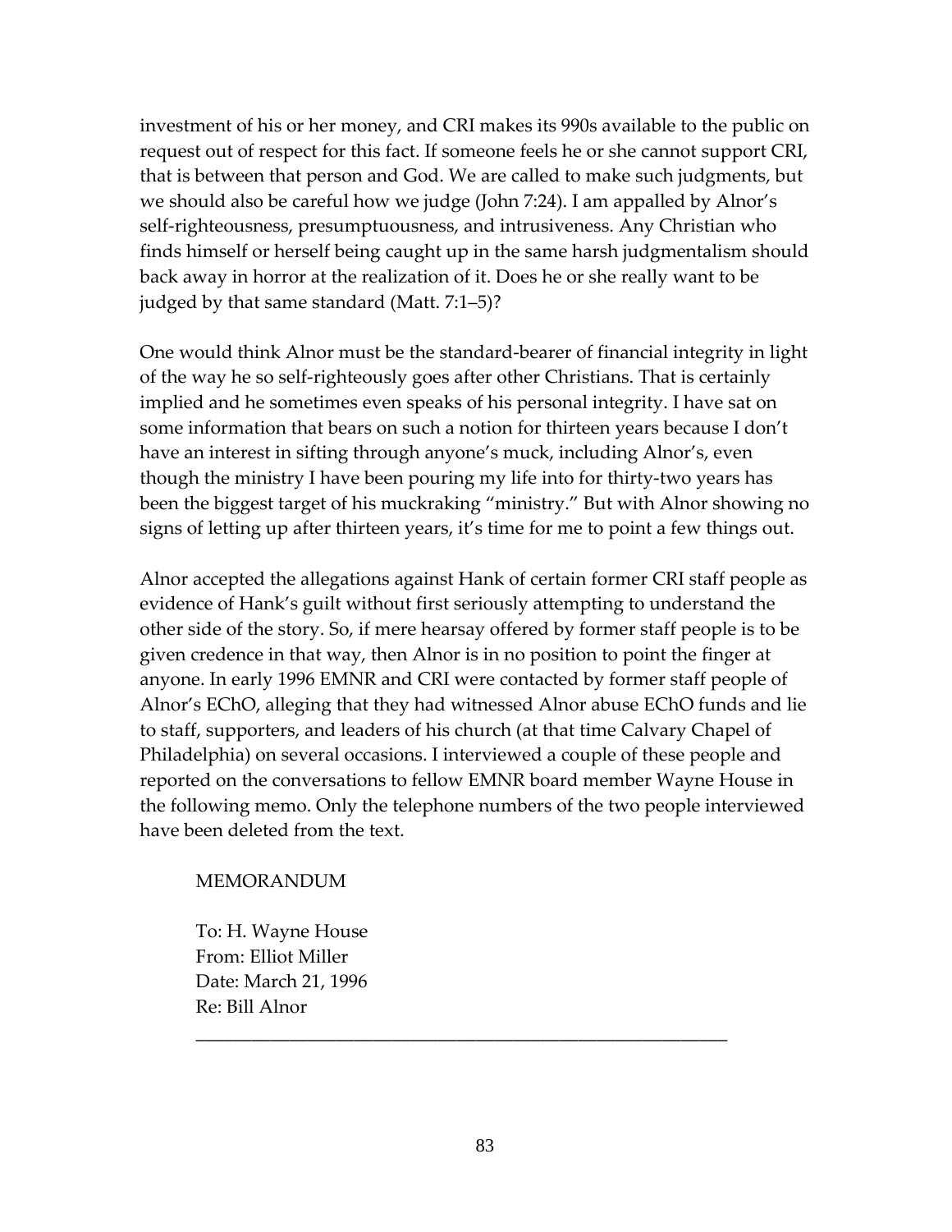investment of his or her money, and CRI makes its 990s available to the public on request out of respect for this fact. If someone feels he or she cannot support CRI, that is between that person and God. We are called to make such judgments, but we should also be careful how we judge (John 7:24). I am appalled by Alnor's self-righteousness, presumptuousness, and intrusiveness. Any Christian who finds himself or herself being caught up in the same harsh judgmentalism should back away in horror at the realization of it. Does he or she really want to be judged by that same standard (Matt. 7:1–5)?

One would think Alnor must be the standard-bearer of financial integrity in light of the way he so self-righteously goes after other Christians. That is certainly implied and he sometimes even speaks of his personal integrity. I have sat on some information that bears on such a notion for thirteen years because I don't have an interest in sifting through anyone's muck, including Alnor's, even though the ministry I have been pouring my life into for thirty-two years has been the biggest target of his muckraking "ministry." But with Alnor showing no signs of letting up after thirteen years, it's time for me to point a few things out.

Alnor accepted the allegations against Hank of certain former CRI staff people as evidence of Hank's guilt without first seriously attempting to understand the other side of the story. So, if mere hearsay offered by former staff people is to be given credence in that way, then Alnor is in no position to point the finger at anyone. In early 1996 EMNR and CRI were contacted by former staff people of Alnor's EChO, alleging that they had witnessed Alnor abuse EChO funds and lie to staff, supporters, and leaders of his church (at that time Calvary Chapel of Philadelphia) on several occasions. I interviewed a couple of these people and reported on the conversations to fellow EMNR board member Wayne House in the following memo. Only the telephone numbers of the two people interviewed have been deleted from the text.

> MEMORANDUM
>
> To: H. Wayne House
> From: Elliot Miller
> Date: March 21, 1996
> Re: Bill Alnor
>
> ---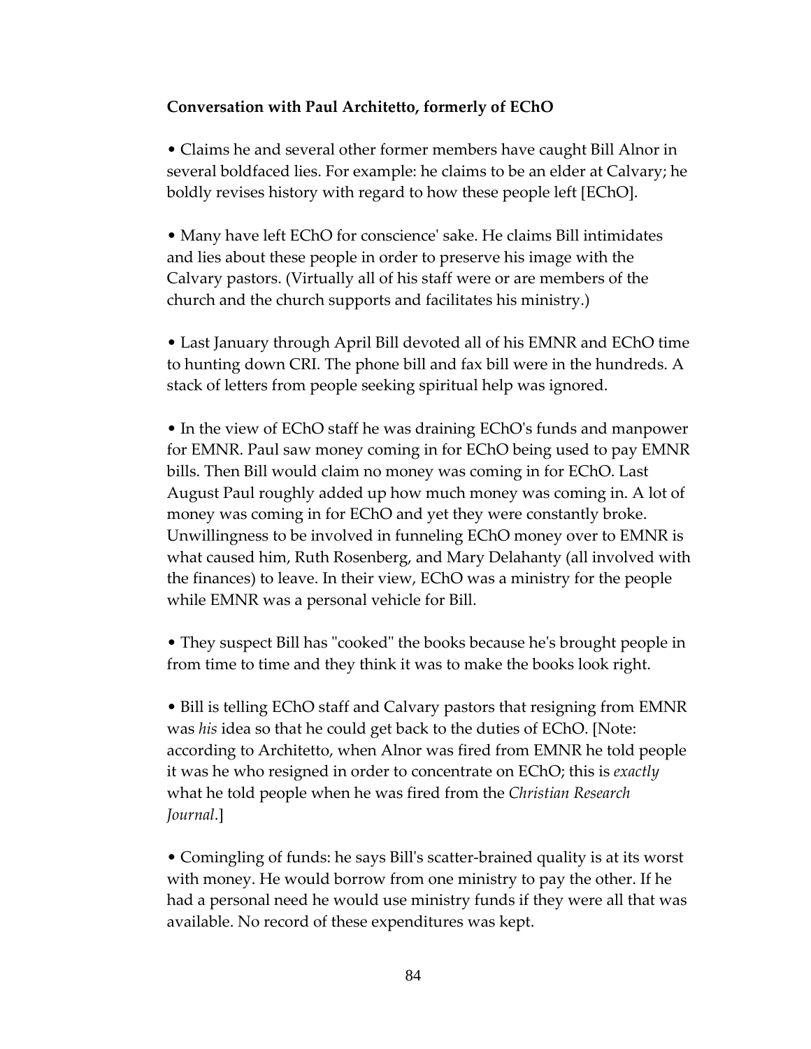**Conversation with Paul Architetto, formerly of EChO**

• Claims he and several other former members have caught Bill Alnor in several boldfaced lies. For example: he claims to be an elder at Calvary; he boldly revises history with regard to how these people left [EChO].

• Many have left EChO for conscience' sake. He claims Bill intimidates and lies about these people in order to preserve his image with the Calvary pastors. (Virtually all of his staff were or are members of the church and the church supports and facilitates his ministry.)

• Last January through April Bill devoted all of his EMNR and EChO time to hunting down CRI. The phone bill and fax bill were in the hundreds. A stack of letters from people seeking spiritual help was ignored.

• In the view of EChO staff he was draining EChO's funds and manpower for EMNR. Paul saw money coming in for EChO being used to pay EMNR bills. Then Bill would claim no money was coming in for EChO. Last August Paul roughly added up how much money was coming in. A lot of money was coming in for EChO and yet they were constantly broke. Unwillingness to be involved in funneling EChO money over to EMNR is what caused him, Ruth Rosenberg, and Mary Delahanty (all involved with the finances) to leave. In their view, EChO was a ministry for the people while EMNR was a personal vehicle for Bill.

• They suspect Bill has "cooked" the books because he's brought people in from time to time and they think it was to make the books look right.

• Bill is telling EChO staff and Calvary pastors that resigning from EMNR was *his* idea so that he could get back to the duties of EChO. [Note: according to Architetto, when Alnor was fired from EMNR he told people it was he who resigned in order to concentrate on EChO; this is *exactly* what he told people when he was fired from the *Christian Research Journal*.]

• Comingling of funds: he says Bill's scatter-brained quality is at its worst with money. He would borrow from one ministry to pay the other. If he had a personal need he would use ministry funds if they were all that was available. No record of these expenditures was kept.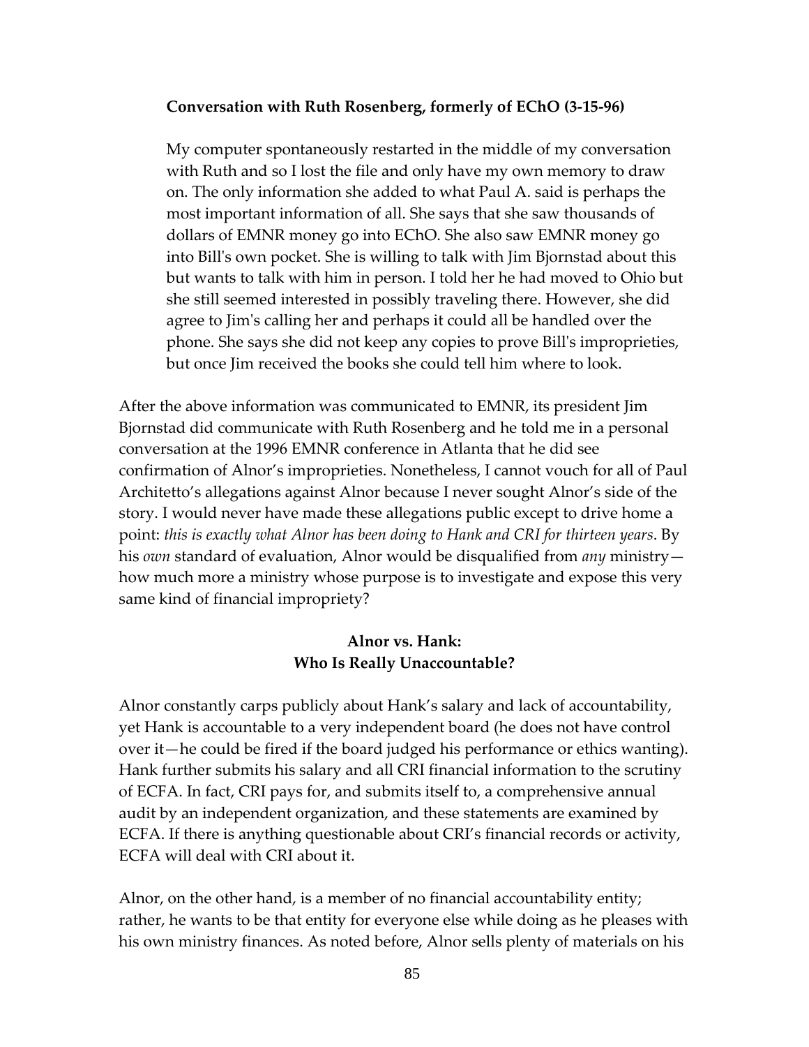**Conversation with Ruth Rosenberg, formerly of EChO (3-15-96)**

> My computer spontaneously restarted in the middle of my conversation with Ruth and so I lost the file and only have my own memory to draw on. The only information she added to what Paul A. said is perhaps the most important information of all. She says that she saw thousands of dollars of EMNR money go into EChO. She also saw EMNR money go into Bill's own pocket. She is willing to talk with Jim Bjornstad about this but wants to talk with him in person. I told her he had moved to Ohio but she still seemed interested in possibly traveling there. However, she did agree to Jim's calling her and perhaps it could all be handled over the phone. She says she did not keep any copies to prove Bill's improprieties, but once Jim received the books she could tell him where to look.

After the above information was communicated to EMNR, its president Jim Bjornstad did communicate with Ruth Rosenberg and he told me in a personal conversation at the 1996 EMNR conference in Atlanta that he did see confirmation of Alnor's improprieties. Nonetheless, I cannot vouch for all of Paul Architetto's allegations against Alnor because I never sought Alnor's side of the story. I would never have made these allegations public except to drive home a point: *this is exactly what Alnor has been doing to Hank and CRI for thirteen years*. By his *own* standard of evaluation, Alnor would be disqualified from *any* ministry—how much more a ministry whose purpose is to investigate and expose this very same kind of financial impropriety?

## Alnor vs. Hank: Who Is Really Unaccountable?

Alnor constantly carps publicly about Hank's salary and lack of accountability, yet Hank is accountable to a very independent board (he does not have control over it—he could be fired if the board judged his performance or ethics wanting). Hank further submits his salary and all CRI financial information to the scrutiny of ECFA. In fact, CRI pays for, and submits itself to, a comprehensive annual audit by an independent organization, and these statements are examined by ECFA. If there is anything questionable about CRI's financial records or activity, ECFA will deal with CRI about it.

Alnor, on the other hand, is a member of no financial accountability entity; rather, he wants to be that entity for everyone else while doing as he pleases with his own ministry finances. As noted before, Alnor sells plenty of materials on his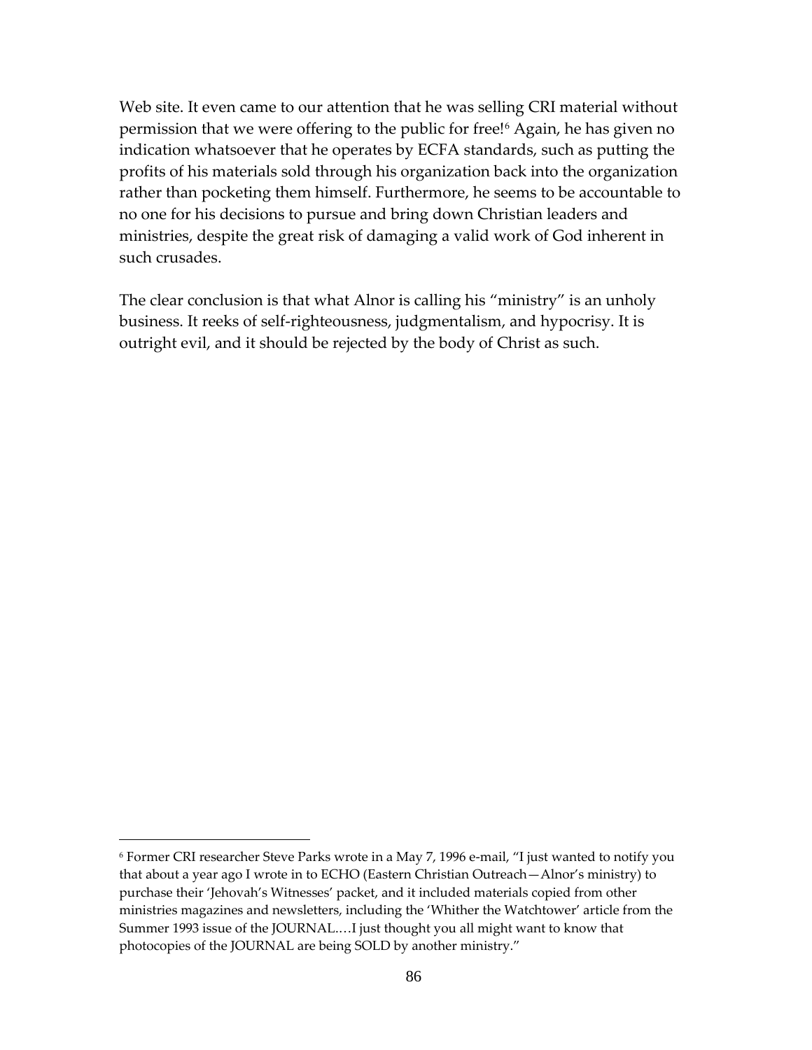Web site. It even came to our attention that he was selling CRI material without permission that we were offering to the public for free![6] Again, he has given no indication whatsoever that he operates by ECFA standards, such as putting the profits of his materials sold through his organization back into the organization rather than pocketing them himself. Furthermore, he seems to be accountable to no one for his decisions to pursue and bring down Christian leaders and ministries, despite the great risk of damaging a valid work of God inherent in such crusades.

The clear conclusion is that what Alnor is calling his "ministry" is an unholy business. It reeks of self-righteousness, judgmentalism, and hypocrisy. It is outright evil, and it should be rejected by the body of Christ as such.

---

[6] Former CRI researcher Steve Parks wrote in a May 7, 1996 e-mail, "I just wanted to notify you that about a year ago I wrote in to ECHO (Eastern Christian Outreach—Alnor's ministry) to purchase their 'Jehovah's Witnesses' packet, and it included materials copied from other ministries magazines and newsletters, including the 'Whither the Watchtower' article from the Summer 1993 issue of the JOURNAL.…I just thought you all might want to know that photocopies of the JOURNAL are being SOLD by another ministry."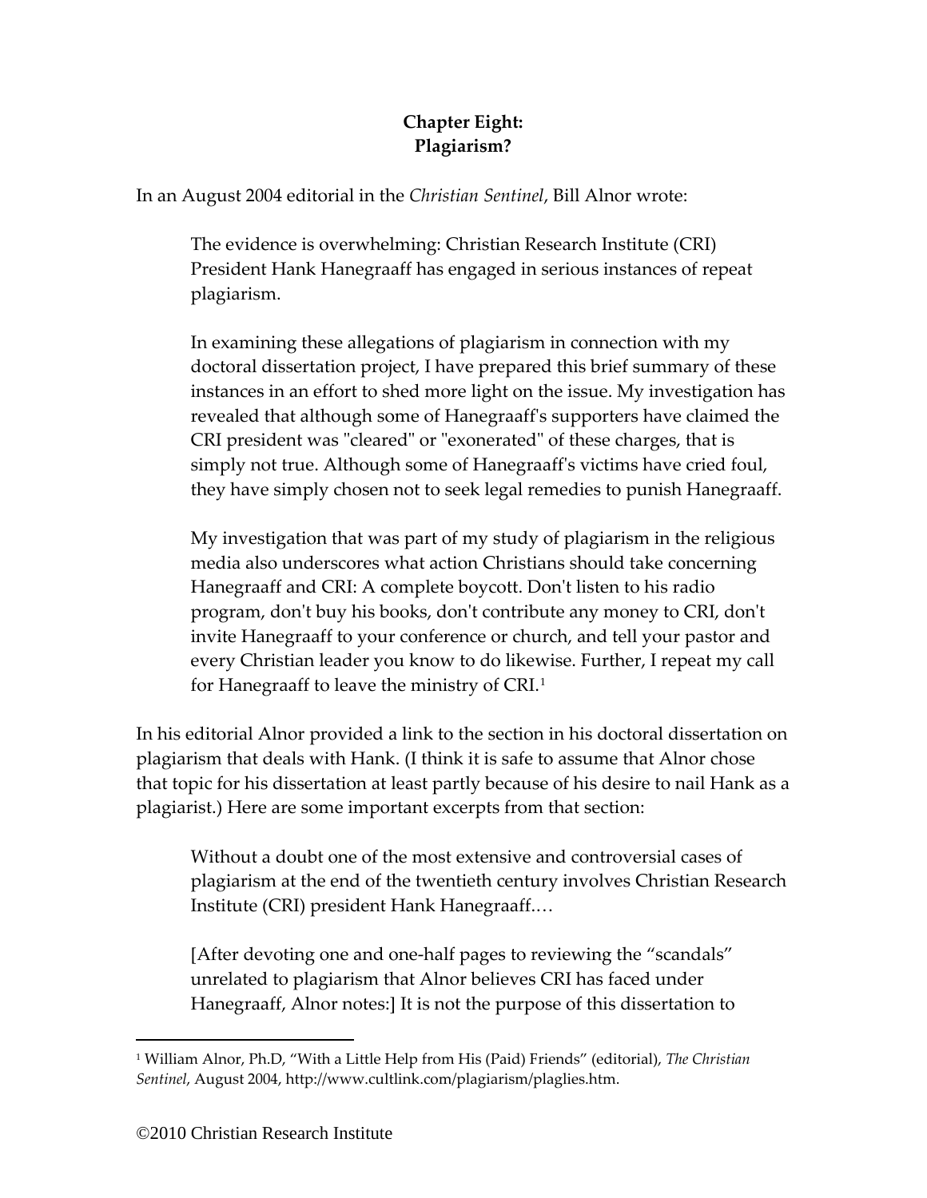**Chapter Eight:**
**Plagiarism?**

In an August 2004 editorial in the *Christian Sentinel*, Bill Alnor wrote:

> The evidence is overwhelming: Christian Research Institute (CRI) President Hank Hanegraaff has engaged in serious instances of repeat plagiarism.
>
> In examining these allegations of plagiarism in connection with my doctoral dissertation project, I have prepared this brief summary of these instances in an effort to shed more light on the issue. My investigation has revealed that although some of Hanegraaff's supporters have claimed the CRI president was "cleared" or "exonerated" of these charges, that is simply not true. Although some of Hanegraaff's victims have cried foul, they have simply chosen not to seek legal remedies to punish Hanegraaff.
>
> My investigation that was part of my study of plagiarism in the religious media also underscores what action Christians should take concerning Hanegraaff and CRI: A complete boycott. Don't listen to his radio program, don't buy his books, don't contribute any money to CRI, don't invite Hanegraaff to your conference or church, and tell your pastor and every Christian leader you know to do likewise. Further, I repeat my call for Hanegraaff to leave the ministry of CRI.[1]

In his editorial Alnor provided a link to the section in his doctoral dissertation on plagiarism that deals with Hank. (I think it is safe to assume that Alnor chose that topic for his dissertation at least partly because of his desire to nail Hank as a plagiarist.) Here are some important excerpts from that section:

> Without a doubt one of the most extensive and controversial cases of plagiarism at the end of the twentieth century involves Christian Research Institute (CRI) president Hank Hanegraaff.…
>
> [After devoting one and one-half pages to reviewing the "scandals" unrelated to plagiarism that Alnor believes CRI has faced under Hanegraaff, Alnor notes:] It is not the purpose of this dissertation to

---

[1] William Alnor, Ph.D, "With a Little Help from His (Paid) Friends" (editorial), *The Christian Sentinel*, August 2004, http://www.cultlink.com/plagiarism/plaglies.htm.

©2010 Christian Research Institute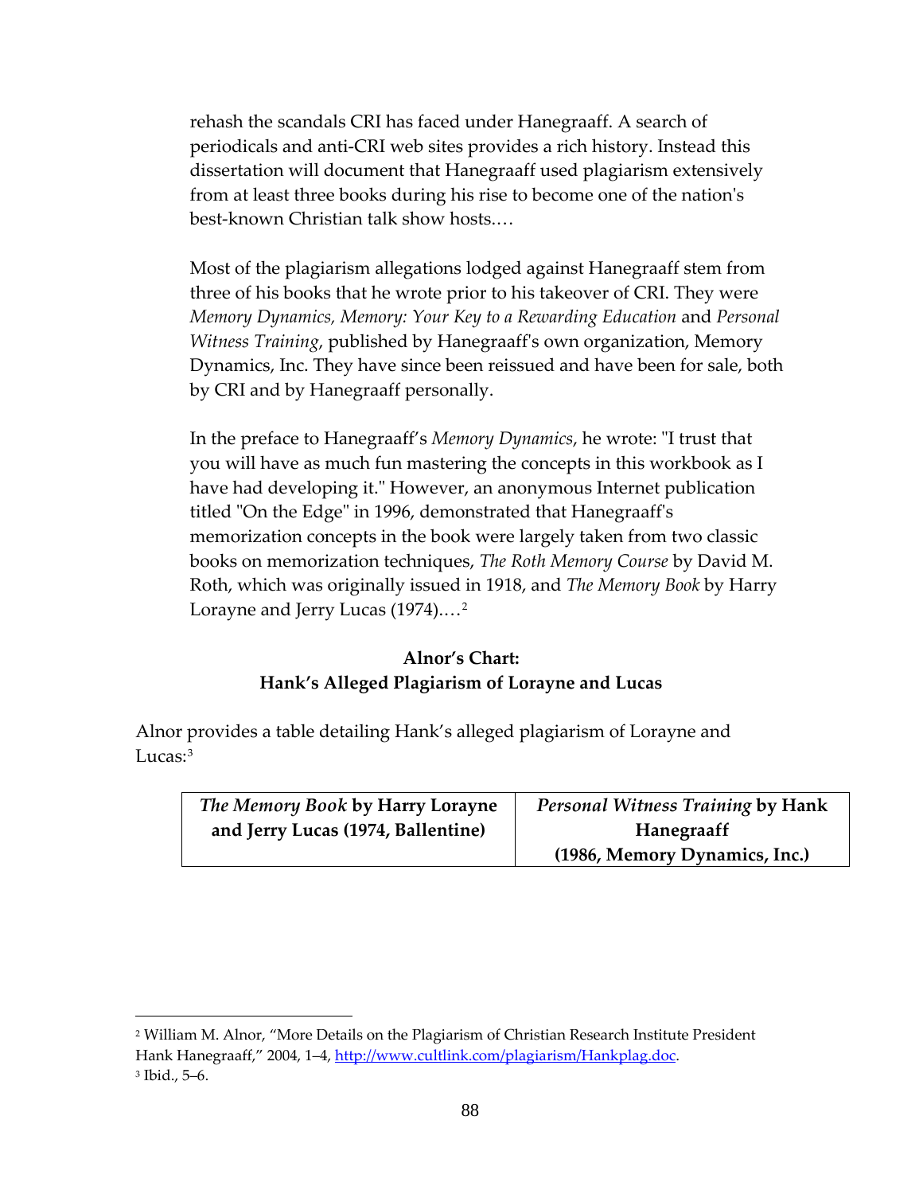> rehash the scandals CRI has faced under Hanegraaff. A search of periodicals and anti-CRI web sites provides a rich history. Instead this dissertation will document that Hanegraaff used plagiarism extensively from at least three books during his rise to become one of the nation's best-known Christian talk show hosts.…
>
> Most of the plagiarism allegations lodged against Hanegraaff stem from three of his books that he wrote prior to his takeover of CRI. They were *Memory Dynamics, Memory: Your Key to a Rewarding Education* and *Personal Witness Training*, published by Hanegraaff's own organization, Memory Dynamics, Inc. They have since been reissued and have been for sale, both by CRI and by Hanegraaff personally.
>
> In the preface to Hanegraaff's *Memory Dynamics*, he wrote: "I trust that you will have as much fun mastering the concepts in this workbook as I have had developing it." However, an anonymous Internet publication titled "On the Edge" in 1996, demonstrated that Hanegraaff's memorization concepts in the book were largely taken from two classic books on memorization techniques, *The Roth Memory Course* by David M. Roth, which was originally issued in 1918, and *The Memory Book* by Harry Lorayne and Jerry Lucas (1974).…[2]

**Alnor's Chart:**
**Hank's Alleged Plagiarism of Lorayne and Lucas**

Alnor provides a table detailing Hank's alleged plagiarism of Lorayne and Lucas:[3]

| ***The Memory Book* by Harry Lorayne and Jerry Lucas (1974, Ballentine)** | ***Personal Witness Training* by Hank Hanegraaff (1986, Memory Dynamics, Inc.)** |
|---|---|

[2] William M. Alnor, "More Details on the Plagiarism of Christian Research Institute President Hank Hanegraaff," 2004, 1–4, http://www.cultlink.com/plagiarism/Hankplag.doc.

[3] Ibid., 5–6.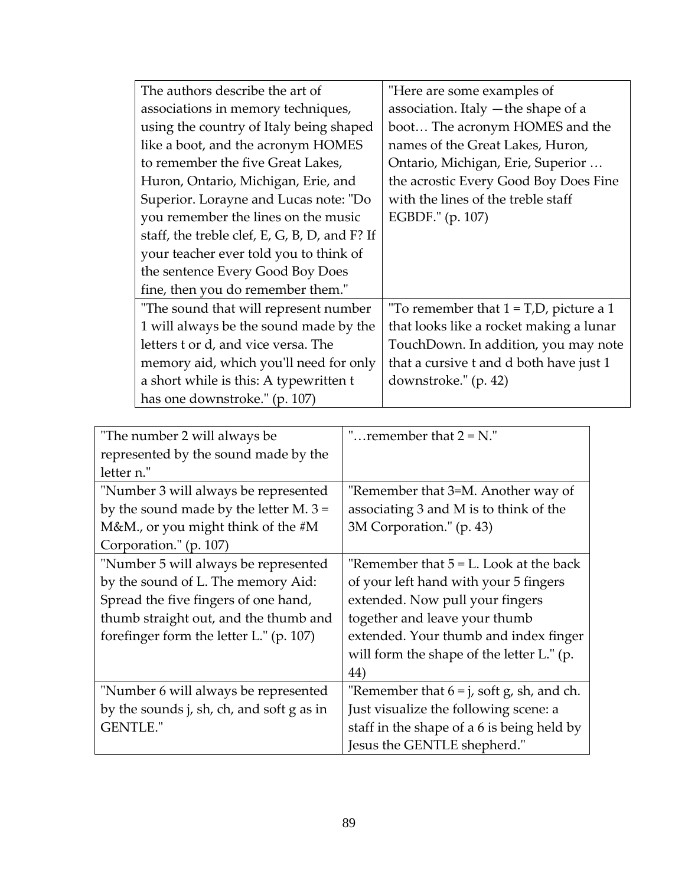| The authors describe the art of associations in memory techniques, using the country of Italy being shaped like a boot, and the acronym HOMES to remember the five Great Lakes, Huron, Ontario, Michigan, Erie, and Superior. Lorayne and Lucas note: "Do you remember the lines on the music staff, the treble clef, E, G, B, D, and F? If your teacher ever told you to think of the sentence Every Good Boy Does fine, then you do remember them." | "Here are some examples of association. Italy —the shape of a boot… The acronym HOMES and the names of the Great Lakes, Huron, Ontario, Michigan, Erie, Superior … the acrostic Every Good Boy Does Fine with the lines of the treble staff EGBDF." (p. 107) |
|---|---|
| "The sound that will represent number 1 will always be the sound made by the letters t or d, and vice versa. The memory aid, which you'll need for only a short while is this: A typewritten t has one downstroke." (p. 107) | "To remember that 1 = T,D, picture a 1 that looks like a rocket making a lunar TouchDown. In addition, you may note that a cursive t and d both have just 1 downstroke." (p. 42) |

| "The number 2 will always be represented by the sound made by the letter n." | "…remember that 2 = N." |
|---|---|
| "Number 3 will always be represented by the sound made by the letter M. 3 = M&M., or you might think of the #M Corporation." (p. 107) | "Remember that 3=M. Another way of associating 3 and M is to think of the 3M Corporation." (p. 43) |
| "Number 5 will always be represented by the sound of L. The memory Aid: Spread the five fingers of one hand, thumb straight out, and the thumb and forefinger form the letter L." (p. 107) | "Remember that 5 = L. Look at the back of your left hand with your 5 fingers extended. Now pull your fingers together and leave your thumb extended. Your thumb and index finger will form the shape of the letter L." (p. 44) |
| "Number 6 will always be represented by the sounds j, sh, ch, and soft g as in GENTLE." | "Remember that 6 = j, soft g, sh, and ch. Just visualize the following scene: a staff in the shape of a 6 is being held by Jesus the GENTLE shepherd." |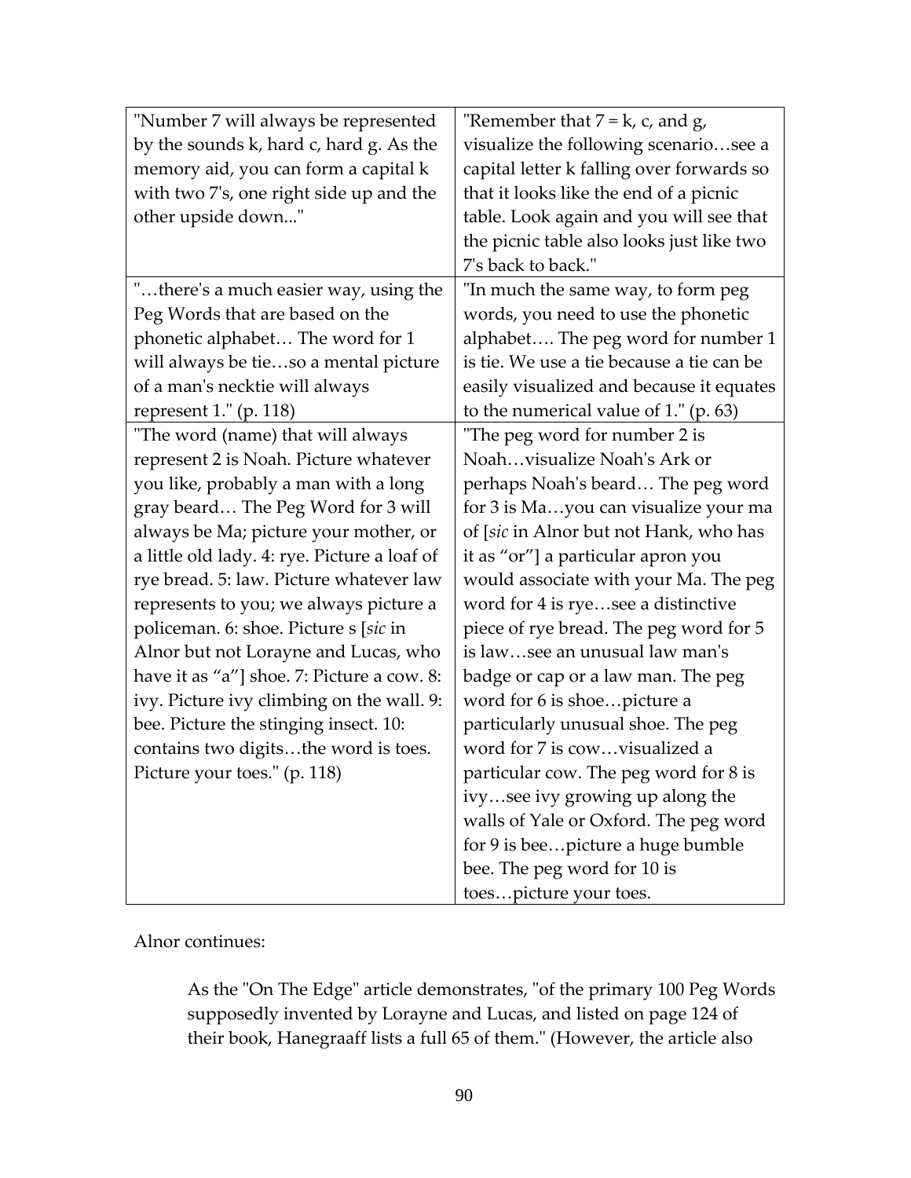| | |
|---|---|
| "Number 7 will always be represented by the sounds k, hard c, hard g. As the memory aid, you can form a capital k with two 7's, one right side up and the other upside down..." | "Remember that 7 = k, c, and g, visualize the following scenario…see a capital letter k falling over forwards so that it looks like the end of a picnic table. Look again and you will see that the picnic table also looks just like two 7's back to back." |
| "…there's a much easier way, using the Peg Words that are based on the phonetic alphabet… The word for 1 will always be tie…so a mental picture of a man's necktie will always represent 1." (p. 118) | "In much the same way, to form peg words, you need to use the phonetic alphabet…. The peg word for number 1 is tie. We use a tie because a tie can be easily visualized and because it equates to the numerical value of 1." (p. 63) |
| "The word (name) that will always represent 2 is Noah. Picture whatever you like, probably a man with a long gray beard… The Peg Word for 3 will always be Ma; picture your mother, or a little old lady. 4: rye. Picture a loaf of rye bread. 5: law. Picture whatever law represents to you; we always picture a policeman. 6: shoe. Picture s [*sic* in Alnor but not Lorayne and Lucas, who have it as "a"] shoe. 7: Picture a cow. 8: ivy. Picture ivy climbing on the wall. 9: bee. Picture the stinging insect. 10: contains two digits…the word is toes. Picture your toes." (p. 118) | "The peg word for number 2 is Noah…visualize Noah's Ark or perhaps Noah's beard… The peg word for 3 is Ma…you can visualize your ma of [*sic* in Alnor but not Hank, who has it as "or"] a particular apron you would associate with your Ma. The peg word for 4 is rye…see a distinctive piece of rye bread. The peg word for 5 is law…see an unusual law man's badge or cap or a law man. The peg word for 6 is shoe…picture a particularly unusual shoe. The peg word for 7 is cow…visualized a particular cow. The peg word for 8 is ivy…see ivy growing up along the walls of Yale or Oxford. The peg word for 9 is bee…picture a huge bumble bee. The peg word for 10 is toes…picture your toes. |

Alnor continues:

> As the "On The Edge" article demonstrates, "of the primary 100 Peg Words supposedly invented by Lorayne and Lucas, and listed on page 124 of their book, Hanegraaff lists a full 65 of them." (However, the article also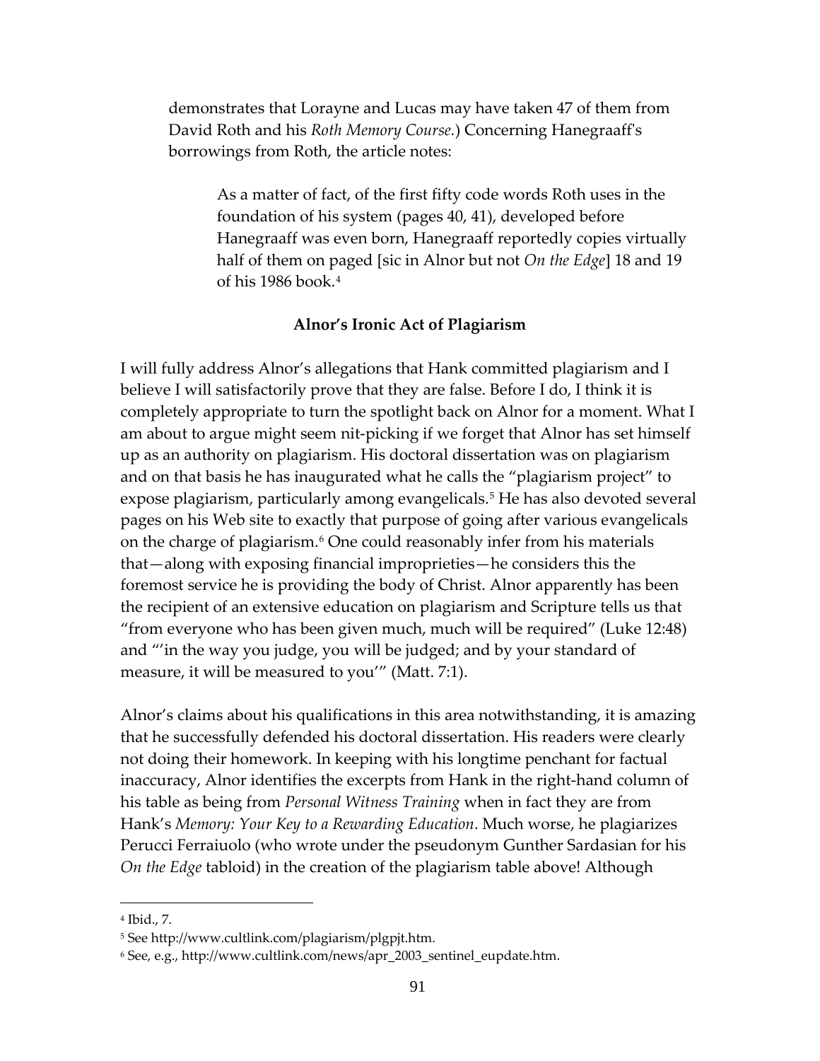> demonstrates that Lorayne and Lucas may have taken 47 of them from David Roth and his *Roth Memory Course.*) Concerning Hanegraaff's borrowings from Roth, the article notes:
>
> > As a matter of fact, of the first fifty code words Roth uses in the foundation of his system (pages 40, 41), developed before Hanegraaff was even born, Hanegraaff reportedly copies virtually half of them on paged [sic in Alnor but not *On the Edge*] 18 and 19 of his 1986 book.[4]

### Alnor's Ironic Act of Plagiarism

I will fully address Alnor's allegations that Hank committed plagiarism and I believe I will satisfactorily prove that they are false. Before I do, I think it is completely appropriate to turn the spotlight back on Alnor for a moment. What I am about to argue might seem nit-picking if we forget that Alnor has set himself up as an authority on plagiarism. His doctoral dissertation was on plagiarism and on that basis he has inaugurated what he calls the "plagiarism project" to expose plagiarism, particularly among evangelicals.[5] He has also devoted several pages on his Web site to exactly that purpose of going after various evangelicals on the charge of plagiarism.[6] One could reasonably infer from his materials that—along with exposing financial improprieties—he considers this the foremost service he is providing the body of Christ. Alnor apparently has been the recipient of an extensive education on plagiarism and Scripture tells us that "from everyone who has been given much, much will be required" (Luke 12:48) and "'in the way you judge, you will be judged; and by your standard of measure, it will be measured to you'" (Matt. 7:1).

Alnor's claims about his qualifications in this area notwithstanding, it is amazing that he successfully defended his doctoral dissertation. His readers were clearly not doing their homework. In keeping with his longtime penchant for factual inaccuracy, Alnor identifies the excerpts from Hank in the right-hand column of his table as being from *Personal Witness Training* when in fact they are from Hank's *Memory: Your Key to a Rewarding Education*. Much worse, he plagiarizes Perucci Ferraiuolo (who wrote under the pseudonym Gunther Sardasian for his *On the Edge* tabloid) in the creation of the plagiarism table above! Although

---

[4] Ibid., 7.

[5] See http://www.cultlink.com/plagiarism/plgpjt.htm.

[6] See, e.g., http://www.cultlink.com/news/apr_2003_sentinel_eupdate.htm.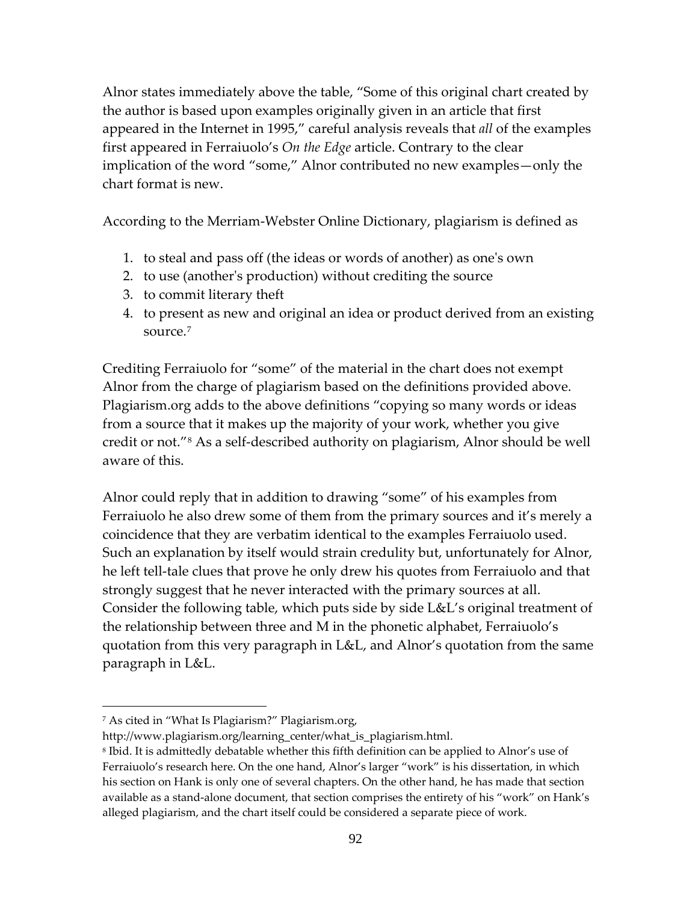Alnor states immediately above the table, "Some of this original chart created by the author is based upon examples originally given in an article that first appeared in the Internet in 1995," careful analysis reveals that *all* of the examples first appeared in Ferraiuolo's *On the Edge* article. Contrary to the clear implication of the word "some," Alnor contributed no new examples—only the chart format is new.

According to the Merriam-Webster Online Dictionary, plagiarism is defined as

1. to steal and pass off (the ideas or words of another) as one's own
2. to use (another's production) without crediting the source
3. to commit literary theft
4. to present as new and original an idea or product derived from an existing source.[7]

Crediting Ferraiuolo for "some" of the material in the chart does not exempt Alnor from the charge of plagiarism based on the definitions provided above. Plagiarism.org adds to the above definitions "copying so many words or ideas from a source that it makes up the majority of your work, whether you give credit or not."[8] As a self-described authority on plagiarism, Alnor should be well aware of this.

Alnor could reply that in addition to drawing "some" of his examples from Ferraiuolo he also drew some of them from the primary sources and it's merely a coincidence that they are verbatim identical to the examples Ferraiuolo used. Such an explanation by itself would strain credulity but, unfortunately for Alnor, he left tell-tale clues that prove he only drew his quotes from Ferraiuolo and that strongly suggest that he never interacted with the primary sources at all. Consider the following table, which puts side by side L&L's original treatment of the relationship between three and M in the phonetic alphabet, Ferraiuolo's quotation from this very paragraph in L&L, and Alnor's quotation from the same paragraph in L&L.

---

[7] As cited in "What Is Plagiarism?" Plagiarism.org, http://www.plagiarism.org/learning_center/what_is_plagiarism.html.

[8] Ibid. It is admittedly debatable whether this fifth definition can be applied to Alnor's use of Ferraiuolo's research here. On the one hand, Alnor's larger "work" is his dissertation, in which his section on Hank is only one of several chapters. On the other hand, he has made that section available as a stand-alone document, that section comprises the entirety of his "work" on Hank's alleged plagiarism, and the chart itself could be considered a separate piece of work.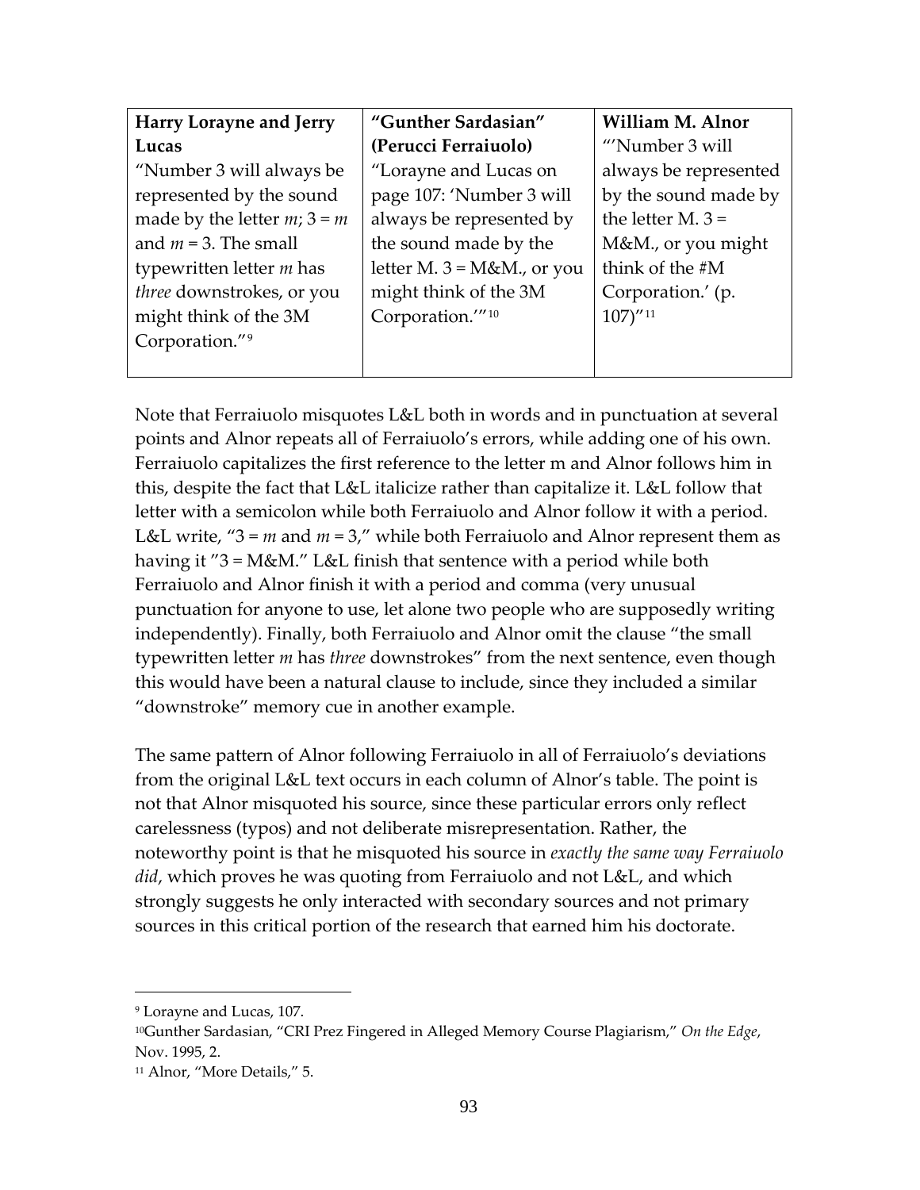| **Harry Lorayne and Jerry Lucas** | **"Gunther Sardasian" (Perucci Ferraiuolo)** | **William M. Alnor** |
|---|---|---|
| "Number 3 will always be represented by the sound made by the letter *m*; 3 = *m* and *m* = 3. The small typewritten letter *m* has *three* downstrokes, or you might think of the 3M Corporation."[9] | "Lorayne and Lucas on page 107: 'Number 3 will always be represented by the sound made by the letter M. 3 = M&M., or you might think of the 3M Corporation.'"[10] | "'Number 3 will always be represented by the sound made by the letter M. 3 = M&M., or you might think of the #M Corporation.' (p. 107)"[11] |

Note that Ferraiuolo misquotes L&L both in words and in punctuation at several points and Alnor repeats all of Ferraiuolo's errors, while adding one of his own. Ferraiuolo capitalizes the first reference to the letter m and Alnor follows him in this, despite the fact that L&L italicize rather than capitalize it. L&L follow that letter with a semicolon while both Ferraiuolo and Alnor follow it with a period. L&L write, "3 = *m* and *m* = 3," while both Ferraiuolo and Alnor represent them as having it "3 = M&M." L&L finish that sentence with a period while both Ferraiuolo and Alnor finish it with a period and comma (very unusual punctuation for anyone to use, let alone two people who are supposedly writing independently). Finally, both Ferraiuolo and Alnor omit the clause "the small typewritten letter *m* has *three* downstrokes" from the next sentence, even though this would have been a natural clause to include, since they included a similar "downstroke" memory cue in another example.

The same pattern of Alnor following Ferraiuolo in all of Ferraiuolo's deviations from the original L&L text occurs in each column of Alnor's table. The point is not that Alnor misquoted his source, since these particular errors only reflect carelessness (typos) and not deliberate misrepresentation. Rather, the noteworthy point is that he misquoted his source in *exactly the same way Ferraiuolo did*, which proves he was quoting from Ferraiuolo and not L&L, and which strongly suggests he only interacted with secondary sources and not primary sources in this critical portion of the research that earned him his doctorate.

---

[9] Lorayne and Lucas, 107.

[10] Gunther Sardasian, "CRI Prez Fingered in Alleged Memory Course Plagiarism," *On the Edge*, Nov. 1995, 2.

[11] Alnor, "More Details," 5.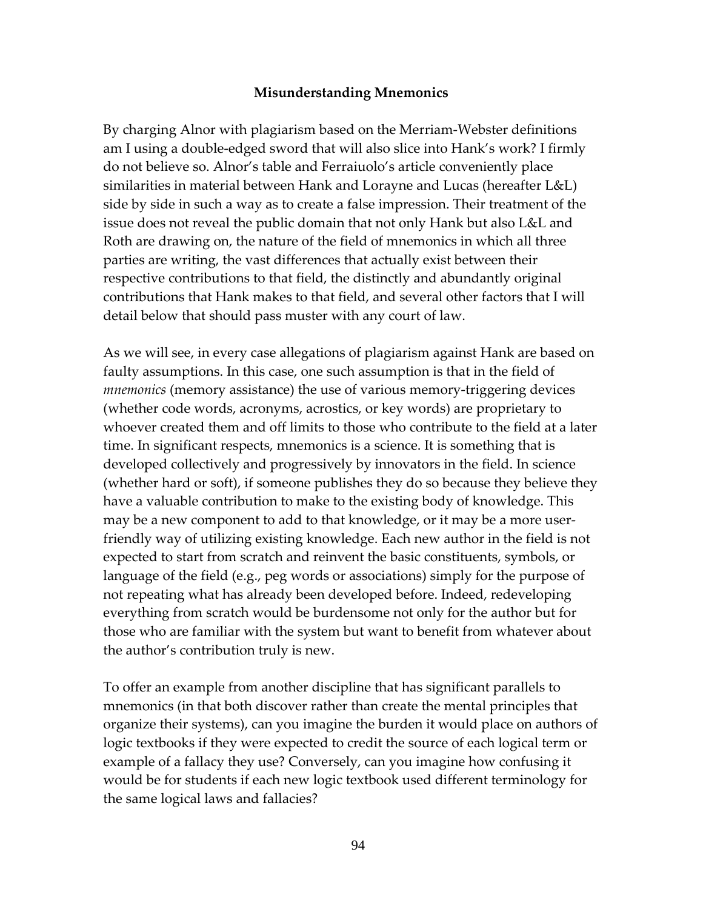## Misunderstanding Mnemonics

By charging Alnor with plagiarism based on the Merriam-Webster definitions am I using a double-edged sword that will also slice into Hank's work? I firmly do not believe so. Alnor's table and Ferraiuolo's article conveniently place similarities in material between Hank and Lorayne and Lucas (hereafter L&L) side by side in such a way as to create a false impression. Their treatment of the issue does not reveal the public domain that not only Hank but also L&L and Roth are drawing on, the nature of the field of mnemonics in which all three parties are writing, the vast differences that actually exist between their respective contributions to that field, the distinctly and abundantly original contributions that Hank makes to that field, and several other factors that I will detail below that should pass muster with any court of law.

As we will see, in every case allegations of plagiarism against Hank are based on faulty assumptions. In this case, one such assumption is that in the field of *mnemonics* (memory assistance) the use of various memory-triggering devices (whether code words, acronyms, acrostics, or key words) are proprietary to whoever created them and off limits to those who contribute to the field at a later time. In significant respects, mnemonics is a science. It is something that is developed collectively and progressively by innovators in the field. In science (whether hard or soft), if someone publishes they do so because they believe they have a valuable contribution to make to the existing body of knowledge. This may be a new component to add to that knowledge, or it may be a more user-friendly way of utilizing existing knowledge. Each new author in the field is not expected to start from scratch and reinvent the basic constituents, symbols, or language of the field (e.g., peg words or associations) simply for the purpose of not repeating what has already been developed before. Indeed, redeveloping everything from scratch would be burdensome not only for the author but for those who are familiar with the system but want to benefit from whatever about the author's contribution truly is new.

To offer an example from another discipline that has significant parallels to mnemonics (in that both discover rather than create the mental principles that organize their systems), can you imagine the burden it would place on authors of logic textbooks if they were expected to credit the source of each logical term or example of a fallacy they use? Conversely, can you imagine how confusing it would be for students if each new logic textbook used different terminology for the same logical laws and fallacies?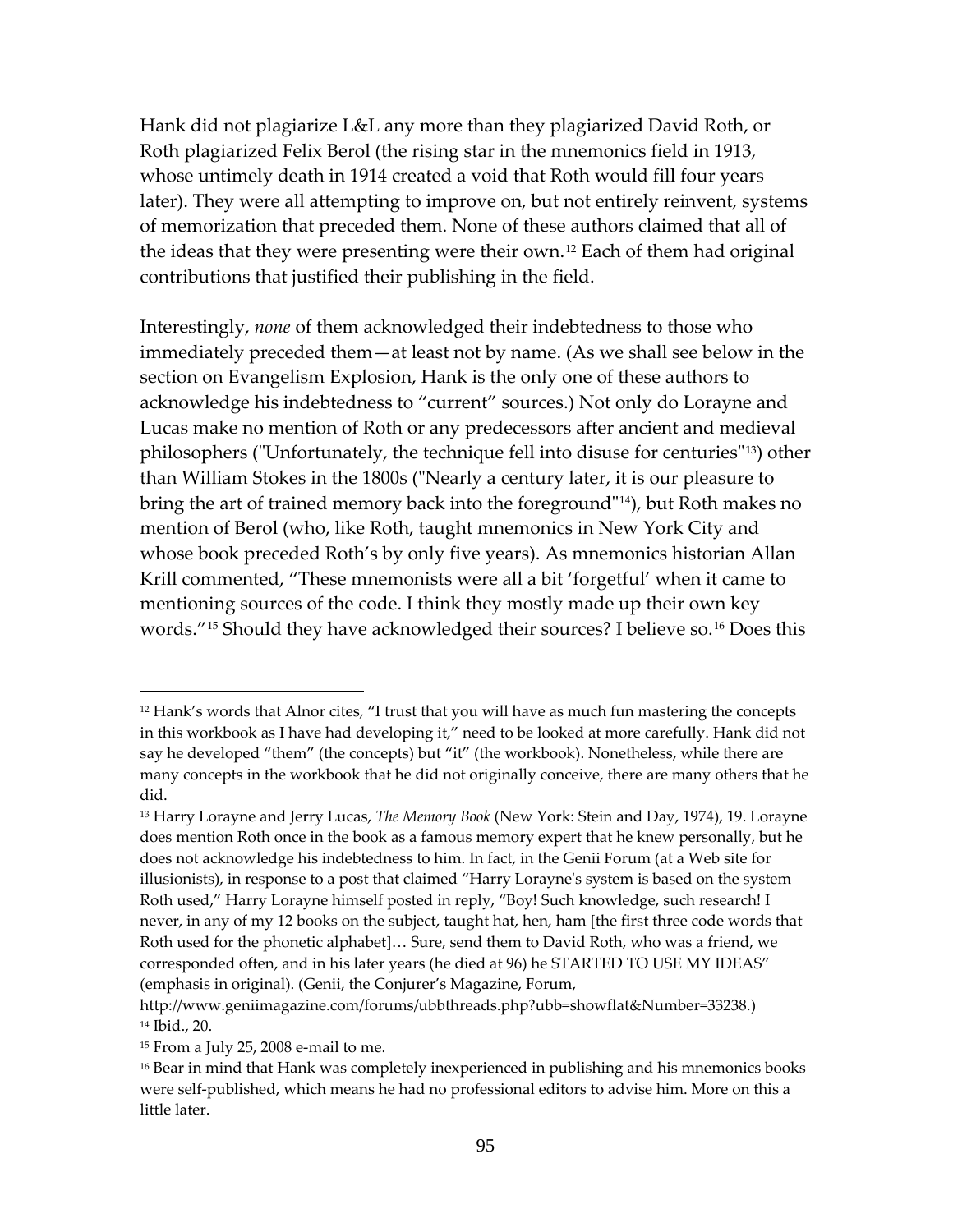Hank did not plagiarize L&L any more than they plagiarized David Roth, or Roth plagiarized Felix Berol (the rising star in the mnemonics field in 1913, whose untimely death in 1914 created a void that Roth would fill four years later). They were all attempting to improve on, but not entirely reinvent, systems of memorization that preceded them. None of these authors claimed that all of the ideas that they were presenting were their own.[12] Each of them had original contributions that justified their publishing in the field.

Interestingly, *none* of them acknowledged their indebtedness to those who immediately preceded them—at least not by name. (As we shall see below in the section on Evangelism Explosion, Hank is the only one of these authors to acknowledge his indebtedness to "current" sources.) Not only do Lorayne and Lucas make no mention of Roth or any predecessors after ancient and medieval philosophers ("Unfortunately, the technique fell into disuse for centuries"[13]) other than William Stokes in the 1800s ("Nearly a century later, it is our pleasure to bring the art of trained memory back into the foreground"[14]), but Roth makes no mention of Berol (who, like Roth, taught mnemonics in New York City and whose book preceded Roth's by only five years). As mnemonics historian Allan Krill commented, "These mnemonists were all a bit 'forgetful' when it came to mentioning sources of the code. I think they mostly made up their own key words."[15] Should they have acknowledged their sources? I believe so.[16] Does this

---

[12] Hank's words that Alnor cites, "I trust that you will have as much fun mastering the concepts in this workbook as I have had developing it," need to be looked at more carefully. Hank did not say he developed "them" (the concepts) but "it" (the workbook). Nonetheless, while there are many concepts in the workbook that he did not originally conceive, there are many others that he did.

[13] Harry Lorayne and Jerry Lucas, *The Memory Book* (New York: Stein and Day, 1974), 19. Lorayne does mention Roth once in the book as a famous memory expert that he knew personally, but he does not acknowledge his indebtedness to him. In fact, in the Genii Forum (at a Web site for illusionists), in response to a post that claimed "Harry Lorayne's system is based on the system Roth used," Harry Lorayne himself posted in reply, "Boy! Such knowledge, such research! I never, in any of my 12 books on the subject, taught hat, hen, ham [the first three code words that Roth used for the phonetic alphabet]… Sure, send them to David Roth, who was a friend, we corresponded often, and in his later years (he died at 96) he STARTED TO USE MY IDEAS" (emphasis in original). (Genii, the Conjurer's Magazine, Forum, http://www.geniimagazine.com/forums/ubbthreads.php?ubb=showflat&Number=33238.)

[14] Ibid., 20.

[15] From a July 25, 2008 e-mail to me.

[16] Bear in mind that Hank was completely inexperienced in publishing and his mnemonics books were self-published, which means he had no professional editors to advise him. More on this a little later.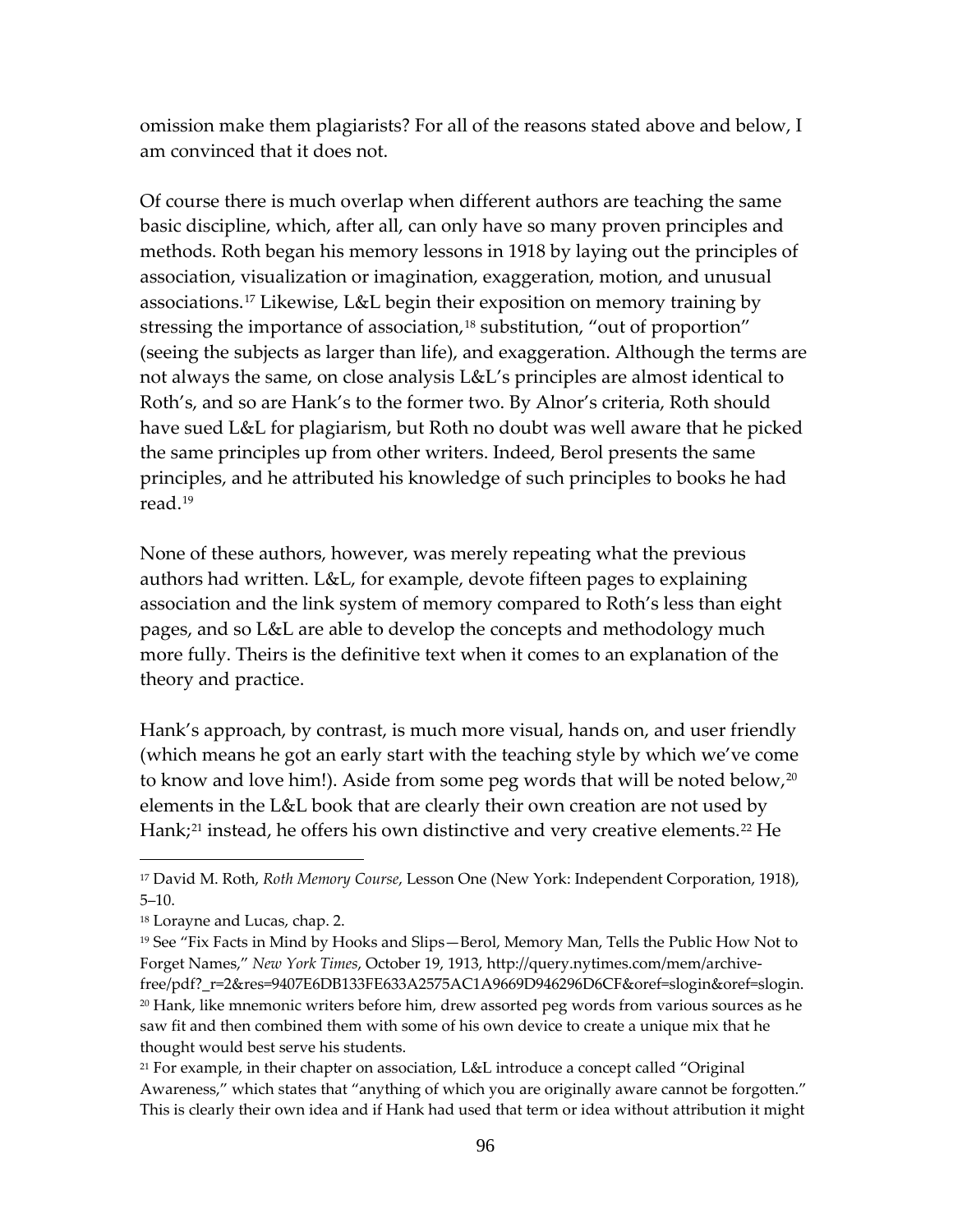omission make them plagiarists? For all of the reasons stated above and below, I am convinced that it does not.

Of course there is much overlap when different authors are teaching the same basic discipline, which, after all, can only have so many proven principles and methods. Roth began his memory lessons in 1918 by laying out the principles of association, visualization or imagination, exaggeration, motion, and unusual associations.[17] Likewise, L&L begin their exposition on memory training by stressing the importance of association,[18] substitution, "out of proportion" (seeing the subjects as larger than life), and exaggeration. Although the terms are not always the same, on close analysis L&L's principles are almost identical to Roth's, and so are Hank's to the former two. By Alnor's criteria, Roth should have sued L&L for plagiarism, but Roth no doubt was well aware that he picked the same principles up from other writers. Indeed, Berol presents the same principles, and he attributed his knowledge of such principles to books he had read.[19]

None of these authors, however, was merely repeating what the previous authors had written. L&L, for example, devote fifteen pages to explaining association and the link system of memory compared to Roth's less than eight pages, and so L&L are able to develop the concepts and methodology much more fully. Theirs is the definitive text when it comes to an explanation of the theory and practice.

Hank's approach, by contrast, is much more visual, hands on, and user friendly (which means he got an early start with the teaching style by which we've come to know and love him!). Aside from some peg words that will be noted below,[20] elements in the L&L book that are clearly their own creation are not used by Hank;[21] instead, he offers his own distinctive and very creative elements.[22] He

---

[17] David M. Roth, *Roth Memory Course*, Lesson One (New York: Independent Corporation, 1918), 5–10.

[18] Lorayne and Lucas, chap. 2.

[19] See "Fix Facts in Mind by Hooks and Slips—Berol, Memory Man, Tells the Public How Not to Forget Names," *New York Times*, October 19, 1913, http://query.nytimes.com/mem/archive-free/pdf?_r=2&res=9407E6DB133FE633A2575AC1A9669D946296D6CF&oref=slogin&oref=slogin.

[20] Hank, like mnemonic writers before him, drew assorted peg words from various sources as he saw fit and then combined them with some of his own device to create a unique mix that he thought would best serve his students.

[21] For example, in their chapter on association, L&L introduce a concept called "Original Awareness," which states that "anything of which you are originally aware cannot be forgotten." This is clearly their own idea and if Hank had used that term or idea without attribution it might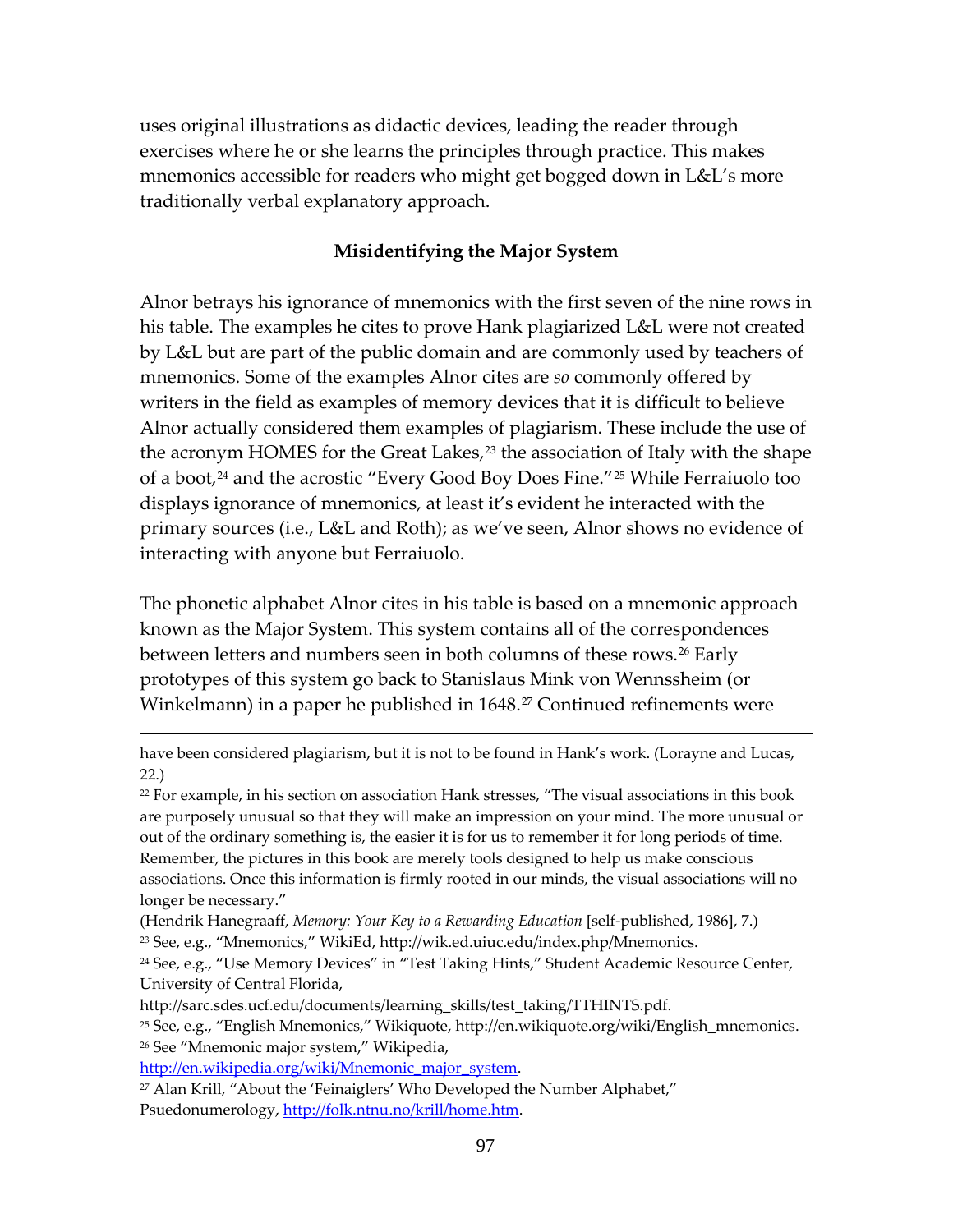uses original illustrations as didactic devices, leading the reader through exercises where he or she learns the principles through practice. This makes mnemonics accessible for readers who might get bogged down in L&L's more traditionally verbal explanatory approach.

### Misidentifying the Major System

Alnor betrays his ignorance of mnemonics with the first seven of the nine rows in his table. The examples he cites to prove Hank plagiarized L&L were not created by L&L but are part of the public domain and are commonly used by teachers of mnemonics. Some of the examples Alnor cites are *so* commonly offered by writers in the field as examples of memory devices that it is difficult to believe Alnor actually considered them examples of plagiarism. These include the use of the acronym HOMES for the Great Lakes,[23] the association of Italy with the shape of a boot,[24] and the acrostic "Every Good Boy Does Fine."[25] While Ferraiuolo too displays ignorance of mnemonics, at least it's evident he interacted with the primary sources (i.e., L&L and Roth); as we've seen, Alnor shows no evidence of interacting with anyone but Ferraiuolo.

The phonetic alphabet Alnor cites in his table is based on a mnemonic approach known as the Major System. This system contains all of the correspondences between letters and numbers seen in both columns of these rows.[26] Early prototypes of this system go back to Stanislaus Mink von Wennssheim (or Winkelmann) in a paper he published in 1648.[27] Continued refinements were

---

have been considered plagiarism, but it is not to be found in Hank's work. (Lorayne and Lucas, 22.)

[22] For example, in his section on association Hank stresses, "The visual associations in this book are purposely unusual so that they will make an impression on your mind. The more unusual or out of the ordinary something is, the easier it is for us to remember it for long periods of time. Remember, the pictures in this book are merely tools designed to help us make conscious associations. Once this information is firmly rooted in our minds, the visual associations will no longer be necessary."
(Hendrik Hanegraaff, *Memory: Your Key to a Rewarding Education* [self-published, 1986], 7.)

[23] See, e.g., "Mnemonics," WikiEd, http://wik.ed.uiuc.edu/index.php/Mnemonics.

[24] See, e.g., "Use Memory Devices" in "Test Taking Hints," Student Academic Resource Center, University of Central Florida, http://sarc.sdes.ucf.edu/documents/learning_skills/test_taking/TTHINTS.pdf.

[25] See, e.g., "English Mnemonics," Wikiquote, http://en.wikiquote.org/wiki/English_mnemonics.

[26] See "Mnemonic major system," Wikipedia, http://en.wikipedia.org/wiki/Mnemonic_major_system.

[27] Alan Krill, "About the 'Feinaiglers' Who Developed the Number Alphabet," Psuedonumerology, http://folk.ntnu.no/krill/home.htm.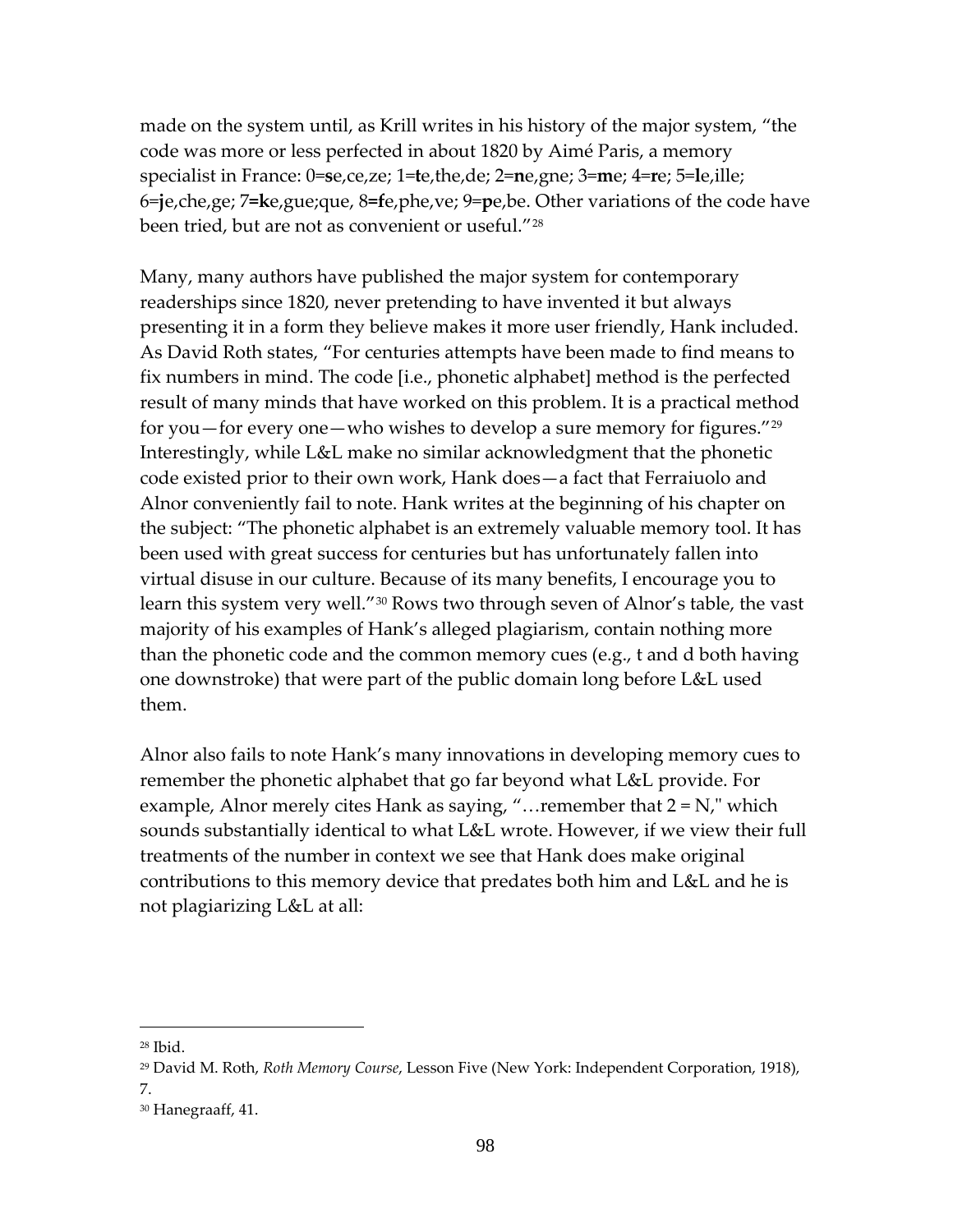made on the system until, as Krill writes in his history of the major system, "the code was more or less perfected in about 1820 by Aimé Paris, a memory specialist in France: 0=**s**e,ce,ze; 1=**t**e,the,de; 2=**n**e,gne; 3=**m**e; 4=**r**e; 5=**l**e,ille; 6=**j**e,che,ge; 7=**k**e,gue;que, 8=**f**e,phe,ve; 9=**p**e,be. Other variations of the code have been tried, but are not as convenient or useful."[28]

Many, many authors have published the major system for contemporary readerships since 1820, never pretending to have invented it but always presenting it in a form they believe makes it more user friendly, Hank included. As David Roth states, "For centuries attempts have been made to find means to fix numbers in mind. The code [i.e., phonetic alphabet] method is the perfected result of many minds that have worked on this problem. It is a practical method for you—for every one—who wishes to develop a sure memory for figures."[29] Interestingly, while L&L make no similar acknowledgment that the phonetic code existed prior to their own work, Hank does—a fact that Ferraiuolo and Alnor conveniently fail to note. Hank writes at the beginning of his chapter on the subject: "The phonetic alphabet is an extremely valuable memory tool. It has been used with great success for centuries but has unfortunately fallen into virtual disuse in our culture. Because of its many benefits, I encourage you to learn this system very well."[30] Rows two through seven of Alnor's table, the vast majority of his examples of Hank's alleged plagiarism, contain nothing more than the phonetic code and the common memory cues (e.g., t and d both having one downstroke) that were part of the public domain long before L&L used them.

Alnor also fails to note Hank's many innovations in developing memory cues to remember the phonetic alphabet that go far beyond what L&L provide. For example, Alnor merely cites Hank as saying, "…remember that 2 = N," which sounds substantially identical to what L&L wrote. However, if we view their full treatments of the number in context we see that Hank does make original contributions to this memory device that predates both him and L&L and he is not plagiarizing L&L at all:

---

[28] Ibid.

[29] David M. Roth, *Roth Memory Course*, Lesson Five (New York: Independent Corporation, 1918), 7.

[30] Hanegraaff, 41.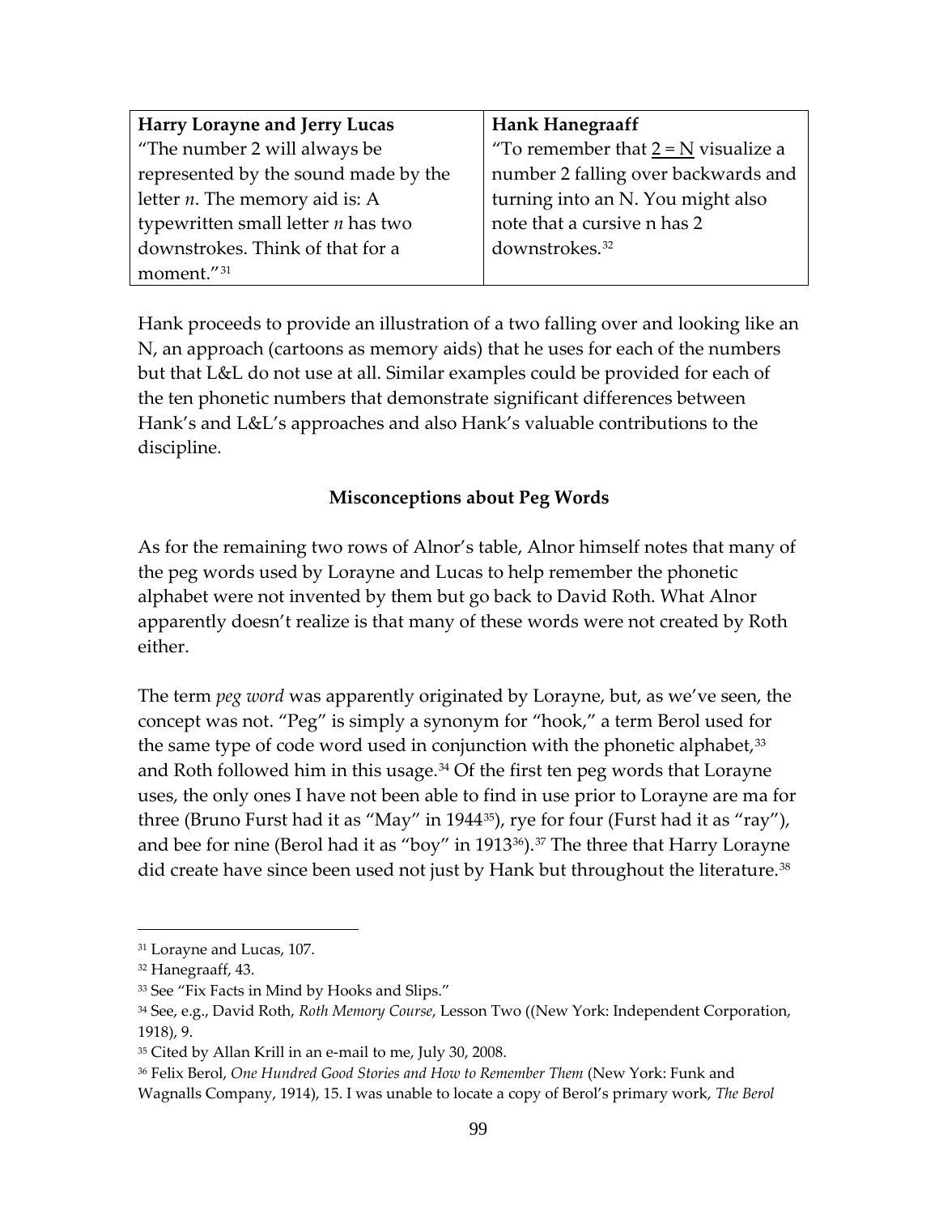| **Harry Lorayne and Jerry Lucas** | **Hank Hanegraaff** |
|---|---|
| "The number 2 will always be represented by the sound made by the letter *n*. The memory aid is: A typewritten small letter *n* has two downstrokes. Think of that for a moment."[31] | "To remember that 2 = N visualize a number 2 falling over backwards and turning into an N. You might also note that a cursive n has 2 downstrokes.[32] |

Hank proceeds to provide an illustration of a two falling over and looking like an N, an approach (cartoons as memory aids) that he uses for each of the numbers but that L&L do not use at all. Similar examples could be provided for each of the ten phonetic numbers that demonstrate significant differences between Hank's and L&L's approaches and also Hank's valuable contributions to the discipline.

### Misconceptions about Peg Words

As for the remaining two rows of Alnor's table, Alnor himself notes that many of the peg words used by Lorayne and Lucas to help remember the phonetic alphabet were not invented by them but go back to David Roth. What Alnor apparently doesn't realize is that many of these words were not created by Roth either.

The term *peg word* was apparently originated by Lorayne, but, as we've seen, the concept was not. "Peg" is simply a synonym for "hook," a term Berol used for the same type of code word used in conjunction with the phonetic alphabet,[33] and Roth followed him in this usage.[34] Of the first ten peg words that Lorayne uses, the only ones I have not been able to find in use prior to Lorayne are ma for three (Bruno Furst had it as "May" in 1944[35]), rye for four (Furst had it as "ray"), and bee for nine (Berol had it as "boy" in 1913[36]).[37] The three that Harry Lorayne did create have since been used not just by Hank but throughout the literature.[38]

---

[31] Lorayne and Lucas, 107.

[32] Hanegraaff, 43.

[33] See "Fix Facts in Mind by Hooks and Slips."

[34] See, e.g., David Roth, *Roth Memory Course*, Lesson Two ((New York: Independent Corporation, 1918), 9.

[35] Cited by Allan Krill in an e-mail to me, July 30, 2008.

[36] Felix Berol, *One Hundred Good Stories and How to Remember Them* (New York: Funk and Wagnalls Company, 1914), 15. I was unable to locate a copy of Berol's primary work, *The Berol*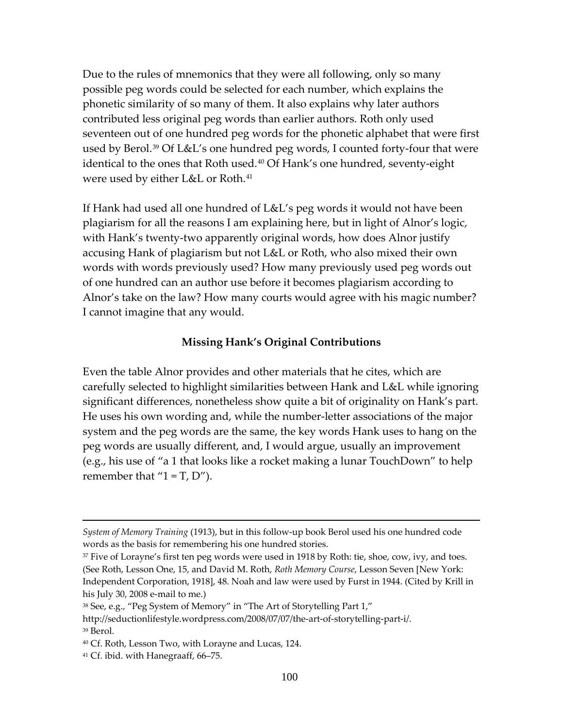Due to the rules of mnemonics that they were all following, only so many possible peg words could be selected for each number, which explains the phonetic similarity of so many of them. It also explains why later authors contributed less original peg words than earlier authors. Roth only used seventeen out of one hundred peg words for the phonetic alphabet that were first used by Berol.[39] Of L&L's one hundred peg words, I counted forty-four that were identical to the ones that Roth used.[40] Of Hank's one hundred, seventy-eight were used by either L&L or Roth.[41]

If Hank had used all one hundred of L&L's peg words it would not have been plagiarism for all the reasons I am explaining here, but in light of Alnor's logic, with Hank's twenty-two apparently original words, how does Alnor justify accusing Hank of plagiarism but not L&L or Roth, who also mixed their own words with words previously used? How many previously used peg words out of one hundred can an author use before it becomes plagiarism according to Alnor's take on the law? How many courts would agree with his magic number? I cannot imagine that any would.

### Missing Hank's Original Contributions

Even the table Alnor provides and other materials that he cites, which are carefully selected to highlight similarities between Hank and L&L while ignoring significant differences, nonetheless show quite a bit of originality on Hank's part. He uses his own wording and, while the number-letter associations of the major system and the peg words are the same, the key words Hank uses to hang on the peg words are usually different, and, I would argue, usually an improvement (e.g., his use of "a 1 that looks like a rocket making a lunar TouchDown" to help remember that "1 = T, D").

---

*System of Memory Training* (1913), but in this follow-up book Berol used his one hundred code words as the basis for remembering his one hundred stories.

[37] Five of Lorayne's first ten peg words were used in 1918 by Roth: tie, shoe, cow, ivy, and toes. (See Roth, Lesson One, 15, and David M. Roth, *Roth Memory Course*, Lesson Seven [New York: Independent Corporation, 1918], 48. Noah and law were used by Furst in 1944. (Cited by Krill in his July 30, 2008 e-mail to me.)

[38] See, e.g., "Peg System of Memory" in "The Art of Storytelling Part 1," http://seductionlifestyle.wordpress.com/2008/07/07/the-art-of-storytelling-part-i/.

[39] Berol.

[40] Cf. Roth, Lesson Two, with Lorayne and Lucas, 124.

[41] Cf. ibid. with Hanegraaff, 66–75.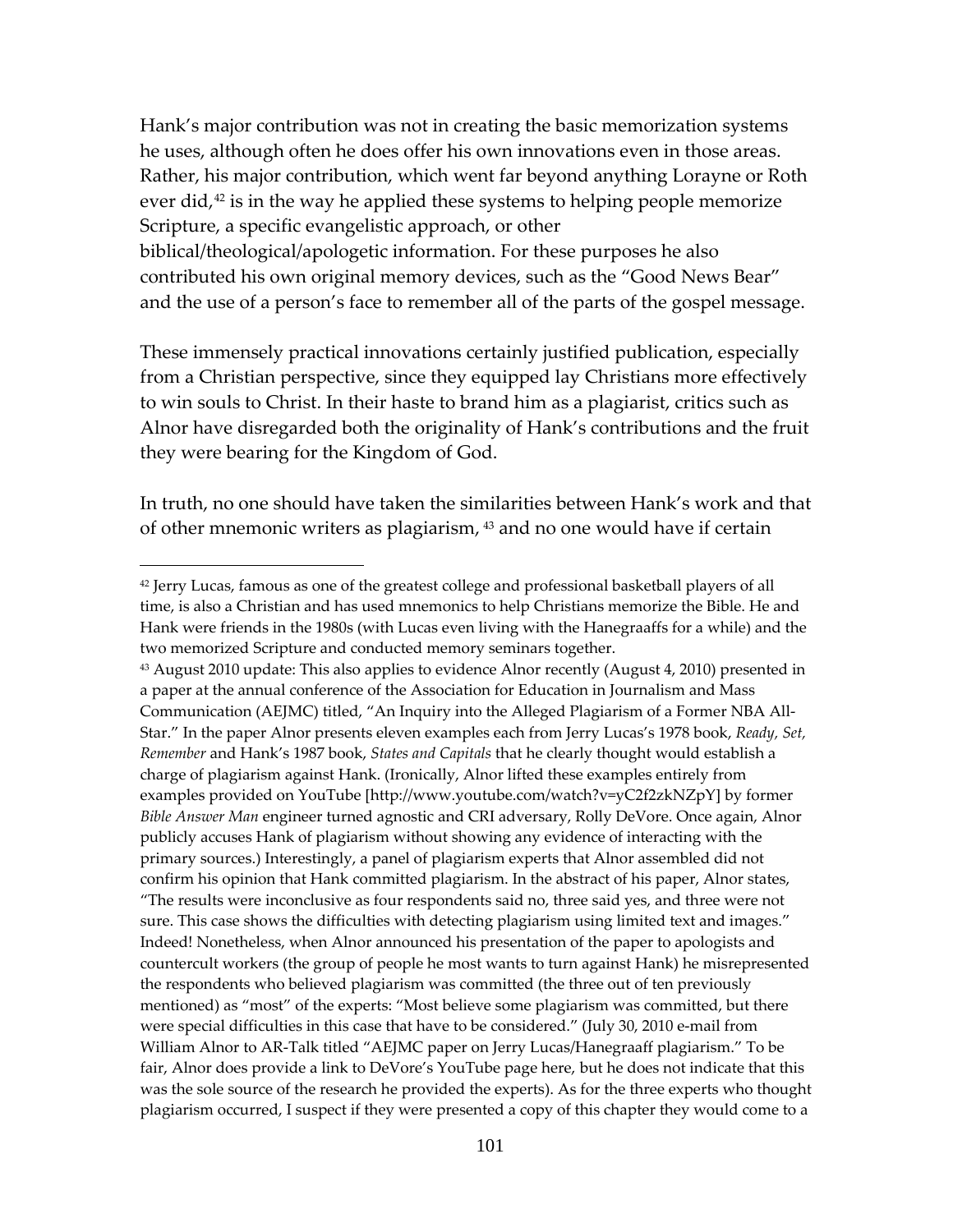Hank's major contribution was not in creating the basic memorization systems he uses, although often he does offer his own innovations even in those areas. Rather, his major contribution, which went far beyond anything Lorayne or Roth ever did,[42] is in the way he applied these systems to helping people memorize Scripture, a specific evangelistic approach, or other biblical/theological/apologetic information. For these purposes he also contributed his own original memory devices, such as the "Good News Bear" and the use of a person's face to remember all of the parts of the gospel message.

These immensely practical innovations certainly justified publication, especially from a Christian perspective, since they equipped lay Christians more effectively to win souls to Christ. In their haste to brand him as a plagiarist, critics such as Alnor have disregarded both the originality of Hank's contributions and the fruit they were bearing for the Kingdom of God.

In truth, no one should have taken the similarities between Hank's work and that of other mnemonic writers as plagiarism, [43] and no one would have if certain

---

[42] Jerry Lucas, famous as one of the greatest college and professional basketball players of all time, is also a Christian and has used mnemonics to help Christians memorize the Bible. He and Hank were friends in the 1980s (with Lucas even living with the Hanegraaffs for a while) and the two memorized Scripture and conducted memory seminars together.

[43] August 2010 update: This also applies to evidence Alnor recently (August 4, 2010) presented in a paper at the annual conference of the Association for Education in Journalism and Mass Communication (AEJMC) titled, "An Inquiry into the Alleged Plagiarism of a Former NBA All-Star." In the paper Alnor presents eleven examples each from Jerry Lucas's 1978 book, *Ready, Set, Remember* and Hank's 1987 book, *States and Capitals* that he clearly thought would establish a charge of plagiarism against Hank. (Ironically, Alnor lifted these examples entirely from examples provided on YouTube [http://www.youtube.com/watch?v=yC2f2zkNZpY] by former *Bible Answer Man* engineer turned agnostic and CRI adversary, Rolly DeVore. Once again, Alnor publicly accuses Hank of plagiarism without showing any evidence of interacting with the primary sources.) Interestingly, a panel of plagiarism experts that Alnor assembled did not confirm his opinion that Hank committed plagiarism. In the abstract of his paper, Alnor states, "The results were inconclusive as four respondents said no, three said yes, and three were not sure. This case shows the difficulties with detecting plagiarism using limited text and images." Indeed! Nonetheless, when Alnor announced his presentation of the paper to apologists and countercult workers (the group of people he most wants to turn against Hank) he misrepresented the respondents who believed plagiarism was committed (the three out of ten previously mentioned) as "most" of the experts: "Most believe some plagiarism was committed, but there were special difficulties in this case that have to be considered." (July 30, 2010 e-mail from William Alnor to AR-Talk titled "AEJMC paper on Jerry Lucas/Hanegraaff plagiarism." To be fair, Alnor does provide a link to DeVore's YouTube page here, but he does not indicate that this was the sole source of the research he provided the experts). As for the three experts who thought plagiarism occurred, I suspect if they were presented a copy of this chapter they would come to a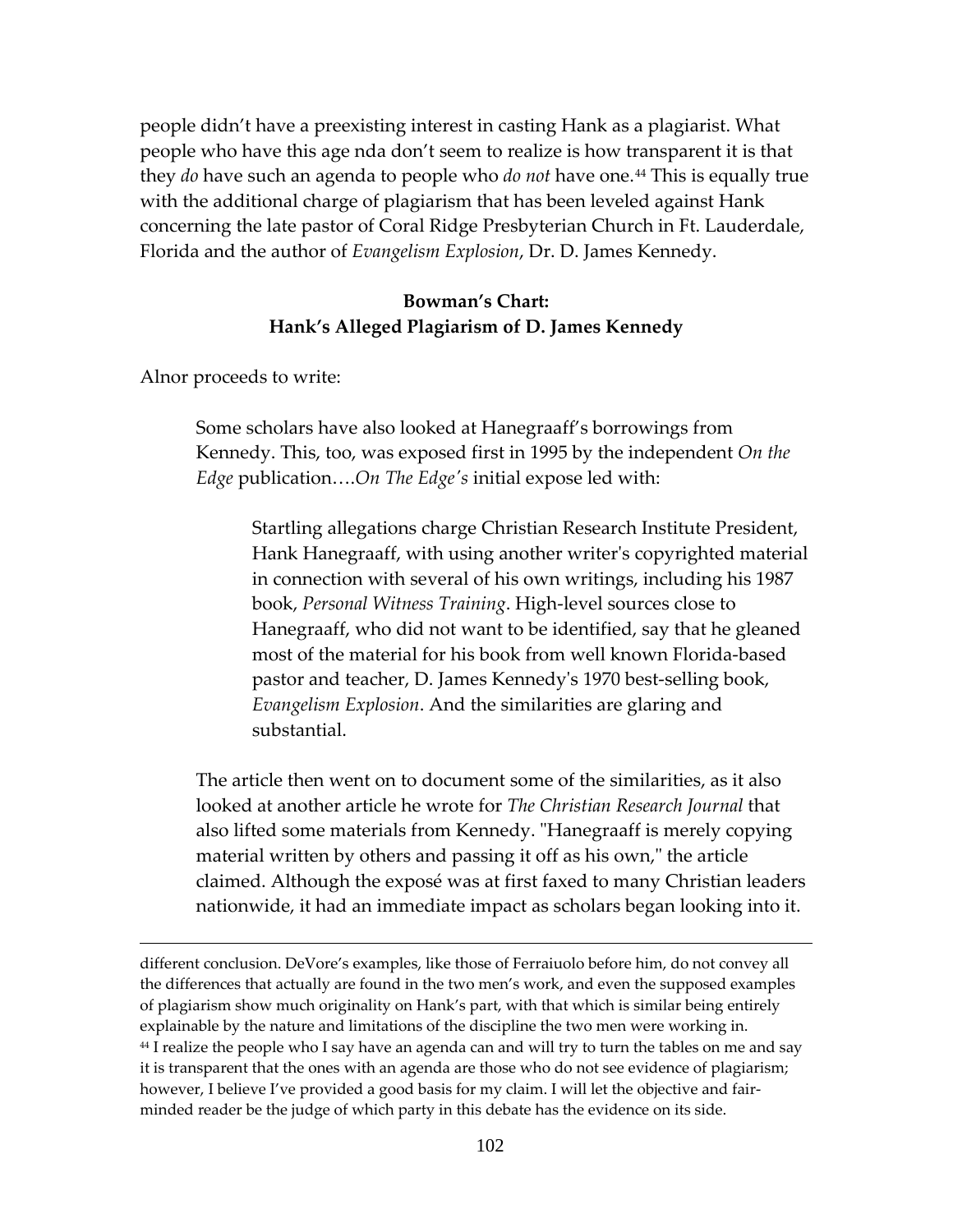people didn't have a preexisting interest in casting Hank as a plagiarist. What people who have this age nda don't seem to realize is how transparent it is that they *do* have such an agenda to people who *do not* have one.[44] This is equally true with the additional charge of plagiarism that has been leveled against Hank concerning the late pastor of Coral Ridge Presbyterian Church in Ft. Lauderdale, Florida and the author of *Evangelism Explosion*, Dr. D. James Kennedy.

**Bowman's Chart:**
**Hank's Alleged Plagiarism of D. James Kennedy**

Alnor proceeds to write:

> Some scholars have also looked at Hanegraaff's borrowings from Kennedy. This, too, was exposed first in 1995 by the independent *On the Edge* publication….*On The Edge's* initial expose led with:
>
> > Startling allegations charge Christian Research Institute President, Hank Hanegraaff, with using another writer's copyrighted material in connection with several of his own writings, including his 1987 book, *Personal Witness Training*. High-level sources close to Hanegraaff, who did not want to be identified, say that he gleaned most of the material for his book from well known Florida-based pastor and teacher, D. James Kennedy's 1970 best-selling book, *Evangelism Explosion*. And the similarities are glaring and substantial.
>
> The article then went on to document some of the similarities, as it also looked at another article he wrote for *The Christian Research Journal* that also lifted some materials from Kennedy. "Hanegraaff is merely copying material written by others and passing it off as his own," the article claimed. Although the exposé was at first faxed to many Christian leaders nationwide, it had an immediate impact as scholars began looking into it.

---

different conclusion. DeVore's examples, like those of Ferraiuolo before him, do not convey all the differences that actually are found in the two men's work, and even the supposed examples of plagiarism show much originality on Hank's part, with that which is similar being entirely explainable by the nature and limitations of the discipline the two men were working in.

[44] I realize the people who I say have an agenda can and will try to turn the tables on me and say it is transparent that the ones with an agenda are those who do not see evidence of plagiarism; however, I believe I've provided a good basis for my claim. I will let the objective and fair-minded reader be the judge of which party in this debate has the evidence on its side.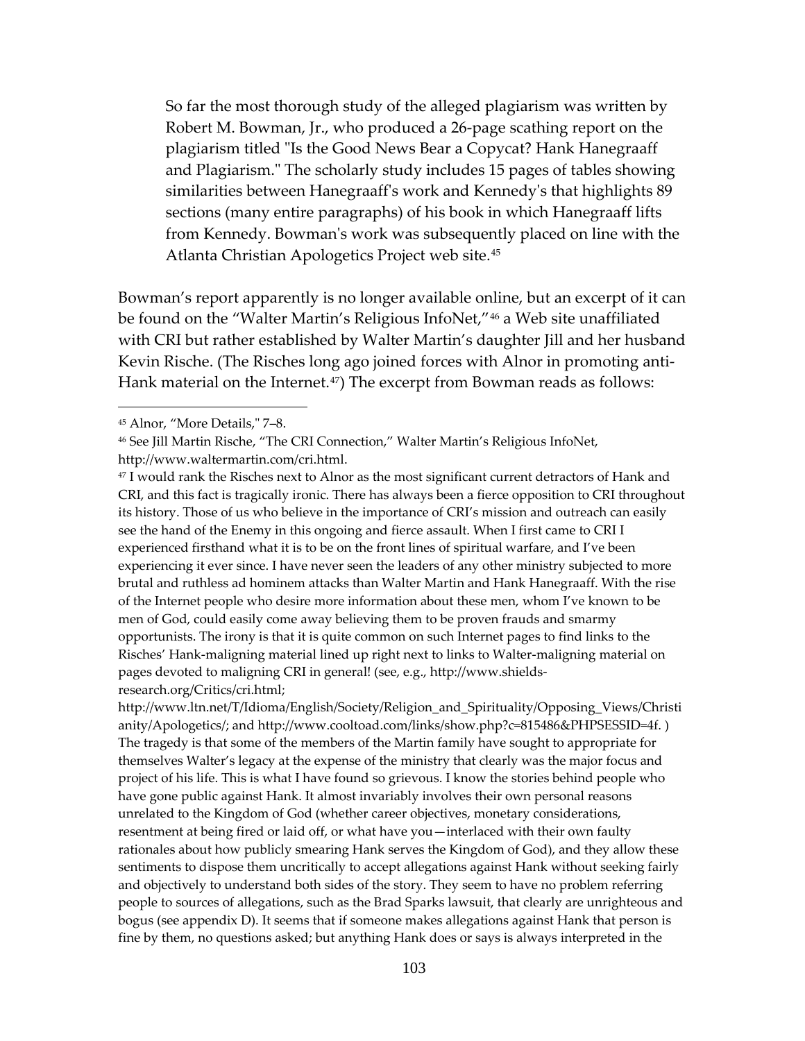> So far the most thorough study of the alleged plagiarism was written by Robert M. Bowman, Jr., who produced a 26-page scathing report on the plagiarism titled "Is the Good News Bear a Copycat? Hank Hanegraaff and Plagiarism." The scholarly study includes 15 pages of tables showing similarities between Hanegraaff's work and Kennedy's that highlights 89 sections (many entire paragraphs) of his book in which Hanegraaff lifts from Kennedy. Bowman's work was subsequently placed on line with the Atlanta Christian Apologetics Project web site.[45]

Bowman's report apparently is no longer available online, but an excerpt of it can be found on the "Walter Martin's Religious InfoNet,"[46] a Web site unaffiliated with CRI but rather established by Walter Martin's daughter Jill and her husband Kevin Rische. (The Risches long ago joined forces with Alnor in promoting anti-Hank material on the Internet.[47]) The excerpt from Bowman reads as follows:

---

[45] Alnor, "More Details," 7–8.

[46] See Jill Martin Rische, "The CRI Connection," Walter Martin's Religious InfoNet, http://www.waltermartin.com/cri.html.

[47] I would rank the Risches next to Alnor as the most significant current detractors of Hank and CRI, and this fact is tragically ironic. There has always been a fierce opposition to CRI throughout its history. Those of us who believe in the importance of CRI's mission and outreach can easily see the hand of the Enemy in this ongoing and fierce assault. When I first came to CRI I experienced firsthand what it is to be on the front lines of spiritual warfare, and I've been experiencing it ever since. I have never seen the leaders of any other ministry subjected to more brutal and ruthless ad hominem attacks than Walter Martin and Hank Hanegraaff. With the rise of the Internet people who desire more information about these men, whom I've known to be men of God, could easily come away believing them to be proven frauds and smarmy opportunists. The irony is that it is quite common on such Internet pages to find links to the Risches' Hank-maligning material lined up right next to links to Walter-maligning material on pages devoted to maligning CRI in general! (see, e.g., http://www.shields-research.org/Critics/cri.html; http://www.ltn.net/T/Idioma/English/Society/Religion_and_Spirituality/Opposing_Views/Christianity/Apologetics/; and http://www.cooltoad.com/links/show.php?c=815486&PHPSESSID=4f. ) The tragedy is that some of the members of the Martin family have sought to appropriate for themselves Walter's legacy at the expense of the ministry that clearly was the major focus and project of his life. This is what I have found so grievous. I know the stories behind people who have gone public against Hank. It almost invariably involves their own personal reasons unrelated to the Kingdom of God (whether career objectives, monetary considerations, resentment at being fired or laid off, or what have you—interlaced with their own faulty rationales about how publicly smearing Hank serves the Kingdom of God), and they allow these sentiments to dispose them uncritically to accept allegations against Hank without seeking fairly and objectively to understand both sides of the story. They seem to have no problem referring people to sources of allegations, such as the Brad Sparks lawsuit, that clearly are unrighteous and bogus (see appendix D). It seems that if someone makes allegations against Hank that person is fine by them, no questions asked; but anything Hank does or says is always interpreted in the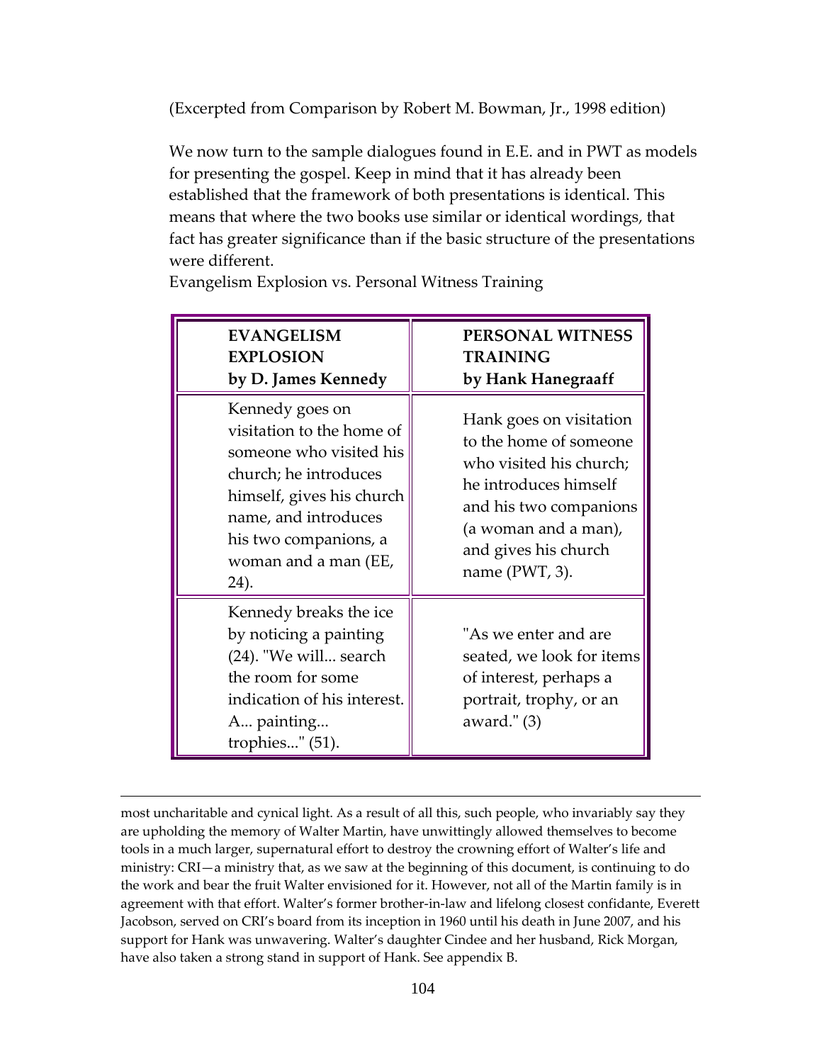(Excerpted from Comparison by Robert M. Bowman, Jr., 1998 edition)

We now turn to the sample dialogues found in E.E. and in PWT as models for presenting the gospel. Keep in mind that it has already been established that the framework of both presentations is identical. This means that where the two books use similar or identical wordings, that fact has greater significance than if the basic structure of the presentations were different.

Evangelism Explosion vs. Personal Witness Training

| **EVANGELISM EXPLOSION by D. James Kennedy** | **PERSONAL WITNESS TRAINING by Hank Hanegraaff** |
|---|---|
| Kennedy goes on visitation to the home of someone who visited his church; he introduces himself, gives his church name, and introduces his two companions, a woman and a man (EE, 24). | Hank goes on visitation to the home of someone who visited his church; he introduces himself and his two companions (a woman and a man), and gives his church name (PWT, 3). |
| Kennedy breaks the ice by noticing a painting (24). "We will... search the room for some indication of his interest. A... painting... trophies..." (51). | "As we enter and are seated, we look for items of interest, perhaps a portrait, trophy, or an award." (3) |

---

most uncharitable and cynical light. As a result of all this, such people, who invariably say they are upholding the memory of Walter Martin, have unwittingly allowed themselves to become tools in a much larger, supernatural effort to destroy the crowning effort of Walter's life and ministry: CRI—a ministry that, as we saw at the beginning of this document, is continuing to do the work and bear the fruit Walter envisioned for it. However, not all of the Martin family is in agreement with that effort. Walter's former brother-in-law and lifelong closest confidante, Everett Jacobson, served on CRI's board from its inception in 1960 until his death in June 2007, and his support for Hank was unwavering. Walter's daughter Cindee and her husband, Rick Morgan, have also taken a strong stand in support of Hank. See appendix B.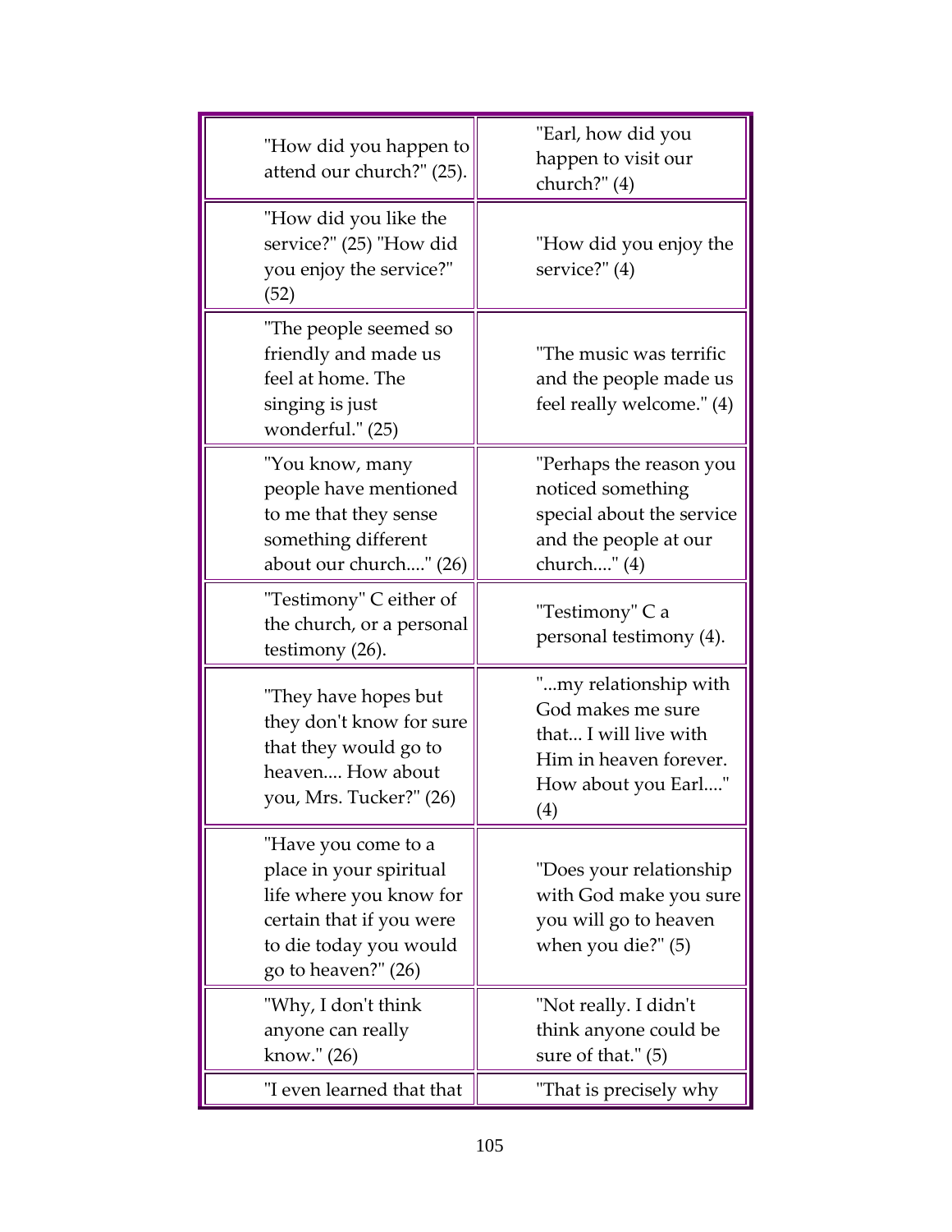| | |
|---|---|
| "How did you happen to attend our church?" (25). | "Earl, how did you happen to visit our church?" (4) |
| "How did you like the service?" (25) "How did you enjoy the service?" (52) | "How did you enjoy the service?" (4) |
| "The people seemed so friendly and made us feel at home. The singing is just wonderful." (25) | "The music was terrific and the people made us feel really welcome." (4) |
| "You know, many people have mentioned to me that they sense something different about our church...." (26) | "Perhaps the reason you noticed something special about the service and the people at our church...." (4) |
| "Testimony" C either of the church, or a personal testimony (26). | "Testimony" C a personal testimony (4). |
| "They have hopes but they don't know for sure that they would go to heaven.... How about you, Mrs. Tucker?" (26) | "...my relationship with God makes me sure that... I will live with Him in heaven forever. How about you Earl...." (4) |
| "Have you come to a place in your spiritual life where you know for certain that if you were to die today you would go to heaven?" (26) | "Does your relationship with God make you sure you will go to heaven when you die?" (5) |
| "Why, I don't think anyone can really know." (26) | "Not really. I didn't think anyone could be sure of that." (5) |
| "I even learned that that | "That is precisely why |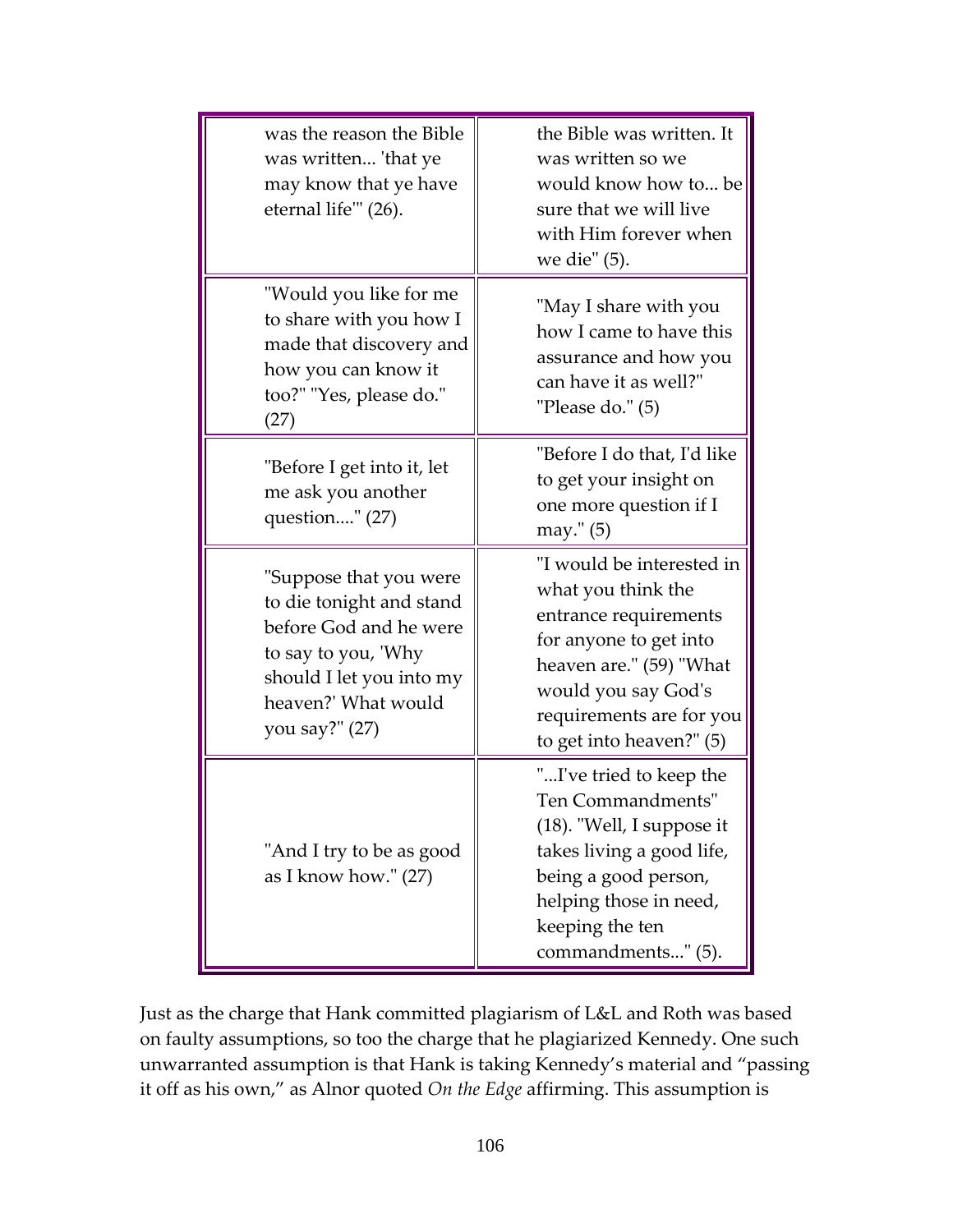| | |
|---|---|
| was the reason the Bible was written... 'that ye may know that ye have eternal life'" (26). | the Bible was written. It was written so we would know how to... be sure that we will live with Him forever when we die" (5). |
| "Would you like for me to share with you how I made that discovery and how you can know it too?" "Yes, please do." (27) | "May I share with you how I came to have this assurance and how you can have it as well?" "Please do." (5) |
| "Before I get into it, let me ask you another question...." (27) | "Before I do that, I'd like to get your insight on one more question if I may." (5) |
| "Suppose that you were to die tonight and stand before God and he were to say to you, 'Why should I let you into my heaven?' What would you say?" (27) | "I would be interested in what you think the entrance requirements for anyone to get into heaven are." (59) "What would you say God's requirements are for you to get into heaven?" (5) |
| "And I try to be as good as I know how." (27) | "...I've tried to keep the Ten Commandments" (18). "Well, I suppose it takes living a good life, being a good person, helping those in need, keeping the ten commandments..." (5). |

Just as the charge that Hank committed plagiarism of L&L and Roth was based on faulty assumptions, so too the charge that he plagiarized Kennedy. One such unwarranted assumption is that Hank is taking Kennedy's material and "passing it off as his own," as Alnor quoted *On the Edge* affirming. This assumption is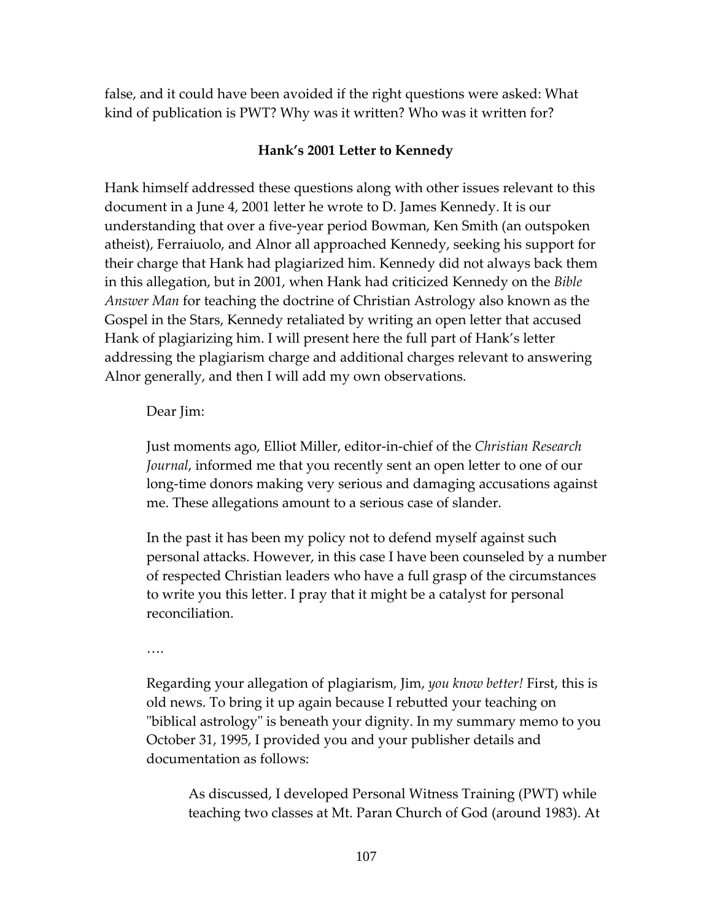false, and it could have been avoided if the right questions were asked: What kind of publication is PWT? Why was it written? Who was it written for?

### Hank's 2001 Letter to Kennedy

Hank himself addressed these questions along with other issues relevant to this document in a June 4, 2001 letter he wrote to D. James Kennedy. It is our understanding that over a five-year period Bowman, Ken Smith (an outspoken atheist), Ferraiuolo, and Alnor all approached Kennedy, seeking his support for their charge that Hank had plagiarized him. Kennedy did not always back them in this allegation, but in 2001, when Hank had criticized Kennedy on the *Bible Answer Man* for teaching the doctrine of Christian Astrology also known as the Gospel in the Stars, Kennedy retaliated by writing an open letter that accused Hank of plagiarizing him. I will present here the full part of Hank's letter addressing the plagiarism charge and additional charges relevant to answering Alnor generally, and then I will add my own observations.

> Dear Jim:
>
> Just moments ago, Elliot Miller, editor-in-chief of the *Christian Research Journal*, informed me that you recently sent an open letter to one of our long-time donors making very serious and damaging accusations against me. These allegations amount to a serious case of slander.
>
> In the past it has been my policy not to defend myself against such personal attacks. However, in this case I have been counseled by a number of respected Christian leaders who have a full grasp of the circumstances to write you this letter. I pray that it might be a catalyst for personal reconciliation.
>
> ….
>
> Regarding your allegation of plagiarism, Jim, *you know better!* First, this is old news. To bring it up again because I rebutted your teaching on "biblical astrology" is beneath your dignity. In my summary memo to you October 31, 1995, I provided you and your publisher details and documentation as follows:
>
> > As discussed, I developed Personal Witness Training (PWT) while teaching two classes at Mt. Paran Church of God (around 1983). At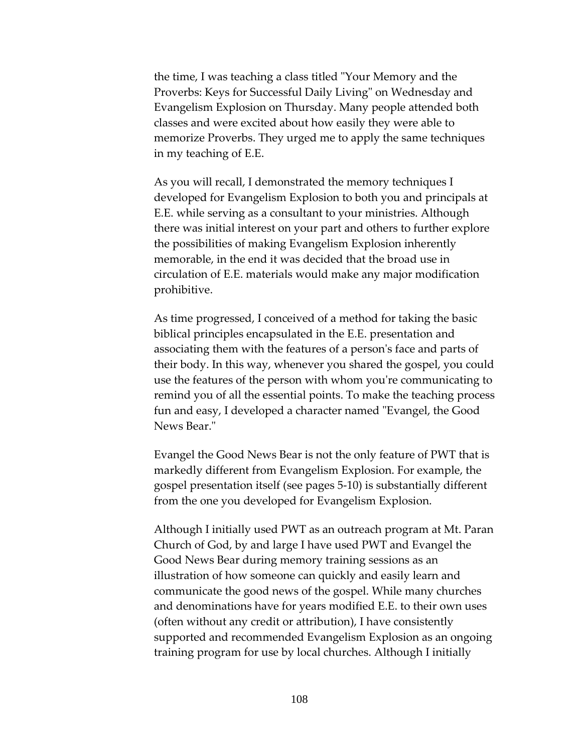the time, I was teaching a class titled "Your Memory and the Proverbs: Keys for Successful Daily Living" on Wednesday and Evangelism Explosion on Thursday. Many people attended both classes and were excited about how easily they were able to memorize Proverbs. They urged me to apply the same techniques in my teaching of E.E.

As you will recall, I demonstrated the memory techniques I developed for Evangelism Explosion to both you and principals at E.E. while serving as a consultant to your ministries. Although there was initial interest on your part and others to further explore the possibilities of making Evangelism Explosion inherently memorable, in the end it was decided that the broad use in circulation of E.E. materials would make any major modification prohibitive.

As time progressed, I conceived of a method for taking the basic biblical principles encapsulated in the E.E. presentation and associating them with the features of a person's face and parts of their body. In this way, whenever you shared the gospel, you could use the features of the person with whom you're communicating to remind you of all the essential points. To make the teaching process fun and easy, I developed a character named "Evangel, the Good News Bear."

Evangel the Good News Bear is not the only feature of PWT that is markedly different from Evangelism Explosion. For example, the gospel presentation itself (see pages 5-10) is substantially different from the one you developed for Evangelism Explosion.

Although I initially used PWT as an outreach program at Mt. Paran Church of God, by and large I have used PWT and Evangel the Good News Bear during memory training sessions as an illustration of how someone can quickly and easily learn and communicate the good news of the gospel. While many churches and denominations have for years modified E.E. to their own uses (often without any credit or attribution), I have consistently supported and recommended Evangelism Explosion as an ongoing training program for use by local churches. Although I initially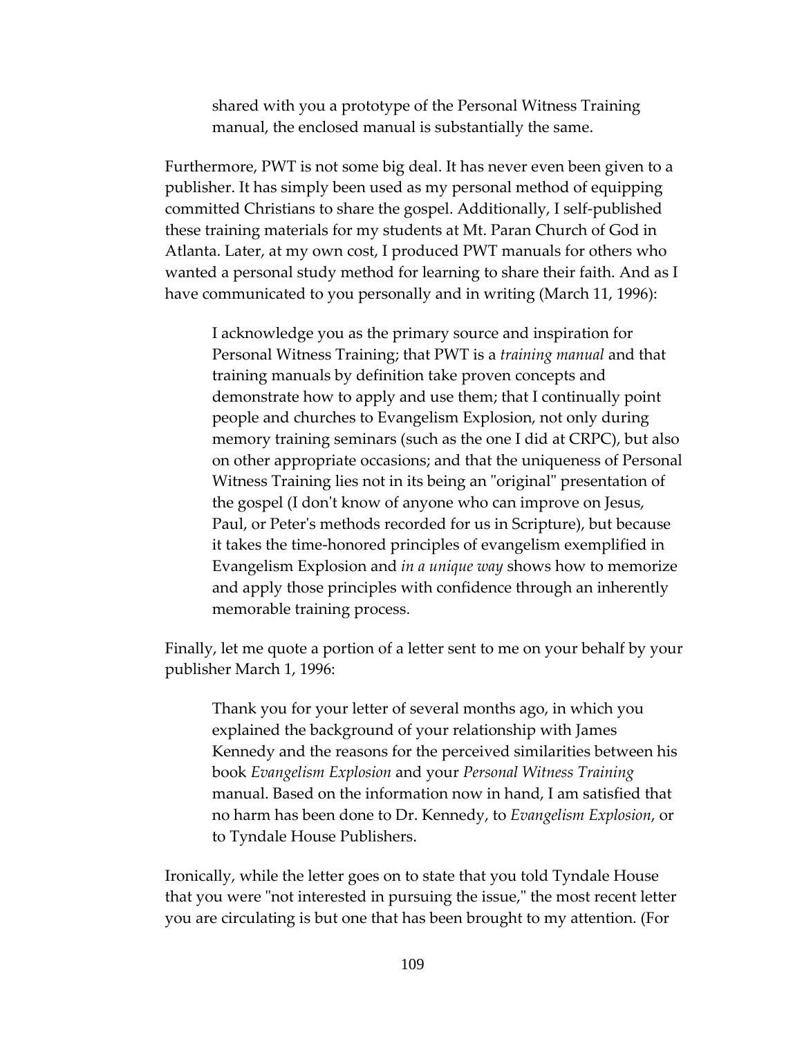> shared with you a prototype of the Personal Witness Training manual, the enclosed manual is substantially the same.

Furthermore, PWT is not some big deal. It has never even been given to a publisher. It has simply been used as my personal method of equipping committed Christians to share the gospel. Additionally, I self-published these training materials for my students at Mt. Paran Church of God in Atlanta. Later, at my own cost, I produced PWT manuals for others who wanted a personal study method for learning to share their faith. And as I have communicated to you personally and in writing (March 11, 1996):

> I acknowledge you as the primary source and inspiration for Personal Witness Training; that PWT is a *training manual* and that training manuals by definition take proven concepts and demonstrate how to apply and use them; that I continually point people and churches to Evangelism Explosion, not only during memory training seminars (such as the one I did at CRPC), but also on other appropriate occasions; and that the uniqueness of Personal Witness Training lies not in its being an "original" presentation of the gospel (I don't know of anyone who can improve on Jesus, Paul, or Peter's methods recorded for us in Scripture), but because it takes the time-honored principles of evangelism exemplified in Evangelism Explosion and *in a unique way* shows how to memorize and apply those principles with confidence through an inherently memorable training process.

Finally, let me quote a portion of a letter sent to me on your behalf by your publisher March 1, 1996:

> Thank you for your letter of several months ago, in which you explained the background of your relationship with James Kennedy and the reasons for the perceived similarities between his book *Evangelism Explosion* and your *Personal Witness Training* manual. Based on the information now in hand, I am satisfied that no harm has been done to Dr. Kennedy, to *Evangelism Explosion*, or to Tyndale House Publishers.

Ironically, while the letter goes on to state that you told Tyndale House that you were "not interested in pursuing the issue," the most recent letter you are circulating is but one that has been brought to my attention. (For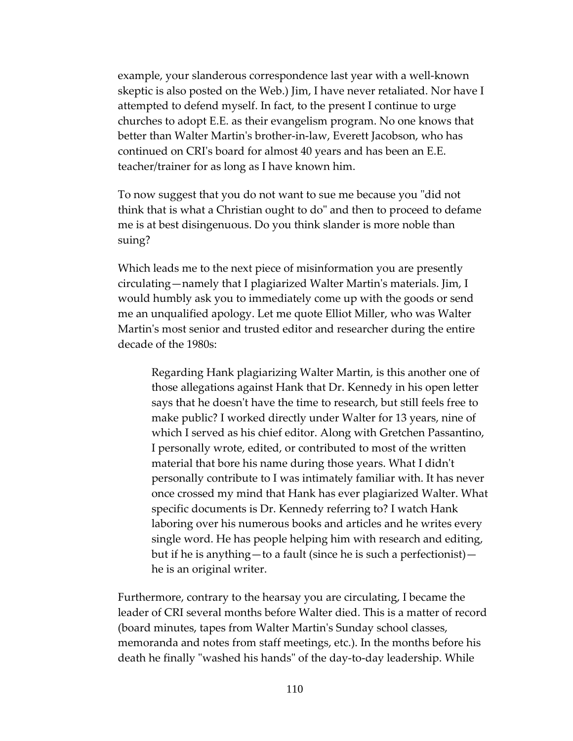example, your slanderous correspondence last year with a well-known skeptic is also posted on the Web.) Jim, I have never retaliated. Nor have I attempted to defend myself. In fact, to the present I continue to urge churches to adopt E.E. as their evangelism program. No one knows that better than Walter Martin's brother-in-law, Everett Jacobson, who has continued on CRI's board for almost 40 years and has been an E.E. teacher/trainer for as long as I have known him.

To now suggest that you do not want to sue me because you "did not think that is what a Christian ought to do" and then to proceed to defame me is at best disingenuous. Do you think slander is more noble than suing?

Which leads me to the next piece of misinformation you are presently circulating—namely that I plagiarized Walter Martin's materials. Jim, I would humbly ask you to immediately come up with the goods or send me an unqualified apology. Let me quote Elliot Miller, who was Walter Martin's most senior and trusted editor and researcher during the entire decade of the 1980s:

> Regarding Hank plagiarizing Walter Martin, is this another one of those allegations against Hank that Dr. Kennedy in his open letter says that he doesn't have the time to research, but still feels free to make public? I worked directly under Walter for 13 years, nine of which I served as his chief editor. Along with Gretchen Passantino, I personally wrote, edited, or contributed to most of the written material that bore his name during those years. What I didn't personally contribute to I was intimately familiar with. It has never once crossed my mind that Hank has ever plagiarized Walter. What specific documents is Dr. Kennedy referring to? I watch Hank laboring over his numerous books and articles and he writes every single word. He has people helping him with research and editing, but if he is anything—to a fault (since he is such a perfectionist)—he is an original writer.

Furthermore, contrary to the hearsay you are circulating, I became the leader of CRI several months before Walter died. This is a matter of record (board minutes, tapes from Walter Martin's Sunday school classes, memoranda and notes from staff meetings, etc.). In the months before his death he finally "washed his hands" of the day-to-day leadership. While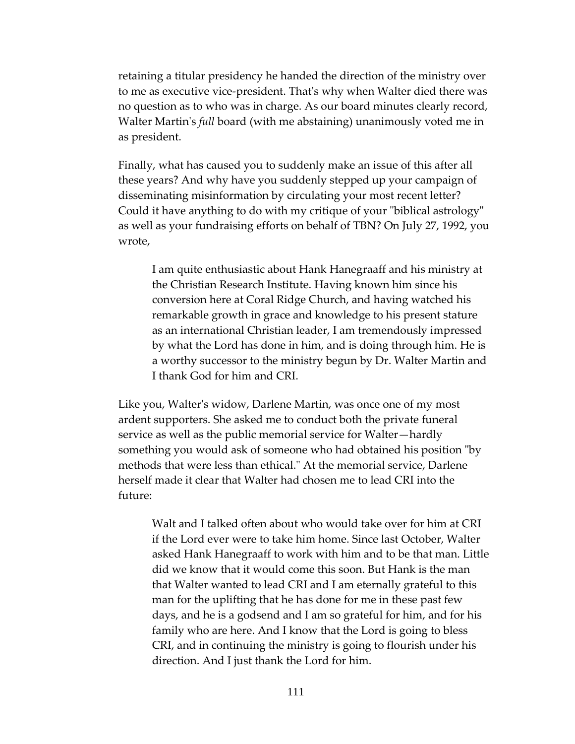retaining a titular presidency he handed the direction of the ministry over to me as executive vice-president. That's why when Walter died there was no question as to who was in charge. As our board minutes clearly record, Walter Martin's *full* board (with me abstaining) unanimously voted me in as president.

Finally, what has caused you to suddenly make an issue of this after all these years? And why have you suddenly stepped up your campaign of disseminating misinformation by circulating your most recent letter? Could it have anything to do with my critique of your "biblical astrology" as well as your fundraising efforts on behalf of TBN? On July 27, 1992, you wrote,

> I am quite enthusiastic about Hank Hanegraaff and his ministry at the Christian Research Institute. Having known him since his conversion here at Coral Ridge Church, and having watched his remarkable growth in grace and knowledge to his present stature as an international Christian leader, I am tremendously impressed by what the Lord has done in him, and is doing through him. He is a worthy successor to the ministry begun by Dr. Walter Martin and I thank God for him and CRI.

Like you, Walter's widow, Darlene Martin, was once one of my most ardent supporters. She asked me to conduct both the private funeral service as well as the public memorial service for Walter—hardly something you would ask of someone who had obtained his position "by methods that were less than ethical." At the memorial service, Darlene herself made it clear that Walter had chosen me to lead CRI into the future:

> Walt and I talked often about who would take over for him at CRI if the Lord ever were to take him home. Since last October, Walter asked Hank Hanegraaff to work with him and to be that man. Little did we know that it would come this soon. But Hank is the man that Walter wanted to lead CRI and I am eternally grateful to this man for the uplifting that he has done for me in these past few days, and he is a godsend and I am so grateful for him, and for his family who are here. And I know that the Lord is going to bless CRI, and in continuing the ministry is going to flourish under his direction. And I just thank the Lord for him.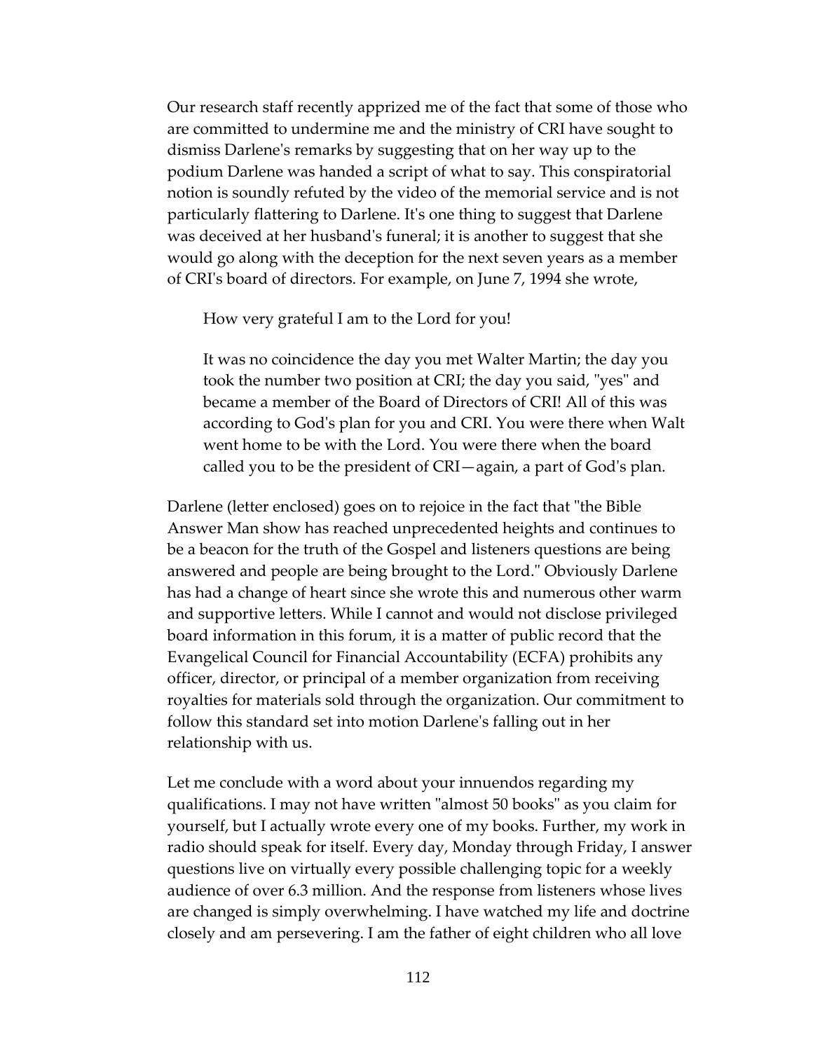Our research staff recently apprized me of the fact that some of those who are committed to undermine me and the ministry of CRI have sought to dismiss Darlene's remarks by suggesting that on her way up to the podium Darlene was handed a script of what to say. This conspiratorial notion is soundly refuted by the video of the memorial service and is not particularly flattering to Darlene. It's one thing to suggest that Darlene was deceived at her husband's funeral; it is another to suggest that she would go along with the deception for the next seven years as a member of CRI's board of directors. For example, on June 7, 1994 she wrote,

> How very grateful I am to the Lord for you!
>
> It was no coincidence the day you met Walter Martin; the day you took the number two position at CRI; the day you said, "yes" and became a member of the Board of Directors of CRI! All of this was according to God's plan for you and CRI. You were there when Walt went home to be with the Lord. You were there when the board called you to be the president of CRI—again, a part of God's plan.

Darlene (letter enclosed) goes on to rejoice in the fact that "the Bible Answer Man show has reached unprecedented heights and continues to be a beacon for the truth of the Gospel and listeners questions are being answered and people are being brought to the Lord." Obviously Darlene has had a change of heart since she wrote this and numerous other warm and supportive letters. While I cannot and would not disclose privileged board information in this forum, it is a matter of public record that the Evangelical Council for Financial Accountability (ECFA) prohibits any officer, director, or principal of a member organization from receiving royalties for materials sold through the organization. Our commitment to follow this standard set into motion Darlene's falling out in her relationship with us.

Let me conclude with a word about your innuendos regarding my qualifications. I may not have written "almost 50 books" as you claim for yourself, but I actually wrote every one of my books. Further, my work in radio should speak for itself. Every day, Monday through Friday, I answer questions live on virtually every possible challenging topic for a weekly audience of over 6.3 million. And the response from listeners whose lives are changed is simply overwhelming. I have watched my life and doctrine closely and am persevering. I am the father of eight children who all love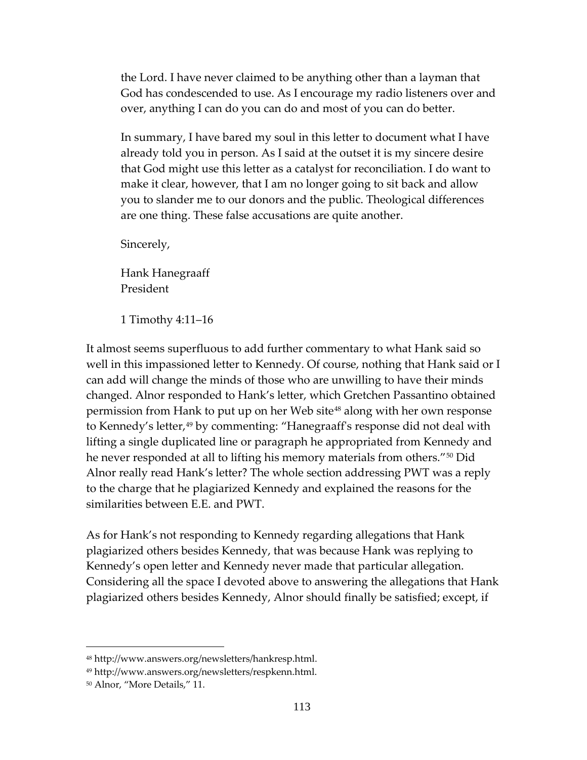> the Lord. I have never claimed to be anything other than a layman that God has condescended to use. As I encourage my radio listeners over and over, anything I can do you can do and most of you can do better.
>
> In summary, I have bared my soul in this letter to document what I have already told you in person. As I said at the outset it is my sincere desire that God might use this letter as a catalyst for reconciliation. I do want to make it clear, however, that I am no longer going to sit back and allow you to slander me to our donors and the public. Theological differences are one thing. These false accusations are quite another.
>
> Sincerely,
>
> Hank Hanegraaff
> President
>
> 1 Timothy 4:11–16

It almost seems superfluous to add further commentary to what Hank said so well in this impassioned letter to Kennedy. Of course, nothing that Hank said or I can add will change the minds of those who are unwilling to have their minds changed. Alnor responded to Hank's letter, which Gretchen Passantino obtained permission from Hank to put up on her Web site[48] along with her own response to Kennedy's letter,[49] by commenting: "Hanegraaff's response did not deal with lifting a single duplicated line or paragraph he appropriated from Kennedy and he never responded at all to lifting his memory materials from others."[50] Did Alnor really read Hank's letter? The whole section addressing PWT was a reply to the charge that he plagiarized Kennedy and explained the reasons for the similarities between E.E. and PWT.

As for Hank's not responding to Kennedy regarding allegations that Hank plagiarized others besides Kennedy, that was because Hank was replying to Kennedy's open letter and Kennedy never made that particular allegation. Considering all the space I devoted above to answering the allegations that Hank plagiarized others besides Kennedy, Alnor should finally be satisfied; except, if

[48] http://www.answers.org/newsletters/hankresp.html.

[49] http://www.answers.org/newsletters/respkenn.html.

[50] Alnor, "More Details," 11.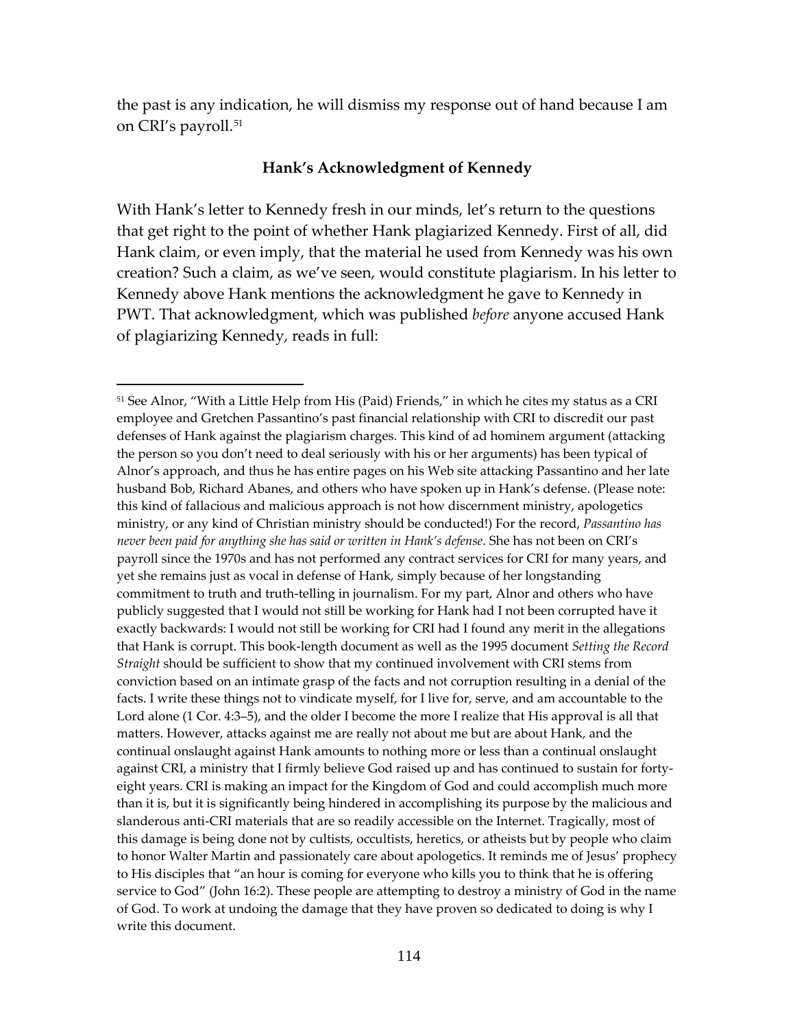the past is any indication, he will dismiss my response out of hand because I am on CRI's payroll.[51]

### Hank's Acknowledgment of Kennedy

With Hank's letter to Kennedy fresh in our minds, let's return to the questions that get right to the point of whether Hank plagiarized Kennedy. First of all, did Hank claim, or even imply, that the material he used from Kennedy was his own creation? Such a claim, as we've seen, would constitute plagiarism. In his letter to Kennedy above Hank mentions the acknowledgment he gave to Kennedy in PWT. That acknowledgment, which was published *before* anyone accused Hank of plagiarizing Kennedy, reads in full:

---

[51] See Alnor, "With a Little Help from His (Paid) Friends," in which he cites my status as a CRI employee and Gretchen Passantino's past financial relationship with CRI to discredit our past defenses of Hank against the plagiarism charges. This kind of ad hominem argument (attacking the person so you don't need to deal seriously with his or her arguments) has been typical of Alnor's approach, and thus he has entire pages on his Web site attacking Passantino and her late husband Bob, Richard Abanes, and others who have spoken up in Hank's defense. (Please note: this kind of fallacious and malicious approach is not how discernment ministry, apologetics ministry, or any kind of Christian ministry should be conducted!) For the record, *Passantino has never been paid for anything she has said or written in Hank's defense*. She has not been on CRI's payroll since the 1970s and has not performed any contract services for CRI for many years, and yet she remains just as vocal in defense of Hank, simply because of her longstanding commitment to truth and truth-telling in journalism. For my part, Alnor and others who have publicly suggested that I would not still be working for Hank had I not been corrupted have it exactly backwards: I would not still be working for CRI had I found any merit in the allegations that Hank is corrupt. This book-length document as well as the 1995 document *Setting the Record Straight* should be sufficient to show that my continued involvement with CRI stems from conviction based on an intimate grasp of the facts and not corruption resulting in a denial of the facts. I write these things not to vindicate myself, for I live for, serve, and am accountable to the Lord alone (1 Cor. 4:3–5), and the older I become the more I realize that His approval is all that matters. However, attacks against me are really not about me but are about Hank, and the continual onslaught against Hank amounts to nothing more or less than a continual onslaught against CRI, a ministry that I firmly believe God raised up and has continued to sustain for forty-eight years. CRI is making an impact for the Kingdom of God and could accomplish much more than it is, but it is significantly being hindered in accomplishing its purpose by the malicious and slanderous anti-CRI materials that are so readily accessible on the Internet. Tragically, most of this damage is being done not by cultists, occultists, heretics, or atheists but by people who claim to honor Walter Martin and passionately care about apologetics. It reminds me of Jesus' prophecy to His disciples that "an hour is coming for everyone who kills you to think that he is offering service to God" (John 16:2). These people are attempting to destroy a ministry of God in the name of God. To work at undoing the damage that they have proven so dedicated to doing is why I write this document.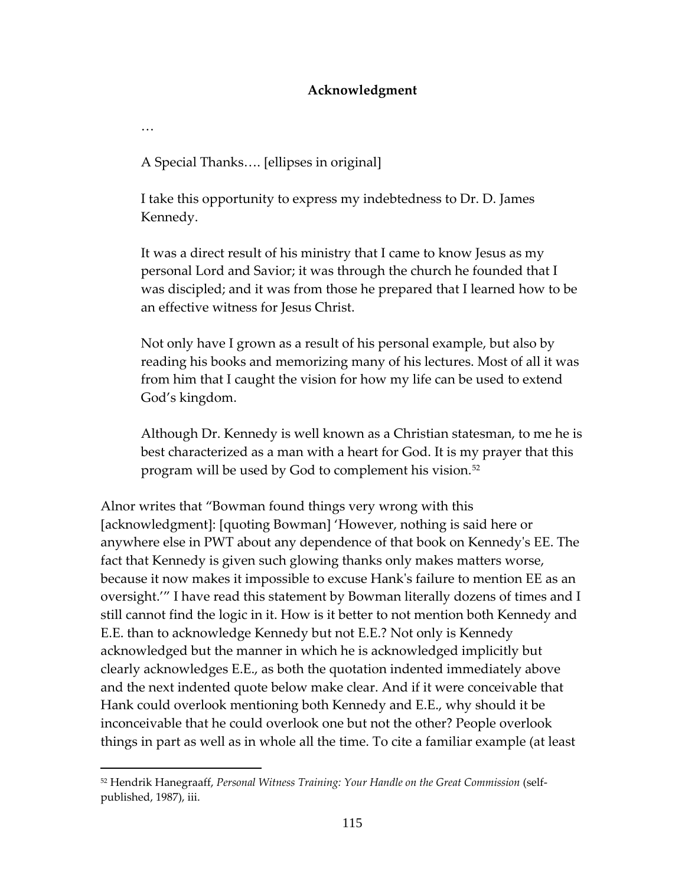**Acknowledgment**

> …
>
> A Special Thanks…. [ellipses in original]
>
> I take this opportunity to express my indebtedness to Dr. D. James Kennedy.
>
> It was a direct result of his ministry that I came to know Jesus as my personal Lord and Savior; it was through the church he founded that I was discipled; and it was from those he prepared that I learned how to be an effective witness for Jesus Christ.
>
> Not only have I grown as a result of his personal example, but also by reading his books and memorizing many of his lectures. Most of all it was from him that I caught the vision for how my life can be used to extend God's kingdom.
>
> Although Dr. Kennedy is well known as a Christian statesman, to me he is best characterized as a man with a heart for God. It is my prayer that this program will be used by God to complement his vision.[52]

Alnor writes that "Bowman found things very wrong with this [acknowledgment]: [quoting Bowman] 'However, nothing is said here or anywhere else in PWT about any dependence of that book on Kennedy's EE. The fact that Kennedy is given such glowing thanks only makes matters worse, because it now makes it impossible to excuse Hank's failure to mention EE as an oversight.'" I have read this statement by Bowman literally dozens of times and I still cannot find the logic in it. How is it better to not mention both Kennedy and E.E. than to acknowledge Kennedy but not E.E.? Not only is Kennedy acknowledged but the manner in which he is acknowledged implicitly but clearly acknowledges E.E., as both the quotation indented immediately above and the next indented quote below make clear. And if it were conceivable that Hank could overlook mentioning both Kennedy and E.E., why should it be inconceivable that he could overlook one but not the other? People overlook things in part as well as in whole all the time. To cite a familiar example (at least

---

[52] Hendrik Hanegraaff, *Personal Witness Training: Your Handle on the Great Commission* (self-published, 1987), iii.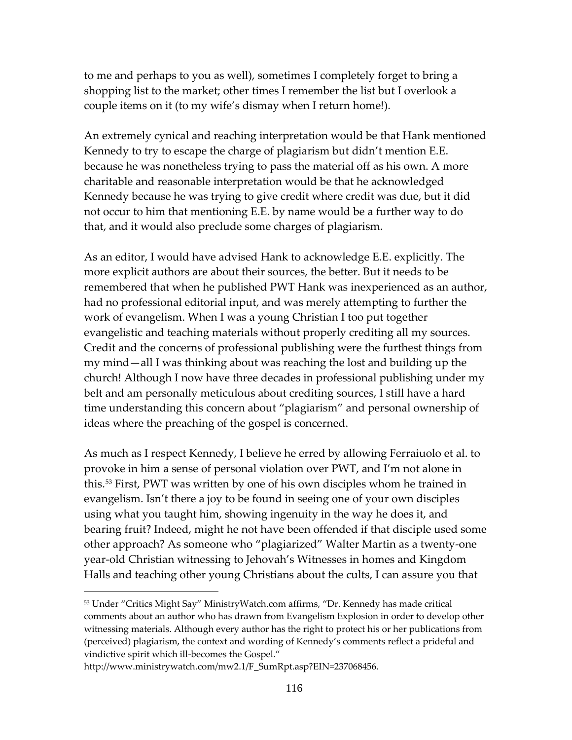to me and perhaps to you as well), sometimes I completely forget to bring a shopping list to the market; other times I remember the list but I overlook a couple items on it (to my wife's dismay when I return home!).

An extremely cynical and reaching interpretation would be that Hank mentioned Kennedy to try to escape the charge of plagiarism but didn't mention E.E. because he was nonetheless trying to pass the material off as his own. A more charitable and reasonable interpretation would be that he acknowledged Kennedy because he was trying to give credit where credit was due, but it did not occur to him that mentioning E.E. by name would be a further way to do that, and it would also preclude some charges of plagiarism.

As an editor, I would have advised Hank to acknowledge E.E. explicitly. The more explicit authors are about their sources, the better. But it needs to be remembered that when he published PWT Hank was inexperienced as an author, had no professional editorial input, and was merely attempting to further the work of evangelism. When I was a young Christian I too put together evangelistic and teaching materials without properly crediting all my sources. Credit and the concerns of professional publishing were the furthest things from my mind—all I was thinking about was reaching the lost and building up the church! Although I now have three decades in professional publishing under my belt and am personally meticulous about crediting sources, I still have a hard time understanding this concern about "plagiarism" and personal ownership of ideas where the preaching of the gospel is concerned.

As much as I respect Kennedy, I believe he erred by allowing Ferraiuolo et al. to provoke in him a sense of personal violation over PWT, and I'm not alone in this.[53] First, PWT was written by one of his own disciples whom he trained in evangelism. Isn't there a joy to be found in seeing one of your own disciples using what you taught him, showing ingenuity in the way he does it, and bearing fruit? Indeed, might he not have been offended if that disciple used some other approach? As someone who "plagiarized" Walter Martin as a twenty-one year-old Christian witnessing to Jehovah's Witnesses in homes and Kingdom Halls and teaching other young Christians about the cults, I can assure you that

---

[53] Under "Critics Might Say" MinistryWatch.com affirms, "Dr. Kennedy has made critical comments about an author who has drawn from Evangelism Explosion in order to develop other witnessing materials. Although every author has the right to protect his or her publications from (perceived) plagiarism, the context and wording of Kennedy's comments reflect a prideful and vindictive spirit which ill-becomes the Gospel."
http://www.ministrywatch.com/mw2.1/F_SumRpt.asp?EIN=237068456.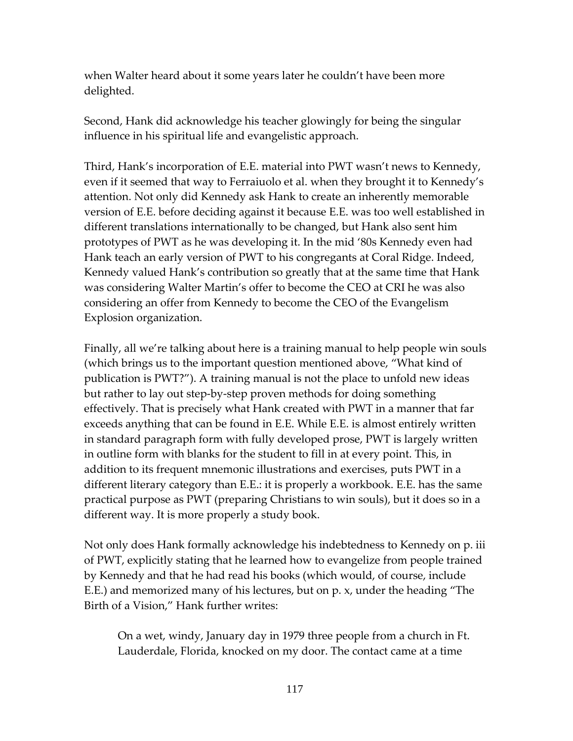when Walter heard about it some years later he couldn't have been more delighted.

Second, Hank did acknowledge his teacher glowingly for being the singular influence in his spiritual life and evangelistic approach.

Third, Hank's incorporation of E.E. material into PWT wasn't news to Kennedy, even if it seemed that way to Ferraiuolo et al. when they brought it to Kennedy's attention. Not only did Kennedy ask Hank to create an inherently memorable version of E.E. before deciding against it because E.E. was too well established in different translations internationally to be changed, but Hank also sent him prototypes of PWT as he was developing it. In the mid '80s Kennedy even had Hank teach an early version of PWT to his congregants at Coral Ridge. Indeed, Kennedy valued Hank's contribution so greatly that at the same time that Hank was considering Walter Martin's offer to become the CEO at CRI he was also considering an offer from Kennedy to become the CEO of the Evangelism Explosion organization.

Finally, all we're talking about here is a training manual to help people win souls (which brings us to the important question mentioned above, "What kind of publication is PWT?"). A training manual is not the place to unfold new ideas but rather to lay out step-by-step proven methods for doing something effectively. That is precisely what Hank created with PWT in a manner that far exceeds anything that can be found in E.E. While E.E. is almost entirely written in standard paragraph form with fully developed prose, PWT is largely written in outline form with blanks for the student to fill in at every point. This, in addition to its frequent mnemonic illustrations and exercises, puts PWT in a different literary category than E.E.: it is properly a workbook. E.E. has the same practical purpose as PWT (preparing Christians to win souls), but it does so in a different way. It is more properly a study book.

Not only does Hank formally acknowledge his indebtedness to Kennedy on p. iii of PWT, explicitly stating that he learned how to evangelize from people trained by Kennedy and that he had read his books (which would, of course, include E.E.) and memorized many of his lectures, but on p. x, under the heading "The Birth of a Vision," Hank further writes:

> On a wet, windy, January day in 1979 three people from a church in Ft. Lauderdale, Florida, knocked on my door. The contact came at a time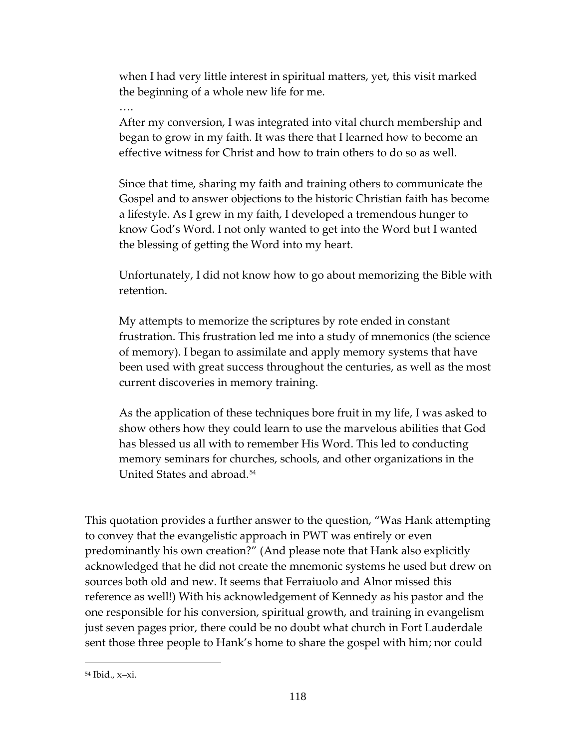> when I had very little interest in spiritual matters, yet, this visit marked the beginning of a whole new life for me.
>
> ….
>
> After my conversion, I was integrated into vital church membership and began to grow in my faith. It was there that I learned how to become an effective witness for Christ and how to train others to do so as well.
>
> Since that time, sharing my faith and training others to communicate the Gospel and to answer objections to the historic Christian faith has become a lifestyle. As I grew in my faith, I developed a tremendous hunger to know God's Word. I not only wanted to get into the Word but I wanted the blessing of getting the Word into my heart.
>
> Unfortunately, I did not know how to go about memorizing the Bible with retention.
>
> My attempts to memorize the scriptures by rote ended in constant frustration. This frustration led me into a study of mnemonics (the science of memory). I began to assimilate and apply memory systems that have been used with great success throughout the centuries, as well as the most current discoveries in memory training.
>
> As the application of these techniques bore fruit in my life, I was asked to show others how they could learn to use the marvelous abilities that God has blessed us all with to remember His Word. This led to conducting memory seminars for churches, schools, and other organizations in the United States and abroad.[54]

This quotation provides a further answer to the question, "Was Hank attempting to convey that the evangelistic approach in PWT was entirely or even predominantly his own creation?" (And please note that Hank also explicitly acknowledged that he did not create the mnemonic systems he used but drew on sources both old and new. It seems that Ferraiuolo and Alnor missed this reference as well!) With his acknowledgement of Kennedy as his pastor and the one responsible for his conversion, spiritual growth, and training in evangelism just seven pages prior, there could be no doubt what church in Fort Lauderdale sent those three people to Hank's home to share the gospel with him; nor could

---

[54] Ibid., x–xi.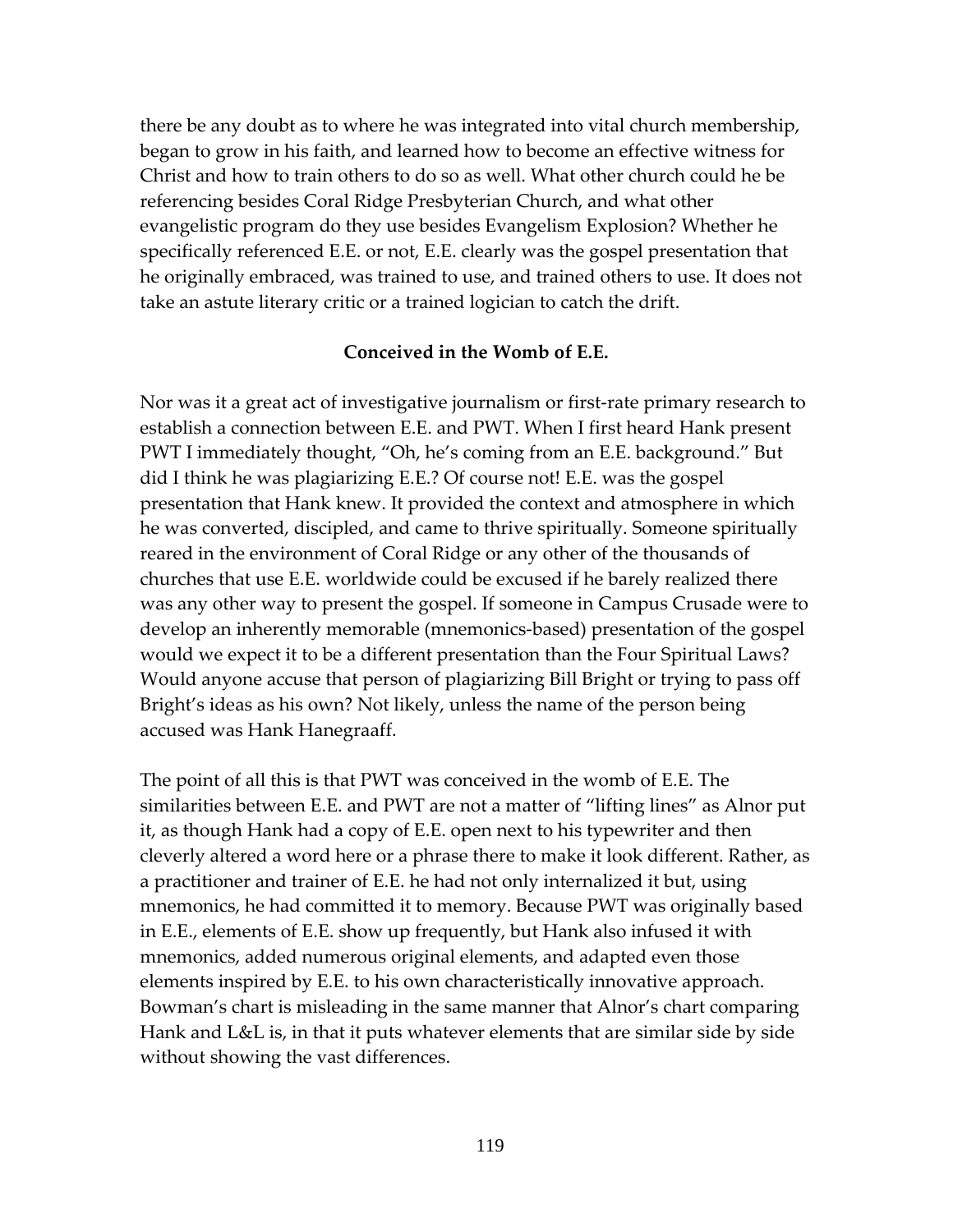there be any doubt as to where he was integrated into vital church membership, began to grow in his faith, and learned how to become an effective witness for Christ and how to train others to do so as well. What other church could he be referencing besides Coral Ridge Presbyterian Church, and what other evangelistic program do they use besides Evangelism Explosion? Whether he specifically referenced E.E. or not, E.E. clearly was the gospel presentation that he originally embraced, was trained to use, and trained others to use. It does not take an astute literary critic or a trained logician to catch the drift.

**Conceived in the Womb of E.E.**

Nor was it a great act of investigative journalism or first-rate primary research to establish a connection between E.E. and PWT. When I first heard Hank present PWT I immediately thought, "Oh, he's coming from an E.E. background." But did I think he was plagiarizing E.E.? Of course not! E.E. was the gospel presentation that Hank knew. It provided the context and atmosphere in which he was converted, discipled, and came to thrive spiritually. Someone spiritually reared in the environment of Coral Ridge or any other of the thousands of churches that use E.E. worldwide could be excused if he barely realized there was any other way to present the gospel. If someone in Campus Crusade were to develop an inherently memorable (mnemonics-based) presentation of the gospel would we expect it to be a different presentation than the Four Spiritual Laws? Would anyone accuse that person of plagiarizing Bill Bright or trying to pass off Bright's ideas as his own? Not likely, unless the name of the person being accused was Hank Hanegraaff.

The point of all this is that PWT was conceived in the womb of E.E. The similarities between E.E. and PWT are not a matter of "lifting lines" as Alnor put it, as though Hank had a copy of E.E. open next to his typewriter and then cleverly altered a word here or a phrase there to make it look different. Rather, as a practitioner and trainer of E.E. he had not only internalized it but, using mnemonics, he had committed it to memory. Because PWT was originally based in E.E., elements of E.E. show up frequently, but Hank also infused it with mnemonics, added numerous original elements, and adapted even those elements inspired by E.E. to his own characteristically innovative approach. Bowman's chart is misleading in the same manner that Alnor's chart comparing Hank and L&L is, in that it puts whatever elements that are similar side by side without showing the vast differences.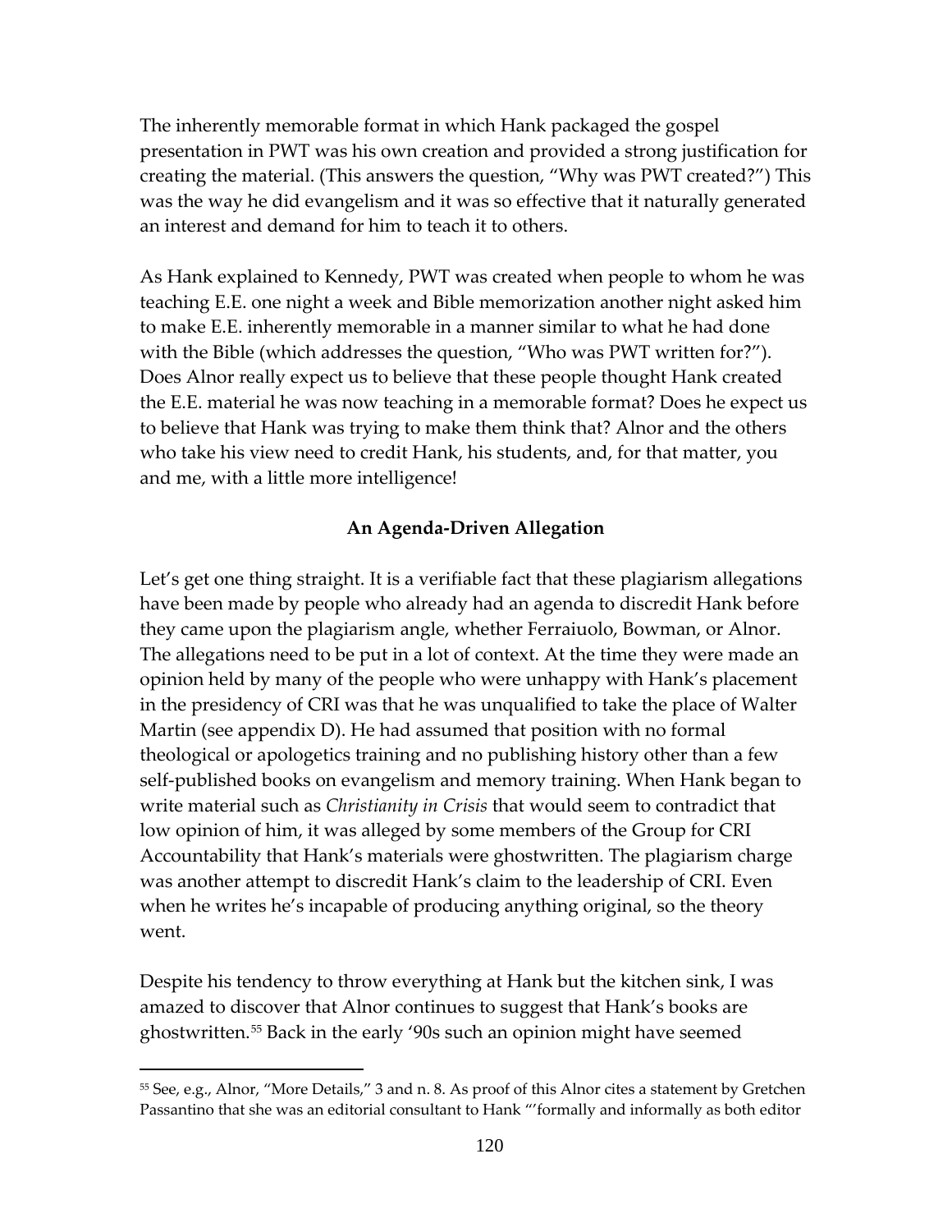The inherently memorable format in which Hank packaged the gospel presentation in PWT was his own creation and provided a strong justification for creating the material. (This answers the question, "Why was PWT created?") This was the way he did evangelism and it was so effective that it naturally generated an interest and demand for him to teach it to others.

As Hank explained to Kennedy, PWT was created when people to whom he was teaching E.E. one night a week and Bible memorization another night asked him to make E.E. inherently memorable in a manner similar to what he had done with the Bible (which addresses the question, "Who was PWT written for?"). Does Alnor really expect us to believe that these people thought Hank created the E.E. material he was now teaching in a memorable format? Does he expect us to believe that Hank was trying to make them think that? Alnor and the others who take his view need to credit Hank, his students, and, for that matter, you and me, with a little more intelligence!

### An Agenda-Driven Allegation

Let's get one thing straight. It is a verifiable fact that these plagiarism allegations have been made by people who already had an agenda to discredit Hank before they came upon the plagiarism angle, whether Ferraiuolo, Bowman, or Alnor. The allegations need to be put in a lot of context. At the time they were made an opinion held by many of the people who were unhappy with Hank's placement in the presidency of CRI was that he was unqualified to take the place of Walter Martin (see appendix D). He had assumed that position with no formal theological or apologetics training and no publishing history other than a few self-published books on evangelism and memory training. When Hank began to write material such as *Christianity in Crisis* that would seem to contradict that low opinion of him, it was alleged by some members of the Group for CRI Accountability that Hank's materials were ghostwritten. The plagiarism charge was another attempt to discredit Hank's claim to the leadership of CRI. Even when he writes he's incapable of producing anything original, so the theory went.

Despite his tendency to throw everything at Hank but the kitchen sink, I was amazed to discover that Alnor continues to suggest that Hank's books are ghostwritten.[55] Back in the early '90s such an opinion might have seemed

---

[55] See, e.g., Alnor, "More Details," 3 and n. 8. As proof of this Alnor cites a statement by Gretchen Passantino that she was an editorial consultant to Hank "'formally and informally as both editor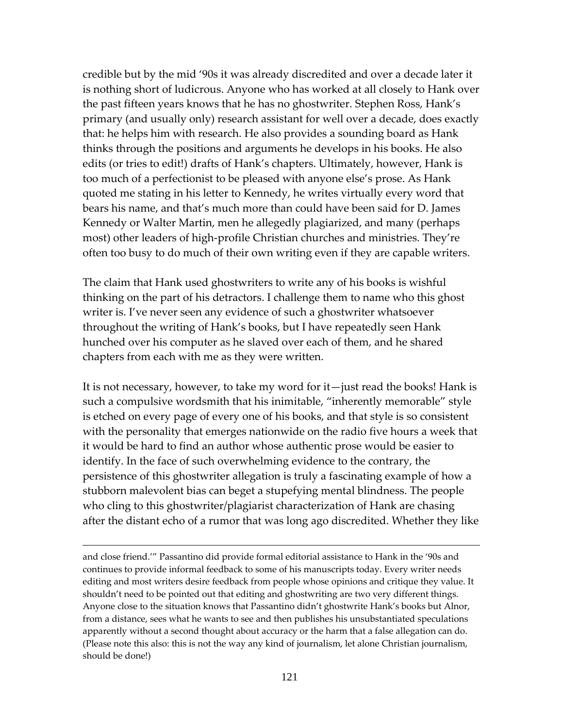credible but by the mid '90s it was already discredited and over a decade later it is nothing short of ludicrous. Anyone who has worked at all closely to Hank over the past fifteen years knows that he has no ghostwriter. Stephen Ross, Hank's primary (and usually only) research assistant for well over a decade, does exactly that: he helps him with research. He also provides a sounding board as Hank thinks through the positions and arguments he develops in his books. He also edits (or tries to edit!) drafts of Hank's chapters. Ultimately, however, Hank is too much of a perfectionist to be pleased with anyone else's prose. As Hank quoted me stating in his letter to Kennedy, he writes virtually every word that bears his name, and that's much more than could have been said for D. James Kennedy or Walter Martin, men he allegedly plagiarized, and many (perhaps most) other leaders of high-profile Christian churches and ministries. They're often too busy to do much of their own writing even if they are capable writers.

The claim that Hank used ghostwriters to write any of his books is wishful thinking on the part of his detractors. I challenge them to name who this ghost writer is. I've never seen any evidence of such a ghostwriter whatsoever throughout the writing of Hank's books, but I have repeatedly seen Hank hunched over his computer as he slaved over each of them, and he shared chapters from each with me as they were written.

It is not necessary, however, to take my word for it—just read the books! Hank is such a compulsive wordsmith that his inimitable, "inherently memorable" style is etched on every page of every one of his books, and that style is so consistent with the personality that emerges nationwide on the radio five hours a week that it would be hard to find an author whose authentic prose would be easier to identify. In the face of such overwhelming evidence to the contrary, the persistence of this ghostwriter allegation is truly a fascinating example of how a stubborn malevolent bias can beget a stupefying mental blindness. The people who cling to this ghostwriter/plagiarist characterization of Hank are chasing after the distant echo of a rumor that was long ago discredited. Whether they like

---

and close friend.'" Passantino did provide formal editorial assistance to Hank in the '90s and continues to provide informal feedback to some of his manuscripts today. Every writer needs editing and most writers desire feedback from people whose opinions and critique they value. It shouldn't need to be pointed out that editing and ghostwriting are two very different things. Anyone close to the situation knows that Passantino didn't ghostwrite Hank's books but Alnor, from a distance, sees what he wants to see and then publishes his unsubstantiated speculations apparently without a second thought about accuracy or the harm that a false allegation can do. (Please note this also: this is not the way any kind of journalism, let alone Christian journalism, should be done!)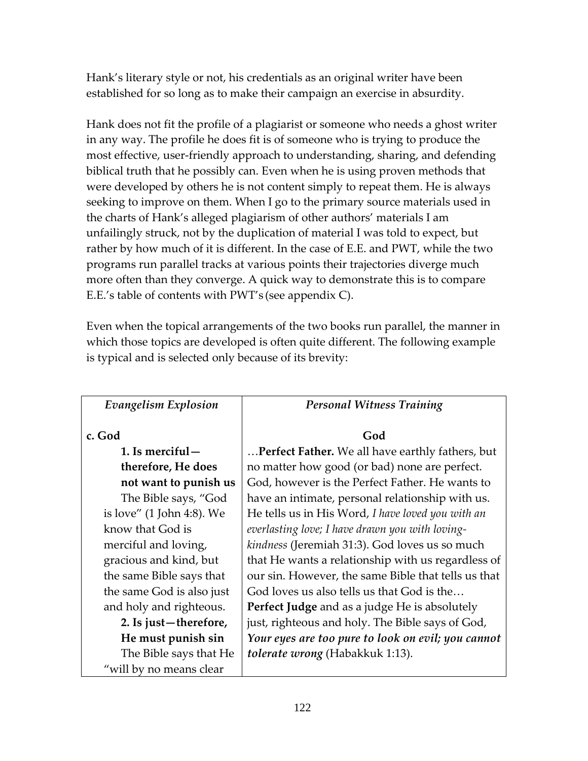Hank's literary style or not, his credentials as an original writer have been established for so long as to make their campaign an exercise in absurdity.

Hank does not fit the profile of a plagiarist or someone who needs a ghost writer in any way. The profile he does fit is of someone who is trying to produce the most effective, user-friendly approach to understanding, sharing, and defending biblical truth that he possibly can. Even when he is using proven methods that were developed by others he is not content simply to repeat them. He is always seeking to improve on them. When I go to the primary source materials used in the charts of Hank's alleged plagiarism of other authors' materials I am unfailingly struck, not by the duplication of material I was told to expect, but rather by how much of it is different. In the case of E.E. and PWT, while the two programs run parallel tracks at various points their trajectories diverge much more often than they converge. A quick way to demonstrate this is to compare E.E.'s table of contents with PWT's (see appendix C).

Even when the topical arrangements of the two books run parallel, the manner in which those topics are developed is often quite different. The following example is typical and is selected only because of its brevity:

| *Evangelism Explosion* | *Personal Witness Training* |
|---|---|
| **c. God**<br>**1. Is merciful—therefore, He does not want to punish us**<br>The Bible says, "God is love" (1 John 4:8). We know that God is merciful and loving, gracious and kind, but the same Bible says that the same God is also just and holy and righteous.<br>**2. Is just—therefore, He must punish sin**<br>The Bible says that He "will by no means clear | **God**<br>…**Perfect Father.** We all have earthly fathers, but no matter how good (or bad) none are perfect. God, however is the Perfect Father. He wants to have an intimate, personal relationship with us. He tells us in His Word, *I have loved you with an everlasting love; I have drawn you with loving-kindness* (Jeremiah 31:3). God loves us so much that He wants a relationship with us regardless of our sin. However, the same Bible that tells us that God loves us also tells us that God is the…<br>**Perfect Judge** and as a judge He is absolutely just, righteous and holy. The Bible says of God, ***Your eyes are too pure to look on evil; you cannot tolerate wrong*** (Habakkuk 1:13). |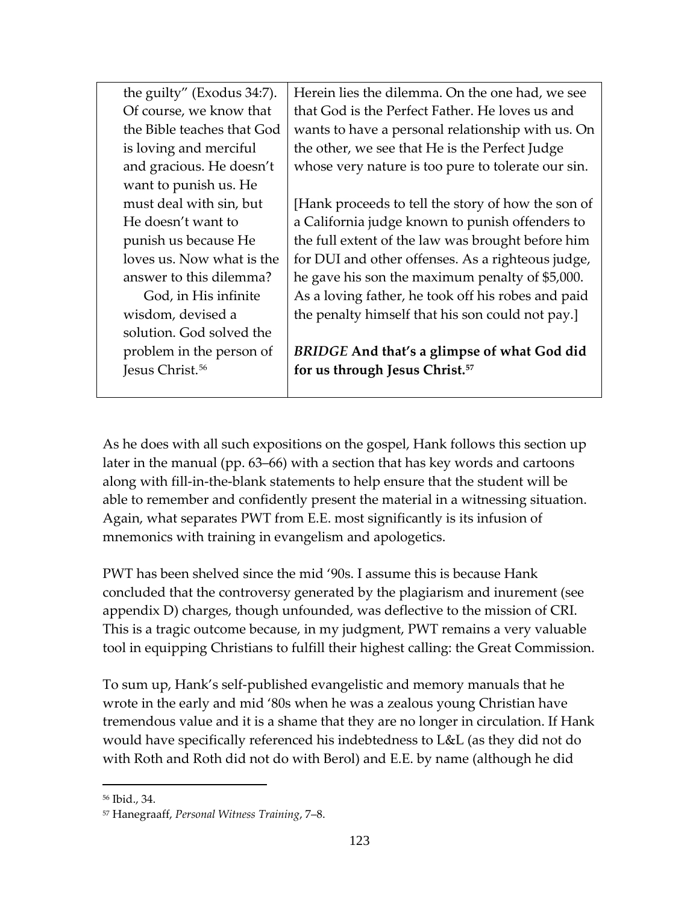| | |
|---|---|
| the guilty" (Exodus 34:7). Of course, we know that the Bible teaches that God is loving and merciful and gracious. He doesn't want to punish us. He must deal with sin, but He doesn't want to punish us because He loves us. Now what is the answer to this dilemma?<br>God, in His infinite wisdom, devised a solution. God solved the problem in the person of Jesus Christ.[56] | Herein lies the dilemma. On the one had, we see that God is the Perfect Father. He loves us and wants to have a personal relationship with us. On the other, we see that He is the Perfect Judge whose very nature is too pure to tolerate our sin.<br><br>[Hank proceeds to tell the story of how the son of a California judge known to punish offenders to the full extent of the law was brought before him for DUI and other offenses. As a righteous judge, he gave his son the maximum penalty of $5,000. As a loving father, he took off his robes and paid the penalty himself that his son could not pay.]<br><br>***BRIDGE* And that's a glimpse of what God did for us through Jesus Christ.[57]** |

As he does with all such expositions on the gospel, Hank follows this section up later in the manual (pp. 63–66) with a section that has key words and cartoons along with fill-in-the-blank statements to help ensure that the student will be able to remember and confidently present the material in a witnessing situation. Again, what separates PWT from E.E. most significantly is its infusion of mnemonics with training in evangelism and apologetics.

PWT has been shelved since the mid '90s. I assume this is because Hank concluded that the controversy generated by the plagiarism and inurement (see appendix D) charges, though unfounded, was deflective to the mission of CRI. This is a tragic outcome because, in my judgment, PWT remains a very valuable tool in equipping Christians to fulfill their highest calling: the Great Commission.

To sum up, Hank's self-published evangelistic and memory manuals that he wrote in the early and mid '80s when he was a zealous young Christian have tremendous value and it is a shame that they are no longer in circulation. If Hank would have specifically referenced his indebtedness to L&L (as they did not do with Roth and Roth did not do with Berol) and E.E. by name (although he did

---

[56] Ibid., 34.

[57] Hanegraaff, *Personal Witness Training*, 7–8.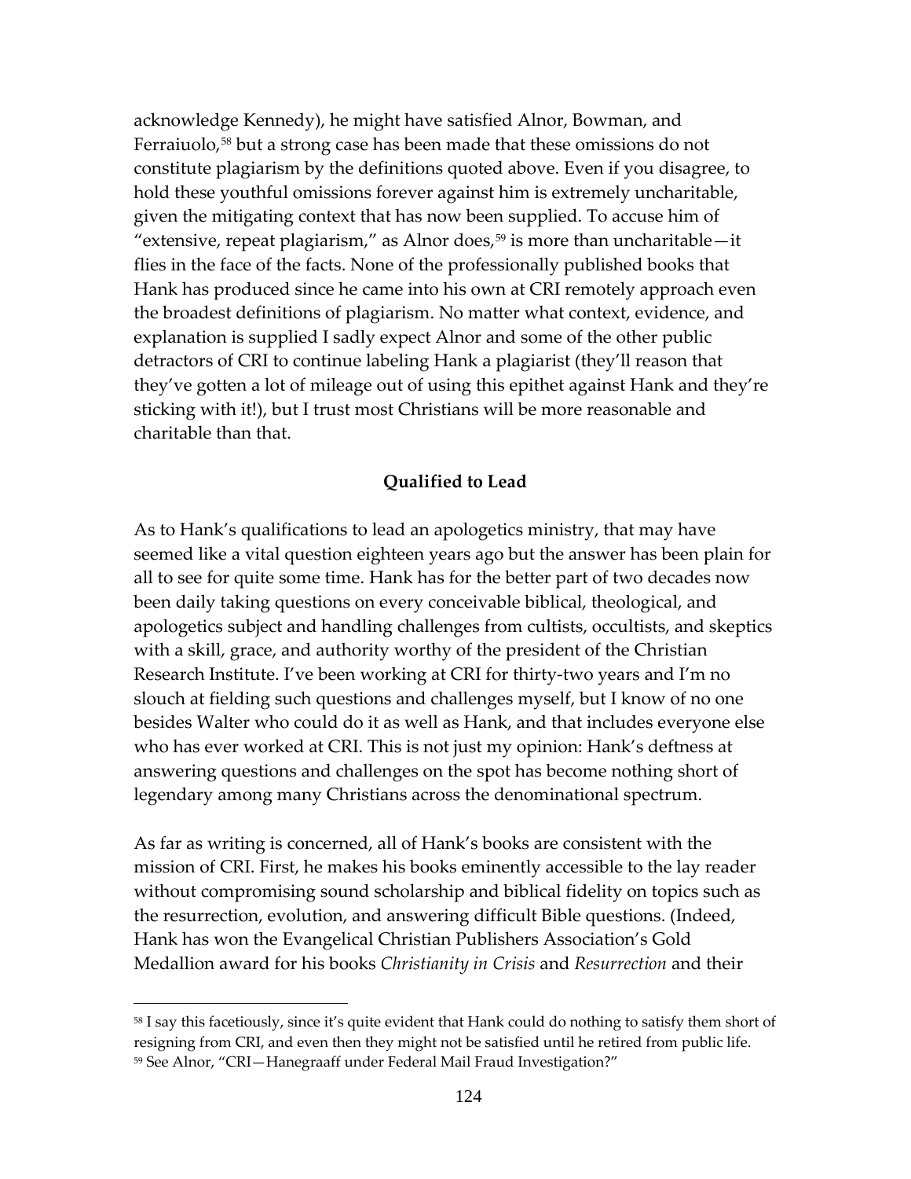acknowledge Kennedy), he might have satisfied Alnor, Bowman, and Ferraiuolo,[58] but a strong case has been made that these omissions do not constitute plagiarism by the definitions quoted above. Even if you disagree, to hold these youthful omissions forever against him is extremely uncharitable, given the mitigating context that has now been supplied. To accuse him of "extensive, repeat plagiarism," as Alnor does,[59] is more than uncharitable—it flies in the face of the facts. None of the professionally published books that Hank has produced since he came into his own at CRI remotely approach even the broadest definitions of plagiarism. No matter what context, evidence, and explanation is supplied I sadly expect Alnor and some of the other public detractors of CRI to continue labeling Hank a plagiarist (they'll reason that they've gotten a lot of mileage out of using this epithet against Hank and they're sticking with it!), but I trust most Christians will be more reasonable and charitable than that.

### Qualified to Lead

As to Hank's qualifications to lead an apologetics ministry, that may have seemed like a vital question eighteen years ago but the answer has been plain for all to see for quite some time. Hank has for the better part of two decades now been daily taking questions on every conceivable biblical, theological, and apologetics subject and handling challenges from cultists, occultists, and skeptics with a skill, grace, and authority worthy of the president of the Christian Research Institute. I've been working at CRI for thirty-two years and I'm no slouch at fielding such questions and challenges myself, but I know of no one besides Walter who could do it as well as Hank, and that includes everyone else who has ever worked at CRI. This is not just my opinion: Hank's deftness at answering questions and challenges on the spot has become nothing short of legendary among many Christians across the denominational spectrum.

As far as writing is concerned, all of Hank's books are consistent with the mission of CRI. First, he makes his books eminently accessible to the lay reader without compromising sound scholarship and biblical fidelity on topics such as the resurrection, evolution, and answering difficult Bible questions. (Indeed, Hank has won the Evangelical Christian Publishers Association's Gold Medallion award for his books *Christianity in Crisis* and *Resurrection* and their

---

[58] I say this facetiously, since it's quite evident that Hank could do nothing to satisfy them short of resigning from CRI, and even then they might not be satisfied until he retired from public life.

[59] See Alnor, "CRI—Hanegraaff under Federal Mail Fraud Investigation?"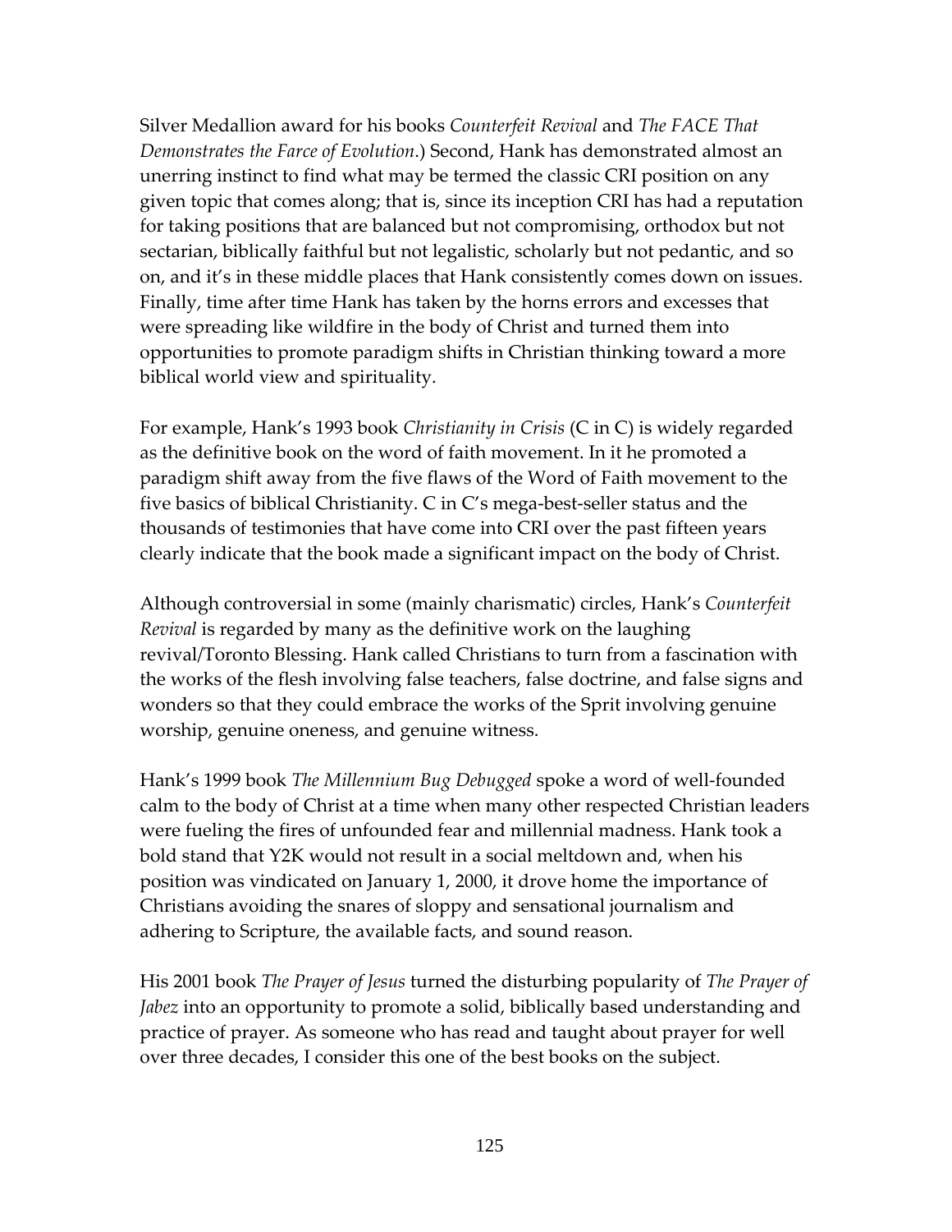Silver Medallion award for his books *Counterfeit Revival* and *The FACE That Demonstrates the Farce of Evolution*.) Second, Hank has demonstrated almost an unerring instinct to find what may be termed the classic CRI position on any given topic that comes along; that is, since its inception CRI has had a reputation for taking positions that are balanced but not compromising, orthodox but not sectarian, biblically faithful but not legalistic, scholarly but not pedantic, and so on, and it's in these middle places that Hank consistently comes down on issues. Finally, time after time Hank has taken by the horns errors and excesses that were spreading like wildfire in the body of Christ and turned them into opportunities to promote paradigm shifts in Christian thinking toward a more biblical world view and spirituality.

For example, Hank's 1993 book *Christianity in Crisis* (C in C) is widely regarded as the definitive book on the word of faith movement. In it he promoted a paradigm shift away from the five flaws of the Word of Faith movement to the five basics of biblical Christianity. C in C's mega-best-seller status and the thousands of testimonies that have come into CRI over the past fifteen years clearly indicate that the book made a significant impact on the body of Christ.

Although controversial in some (mainly charismatic) circles, Hank's *Counterfeit Revival* is regarded by many as the definitive work on the laughing revival/Toronto Blessing. Hank called Christians to turn from a fascination with the works of the flesh involving false teachers, false doctrine, and false signs and wonders so that they could embrace the works of the Sprit involving genuine worship, genuine oneness, and genuine witness.

Hank's 1999 book *The Millennium Bug Debugged* spoke a word of well-founded calm to the body of Christ at a time when many other respected Christian leaders were fueling the fires of unfounded fear and millennial madness. Hank took a bold stand that Y2K would not result in a social meltdown and, when his position was vindicated on January 1, 2000, it drove home the importance of Christians avoiding the snares of sloppy and sensational journalism and adhering to Scripture, the available facts, and sound reason.

His 2001 book *The Prayer of Jesus* turned the disturbing popularity of *The Prayer of Jabez* into an opportunity to promote a solid, biblically based understanding and practice of prayer. As someone who has read and taught about prayer for well over three decades, I consider this one of the best books on the subject.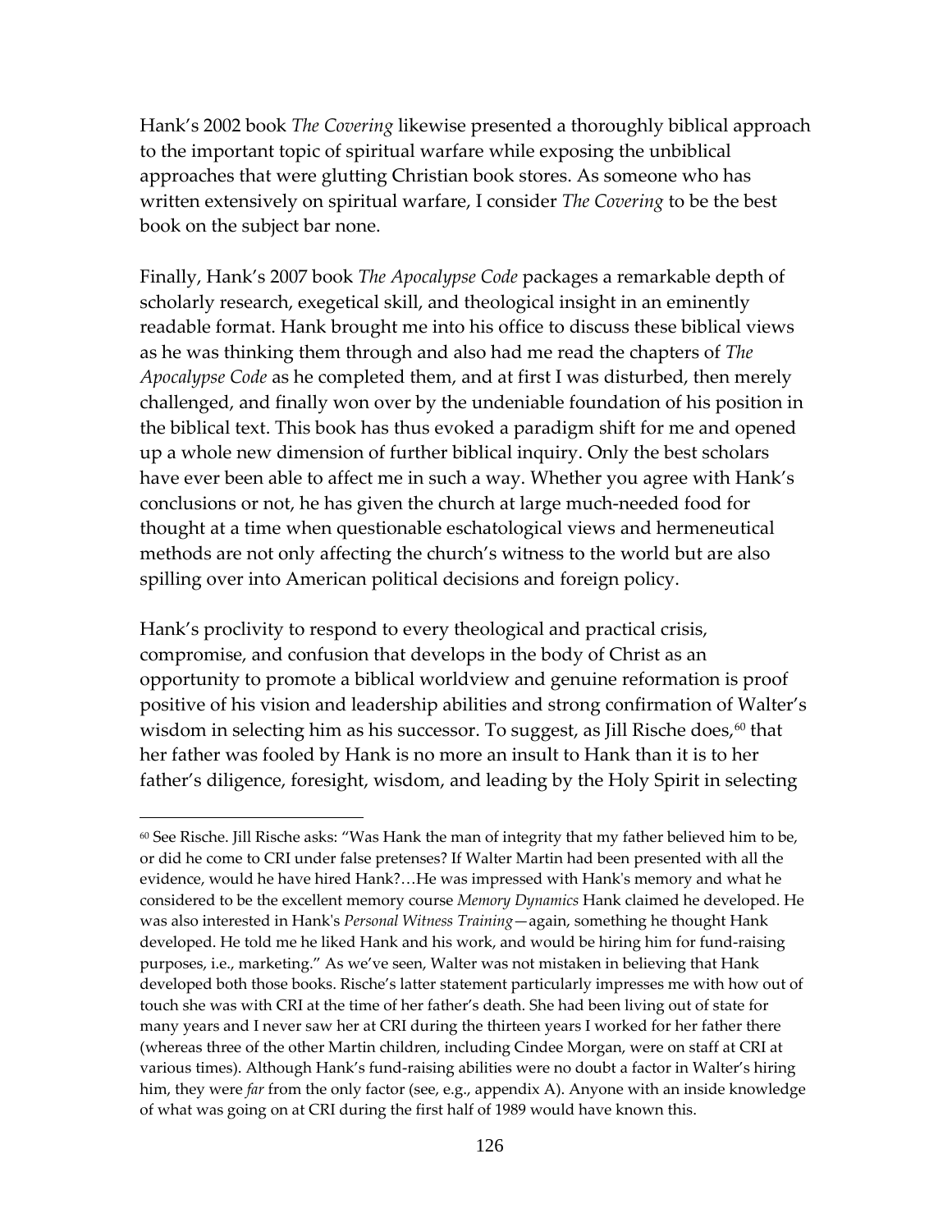Hank's 2002 book *The Covering* likewise presented a thoroughly biblical approach to the important topic of spiritual warfare while exposing the unbiblical approaches that were glutting Christian book stores. As someone who has written extensively on spiritual warfare, I consider *The Covering* to be the best book on the subject bar none.

Finally, Hank's 2007 book *The Apocalypse Code* packages a remarkable depth of scholarly research, exegetical skill, and theological insight in an eminently readable format. Hank brought me into his office to discuss these biblical views as he was thinking them through and also had me read the chapters of *The Apocalypse Code* as he completed them, and at first I was disturbed, then merely challenged, and finally won over by the undeniable foundation of his position in the biblical text. This book has thus evoked a paradigm shift for me and opened up a whole new dimension of further biblical inquiry. Only the best scholars have ever been able to affect me in such a way. Whether you agree with Hank's conclusions or not, he has given the church at large much-needed food for thought at a time when questionable eschatological views and hermeneutical methods are not only affecting the church's witness to the world but are also spilling over into American political decisions and foreign policy.

Hank's proclivity to respond to every theological and practical crisis, compromise, and confusion that develops in the body of Christ as an opportunity to promote a biblical worldview and genuine reformation is proof positive of his vision and leadership abilities and strong confirmation of Walter's wisdom in selecting him as his successor. To suggest, as Jill Rische does,[60] that her father was fooled by Hank is no more an insult to Hank than it is to her father's diligence, foresight, wisdom, and leading by the Holy Spirit in selecting

---

[60] See Rische. Jill Rische asks: "Was Hank the man of integrity that my father believed him to be, or did he come to CRI under false pretenses? If Walter Martin had been presented with all the evidence, would he have hired Hank?…He was impressed with Hank's memory and what he considered to be the excellent memory course *Memory Dynamics* Hank claimed he developed. He was also interested in Hank's *Personal Witness Training*—again, something he thought Hank developed. He told me he liked Hank and his work, and would be hiring him for fund-raising purposes, i.e., marketing." As we've seen, Walter was not mistaken in believing that Hank developed both those books. Rische's latter statement particularly impresses me with how out of touch she was with CRI at the time of her father's death. She had been living out of state for many years and I never saw her at CRI during the thirteen years I worked for her father there (whereas three of the other Martin children, including Cindee Morgan, were on staff at CRI at various times). Although Hank's fund-raising abilities were no doubt a factor in Walter's hiring him, they were *far* from the only factor (see, e.g., appendix A). Anyone with an inside knowledge of what was going on at CRI during the first half of 1989 would have known this.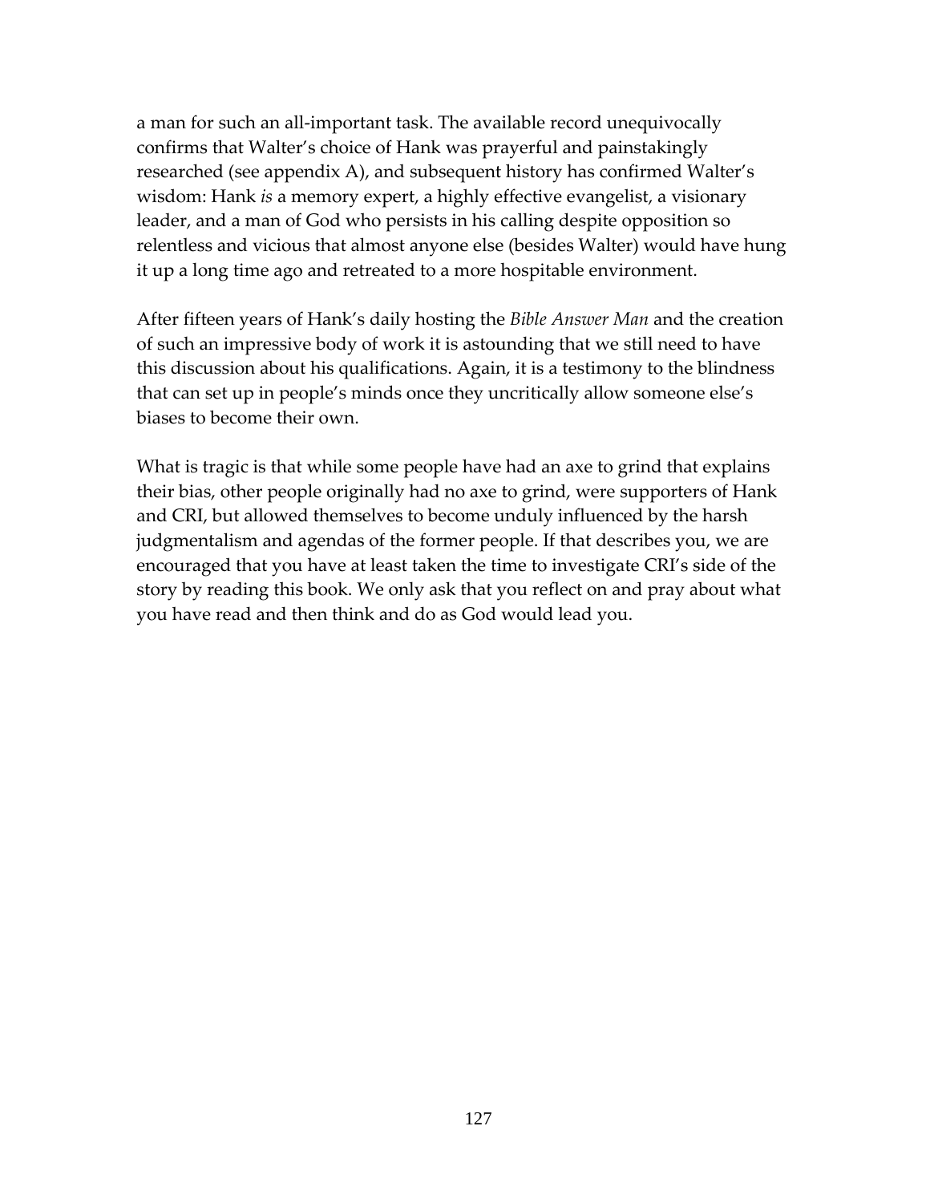a man for such an all-important task. The available record unequivocally confirms that Walter's choice of Hank was prayerful and painstakingly researched (see appendix A), and subsequent history has confirmed Walter's wisdom: Hank *is* a memory expert, a highly effective evangelist, a visionary leader, and a man of God who persists in his calling despite opposition so relentless and vicious that almost anyone else (besides Walter) would have hung it up a long time ago and retreated to a more hospitable environment.

After fifteen years of Hank's daily hosting the *Bible Answer Man* and the creation of such an impressive body of work it is astounding that we still need to have this discussion about his qualifications. Again, it is a testimony to the blindness that can set up in people's minds once they uncritically allow someone else's biases to become their own.

What is tragic is that while some people have had an axe to grind that explains their bias, other people originally had no axe to grind, were supporters of Hank and CRI, but allowed themselves to become unduly influenced by the harsh judgmentalism and agendas of the former people. If that describes you, we are encouraged that you have at least taken the time to investigate CRI's side of the story by reading this book. We only ask that you reflect on and pray about what you have read and then think and do as God would lead you.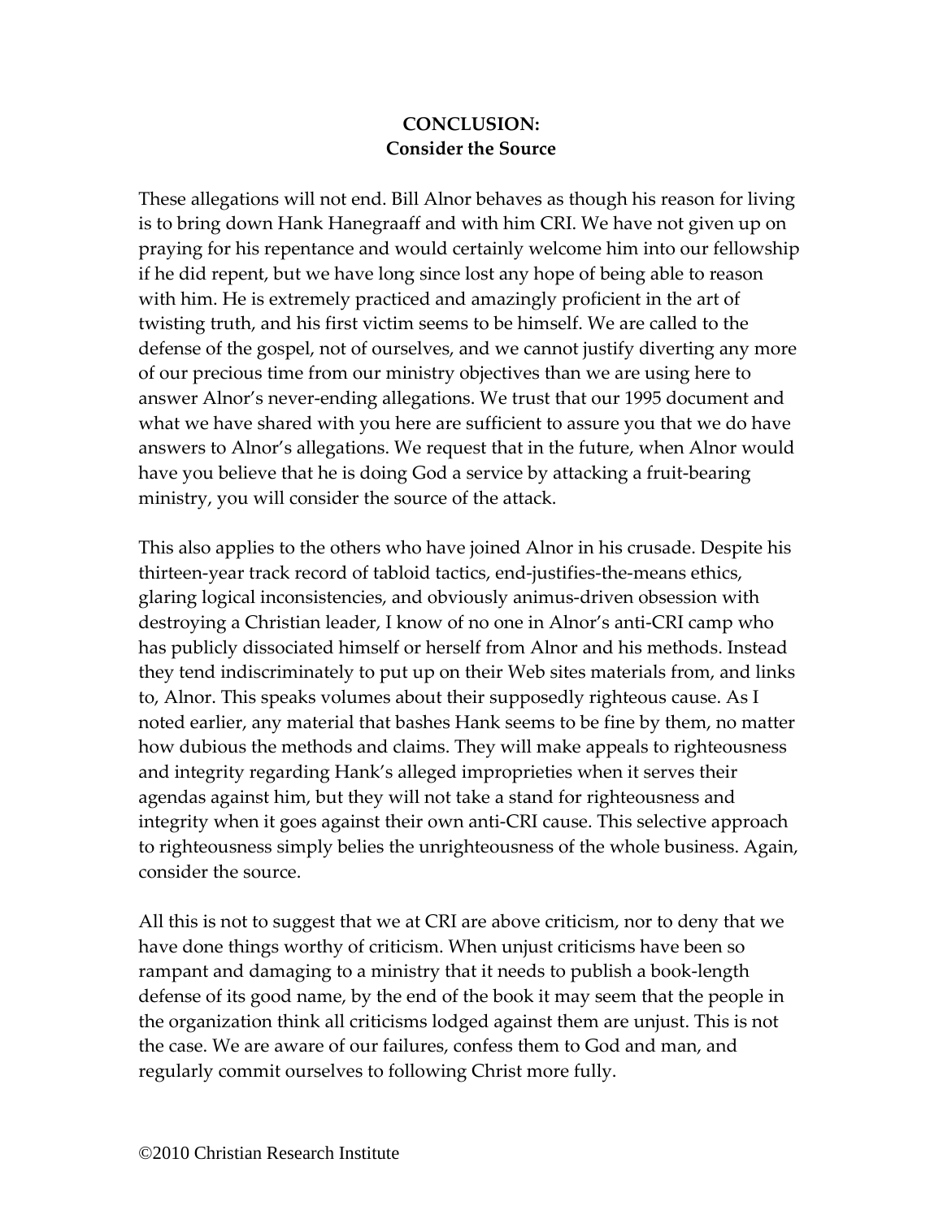## CONCLUSION:
## Consider the Source

These allegations will not end. Bill Alnor behaves as though his reason for living is to bring down Hank Hanegraaff and with him CRI. We have not given up on praying for his repentance and would certainly welcome him into our fellowship if he did repent, but we have long since lost any hope of being able to reason with him. He is extremely practiced and amazingly proficient in the art of twisting truth, and his first victim seems to be himself. We are called to the defense of the gospel, not of ourselves, and we cannot justify diverting any more of our precious time from our ministry objectives than we are using here to answer Alnor's never-ending allegations. We trust that our 1995 document and what we have shared with you here are sufficient to assure you that we do have answers to Alnor's allegations. We request that in the future, when Alnor would have you believe that he is doing God a service by attacking a fruit-bearing ministry, you will consider the source of the attack.

This also applies to the others who have joined Alnor in his crusade. Despite his thirteen-year track record of tabloid tactics, end-justifies-the-means ethics, glaring logical inconsistencies, and obviously animus-driven obsession with destroying a Christian leader, I know of no one in Alnor's anti-CRI camp who has publicly dissociated himself or herself from Alnor and his methods. Instead they tend indiscriminately to put up on their Web sites materials from, and links to, Alnor. This speaks volumes about their supposedly righteous cause. As I noted earlier, any material that bashes Hank seems to be fine by them, no matter how dubious the methods and claims. They will make appeals to righteousness and integrity regarding Hank's alleged improprieties when it serves their agendas against him, but they will not take a stand for righteousness and integrity when it goes against their own anti-CRI cause. This selective approach to righteousness simply belies the unrighteousness of the whole business. Again, consider the source.

All this is not to suggest that we at CRI are above criticism, nor to deny that we have done things worthy of criticism. When unjust criticisms have been so rampant and damaging to a ministry that it needs to publish a book-length defense of its good name, by the end of the book it may seem that the people in the organization think all criticisms lodged against them are unjust. This is not the case. We are aware of our failures, confess them to God and man, and regularly commit ourselves to following Christ more fully.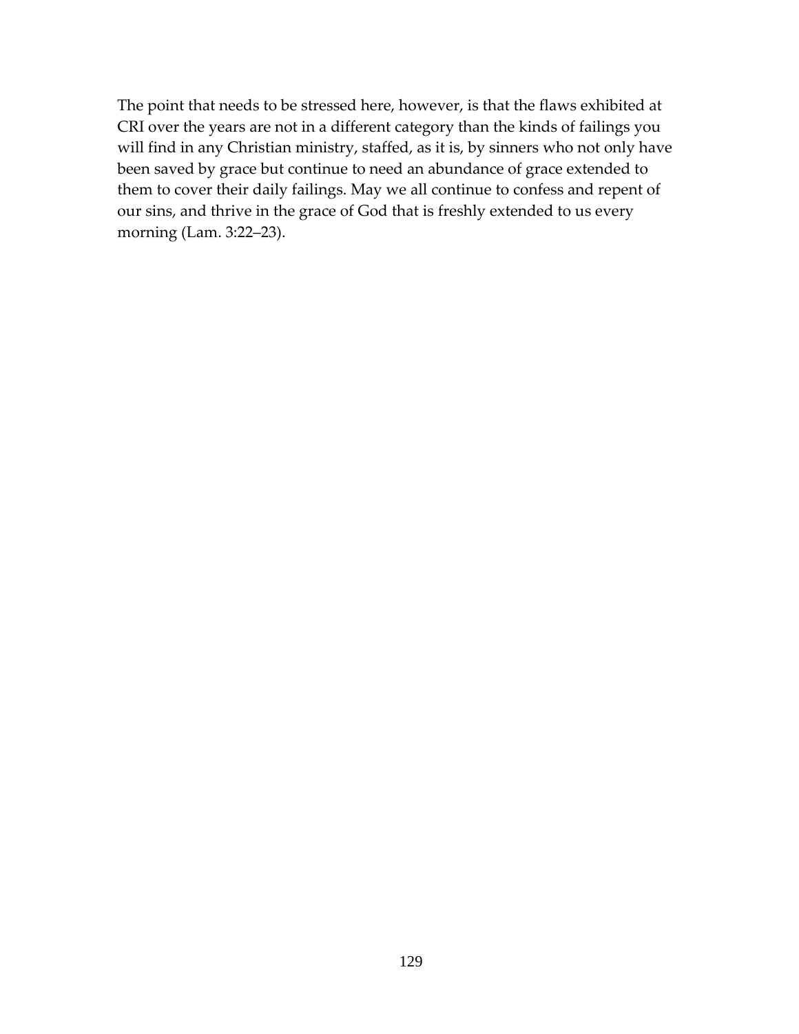The point that needs to be stressed here, however, is that the flaws exhibited at CRI over the years are not in a different category than the kinds of failings you will find in any Christian ministry, staffed, as it is, by sinners who not only have been saved by grace but continue to need an abundance of grace extended to them to cover their daily failings. May we all continue to confess and repent of our sins, and thrive in the grace of God that is freshly extended to us every morning (Lam. 3:22–23).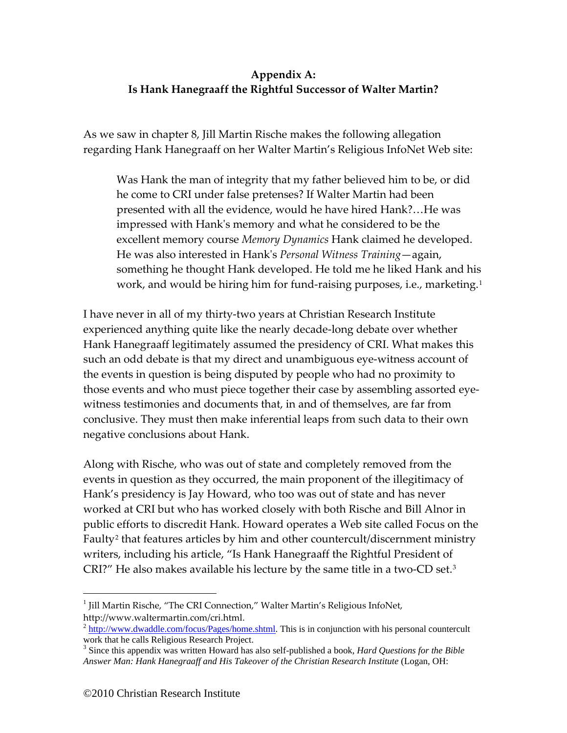**Appendix A:**
**Is Hank Hanegraaff the Rightful Successor of Walter Martin?**

As we saw in chapter 8, Jill Martin Rische makes the following allegation regarding Hank Hanegraaff on her Walter Martin's Religious InfoNet Web site:

> Was Hank the man of integrity that my father believed him to be, or did he come to CRI under false pretenses? If Walter Martin had been presented with all the evidence, would he have hired Hank?…He was impressed with Hank's memory and what he considered to be the excellent memory course *Memory Dynamics* Hank claimed he developed. He was also interested in Hank's *Personal Witness Training*—again, something he thought Hank developed. He told me he liked Hank and his work, and would be hiring him for fund-raising purposes, i.e., marketing.[1]

I have never in all of my thirty-two years at Christian Research Institute experienced anything quite like the nearly decade-long debate over whether Hank Hanegraaff legitimately assumed the presidency of CRI. What makes this such an odd debate is that my direct and unambiguous eye-witness account of the events in question is being disputed by people who had no proximity to those events and who must piece together their case by assembling assorted eye-witness testimonies and documents that, in and of themselves, are far from conclusive. They must then make inferential leaps from such data to their own negative conclusions about Hank.

Along with Rische, who was out of state and completely removed from the events in question as they occurred, the main proponent of the illegitimacy of Hank's presidency is Jay Howard, who too was out of state and has never worked at CRI but who has worked closely with both Rische and Bill Alnor in public efforts to discredit Hank. Howard operates a Web site called Focus on the Faulty[2] that features articles by him and other countercult/discernment ministry writers, including his article, "Is Hank Hanegraaff the Rightful President of CRI?" He also makes available his lecture by the same title in a two-CD set.[3]

---

[1] Jill Martin Rische, "The CRI Connection," Walter Martin's Religious InfoNet, http://www.waltermartin.com/cri.html.

[2] http://www.dwaddle.com/focus/Pages/home.shtml. This is in conjunction with his personal countercult work that he calls Religious Research Project.

[3] Since this appendix was written Howard has also self-published a book, *Hard Questions for the Bible Answer Man: Hank Hanegraaff and His Takeover of the Christian Research Institute* (Logan, OH:

©2010 Christian Research Institute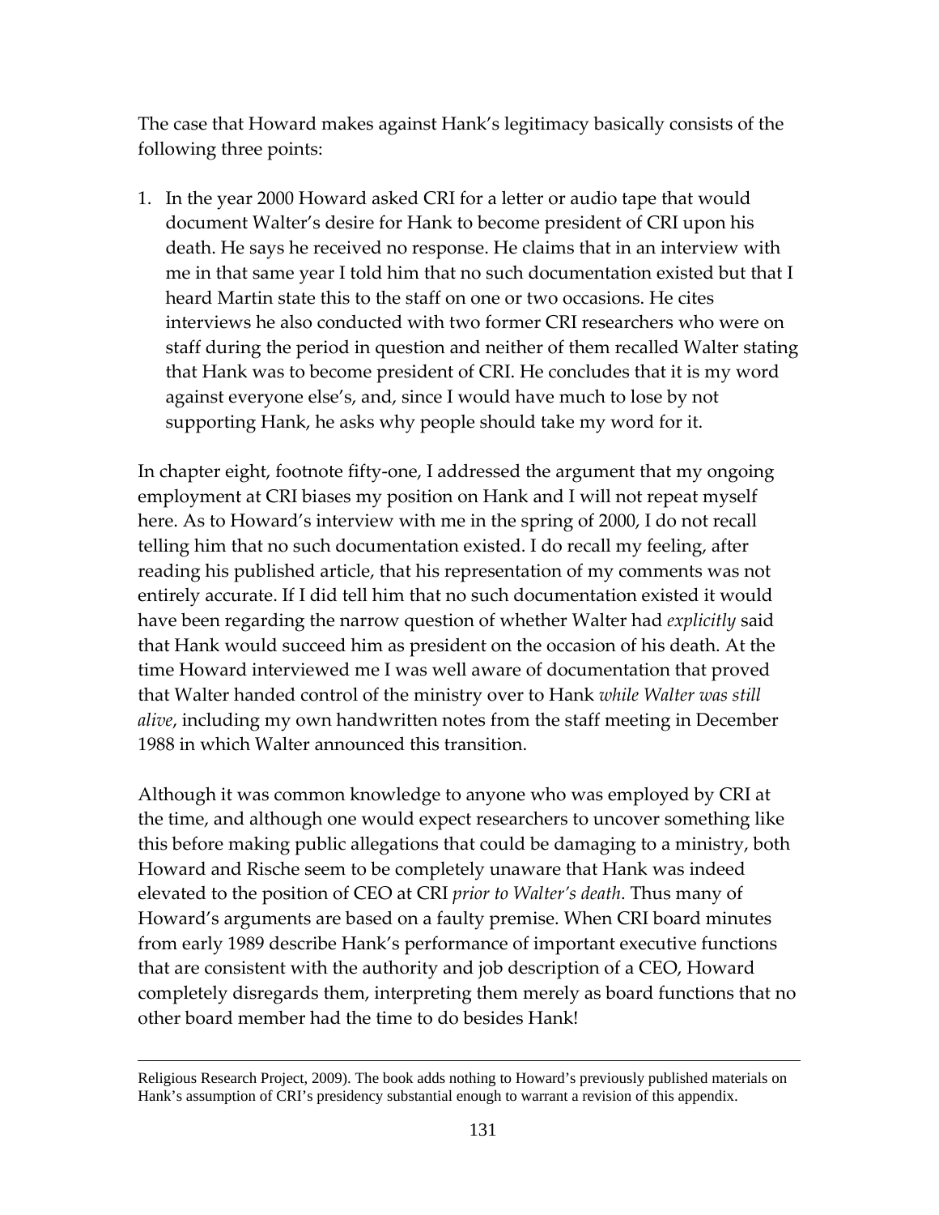The case that Howard makes against Hank's legitimacy basically consists of the following three points:

1. In the year 2000 Howard asked CRI for a letter or audio tape that would document Walter's desire for Hank to become president of CRI upon his death. He says he received no response. He claims that in an interview with me in that same year I told him that no such documentation existed but that I heard Martin state this to the staff on one or two occasions. He cites interviews he also conducted with two former CRI researchers who were on staff during the period in question and neither of them recalled Walter stating that Hank was to become president of CRI. He concludes that it is my word against everyone else's, and, since I would have much to lose by not supporting Hank, he asks why people should take my word for it.

In chapter eight, footnote fifty-one, I addressed the argument that my ongoing employment at CRI biases my position on Hank and I will not repeat myself here. As to Howard's interview with me in the spring of 2000, I do not recall telling him that no such documentation existed. I do recall my feeling, after reading his published article, that his representation of my comments was not entirely accurate. If I did tell him that no such documentation existed it would have been regarding the narrow question of whether Walter had *explicitly* said that Hank would succeed him as president on the occasion of his death. At the time Howard interviewed me I was well aware of documentation that proved that Walter handed control of the ministry over to Hank *while Walter was still alive*, including my own handwritten notes from the staff meeting in December 1988 in which Walter announced this transition.

Although it was common knowledge to anyone who was employed by CRI at the time, and although one would expect researchers to uncover something like this before making public allegations that could be damaging to a ministry, both Howard and Rische seem to be completely unaware that Hank was indeed elevated to the position of CEO at CRI *prior to Walter's death*. Thus many of Howard's arguments are based on a faulty premise. When CRI board minutes from early 1989 describe Hank's performance of important executive functions that are consistent with the authority and job description of a CEO, Howard completely disregards them, interpreting them merely as board functions that no other board member had the time to do besides Hank!

---

Religious Research Project, 2009). The book adds nothing to Howard's previously published materials on Hank's assumption of CRI's presidency substantial enough to warrant a revision of this appendix.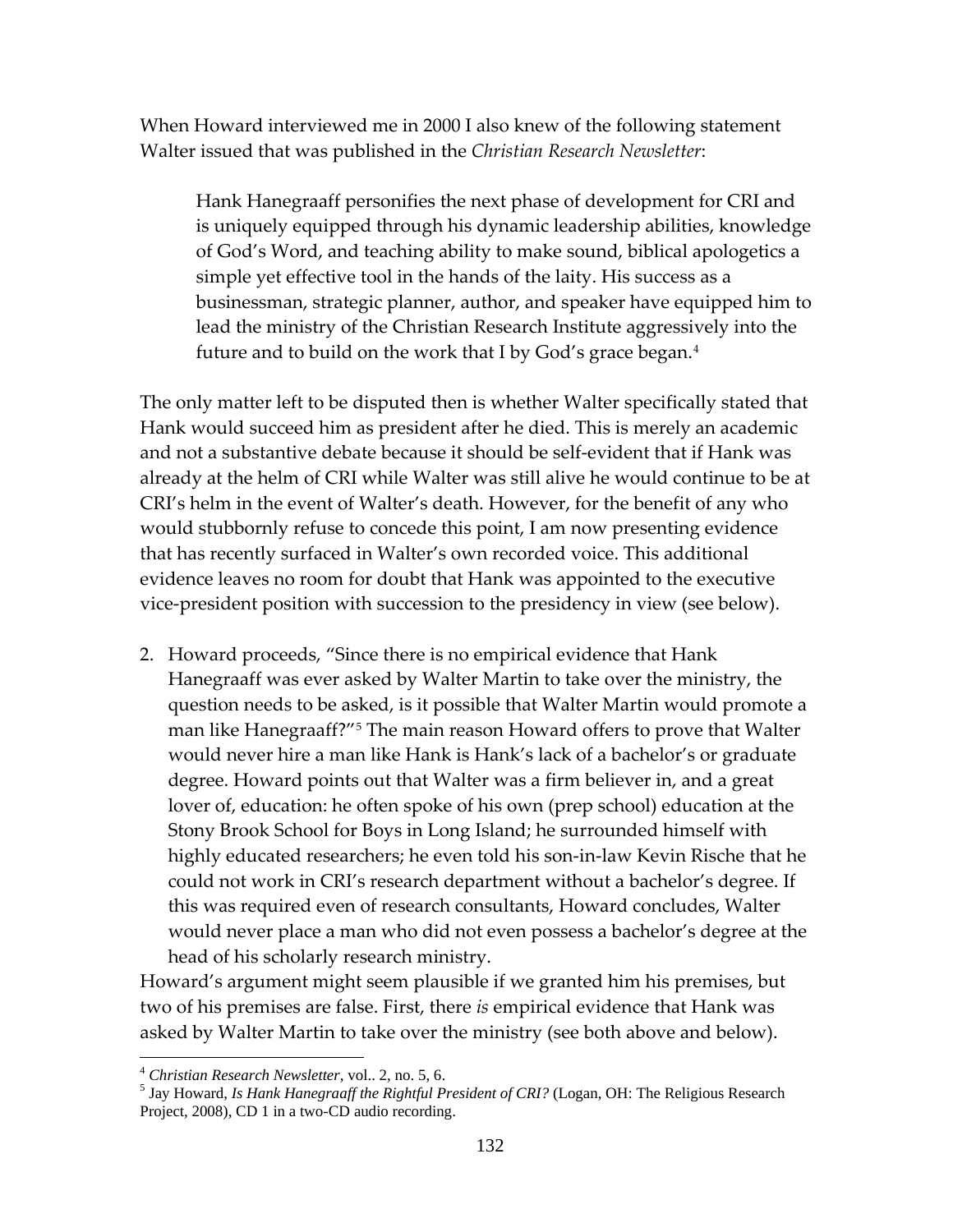When Howard interviewed me in 2000 I also knew of the following statement Walter issued that was published in the *Christian Research Newsletter*:

> Hank Hanegraaff personifies the next phase of development for CRI and is uniquely equipped through his dynamic leadership abilities, knowledge of God's Word, and teaching ability to make sound, biblical apologetics a simple yet effective tool in the hands of the laity. His success as a businessman, strategic planner, author, and speaker have equipped him to lead the ministry of the Christian Research Institute aggressively into the future and to build on the work that I by God's grace began.[4]

The only matter left to be disputed then is whether Walter specifically stated that Hank would succeed him as president after he died. This is merely an academic and not a substantive debate because it should be self-evident that if Hank was already at the helm of CRI while Walter was still alive he would continue to be at CRI's helm in the event of Walter's death. However, for the benefit of any who would stubbornly refuse to concede this point, I am now presenting evidence that has recently surfaced in Walter's own recorded voice. This additional evidence leaves no room for doubt that Hank was appointed to the executive vice-president position with succession to the presidency in view (see below).

2. Howard proceeds, "Since there is no empirical evidence that Hank Hanegraaff was ever asked by Walter Martin to take over the ministry, the question needs to be asked, is it possible that Walter Martin would promote a man like Hanegraaff?"[5] The main reason Howard offers to prove that Walter would never hire a man like Hank is Hank's lack of a bachelor's or graduate degree. Howard points out that Walter was a firm believer in, and a great lover of, education: he often spoke of his own (prep school) education at the Stony Brook School for Boys in Long Island; he surrounded himself with highly educated researchers; he even told his son-in-law Kevin Rische that he could not work in CRI's research department without a bachelor's degree. If this was required even of research consultants, Howard concludes, Walter would never place a man who did not even possess a bachelor's degree at the head of his scholarly research ministry.

Howard's argument might seem plausible if we granted him his premises, but two of his premises are false. First, there *is* empirical evidence that Hank was asked by Walter Martin to take over the ministry (see both above and below).

---

[4] *Christian Research Newsletter*, vol.. 2, no. 5, 6.

[5] Jay Howard, *Is Hank Hanegraaff the Rightful President of CRI?* (Logan, OH: The Religious Research Project, 2008), CD 1 in a two-CD audio recording.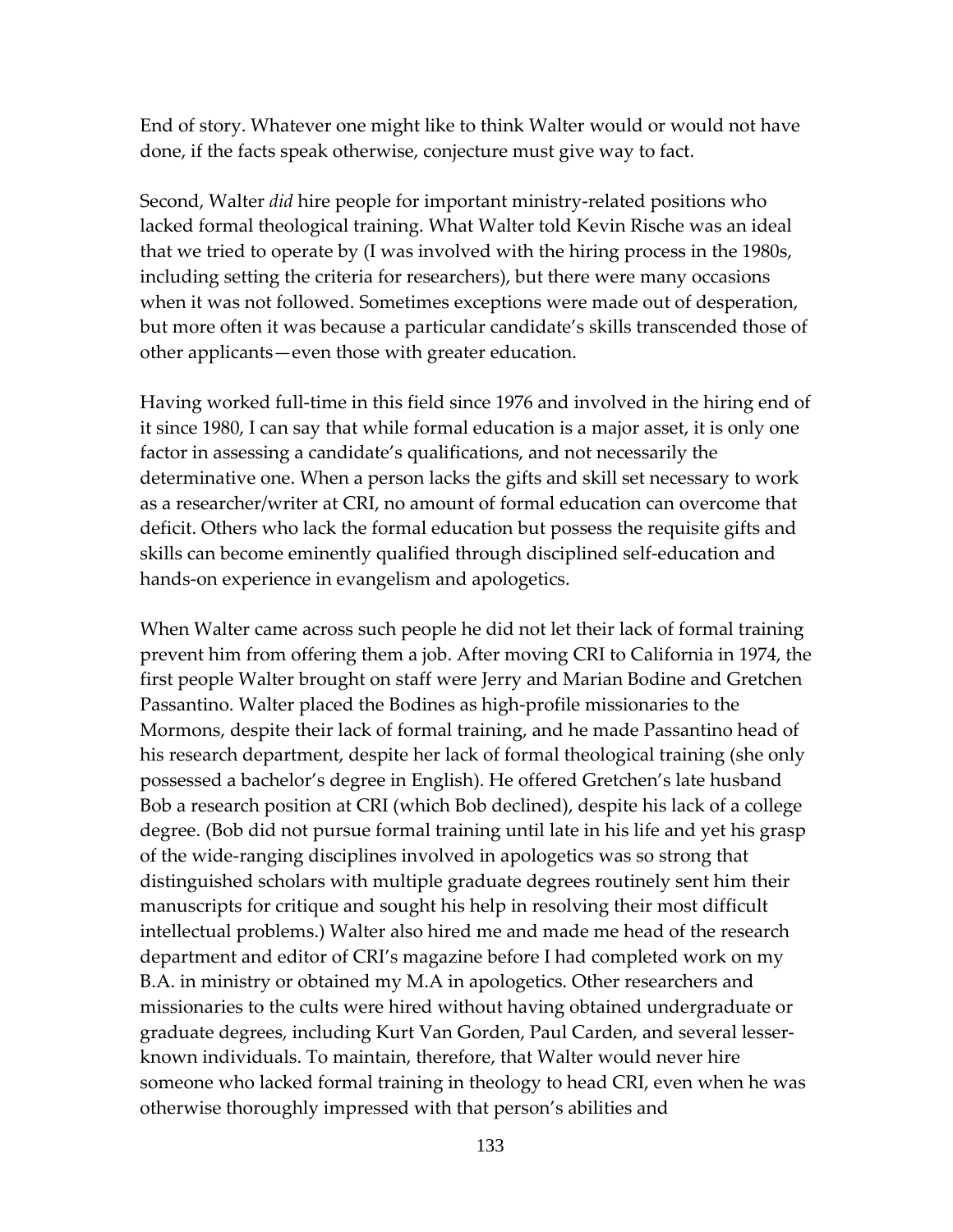End of story. Whatever one might like to think Walter would or would not have done, if the facts speak otherwise, conjecture must give way to fact.

Second, Walter *did* hire people for important ministry-related positions who lacked formal theological training. What Walter told Kevin Rische was an ideal that we tried to operate by (I was involved with the hiring process in the 1980s, including setting the criteria for researchers), but there were many occasions when it was not followed. Sometimes exceptions were made out of desperation, but more often it was because a particular candidate's skills transcended those of other applicants—even those with greater education.

Having worked full-time in this field since 1976 and involved in the hiring end of it since 1980, I can say that while formal education is a major asset, it is only one factor in assessing a candidate's qualifications, and not necessarily the determinative one. When a person lacks the gifts and skill set necessary to work as a researcher/writer at CRI, no amount of formal education can overcome that deficit. Others who lack the formal education but possess the requisite gifts and skills can become eminently qualified through disciplined self-education and hands-on experience in evangelism and apologetics.

When Walter came across such people he did not let their lack of formal training prevent him from offering them a job. After moving CRI to California in 1974, the first people Walter brought on staff were Jerry and Marian Bodine and Gretchen Passantino. Walter placed the Bodines as high-profile missionaries to the Mormons, despite their lack of formal training, and he made Passantino head of his research department, despite her lack of formal theological training (she only possessed a bachelor's degree in English). He offered Gretchen's late husband Bob a research position at CRI (which Bob declined), despite his lack of a college degree. (Bob did not pursue formal training until late in his life and yet his grasp of the wide-ranging disciplines involved in apologetics was so strong that distinguished scholars with multiple graduate degrees routinely sent him their manuscripts for critique and sought his help in resolving their most difficult intellectual problems.) Walter also hired me and made me head of the research department and editor of CRI's magazine before I had completed work on my B.A. in ministry or obtained my M.A in apologetics. Other researchers and missionaries to the cults were hired without having obtained undergraduate or graduate degrees, including Kurt Van Gorden, Paul Carden, and several lesser-known individuals. To maintain, therefore, that Walter would never hire someone who lacked formal training in theology to head CRI, even when he was otherwise thoroughly impressed with that person's abilities and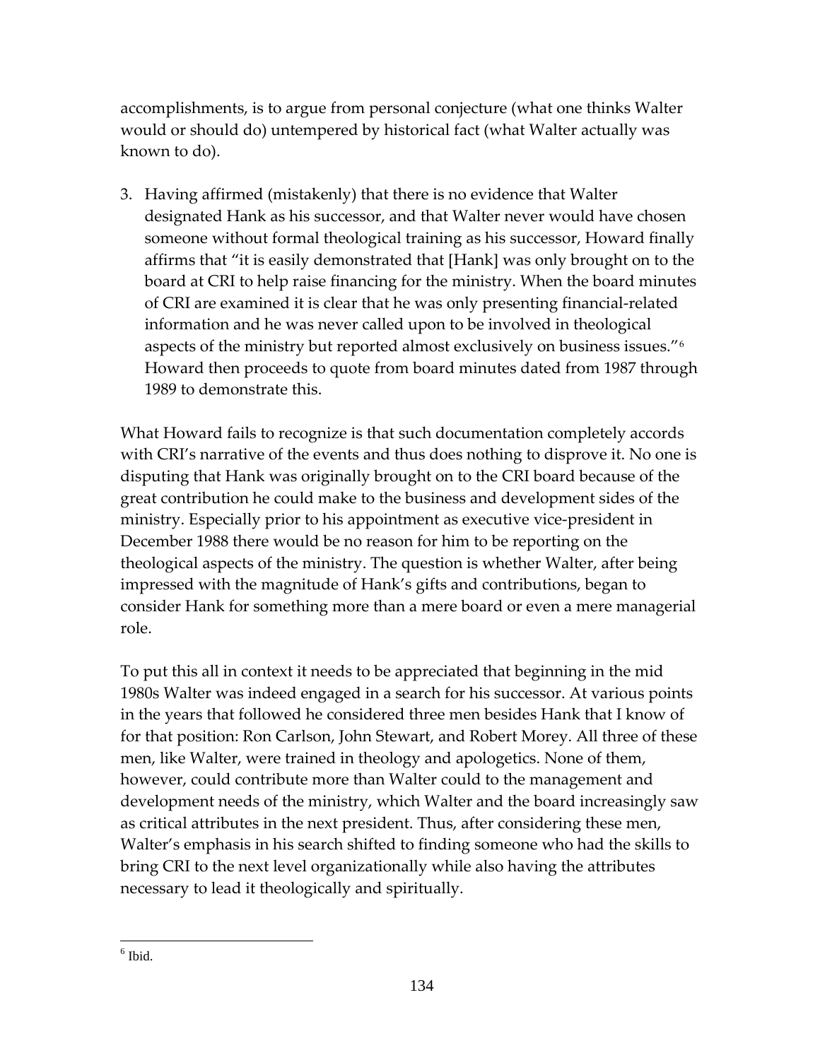accomplishments, is to argue from personal conjecture (what one thinks Walter would or should do) untempered by historical fact (what Walter actually was known to do).

3. Having affirmed (mistakenly) that there is no evidence that Walter designated Hank as his successor, and that Walter never would have chosen someone without formal theological training as his successor, Howard finally affirms that "it is easily demonstrated that [Hank] was only brought on to the board at CRI to help raise financing for the ministry. When the board minutes of CRI are examined it is clear that he was only presenting financial-related information and he was never called upon to be involved in theological aspects of the ministry but reported almost exclusively on business issues."[6] Howard then proceeds to quote from board minutes dated from 1987 through 1989 to demonstrate this.

What Howard fails to recognize is that such documentation completely accords with CRI's narrative of the events and thus does nothing to disprove it. No one is disputing that Hank was originally brought on to the CRI board because of the great contribution he could make to the business and development sides of the ministry. Especially prior to his appointment as executive vice-president in December 1988 there would be no reason for him to be reporting on the theological aspects of the ministry. The question is whether Walter, after being impressed with the magnitude of Hank's gifts and contributions, began to consider Hank for something more than a mere board or even a mere managerial role.

To put this all in context it needs to be appreciated that beginning in the mid 1980s Walter was indeed engaged in a search for his successor. At various points in the years that followed he considered three men besides Hank that I know of for that position: Ron Carlson, John Stewart, and Robert Morey. All three of these men, like Walter, were trained in theology and apologetics. None of them, however, could contribute more than Walter could to the management and development needs of the ministry, which Walter and the board increasingly saw as critical attributes in the next president. Thus, after considering these men, Walter's emphasis in his search shifted to finding someone who had the skills to bring CRI to the next level organizationally while also having the attributes necessary to lead it theologically and spiritually.

---

[6] Ibid.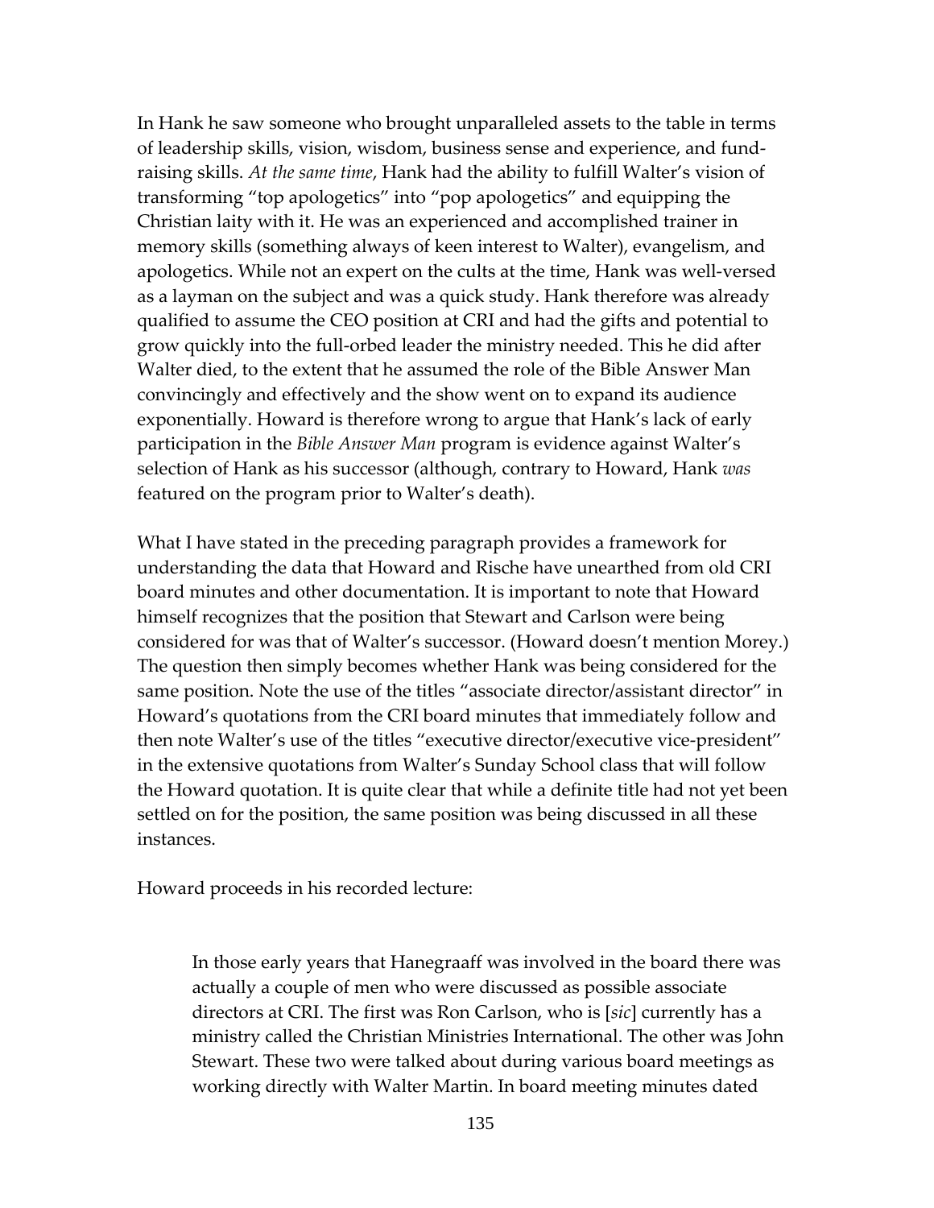In Hank he saw someone who brought unparalleled assets to the table in terms of leadership skills, vision, wisdom, business sense and experience, and fund-raising skills. *At the same time*, Hank had the ability to fulfill Walter's vision of transforming "top apologetics" into "pop apologetics" and equipping the Christian laity with it. He was an experienced and accomplished trainer in memory skills (something always of keen interest to Walter), evangelism, and apologetics. While not an expert on the cults at the time, Hank was well-versed as a layman on the subject and was a quick study. Hank therefore was already qualified to assume the CEO position at CRI and had the gifts and potential to grow quickly into the full-orbed leader the ministry needed. This he did after Walter died, to the extent that he assumed the role of the Bible Answer Man convincingly and effectively and the show went on to expand its audience exponentially. Howard is therefore wrong to argue that Hank's lack of early participation in the *Bible Answer Man* program is evidence against Walter's selection of Hank as his successor (although, contrary to Howard, Hank *was* featured on the program prior to Walter's death).

What I have stated in the preceding paragraph provides a framework for understanding the data that Howard and Rische have unearthed from old CRI board minutes and other documentation. It is important to note that Howard himself recognizes that the position that Stewart and Carlson were being considered for was that of Walter's successor. (Howard doesn't mention Morey.) The question then simply becomes whether Hank was being considered for the same position. Note the use of the titles "associate director/assistant director" in Howard's quotations from the CRI board minutes that immediately follow and then note Walter's use of the titles "executive director/executive vice-president" in the extensive quotations from Walter's Sunday School class that will follow the Howard quotation. It is quite clear that while a definite title had not yet been settled on for the position, the same position was being discussed in all these instances.

Howard proceeds in his recorded lecture:

> In those early years that Hanegraaff was involved in the board there was actually a couple of men who were discussed as possible associate directors at CRI. The first was Ron Carlson, who is [*sic*] currently has a ministry called the Christian Ministries International. The other was John Stewart. These two were talked about during various board meetings as working directly with Walter Martin. In board meeting minutes dated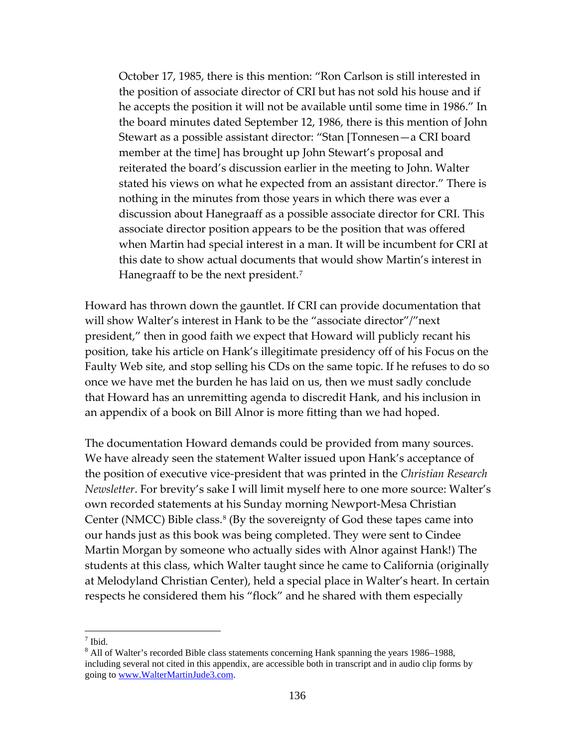> October 17, 1985, there is this mention: "Ron Carlson is still interested in the position of associate director of CRI but has not sold his house and if he accepts the position it will not be available until some time in 1986." In the board minutes dated September 12, 1986, there is this mention of John Stewart as a possible assistant director: "Stan [Tonnesen—a CRI board member at the time] has brought up John Stewart's proposal and reiterated the board's discussion earlier in the meeting to John. Walter stated his views on what he expected from an assistant director." There is nothing in the minutes from those years in which there was ever a discussion about Hanegraaff as a possible associate director for CRI. This associate director position appears to be the position that was offered when Martin had special interest in a man. It will be incumbent for CRI at this date to show actual documents that would show Martin's interest in Hanegraaff to be the next president.[7]

Howard has thrown down the gauntlet. If CRI can provide documentation that will show Walter's interest in Hank to be the "associate director"/"next president," then in good faith we expect that Howard will publicly recant his position, take his article on Hank's illegitimate presidency off of his Focus on the Faulty Web site, and stop selling his CDs on the same topic. If he refuses to do so once we have met the burden he has laid on us, then we must sadly conclude that Howard has an unremitting agenda to discredit Hank, and his inclusion in an appendix of a book on Bill Alnor is more fitting than we had hoped.

The documentation Howard demands could be provided from many sources. We have already seen the statement Walter issued upon Hank's acceptance of the position of executive vice-president that was printed in the *Christian Research Newsletter*. For brevity's sake I will limit myself here to one more source: Walter's own recorded statements at his Sunday morning Newport-Mesa Christian Center (NMCC) Bible class.[8] (By the sovereignty of God these tapes came into our hands just as this book was being completed. They were sent to Cindee Martin Morgan by someone who actually sides with Alnor against Hank!) The students at this class, which Walter taught since he came to California (originally at Melodyland Christian Center), held a special place in Walter's heart. In certain respects he considered them his "flock" and he shared with them especially

---

[7] Ibid.

[8] All of Walter's recorded Bible class statements concerning Hank spanning the years 1986–1988, including several not cited in this appendix, are accessible both in transcript and in audio clip forms by going to www.WalterMartinJude3.com.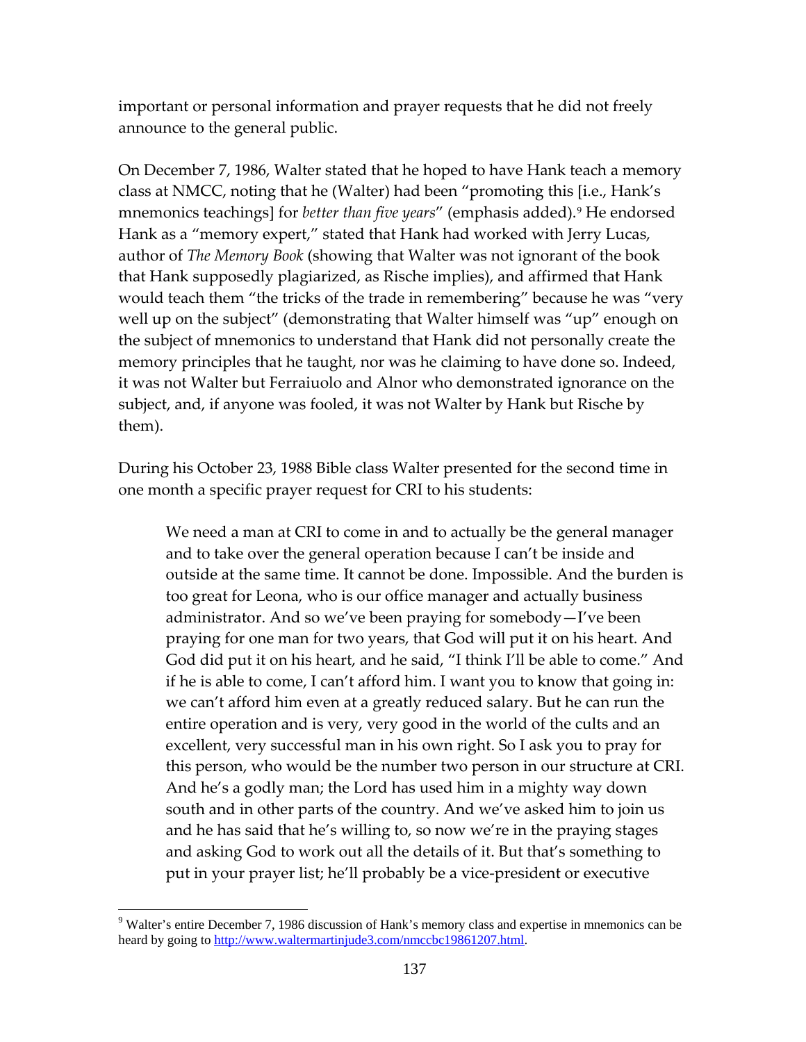important or personal information and prayer requests that he did not freely announce to the general public.

On December 7, 1986, Walter stated that he hoped to have Hank teach a memory class at NMCC, noting that he (Walter) had been "promoting this [i.e., Hank's mnemonics teachings] for *better than five years*" (emphasis added).[9] He endorsed Hank as a "memory expert," stated that Hank had worked with Jerry Lucas, author of *The Memory Book* (showing that Walter was not ignorant of the book that Hank supposedly plagiarized, as Rische implies), and affirmed that Hank would teach them "the tricks of the trade in remembering" because he was "very well up on the subject" (demonstrating that Walter himself was "up" enough on the subject of mnemonics to understand that Hank did not personally create the memory principles that he taught, nor was he claiming to have done so. Indeed, it was not Walter but Ferraiuolo and Alnor who demonstrated ignorance on the subject, and, if anyone was fooled, it was not Walter by Hank but Rische by them).

During his October 23, 1988 Bible class Walter presented for the second time in one month a specific prayer request for CRI to his students:

> We need a man at CRI to come in and to actually be the general manager and to take over the general operation because I can't be inside and outside at the same time. It cannot be done. Impossible. And the burden is too great for Leona, who is our office manager and actually business administrator. And so we've been praying for somebody—I've been praying for one man for two years, that God will put it on his heart. And God did put it on his heart, and he said, "I think I'll be able to come." And if he is able to come, I can't afford him. I want you to know that going in: we can't afford him even at a greatly reduced salary. But he can run the entire operation and is very, very good in the world of the cults and an excellent, very successful man in his own right. So I ask you to pray for this person, who would be the number two person in our structure at CRI. And he's a godly man; the Lord has used him in a mighty way down south and in other parts of the country. And we've asked him to join us and he has said that he's willing to, so now we're in the praying stages and asking God to work out all the details of it. But that's something to put in your prayer list; he'll probably be a vice-president or executive

---

[9] Walter's entire December 7, 1986 discussion of Hank's memory class and expertise in mnemonics can be heard by going to http://www.waltermartinjude3.com/nmccbc19861207.html.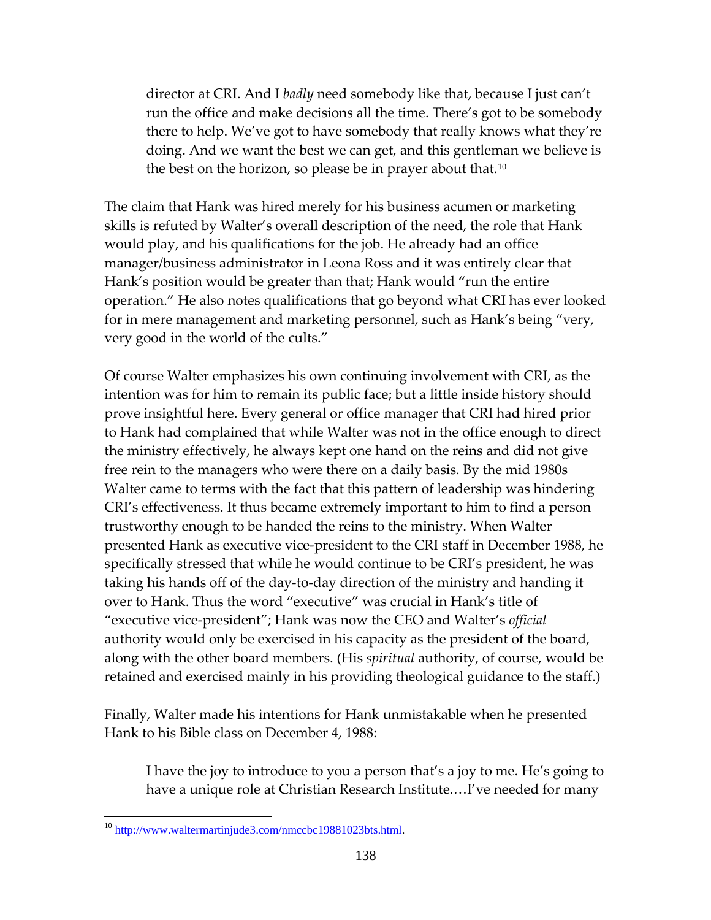> director at CRI. And I *badly* need somebody like that, because I just can't run the office and make decisions all the time. There's got to be somebody there to help. We've got to have somebody that really knows what they're doing. And we want the best we can get, and this gentleman we believe is the best on the horizon, so please be in prayer about that.[10]

The claim that Hank was hired merely for his business acumen or marketing skills is refuted by Walter's overall description of the need, the role that Hank would play, and his qualifications for the job. He already had an office manager/business administrator in Leona Ross and it was entirely clear that Hank's position would be greater than that; Hank would "run the entire operation." He also notes qualifications that go beyond what CRI has ever looked for in mere management and marketing personnel, such as Hank's being "very, very good in the world of the cults."

Of course Walter emphasizes his own continuing involvement with CRI, as the intention was for him to remain its public face; but a little inside history should prove insightful here. Every general or office manager that CRI had hired prior to Hank had complained that while Walter was not in the office enough to direct the ministry effectively, he always kept one hand on the reins and did not give free rein to the managers who were there on a daily basis. By the mid 1980s Walter came to terms with the fact that this pattern of leadership was hindering CRI's effectiveness. It thus became extremely important to him to find a person trustworthy enough to be handed the reins to the ministry. When Walter presented Hank as executive vice-president to the CRI staff in December 1988, he specifically stressed that while he would continue to be CRI's president, he was taking his hands off of the day-to-day direction of the ministry and handing it over to Hank. Thus the word "executive" was crucial in Hank's title of "executive vice-president"; Hank was now the CEO and Walter's *official* authority would only be exercised in his capacity as the president of the board, along with the other board members. (His *spiritual* authority, of course, would be retained and exercised mainly in his providing theological guidance to the staff.)

Finally, Walter made his intentions for Hank unmistakable when he presented Hank to his Bible class on December 4, 1988:

> I have the joy to introduce to you a person that's a joy to me. He's going to have a unique role at Christian Research Institute.…I've needed for many

---

[10] http://www.waltermartinjude3.com/nmccbc19881023bts.html.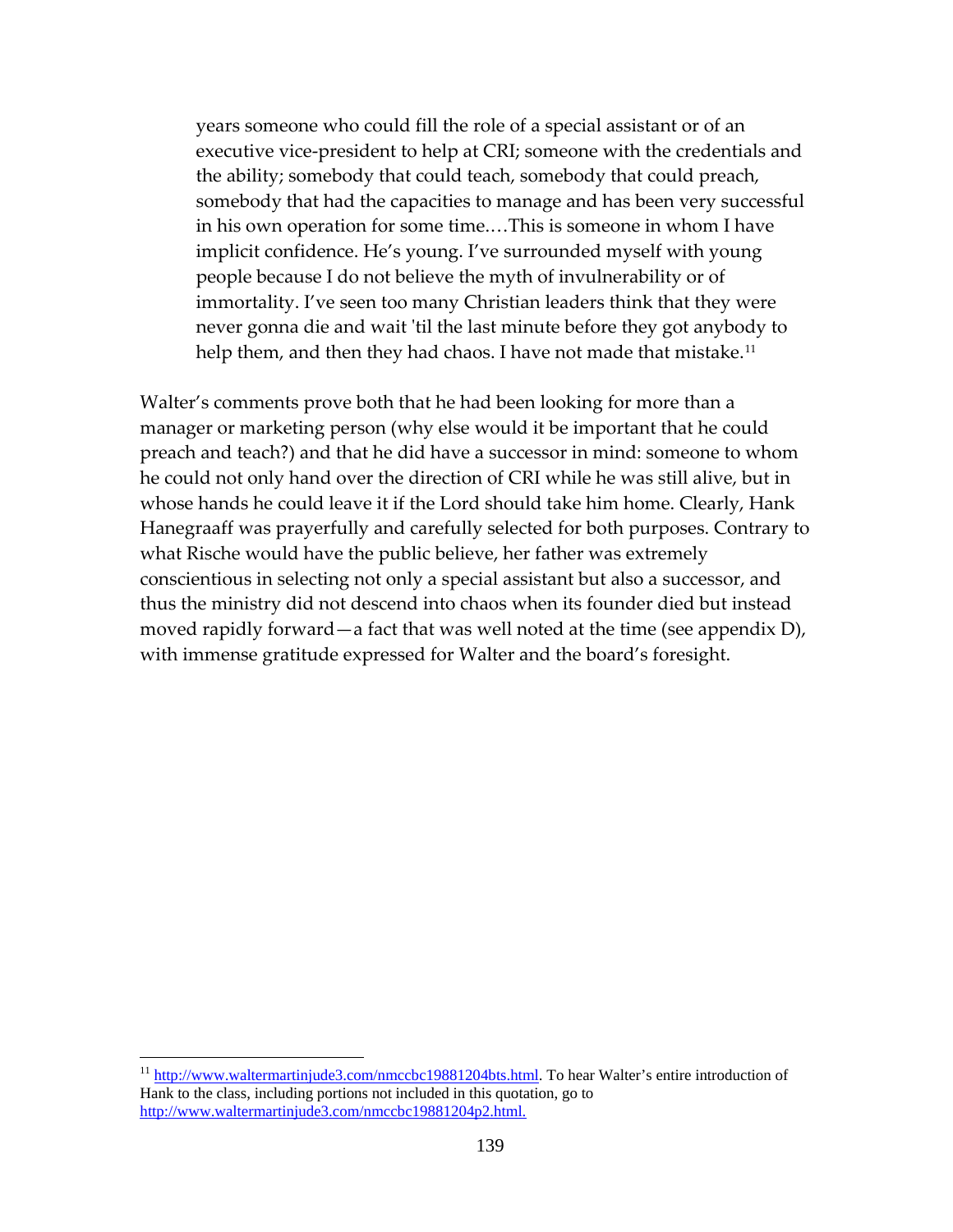> years someone who could fill the role of a special assistant or of an executive vice-president to help at CRI; someone with the credentials and the ability; somebody that could teach, somebody that could preach, somebody that had the capacities to manage and has been very successful in his own operation for some time.…This is someone in whom I have implicit confidence. He's young. I've surrounded myself with young people because I do not believe the myth of invulnerability or of immortality. I've seen too many Christian leaders think that they were never gonna die and wait 'til the last minute before they got anybody to help them, and then they had chaos. I have not made that mistake.[11]

Walter's comments prove both that he had been looking for more than a manager or marketing person (why else would it be important that he could preach and teach?) and that he did have a successor in mind: someone to whom he could not only hand over the direction of CRI while he was still alive, but in whose hands he could leave it if the Lord should take him home. Clearly, Hank Hanegraaff was prayerfully and carefully selected for both purposes. Contrary to what Rische would have the public believe, her father was extremely conscientious in selecting not only a special assistant but also a successor, and thus the ministry did not descend into chaos when its founder died but instead moved rapidly forward—a fact that was well noted at the time (see appendix D), with immense gratitude expressed for Walter and the board's foresight.

---

[11] http://www.waltermartinjude3.com/nmccbc19881204bts.html. To hear Walter's entire introduction of Hank to the class, including portions not included in this quotation, go to http://www.waltermartinjude3.com/nmccbc19881204p2.html.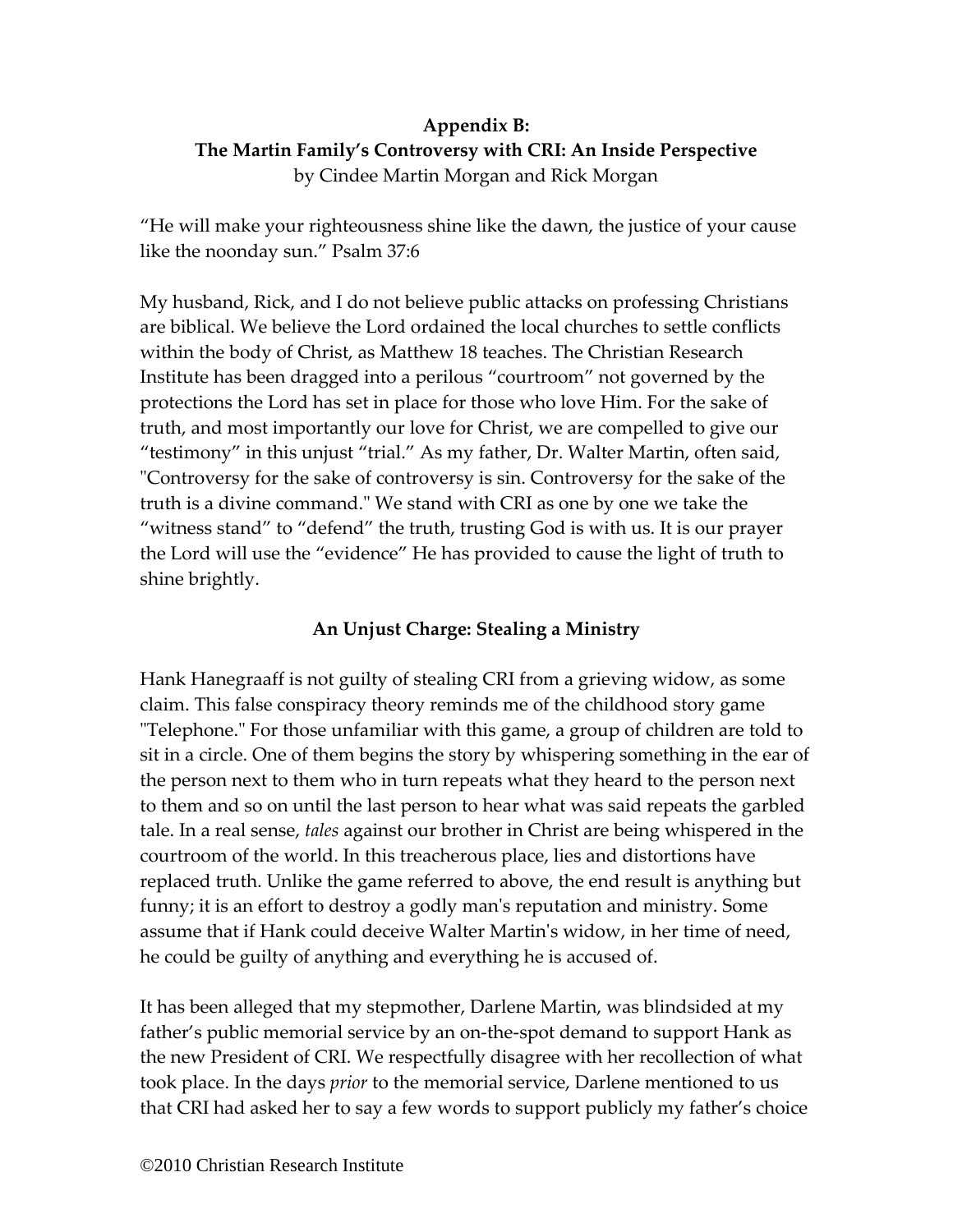**Appendix B:**
**The Martin Family's Controversy with CRI: An Inside Perspective**
by Cindee Martin Morgan and Rick Morgan

"He will make your righteousness shine like the dawn, the justice of your cause like the noonday sun." Psalm 37:6

My husband, Rick, and I do not believe public attacks on professing Christians are biblical. We believe the Lord ordained the local churches to settle conflicts within the body of Christ, as Matthew 18 teaches. The Christian Research Institute has been dragged into a perilous "courtroom" not governed by the protections the Lord has set in place for those who love Him. For the sake of truth, and most importantly our love for Christ, we are compelled to give our "testimony" in this unjust "trial." As my father, Dr. Walter Martin, often said, "Controversy for the sake of controversy is sin. Controversy for the sake of the truth is a divine command." We stand with CRI as one by one we take the "witness stand" to "defend" the truth, trusting God is with us. It is our prayer the Lord will use the "evidence" He has provided to cause the light of truth to shine brightly.

**An Unjust Charge: Stealing a Ministry**

Hank Hanegraaff is not guilty of stealing CRI from a grieving widow, as some claim. This false conspiracy theory reminds me of the childhood story game "Telephone." For those unfamiliar with this game, a group of children are told to sit in a circle. One of them begins the story by whispering something in the ear of the person next to them who in turn repeats what they heard to the person next to them and so on until the last person to hear what was said repeats the garbled tale. In a real sense, *tales* against our brother in Christ are being whispered in the courtroom of the world. In this treacherous place, lies and distortions have replaced truth. Unlike the game referred to above, the end result is anything but funny; it is an effort to destroy a godly man's reputation and ministry. Some assume that if Hank could deceive Walter Martin's widow, in her time of need, he could be guilty of anything and everything he is accused of.

It has been alleged that my stepmother, Darlene Martin, was blindsided at my father's public memorial service by an on-the-spot demand to support Hank as the new President of CRI. We respectfully disagree with her recollection of what took place. In the days *prior* to the memorial service, Darlene mentioned to us that CRI had asked her to say a few words to support publicly my father's choice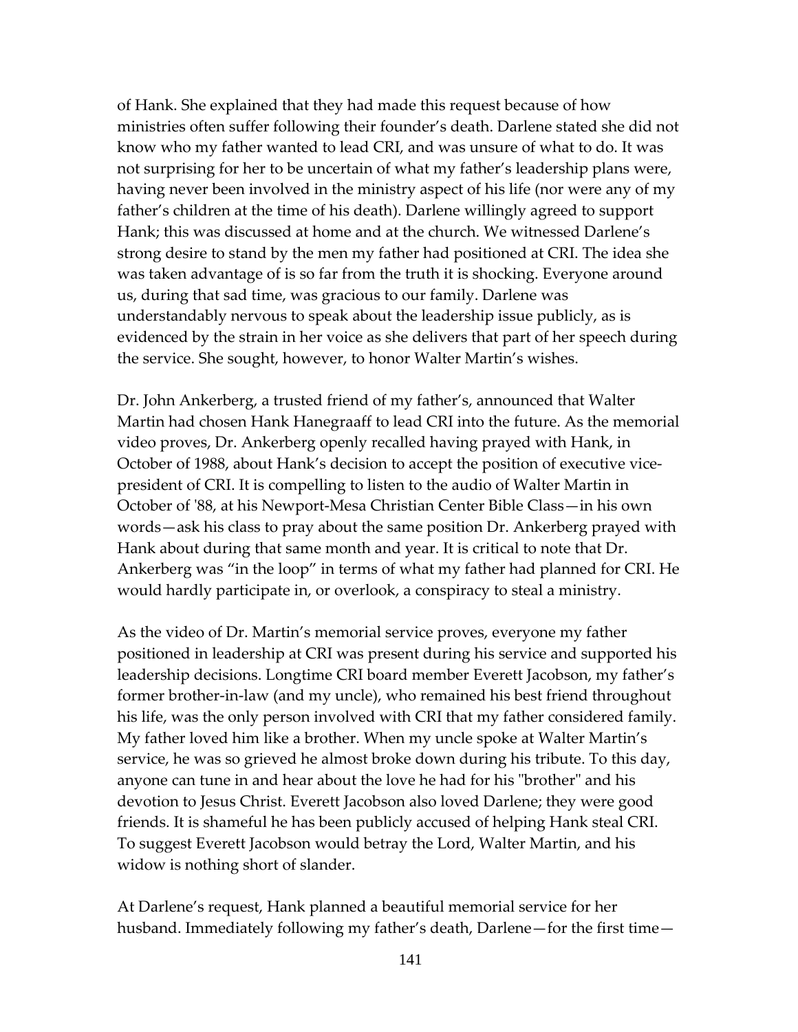of Hank. She explained that they had made this request because of how ministries often suffer following their founder's death. Darlene stated she did not know who my father wanted to lead CRI, and was unsure of what to do. It was not surprising for her to be uncertain of what my father's leadership plans were, having never been involved in the ministry aspect of his life (nor were any of my father's children at the time of his death). Darlene willingly agreed to support Hank; this was discussed at home and at the church. We witnessed Darlene's strong desire to stand by the men my father had positioned at CRI. The idea she was taken advantage of is so far from the truth it is shocking. Everyone around us, during that sad time, was gracious to our family. Darlene was understandably nervous to speak about the leadership issue publicly, as is evidenced by the strain in her voice as she delivers that part of her speech during the service. She sought, however, to honor Walter Martin's wishes.

Dr. John Ankerberg, a trusted friend of my father's, announced that Walter Martin had chosen Hank Hanegraaff to lead CRI into the future. As the memorial video proves, Dr. Ankerberg openly recalled having prayed with Hank, in October of 1988, about Hank's decision to accept the position of executive vice-president of CRI. It is compelling to listen to the audio of Walter Martin in October of '88, at his Newport-Mesa Christian Center Bible Class—in his own words—ask his class to pray about the same position Dr. Ankerberg prayed with Hank about during that same month and year. It is critical to note that Dr. Ankerberg was "in the loop" in terms of what my father had planned for CRI. He would hardly participate in, or overlook, a conspiracy to steal a ministry.

As the video of Dr. Martin's memorial service proves, everyone my father positioned in leadership at CRI was present during his service and supported his leadership decisions. Longtime CRI board member Everett Jacobson, my father's former brother-in-law (and my uncle), who remained his best friend throughout his life, was the only person involved with CRI that my father considered family. My father loved him like a brother. When my uncle spoke at Walter Martin's service, he was so grieved he almost broke down during his tribute. To this day, anyone can tune in and hear about the love he had for his "brother" and his devotion to Jesus Christ. Everett Jacobson also loved Darlene; they were good friends. It is shameful he has been publicly accused of helping Hank steal CRI. To suggest Everett Jacobson would betray the Lord, Walter Martin, and his widow is nothing short of slander.

At Darlene's request, Hank planned a beautiful memorial service for her husband. Immediately following my father's death, Darlene—for the first time—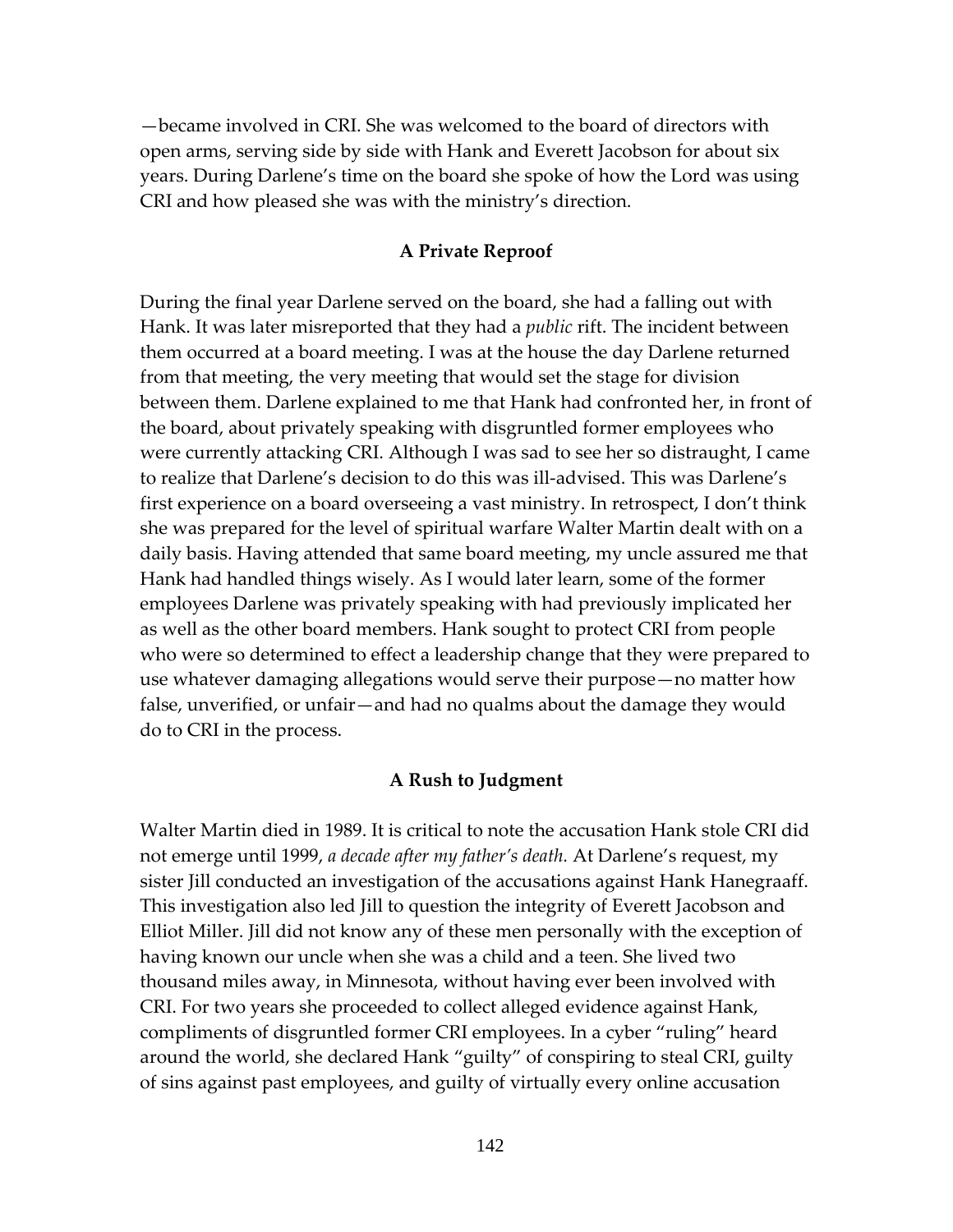—became involved in CRI. She was welcomed to the board of directors with open arms, serving side by side with Hank and Everett Jacobson for about six years. During Darlene's time on the board she spoke of how the Lord was using CRI and how pleased she was with the ministry's direction.

### A Private Reproof

During the final year Darlene served on the board, she had a falling out with Hank. It was later misreported that they had a *public* rift. The incident between them occurred at a board meeting. I was at the house the day Darlene returned from that meeting, the very meeting that would set the stage for division between them. Darlene explained to me that Hank had confronted her, in front of the board, about privately speaking with disgruntled former employees who were currently attacking CRI. Although I was sad to see her so distraught, I came to realize that Darlene's decision to do this was ill-advised. This was Darlene's first experience on a board overseeing a vast ministry. In retrospect, I don't think she was prepared for the level of spiritual warfare Walter Martin dealt with on a daily basis. Having attended that same board meeting, my uncle assured me that Hank had handled things wisely. As I would later learn, some of the former employees Darlene was privately speaking with had previously implicated her as well as the other board members. Hank sought to protect CRI from people who were so determined to effect a leadership change that they were prepared to use whatever damaging allegations would serve their purpose—no matter how false, unverified, or unfair—and had no qualms about the damage they would do to CRI in the process.

### A Rush to Judgment

Walter Martin died in 1989. It is critical to note the accusation Hank stole CRI did not emerge until 1999, *a decade after my father's death.* At Darlene's request, my sister Jill conducted an investigation of the accusations against Hank Hanegraaff. This investigation also led Jill to question the integrity of Everett Jacobson and Elliot Miller. Jill did not know any of these men personally with the exception of having known our uncle when she was a child and a teen. She lived two thousand miles away, in Minnesota, without having ever been involved with CRI. For two years she proceeded to collect alleged evidence against Hank, compliments of disgruntled former CRI employees. In a cyber "ruling" heard around the world, she declared Hank "guilty" of conspiring to steal CRI, guilty of sins against past employees, and guilty of virtually every online accusation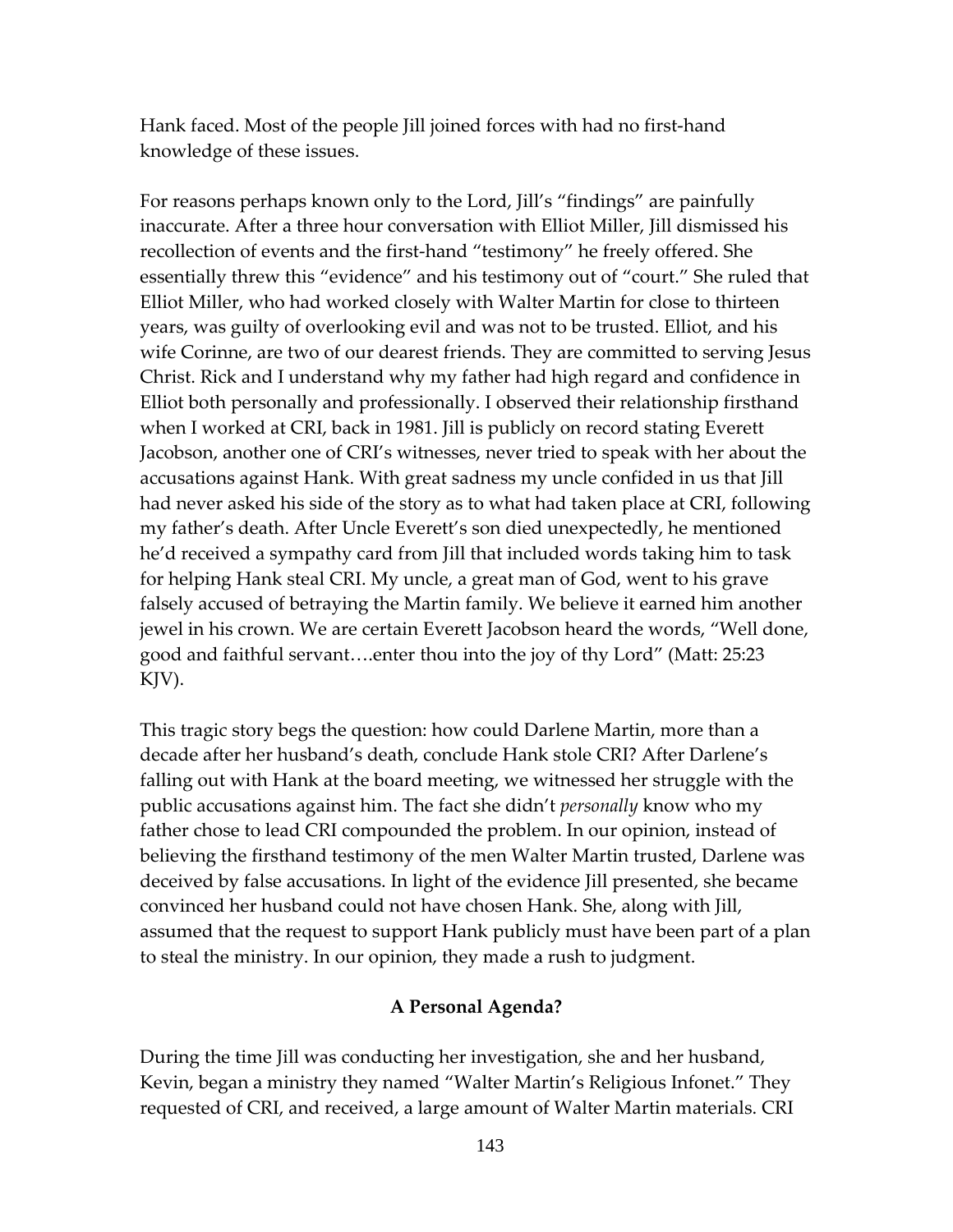Hank faced. Most of the people Jill joined forces with had no first-hand knowledge of these issues.

For reasons perhaps known only to the Lord, Jill's "findings" are painfully inaccurate. After a three hour conversation with Elliot Miller, Jill dismissed his recollection of events and the first-hand "testimony" he freely offered. She essentially threw this "evidence" and his testimony out of "court." She ruled that Elliot Miller, who had worked closely with Walter Martin for close to thirteen years, was guilty of overlooking evil and was not to be trusted. Elliot, and his wife Corinne, are two of our dearest friends. They are committed to serving Jesus Christ. Rick and I understand why my father had high regard and confidence in Elliot both personally and professionally. I observed their relationship firsthand when I worked at CRI, back in 1981. Jill is publicly on record stating Everett Jacobson, another one of CRI's witnesses, never tried to speak with her about the accusations against Hank. With great sadness my uncle confided in us that Jill had never asked his side of the story as to what had taken place at CRI, following my father's death. After Uncle Everett's son died unexpectedly, he mentioned he'd received a sympathy card from Jill that included words taking him to task for helping Hank steal CRI. My uncle, a great man of God, went to his grave falsely accused of betraying the Martin family. We believe it earned him another jewel in his crown. We are certain Everett Jacobson heard the words, "Well done, good and faithful servant….enter thou into the joy of thy Lord" (Matt: 25:23 KJV).

This tragic story begs the question: how could Darlene Martin, more than a decade after her husband's death, conclude Hank stole CRI? After Darlene's falling out with Hank at the board meeting, we witnessed her struggle with the public accusations against him. The fact she didn't *personally* know who my father chose to lead CRI compounded the problem. In our opinion, instead of believing the firsthand testimony of the men Walter Martin trusted, Darlene was deceived by false accusations. In light of the evidence Jill presented, she became convinced her husband could not have chosen Hank. She, along with Jill, assumed that the request to support Hank publicly must have been part of a plan to steal the ministry. In our opinion, they made a rush to judgment.

**A Personal Agenda?**

During the time Jill was conducting her investigation, she and her husband, Kevin, began a ministry they named "Walter Martin's Religious Infonet." They requested of CRI, and received, a large amount of Walter Martin materials. CRI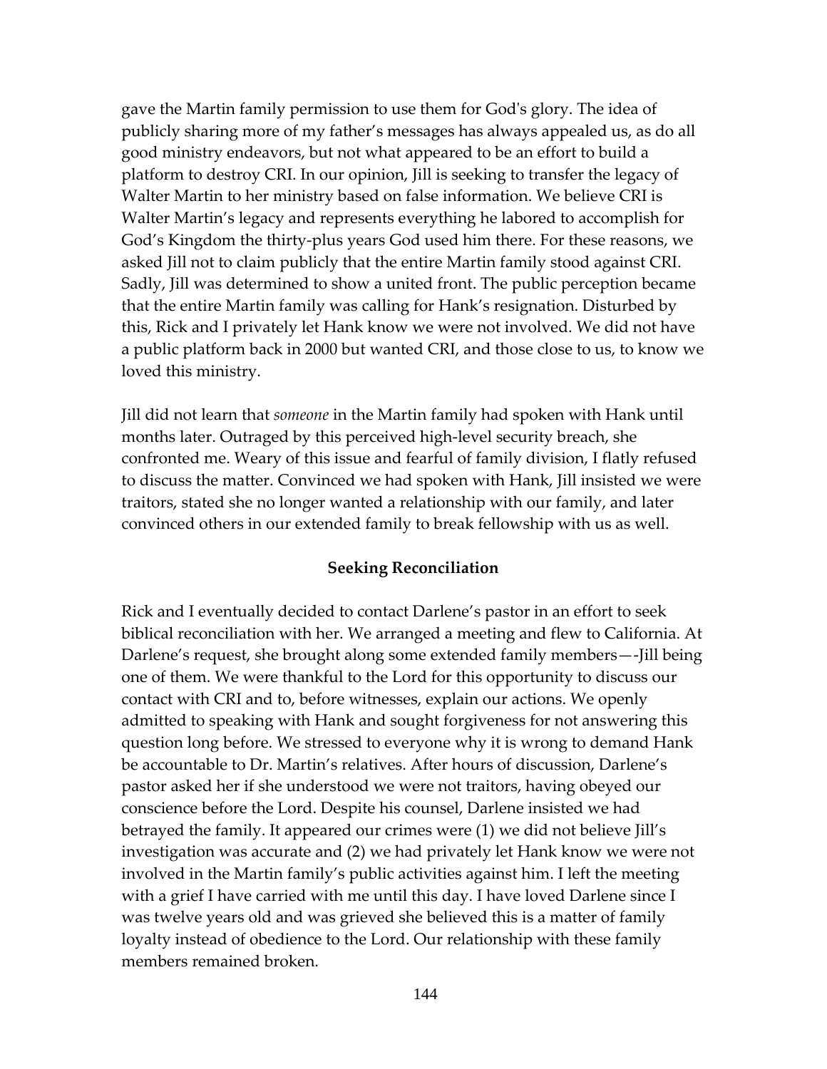gave the Martin family permission to use them for God's glory. The idea of publicly sharing more of my father's messages has always appealed us, as do all good ministry endeavors, but not what appeared to be an effort to build a platform to destroy CRI. In our opinion, Jill is seeking to transfer the legacy of Walter Martin to her ministry based on false information. We believe CRI is Walter Martin's legacy and represents everything he labored to accomplish for God's Kingdom the thirty-plus years God used him there. For these reasons, we asked Jill not to claim publicly that the entire Martin family stood against CRI. Sadly, Jill was determined to show a united front. The public perception became that the entire Martin family was calling for Hank's resignation. Disturbed by this, Rick and I privately let Hank know we were not involved. We did not have a public platform back in 2000 but wanted CRI, and those close to us, to know we loved this ministry.

Jill did not learn that *someone* in the Martin family had spoken with Hank until months later. Outraged by this perceived high-level security breach, she confronted me. Weary of this issue and fearful of family division, I flatly refused to discuss the matter. Convinced we had spoken with Hank, Jill insisted we were traitors, stated she no longer wanted a relationship with our family, and later convinced others in our extended family to break fellowship with us as well.

### Seeking Reconciliation

Rick and I eventually decided to contact Darlene's pastor in an effort to seek biblical reconciliation with her. We arranged a meeting and flew to California. At Darlene's request, she brought along some extended family members—-Jill being one of them. We were thankful to the Lord for this opportunity to discuss our contact with CRI and to, before witnesses, explain our actions. We openly admitted to speaking with Hank and sought forgiveness for not answering this question long before. We stressed to everyone why it is wrong to demand Hank be accountable to Dr. Martin's relatives. After hours of discussion, Darlene's pastor asked her if she understood we were not traitors, having obeyed our conscience before the Lord. Despite his counsel, Darlene insisted we had betrayed the family. It appeared our crimes were (1) we did not believe Jill's investigation was accurate and (2) we had privately let Hank know we were not involved in the Martin family's public activities against him. I left the meeting with a grief I have carried with me until this day. I have loved Darlene since I was twelve years old and was grieved she believed this is a matter of family loyalty instead of obedience to the Lord. Our relationship with these family members remained broken.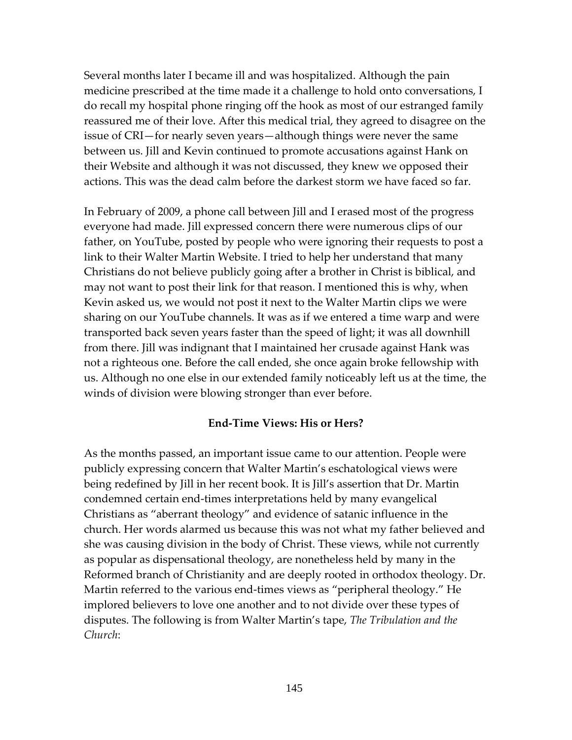Several months later I became ill and was hospitalized. Although the pain medicine prescribed at the time made it a challenge to hold onto conversations, I do recall my hospital phone ringing off the hook as most of our estranged family reassured me of their love. After this medical trial, they agreed to disagree on the issue of CRI—for nearly seven years—although things were never the same between us. Jill and Kevin continued to promote accusations against Hank on their Website and although it was not discussed, they knew we opposed their actions. This was the dead calm before the darkest storm we have faced so far.

In February of 2009, a phone call between Jill and I erased most of the progress everyone had made. Jill expressed concern there were numerous clips of our father, on YouTube, posted by people who were ignoring their requests to post a link to their Walter Martin Website. I tried to help her understand that many Christians do not believe publicly going after a brother in Christ is biblical, and may not want to post their link for that reason. I mentioned this is why, when Kevin asked us, we would not post it next to the Walter Martin clips we were sharing on our YouTube channels. It was as if we entered a time warp and were transported back seven years faster than the speed of light; it was all downhill from there. Jill was indignant that I maintained her crusade against Hank was not a righteous one. Before the call ended, she once again broke fellowship with us. Although no one else in our extended family noticeably left us at the time, the winds of division were blowing stronger than ever before.

**End-Time Views: His or Hers?**

As the months passed, an important issue came to our attention. People were publicly expressing concern that Walter Martin's eschatological views were being redefined by Jill in her recent book. It is Jill's assertion that Dr. Martin condemned certain end-times interpretations held by many evangelical Christians as "aberrant theology" and evidence of satanic influence in the church. Her words alarmed us because this was not what my father believed and she was causing division in the body of Christ. These views, while not currently as popular as dispensational theology, are nonetheless held by many in the Reformed branch of Christianity and are deeply rooted in orthodox theology. Dr. Martin referred to the various end-times views as "peripheral theology." He implored believers to love one another and to not divide over these types of disputes. The following is from Walter Martin's tape, *The Tribulation and the Church*: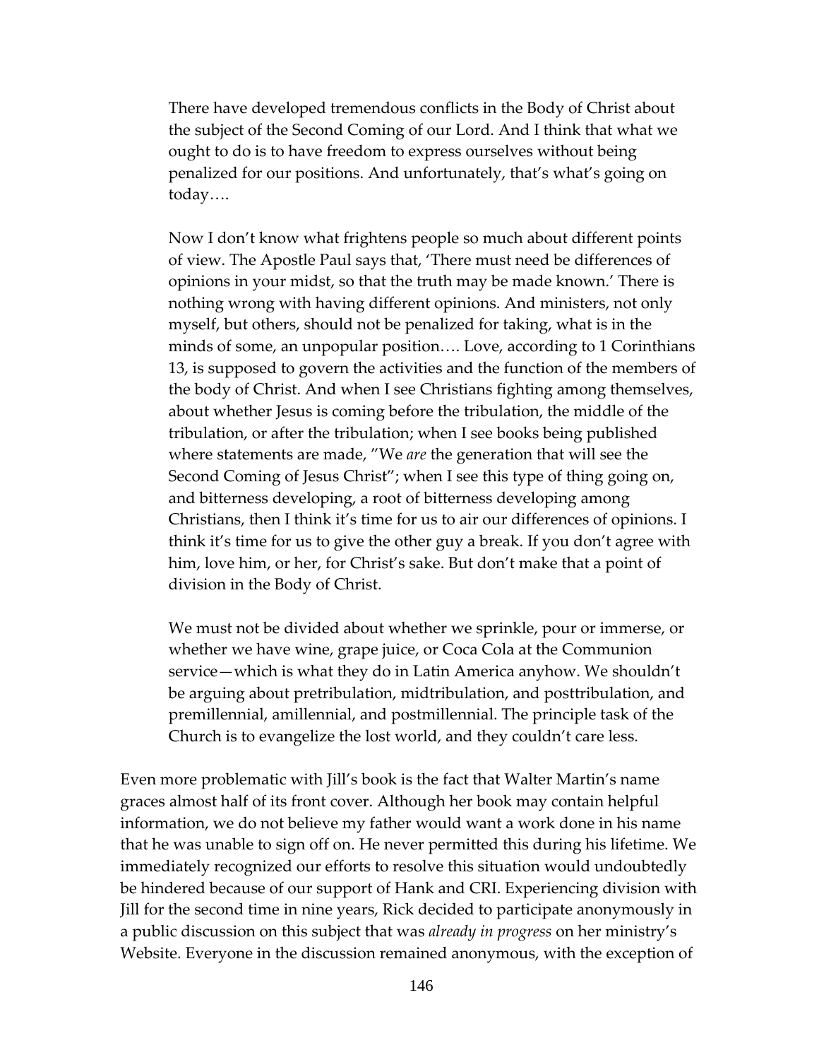> There have developed tremendous conflicts in the Body of Christ about the subject of the Second Coming of our Lord. And I think that what we ought to do is to have freedom to express ourselves without being penalized for our positions. And unfortunately, that's what's going on today….
>
> Now I don't know what frightens people so much about different points of view. The Apostle Paul says that, 'There must need be differences of opinions in your midst, so that the truth may be made known.' There is nothing wrong with having different opinions. And ministers, not only myself, but others, should not be penalized for taking, what is in the minds of some, an unpopular position…. Love, according to 1 Corinthians 13, is supposed to govern the activities and the function of the members of the body of Christ. And when I see Christians fighting among themselves, about whether Jesus is coming before the tribulation, the middle of the tribulation, or after the tribulation; when I see books being published where statements are made, "We *are* the generation that will see the Second Coming of Jesus Christ"; when I see this type of thing going on, and bitterness developing, a root of bitterness developing among Christians, then I think it's time for us to air our differences of opinions. I think it's time for us to give the other guy a break. If you don't agree with him, love him, or her, for Christ's sake. But don't make that a point of division in the Body of Christ.
>
> We must not be divided about whether we sprinkle, pour or immerse, or whether we have wine, grape juice, or Coca Cola at the Communion service—which is what they do in Latin America anyhow. We shouldn't be arguing about pretribulation, midtribulation, and posttribulation, and premillennial, amillennial, and postmillennial. The principle task of the Church is to evangelize the lost world, and they couldn't care less.

Even more problematic with Jill's book is the fact that Walter Martin's name graces almost half of its front cover. Although her book may contain helpful information, we do not believe my father would want a work done in his name that he was unable to sign off on. He never permitted this during his lifetime. We immediately recognized our efforts to resolve this situation would undoubtedly be hindered because of our support of Hank and CRI. Experiencing division with Jill for the second time in nine years, Rick decided to participate anonymously in a public discussion on this subject that was *already in progress* on her ministry's Website. Everyone in the discussion remained anonymous, with the exception of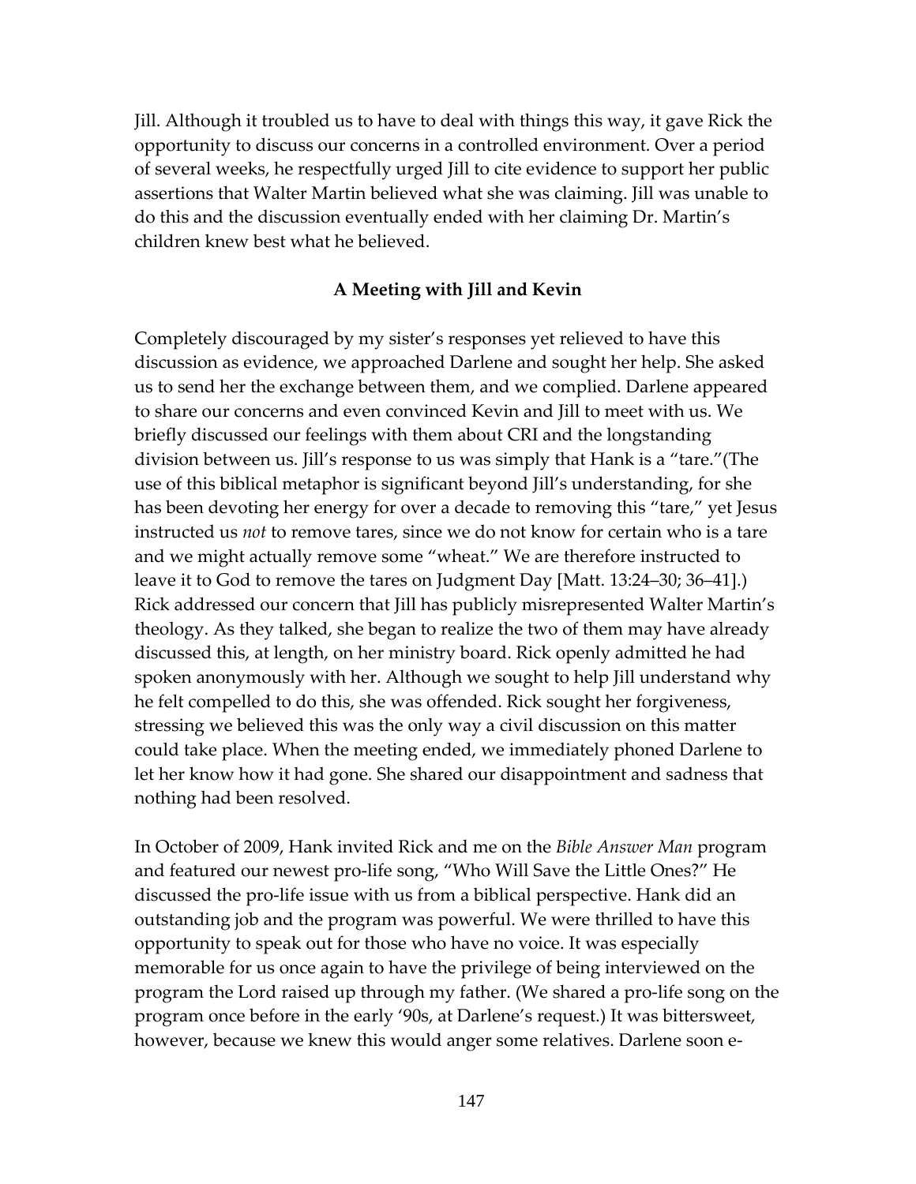Jill. Although it troubled us to have to deal with things this way, it gave Rick the opportunity to discuss our concerns in a controlled environment. Over a period of several weeks, he respectfully urged Jill to cite evidence to support her public assertions that Walter Martin believed what she was claiming. Jill was unable to do this and the discussion eventually ended with her claiming Dr. Martin's children knew best what he believed.

**A Meeting with Jill and Kevin**

Completely discouraged by my sister's responses yet relieved to have this discussion as evidence, we approached Darlene and sought her help. She asked us to send her the exchange between them, and we complied. Darlene appeared to share our concerns and even convinced Kevin and Jill to meet with us. We briefly discussed our feelings with them about CRI and the longstanding division between us. Jill's response to us was simply that Hank is a "tare."(The use of this biblical metaphor is significant beyond Jill's understanding, for she has been devoting her energy for over a decade to removing this "tare," yet Jesus instructed us *not* to remove tares, since we do not know for certain who is a tare and we might actually remove some "wheat." We are therefore instructed to leave it to God to remove the tares on Judgment Day [Matt. 13:24–30; 36–41].) Rick addressed our concern that Jill has publicly misrepresented Walter Martin's theology. As they talked, she began to realize the two of them may have already discussed this, at length, on her ministry board. Rick openly admitted he had spoken anonymously with her. Although we sought to help Jill understand why he felt compelled to do this, she was offended. Rick sought her forgiveness, stressing we believed this was the only way a civil discussion on this matter could take place. When the meeting ended, we immediately phoned Darlene to let her know how it had gone. She shared our disappointment and sadness that nothing had been resolved.

In October of 2009, Hank invited Rick and me on the *Bible Answer Man* program and featured our newest pro-life song, "Who Will Save the Little Ones?" He discussed the pro-life issue with us from a biblical perspective. Hank did an outstanding job and the program was powerful. We were thrilled to have this opportunity to speak out for those who have no voice. It was especially memorable for us once again to have the privilege of being interviewed on the program the Lord raised up through my father. (We shared a pro-life song on the program once before in the early '90s, at Darlene's request.) It was bittersweet, however, because we knew this would anger some relatives. Darlene soon e-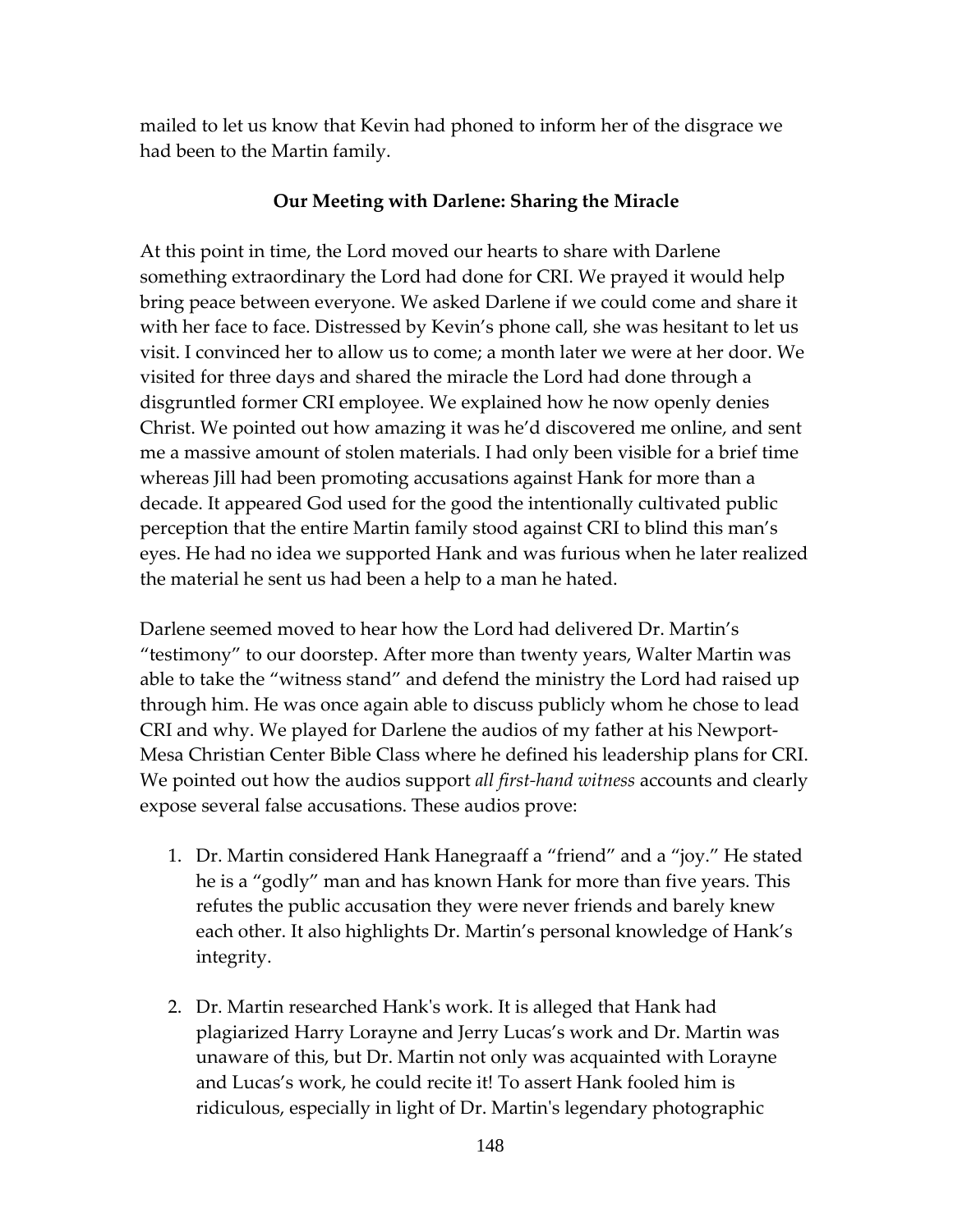mailed to let us know that Kevin had phoned to inform her of the disgrace we had been to the Martin family.

**Our Meeting with Darlene: Sharing the Miracle**

At this point in time, the Lord moved our hearts to share with Darlene something extraordinary the Lord had done for CRI. We prayed it would help bring peace between everyone. We asked Darlene if we could come and share it with her face to face. Distressed by Kevin's phone call, she was hesitant to let us visit. I convinced her to allow us to come; a month later we were at her door. We visited for three days and shared the miracle the Lord had done through a disgruntled former CRI employee. We explained how he now openly denies Christ. We pointed out how amazing it was he'd discovered me online, and sent me a massive amount of stolen materials. I had only been visible for a brief time whereas Jill had been promoting accusations against Hank for more than a decade. It appeared God used for the good the intentionally cultivated public perception that the entire Martin family stood against CRI to blind this man's eyes. He had no idea we supported Hank and was furious when he later realized the material he sent us had been a help to a man he hated.

Darlene seemed moved to hear how the Lord had delivered Dr. Martin's "testimony" to our doorstep. After more than twenty years, Walter Martin was able to take the "witness stand" and defend the ministry the Lord had raised up through him. He was once again able to discuss publicly whom he chose to lead CRI and why. We played for Darlene the audios of my father at his Newport-Mesa Christian Center Bible Class where he defined his leadership plans for CRI. We pointed out how the audios support *all first-hand witness* accounts and clearly expose several false accusations. These audios prove:

1. Dr. Martin considered Hank Hanegraaff a "friend" and a "joy." He stated he is a "godly" man and has known Hank for more than five years. This refutes the public accusation they were never friends and barely knew each other. It also highlights Dr. Martin's personal knowledge of Hank's integrity.

2. Dr. Martin researched Hank's work. It is alleged that Hank had plagiarized Harry Lorayne and Jerry Lucas's work and Dr. Martin was unaware of this, but Dr. Martin not only was acquainted with Lorayne and Lucas's work, he could recite it! To assert Hank fooled him is ridiculous, especially in light of Dr. Martin's legendary photographic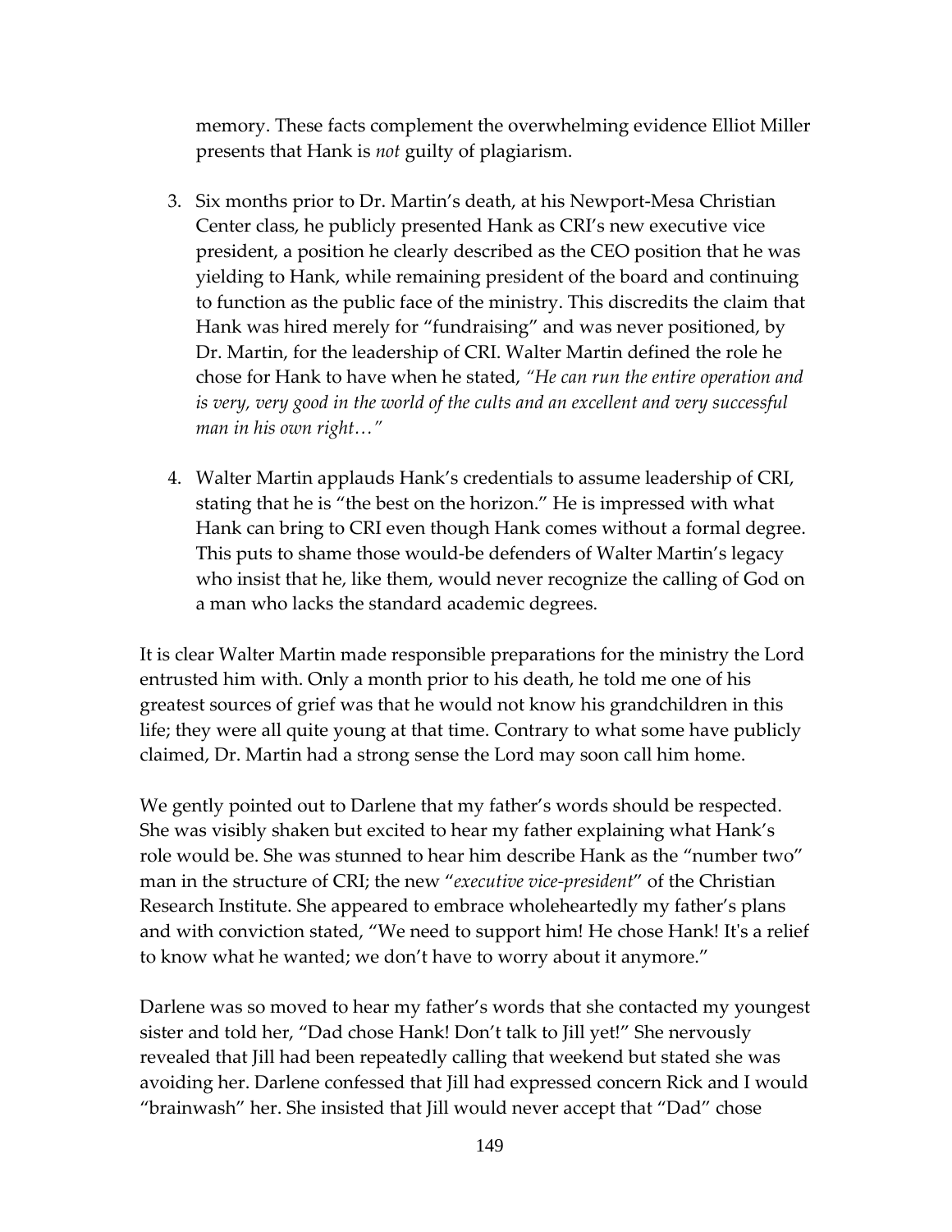memory. These facts complement the overwhelming evidence Elliot Miller presents that Hank is *not* guilty of plagiarism.

3. Six months prior to Dr. Martin's death, at his Newport-Mesa Christian Center class, he publicly presented Hank as CRI's new executive vice president, a position he clearly described as the CEO position that he was yielding to Hank, while remaining president of the board and continuing to function as the public face of the ministry. This discredits the claim that Hank was hired merely for "fundraising" and was never positioned, by Dr. Martin, for the leadership of CRI. Walter Martin defined the role he chose for Hank to have when he stated, *"He can run the entire operation and is very, very good in the world of the cults and an excellent and very successful man in his own right…"*

4. Walter Martin applauds Hank's credentials to assume leadership of CRI, stating that he is "the best on the horizon." He is impressed with what Hank can bring to CRI even though Hank comes without a formal degree. This puts to shame those would-be defenders of Walter Martin's legacy who insist that he, like them, would never recognize the calling of God on a man who lacks the standard academic degrees.

It is clear Walter Martin made responsible preparations for the ministry the Lord entrusted him with. Only a month prior to his death, he told me one of his greatest sources of grief was that he would not know his grandchildren in this life; they were all quite young at that time. Contrary to what some have publicly claimed, Dr. Martin had a strong sense the Lord may soon call him home.

We gently pointed out to Darlene that my father's words should be respected. She was visibly shaken but excited to hear my father explaining what Hank's role would be. She was stunned to hear him describe Hank as the "number two" man in the structure of CRI; the new "*executive vice-president*" of the Christian Research Institute. She appeared to embrace wholeheartedly my father's plans and with conviction stated, "We need to support him! He chose Hank! It's a relief to know what he wanted; we don't have to worry about it anymore."

Darlene was so moved to hear my father's words that she contacted my youngest sister and told her, "Dad chose Hank! Don't talk to Jill yet!" She nervously revealed that Jill had been repeatedly calling that weekend but stated she was avoiding her. Darlene confessed that Jill had expressed concern Rick and I would "brainwash" her. She insisted that Jill would never accept that "Dad" chose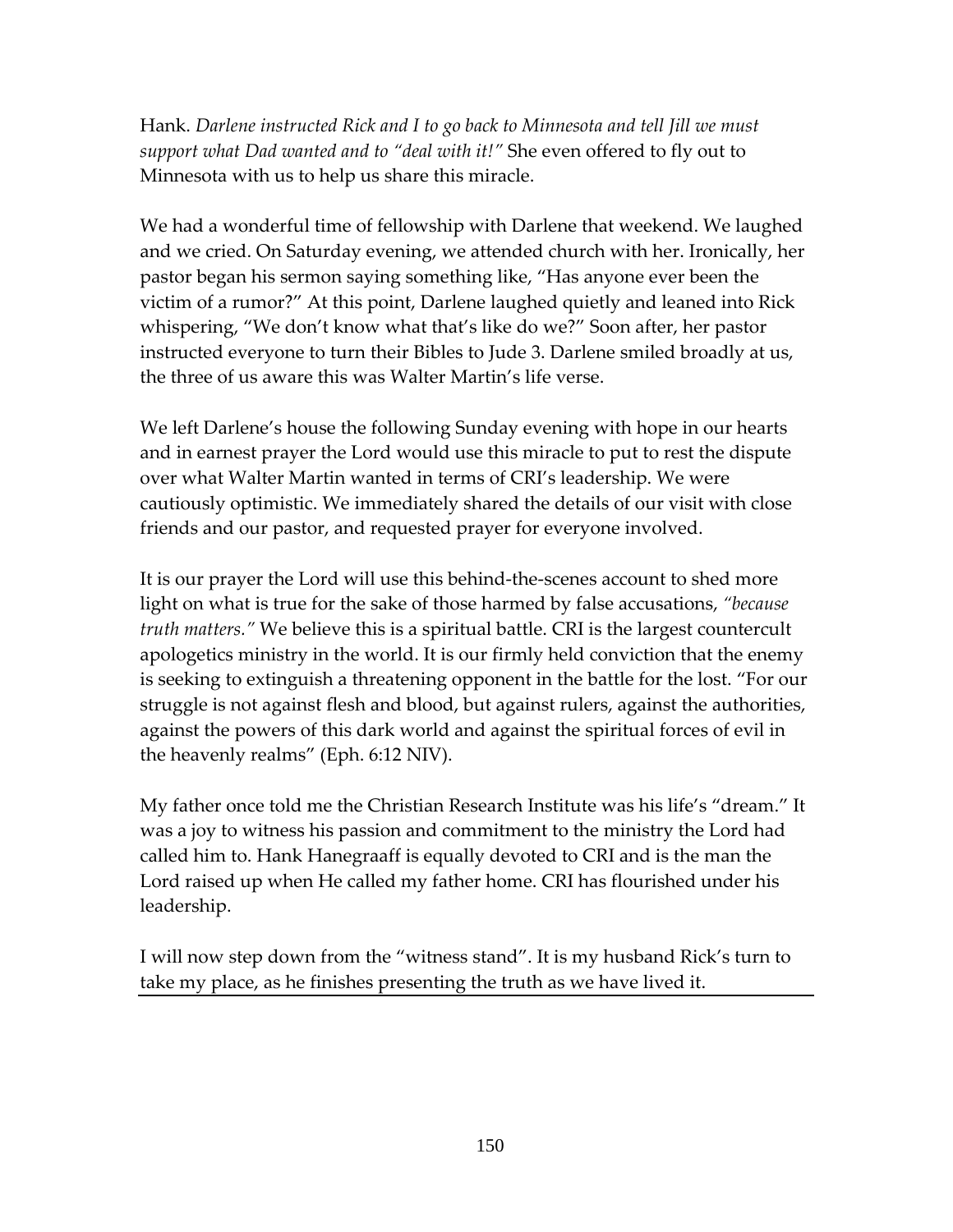Hank. *Darlene instructed Rick and I to go back to Minnesota and tell Jill we must support what Dad wanted and to "deal with it!"* She even offered to fly out to Minnesota with us to help us share this miracle.

We had a wonderful time of fellowship with Darlene that weekend. We laughed and we cried. On Saturday evening, we attended church with her. Ironically, her pastor began his sermon saying something like, "Has anyone ever been the victim of a rumor?" At this point, Darlene laughed quietly and leaned into Rick whispering, "We don't know what that's like do we?" Soon after, her pastor instructed everyone to turn their Bibles to Jude 3. Darlene smiled broadly at us, the three of us aware this was Walter Martin's life verse.

We left Darlene's house the following Sunday evening with hope in our hearts and in earnest prayer the Lord would use this miracle to put to rest the dispute over what Walter Martin wanted in terms of CRI's leadership. We were cautiously optimistic. We immediately shared the details of our visit with close friends and our pastor, and requested prayer for everyone involved.

It is our prayer the Lord will use this behind-the-scenes account to shed more light on what is true for the sake of those harmed by false accusations, *"because truth matters."* We believe this is a spiritual battle. CRI is the largest countercult apologetics ministry in the world. It is our firmly held conviction that the enemy is seeking to extinguish a threatening opponent in the battle for the lost. "For our struggle is not against flesh and blood, but against rulers, against the authorities, against the powers of this dark world and against the spiritual forces of evil in the heavenly realms" (Eph. 6:12 NIV).

My father once told me the Christian Research Institute was his life's "dream." It was a joy to witness his passion and commitment to the ministry the Lord had called him to. Hank Hanegraaff is equally devoted to CRI and is the man the Lord raised up when He called my father home. CRI has flourished under his leadership.

I will now step down from the "witness stand". It is my husband Rick's turn to take my place, as he finishes presenting the truth as we have lived it.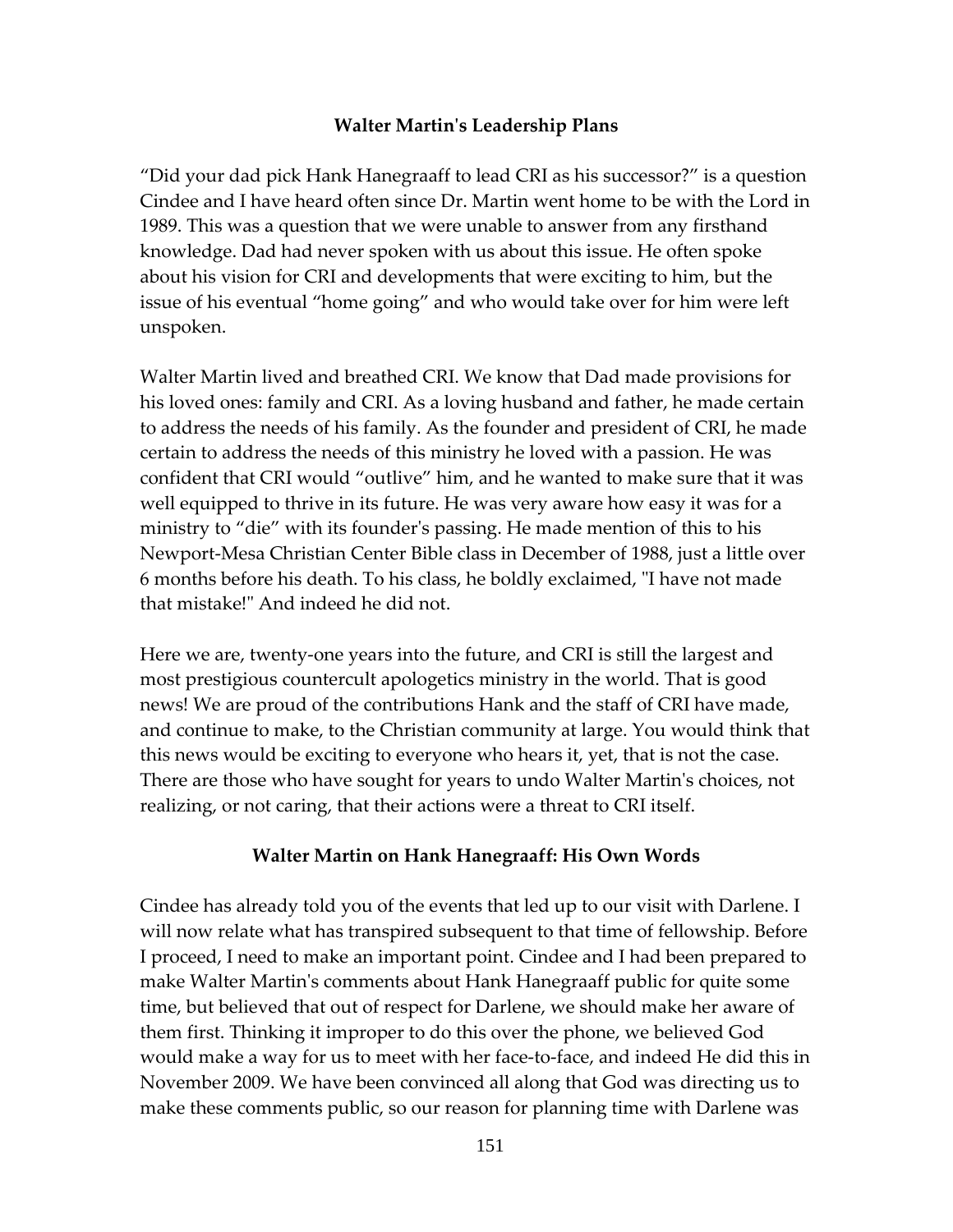**Walter Martin's Leadership Plans**

"Did your dad pick Hank Hanegraaff to lead CRI as his successor?" is a question Cindee and I have heard often since Dr. Martin went home to be with the Lord in 1989. This was a question that we were unable to answer from any firsthand knowledge. Dad had never spoken with us about this issue. He often spoke about his vision for CRI and developments that were exciting to him, but the issue of his eventual "home going" and who would take over for him were left unspoken.

Walter Martin lived and breathed CRI. We know that Dad made provisions for his loved ones: family and CRI. As a loving husband and father, he made certain to address the needs of his family. As the founder and president of CRI, he made certain to address the needs of this ministry he loved with a passion. He was confident that CRI would "outlive" him, and he wanted to make sure that it was well equipped to thrive in its future. He was very aware how easy it was for a ministry to "die" with its founder's passing. He made mention of this to his Newport-Mesa Christian Center Bible class in December of 1988, just a little over 6 months before his death. To his class, he boldly exclaimed, "I have not made that mistake!" And indeed he did not.

Here we are, twenty-one years into the future, and CRI is still the largest and most prestigious countercult apologetics ministry in the world. That is good news! We are proud of the contributions Hank and the staff of CRI have made, and continue to make, to the Christian community at large. You would think that this news would be exciting to everyone who hears it, yet, that is not the case. There are those who have sought for years to undo Walter Martin's choices, not realizing, or not caring, that their actions were a threat to CRI itself.

**Walter Martin on Hank Hanegraaff: His Own Words**

Cindee has already told you of the events that led up to our visit with Darlene. I will now relate what has transpired subsequent to that time of fellowship. Before I proceed, I need to make an important point. Cindee and I had been prepared to make Walter Martin's comments about Hank Hanegraaff public for quite some time, but believed that out of respect for Darlene, we should make her aware of them first. Thinking it improper to do this over the phone, we believed God would make a way for us to meet with her face-to-face, and indeed He did this in November 2009. We have been convinced all along that God was directing us to make these comments public, so our reason for planning time with Darlene was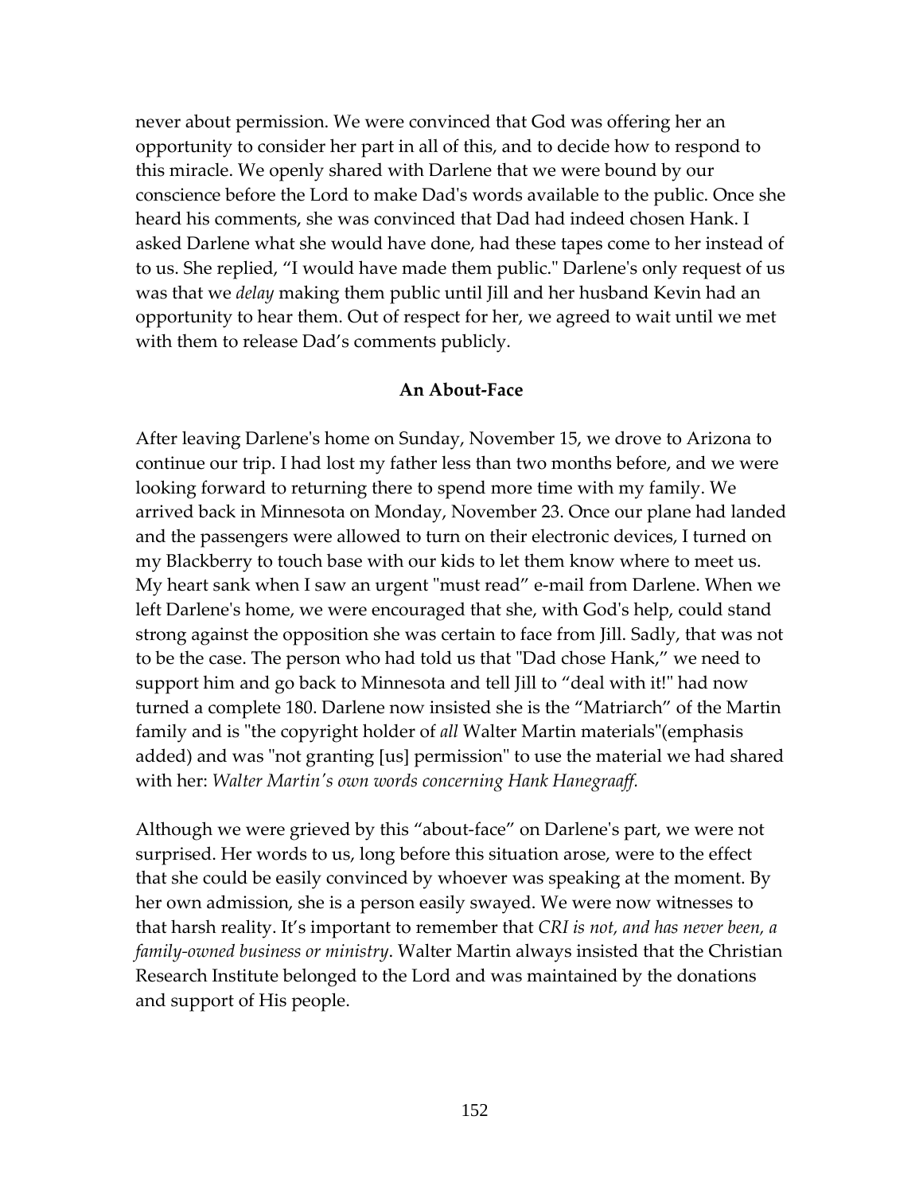never about permission. We were convinced that God was offering her an opportunity to consider her part in all of this, and to decide how to respond to this miracle. We openly shared with Darlene that we were bound by our conscience before the Lord to make Dad's words available to the public. Once she heard his comments, she was convinced that Dad had indeed chosen Hank. I asked Darlene what she would have done, had these tapes come to her instead of to us. She replied, "I would have made them public." Darlene's only request of us was that we *delay* making them public until Jill and her husband Kevin had an opportunity to hear them. Out of respect for her, we agreed to wait until we met with them to release Dad's comments publicly.

**An About-Face**

After leaving Darlene's home on Sunday, November 15, we drove to Arizona to continue our trip. I had lost my father less than two months before, and we were looking forward to returning there to spend more time with my family. We arrived back in Minnesota on Monday, November 23. Once our plane had landed and the passengers were allowed to turn on their electronic devices, I turned on my Blackberry to touch base with our kids to let them know where to meet us. My heart sank when I saw an urgent "must read" e-mail from Darlene. When we left Darlene's home, we were encouraged that she, with God's help, could stand strong against the opposition she was certain to face from Jill. Sadly, that was not to be the case. The person who had told us that "Dad chose Hank," we need to support him and go back to Minnesota and tell Jill to "deal with it!" had now turned a complete 180. Darlene now insisted she is the "Matriarch" of the Martin family and is "the copyright holder of *all* Walter Martin materials"(emphasis added) and was "not granting [us] permission" to use the material we had shared with her: *Walter Martin's own words concerning Hank Hanegraaff.*

Although we were grieved by this "about-face" on Darlene's part, we were not surprised. Her words to us, long before this situation arose, were to the effect that she could be easily convinced by whoever was speaking at the moment. By her own admission, she is a person easily swayed. We were now witnesses to that harsh reality. It's important to remember that *CRI is not, and has never been, a family-owned business or ministry*. Walter Martin always insisted that the Christian Research Institute belonged to the Lord and was maintained by the donations and support of His people.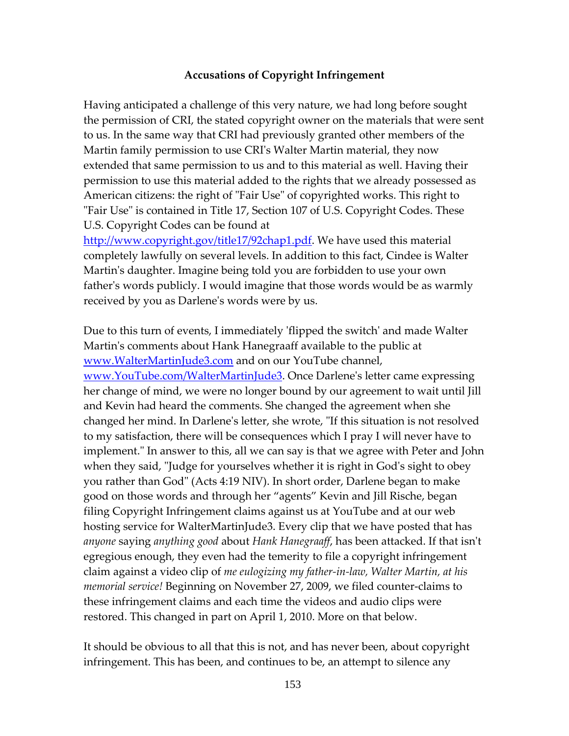### Accusations of Copyright Infringement

Having anticipated a challenge of this very nature, we had long before sought the permission of CRI, the stated copyright owner on the materials that were sent to us. In the same way that CRI had previously granted other members of the Martin family permission to use CRI's Walter Martin material, they now extended that same permission to us and to this material as well. Having their permission to use this material added to the rights that we already possessed as American citizens: the right of "Fair Use" of copyrighted works. This right to "Fair Use" is contained in Title 17, Section 107 of U.S. Copyright Codes. These U.S. Copyright Codes can be found at [http://www.copyright.gov/title17/92chap1.pdf](http://www.copyright.gov/title17/92chap1.pdf). We have used this material completely lawfully on several levels. In addition to this fact, Cindee is Walter Martin's daughter. Imagine being told you are forbidden to use your own father's words publicly. I would imagine that those words would be as warmly received by you as Darlene's words were by us.

Due to this turn of events, I immediately 'flipped the switch' and made Walter Martin's comments about Hank Hanegraaff available to the public at [www.WalterMartinJude3.com](www.WalterMartinJude3.com) and on our YouTube channel, [www.YouTube.com/WalterMartinJude3](www.YouTube.com/WalterMartinJude3). Once Darlene's letter came expressing her change of mind, we were no longer bound by our agreement to wait until Jill and Kevin had heard the comments. She changed the agreement when she changed her mind. In Darlene's letter, she wrote, "If this situation is not resolved to my satisfaction, there will be consequences which I pray I will never have to implement." In answer to this, all we can say is that we agree with Peter and John when they said, "Judge for yourselves whether it is right in God's sight to obey you rather than God" (Acts 4:19 NIV). In short order, Darlene began to make good on those words and through her "agents" Kevin and Jill Rische, began filing Copyright Infringement claims against us at YouTube and at our web hosting service for WalterMartinJude3. Every clip that we have posted that has *anyone* saying *anything good* about *Hank Hanegraaff*, has been attacked. If that isn't egregious enough, they even had the temerity to file a copyright infringement claim against a video clip of *me eulogizing my father-in-law, Walter Martin, at his memorial service!* Beginning on November 27, 2009, we filed counter-claims to these infringement claims and each time the videos and audio clips were restored. This changed in part on April 1, 2010. More on that below.

It should be obvious to all that this is not, and has never been, about copyright infringement. This has been, and continues to be, an attempt to silence any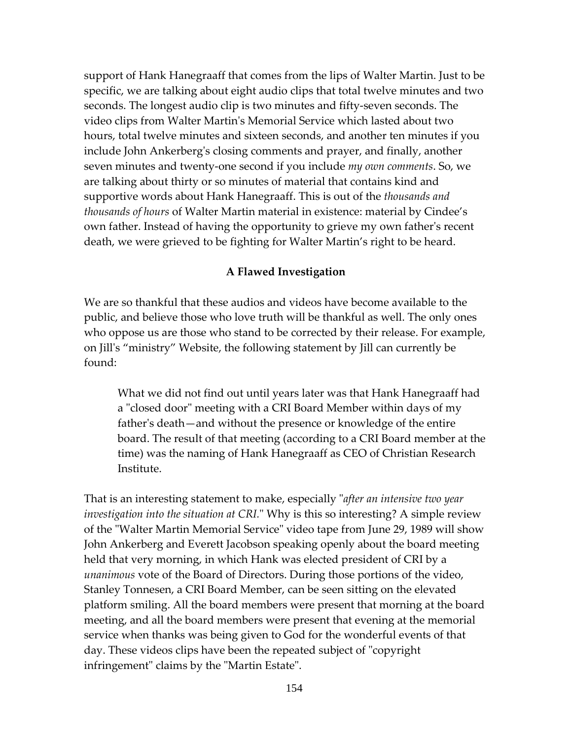support of Hank Hanegraaff that comes from the lips of Walter Martin. Just to be specific, we are talking about eight audio clips that total twelve minutes and two seconds. The longest audio clip is two minutes and fifty-seven seconds. The video clips from Walter Martin's Memorial Service which lasted about two hours, total twelve minutes and sixteen seconds, and another ten minutes if you include John Ankerberg's closing comments and prayer, and finally, another seven minutes and twenty-one second if you include *my own comments*. So, we are talking about thirty or so minutes of material that contains kind and supportive words about Hank Hanegraaff. This is out of the *thousands and thousands of hours* of Walter Martin material in existence: material by Cindee's own father. Instead of having the opportunity to grieve my own father's recent death, we were grieved to be fighting for Walter Martin's right to be heard.

### A Flawed Investigation

We are so thankful that these audios and videos have become available to the public, and believe those who love truth will be thankful as well. The only ones who oppose us are those who stand to be corrected by their release. For example, on Jill's "ministry" Website, the following statement by Jill can currently be found:

> What we did not find out until years later was that Hank Hanegraaff had a "closed door" meeting with a CRI Board Member within days of my father's death—and without the presence or knowledge of the entire board. The result of that meeting (according to a CRI Board member at the time) was the naming of Hank Hanegraaff as CEO of Christian Research Institute.

That is an interesting statement to make, especially "*after an intensive two year investigation into the situation at CRI.*" Why is this so interesting? A simple review of the "Walter Martin Memorial Service" video tape from June 29, 1989 will show John Ankerberg and Everett Jacobson speaking openly about the board meeting held that very morning, in which Hank was elected president of CRI by a *unanimous* vote of the Board of Directors. During those portions of the video, Stanley Tonnesen, a CRI Board Member, can be seen sitting on the elevated platform smiling. All the board members were present that morning at the board meeting, and all the board members were present that evening at the memorial service when thanks was being given to God for the wonderful events of that day. These videos clips have been the repeated subject of "copyright infringement" claims by the "Martin Estate".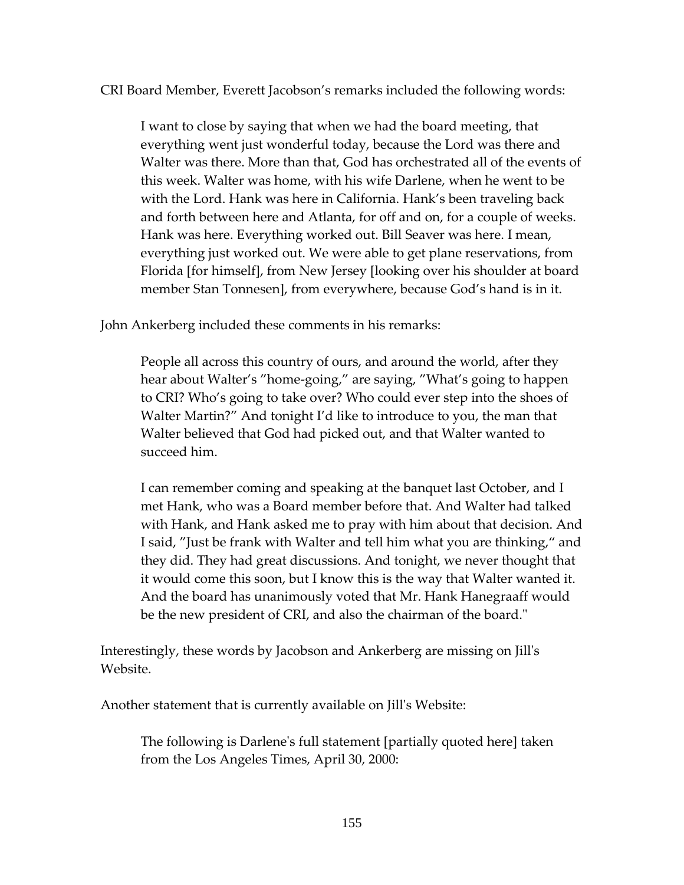CRI Board Member, Everett Jacobson's remarks included the following words:

> I want to close by saying that when we had the board meeting, that everything went just wonderful today, because the Lord was there and Walter was there. More than that, God has orchestrated all of the events of this week. Walter was home, with his wife Darlene, when he went to be with the Lord. Hank was here in California. Hank's been traveling back and forth between here and Atlanta, for off and on, for a couple of weeks. Hank was here. Everything worked out. Bill Seaver was here. I mean, everything just worked out. We were able to get plane reservations, from Florida [for himself], from New Jersey [looking over his shoulder at board member Stan Tonnesen], from everywhere, because God's hand is in it.

John Ankerberg included these comments in his remarks:

> People all across this country of ours, and around the world, after they hear about Walter's "home-going," are saying, "What's going to happen to CRI? Who's going to take over? Who could ever step into the shoes of Walter Martin?" And tonight I'd like to introduce to you, the man that Walter believed that God had picked out, and that Walter wanted to succeed him.
>
> I can remember coming and speaking at the banquet last October, and I met Hank, who was a Board member before that. And Walter had talked with Hank, and Hank asked me to pray with him about that decision. And I said, "Just be frank with Walter and tell him what you are thinking," and they did. They had great discussions. And tonight, we never thought that it would come this soon, but I know this is the way that Walter wanted it. And the board has unanimously voted that Mr. Hank Hanegraaff would be the new president of CRI, and also the chairman of the board."

Interestingly, these words by Jacobson and Ankerberg are missing on Jill's Website.

Another statement that is currently available on Jill's Website:

> The following is Darlene's full statement [partially quoted here] taken from the Los Angeles Times, April 30, 2000: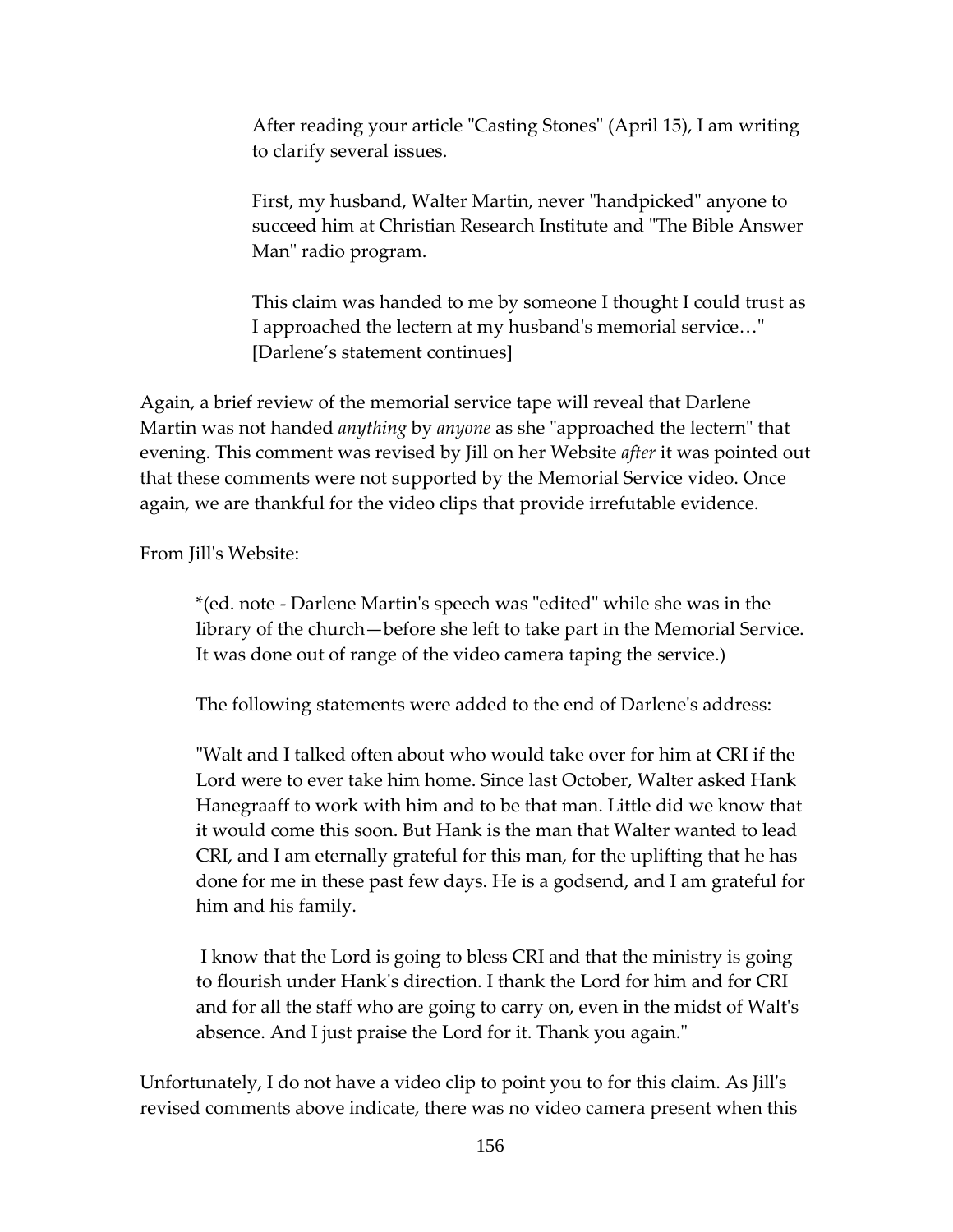> After reading your article "Casting Stones" (April 15), I am writing to clarify several issues.
>
> First, my husband, Walter Martin, never "handpicked" anyone to succeed him at Christian Research Institute and "The Bible Answer Man" radio program.
>
> This claim was handed to me by someone I thought I could trust as I approached the lectern at my husband's memorial service…" [Darlene's statement continues]

Again, a brief review of the memorial service tape will reveal that Darlene Martin was not handed *anything* by *anyone* as she "approached the lectern" that evening. This comment was revised by Jill on her Website *after* it was pointed out that these comments were not supported by the Memorial Service video. Once again, we are thankful for the video clips that provide irrefutable evidence.

From Jill's Website:

> *(ed. note - Darlene Martin's speech was "edited" while she was in the library of the church—before she left to take part in the Memorial Service. It was done out of range of the video camera taping the service.)
>
> The following statements were added to the end of Darlene's address:
>
> "Walt and I talked often about who would take over for him at CRI if the Lord were to ever take him home. Since last October, Walter asked Hank Hanegraaff to work with him and to be that man. Little did we know that it would come this soon. But Hank is the man that Walter wanted to lead CRI, and I am eternally grateful for this man, for the uplifting that he has done for me in these past few days. He is a godsend, and I am grateful for him and his family.
>
> I know that the Lord is going to bless CRI and that the ministry is going to flourish under Hank's direction. I thank the Lord for him and for CRI and for all the staff who are going to carry on, even in the midst of Walt's absence. And I just praise the Lord for it. Thank you again."

Unfortunately, I do not have a video clip to point you to for this claim. As Jill's revised comments above indicate, there was no video camera present when this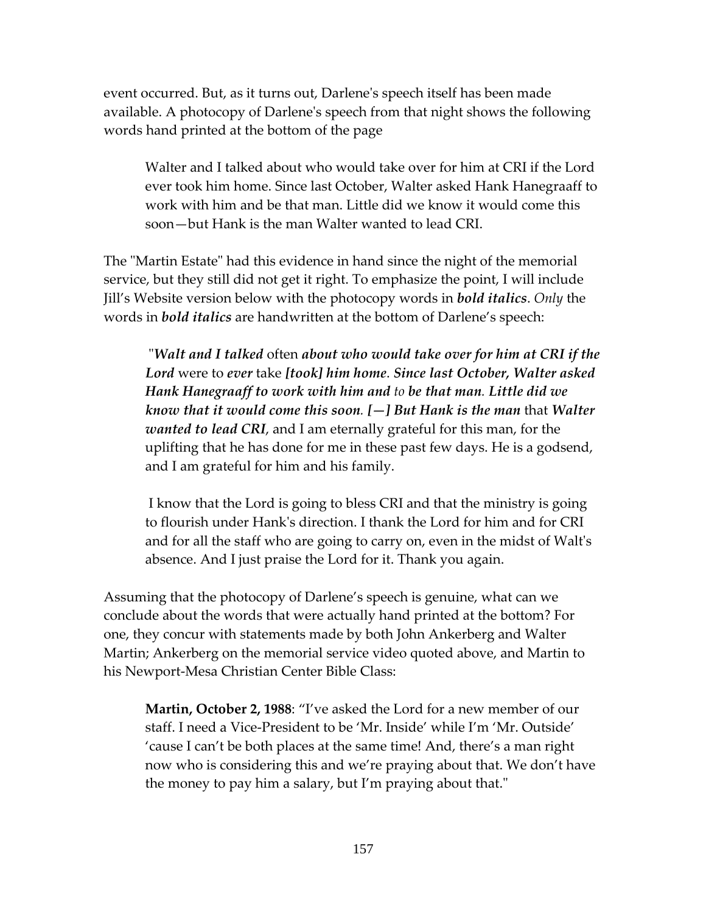event occurred. But, as it turns out, Darlene's speech itself has been made available. A photocopy of Darlene's speech from that night shows the following words hand printed at the bottom of the page

> Walter and I talked about who would take over for him at CRI if the Lord ever took him home. Since last October, Walter asked Hank Hanegraaff to work with him and be that man. Little did we know it would come this soon—but Hank is the man Walter wanted to lead CRI.

The "Martin Estate" had this evidence in hand since the night of the memorial service, but they still did not get it right. To emphasize the point, I will include Jill's Website version below with the photocopy words in ***bold italics***. *Only* the words in ***bold italics*** are handwritten at the bottom of Darlene's speech:

> "***Walt and I talked*** often ***about who would take over for him at CRI if the Lord*** were to ***ever*** take ***[took] him home***. ***Since last October, Walter asked Hank Hanegraaff to work with him and*** *to* ***be that man***. ***Little did we know that it would come this soon***. ***[—] But Hank is the man*** that ***Walter wanted to lead CRI***, and I am eternally grateful for this man, for the uplifting that he has done for me in these past few days. He is a godsend, and I am grateful for him and his family.
>
> I know that the Lord is going to bless CRI and that the ministry is going to flourish under Hank's direction. I thank the Lord for him and for CRI and for all the staff who are going to carry on, even in the midst of Walt's absence. And I just praise the Lord for it. Thank you again.

Assuming that the photocopy of Darlene's speech is genuine, what can we conclude about the words that were actually hand printed at the bottom? For one, they concur with statements made by both John Ankerberg and Walter Martin; Ankerberg on the memorial service video quoted above, and Martin to his Newport-Mesa Christian Center Bible Class:

> **Martin, October 2, 1988**: "I've asked the Lord for a new member of our staff. I need a Vice-President to be 'Mr. Inside' while I'm 'Mr. Outside' 'cause I can't be both places at the same time! And, there's a man right now who is considering this and we're praying about that. We don't have the money to pay him a salary, but I'm praying about that."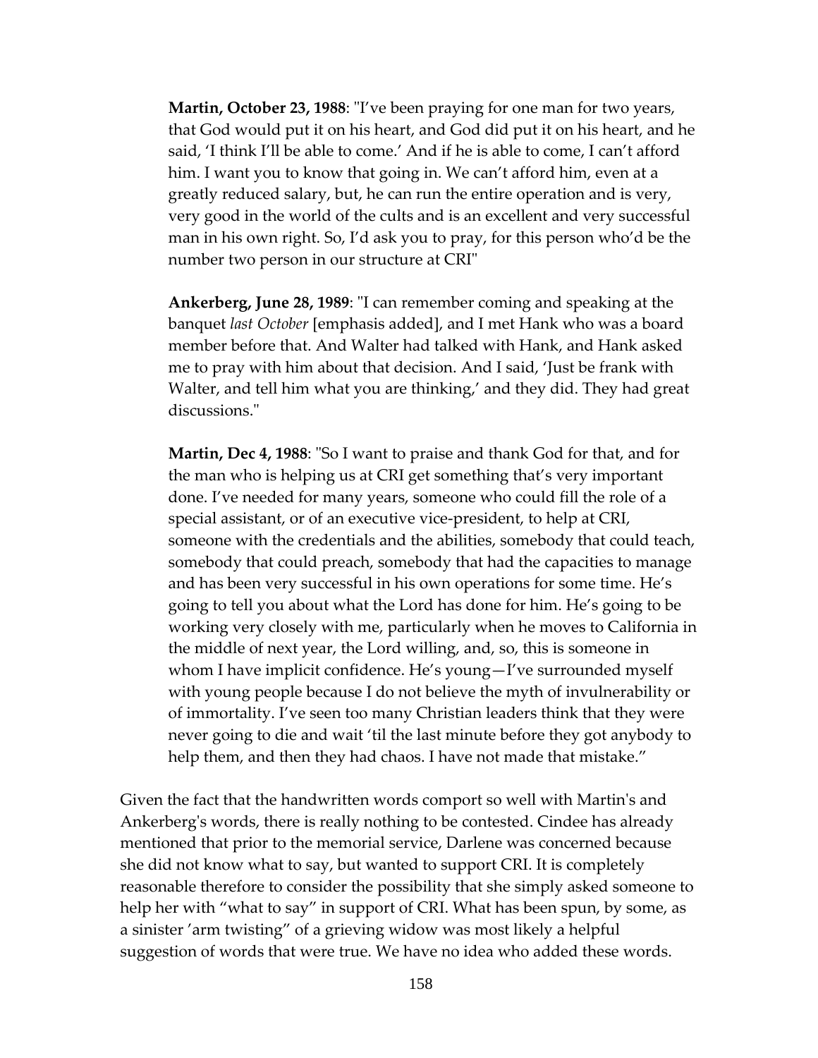> **Martin, October 23, 1988**: "I've been praying for one man for two years, that God would put it on his heart, and God did put it on his heart, and he said, 'I think I'll be able to come.' And if he is able to come, I can't afford him. I want you to know that going in. We can't afford him, even at a greatly reduced salary, but, he can run the entire operation and is very, very good in the world of the cults and is an excellent and very successful man in his own right. So, I'd ask you to pray, for this person who'd be the number two person in our structure at CRI"
>
> **Ankerberg, June 28, 1989**: "I can remember coming and speaking at the banquet *last October* [emphasis added], and I met Hank who was a board member before that. And Walter had talked with Hank, and Hank asked me to pray with him about that decision. And I said, 'Just be frank with Walter, and tell him what you are thinking,' and they did. They had great discussions."
>
> **Martin, Dec 4, 1988**: "So I want to praise and thank God for that, and for the man who is helping us at CRI get something that's very important done. I've needed for many years, someone who could fill the role of a special assistant, or of an executive vice-president, to help at CRI, someone with the credentials and the abilities, somebody that could teach, somebody that could preach, somebody that had the capacities to manage and has been very successful in his own operations for some time. He's going to tell you about what the Lord has done for him. He's going to be working very closely with me, particularly when he moves to California in the middle of next year, the Lord willing, and, so, this is someone in whom I have implicit confidence. He's young—I've surrounded myself with young people because I do not believe the myth of invulnerability or of immortality. I've seen too many Christian leaders think that they were never going to die and wait 'til the last minute before they got anybody to help them, and then they had chaos. I have not made that mistake."

Given the fact that the handwritten words comport so well with Martin's and Ankerberg's words, there is really nothing to be contested. Cindee has already mentioned that prior to the memorial service, Darlene was concerned because she did not know what to say, but wanted to support CRI. It is completely reasonable therefore to consider the possibility that she simply asked someone to help her with "what to say" in support of CRI. What has been spun, by some, as a sinister 'arm twisting" of a grieving widow was most likely a helpful suggestion of words that were true. We have no idea who added these words.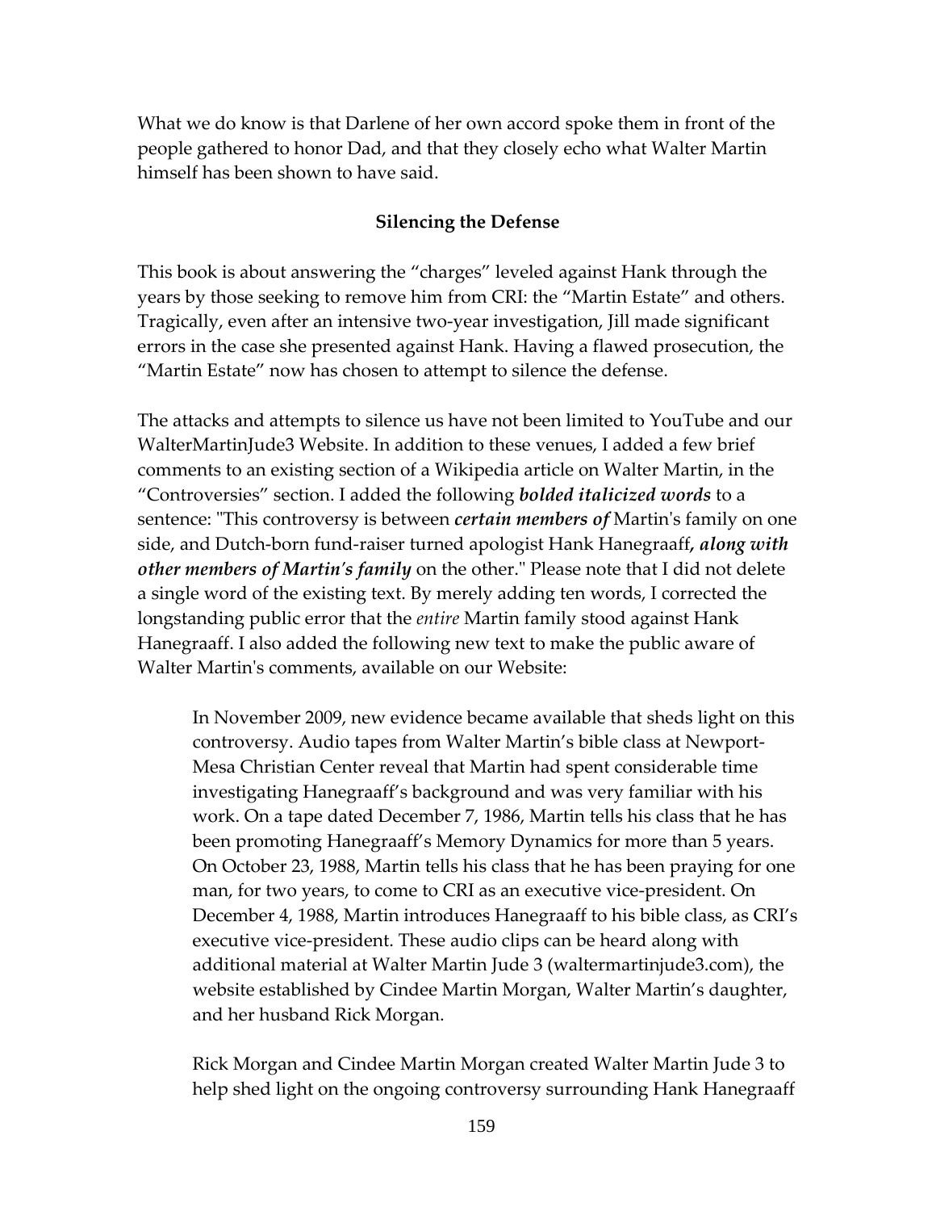What we do know is that Darlene of her own accord spoke them in front of the people gathered to honor Dad, and that they closely echo what Walter Martin himself has been shown to have said.

### Silencing the Defense

This book is about answering the "charges" leveled against Hank through the years by those seeking to remove him from CRI: the "Martin Estate" and others. Tragically, even after an intensive two-year investigation, Jill made significant errors in the case she presented against Hank. Having a flawed prosecution, the "Martin Estate" now has chosen to attempt to silence the defense.

The attacks and attempts to silence us have not been limited to YouTube and our WalterMartinJude3 Website. In addition to these venues, I added a few brief comments to an existing section of a Wikipedia article on Walter Martin, in the "Controversies" section. I added the following ***bolded italicized words*** to a sentence: "This controversy is between ***certain members of*** Martin's family on one side, and Dutch-born fund-raiser turned apologist Hank Hanegraaff***, along with other members of Martin's family*** on the other." Please note that I did not delete a single word of the existing text. By merely adding ten words, I corrected the longstanding public error that the *entire* Martin family stood against Hank Hanegraaff. I also added the following new text to make the public aware of Walter Martin's comments, available on our Website:

> In November 2009, new evidence became available that sheds light on this controversy. Audio tapes from Walter Martin's bible class at Newport-Mesa Christian Center reveal that Martin had spent considerable time investigating Hanegraaff's background and was very familiar with his work. On a tape dated December 7, 1986, Martin tells his class that he has been promoting Hanegraaff's Memory Dynamics for more than 5 years. On October 23, 1988, Martin tells his class that he has been praying for one man, for two years, to come to CRI as an executive vice-president. On December 4, 1988, Martin introduces Hanegraaff to his bible class, as CRI's executive vice-president. These audio clips can be heard along with additional material at Walter Martin Jude 3 (waltermartinjude3.com), the website established by Cindee Martin Morgan, Walter Martin's daughter, and her husband Rick Morgan.
>
> Rick Morgan and Cindee Martin Morgan created Walter Martin Jude 3 to help shed light on the ongoing controversy surrounding Hank Hanegraaff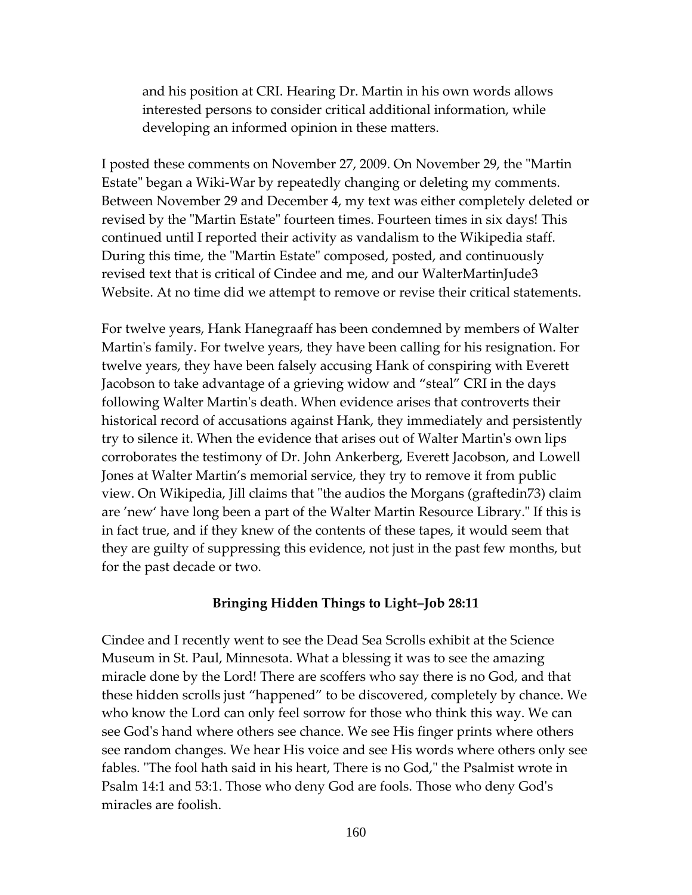> and his position at CRI. Hearing Dr. Martin in his own words allows interested persons to consider critical additional information, while developing an informed opinion in these matters.

I posted these comments on November 27, 2009. On November 29, the "Martin Estate" began a Wiki-War by repeatedly changing or deleting my comments. Between November 29 and December 4, my text was either completely deleted or revised by the "Martin Estate" fourteen times. Fourteen times in six days! This continued until I reported their activity as vandalism to the Wikipedia staff. During this time, the "Martin Estate" composed, posted, and continuously revised text that is critical of Cindee and me, and our WalterMartinJude3 Website. At no time did we attempt to remove or revise their critical statements.

For twelve years, Hank Hanegraaff has been condemned by members of Walter Martin's family. For twelve years, they have been calling for his resignation. For twelve years, they have been falsely accusing Hank of conspiring with Everett Jacobson to take advantage of a grieving widow and "steal" CRI in the days following Walter Martin's death. When evidence arises that controverts their historical record of accusations against Hank, they immediately and persistently try to silence it. When the evidence that arises out of Walter Martin's own lips corroborates the testimony of Dr. John Ankerberg, Everett Jacobson, and Lowell Jones at Walter Martin's memorial service, they try to remove it from public view. On Wikipedia, Jill claims that "the audios the Morgans (graftedin73) claim are 'new' have long been a part of the Walter Martin Resource Library." If this is in fact true, and if they knew of the contents of these tapes, it would seem that they are guilty of suppressing this evidence, not just in the past few months, but for the past decade or two.

**Bringing Hidden Things to Light–Job 28:11**

Cindee and I recently went to see the Dead Sea Scrolls exhibit at the Science Museum in St. Paul, Minnesota. What a blessing it was to see the amazing miracle done by the Lord! There are scoffers who say there is no God, and that these hidden scrolls just "happened" to be discovered, completely by chance. We who know the Lord can only feel sorrow for those who think this way. We can see God's hand where others see chance. We see His finger prints where others see random changes. We hear His voice and see His words where others only see fables. "The fool hath said in his heart, There is no God," the Psalmist wrote in Psalm 14:1 and 53:1. Those who deny God are fools. Those who deny God's miracles are foolish.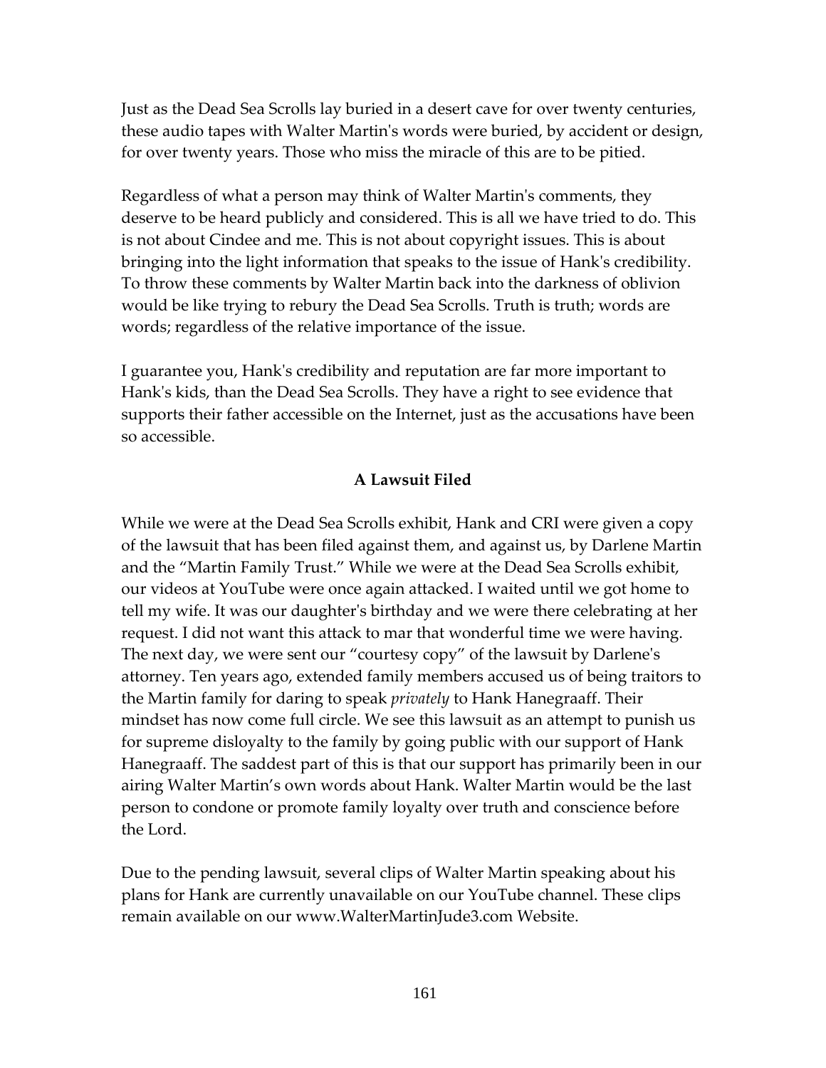Just as the Dead Sea Scrolls lay buried in a desert cave for over twenty centuries, these audio tapes with Walter Martin's words were buried, by accident or design, for over twenty years. Those who miss the miracle of this are to be pitied.

Regardless of what a person may think of Walter Martin's comments, they deserve to be heard publicly and considered. This is all we have tried to do. This is not about Cindee and me. This is not about copyright issues. This is about bringing into the light information that speaks to the issue of Hank's credibility. To throw these comments by Walter Martin back into the darkness of oblivion would be like trying to rebury the Dead Sea Scrolls. Truth is truth; words are words; regardless of the relative importance of the issue.

I guarantee you, Hank's credibility and reputation are far more important to Hank's kids, than the Dead Sea Scrolls. They have a right to see evidence that supports their father accessible on the Internet, just as the accusations have been so accessible.

### A Lawsuit Filed

While we were at the Dead Sea Scrolls exhibit, Hank and CRI were given a copy of the lawsuit that has been filed against them, and against us, by Darlene Martin and the "Martin Family Trust." While we were at the Dead Sea Scrolls exhibit, our videos at YouTube were once again attacked. I waited until we got home to tell my wife. It was our daughter's birthday and we were there celebrating at her request. I did not want this attack to mar that wonderful time we were having. The next day, we were sent our "courtesy copy" of the lawsuit by Darlene's attorney. Ten years ago, extended family members accused us of being traitors to the Martin family for daring to speak *privately* to Hank Hanegraaff. Their mindset has now come full circle. We see this lawsuit as an attempt to punish us for supreme disloyalty to the family by going public with our support of Hank Hanegraaff. The saddest part of this is that our support has primarily been in our airing Walter Martin's own words about Hank. Walter Martin would be the last person to condone or promote family loyalty over truth and conscience before the Lord.

Due to the pending lawsuit, several clips of Walter Martin speaking about his plans for Hank are currently unavailable on our YouTube channel. These clips remain available on our www.WalterMartinJude3.com Website.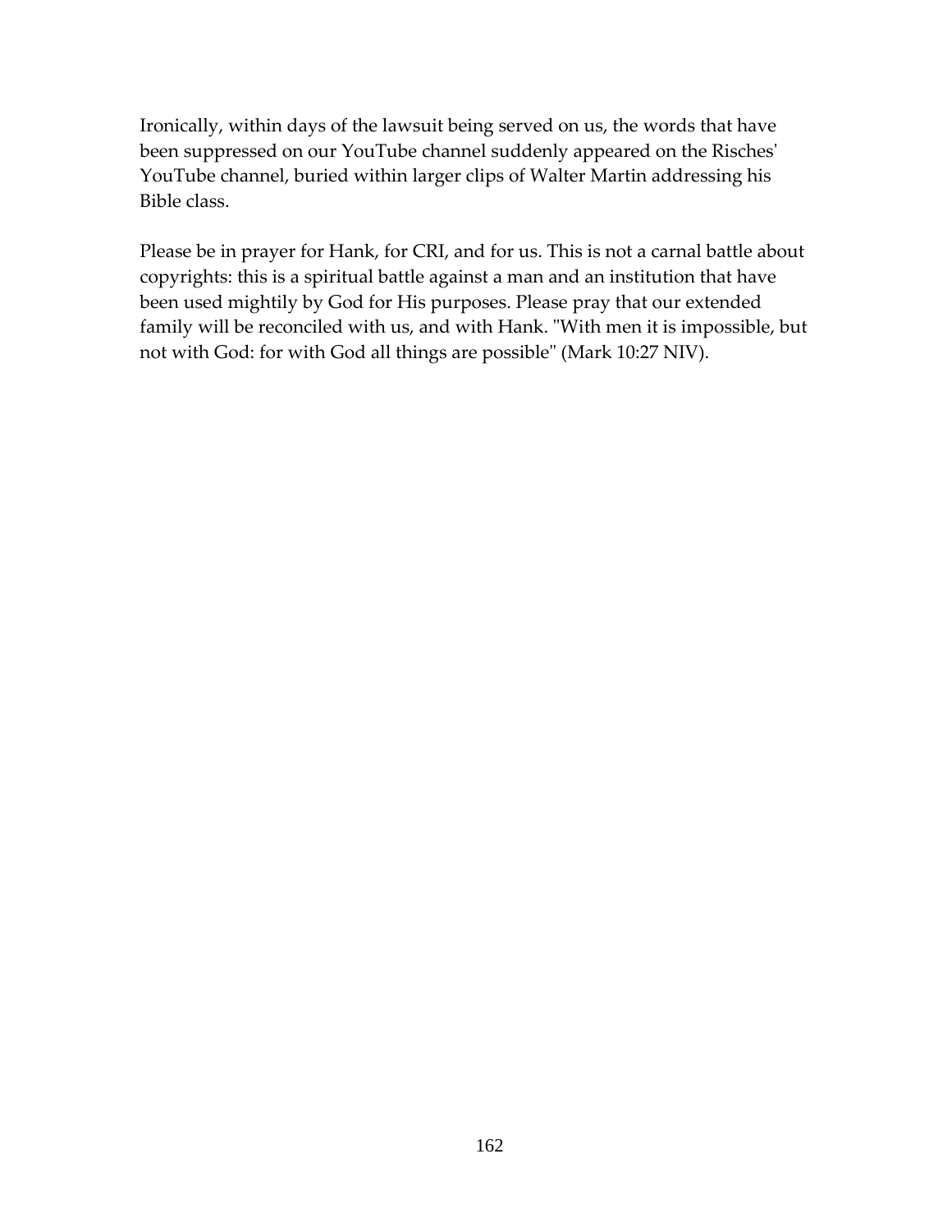Ironically, within days of the lawsuit being served on us, the words that have been suppressed on our YouTube channel suddenly appeared on the Risches' YouTube channel, buried within larger clips of Walter Martin addressing his Bible class.

Please be in prayer for Hank, for CRI, and for us. This is not a carnal battle about copyrights: this is a spiritual battle against a man and an institution that have been used mightily by God for His purposes. Please pray that our extended family will be reconciled with us, and with Hank. "With men it is impossible, but not with God: for with God all things are possible" (Mark 10:27 NIV).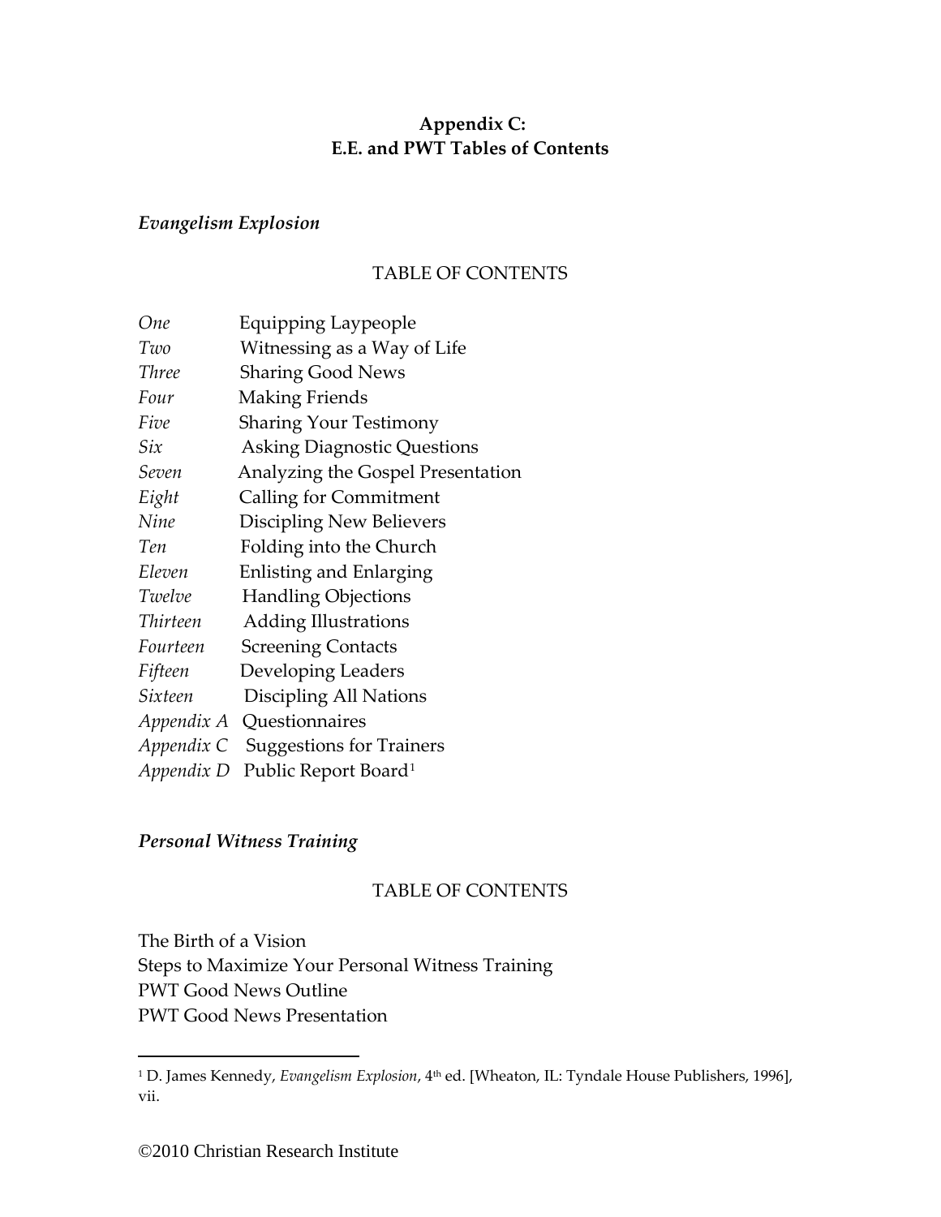**Appendix C:**
**E.E. and PWT Tables of Contents**

***Evangelism Explosion***

TABLE OF CONTENTS

| | |
|---|---|
| *One* | Equipping Laypeople |
| *Two* | Witnessing as a Way of Life |
| *Three* | Sharing Good News |
| *Four* | Making Friends |
| *Five* | Sharing Your Testimony |
| *Six* | Asking Diagnostic Questions |
| *Seven* | Analyzing the Gospel Presentation |
| *Eight* | Calling for Commitment |
| *Nine* | Discipling New Believers |
| *Ten* | Folding into the Church |
| *Eleven* | Enlisting and Enlarging |
| *Twelve* | Handling Objections |
| *Thirteen* | Adding Illustrations |
| *Fourteen* | Screening Contacts |
| *Fifteen* | Developing Leaders |
| *Sixteen* | Discipling All Nations |
| *Appendix A* | Questionnaires |
| *Appendix C* | Suggestions for Trainers |
| *Appendix D* | Public Report Board[1] |

***Personal Witness Training***

TABLE OF CONTENTS

The Birth of a Vision
Steps to Maximize Your Personal Witness Training
PWT Good News Outline
PWT Good News Presentation

---

[1] D. James Kennedy, *Evangelism Explosion*, 4th ed. [Wheaton, IL: Tyndale House Publishers, 1996], vii.

©2010 Christian Research Institute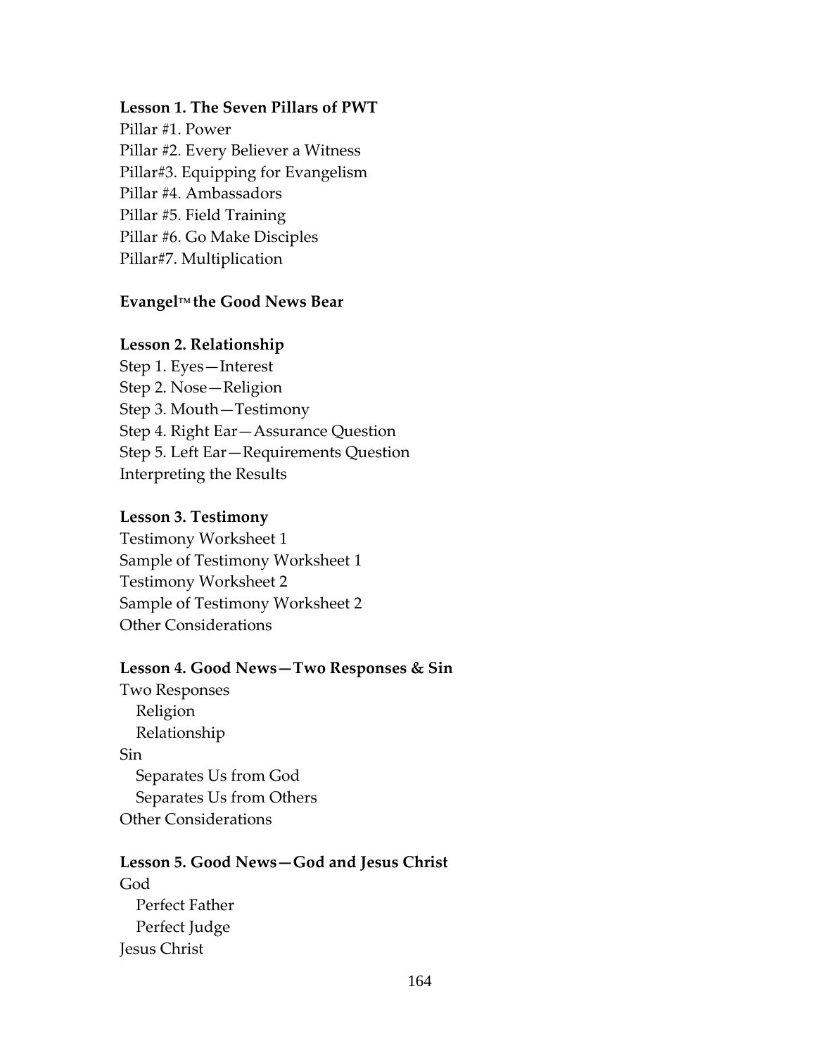**Lesson 1. The Seven Pillars of PWT**

Pillar #1. Power
Pillar #2. Every Believer a Witness
Pillar#3. Equipping for Evangelism
Pillar #4. Ambassadors
Pillar #5. Field Training
Pillar #6. Go Make Disciples
Pillar#7. Multiplication

**Evangel™ the Good News Bear**

**Lesson 2. Relationship**

Step 1. Eyes—Interest
Step 2. Nose—Religion
Step 3. Mouth—Testimony
Step 4. Right Ear—Assurance Question
Step 5. Left Ear—Requirements Question
Interpreting the Results

**Lesson 3. Testimony**

Testimony Worksheet 1
Sample of Testimony Worksheet 1
Testimony Worksheet 2
Sample of Testimony Worksheet 2
Other Considerations

**Lesson 4. Good News—Two Responses & Sin**

Two Responses
  Religion
  Relationship
Sin
  Separates Us from God
  Separates Us from Others
Other Considerations

**Lesson 5. Good News—God and Jesus Christ**

God
  Perfect Father
  Perfect Judge
Jesus Christ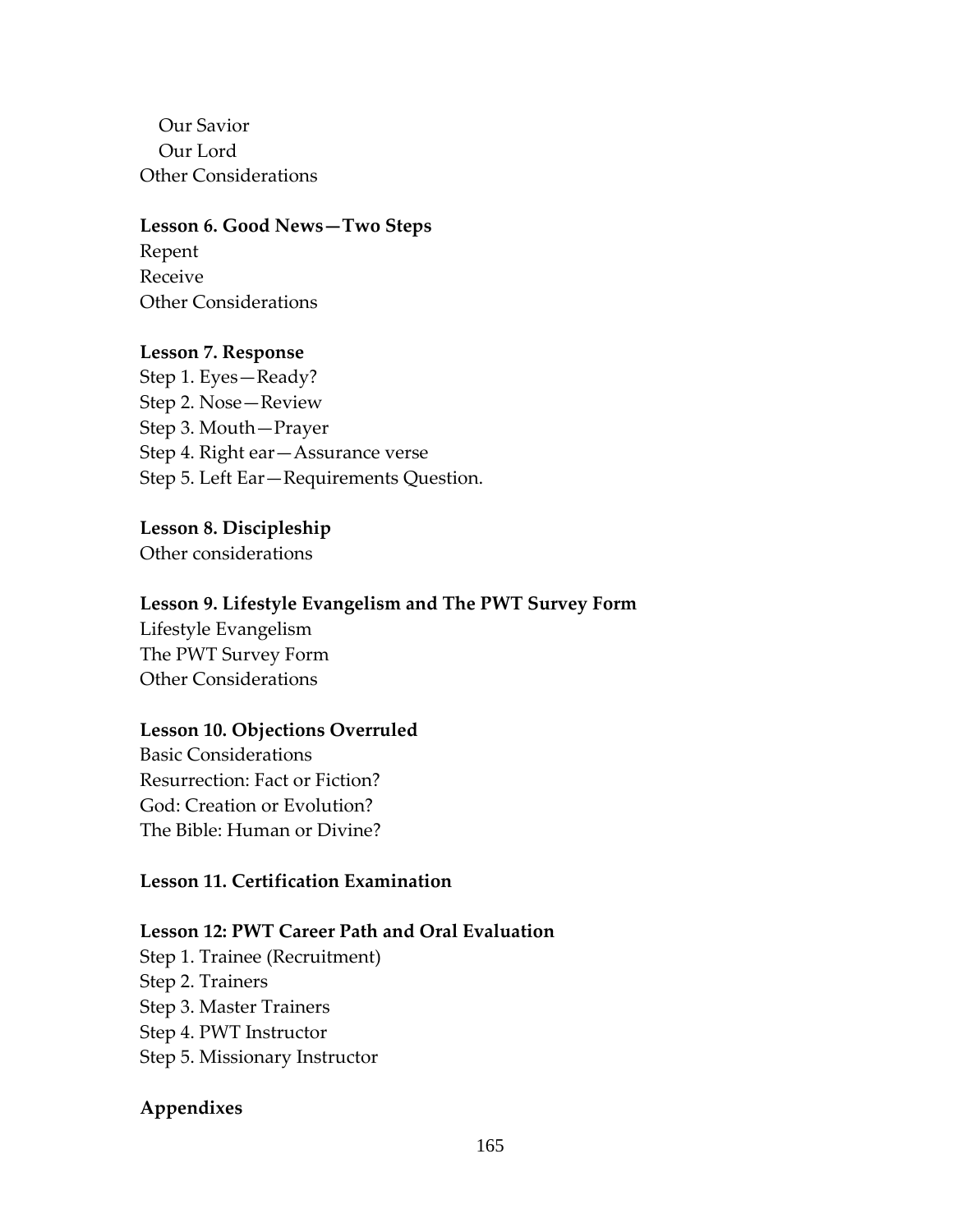Our Savior
Our Lord
Other Considerations

**Lesson 6. Good News—Two Steps**
Repent
Receive
Other Considerations

**Lesson 7. Response**
Step 1. Eyes—Ready?
Step 2. Nose—Review
Step 3. Mouth—Prayer
Step 4. Right ear—Assurance verse
Step 5. Left Ear—Requirements Question.

**Lesson 8. Discipleship**
Other considerations

**Lesson 9. Lifestyle Evangelism and The PWT Survey Form**
Lifestyle Evangelism
The PWT Survey Form
Other Considerations

**Lesson 10. Objections Overruled**
Basic Considerations
Resurrection: Fact or Fiction?
God: Creation or Evolution?
The Bible: Human or Divine?

**Lesson 11. Certification Examination**

**Lesson 12: PWT Career Path and Oral Evaluation**
Step 1. Trainee (Recruitment)
Step 2. Trainers
Step 3. Master Trainers
Step 4. PWT Instructor
Step 5. Missionary Instructor

**Appendixes**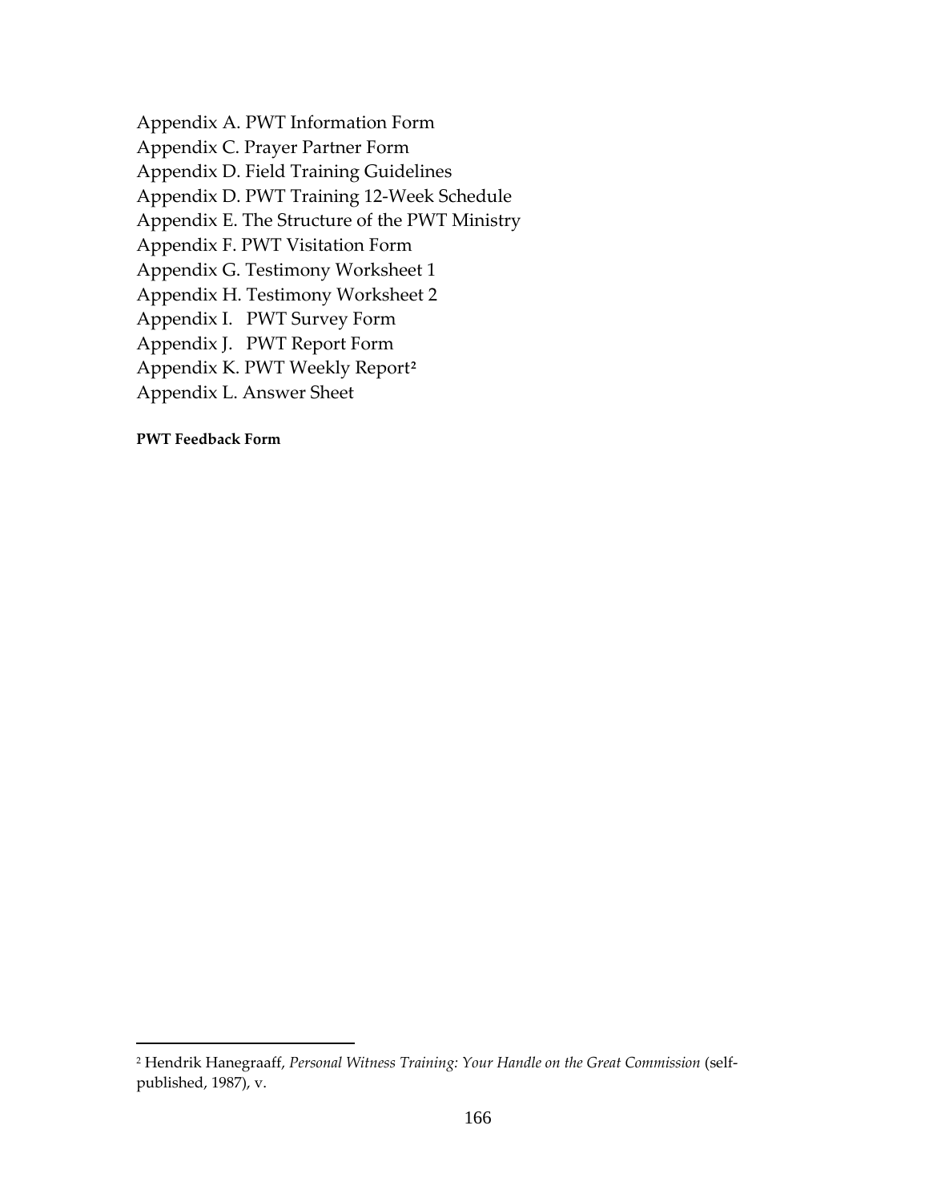Appendix A. PWT Information Form
Appendix C. Prayer Partner Form
Appendix D. Field Training Guidelines
Appendix D. PWT Training 12-Week Schedule
Appendix E. The Structure of the PWT Ministry
Appendix F. PWT Visitation Form
Appendix G. Testimony Worksheet 1
Appendix H. Testimony Worksheet 2
Appendix I.   PWT Survey Form
Appendix J.   PWT Report Form
Appendix K. PWT Weekly Report[2]
Appendix L. Answer Sheet

**PWT Feedback Form**

---

[2] Hendrik Hanegraaff, *Personal Witness Training: Your Handle on the Great Commission* (self-published, 1987), v.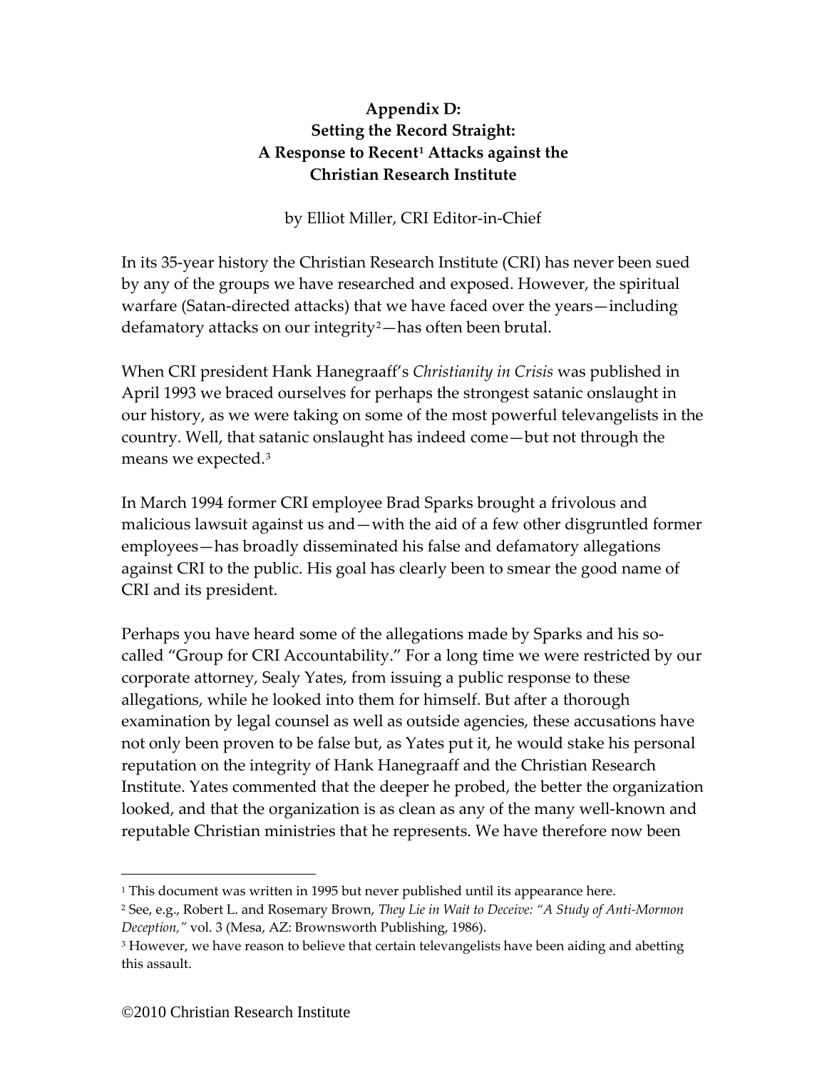# Appendix D: Setting the Record Straight: A Response to Recent[1] Attacks against the Christian Research Institute

by Elliot Miller, CRI Editor-in-Chief

In its 35-year history the Christian Research Institute (CRI) has never been sued by any of the groups we have researched and exposed. However, the spiritual warfare (Satan-directed attacks) that we have faced over the years—including defamatory attacks on our integrity[2]—has often been brutal.

When CRI president Hank Hanegraaff's *Christianity in Crisis* was published in April 1993 we braced ourselves for perhaps the strongest satanic onslaught in our history, as we were taking on some of the most powerful televangelists in the country. Well, that satanic onslaught has indeed come—but not through the means we expected.[3]

In March 1994 former CRI employee Brad Sparks brought a frivolous and malicious lawsuit against us and—with the aid of a few other disgruntled former employees—has broadly disseminated his false and defamatory allegations against CRI to the public. His goal has clearly been to smear the good name of CRI and its president.

Perhaps you have heard some of the allegations made by Sparks and his so-called "Group for CRI Accountability." For a long time we were restricted by our corporate attorney, Sealy Yates, from issuing a public response to these allegations, while he looked into them for himself. But after a thorough examination by legal counsel as well as outside agencies, these accusations have not only been proven to be false but, as Yates put it, he would stake his personal reputation on the integrity of Hank Hanegraaff and the Christian Research Institute. Yates commented that the deeper he probed, the better the organization looked, and that the organization is as clean as any of the many well-known and reputable Christian ministries that he represents. We have therefore now been

---

[1] This document was written in 1995 but never published until its appearance here.

[2] See, e.g., Robert L. and Rosemary Brown, *They Lie in Wait to Deceive: "A Study of Anti-Mormon Deception,"* vol. 3 (Mesa, AZ: Brownsworth Publishing, 1986).

[3] However, we have reason to believe that certain televangelists have been aiding and abetting this assault.

©2010 Christian Research Institute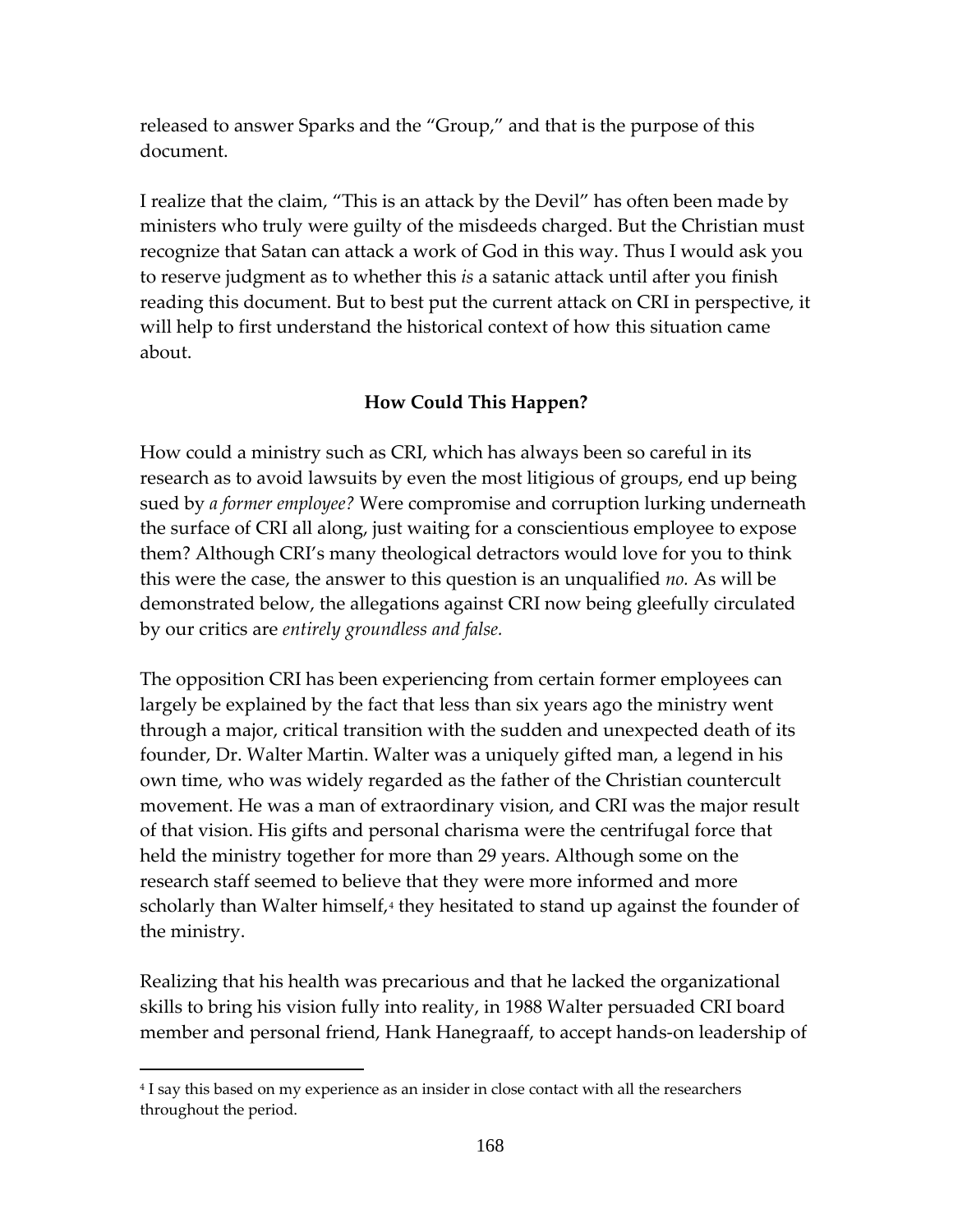released to answer Sparks and the "Group," and that is the purpose of this document.

I realize that the claim, "This is an attack by the Devil" has often been made by ministers who truly were guilty of the misdeeds charged. But the Christian must recognize that Satan can attack a work of God in this way. Thus I would ask you to reserve judgment as to whether this *is* a satanic attack until after you finish reading this document. But to best put the current attack on CRI in perspective, it will help to first understand the historical context of how this situation came about.

**How Could This Happen?**

How could a ministry such as CRI, which has always been so careful in its research as to avoid lawsuits by even the most litigious of groups, end up being sued by *a former employee?* Were compromise and corruption lurking underneath the surface of CRI all along, just waiting for a conscientious employee to expose them? Although CRI's many theological detractors would love for you to think this were the case, the answer to this question is an unqualified *no.* As will be demonstrated below, the allegations against CRI now being gleefully circulated by our critics are *entirely groundless and false.*

The opposition CRI has been experiencing from certain former employees can largely be explained by the fact that less than six years ago the ministry went through a major, critical transition with the sudden and unexpected death of its founder, Dr. Walter Martin. Walter was a uniquely gifted man, a legend in his own time, who was widely regarded as the father of the Christian countercult movement. He was a man of extraordinary vision, and CRI was the major result of that vision. His gifts and personal charisma were the centrifugal force that held the ministry together for more than 29 years. Although some on the research staff seemed to believe that they were more informed and more scholarly than Walter himself,[4] they hesitated to stand up against the founder of the ministry.

Realizing that his health was precarious and that he lacked the organizational skills to bring his vision fully into reality, in 1988 Walter persuaded CRI board member and personal friend, Hank Hanegraaff, to accept hands-on leadership of

[4] I say this based on my experience as an insider in close contact with all the researchers throughout the period.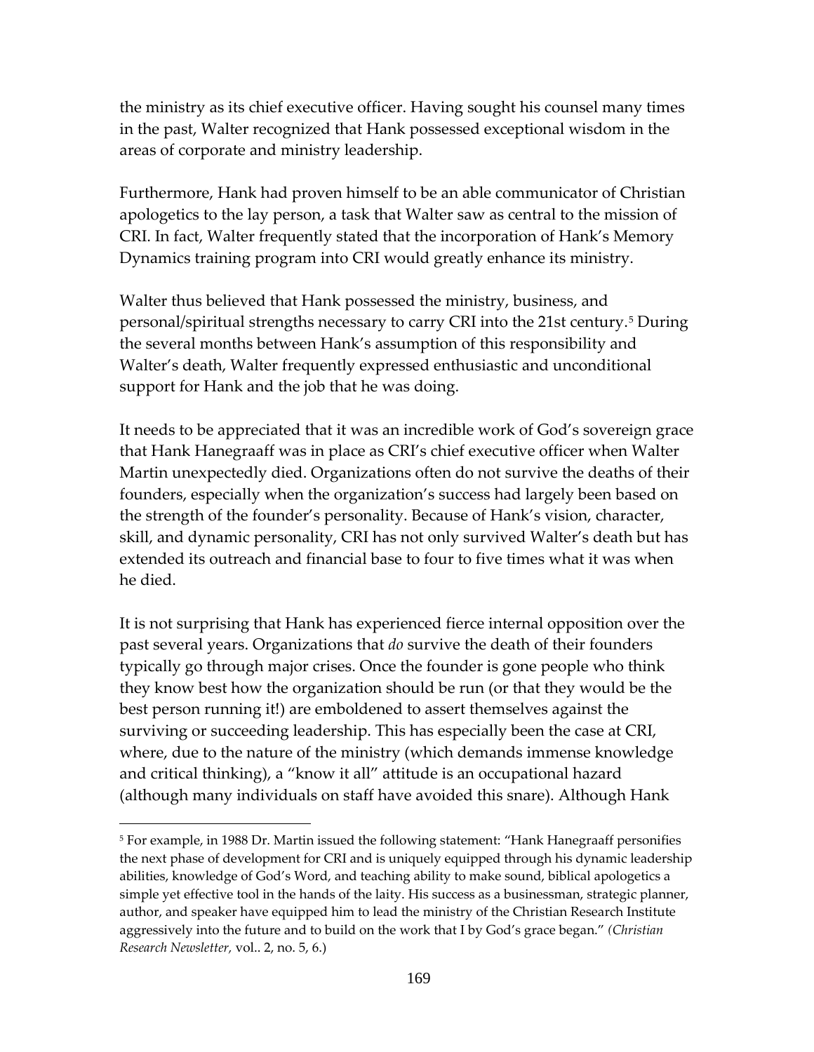the ministry as its chief executive officer. Having sought his counsel many times in the past, Walter recognized that Hank possessed exceptional wisdom in the areas of corporate and ministry leadership.

Furthermore, Hank had proven himself to be an able communicator of Christian apologetics to the lay person, a task that Walter saw as central to the mission of CRI. In fact, Walter frequently stated that the incorporation of Hank's Memory Dynamics training program into CRI would greatly enhance its ministry.

Walter thus believed that Hank possessed the ministry, business, and personal/spiritual strengths necessary to carry CRI into the 21st century.[5] During the several months between Hank's assumption of this responsibility and Walter's death, Walter frequently expressed enthusiastic and unconditional support for Hank and the job that he was doing.

It needs to be appreciated that it was an incredible work of God's sovereign grace that Hank Hanegraaff was in place as CRI's chief executive officer when Walter Martin unexpectedly died. Organizations often do not survive the deaths of their founders, especially when the organization's success had largely been based on the strength of the founder's personality. Because of Hank's vision, character, skill, and dynamic personality, CRI has not only survived Walter's death but has extended its outreach and financial base to four to five times what it was when he died.

It is not surprising that Hank has experienced fierce internal opposition over the past several years. Organizations that *do* survive the death of their founders typically go through major crises. Once the founder is gone people who think they know best how the organization should be run (or that they would be the best person running it!) are emboldened to assert themselves against the surviving or succeeding leadership. This has especially been the case at CRI, where, due to the nature of the ministry (which demands immense knowledge and critical thinking), a "know it all" attitude is an occupational hazard (although many individuals on staff have avoided this snare). Although Hank

---

[5] For example, in 1988 Dr. Martin issued the following statement: "Hank Hanegraaff personifies the next phase of development for CRI and is uniquely equipped through his dynamic leadership abilities, knowledge of God's Word, and teaching ability to make sound, biblical apologetics a simple yet effective tool in the hands of the laity. His success as a businessman, strategic planner, author, and speaker have equipped him to lead the ministry of the Christian Research Institute aggressively into the future and to build on the work that I by God's grace began." *(Christian Research Newsletter,* vol.. 2, no. 5, 6.)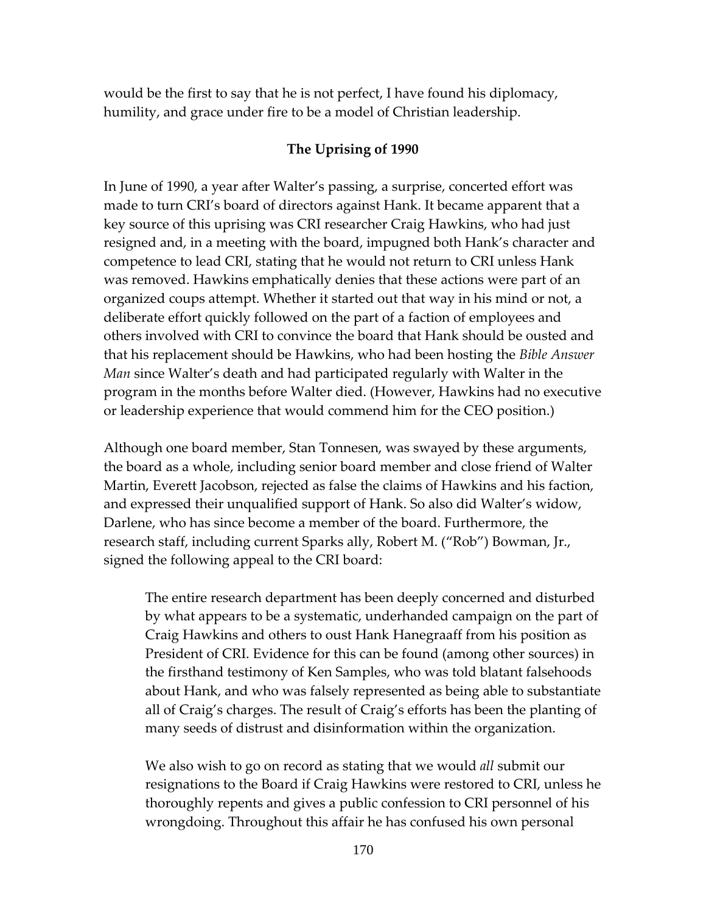would be the first to say that he is not perfect, I have found his diplomacy, humility, and grace under fire to be a model of Christian leadership.

**The Uprising of 1990**

In June of 1990, a year after Walter's passing, a surprise, concerted effort was made to turn CRI's board of directors against Hank. It became apparent that a key source of this uprising was CRI researcher Craig Hawkins, who had just resigned and, in a meeting with the board, impugned both Hank's character and competence to lead CRI, stating that he would not return to CRI unless Hank was removed. Hawkins emphatically denies that these actions were part of an organized coups attempt. Whether it started out that way in his mind or not, a deliberate effort quickly followed on the part of a faction of employees and others involved with CRI to convince the board that Hank should be ousted and that his replacement should be Hawkins, who had been hosting the *Bible Answer Man* since Walter's death and had participated regularly with Walter in the program in the months before Walter died. (However, Hawkins had no executive or leadership experience that would commend him for the CEO position.)

Although one board member, Stan Tonnesen, was swayed by these arguments, the board as a whole, including senior board member and close friend of Walter Martin, Everett Jacobson, rejected as false the claims of Hawkins and his faction, and expressed their unqualified support of Hank. So also did Walter's widow, Darlene, who has since become a member of the board. Furthermore, the research staff, including current Sparks ally, Robert M. ("Rob") Bowman, Jr., signed the following appeal to the CRI board:

> The entire research department has been deeply concerned and disturbed by what appears to be a systematic, underhanded campaign on the part of Craig Hawkins and others to oust Hank Hanegraaff from his position as President of CRI. Evidence for this can be found (among other sources) in the firsthand testimony of Ken Samples, who was told blatant falsehoods about Hank, and who was falsely represented as being able to substantiate all of Craig's charges. The result of Craig's efforts has been the planting of many seeds of distrust and disinformation within the organization.
>
> We also wish to go on record as stating that we would *all* submit our resignations to the Board if Craig Hawkins were restored to CRI, unless he thoroughly repents and gives a public confession to CRI personnel of his wrongdoing. Throughout this affair he has confused his own personal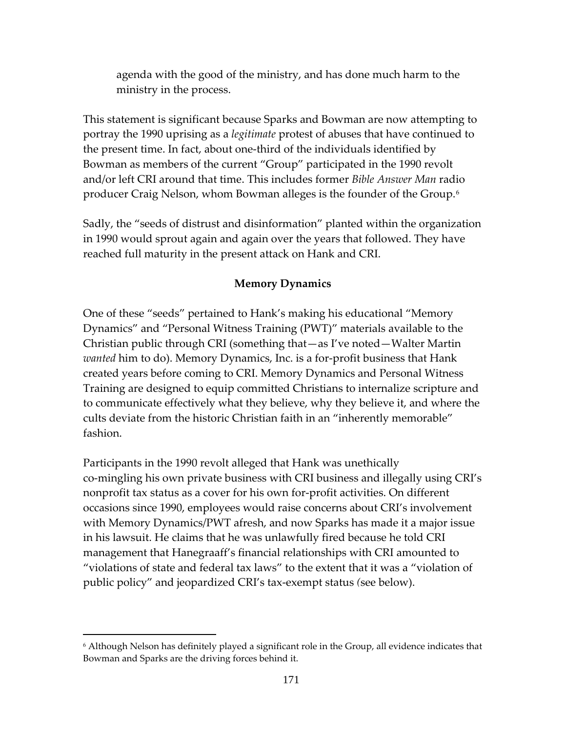agenda with the good of the ministry, and has done much harm to the ministry in the process.

This statement is significant because Sparks and Bowman are now attempting to portray the 1990 uprising as a *legitimate* protest of abuses that have continued to the present time. In fact, about one-third of the individuals identified by Bowman as members of the current "Group" participated in the 1990 revolt and/or left CRI around that time. This includes former *Bible Answer Man* radio producer Craig Nelson, whom Bowman alleges is the founder of the Group.[6]

Sadly, the "seeds of distrust and disinformation" planted within the organization in 1990 would sprout again and again over the years that followed. They have reached full maturity in the present attack on Hank and CRI.

**Memory Dynamics**

One of these "seeds" pertained to Hank's making his educational "Memory Dynamics" and "Personal Witness Training (PWT)" materials available to the Christian public through CRI (something that—as I've noted—Walter Martin *wanted* him to do). Memory Dynamics, Inc. is a for-profit business that Hank created years before coming to CRI. Memory Dynamics and Personal Witness Training are designed to equip committed Christians to internalize scripture and to communicate effectively what they believe, why they believe it, and where the cults deviate from the historic Christian faith in an "inherently memorable" fashion.

Participants in the 1990 revolt alleged that Hank was unethically co-mingling his own private business with CRI business and illegally using CRI's nonprofit tax status as a cover for his own for-profit activities. On different occasions since 1990, employees would raise concerns about CRI's involvement with Memory Dynamics/PWT afresh, and now Sparks has made it a major issue in his lawsuit. He claims that he was unlawfully fired because he told CRI management that Hanegraaff's financial relationships with CRI amounted to "violations of state and federal tax laws" to the extent that it was a "violation of public policy" and jeopardized CRI's tax-exempt status (see below).

[6] Although Nelson has definitely played a significant role in the Group, all evidence indicates that Bowman and Sparks are the driving forces behind it.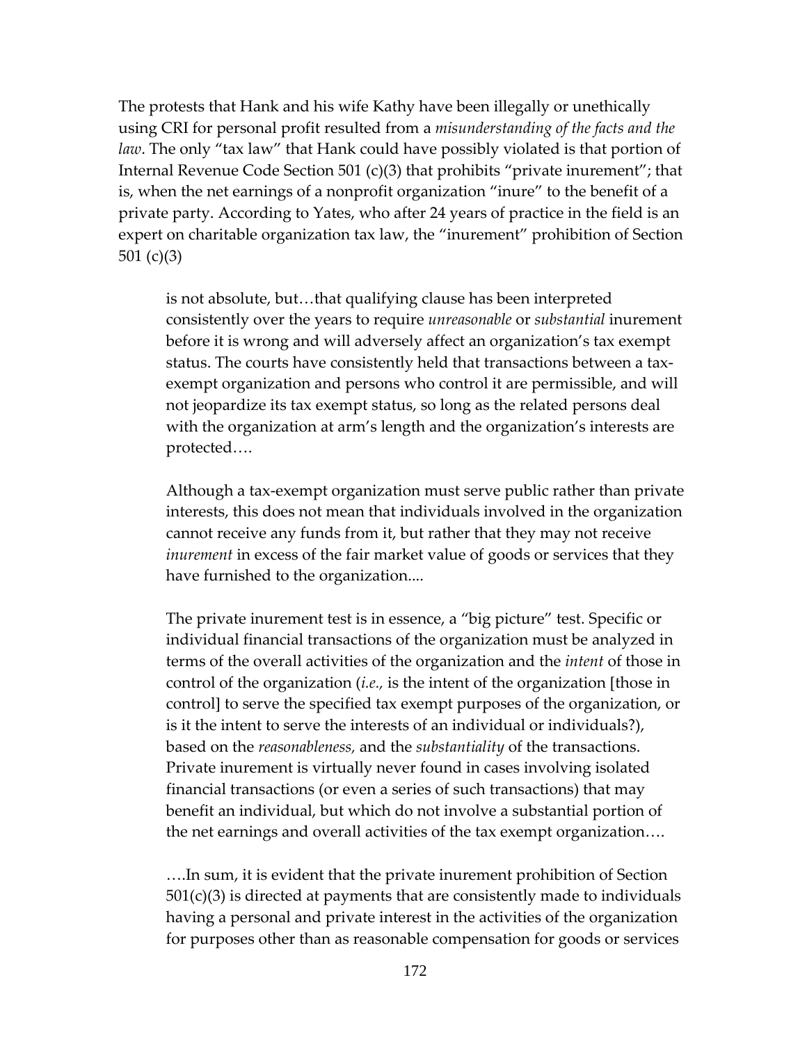The protests that Hank and his wife Kathy have been illegally or unethically using CRI for personal profit resulted from a *misunderstanding of the facts and the law*. The only "tax law" that Hank could have possibly violated is that portion of Internal Revenue Code Section 501 (c)(3) that prohibits "private inurement"; that is, when the net earnings of a nonprofit organization "inure" to the benefit of a private party. According to Yates, who after 24 years of practice in the field is an expert on charitable organization tax law, the "inurement" prohibition of Section 501 (c)(3)

> is not absolute, but…that qualifying clause has been interpreted consistently over the years to require *unreasonable* or *substantial* inurement before it is wrong and will adversely affect an organization's tax exempt status. The courts have consistently held that transactions between a tax-exempt organization and persons who control it are permissible, and will not jeopardize its tax exempt status, so long as the related persons deal with the organization at arm's length and the organization's interests are protected….
>
> Although a tax-exempt organization must serve public rather than private interests, this does not mean that individuals involved in the organization cannot receive any funds from it, but rather that they may not receive *inurement* in excess of the fair market value of goods or services that they have furnished to the organization....
>
> The private inurement test is in essence, a "big picture" test. Specific or individual financial transactions of the organization must be analyzed in terms of the overall activities of the organization and the *intent* of those in control of the organization (*i.e.,* is the intent of the organization [those in control] to serve the specified tax exempt purposes of the organization, or is it the intent to serve the interests of an individual or individuals?), based on the *reasonableness,* and the *substantiality* of the transactions. Private inurement is virtually never found in cases involving isolated financial transactions (or even a series of such transactions) that may benefit an individual, but which do not involve a substantial portion of the net earnings and overall activities of the tax exempt organization….
>
> ….In sum, it is evident that the private inurement prohibition of Section 501(c)(3) is directed at payments that are consistently made to individuals having a personal and private interest in the activities of the organization for purposes other than as reasonable compensation for goods or services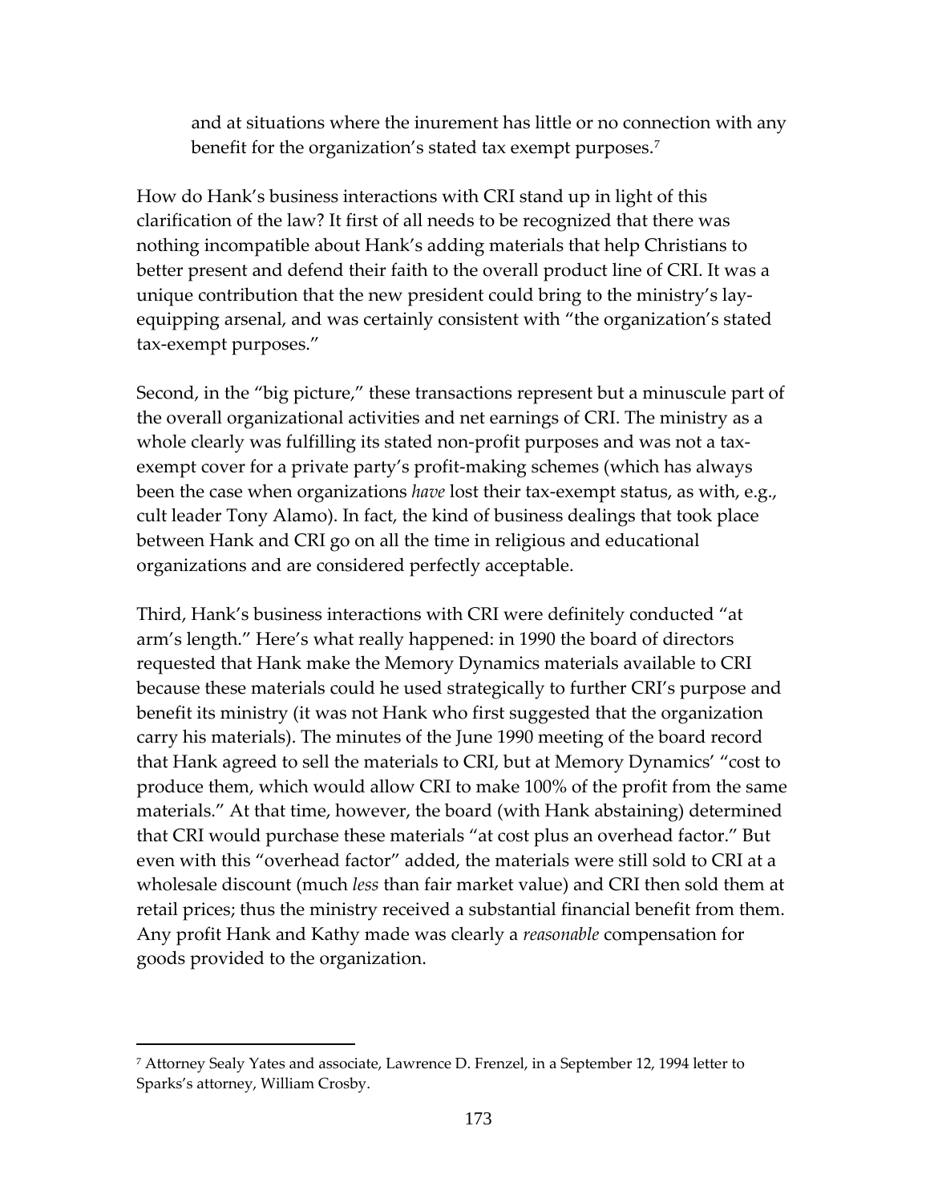and at situations where the inurement has little or no connection with any benefit for the organization's stated tax exempt purposes.[7]

How do Hank's business interactions with CRI stand up in light of this clarification of the law? It first of all needs to be recognized that there was nothing incompatible about Hank's adding materials that help Christians to better present and defend their faith to the overall product line of CRI. It was a unique contribution that the new president could bring to the ministry's lay-equipping arsenal, and was certainly consistent with "the organization's stated tax-exempt purposes."

Second, in the "big picture," these transactions represent but a minuscule part of the overall organizational activities and net earnings of CRI. The ministry as a whole clearly was fulfilling its stated non-profit purposes and was not a tax-exempt cover for a private party's profit-making schemes (which has always been the case when organizations *have* lost their tax-exempt status, as with, e.g., cult leader Tony Alamo). In fact, the kind of business dealings that took place between Hank and CRI go on all the time in religious and educational organizations and are considered perfectly acceptable.

Third, Hank's business interactions with CRI were definitely conducted "at arm's length." Here's what really happened: in 1990 the board of directors requested that Hank make the Memory Dynamics materials available to CRI because these materials could he used strategically to further CRI's purpose and benefit its ministry (it was not Hank who first suggested that the organization carry his materials). The minutes of the June 1990 meeting of the board record that Hank agreed to sell the materials to CRI, but at Memory Dynamics' "cost to produce them, which would allow CRI to make 100% of the profit from the same materials." At that time, however, the board (with Hank abstaining) determined that CRI would purchase these materials "at cost plus an overhead factor." But even with this "overhead factor" added, the materials were still sold to CRI at a wholesale discount (much *less* than fair market value) and CRI then sold them at retail prices; thus the ministry received a substantial financial benefit from them. Any profit Hank and Kathy made was clearly a *reasonable* compensation for goods provided to the organization.

---

[7] Attorney Sealy Yates and associate, Lawrence D. Frenzel, in a September 12, 1994 letter to Sparks's attorney, William Crosby.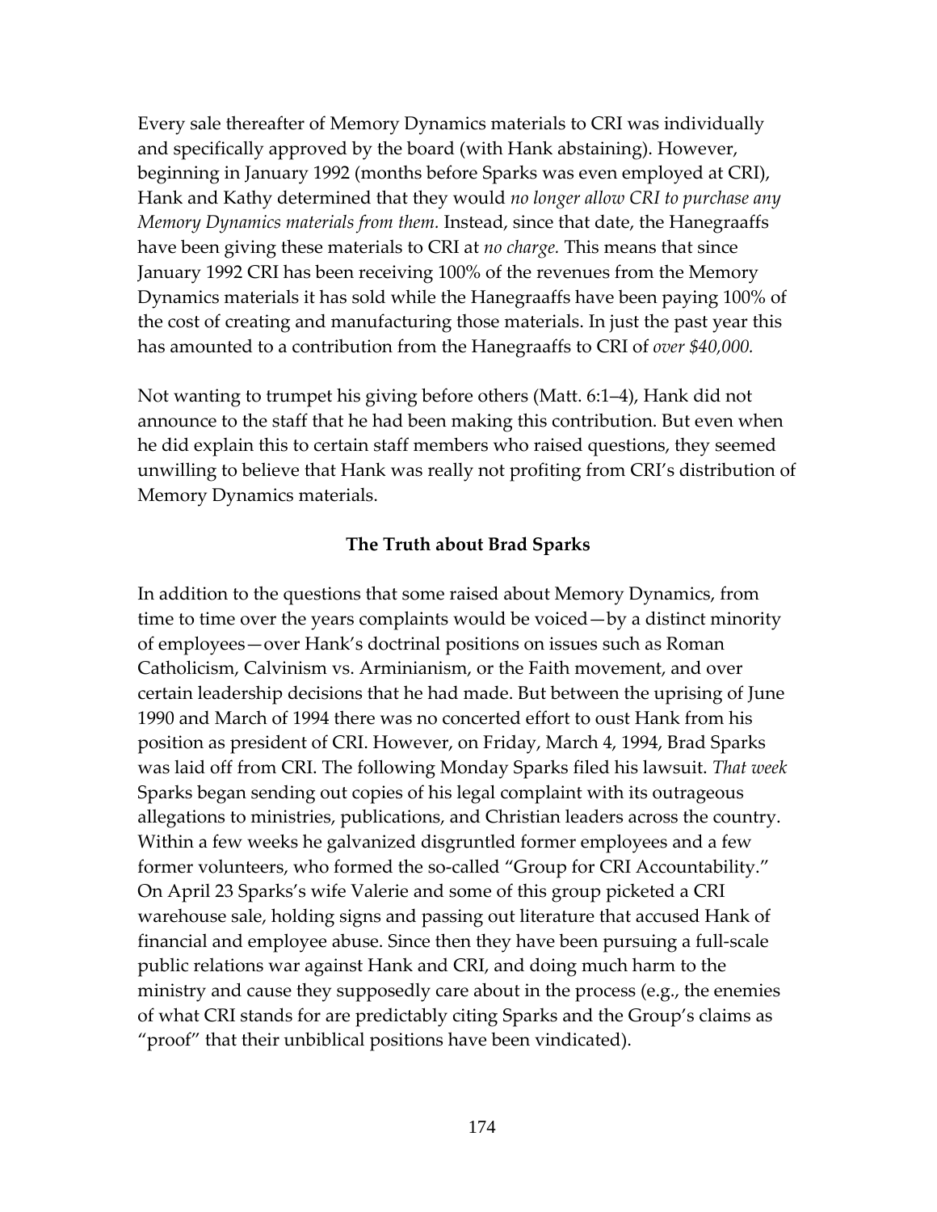Every sale thereafter of Memory Dynamics materials to CRI was individually and specifically approved by the board (with Hank abstaining). However, beginning in January 1992 (months before Sparks was even employed at CRI), Hank and Kathy determined that they would *no longer allow CRI to purchase any Memory Dynamics materials from them.* Instead, since that date, the Hanegraaffs have been giving these materials to CRI at *no charge.* This means that since January 1992 CRI has been receiving 100% of the revenues from the Memory Dynamics materials it has sold while the Hanegraaffs have been paying 100% of the cost of creating and manufacturing those materials. In just the past year this has amounted to a contribution from the Hanegraaffs to CRI of *over $40,000.*

Not wanting to trumpet his giving before others (Matt. 6:1–4), Hank did not announce to the staff that he had been making this contribution. But even when he did explain this to certain staff members who raised questions, they seemed unwilling to believe that Hank was really not profiting from CRI's distribution of Memory Dynamics materials.

### The Truth about Brad Sparks

In addition to the questions that some raised about Memory Dynamics, from time to time over the years complaints would be voiced—by a distinct minority of employees—over Hank's doctrinal positions on issues such as Roman Catholicism, Calvinism vs. Arminianism, or the Faith movement, and over certain leadership decisions that he had made. But between the uprising of June 1990 and March of 1994 there was no concerted effort to oust Hank from his position as president of CRI. However, on Friday, March 4, 1994, Brad Sparks was laid off from CRI. The following Monday Sparks filed his lawsuit. *That week* Sparks began sending out copies of his legal complaint with its outrageous allegations to ministries, publications, and Christian leaders across the country. Within a few weeks he galvanized disgruntled former employees and a few former volunteers, who formed the so-called "Group for CRI Accountability." On April 23 Sparks's wife Valerie and some of this group picketed a CRI warehouse sale, holding signs and passing out literature that accused Hank of financial and employee abuse. Since then they have been pursuing a full-scale public relations war against Hank and CRI, and doing much harm to the ministry and cause they supposedly care about in the process (e.g., the enemies of what CRI stands for are predictably citing Sparks and the Group's claims as "proof" that their unbiblical positions have been vindicated).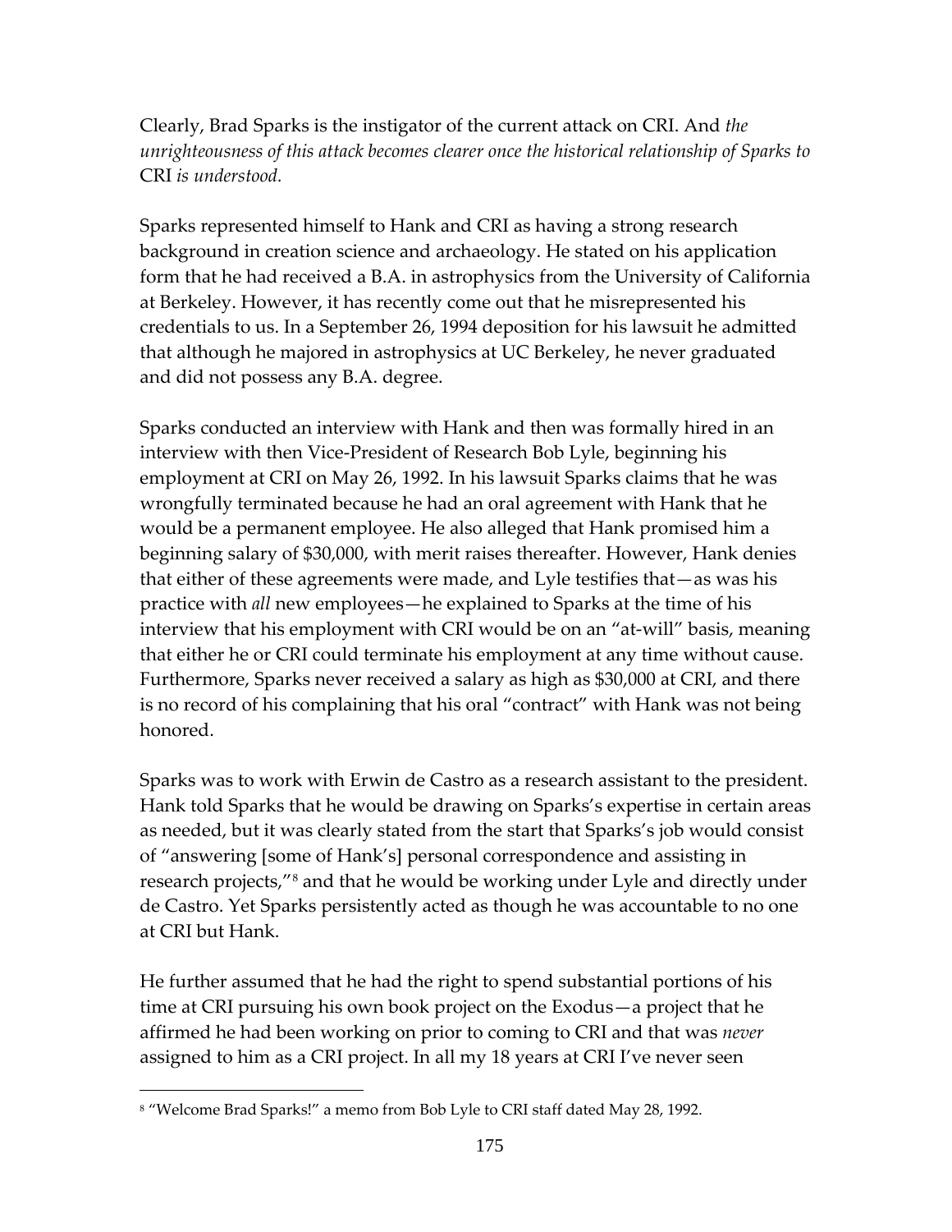Clearly, Brad Sparks is the instigator of the current attack on CRI. And *the unrighteousness of this attack becomes clearer once the historical relationship of Sparks to* CRI *is understood.*

Sparks represented himself to Hank and CRI as having a strong research background in creation science and archaeology. He stated on his application form that he had received a B.A. in astrophysics from the University of California at Berkeley. However, it has recently come out that he misrepresented his credentials to us. In a September 26, 1994 deposition for his lawsuit he admitted that although he majored in astrophysics at UC Berkeley, he never graduated and did not possess any B.A. degree.

Sparks conducted an interview with Hank and then was formally hired in an interview with then Vice-President of Research Bob Lyle, beginning his employment at CRI on May 26, 1992. In his lawsuit Sparks claims that he was wrongfully terminated because he had an oral agreement with Hank that he would be a permanent employee. He also alleged that Hank promised him a beginning salary of $30,000, with merit raises thereafter. However, Hank denies that either of these agreements were made, and Lyle testifies that—as was his practice with *all* new employees—he explained to Sparks at the time of his interview that his employment with CRI would be on an "at-will" basis, meaning that either he or CRI could terminate his employment at any time without cause. Furthermore, Sparks never received a salary as high as $30,000 at CRI, and there is no record of his complaining that his oral "contract" with Hank was not being honored.

Sparks was to work with Erwin de Castro as a research assistant to the president. Hank told Sparks that he would be drawing on Sparks's expertise in certain areas as needed, but it was clearly stated from the start that Sparks's job would consist of "answering [some of Hank's] personal correspondence and assisting in research projects,"[8] and that he would be working under Lyle and directly under de Castro. Yet Sparks persistently acted as though he was accountable to no one at CRI but Hank.

He further assumed that he had the right to spend substantial portions of his time at CRI pursuing his own book project on the Exodus—a project that he affirmed he had been working on prior to coming to CRI and that was *never* assigned to him as a CRI project. In all my 18 years at CRI I've never seen

[8] "Welcome Brad Sparks!" a memo from Bob Lyle to CRI staff dated May 28, 1992.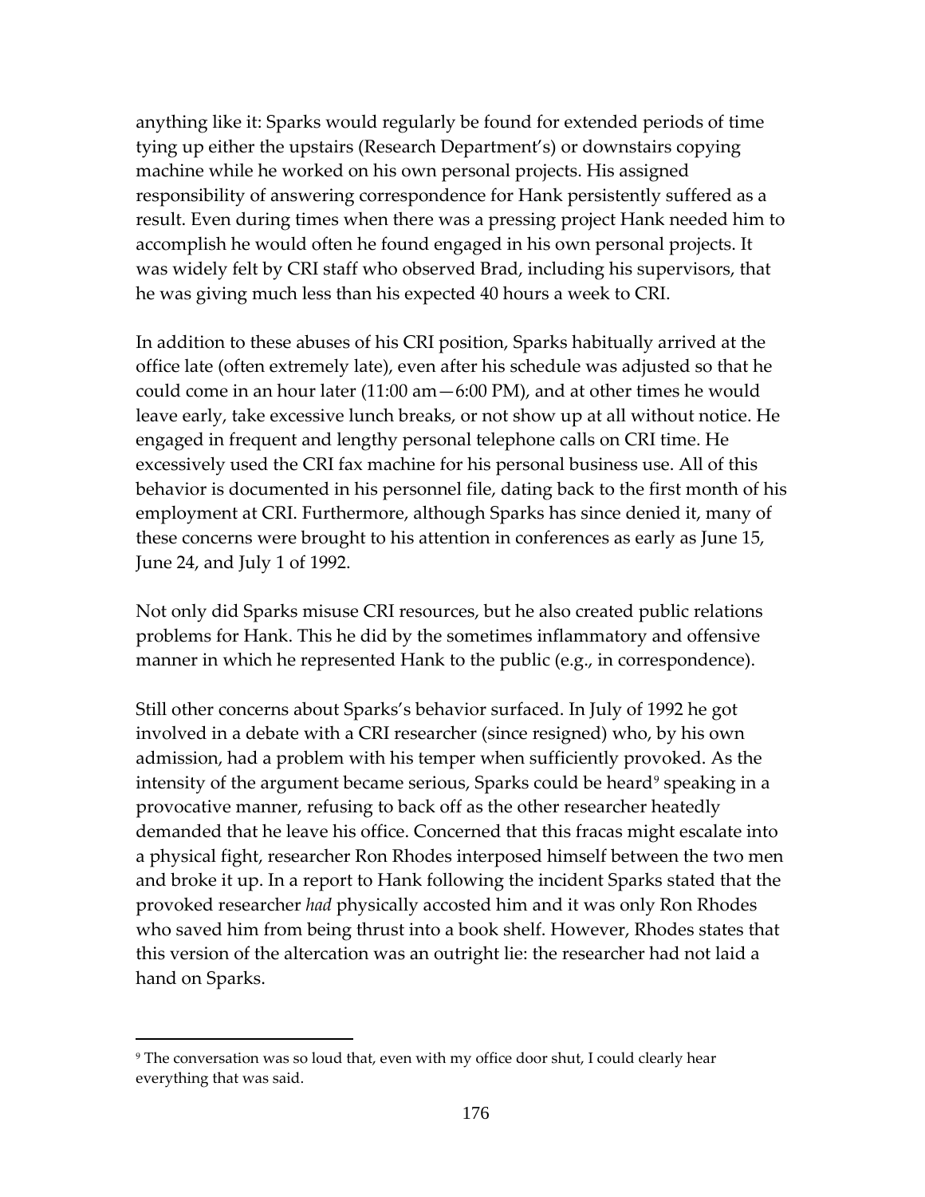anything like it: Sparks would regularly be found for extended periods of time tying up either the upstairs (Research Department's) or downstairs copying machine while he worked on his own personal projects. His assigned responsibility of answering correspondence for Hank persistently suffered as a result. Even during times when there was a pressing project Hank needed him to accomplish he would often he found engaged in his own personal projects. It was widely felt by CRI staff who observed Brad, including his supervisors, that he was giving much less than his expected 40 hours a week to CRI.

In addition to these abuses of his CRI position, Sparks habitually arrived at the office late (often extremely late), even after his schedule was adjusted so that he could come in an hour later (11:00 am—6:00 PM), and at other times he would leave early, take excessive lunch breaks, or not show up at all without notice. He engaged in frequent and lengthy personal telephone calls on CRI time. He excessively used the CRI fax machine for his personal business use. All of this behavior is documented in his personnel file, dating back to the first month of his employment at CRI. Furthermore, although Sparks has since denied it, many of these concerns were brought to his attention in conferences as early as June 15, June 24, and July 1 of 1992.

Not only did Sparks misuse CRI resources, but he also created public relations problems for Hank. This he did by the sometimes inflammatory and offensive manner in which he represented Hank to the public (e.g., in correspondence).

Still other concerns about Sparks's behavior surfaced. In July of 1992 he got involved in a debate with a CRI researcher (since resigned) who, by his own admission, had a problem with his temper when sufficiently provoked. As the intensity of the argument became serious, Sparks could be heard[9] speaking in a provocative manner, refusing to back off as the other researcher heatedly demanded that he leave his office. Concerned that this fracas might escalate into a physical fight, researcher Ron Rhodes interposed himself between the two men and broke it up. In a report to Hank following the incident Sparks stated that the provoked researcher *had* physically accosted him and it was only Ron Rhodes who saved him from being thrust into a book shelf. However, Rhodes states that this version of the altercation was an outright lie: the researcher had not laid a hand on Sparks.

---

[9] The conversation was so loud that, even with my office door shut, I could clearly hear everything that was said.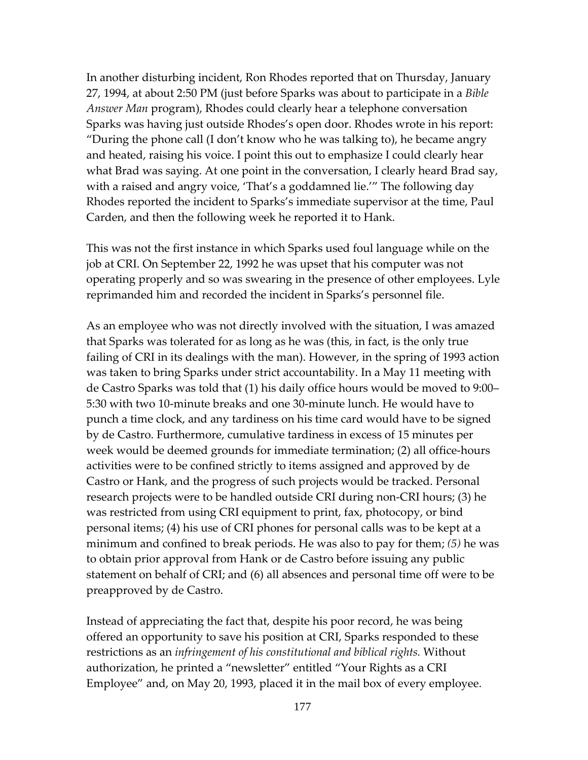In another disturbing incident, Ron Rhodes reported that on Thursday, January 27, 1994, at about 2:50 PM (just before Sparks was about to participate in a *Bible Answer Man* program), Rhodes could clearly hear a telephone conversation Sparks was having just outside Rhodes's open door. Rhodes wrote in his report: "During the phone call (I don't know who he was talking to), he became angry and heated, raising his voice. I point this out to emphasize I could clearly hear what Brad was saying. At one point in the conversation, I clearly heard Brad say, with a raised and angry voice, 'That's a goddamned lie.'" The following day Rhodes reported the incident to Sparks's immediate supervisor at the time, Paul Carden, and then the following week he reported it to Hank.

This was not the first instance in which Sparks used foul language while on the job at CRI. On September 22, 1992 he was upset that his computer was not operating properly and so was swearing in the presence of other employees. Lyle reprimanded him and recorded the incident in Sparks's personnel file.

As an employee who was not directly involved with the situation, I was amazed that Sparks was tolerated for as long as he was (this, in fact, is the only true failing of CRI in its dealings with the man). However, in the spring of 1993 action was taken to bring Sparks under strict accountability. In a May 11 meeting with de Castro Sparks was told that (1) his daily office hours would be moved to 9:00–5:30 with two 10-minute breaks and one 30-minute lunch. He would have to punch a time clock, and any tardiness on his time card would have to be signed by de Castro. Furthermore, cumulative tardiness in excess of 15 minutes per week would be deemed grounds for immediate termination; (2) all office-hours activities were to be confined strictly to items assigned and approved by de Castro or Hank, and the progress of such projects would be tracked. Personal research projects were to be handled outside CRI during non-CRI hours; (3) he was restricted from using CRI equipment to print, fax, photocopy, or bind personal items; (4) his use of CRI phones for personal calls was to be kept at a minimum and confined to break periods. He was also to pay for them; *(5)* he was to obtain prior approval from Hank or de Castro before issuing any public statement on behalf of CRI; and (6) all absences and personal time off were to be preapproved by de Castro.

Instead of appreciating the fact that, despite his poor record, he was being offered an opportunity to save his position at CRI, Sparks responded to these restrictions as an *infringement of his constitutional and biblical rights.* Without authorization, he printed a "newsletter" entitled "Your Rights as a CRI Employee" and, on May 20, 1993, placed it in the mail box of every employee.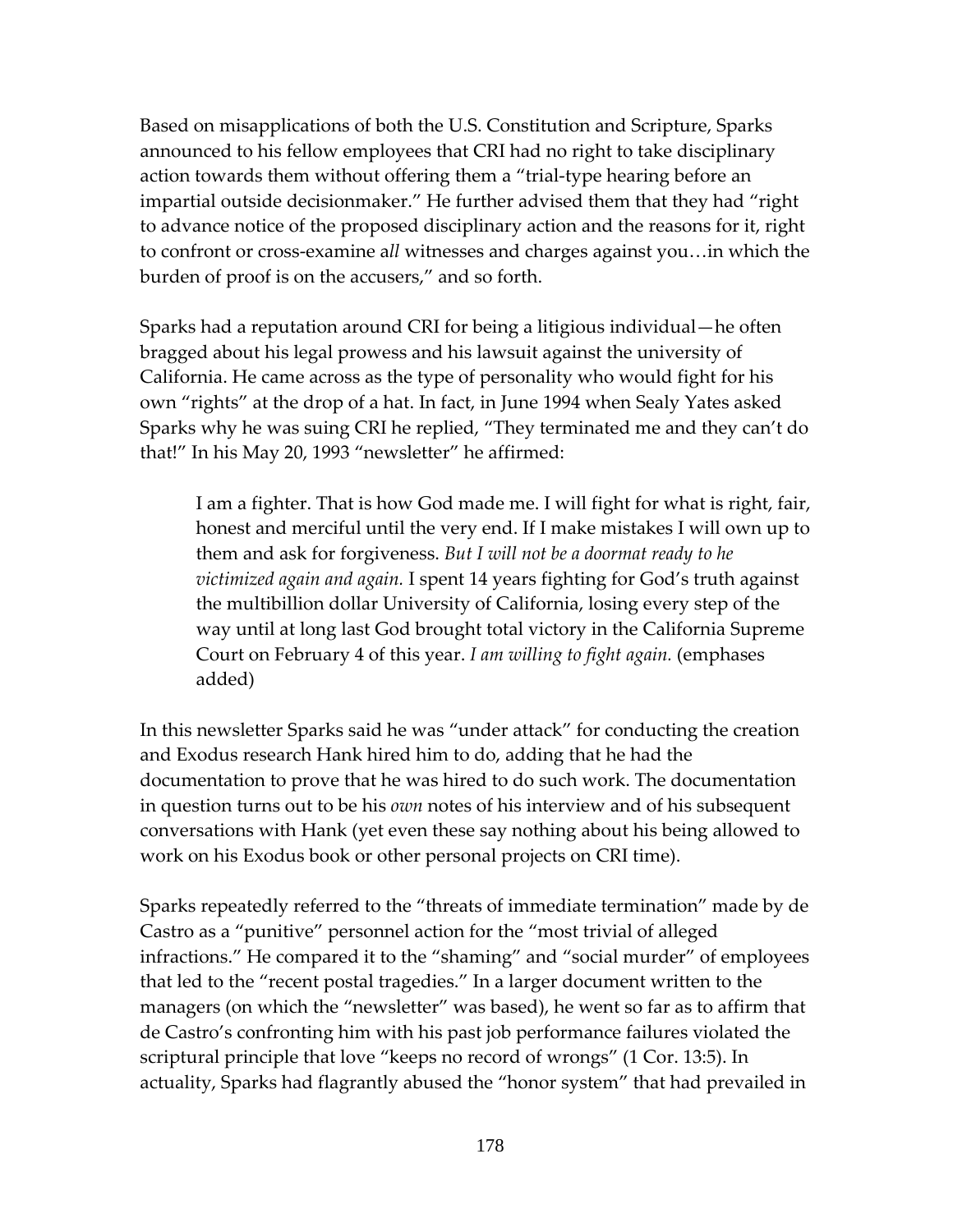Based on misapplications of both the U.S. Constitution and Scripture, Sparks announced to his fellow employees that CRI had no right to take disciplinary action towards them without offering them a "trial-type hearing before an impartial outside decisionmaker." He further advised them that they had "right to advance notice of the proposed disciplinary action and the reasons for it, right to confront or cross-examine a*ll* witnesses and charges against you…in which the burden of proof is on the accusers," and so forth.

Sparks had a reputation around CRI for being a litigious individual—he often bragged about his legal prowess and his lawsuit against the university of California. He came across as the type of personality who would fight for his own "rights" at the drop of a hat. In fact, in June 1994 when Sealy Yates asked Sparks why he was suing CRI he replied, "They terminated me and they can't do that!" In his May 20, 1993 "newsletter" he affirmed:

> I am a fighter. That is how God made me. I will fight for what is right, fair, honest and merciful until the very end. If I make mistakes I will own up to them and ask for forgiveness. *But I will not be a doormat ready to he victimized again and again.* I spent 14 years fighting for God's truth against the multibillion dollar University of California, losing every step of the way until at long last God brought total victory in the California Supreme Court on February 4 of this year. *I am willing to fight again.* (emphases added)

In this newsletter Sparks said he was "under attack" for conducting the creation and Exodus research Hank hired him to do, adding that he had the documentation to prove that he was hired to do such work. The documentation in question turns out to be his *own* notes of his interview and of his subsequent conversations with Hank (yet even these say nothing about his being allowed to work on his Exodus book or other personal projects on CRI time).

Sparks repeatedly referred to the "threats of immediate termination" made by de Castro as a "punitive" personnel action for the "most trivial of alleged infractions." He compared it to the "shaming" and "social murder" of employees that led to the "recent postal tragedies." In a larger document written to the managers (on which the "newsletter" was based), he went so far as to affirm that de Castro's confronting him with his past job performance failures violated the scriptural principle that love "keeps no record of wrongs" (1 Cor. 13:5). In actuality, Sparks had flagrantly abused the "honor system" that had prevailed in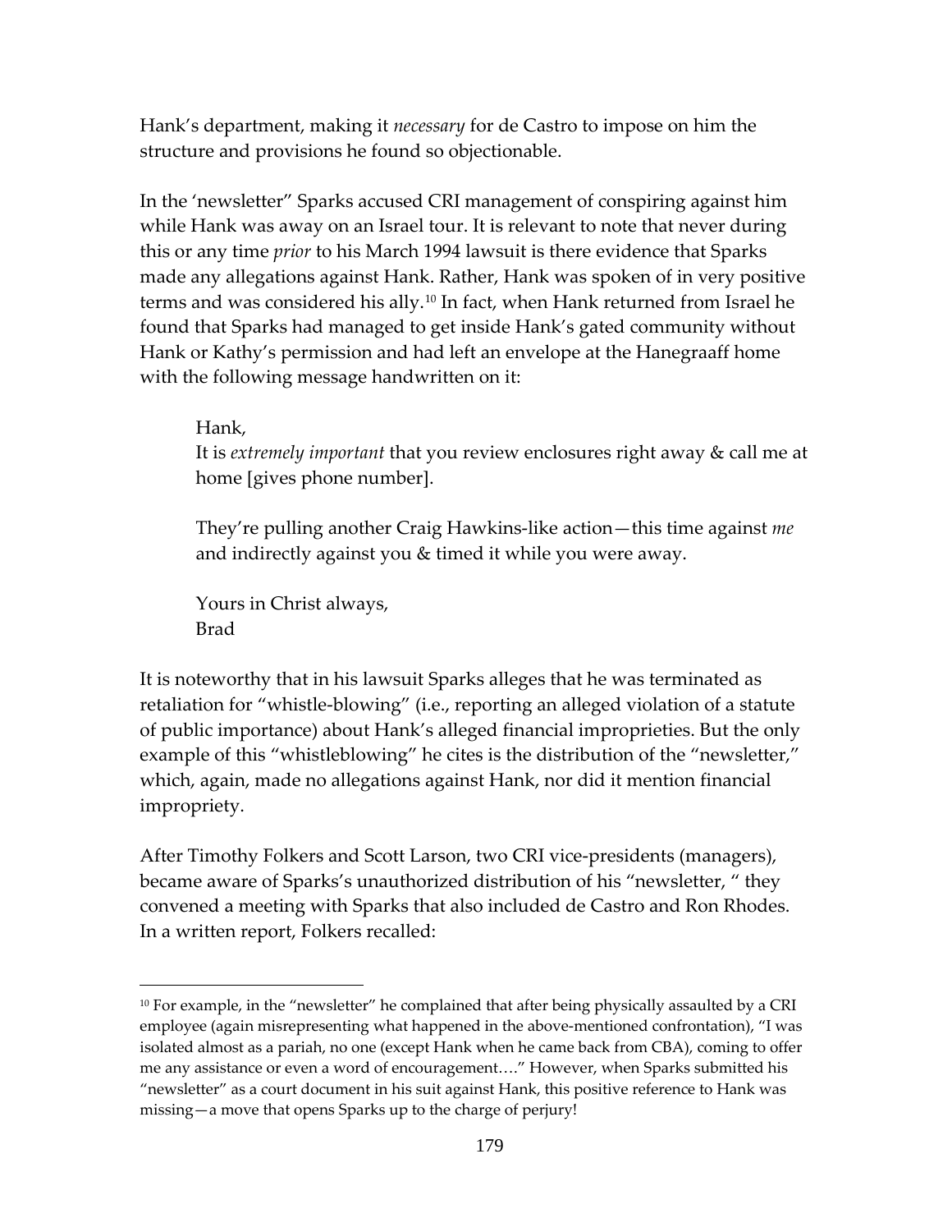Hank's department, making it *necessary* for de Castro to impose on him the structure and provisions he found so objectionable.

In the 'newsletter" Sparks accused CRI management of conspiring against him while Hank was away on an Israel tour. It is relevant to note that never during this or any time *prior* to his March 1994 lawsuit is there evidence that Sparks made any allegations against Hank. Rather, Hank was spoken of in very positive terms and was considered his ally.[10] In fact, when Hank returned from Israel he found that Sparks had managed to get inside Hank's gated community without Hank or Kathy's permission and had left an envelope at the Hanegraaff home with the following message handwritten on it:

> Hank,
> It is *extremely important* that you review enclosures right away & call me at home [gives phone number].
>
> They're pulling another Craig Hawkins-like action—this time against *me* and indirectly against you & timed it while you were away.
>
> Yours in Christ always,
> Brad

It is noteworthy that in his lawsuit Sparks alleges that he was terminated as retaliation for "whistle-blowing" (i.e., reporting an alleged violation of a statute of public importance) about Hank's alleged financial improprieties. But the only example of this "whistleblowing" he cites is the distribution of the "newsletter," which, again, made no allegations against Hank, nor did it mention financial impropriety.

After Timothy Folkers and Scott Larson, two CRI vice-presidents (managers), became aware of Sparks's unauthorized distribution of his "newsletter, " they convened a meeting with Sparks that also included de Castro and Ron Rhodes. In a written report, Folkers recalled:

---

[10] For example, in the "newsletter" he complained that after being physically assaulted by a CRI employee (again misrepresenting what happened in the above-mentioned confrontation), "I was isolated almost as a pariah, no one (except Hank when he came back from CBA), coming to offer me any assistance or even a word of encouragement…." However, when Sparks submitted his "newsletter" as a court document in his suit against Hank, this positive reference to Hank was missing—a move that opens Sparks up to the charge of perjury!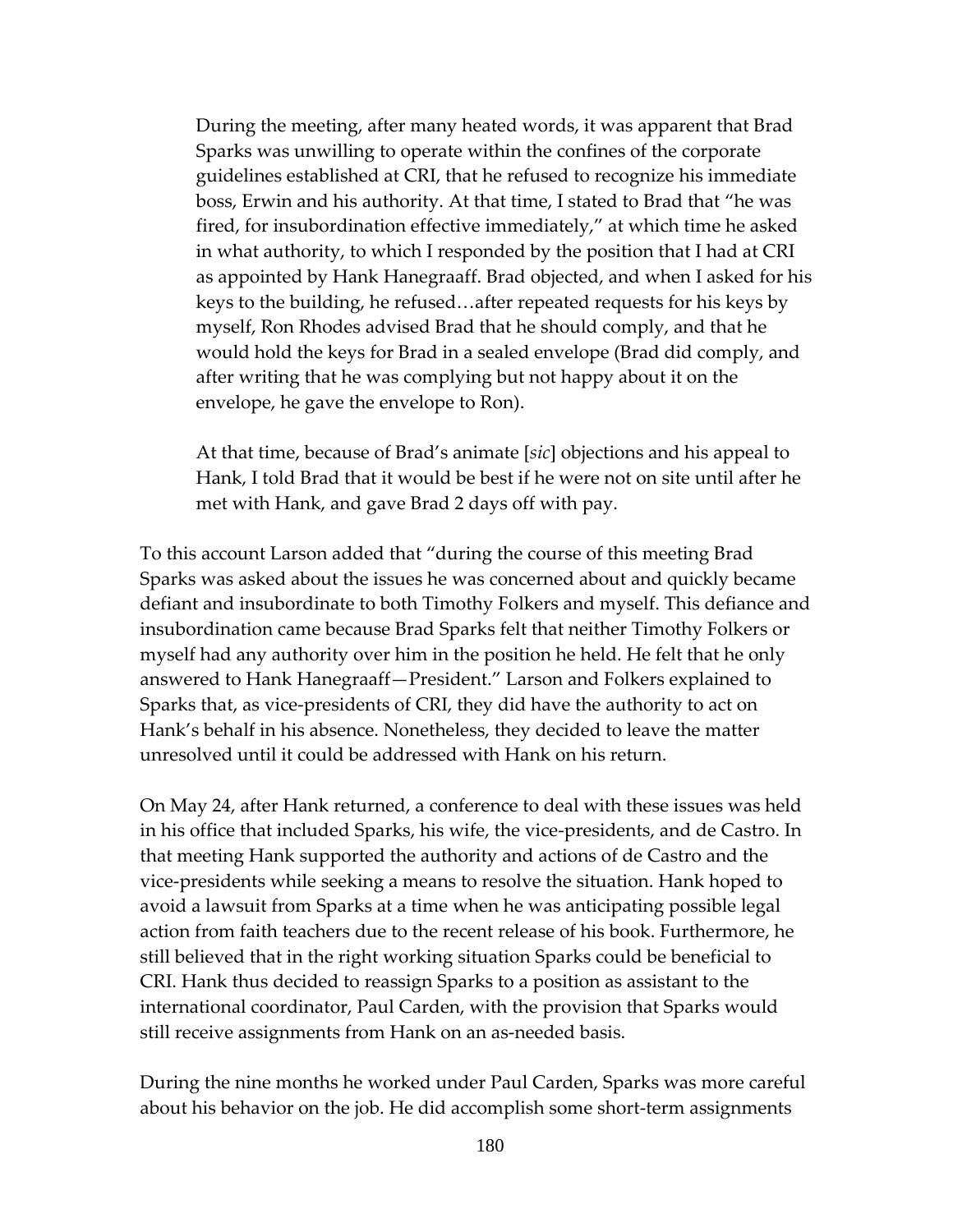> During the meeting, after many heated words, it was apparent that Brad Sparks was unwilling to operate within the confines of the corporate guidelines established at CRI, that he refused to recognize his immediate boss, Erwin and his authority. At that time, I stated to Brad that "he was fired, for insubordination effective immediately," at which time he asked in what authority, to which I responded by the position that I had at CRI as appointed by Hank Hanegraaff. Brad objected, and when I asked for his keys to the building, he refused…after repeated requests for his keys by myself, Ron Rhodes advised Brad that he should comply, and that he would hold the keys for Brad in a sealed envelope (Brad did comply, and after writing that he was complying but not happy about it on the envelope, he gave the envelope to Ron).
>
> At that time, because of Brad's animate [*sic*] objections and his appeal to Hank, I told Brad that it would be best if he were not on site until after he met with Hank, and gave Brad 2 days off with pay.

To this account Larson added that "during the course of this meeting Brad Sparks was asked about the issues he was concerned about and quickly became defiant and insubordinate to both Timothy Folkers and myself. This defiance and insubordination came because Brad Sparks felt that neither Timothy Folkers or myself had any authority over him in the position he held. He felt that he only answered to Hank Hanegraaff—President." Larson and Folkers explained to Sparks that, as vice-presidents of CRI, they did have the authority to act on Hank's behalf in his absence. Nonetheless, they decided to leave the matter unresolved until it could be addressed with Hank on his return.

On May 24, after Hank returned, a conference to deal with these issues was held in his office that included Sparks, his wife, the vice-presidents, and de Castro. In that meeting Hank supported the authority and actions of de Castro and the vice-presidents while seeking a means to resolve the situation. Hank hoped to avoid a lawsuit from Sparks at a time when he was anticipating possible legal action from faith teachers due to the recent release of his book. Furthermore, he still believed that in the right working situation Sparks could be beneficial to CRI. Hank thus decided to reassign Sparks to a position as assistant to the international coordinator, Paul Carden, with the provision that Sparks would still receive assignments from Hank on an as-needed basis.

During the nine months he worked under Paul Carden, Sparks was more careful about his behavior on the job. He did accomplish some short-term assignments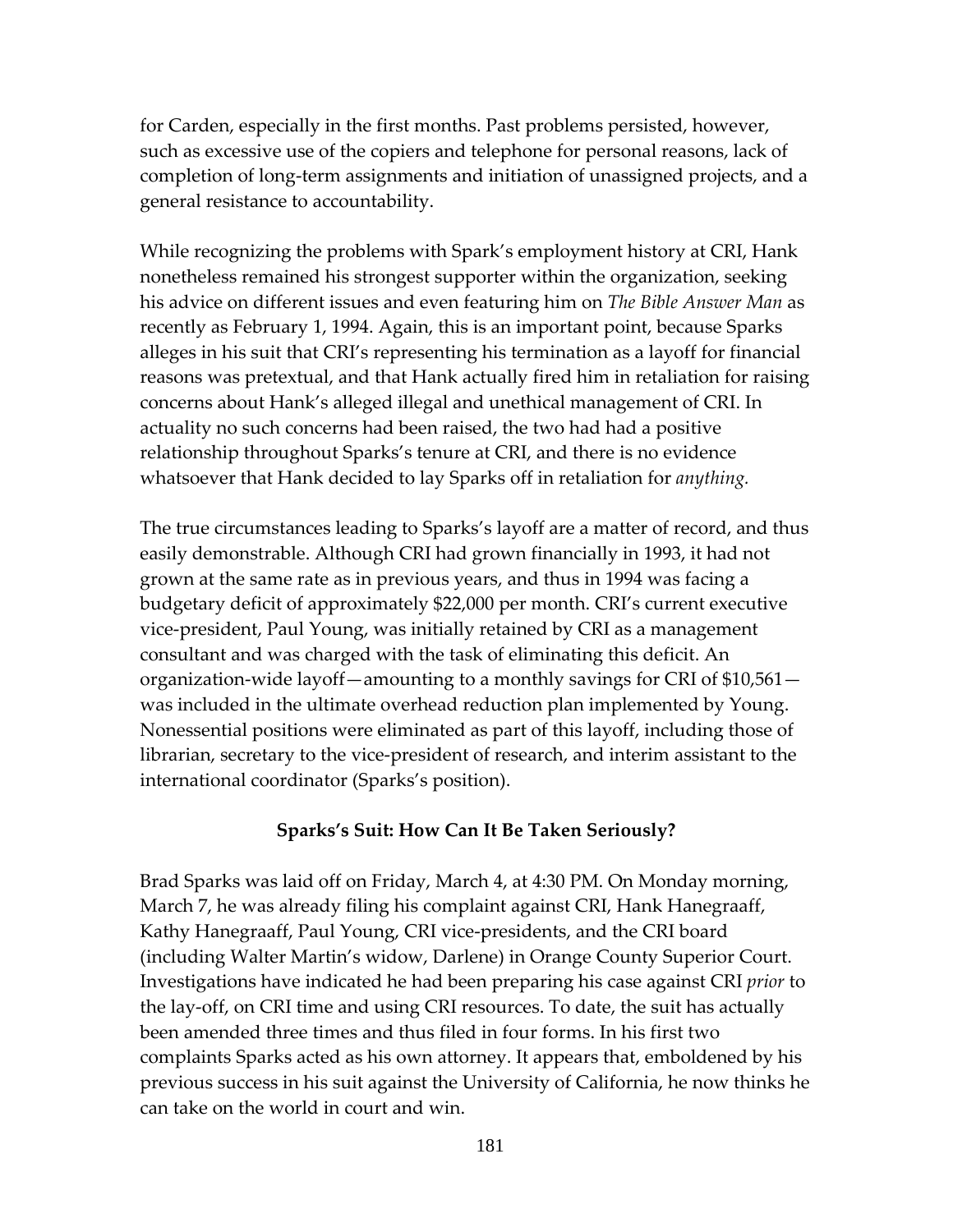for Carden, especially in the first months. Past problems persisted, however, such as excessive use of the copiers and telephone for personal reasons, lack of completion of long-term assignments and initiation of unassigned projects, and a general resistance to accountability.

While recognizing the problems with Spark's employment history at CRI, Hank nonetheless remained his strongest supporter within the organization, seeking his advice on different issues and even featuring him on *The Bible Answer Man* as recently as February 1, 1994. Again, this is an important point, because Sparks alleges in his suit that CRI's representing his termination as a layoff for financial reasons was pretextual, and that Hank actually fired him in retaliation for raising concerns about Hank's alleged illegal and unethical management of CRI. In actuality no such concerns had been raised, the two had had a positive relationship throughout Sparks's tenure at CRI, and there is no evidence whatsoever that Hank decided to lay Sparks off in retaliation for *anything.*

The true circumstances leading to Sparks's layoff are a matter of record, and thus easily demonstrable. Although CRI had grown financially in 1993, it had not grown at the same rate as in previous years, and thus in 1994 was facing a budgetary deficit of approximately $22,000 per month. CRI's current executive vice-president, Paul Young, was initially retained by CRI as a management consultant and was charged with the task of eliminating this deficit. An organization-wide layoff—amounting to a monthly savings for CRI of $10,561—was included in the ultimate overhead reduction plan implemented by Young. Nonessential positions were eliminated as part of this layoff, including those of librarian, secretary to the vice-president of research, and interim assistant to the international coordinator (Sparks's position).

### Sparks's Suit: How Can It Be Taken Seriously?

Brad Sparks was laid off on Friday, March 4, at 4:30 PM. On Monday morning, March 7, he was already filing his complaint against CRI, Hank Hanegraaff, Kathy Hanegraaff, Paul Young, CRI vice-presidents, and the CRI board (including Walter Martin's widow, Darlene) in Orange County Superior Court. Investigations have indicated he had been preparing his case against CRI *prior* to the lay-off, on CRI time and using CRI resources. To date, the suit has actually been amended three times and thus filed in four forms. In his first two complaints Sparks acted as his own attorney. It appears that, emboldened by his previous success in his suit against the University of California, he now thinks he can take on the world in court and win.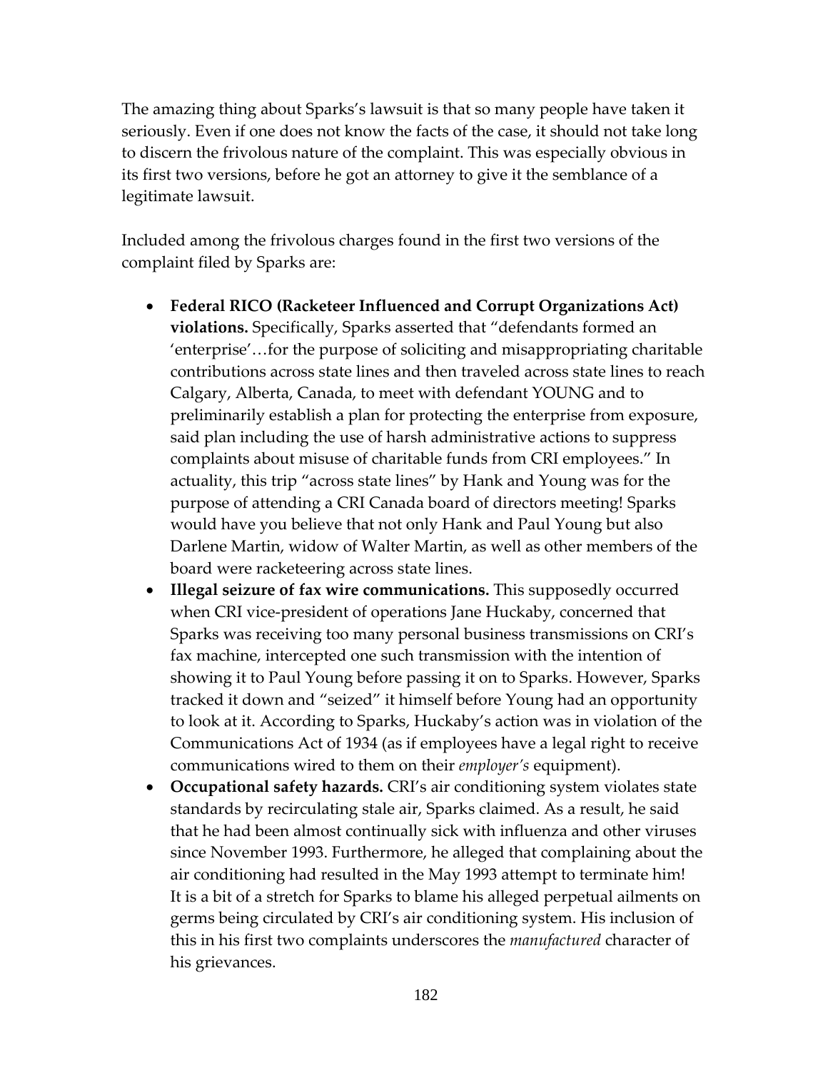The amazing thing about Sparks's lawsuit is that so many people have taken it seriously. Even if one does not know the facts of the case, it should not take long to discern the frivolous nature of the complaint. This was especially obvious in its first two versions, before he got an attorney to give it the semblance of a legitimate lawsuit.

Included among the frivolous charges found in the first two versions of the complaint filed by Sparks are:

- **Federal RICO (Racketeer Influenced and Corrupt Organizations Act) violations.** Specifically, Sparks asserted that "defendants formed an 'enterprise'…for the purpose of soliciting and misappropriating charitable contributions across state lines and then traveled across state lines to reach Calgary, Alberta, Canada, to meet with defendant YOUNG and to preliminarily establish a plan for protecting the enterprise from exposure, said plan including the use of harsh administrative actions to suppress complaints about misuse of charitable funds from CRI employees." In actuality, this trip "across state lines" by Hank and Young was for the purpose of attending a CRI Canada board of directors meeting! Sparks would have you believe that not only Hank and Paul Young but also Darlene Martin, widow of Walter Martin, as well as other members of the board were racketeering across state lines.
- **Illegal seizure of fax wire communications.** This supposedly occurred when CRI vice-president of operations Jane Huckaby, concerned that Sparks was receiving too many personal business transmissions on CRI's fax machine, intercepted one such transmission with the intention of showing it to Paul Young before passing it on to Sparks. However, Sparks tracked it down and "seized" it himself before Young had an opportunity to look at it. According to Sparks, Huckaby's action was in violation of the Communications Act of 1934 (as if employees have a legal right to receive communications wired to them on their *employer's* equipment).
- **Occupational safety hazards.** CRI's air conditioning system violates state standards by recirculating stale air, Sparks claimed. As a result, he said that he had been almost continually sick with influenza and other viruses since November 1993. Furthermore, he alleged that complaining about the air conditioning had resulted in the May 1993 attempt to terminate him! It is a bit of a stretch for Sparks to blame his alleged perpetual ailments on germs being circulated by CRI's air conditioning system. His inclusion of this in his first two complaints underscores the *manufactured* character of his grievances.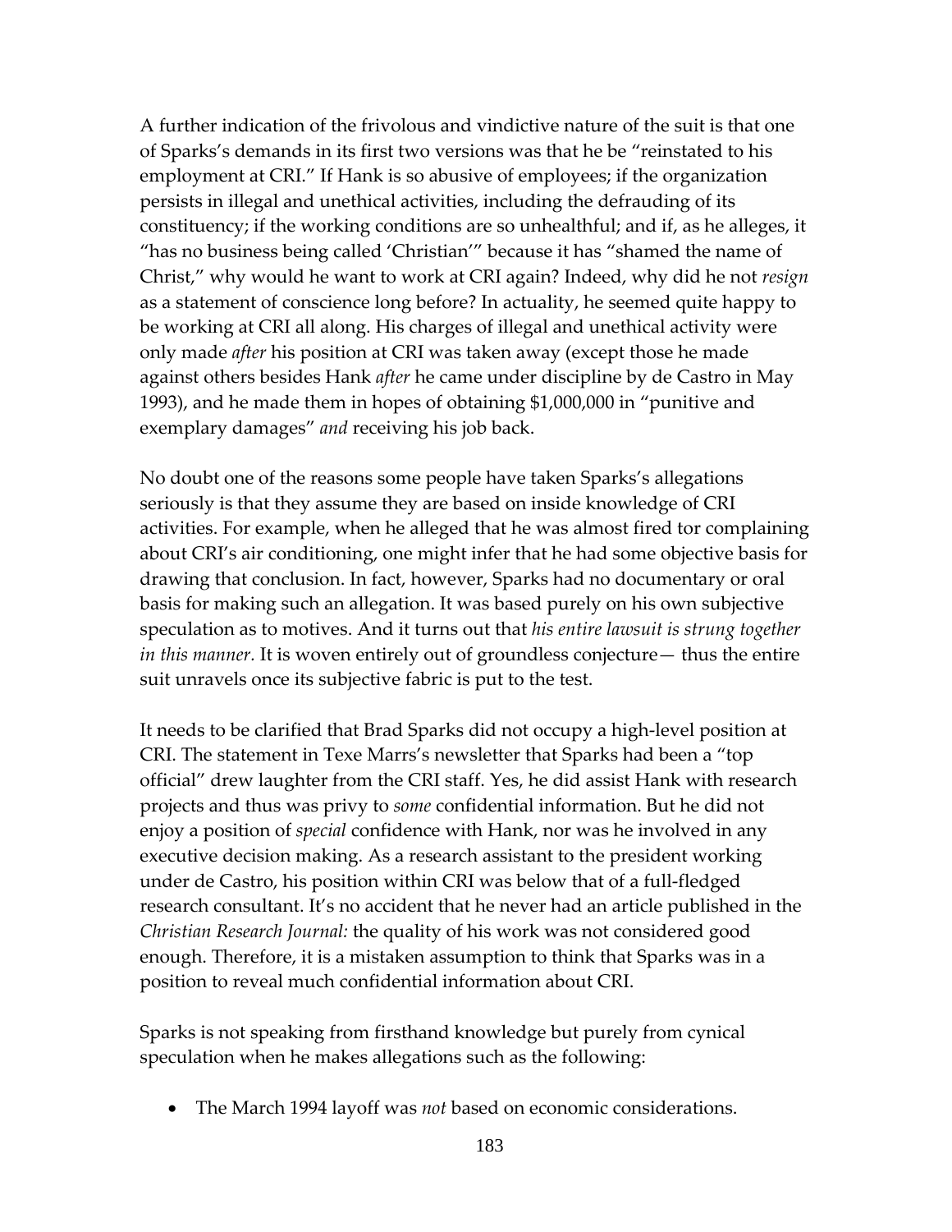A further indication of the frivolous and vindictive nature of the suit is that one of Sparks's demands in its first two versions was that he be "reinstated to his employment at CRI." If Hank is so abusive of employees; if the organization persists in illegal and unethical activities, including the defrauding of its constituency; if the working conditions are so unhealthful; and if, as he alleges, it "has no business being called 'Christian'" because it has "shamed the name of Christ," why would he want to work at CRI again? Indeed, why did he not *resign* as a statement of conscience long before? In actuality, he seemed quite happy to be working at CRI all along. His charges of illegal and unethical activity were only made *after* his position at CRI was taken away (except those he made against others besides Hank *after* he came under discipline by de Castro in May 1993), and he made them in hopes of obtaining $1,000,000 in "punitive and exemplary damages" *and* receiving his job back.

No doubt one of the reasons some people have taken Sparks's allegations seriously is that they assume they are based on inside knowledge of CRI activities. For example, when he alleged that he was almost fired tor complaining about CRI's air conditioning, one might infer that he had some objective basis for drawing that conclusion. In fact, however, Sparks had no documentary or oral basis for making such an allegation. It was based purely on his own subjective speculation as to motives. And it turns out that *his entire lawsuit is strung together in this manner.* It is woven entirely out of groundless conjecture— thus the entire suit unravels once its subjective fabric is put to the test.

It needs to be clarified that Brad Sparks did not occupy a high-level position at CRI. The statement in Texe Marrs's newsletter that Sparks had been a "top official" drew laughter from the CRI staff. Yes, he did assist Hank with research projects and thus was privy to *some* confidential information. But he did not enjoy a position of *special* confidence with Hank, nor was he involved in any executive decision making. As a research assistant to the president working under de Castro, his position within CRI was below that of a full-fledged research consultant. It's no accident that he never had an article published in the *Christian Research Journal:* the quality of his work was not considered good enough. Therefore, it is a mistaken assumption to think that Sparks was in a position to reveal much confidential information about CRI.

Sparks is not speaking from firsthand knowledge but purely from cynical speculation when he makes allegations such as the following:

- The March 1994 layoff was *not* based on economic considerations.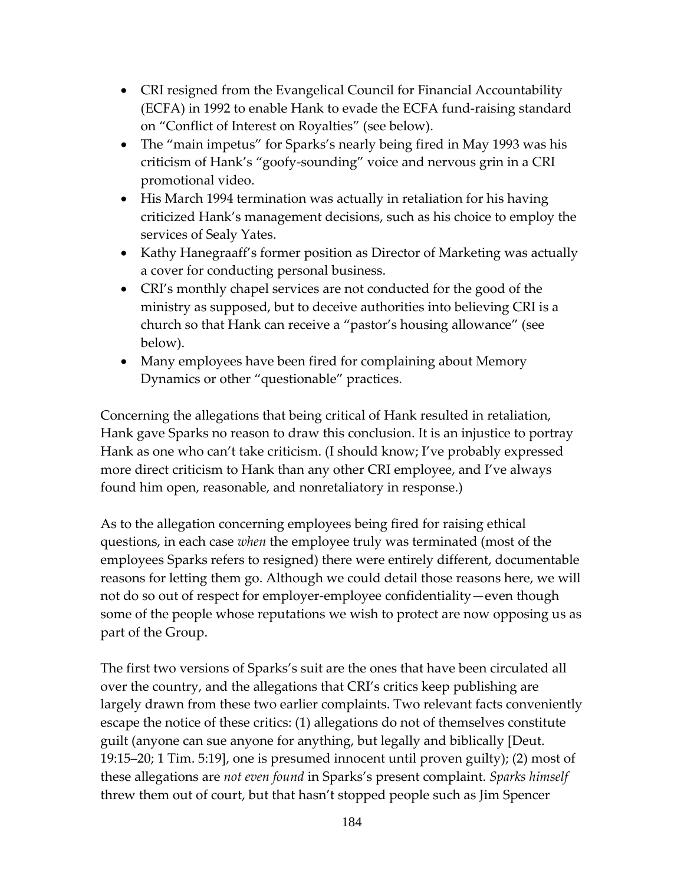- CRI resigned from the Evangelical Council for Financial Accountability (ECFA) in 1992 to enable Hank to evade the ECFA fund-raising standard on "Conflict of Interest on Royalties" (see below).
- The "main impetus" for Sparks's nearly being fired in May 1993 was his criticism of Hank's "goofy-sounding" voice and nervous grin in a CRI promotional video.
- His March 1994 termination was actually in retaliation for his having criticized Hank's management decisions, such as his choice to employ the services of Sealy Yates.
- Kathy Hanegraaff's former position as Director of Marketing was actually a cover for conducting personal business.
- CRI's monthly chapel services are not conducted for the good of the ministry as supposed, but to deceive authorities into believing CRI is a church so that Hank can receive a "pastor's housing allowance" (see below).
- Many employees have been fired for complaining about Memory Dynamics or other "questionable" practices.

Concerning the allegations that being critical of Hank resulted in retaliation, Hank gave Sparks no reason to draw this conclusion. It is an injustice to portray Hank as one who can't take criticism. (I should know; I've probably expressed more direct criticism to Hank than any other CRI employee, and I've always found him open, reasonable, and nonretaliatory in response.)

As to the allegation concerning employees being fired for raising ethical questions, in each case *when* the employee truly was terminated (most of the employees Sparks refers to resigned) there were entirely different, documentable reasons for letting them go. Although we could detail those reasons here, we will not do so out of respect for employer-employee confidentiality—even though some of the people whose reputations we wish to protect are now opposing us as part of the Group.

The first two versions of Sparks's suit are the ones that have been circulated all over the country, and the allegations that CRI's critics keep publishing are largely drawn from these two earlier complaints. Two relevant facts conveniently escape the notice of these critics: (1) allegations do not of themselves constitute guilt (anyone can sue anyone for anything, but legally and biblically [Deut. 19:15–20; 1 Tim. 5:19], one is presumed innocent until proven guilty); (2) most of these allegations are *not even found* in Sparks's present complaint. *Sparks himself* threw them out of court, but that hasn't stopped people such as Jim Spencer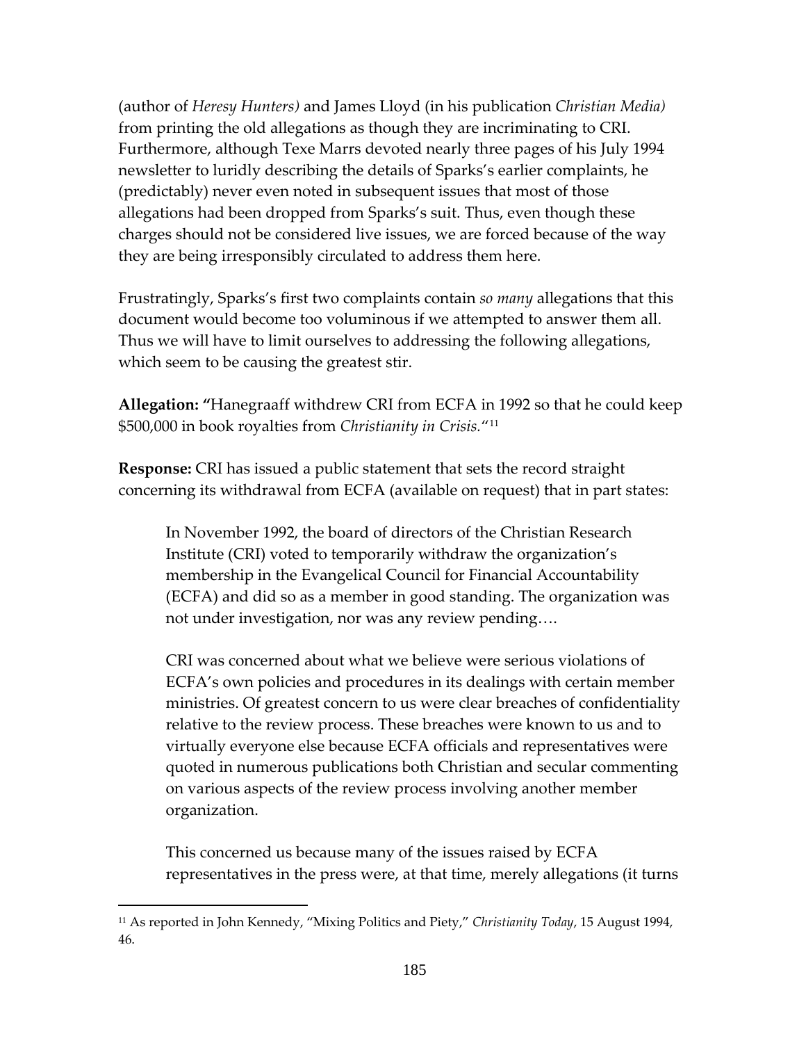(author of *Heresy Hunters)* and James Lloyd (in his publication *Christian Media)* from printing the old allegations as though they are incriminating to CRI. Furthermore, although Texe Marrs devoted nearly three pages of his July 1994 newsletter to luridly describing the details of Sparks's earlier complaints, he (predictably) never even noted in subsequent issues that most of those allegations had been dropped from Sparks's suit. Thus, even though these charges should not be considered live issues, we are forced because of the way they are being irresponsibly circulated to address them here.

Frustratingly, Sparks's first two complaints contain *so many* allegations that this document would become too voluminous if we attempted to answer them all. Thus we will have to limit ourselves to addressing the following allegations, which seem to be causing the greatest stir.

**Allegation: "**Hanegraaff withdrew CRI from ECFA in 1992 so that he could keep $500,000 in book royalties from *Christianity in Crisis.*"[11]

**Response:** CRI has issued a public statement that sets the record straight concerning its withdrawal from ECFA (available on request) that in part states:

> In November 1992, the board of directors of the Christian Research Institute (CRI) voted to temporarily withdraw the organization's membership in the Evangelical Council for Financial Accountability (ECFA) and did so as a member in good standing. The organization was not under investigation, nor was any review pending….
>
> CRI was concerned about what we believe were serious violations of ECFA's own policies and procedures in its dealings with certain member ministries. Of greatest concern to us were clear breaches of confidentiality relative to the review process. These breaches were known to us and to virtually everyone else because ECFA officials and representatives were quoted in numerous publications both Christian and secular commenting on various aspects of the review process involving another member organization.
>
> This concerned us because many of the issues raised by ECFA representatives in the press were, at that time, merely allegations (it turns

---

[11] As reported in John Kennedy, "Mixing Politics and Piety," *Christianity Today*, 15 August 1994, 46.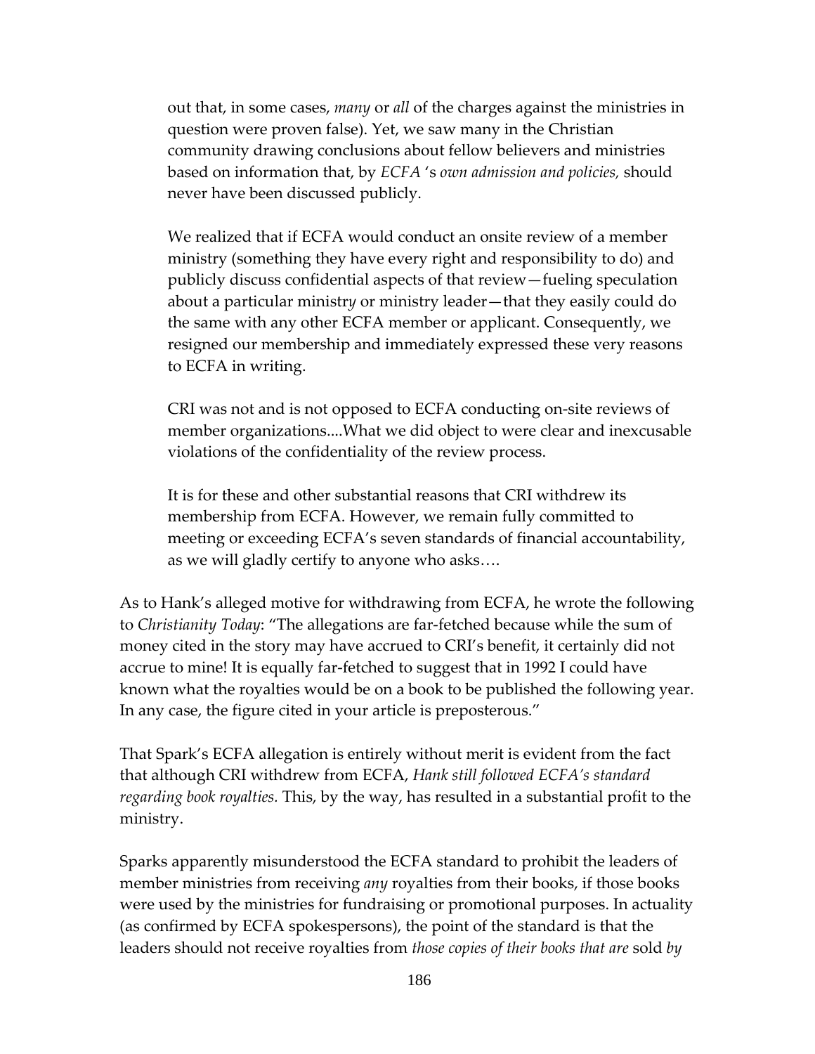> out that, in some cases, *many* or *all* of the charges against the ministries in question were proven false). Yet, we saw many in the Christian community drawing conclusions about fellow believers and ministries based on information that, by *ECFA* 's *own admission and policies,* should never have been discussed publicly.
>
> We realized that if ECFA would conduct an onsite review of a member ministry (something they have every right and responsibility to do) and publicly discuss confidential aspects of that review—fueling speculation about a particular ministr*y* or ministry leader—that they easily could do the same with any other ECFA member or applicant. Consequently, we resigned our membership and immediately expressed these very reasons to ECFA in writing.
>
> CRI was not and is not opposed to ECFA conducting on-site reviews of member organizations....What we did object to were clear and inexcusable violations of the confidentiality of the review process.
>
> It is for these and other substantial reasons that CRI withdrew its membership from ECFA. However, we remain fully committed to meeting or exceeding ECFA's seven standards of financial accountability, as we will gladly certify to anyone who asks….

As to Hank's alleged motive for withdrawing from ECFA, he wrote the following to *Christianity Today*: "The allegations are far-fetched because while the sum of money cited in the story may have accrued to CRI's benefit, it certainly did not accrue to mine! It is equally far-fetched to suggest that in 1992 I could have known what the royalties would be on a book to be published the following year. In any case, the figure cited in your article is preposterous."

That Spark's ECFA allegation is entirely without merit is evident from the fact that although CRI withdrew from ECFA, *Hank still followed ECFA's standard regarding book royalties.* This, by the way, has resulted in a substantial profit to the ministry.

Sparks apparently misunderstood the ECFA standard to prohibit the leaders of member ministries from receiving *any* royalties from their books, if those books were used by the ministries for fundraising or promotional purposes. In actuality (as confirmed by ECFA spokespersons), the point of the standard is that the leaders should not receive royalties from *those copies of their books that are* sold *by*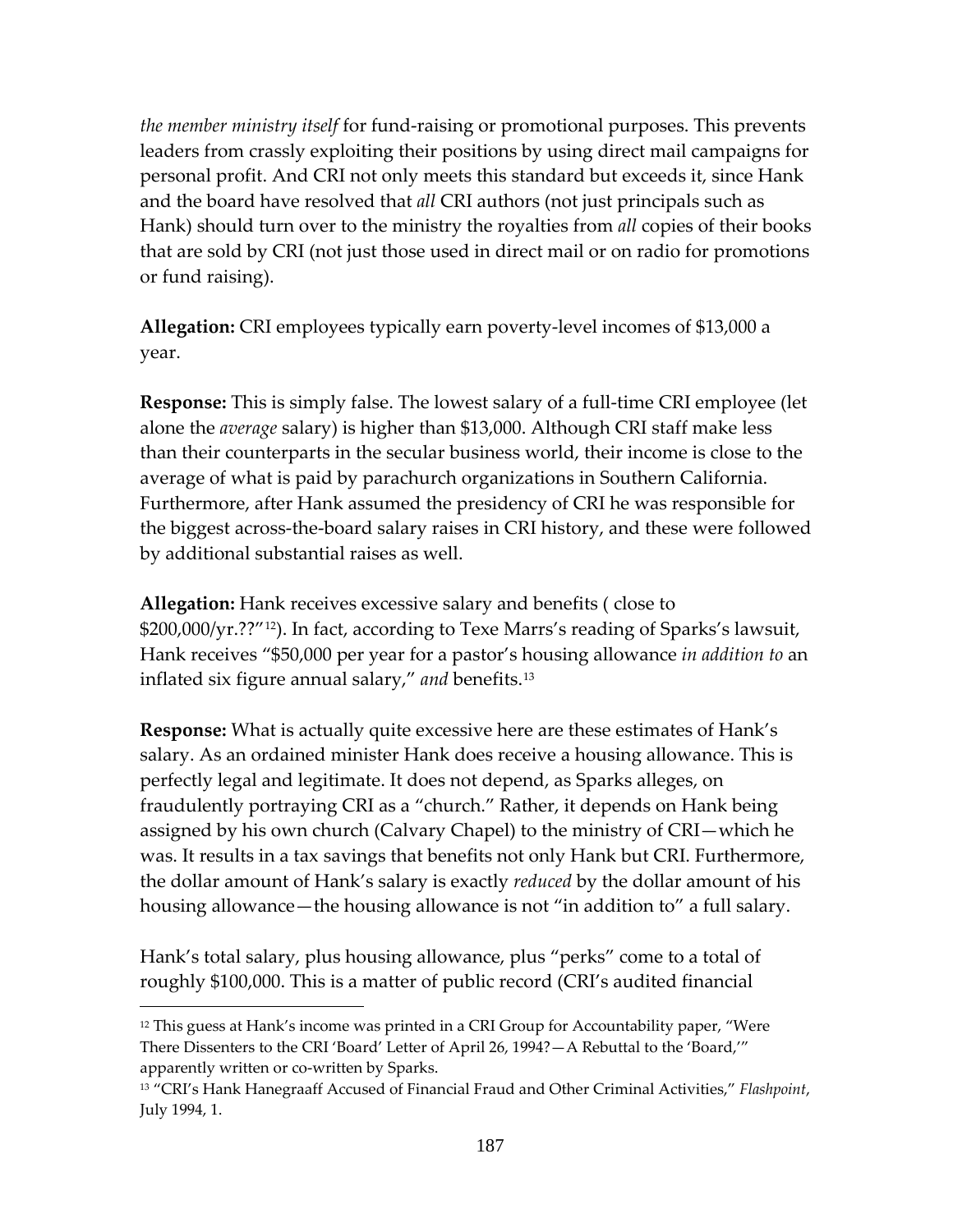*the member ministry itself* for fund-raising or promotional purposes. This prevents leaders from crassly exploiting their positions by using direct mail campaigns for personal profit. And CRI not only meets this standard but exceeds it, since Hank and the board have resolved that *all* CRI authors (not just principals such as Hank) should turn over to the ministry the royalties from *all* copies of their books that are sold by CRI (not just those used in direct mail or on radio for promotions or fund raising).

**Allegation:** CRI employees typically earn poverty-level incomes of $13,000 a year.

**Response:** This is simply false. The lowest salary of a full-time CRI employee (let alone the *average* salary) is higher than $13,000. Although CRI staff make less than their counterparts in the secular business world, their income is close to the average of what is paid by parachurch organizations in Southern California. Furthermore, after Hank assumed the presidency of CRI he was responsible for the biggest across-the-board salary raises in CRI history, and these were followed by additional substantial raises as well.

**Allegation:** Hank receives excessive salary and benefits ( close to $200,000/yr.??"[12]). In fact, according to Texe Marrs's reading of Sparks's lawsuit, Hank receives "$50,000 per year for a pastor's housing allowance *in addition to* an inflated six figure annual salary," *and* benefits.[13]

**Response:** What is actually quite excessive here are these estimates of Hank's salary. As an ordained minister Hank does receive a housing allowance. This is perfectly legal and legitimate. It does not depend, as Sparks alleges, on fraudulently portraying CRI as a "church." Rather, it depends on Hank being assigned by his own church (Calvary Chapel) to the ministry of CRI—which he was. It results in a tax savings that benefits not only Hank but CRI. Furthermore, the dollar amount of Hank's salary is exactly *reduced* by the dollar amount of his housing allowance—the housing allowance is not "in addition to" a full salary.

Hank's total salary, plus housing allowance, plus "perks" come to a total of roughly $100,000. This is a matter of public record (CRI's audited financial

---

[12] This guess at Hank's income was printed in a CRI Group for Accountability paper, "Were There Dissenters to the CRI 'Board' Letter of April 26, 1994?—A Rebuttal to the 'Board,'" apparently written or co-written by Sparks.

[13] "CRI's Hank Hanegraaff Accused of Financial Fraud and Other Criminal Activities," *Flashpoint*, July 1994, 1.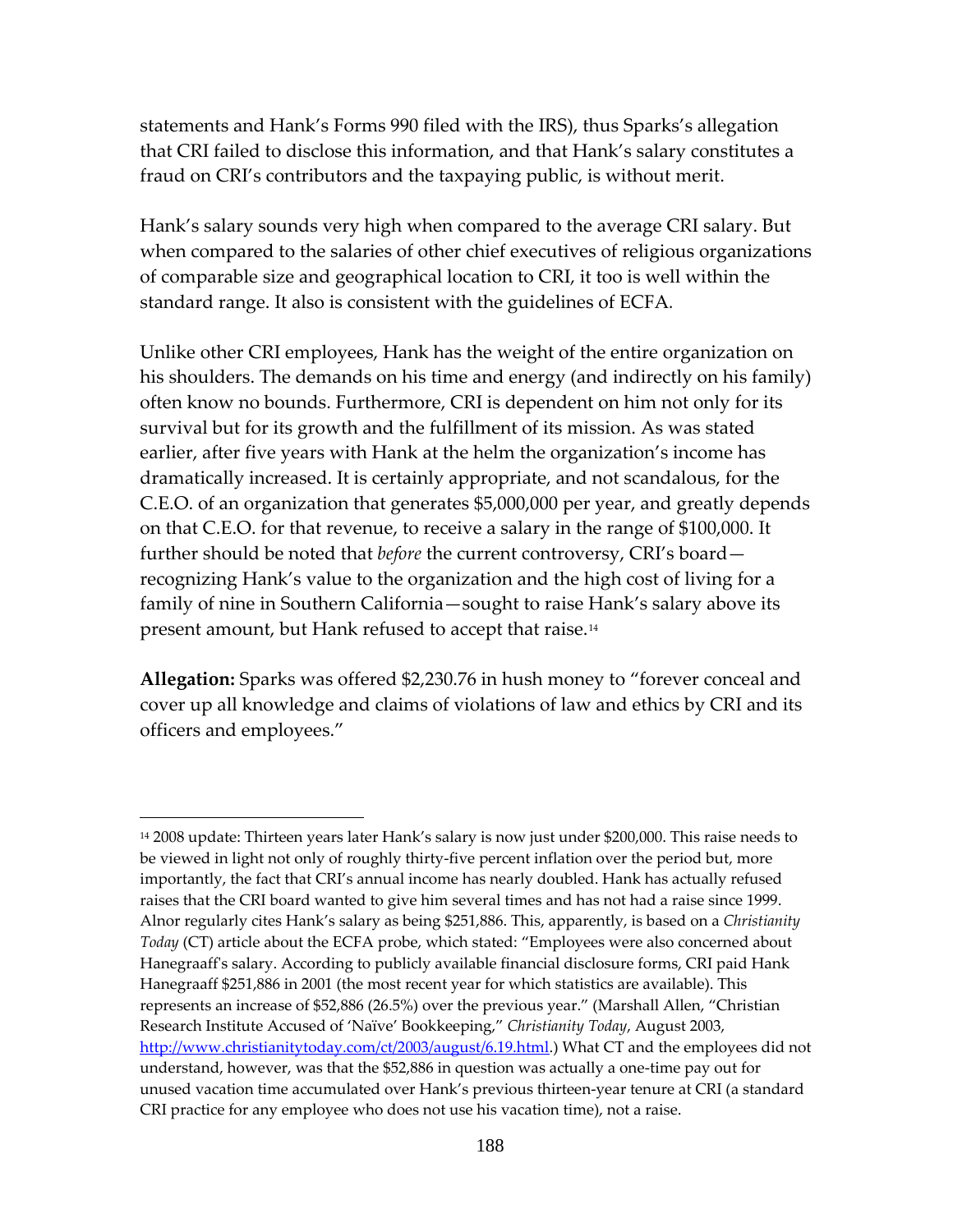statements and Hank's Forms 990 filed with the IRS), thus Sparks's allegation that CRI failed to disclose this information, and that Hank's salary constitutes a fraud on CRI's contributors and the taxpaying public, is without merit.

Hank's salary sounds very high when compared to the average CRI salary. But when compared to the salaries of other chief executives of religious organizations of comparable size and geographical location to CRI, it too is well within the standard range. It also is consistent with the guidelines of ECFA.

Unlike other CRI employees, Hank has the weight of the entire organization on his shoulders. The demands on his time and energy (and indirectly on his family) often know no bounds. Furthermore, CRI is dependent on him not only for its survival but for its growth and the fulfillment of its mission. As was stated earlier, after five years with Hank at the helm the organization's income has dramatically increased. It is certainly appropriate, and not scandalous, for the C.E.O. of an organization that generates $5,000,000 per year, and greatly depends on that C.E.O. for that revenue, to receive a salary in the range of $100,000. It further should be noted that *before* the current controversy, CRI's board—recognizing Hank's value to the organization and the high cost of living for a family of nine in Southern California—sought to raise Hank's salary above its present amount, but Hank refused to accept that raise.[14]

**Allegation:** Sparks was offered $2,230.76 in hush money to "forever conceal and cover up all knowledge and claims of violations of law and ethics by CRI and its officers and employees."

---

[14] 2008 update: Thirteen years later Hank's salary is now just under $200,000. This raise needs to be viewed in light not only of roughly thirty-five percent inflation over the period but, more importantly, the fact that CRI's annual income has nearly doubled. Hank has actually refused raises that the CRI board wanted to give him several times and has not had a raise since 1999. Alnor regularly cites Hank's salary as being $251,886. This, apparently, is based on a *Christianity Today* (CT) article about the ECFA probe, which stated: "Employees were also concerned about Hanegraaff's salary. According to publicly available financial disclosure forms, CRI paid Hank Hanegraaff $251,886 in 2001 (the most recent year for which statistics are available). This represents an increase of $52,886 (26.5%) over the previous year." (Marshall Allen, "Christian Research Institute Accused of 'Naïve' Bookkeeping," *Christianity Today*, August 2003, http://www.christianitytoday.com/ct/2003/august/6.19.html.) What CT and the employees did not understand, however, was that the $52,886 in question was actually a one-time pay out for unused vacation time accumulated over Hank's previous thirteen-year tenure at CRI (a standard CRI practice for any employee who does not use his vacation time), not a raise.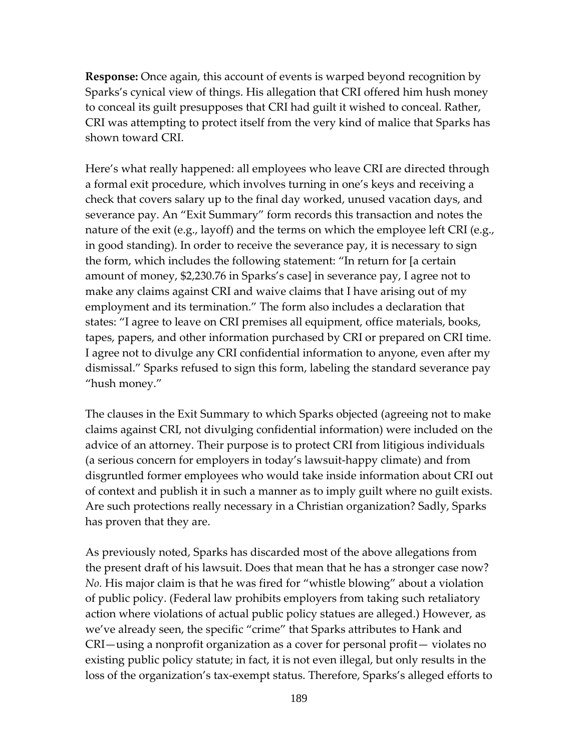**Response:** Once again, this account of events is warped beyond recognition by Sparks's cynical view of things. His allegation that CRI offered him hush money to conceal its guilt presupposes that CRI had guilt it wished to conceal. Rather, CRI was attempting to protect itself from the very kind of malice that Sparks has shown toward CRI.

Here's what really happened: all employees who leave CRI are directed through a formal exit procedure, which involves turning in one's keys and receiving a check that covers salary up to the final day worked, unused vacation days, and severance pay. An "Exit Summary" form records this transaction and notes the nature of the exit (e.g., layoff) and the terms on which the employee left CRI (e.g., in good standing). In order to receive the severance pay, it is necessary to sign the form, which includes the following statement: "In return for [a certain amount of money, $2,230.76 in Sparks's case] in severance pay, I agree not to make any claims against CRI and waive claims that I have arising out of my employment and its termination." The form also includes a declaration that states: "I agree to leave on CRI premises all equipment, office materials, books, tapes, papers, and other information purchased by CRI or prepared on CRI time. I agree not to divulge any CRI confidential information to anyone, even after my dismissal." Sparks refused to sign this form, labeling the standard severance pay "hush money."

The clauses in the Exit Summary to which Sparks objected (agreeing not to make claims against CRI, not divulging confidential information) were included on the advice of an attorney. Their purpose is to protect CRI from litigious individuals (a serious concern for employers in today's lawsuit-happy climate) and from disgruntled former employees who would take inside information about CRI out of context and publish it in such a manner as to imply guilt where no guilt exists. Are such protections really necessary in a Christian organization? Sadly, Sparks has proven that they are.

As previously noted, Sparks has discarded most of the above allegations from the present draft of his lawsuit. Does that mean that he has a stronger case now? *No.* His major claim is that he was fired for "whistle blowing" about a violation of public policy. (Federal law prohibits employers from taking such retaliatory action where violations of actual public policy statues are alleged.) However, as we've already seen, the specific "crime" that Sparks attributes to Hank and CRI—using a nonprofit organization as a cover for personal profit— violates no existing public policy statute; in fact, it is not even illegal, but only results in the loss of the organization's tax-exempt status. Therefore, Sparks's alleged efforts to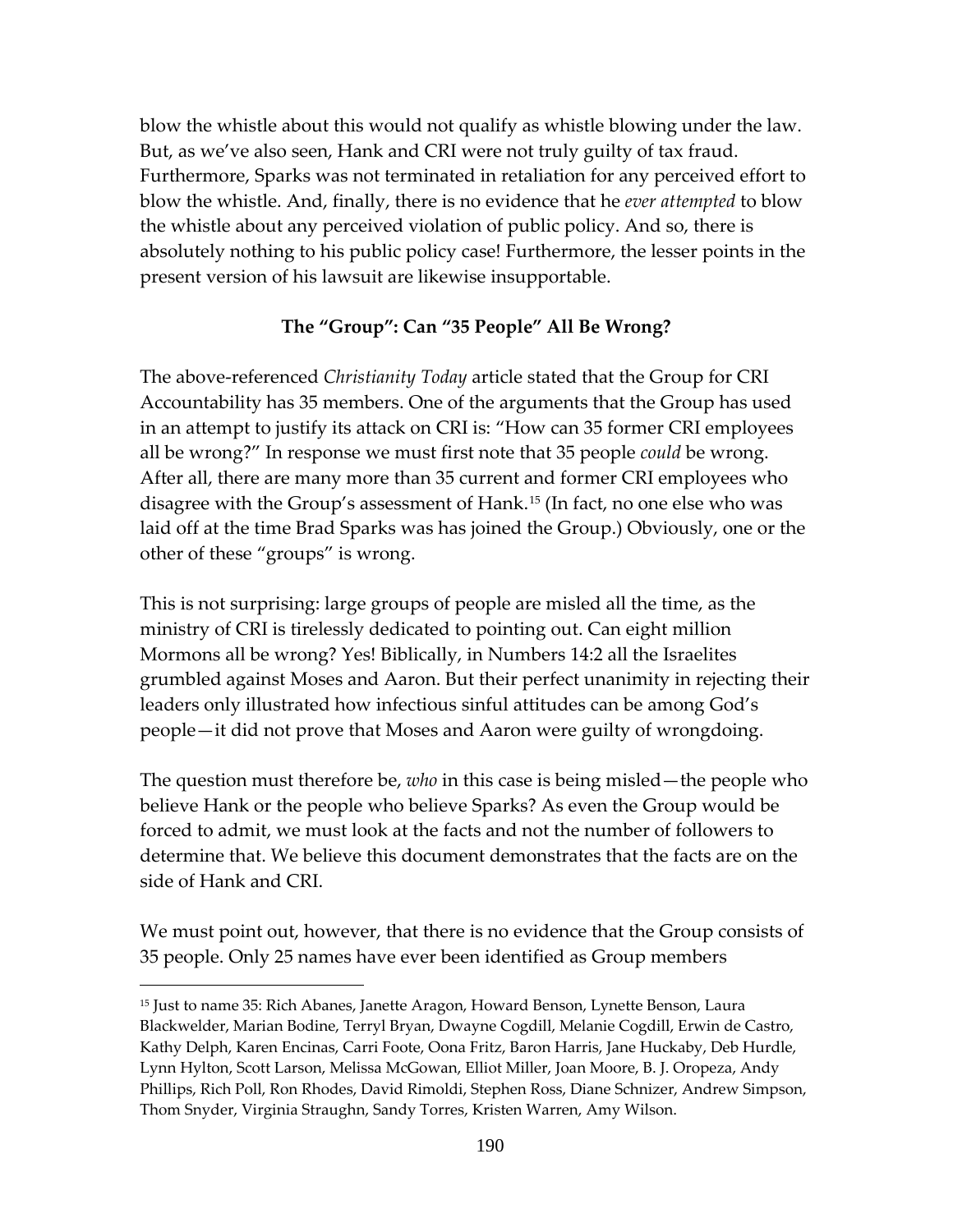blow the whistle about this would not qualify as whistle blowing under the law. But, as we've also seen, Hank and CRI were not truly guilty of tax fraud. Furthermore, Sparks was not terminated in retaliation for any perceived effort to blow the whistle. And, finally, there is no evidence that he *ever attempted* to blow the whistle about any perceived violation of public policy. And so, there is absolutely nothing to his public policy case! Furthermore, the lesser points in the present version of his lawsuit are likewise insupportable.

### The "Group": Can "35 People" All Be Wrong?

The above-referenced *Christianity Today* article stated that the Group for CRI Accountability has 35 members. One of the arguments that the Group has used in an attempt to justify its attack on CRI is: "How can 35 former CRI employees all be wrong?" In response we must first note that 35 people *could* be wrong. After all, there are many more than 35 current and former CRI employees who disagree with the Group's assessment of Hank.[15] (In fact, no one else who was laid off at the time Brad Sparks was has joined the Group.) Obviously, one or the other of these "groups" is wrong.

This is not surprising: large groups of people are misled all the time, as the ministry of CRI is tirelessly dedicated to pointing out. Can eight million Mormons all be wrong? Yes! Biblically, in Numbers 14:2 all the Israelites grumbled against Moses and Aaron. But their perfect unanimity in rejecting their leaders only illustrated how infectious sinful attitudes can be among God's people—it did not prove that Moses and Aaron were guilty of wrongdoing.

The question must therefore be, *who* in this case is being misled—the people who believe Hank or the people who believe Sparks? As even the Group would be forced to admit, we must look at the facts and not the number of followers to determine that. We believe this document demonstrates that the facts are on the side of Hank and CRI.

We must point out, however, that there is no evidence that the Group consists of 35 people. Only 25 names have ever been identified as Group members

---

[15] Just to name 35: Rich Abanes, Janette Aragon, Howard Benson, Lynette Benson, Laura Blackwelder, Marian Bodine, Terryl Bryan, Dwayne Cogdill, Melanie Cogdill, Erwin de Castro, Kathy Delph, Karen Encinas, Carri Foote, Oona Fritz, Baron Harris, Jane Huckaby, Deb Hurdle, Lynn Hylton, Scott Larson, Melissa McGowan, Elliot Miller, Joan Moore, B. J. Oropeza, Andy Phillips, Rich Poll, Ron Rhodes, David Rimoldi, Stephen Ross, Diane Schnizer, Andrew Simpson, Thom Snyder, Virginia Straughn, Sandy Torres, Kristen Warren, Amy Wilson.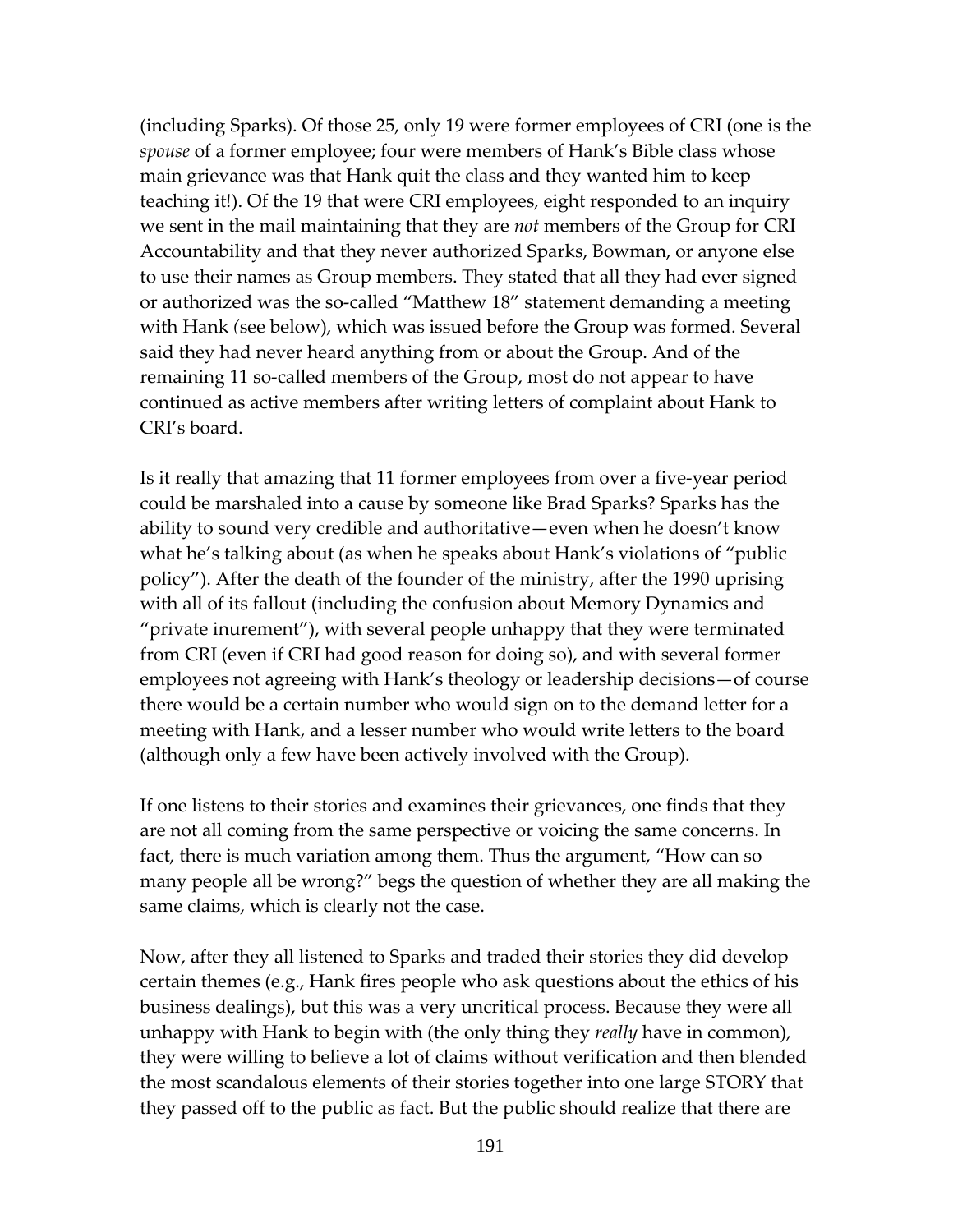(including Sparks). Of those 25, only 19 were former employees of CRI (one is the *spouse* of a former employee; four were members of Hank's Bible class whose main grievance was that Hank quit the class and they wanted him to keep teaching it!). Of the 19 that were CRI employees, eight responded to an inquiry we sent in the mail maintaining that they are *not* members of the Group for CRI Accountability and that they never authorized Sparks, Bowman, or anyone else to use their names as Group members. They stated that all they had ever signed or authorized was the so-called "Matthew 18" statement demanding a meeting with Hank (see below), which was issued before the Group was formed. Several said they had never heard anything from or about the Group. And of the remaining 11 so-called members of the Group, most do not appear to have continued as active members after writing letters of complaint about Hank to CRI's board.

Is it really that amazing that 11 former employees from over a five-year period could be marshaled into a cause by someone like Brad Sparks? Sparks has the ability to sound very credible and authoritative—even when he doesn't know what he's talking about (as when he speaks about Hank's violations of "public policy"). After the death of the founder of the ministry, after the 1990 uprising with all of its fallout (including the confusion about Memory Dynamics and "private inurement"), with several people unhappy that they were terminated from CRI (even if CRI had good reason for doing so), and with several former employees not agreeing with Hank's theology or leadership decisions—of course there would be a certain number who would sign on to the demand letter for a meeting with Hank, and a lesser number who would write letters to the board (although only a few have been actively involved with the Group).

If one listens to their stories and examines their grievances, one finds that they are not all coming from the same perspective or voicing the same concerns. In fact, there is much variation among them. Thus the argument, "How can so many people all be wrong?" begs the question of whether they are all making the same claims, which is clearly not the case.

Now, after they all listened to Sparks and traded their stories they did develop certain themes (e.g., Hank fires people who ask questions about the ethics of his business dealings), but this was a very uncritical process. Because they were all unhappy with Hank to begin with (the only thing they *really* have in common), they were willing to believe a lot of claims without verification and then blended the most scandalous elements of their stories together into one large STORY that they passed off to the public as fact. But the public should realize that there are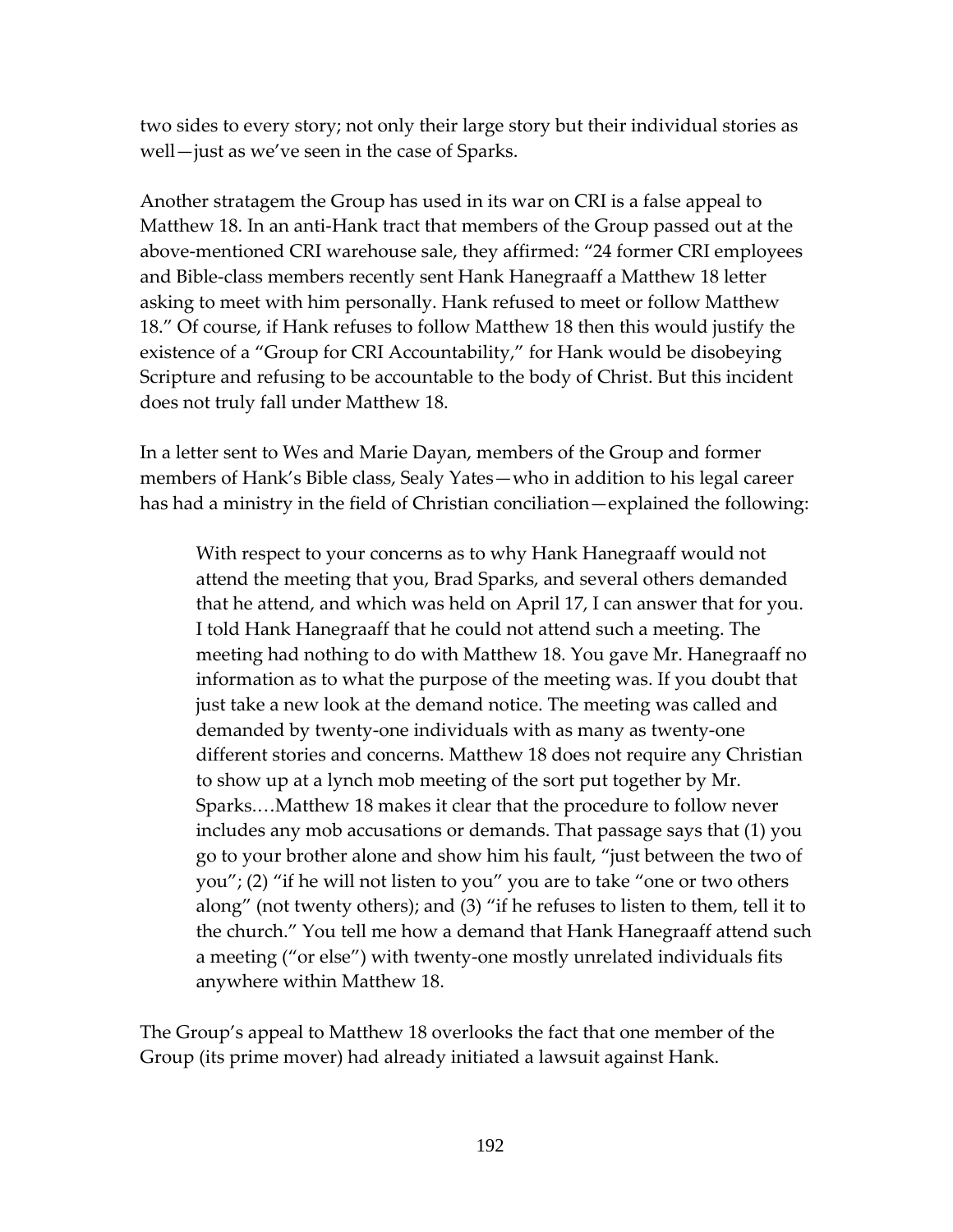two sides to every story; not only their large story but their individual stories as well—just as we've seen in the case of Sparks.

Another stratagem the Group has used in its war on CRI is a false appeal to Matthew 18. In an anti-Hank tract that members of the Group passed out at the above-mentioned CRI warehouse sale, they affirmed: "24 former CRI employees and Bible-class members recently sent Hank Hanegraaff a Matthew 18 letter asking to meet with him personally. Hank refused to meet or follow Matthew 18." Of course, if Hank refuses to follow Matthew 18 then this would justify the existence of a "Group for CRI Accountability," for Hank would be disobeying Scripture and refusing to be accountable to the body of Christ. But this incident does not truly fall under Matthew 18.

In a letter sent to Wes and Marie Dayan, members of the Group and former members of Hank's Bible class, Sealy Yates—who in addition to his legal career has had a ministry in the field of Christian conciliation—explained the following:

> With respect to your concerns as to why Hank Hanegraaff would not attend the meeting that you, Brad Sparks, and several others demanded that he attend, and which was held on April 17, I can answer that for you. I told Hank Hanegraaff that he could not attend such a meeting. The meeting had nothing to do with Matthew 18. You gave Mr. Hanegraaff no information as to what the purpose of the meeting was. If you doubt that just take a new look at the demand notice. The meeting was called and demanded by twenty-one individuals with as many as twenty-one different stories and concerns. Matthew 18 does not require any Christian to show up at a lynch mob meeting of the sort put together by Mr. Sparks.…Matthew 18 makes it clear that the procedure to follow never includes any mob accusations or demands. That passage says that (1) you go to your brother alone and show him his fault, "just between the two of you"; (2) "if he will not listen to you" you are to take "one or two others along" (not twenty others); and (3) "if he refuses to listen to them, tell it to the church." You tell me how a demand that Hank Hanegraaff attend such a meeting ("or else") with twenty-one mostly unrelated individuals fits anywhere within Matthew 18.

The Group's appeal to Matthew 18 overlooks the fact that one member of the Group (its prime mover) had already initiated a lawsuit against Hank.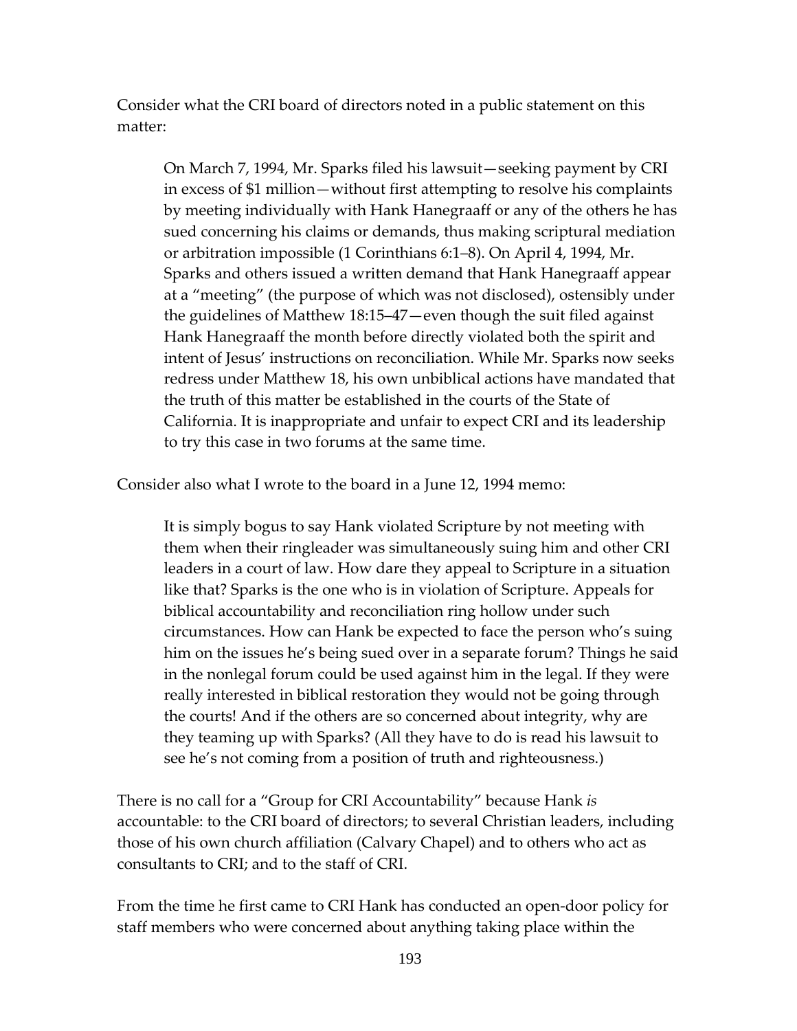Consider what the CRI board of directors noted in a public statement on this matter:

> On March 7, 1994, Mr. Sparks filed his lawsuit—seeking payment by CRI in excess of $1 million—without first attempting to resolve his complaints by meeting individually with Hank Hanegraaff or any of the others he has sued concerning his claims or demands, thus making scriptural mediation or arbitration impossible (1 Corinthians 6:1–8). On April 4, 1994, Mr. Sparks and others issued a written demand that Hank Hanegraaff appear at a "meeting" (the purpose of which was not disclosed), ostensibly under the guidelines of Matthew 18:15–47—even though the suit filed against Hank Hanegraaff the month before directly violated both the spirit and intent of Jesus' instructions on reconciliation. While Mr. Sparks now seeks redress under Matthew 18, his own unbiblical actions have mandated that the truth of this matter be established in the courts of the State of California. It is inappropriate and unfair to expect CRI and its leadership to try this case in two forums at the same time.

Consider also what I wrote to the board in a June 12, 1994 memo:

> It is simply bogus to say Hank violated Scripture by not meeting with them when their ringleader was simultaneously suing him and other CRI leaders in a court of law. How dare they appeal to Scripture in a situation like that? Sparks is the one who is in violation of Scripture. Appeals for biblical accountability and reconciliation ring hollow under such circumstances. How can Hank be expected to face the person who's suing him on the issues he's being sued over in a separate forum? Things he said in the nonlegal forum could be used against him in the legal. If they were really interested in biblical restoration they would not be going through the courts! And if the others are so concerned about integrity, why are they teaming up with Sparks? (All they have to do is read his lawsuit to see he's not coming from a position of truth and righteousness.)

There is no call for a "Group for CRI Accountability" because Hank *is* accountable: to the CRI board of directors; to several Christian leaders, including those of his own church affiliation (Calvary Chapel) and to others who act as consultants to CRI; and to the staff of CRI.

From the time he first came to CRI Hank has conducted an open-door policy for staff members who were concerned about anything taking place within the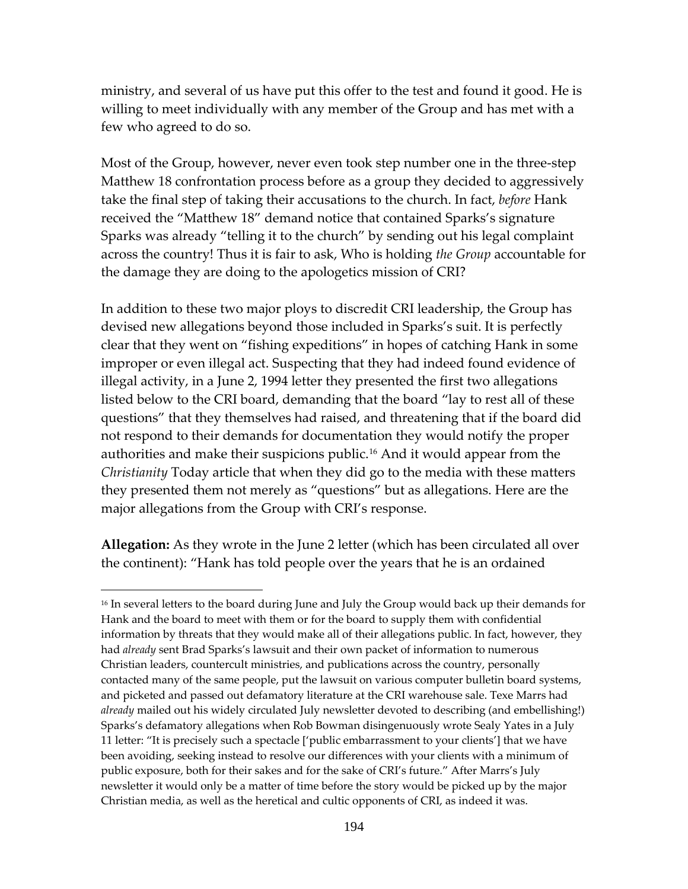ministry, and several of us have put this offer to the test and found it good. He is willing to meet individually with any member of the Group and has met with a few who agreed to do so.

Most of the Group, however, never even took step number one in the three-step Matthew 18 confrontation process before as a group they decided to aggressively take the final step of taking their accusations to the church. In fact, *before* Hank received the "Matthew 18" demand notice that contained Sparks's signature Sparks was already "telling it to the church" by sending out his legal complaint across the country! Thus it is fair to ask, Who is holding *the Group* accountable for the damage they are doing to the apologetics mission of CRI?

In addition to these two major ploys to discredit CRI leadership, the Group has devised new allegations beyond those included in Sparks's suit. It is perfectly clear that they went on "fishing expeditions" in hopes of catching Hank in some improper or even illegal act. Suspecting that they had indeed found evidence of illegal activity, in a June 2, 1994 letter they presented the first two allegations listed below to the CRI board, demanding that the board "lay to rest all of these questions" that they themselves had raised, and threatening that if the board did not respond to their demands for documentation they would notify the proper authorities and make their suspicions public.[16] And it would appear from the *Christianity* Today article that when they did go to the media with these matters they presented them not merely as "questions" but as allegations. Here are the major allegations from the Group with CRI's response.

**Allegation:** As they wrote in the June 2 letter (which has been circulated all over the continent): "Hank has told people over the years that he is an ordained

[16] In several letters to the board during June and July the Group would back up their demands for Hank and the board to meet with them or for the board to supply them with confidential information by threats that they would make all of their allegations public. In fact, however, they had *already* sent Brad Sparks's lawsuit and their own packet of information to numerous Christian leaders, countercult ministries, and publications across the country, personally contacted many of the same people, put the lawsuit on various computer bulletin board systems, and picketed and passed out defamatory literature at the CRI warehouse sale. Texe Marrs had *already* mailed out his widely circulated July newsletter devoted to describing (and embellishing!) Sparks's defamatory allegations when Rob Bowman disingenuously wrote Sealy Yates in a July 11 letter: "It is precisely such a spectacle ['public embarrassment to your clients'] that we have been avoiding, seeking instead to resolve our differences with your clients with a minimum of public exposure, both for their sakes and for the sake of CRI's future." After Marrs's July newsletter it would only be a matter of time before the story would be picked up by the major Christian media, as well as the heretical and cultic opponents of CRI, as indeed it was.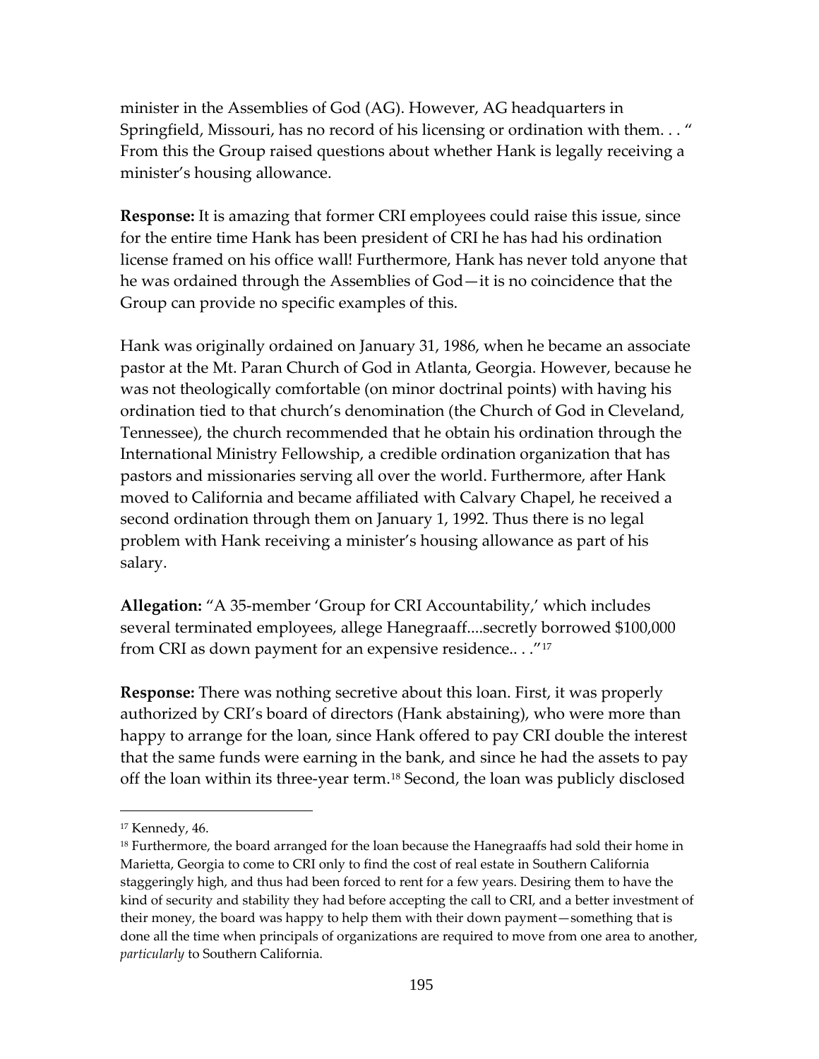minister in the Assemblies of God (AG). However, AG headquarters in Springfield, Missouri, has no record of his licensing or ordination with them. . . " From this the Group raised questions about whether Hank is legally receiving a minister's housing allowance.

**Response:** It is amazing that former CRI employees could raise this issue, since for the entire time Hank has been president of CRI he has had his ordination license framed on his office wall! Furthermore, Hank has never told anyone that he was ordained through the Assemblies of God—it is no coincidence that the Group can provide no specific examples of this.

Hank was originally ordained on January 31, 1986, when he became an associate pastor at the Mt. Paran Church of God in Atlanta, Georgia. However, because he was not theologically comfortable (on minor doctrinal points) with having his ordination tied to that church's denomination (the Church of God in Cleveland, Tennessee), the church recommended that he obtain his ordination through the International Ministry Fellowship, a credible ordination organization that has pastors and missionaries serving all over the world. Furthermore, after Hank moved to California and became affiliated with Calvary Chapel, he received a second ordination through them on January 1, 1992. Thus there is no legal problem with Hank receiving a minister's housing allowance as part of his salary.

**Allegation:** "A 35-member 'Group for CRI Accountability,' which includes several terminated employees, allege Hanegraaff....secretly borrowed $100,000 from CRI as down payment for an expensive residence.. . ."[17]

**Response:** There was nothing secretive about this loan. First, it was properly authorized by CRI's board of directors (Hank abstaining), who were more than happy to arrange for the loan, since Hank offered to pay CRI double the interest that the same funds were earning in the bank, and since he had the assets to pay off the loan within its three-year term.[18] Second, the loan was publicly disclosed

---

[17] Kennedy, 46.

[18] Furthermore, the board arranged for the loan because the Hanegraaffs had sold their home in Marietta, Georgia to come to CRI only to find the cost of real estate in Southern California staggeringly high, and thus had been forced to rent for a few years. Desiring them to have the kind of security and stability they had before accepting the call to CRI, and a better investment of their money, the board was happy to help them with their down payment—something that is done all the time when principals of organizations are required to move from one area to another, *particularly* to Southern California.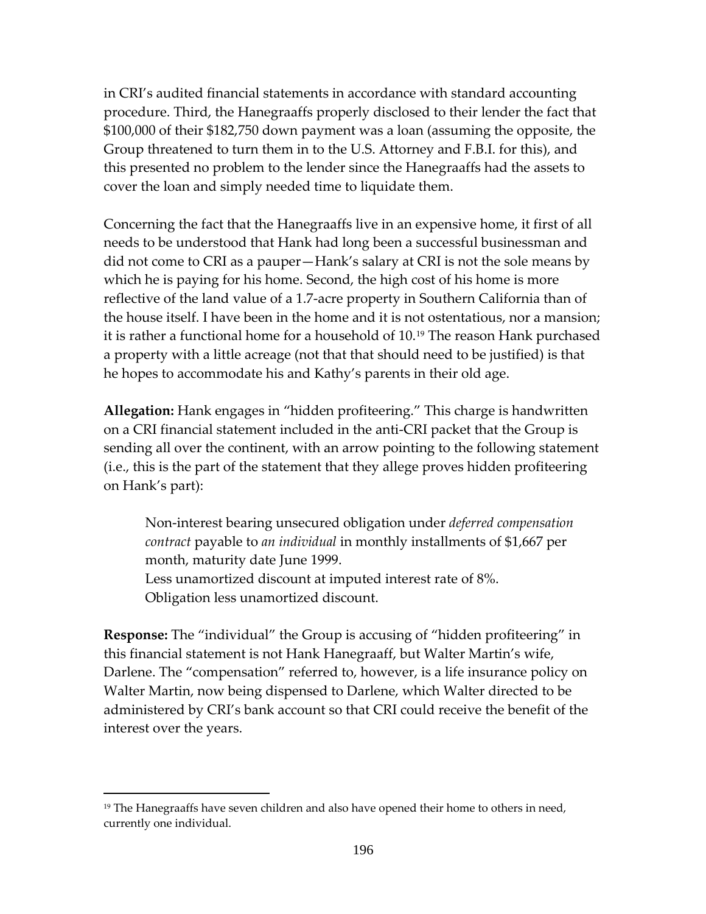in CRI's audited financial statements in accordance with standard accounting procedure. Third, the Hanegraaffs properly disclosed to their lender the fact that $100,000 of their $182,750 down payment was a loan (assuming the opposite, the Group threatened to turn them in to the U.S. Attorney and F.B.I. for this), and this presented no problem to the lender since the Hanegraaffs had the assets to cover the loan and simply needed time to liquidate them.

Concerning the fact that the Hanegraaffs live in an expensive home, it first of all needs to be understood that Hank had long been a successful businessman and did not come to CRI as a pauper—Hank's salary at CRI is not the sole means by which he is paying for his home. Second, the high cost of his home is more reflective of the land value of a 1.7-acre property in Southern California than of the house itself. I have been in the home and it is not ostentatious, nor a mansion; it is rather a functional home for a household of 10.[19] The reason Hank purchased a property with a little acreage (not that that should need to be justified) is that he hopes to accommodate his and Kathy's parents in their old age.

**Allegation:** Hank engages in "hidden profiteering." This charge is handwritten on a CRI financial statement included in the anti-CRI packet that the Group is sending all over the continent, with an arrow pointing to the following statement (i.e., this is the part of the statement that they allege proves hidden profiteering on Hank's part):

> Non-interest bearing unsecured obligation under *deferred compensation contract* payable to *an individual* in monthly installments of $1,667 per month, maturity date June 1999.
> Less unamortized discount at imputed interest rate of 8%.
> Obligation less unamortized discount.

**Response:** The "individual" the Group is accusing of "hidden profiteering" in this financial statement is not Hank Hanegraaff, but Walter Martin's wife, Darlene. The "compensation" referred to, however, is a life insurance policy on Walter Martin, now being dispensed to Darlene, which Walter directed to be administered by CRI's bank account so that CRI could receive the benefit of the interest over the years.

---

[19] The Hanegraaffs have seven children and also have opened their home to others in need, currently one individual.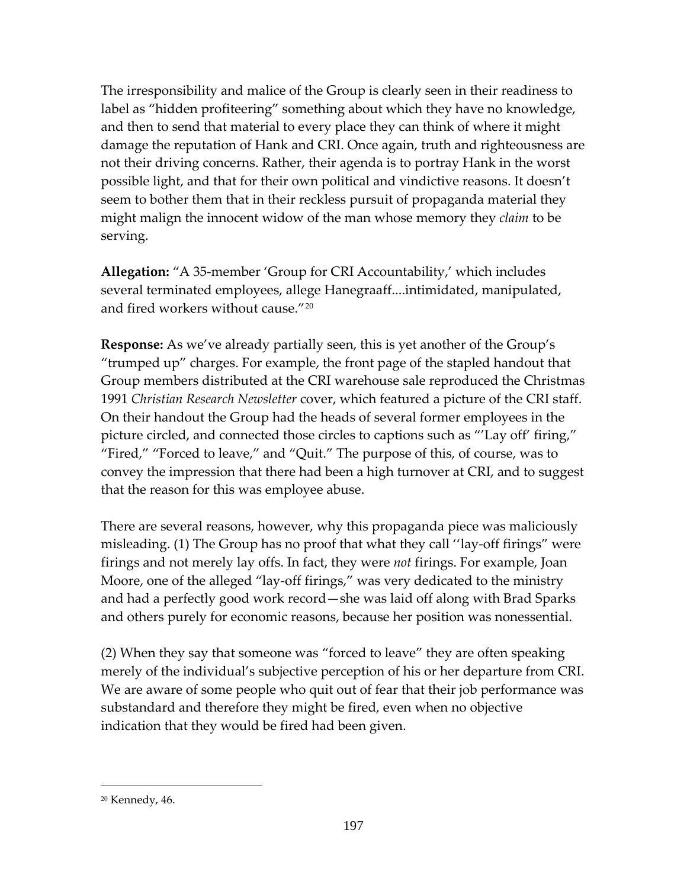The irresponsibility and malice of the Group is clearly seen in their readiness to label as "hidden profiteering" something about which they have no knowledge, and then to send that material to every place they can think of where it might damage the reputation of Hank and CRI. Once again, truth and righteousness are not their driving concerns. Rather, their agenda is to portray Hank in the worst possible light, and that for their own political and vindictive reasons. It doesn't seem to bother them that in their reckless pursuit of propaganda material they might malign the innocent widow of the man whose memory they *claim* to be serving.

**Allegation:** "A 35-member 'Group for CRI Accountability,' which includes several terminated employees, allege Hanegraaff....intimidated, manipulated, and fired workers without cause."[20]

**Response:** As we've already partially seen, this is yet another of the Group's "trumped up" charges. For example, the front page of the stapled handout that Group members distributed at the CRI warehouse sale reproduced the Christmas 1991 *Christian Research Newsletter* cover, which featured a picture of the CRI staff. On their handout the Group had the heads of several former employees in the picture circled, and connected those circles to captions such as "'Lay off' firing," "Fired," "Forced to leave," and "Quit." The purpose of this, of course, was to convey the impression that there had been a high turnover at CRI, and to suggest that the reason for this was employee abuse.

There are several reasons, however, why this propaganda piece was maliciously misleading. (1) The Group has no proof that what they call ''lay-off firings" were firings and not merely lay offs. In fact, they were *not* firings. For example, Joan Moore, one of the alleged "lay-off firings," was very dedicated to the ministry and had a perfectly good work record—she was laid off along with Brad Sparks and others purely for economic reasons, because her position was nonessential.

(2) When they say that someone was "forced to leave" they are often speaking merely of the individual's subjective perception of his or her departure from CRI. We are aware of some people who quit out of fear that their job performance was substandard and therefore they might be fired, even when no objective indication that they would be fired had been given.

---

[20] Kennedy, 46.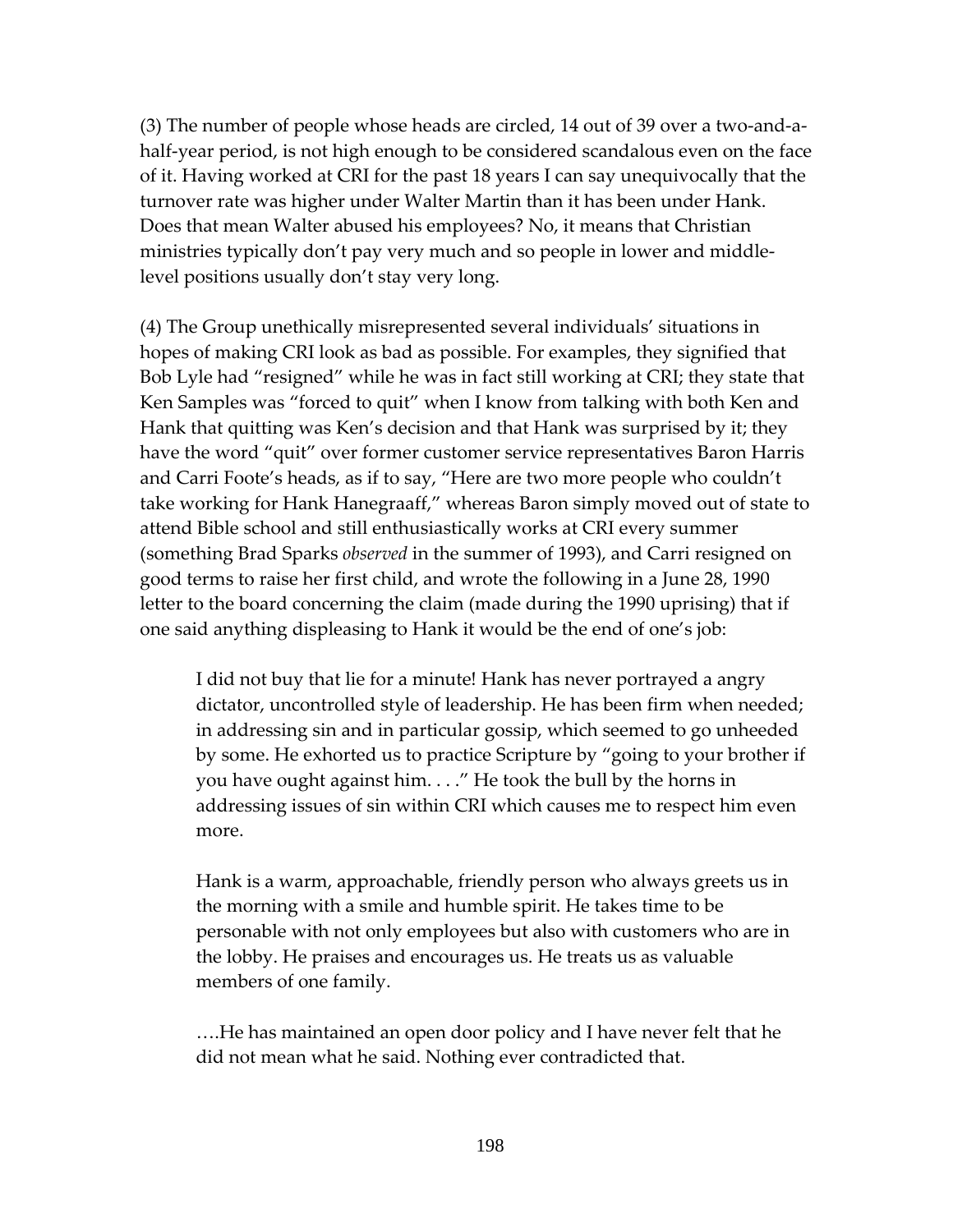(3) The number of people whose heads are circled, 14 out of 39 over a two-and-a-half-year period, is not high enough to be considered scandalous even on the face of it. Having worked at CRI for the past 18 years I can say unequivocally that the turnover rate was higher under Walter Martin than it has been under Hank. Does that mean Walter abused his employees? No, it means that Christian ministries typically don't pay very much and so people in lower and middle-level positions usually don't stay very long.

(4) The Group unethically misrepresented several individuals' situations in hopes of making CRI look as bad as possible. For examples, they signified that Bob Lyle had "resigned" while he was in fact still working at CRI; they state that Ken Samples was "forced to quit" when I know from talking with both Ken and Hank that quitting was Ken's decision and that Hank was surprised by it; they have the word "quit" over former customer service representatives Baron Harris and Carri Foote's heads, as if to say, "Here are two more people who couldn't take working for Hank Hanegraaff," whereas Baron simply moved out of state to attend Bible school and still enthusiastically works at CRI every summer (something Brad Sparks *observed* in the summer of 1993), and Carri resigned on good terms to raise her first child, and wrote the following in a June 28, 1990 letter to the board concerning the claim (made during the 1990 uprising) that if one said anything displeasing to Hank it would be the end of one's job:

> I did not buy that lie for a minute! Hank has never portrayed a angry dictator, uncontrolled style of leadership. He has been firm when needed; in addressing sin and in particular gossip, which seemed to go unheeded by some. He exhorted us to practice Scripture by "going to your brother if you have ought against him. . . ." He took the bull by the horns in addressing issues of sin within CRI which causes me to respect him even more.
>
> Hank is a warm, approachable, friendly person who always greets us in the morning with a smile and humble spirit. He takes time to be personable with not only employees but also with customers who are in the lobby. He praises and encourages us. He treats us as valuable members of one family.
>
> ….He has maintained an open door policy and I have never felt that he did not mean what he said. Nothing ever contradicted that.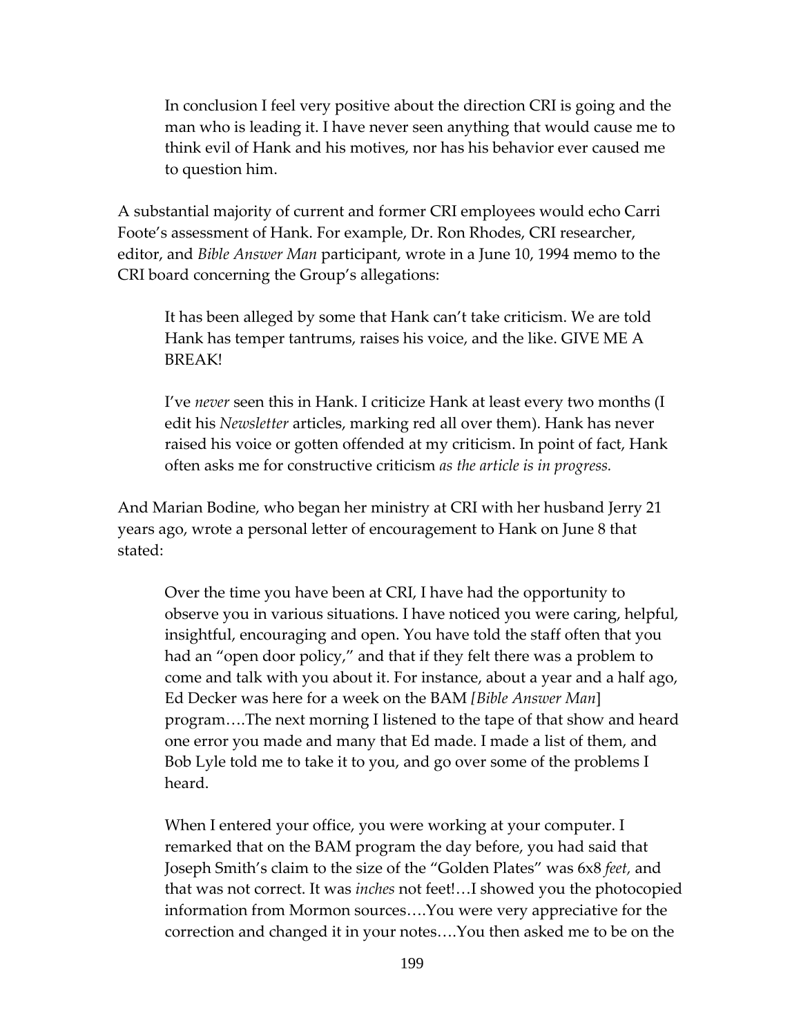> In conclusion I feel very positive about the direction CRI is going and the man who is leading it. I have never seen anything that would cause me to think evil of Hank and his motives, nor has his behavior ever caused me to question him.

A substantial majority of current and former CRI employees would echo Carri Foote's assessment of Hank. For example, Dr. Ron Rhodes, CRI researcher, editor, and *Bible Answer Man* participant, wrote in a June 10, 1994 memo to the CRI board concerning the Group's allegations:

> It has been alleged by some that Hank can't take criticism. We are told Hank has temper tantrums, raises his voice, and the like. GIVE ME A BREAK!
>
> I've *never* seen this in Hank. I criticize Hank at least every two months (I edit his *Newsletter* articles, marking red all over them). Hank has never raised his voice or gotten offended at my criticism. In point of fact, Hank often asks me for constructive criticism *as the article is in progress.*

And Marian Bodine, who began her ministry at CRI with her husband Jerry 21 years ago, wrote a personal letter of encouragement to Hank on June 8 that stated:

> Over the time you have been at CRI, I have had the opportunity to observe you in various situations. I have noticed you were caring, helpful, insightful, encouraging and open. You have told the staff often that you had an "open door policy," and that if they felt there was a problem to come and talk with you about it. For instance, about a year and a half ago, Ed Decker was here for a week on the BAM *[Bible Answer Man*] program….The next morning I listened to the tape of that show and heard one error you made and many that Ed made. I made a list of them, and Bob Lyle told me to take it to you, and go over some of the problems I heard.
>
> When I entered your office, you were working at your computer. I remarked that on the BAM program the day before, you had said that Joseph Smith's claim to the size of the "Golden Plates" was 6x8 *feet,* and that was not correct. It was *inches* not feet!…I showed you the photocopied information from Mormon sources….You were very appreciative for the correction and changed it in your notes….You then asked me to be on the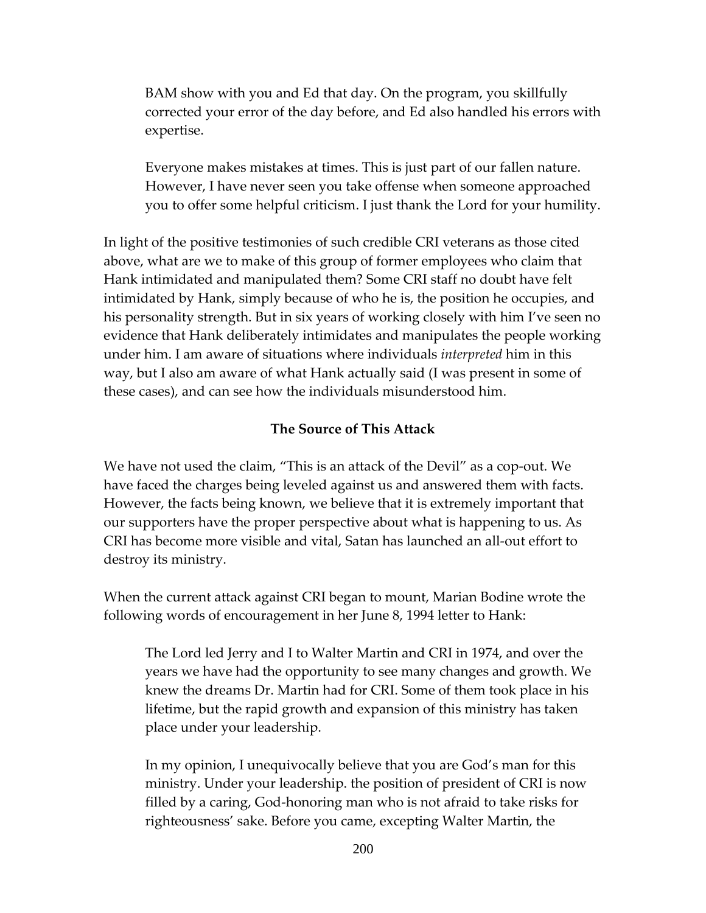> BAM show with you and Ed that day. On the program, you skillfully corrected your error of the day before, and Ed also handled his errors with expertise.
>
> Everyone makes mistakes at times. This is just part of our fallen nature. However, I have never seen you take offense when someone approached you to offer some helpful criticism. I just thank the Lord for your humility.

In light of the positive testimonies of such credible CRI veterans as those cited above, what are we to make of this group of former employees who claim that Hank intimidated and manipulated them? Some CRI staff no doubt have felt intimidated by Hank, simply because of who he is, the position he occupies, and his personality strength. But in six years of working closely with him I've seen no evidence that Hank deliberately intimidates and manipulates the people working under him. I am aware of situations where individuals *interpreted* him in this way, but I also am aware of what Hank actually said (I was present in some of these cases), and can see how the individuals misunderstood him.

### The Source of This Attack

We have not used the claim, "This is an attack of the Devil" as a cop-out. We have faced the charges being leveled against us and answered them with facts. However, the facts being known, we believe that it is extremely important that our supporters have the proper perspective about what is happening to us. As CRI has become more visible and vital, Satan has launched an all-out effort to destroy its ministry.

When the current attack against CRI began to mount, Marian Bodine wrote the following words of encouragement in her June 8, 1994 letter to Hank:

> The Lord led Jerry and I to Walter Martin and CRI in 1974, and over the years we have had the opportunity to see many changes and growth. We knew the dreams Dr. Martin had for CRI. Some of them took place in his lifetime, but the rapid growth and expansion of this ministry has taken place under your leadership.
>
> In my opinion, I unequivocally believe that you are God's man for this ministry. Under your leadership. the position of president of CRI is now filled by a caring, God-honoring man who is not afraid to take risks for righteousness' sake. Before you came, excepting Walter Martin, the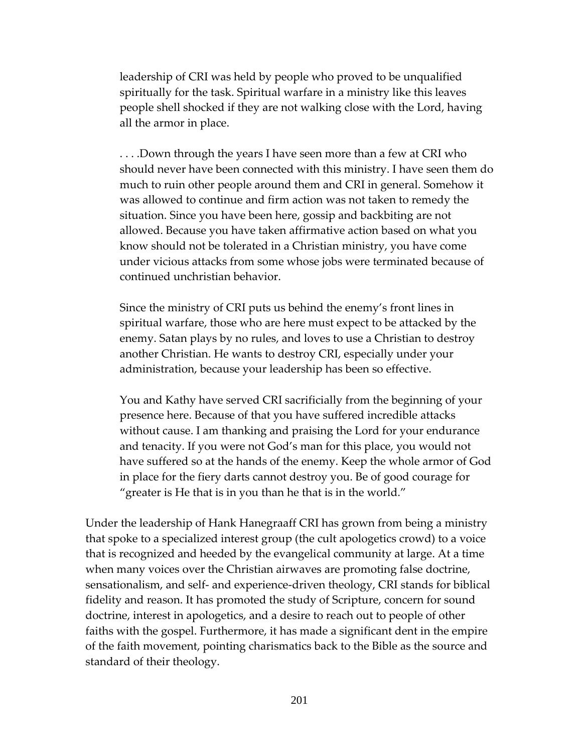> leadership of CRI was held by people who proved to be unqualified spiritually for the task. Spiritual warfare in a ministry like this leaves people shell shocked if they are not walking close with the Lord, having all the armor in place.
>
> . . . .Down through the years I have seen more than a few at CRI who should never have been connected with this ministry. I have seen them do much to ruin other people around them and CRI in general. Somehow it was allowed to continue and firm action was not taken to remedy the situation. Since you have been here, gossip and backbiting are not allowed. Because you have taken affirmative action based on what you know should not be tolerated in a Christian ministry, you have come under vicious attacks from some whose jobs were terminated because of continued unchristian behavior.
>
> Since the ministry of CRI puts us behind the enemy's front lines in spiritual warfare, those who are here must expect to be attacked by the enemy. Satan plays by no rules, and loves to use a Christian to destroy another Christian. He wants to destroy CRI, especially under your administration, because your leadership has been so effective.
>
> You and Kathy have served CRI sacrificially from the beginning of your presence here. Because of that you have suffered incredible attacks without cause. I am thanking and praising the Lord for your endurance and tenacity. If you were not God's man for this place, you would not have suffered so at the hands of the enemy. Keep the whole armor of God in place for the fiery darts cannot destroy you. Be of good courage for "greater is He that is in you than he that is in the world."

Under the leadership of Hank Hanegraaff CRI has grown from being a ministry that spoke to a specialized interest group (the cult apologetics crowd) to a voice that is recognized and heeded by the evangelical community at large. At a time when many voices over the Christian airwaves are promoting false doctrine, sensationalism, and self- and experience-driven theology, CRI stands for biblical fidelity and reason. It has promoted the study of Scripture, concern for sound doctrine, interest in apologetics, and a desire to reach out to people of other faiths with the gospel. Furthermore, it has made a significant dent in the empire of the faith movement, pointing charismatics back to the Bible as the source and standard of their theology.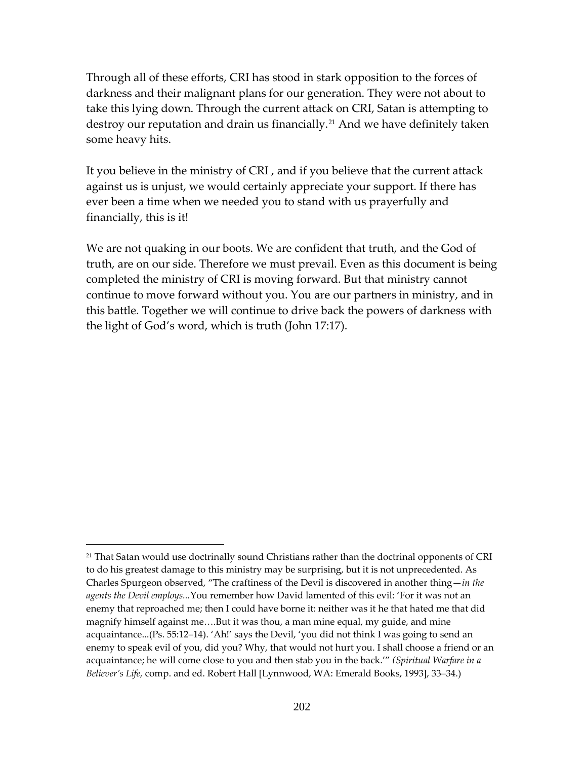Through all of these efforts, CRI has stood in stark opposition to the forces of darkness and their malignant plans for our generation. They were not about to take this lying down. Through the current attack on CRI, Satan is attempting to destroy our reputation and drain us financially.[21] And we have definitely taken some heavy hits.

It you believe in the ministry of CRI , and if you believe that the current attack against us is unjust, we would certainly appreciate your support. If there has ever been a time when we needed you to stand with us prayerfully and financially, this is it!

We are not quaking in our boots. We are confident that truth, and the God of truth, are on our side. Therefore we must prevail. Even as this document is being completed the ministry of CRI is moving forward. But that ministry cannot continue to move forward without you. You are our partners in ministry, and in this battle. Together we will continue to drive back the powers of darkness with the light of God's word, which is truth (John 17:17).

---

[21] That Satan would use doctrinally sound Christians rather than the doctrinal opponents of CRI to do his greatest damage to this ministry may be surprising, but it is not unprecedented. As Charles Spurgeon observed, "The craftiness of the Devil is discovered in another thing—*in the agents the Devil employs...*You remember how David lamented of this evil: 'For it was not an enemy that reproached me; then I could have borne it: neither was it he that hated me that did magnify himself against me….But it was thou, a man mine equal, my guide, and mine acquaintance...(Ps. 55:12–14). 'Ah!' says the Devil, 'you did not think I was going to send an enemy to speak evil of you, did you? Why, that would not hurt you. I shall choose a friend or an acquaintance; he will come close to you and then stab you in the back.'" *(Spiritual Warfare in a Believer's Life,* comp. and ed. Robert Hall [Lynnwood, WA: Emerald Books, 1993], 33–34.)